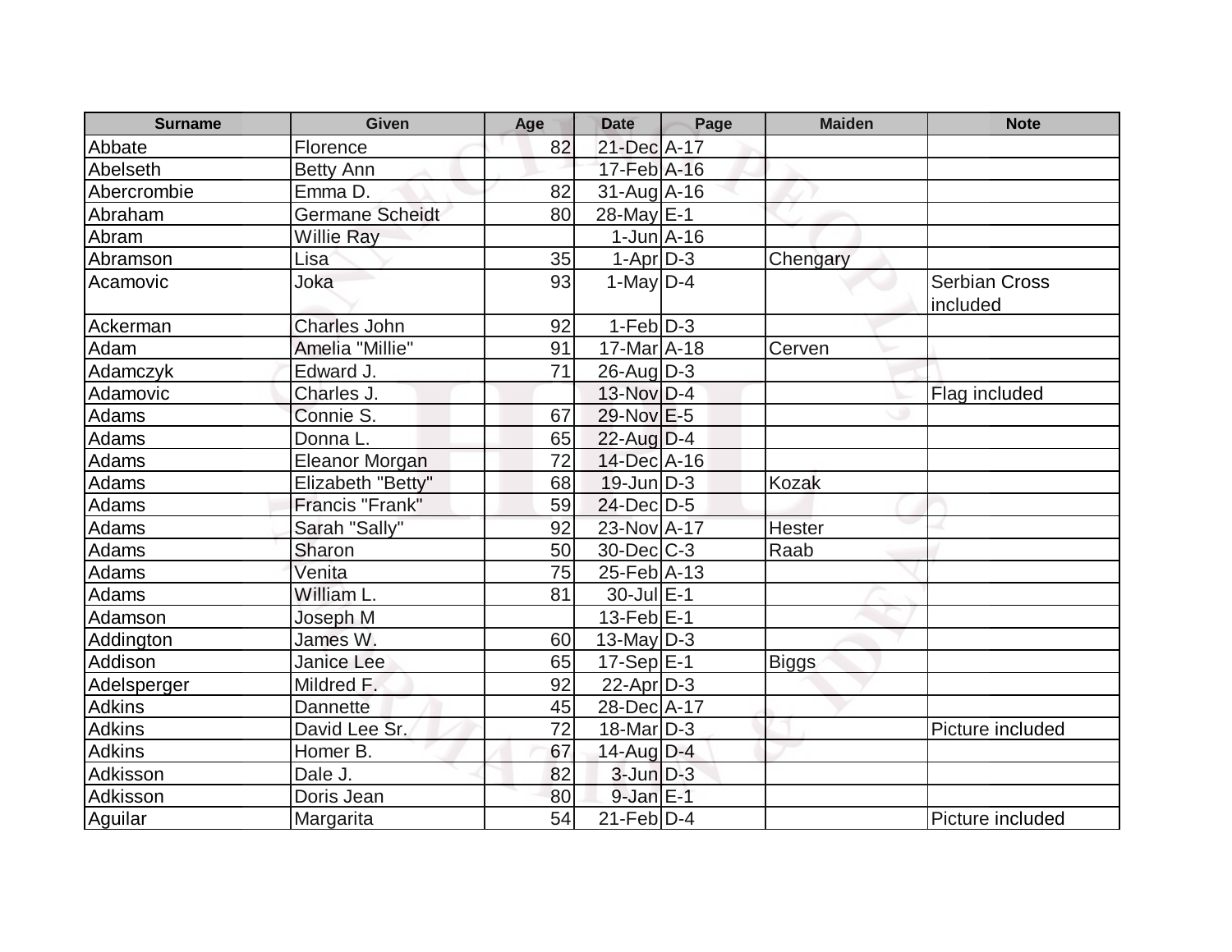| Surname | Given | Age | Date | Page | Maiden | Note |
| --- | --- | --- | --- | --- | --- | --- |
| Abbate | Florence | 82 | 21-Dec | A-17 | | |
| Abelseth | Betty Ann | | 17-Feb | A-16 | | |
| Abercrombie | Emma D. | 82 | 31-Aug | A-16 | | |
| Abraham | Germane Scheidt | 80 | 28-May | E-1 | | |
| Abram | Willie Ray | | 1-Jun | A-16 | | |
| Abramson | Lisa | 35 | 1-Apr | D-3 | Chengary | |
| Acamovic | Joka | 93 | 1-May | D-4 | | Serbian Cross included |
| Ackerman | Charles John | 92 | 1-Feb | D-3 | | |
| Adam | Amelia "Millie" | 91 | 17-Mar | A-18 | Cerven | |
| Adamczyk | Edward J. | 71 | 26-Aug | D-3 | | |
| Adamovic | Charles J. | | 13-Nov | D-4 | | Flag included |
| Adams | Connie S. | 67 | 29-Nov | E-5 | | |
| Adams | Donna L. | 65 | 22-Aug | D-4 | | |
| Adams | Eleanor Morgan | 72 | 14-Dec | A-16 | | |
| Adams | Elizabeth "Betty" | 68 | 19-Jun | D-3 | Kozak | |
| Adams | Francis "Frank" | 59 | 24-Dec | D-5 | | |
| Adams | Sarah "Sally" | 92 | 23-Nov | A-17 | Hester | |
| Adams | Sharon | 50 | 30-Dec | C-3 | Raab | |
| Adams | Venita | 75 | 25-Feb | A-13 | | |
| Adams | William L. | 81 | 30-Jul | E-1 | | |
| Adamson | Joseph M | | 13-Feb | E-1 | | |
| Addington | James W. | 60 | 13-May | D-3 | | |
| Addison | Janice Lee | 65 | 17-Sep | E-1 | Biggs | |
| Adelsperger | Mildred F. | 92 | 22-Apr | D-3 | | |
| Adkins | Dannette | 45 | 28-Dec | A-17 | | |
| Adkins | David Lee Sr. | 72 | 18-Mar | D-3 | | Picture included |
| Adkins | Homer B. | 67 | 14-Aug | D-4 | | |
| Adkisson | Dale J. | 82 | 3-Jun | D-3 | | |
| Adkisson | Doris Jean | 80 | 9-Jan | E-1 | | |
| Aguilar | Margarita | 54 | 21-Feb | D-4 | | Picture included |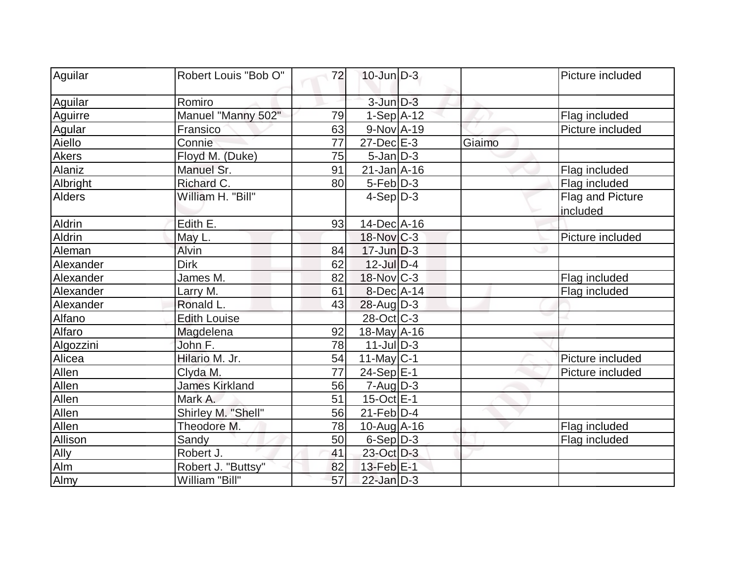| | | | | | | |
|---|---|---|---|---|---|---|
| Aguilar | Robert Louis "Bob O" | 72 | 10-Jun | D-3 | | Picture included |
| Aguilar | Romiro | | 3-Jun | D-3 | | |
| Aguirre | Manuel "Manny 502" | 79 | 1-Sep | A-12 | | Flag included |
| Agular | Fransico | 63 | 9-Nov | A-19 | | Picture included |
| Aiello | Connie | 77 | 27-Dec | E-3 | Giaimo | |
| Akers | Floyd M. (Duke) | 75 | 5-Jan | D-3 | | |
| Alaniz | Manuel Sr. | 91 | 21-Jan | A-16 | | Flag included |
| Albright | Richard C. | 80 | 5-Feb | D-3 | | Flag included |
| Alders | William H. "Bill" | | 4-Sep | D-3 | | Flag and Picture included |
| Aldrin | Edith E. | 93 | 14-Dec | A-16 | | |
| Aldrin | May L. | | 18-Nov | C-3 | | Picture included |
| Aleman | Alvin | 84 | 17-Jun | D-3 | | |
| Alexander | Dirk | 62 | 12-Jul | D-4 | | |
| Alexander | James M. | 82 | 18-Nov | C-3 | | Flag included |
| Alexander | Larry M. | 61 | 8-Dec | A-14 | | Flag included |
| Alexander | Ronald L. | 43 | 28-Aug | D-3 | | |
| Alfano | Edith Louise | | 28-Oct | C-3 | | |
| Alfaro | Magdelena | 92 | 18-May | A-16 | | |
| Algozzini | John F. | 78 | 11-Jul | D-3 | | |
| Alicea | Hilario M. Jr. | 54 | 11-May | C-1 | | Picture included |
| Allen | Clyda M. | 77 | 24-Sep | E-1 | | Picture included |
| Allen | James Kirkland | 56 | 7-Aug | D-3 | | |
| Allen | Mark A. | 51 | 15-Oct | E-1 | | |
| Allen | Shirley M. "Shell" | 56 | 21-Feb | D-4 | | |
| Allen | Theodore M. | 78 | 10-Aug | A-16 | | Flag included |
| Allison | Sandy | 50 | 6-Sep | D-3 | | Flag included |
| Ally | Robert J. | 41 | 23-Oct | D-3 | | |
| Alm | Robert J. "Buttsy" | 82 | 13-Feb | E-1 | | |
| Almy | William "Bill" | 57 | 22-Jan | D-3 | | |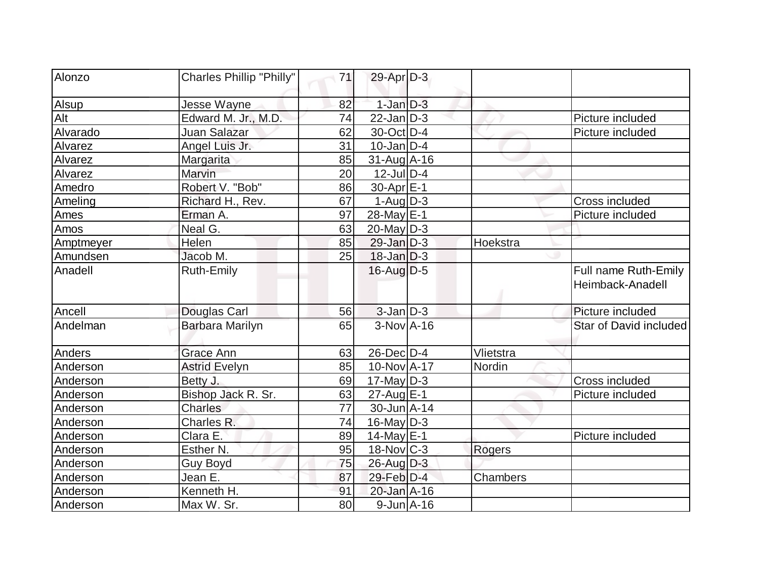| | | | | | | |
|---|---|---|---|---|---|---|
| Alonzo | Charles Phillip "Philly" | 71 | 29-Apr | D-3 | | |
| Alsup | Jesse Wayne | 82 | 1-Jan | D-3 | | |
| Alt | Edward M. Jr., M.D. | 74 | 22-Jan | D-3 | | Picture included |
| Alvarado | Juan Salazar | 62 | 30-Oct | D-4 | | Picture included |
| Alvarez | Angel Luis Jr. | 31 | 10-Jan | D-4 | | |
| Alvarez | Margarita | 85 | 31-Aug | A-16 | | |
| Alvarez | Marvin | 20 | 12-Jul | D-4 | | |
| Amedro | Robert V. "Bob" | 86 | 30-Apr | E-1 | | |
| Ameling | Richard H., Rev. | 67 | 1-Aug | D-3 | | Cross included |
| Ames | Erman A. | 97 | 28-May | E-1 | | Picture included |
| Amos | Neal G. | 63 | 20-May | D-3 | | |
| Amptmeyer | Helen | 85 | 29-Jan | D-3 | Hoekstra | |
| Amundsen | Jacob M. | 25 | 18-Jan | D-3 | | |
| Anadell | Ruth-Emily | | 16-Aug | D-5 | | Full name Ruth-Emily Heimback-Anadell |
| Ancell | Douglas Carl | 56 | 3-Jan | D-3 | | Picture included |
| Andelman | Barbara Marilyn | 65 | 3-Nov | A-16 | | Star of David included |
| Anders | Grace Ann | 63 | 26-Dec | D-4 | Vlietstra | |
| Anderson | Astrid Evelyn | 85 | 10-Nov | A-17 | Nordin | |
| Anderson | Betty J. | 69 | 17-May | D-3 | | Cross included |
| Anderson | Bishop Jack R. Sr. | 63 | 27-Aug | E-1 | | Picture included |
| Anderson | Charles | 77 | 30-Jun | A-14 | | |
| Anderson | Charles R. | 74 | 16-May | D-3 | | |
| Anderson | Clara E. | 89 | 14-May | E-1 | | Picture included |
| Anderson | Esther N. | 95 | 18-Nov | C-3 | Rogers | |
| Anderson | Guy Boyd | 75 | 26-Aug | D-3 | | |
| Anderson | Jean E. | 87 | 29-Feb | D-4 | Chambers | |
| Anderson | Kenneth H. | 91 | 20-Jan | A-16 | | |
| Anderson | Max W. Sr. | 80 | 9-Jun | A-16 | | |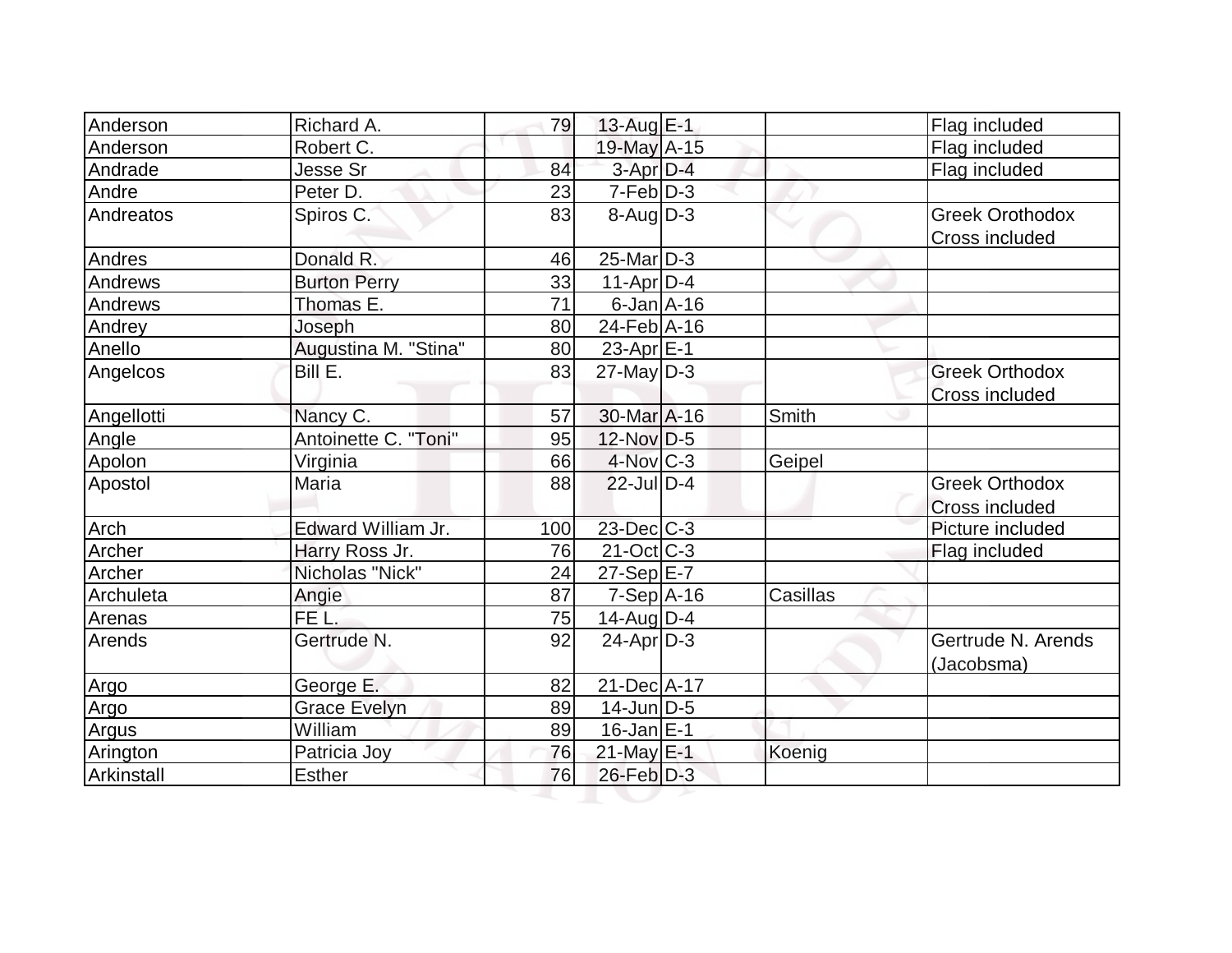| | | | | | | |
|---|---|---|---|---|---|---|
| Anderson | Richard A. | 79 | 13-Aug | E-1 | | Flag included |
| Anderson | Robert C. | | 19-May | A-15 | | Flag included |
| Andrade | Jesse Sr | 84 | 3-Apr | D-4 | | Flag included |
| Andre | Peter D. | 23 | 7-Feb | D-3 | | |
| Andreatos | Spiros C. | 83 | 8-Aug | D-3 | | Greek Orothodox Cross included |
| Andres | Donald R. | 46 | 25-Mar | D-3 | | |
| Andrews | Burton Perry | 33 | 11-Apr | D-4 | | |
| Andrews | Thomas E. | 71 | 6-Jan | A-16 | | |
| Andrey | Joseph | 80 | 24-Feb | A-16 | | |
| Anello | Augustina M. "Stina" | 80 | 23-Apr | E-1 | | |
| Angelcos | Bill E. | 83 | 27-May | D-3 | | Greek Orthodox Cross included |
| Angellotti | Nancy C. | 57 | 30-Mar | A-16 | Smith | |
| Angle | Antoinette C. "Toni" | 95 | 12-Nov | D-5 | | |
| Apolon | Virginia | 66 | 4-Nov | C-3 | Geipel | |
| Apostol | Maria | 88 | 22-Jul | D-4 | | Greek Orthodox Cross included |
| Arch | Edward William Jr. | 100 | 23-Dec | C-3 | | Picture included |
| Archer | Harry Ross Jr. | 76 | 21-Oct | C-3 | | Flag included |
| Archer | Nicholas "Nick" | 24 | 27-Sep | E-7 | | |
| Archuleta | Angie | 87 | 7-Sep | A-16 | Casillas | |
| Arenas | FE L. | 75 | 14-Aug | D-4 | | |
| Arends | Gertrude N. | 92 | 24-Apr | D-3 | | Gertrude N. Arends (Jacobsma) |
| Argo | George E. | 82 | 21-Dec | A-17 | | |
| Argo | Grace Evelyn | 89 | 14-Jun | D-5 | | |
| Argus | William | 89 | 16-Jan | E-1 | | |
| Arington | Patricia Joy | 76 | 21-May | E-1 | Koenig | |
| Arkinstall | Esther | 76 | 26-Feb | D-3 | | |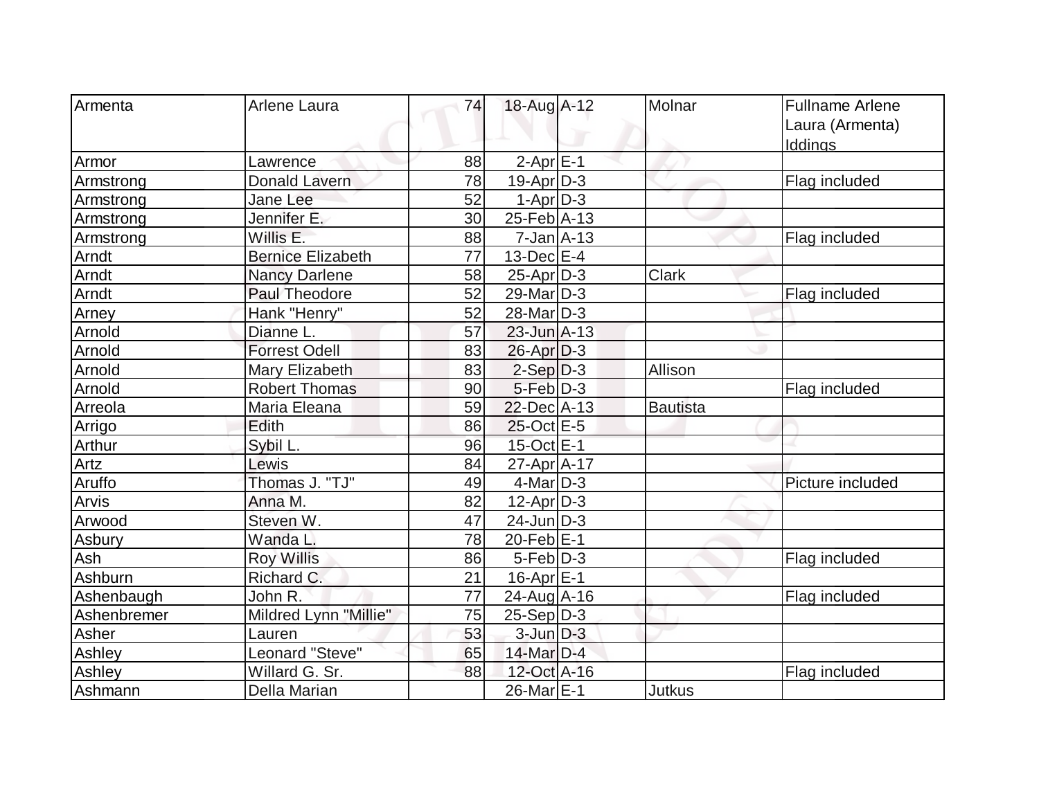| | | | | | | |
|---|---|---|---|---|---|---|
| Armenta | Arlene Laura | 74 | 18-Aug | A-12 | Molnar | Fullname Arlene Laura (Armenta) Iddings |
| Armor | Lawrence | 88 | 2-Apr | E-1 | | |
| Armstrong | Donald Lavern | 78 | 19-Apr | D-3 | | Flag included |
| Armstrong | Jane Lee | 52 | 1-Apr | D-3 | | |
| Armstrong | Jennifer E. | 30 | 25-Feb | A-13 | | |
| Armstrong | Willis E. | 88 | 7-Jan | A-13 | | Flag included |
| Arndt | Bernice Elizabeth | 77 | 13-Dec | E-4 | | |
| Arndt | Nancy Darlene | 58 | 25-Apr | D-3 | Clark | |
| Arndt | Paul Theodore | 52 | 29-Mar | D-3 | | Flag included |
| Arney | Hank "Henry" | 52 | 28-Mar | D-3 | | |
| Arnold | Dianne L. | 57 | 23-Jun | A-13 | | |
| Arnold | Forrest Odell | 83 | 26-Apr | D-3 | | |
| Arnold | Mary Elizabeth | 83 | 2-Sep | D-3 | Allison | |
| Arnold | Robert Thomas | 90 | 5-Feb | D-3 | | Flag included |
| Arreola | Maria Eleana | 59 | 22-Dec | A-13 | Bautista | |
| Arrigo | Edith | 86 | 25-Oct | E-5 | | |
| Arthur | Sybil L. | 96 | 15-Oct | E-1 | | |
| Artz | Lewis | 84 | 27-Apr | A-17 | | |
| Aruffo | Thomas J. "TJ" | 49 | 4-Mar | D-3 | | Picture included |
| Arvis | Anna M. | 82 | 12-Apr | D-3 | | |
| Arwood | Steven W. | 47 | 24-Jun | D-3 | | |
| Asbury | Wanda L. | 78 | 20-Feb | E-1 | | |
| Ash | Roy Willis | 86 | 5-Feb | D-3 | | Flag included |
| Ashburn | Richard C. | 21 | 16-Apr | E-1 | | |
| Ashenbaugh | John R. | 77 | 24-Aug | A-16 | | Flag included |
| Ashenbremer | Mildred Lynn "Millie" | 75 | 25-Sep | D-3 | | |
| Asher | Lauren | 53 | 3-Jun | D-3 | | |
| Ashley | Leonard "Steve" | 65 | 14-Mar | D-4 | | |
| Ashley | Willard G. Sr. | 88 | 12-Oct | A-16 | | Flag included |
| Ashmann | Della Marian | | 26-Mar | E-1 | Jutkus | |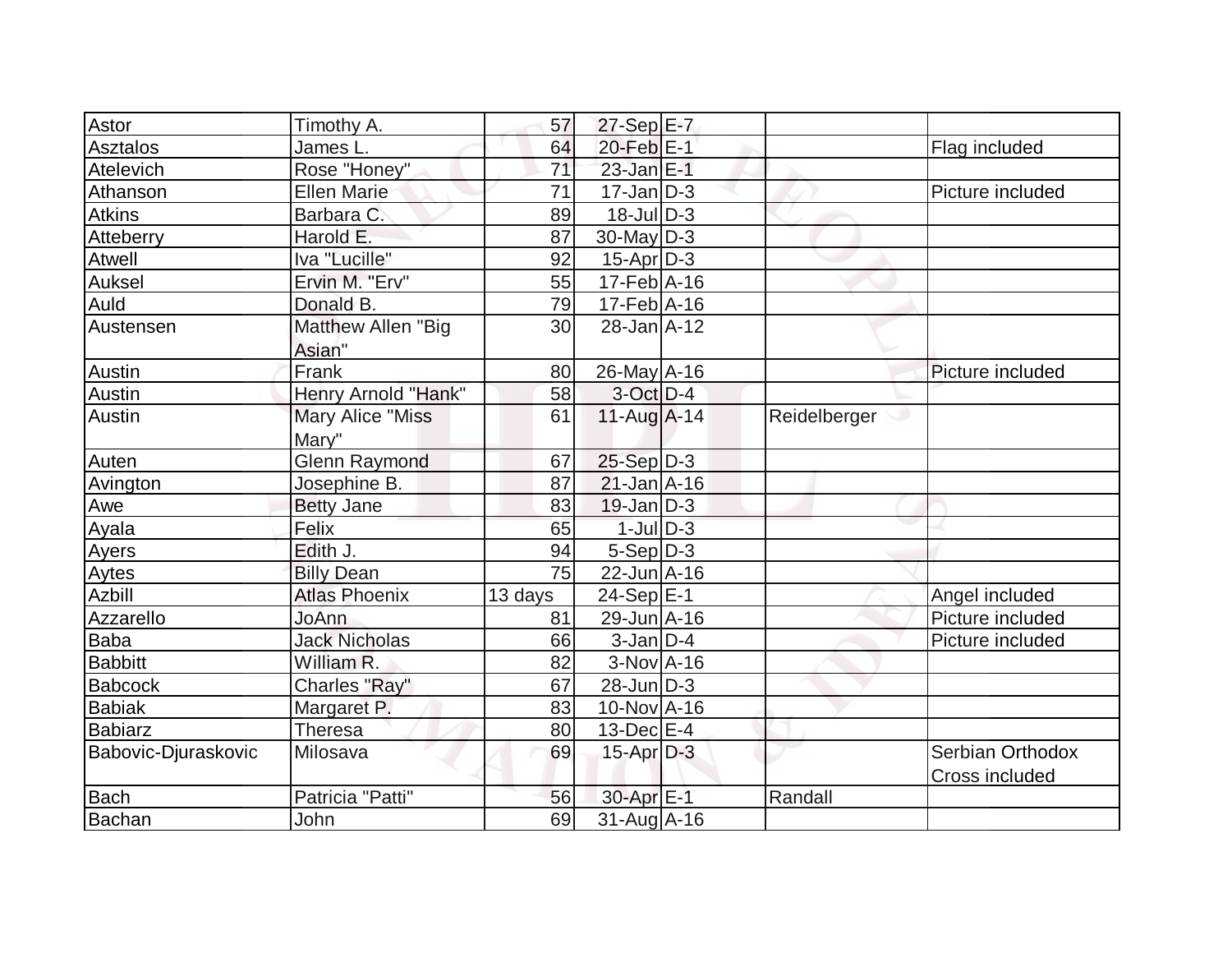| | | | | | | |
|---|---|---|---|---|---|---|
| Astor | Timothy A. | 57 | 27-Sep | E-7 | | |
| Asztalos | James L. | 64 | 20-Feb | E-1 | | Flag included |
| Atelevich | Rose "Honey" | 71 | 23-Jan | E-1 | | |
| Athanson | Ellen Marie | 71 | 17-Jan | D-3 | | Picture included |
| Atkins | Barbara C. | 89 | 18-Jul | D-3 | | |
| Atteberry | Harold E. | 87 | 30-May | D-3 | | |
| Atwell | Iva "Lucille" | 92 | 15-Apr | D-3 | | |
| Auksel | Ervin M. "Erv" | 55 | 17-Feb | A-16 | | |
| Auld | Donald B. | 79 | 17-Feb | A-16 | | |
| Austensen | Matthew Allen "Big Asian" | 30 | 28-Jan | A-12 | | |
| Austin | Frank | 80 | 26-May | A-16 | | Picture included |
| Austin | Henry Arnold "Hank" | 58 | 3-Oct | D-4 | | |
| Austin | Mary Alice "Miss Mary" | 61 | 11-Aug | A-14 | Reidelberger | |
| Auten | Glenn Raymond | 67 | 25-Sep | D-3 | | |
| Avington | Josephine B. | 87 | 21-Jan | A-16 | | |
| Awe | Betty Jane | 83 | 19-Jan | D-3 | | |
| Ayala | Felix | 65 | 1-Jul | D-3 | | |
| Ayers | Edith J. | 94 | 5-Sep | D-3 | | |
| Aytes | Billy Dean | 75 | 22-Jun | A-16 | | |
| Azbill | Atlas Phoenix | 13 days | 24-Sep | E-1 | | Angel included |
| Azzarello | JoAnn | 81 | 29-Jun | A-16 | | Picture included |
| Baba | Jack Nicholas | 66 | 3-Jan | D-4 | | Picture included |
| Babbitt | William R. | 82 | 3-Nov | A-16 | | |
| Babcock | Charles "Ray" | 67 | 28-Jun | D-3 | | |
| Babiak | Margaret P. | 83 | 10-Nov | A-16 | | |
| Babiarz | Theresa | 80 | 13-Dec | E-4 | | |
| Babovic-Djuraskovic | Milosava | 69 | 15-Apr | D-3 | | Serbian Orthodox Cross included |
| Bach | Patricia "Patti" | 56 | 30-Apr | E-1 | Randall | |
| Bachan | John | 69 | 31-Aug | A-16 | | |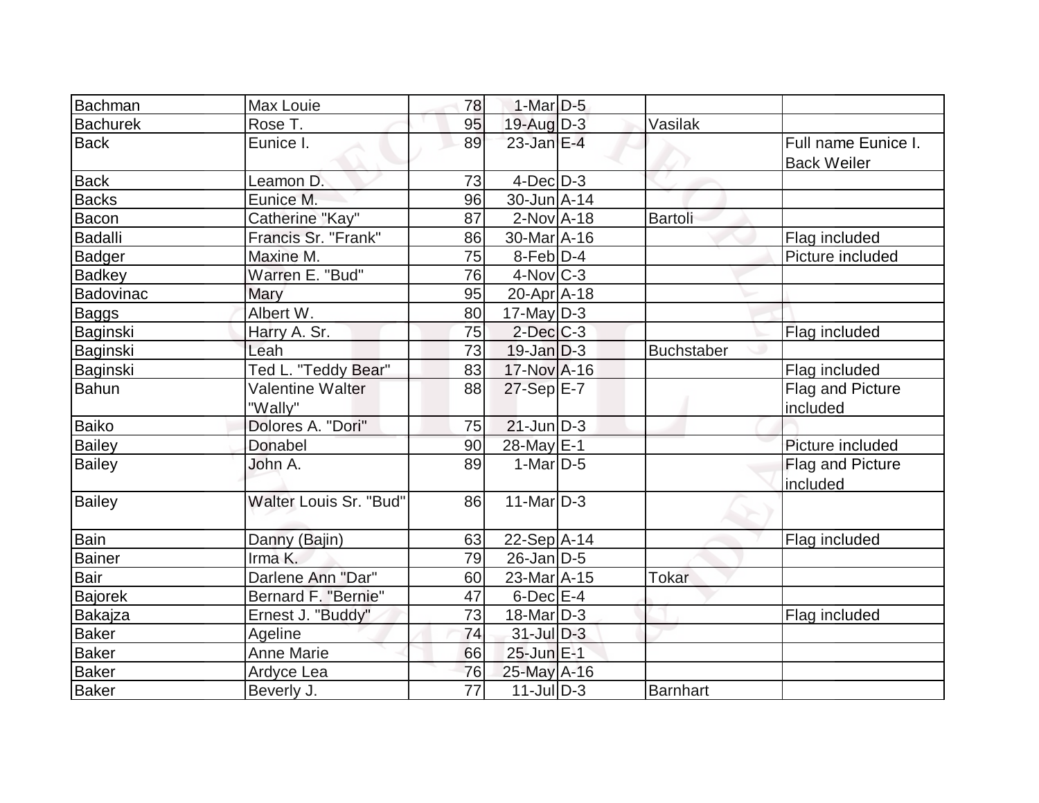| | | | | | | |
|---|---|---|---|---|---|---|
| Bachman | Max Louie | 78 | 1-Mar | D-5 | | |
| Bachurek | Rose T. | 95 | 19-Aug | D-3 | Vasilak | |
| Back | Eunice I. | 89 | 23-Jan | E-4 | | Full name Eunice I. Back Weiler |
| Back | Leamon D. | 73 | 4-Dec | D-3 | | |
| Backs | Eunice M. | 96 | 30-Jun | A-14 | | |
| Bacon | Catherine "Kay" | 87 | 2-Nov | A-18 | Bartoli | |
| Badalli | Francis Sr. "Frank" | 86 | 30-Mar | A-16 | | Flag included |
| Badger | Maxine M. | 75 | 8-Feb | D-4 | | Picture included |
| Badkey | Warren E. "Bud" | 76 | 4-Nov | C-3 | | |
| Badovinac | Mary | 95 | 20-Apr | A-18 | | |
| Baggs | Albert W. | 80 | 17-May | D-3 | | |
| Baginski | Harry A. Sr. | 75 | 2-Dec | C-3 | | Flag included |
| Baginski | Leah | 73 | 19-Jan | D-3 | Buchstaber | |
| Baginski | Ted L. "Teddy Bear" | 83 | 17-Nov | A-16 | | Flag included |
| Bahun | Valentine Walter "Wally" | 88 | 27-Sep | E-7 | | Flag and Picture included |
| Baiko | Dolores A. "Dori" | 75 | 21-Jun | D-3 | | |
| Bailey | Donabel | 90 | 28-May | E-1 | | Picture included |
| Bailey | John A. | 89 | 1-Mar | D-5 | | Flag and Picture included |
| Bailey | Walter Louis Sr. "Bud" | 86 | 11-Mar | D-3 | | |
| Bain | Danny (Bajin) | 63 | 22-Sep | A-14 | | Flag included |
| Bainer | Irma K. | 79 | 26-Jan | D-5 | | |
| Bair | Darlene Ann "Dar" | 60 | 23-Mar | A-15 | Tokar | |
| Bajorek | Bernard F. "Bernie" | 47 | 6-Dec | E-4 | | |
| Bakajza | Ernest J. "Buddy" | 73 | 18-Mar | D-3 | | Flag included |
| Baker | Ageline | 74 | 31-Jul | D-3 | | |
| Baker | Anne Marie | 66 | 25-Jun | E-1 | | |
| Baker | Ardyce Lea | 76 | 25-May | A-16 | | |
| Baker | Beverly J. | 77 | 11-Jul | D-3 | Barnhart | |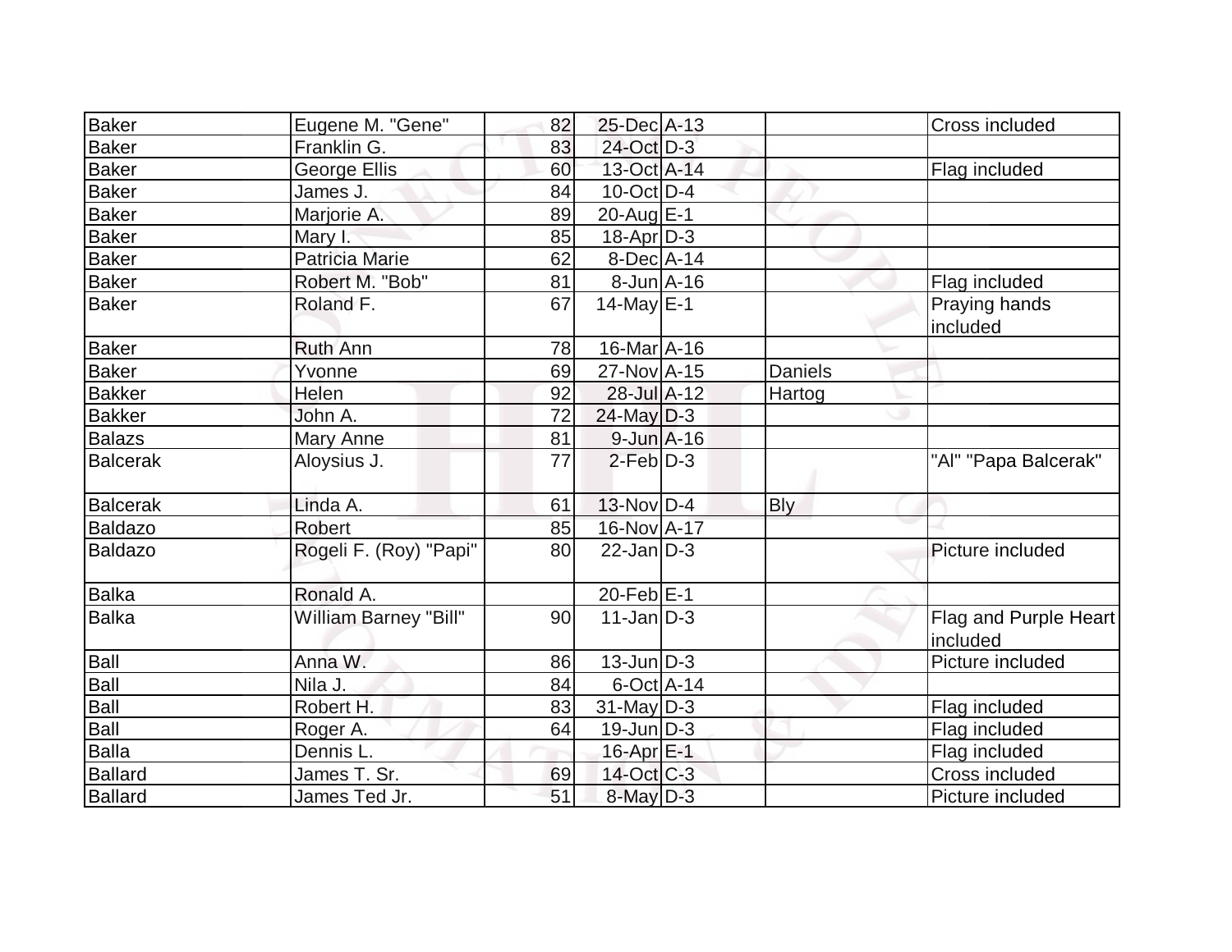| | | | | | | |
|---|---|---|---|---|---|---|
| Baker | Eugene M. "Gene" | 82 | 25-Dec | A-13 | | Cross included |
| Baker | Franklin G. | 83 | 24-Oct | D-3 | | |
| Baker | George Ellis | 60 | 13-Oct | A-14 | | Flag included |
| Baker | James J. | 84 | 10-Oct | D-4 | | |
| Baker | Marjorie A. | 89 | 20-Aug | E-1 | | |
| Baker | Mary I. | 85 | 18-Apr | D-3 | | |
| Baker | Patricia Marie | 62 | 8-Dec | A-14 | | |
| Baker | Robert M. "Bob" | 81 | 8-Jun | A-16 | | Flag included |
| Baker | Roland F. | 67 | 14-May | E-1 | | Praying hands included |
| Baker | Ruth Ann | 78 | 16-Mar | A-16 | | |
| Baker | Yvonne | 69 | 27-Nov | A-15 | Daniels | |
| Bakker | Helen | 92 | 28-Jul | A-12 | Hartog | |
| Bakker | John A. | 72 | 24-May | D-3 | | |
| Balazs | Mary Anne | 81 | 9-Jun | A-16 | | |
| Balcerak | Aloysius J. | 77 | 2-Feb | D-3 | | "Al" "Papa Balcerak" |
| Balcerak | Linda A. | 61 | 13-Nov | D-4 | Bly | |
| Baldazo | Robert | 85 | 16-Nov | A-17 | | |
| Baldazo | Rogeli F. (Roy) "Papi" | 80 | 22-Jan | D-3 | | Picture included |
| Balka | Ronald A. | | 20-Feb | E-1 | | |
| Balka | William Barney "Bill" | 90 | 11-Jan | D-3 | | Flag and Purple Heart included |
| Ball | Anna W. | 86 | 13-Jun | D-3 | | Picture included |
| Ball | Nila J. | 84 | 6-Oct | A-14 | | |
| Ball | Robert H. | 83 | 31-May | D-3 | | Flag included |
| Ball | Roger A. | 64 | 19-Jun | D-3 | | Flag included |
| Balla | Dennis L. | | 16-Apr | E-1 | | Flag included |
| Ballard | James T. Sr. | 69 | 14-Oct | C-3 | | Cross included |
| Ballard | James Ted Jr. | 51 | 8-May | D-3 | | Picture included |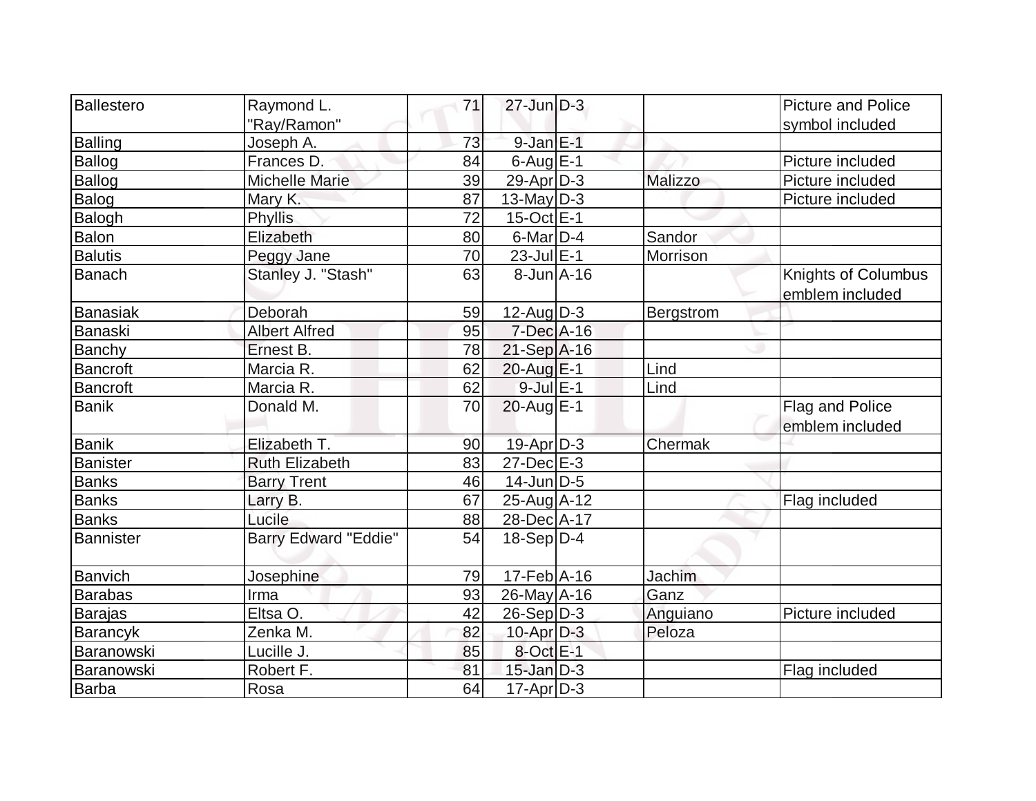| | | | | | | |
|---|---|---|---|---|---|---|
| Ballestero | Raymond L. "Ray/Ramon" | 71 | 27-Jun | D-3 | | Picture and Police symbol included |
| Balling | Joseph A. | 73 | 9-Jan | E-1 | | |
| Ballog | Frances D. | 84 | 6-Aug | E-1 | | Picture included |
| Ballog | Michelle Marie | 39 | 29-Apr | D-3 | Malizzo | Picture included |
| Balog | Mary K. | 87 | 13-May | D-3 | | Picture included |
| Balogh | Phyllis | 72 | 15-Oct | E-1 | | |
| Balon | Elizabeth | 80 | 6-Mar | D-4 | Sandor | |
| Balutis | Peggy Jane | 70 | 23-Jul | E-1 | Morrison | |
| Banach | Stanley J. "Stash" | 63 | 8-Jun | A-16 | | Knights of Columbus emblem included |
| Banasiak | Deborah | 59 | 12-Aug | D-3 | Bergstrom | |
| Banaski | Albert Alfred | 95 | 7-Dec | A-16 | | |
| Banchy | Ernest B. | 78 | 21-Sep | A-16 | | |
| Bancroft | Marcia R. | 62 | 20-Aug | E-1 | Lind | |
| Bancroft | Marcia R. | 62 | 9-Jul | E-1 | Lind | |
| Banik | Donald M. | 70 | 20-Aug | E-1 | | Flag and Police emblem included |
| Banik | Elizabeth T. | 90 | 19-Apr | D-3 | Chermak | |
| Banister | Ruth Elizabeth | 83 | 27-Dec | E-3 | | |
| Banks | Barry Trent | 46 | 14-Jun | D-5 | | |
| Banks | Larry B. | 67 | 25-Aug | A-12 | | Flag included |
| Banks | Lucile | 88 | 28-Dec | A-17 | | |
| Bannister | Barry Edward "Eddie" | 54 | 18-Sep | D-4 | | |
| Banvich | Josephine | 79 | 17-Feb | A-16 | Jachim | |
| Barabas | Irma | 93 | 26-May | A-16 | Ganz | |
| Barajas | Eltsa O. | 42 | 26-Sep | D-3 | Anguiano | Picture included |
| Barancyk | Zenka M. | 82 | 10-Apr | D-3 | Peloza | |
| Baranowski | Lucille J. | 85 | 8-Oct | E-1 | | |
| Baranowski | Robert F. | 81 | 15-Jan | D-3 | | Flag included |
| Barba | Rosa | 64 | 17-Apr | D-3 | | |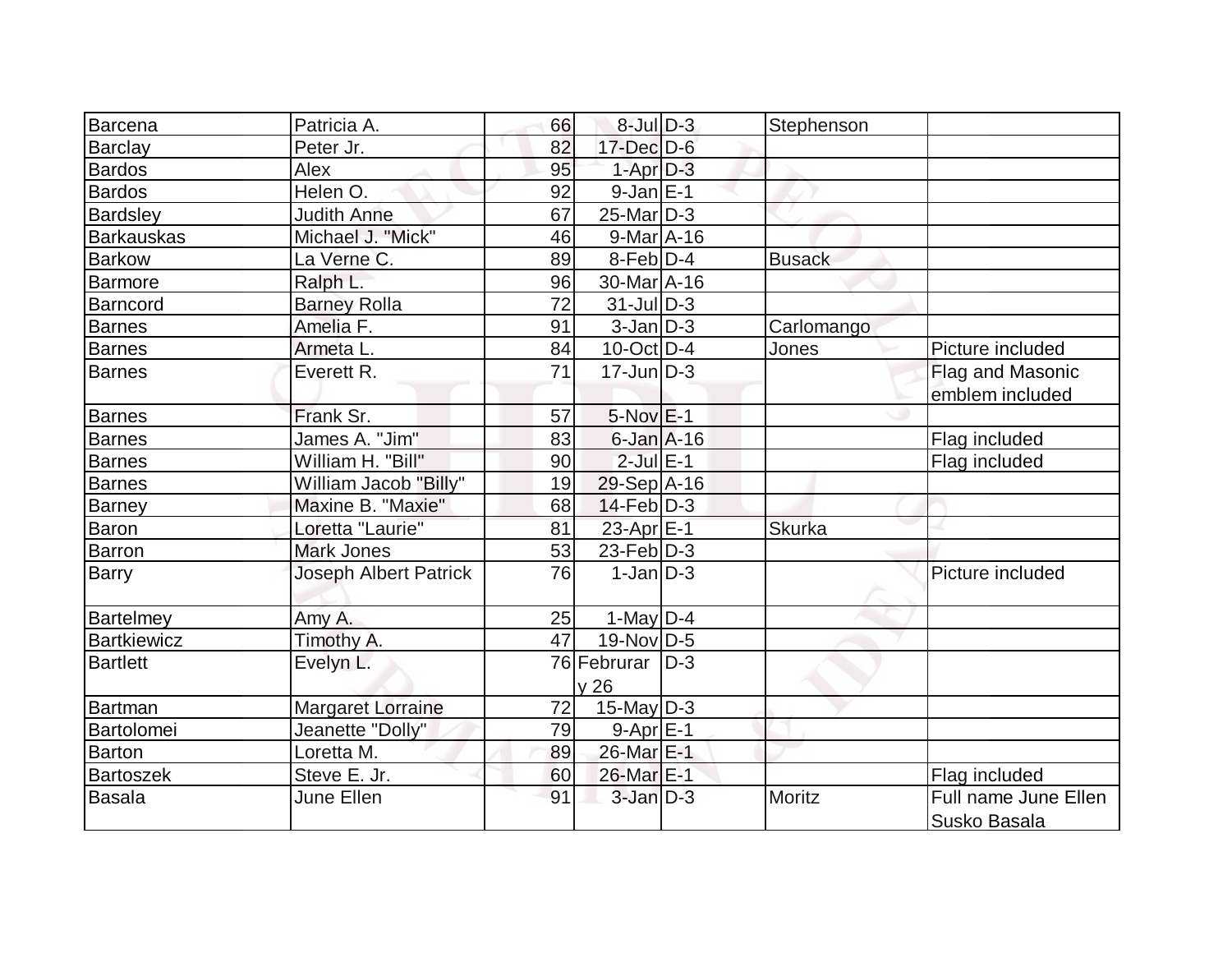| | | | | | | |
|---|---|---|---|---|---|---|
| Barcena | Patricia A. | 66 | 8-Jul | D-3 | Stephenson | |
| Barclay | Peter Jr. | 82 | 17-Dec | D-6 | | |
| Bardos | Alex | 95 | 1-Apr | D-3 | | |
| Bardos | Helen O. | 92 | 9-Jan | E-1 | | |
| Bardsley | Judith Anne | 67 | 25-Mar | D-3 | | |
| Barkauskas | Michael J. "Mick" | 46 | 9-Mar | A-16 | | |
| Barkow | La Verne C. | 89 | 8-Feb | D-4 | Busack | |
| Barmore | Ralph L. | 96 | 30-Mar | A-16 | | |
| Barncord | Barney Rolla | 72 | 31-Jul | D-3 | | |
| Barnes | Amelia F. | 91 | 3-Jan | D-3 | Carlomango | |
| Barnes | Armeta L. | 84 | 10-Oct | D-4 | Jones | Picture included |
| Barnes | Everett R. | 71 | 17-Jun | D-3 | | Flag and Masonic emblem included |
| Barnes | Frank Sr. | 57 | 5-Nov | E-1 | | |
| Barnes | James A. "Jim" | 83 | 6-Jan | A-16 | | Flag included |
| Barnes | William H. "Bill" | 90 | 2-Jul | E-1 | | Flag included |
| Barnes | William Jacob "Billy" | 19 | 29-Sep | A-16 | | |
| Barney | Maxine B. "Maxie" | 68 | 14-Feb | D-3 | | |
| Baron | Loretta "Laurie" | 81 | 23-Apr | E-1 | Skurka | |
| Barron | Mark Jones | 53 | 23-Feb | D-3 | | |
| Barry | Joseph Albert Patrick | 76 | 1-Jan | D-3 | | Picture included |
| Bartelmey | Amy A. | 25 | 1-May | D-4 | | |
| Bartkiewicz | Timothy A. | 47 | 19-Nov | D-5 | | |
| Bartlett | Evelyn L. | 76 | Februrary 26 | D-3 | | |
| Bartman | Margaret Lorraine | 72 | 15-May | D-3 | | |
| Bartolomei | Jeanette "Dolly" | 79 | 9-Apr | E-1 | | |
| Barton | Loretta M. | 89 | 26-Mar | E-1 | | |
| Bartoszek | Steve E. Jr. | 60 | 26-Mar | E-1 | | Flag included |
| Basala | June Ellen | 91 | 3-Jan | D-3 | Moritz | Full name June Ellen Susko Basala |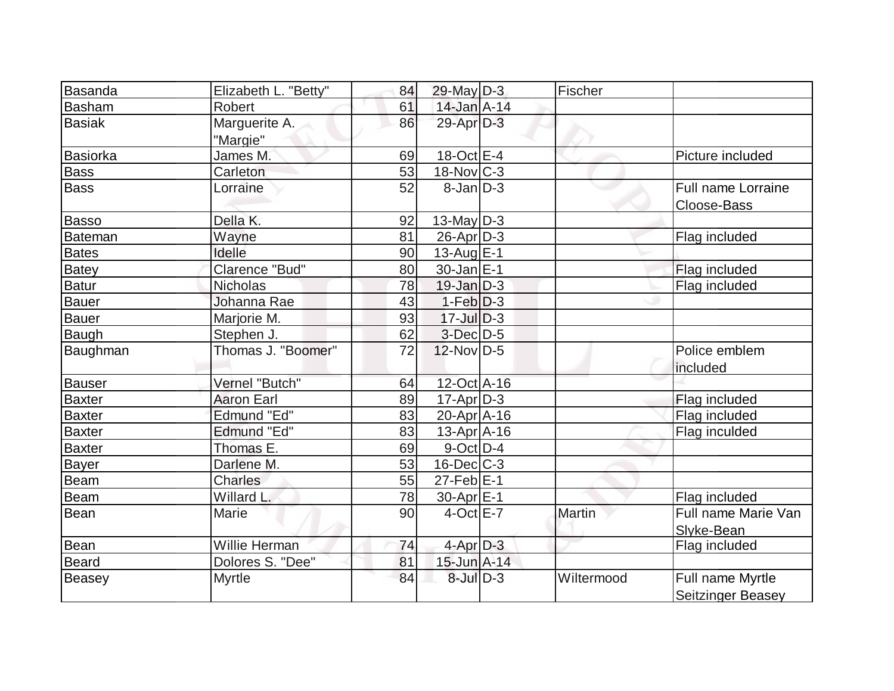| | | | | | | |
|---|---|---|---|---|---|---|
| Basanda | Elizabeth L. "Betty" | 84 | 29-May | D-3 | Fischer | |
| Basham | Robert | 61 | 14-Jan | A-14 | | |
| Basiak | Marguerite A. "Margie" | 86 | 29-Apr | D-3 | | |
| Basiorka | James M. | 69 | 18-Oct | E-4 | | Picture included |
| Bass | Carleton | 53 | 18-Nov | C-3 | | |
| Bass | Lorraine | 52 | 8-Jan | D-3 | | Full name Lorraine Cloose-Bass |
| Basso | Della K. | 92 | 13-May | D-3 | | |
| Bateman | Wayne | 81 | 26-Apr | D-3 | | Flag included |
| Bates | Idelle | 90 | 13-Aug | E-1 | | |
| Batey | Clarence "Bud" | 80 | 30-Jan | E-1 | | Flag included |
| Batur | Nicholas | 78 | 19-Jan | D-3 | | Flag included |
| Bauer | Johanna Rae | 43 | 1-Feb | D-3 | | |
| Bauer | Marjorie M. | 93 | 17-Jul | D-3 | | |
| Baugh | Stephen J. | 62 | 3-Dec | D-5 | | |
| Baughman | Thomas J. "Boomer" | 72 | 12-Nov | D-5 | | Police emblem included |
| Bauser | Vernel "Butch" | 64 | 12-Oct | A-16 | | |
| Baxter | Aaron Earl | 89 | 17-Apr | D-3 | | Flag included |
| Baxter | Edmund "Ed" | 83 | 20-Apr | A-16 | | Flag included |
| Baxter | Edmund "Ed" | 83 | 13-Apr | A-16 | | Flag inculded |
| Baxter | Thomas E. | 69 | 9-Oct | D-4 | | |
| Bayer | Darlene M. | 53 | 16-Dec | C-3 | | |
| Beam | Charles | 55 | 27-Feb | E-1 | | |
| Beam | Willard L. | 78 | 30-Apr | E-1 | | Flag included |
| Bean | Marie | 90 | 4-Oct | E-7 | Martin | Full name Marie Van Slyke-Bean |
| Bean | Willie Herman | 74 | 4-Apr | D-3 | | Flag included |
| Beard | Dolores S. "Dee" | 81 | 15-Jun | A-14 | | |
| Beasey | Myrtle | 84 | 8-Jul | D-3 | Wiltermood | Full name Myrtle Seitzinger Beasey |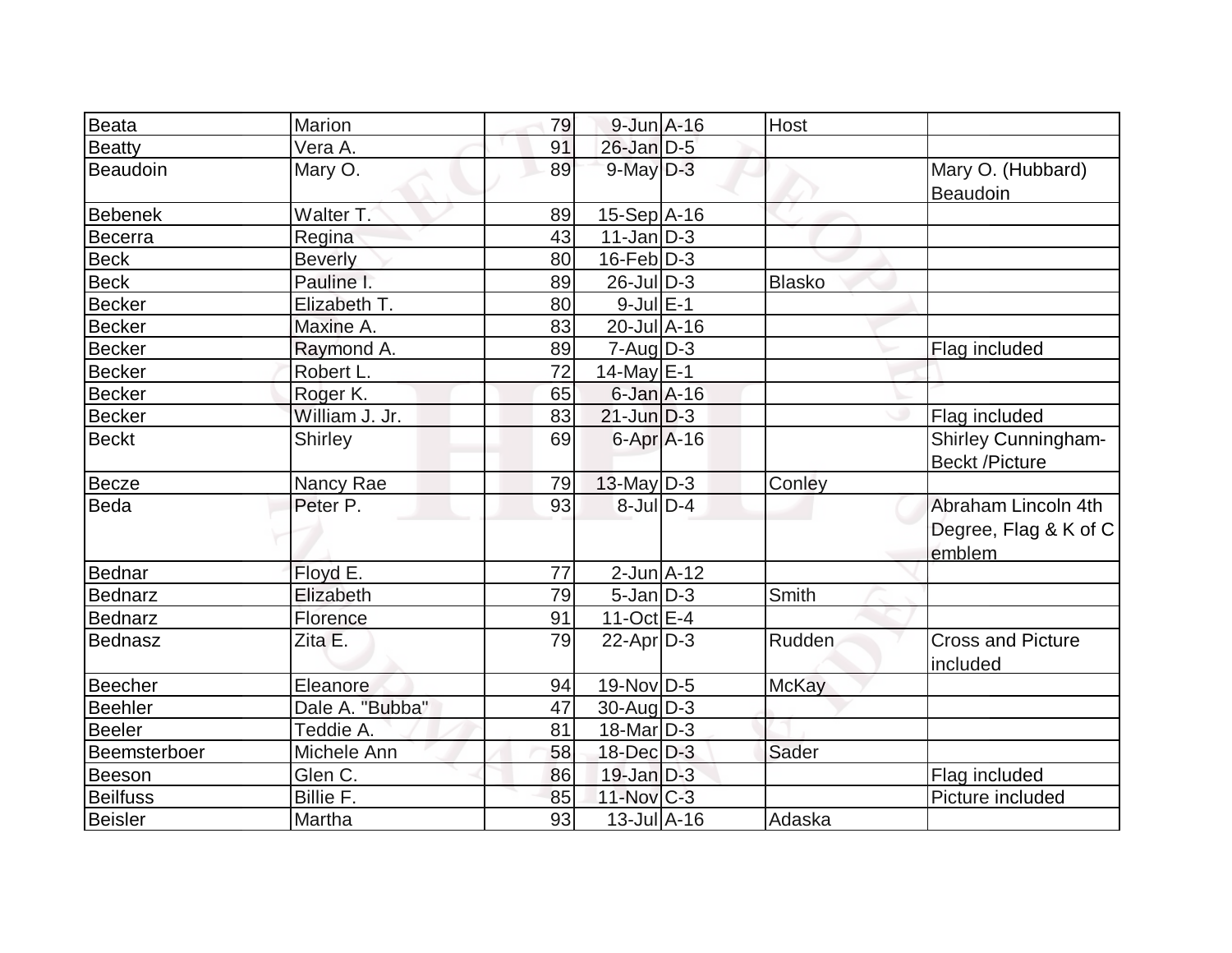| | | | | | | |
|---|---|---|---|---|---|---|
| Beata | Marion | 79 | 9-Jun | A-16 | Host | |
| Beatty | Vera A. | 91 | 26-Jan | D-5 | | |
| Beaudoin | Mary O. | 89 | 9-May | D-3 | | Mary O. (Hubbard) Beaudoin |
| Bebenek | Walter T. | 89 | 15-Sep | A-16 | | |
| Becerra | Regina | 43 | 11-Jan | D-3 | | |
| Beck | Beverly | 80 | 16-Feb | D-3 | | |
| Beck | Pauline I. | 89 | 26-Jul | D-3 | Blasko | |
| Becker | Elizabeth T. | 80 | 9-Jul | E-1 | | |
| Becker | Maxine A. | 83 | 20-Jul | A-16 | | |
| Becker | Raymond A. | 89 | 7-Aug | D-3 | | Flag included |
| Becker | Robert L. | 72 | 14-May | E-1 | | |
| Becker | Roger K. | 65 | 6-Jan | A-16 | | |
| Becker | William J. Jr. | 83 | 21-Jun | D-3 | | Flag included |
| Beckt | Shirley | 69 | 6-Apr | A-16 | | Shirley Cunningham-Beckt /Picture |
| Becze | Nancy Rae | 79 | 13-May | D-3 | Conley | |
| Beda | Peter P. | 93 | 8-Jul | D-4 | | Abraham Lincoln 4th Degree, Flag & K of C emblem |
| Bednar | Floyd E. | 77 | 2-Jun | A-12 | | |
| Bednarz | Elizabeth | 79 | 5-Jan | D-3 | Smith | |
| Bednarz | Florence | 91 | 11-Oct | E-4 | | |
| Bednasz | Zita E. | 79 | 22-Apr | D-3 | Rudden | Cross and Picture included |
| Beecher | Eleanore | 94 | 19-Nov | D-5 | McKay | |
| Beehler | Dale A. "Bubba" | 47 | 30-Aug | D-3 | | |
| Beeler | Teddie A. | 81 | 18-Mar | D-3 | | |
| Beemsterboer | Michele Ann | 58 | 18-Dec | D-3 | Sader | |
| Beeson | Glen C. | 86 | 19-Jan | D-3 | | Flag included |
| Beilfuss | Billie F. | 85 | 11-Nov | C-3 | | Picture included |
| Beisler | Martha | 93 | 13-Jul | A-16 | Adaska | |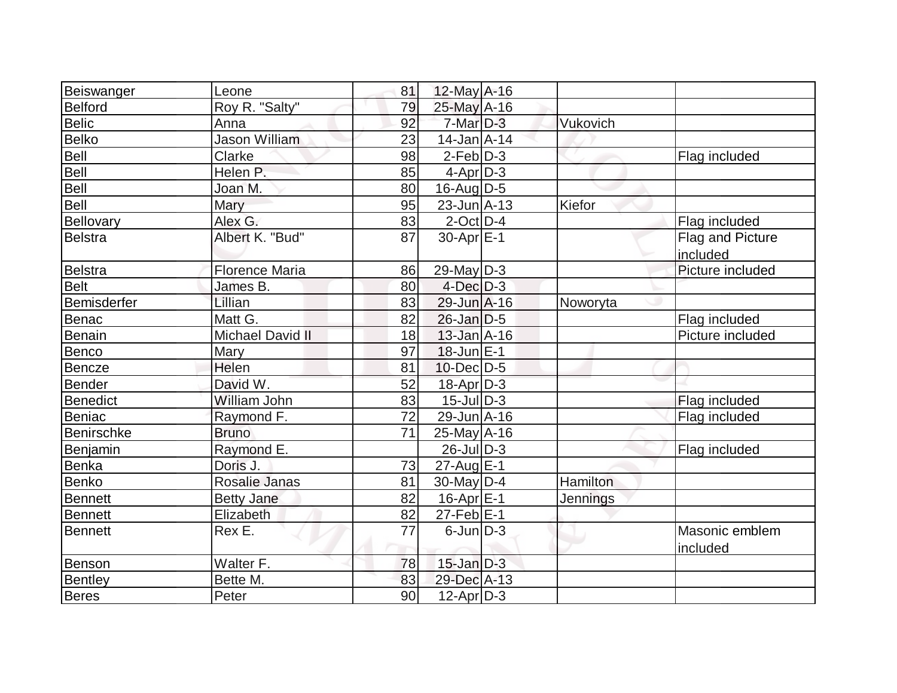| | | | | | | |
|---|---|---|---|---|---|---|
| Beiswanger | Leone | 81 | 12-May | A-16 | | |
| Belford | Roy R. "Salty" | 79 | 25-May | A-16 | | |
| Belic | Anna | 92 | 7-Mar | D-3 | Vukovich | |
| Belko | Jason William | 23 | 14-Jan | A-14 | | |
| Bell | Clarke | 98 | 2-Feb | D-3 | | Flag included |
| Bell | Helen P. | 85 | 4-Apr | D-3 | | |
| Bell | Joan M. | 80 | 16-Aug | D-5 | | |
| Bell | Mary | 95 | 23-Jun | A-13 | Kiefor | |
| Bellovary | Alex G. | 83 | 2-Oct | D-4 | | Flag included |
| Belstra | Albert K. "Bud" | 87 | 30-Apr | E-1 | | Flag and Picture included |
| Belstra | Florence Maria | 86 | 29-May | D-3 | | Picture included |
| Belt | James B. | 80 | 4-Dec | D-3 | | |
| Bemisderfer | Lillian | 83 | 29-Jun | A-16 | Noworyta | |
| Benac | Matt G. | 82 | 26-Jan | D-5 | | Flag included |
| Benain | Michael David II | 18 | 13-Jan | A-16 | | Picture included |
| Benco | Mary | 97 | 18-Jun | E-1 | | |
| Bencze | Helen | 81 | 10-Dec | D-5 | | |
| Bender | David W. | 52 | 18-Apr | D-3 | | |
| Benedict | William John | 83 | 15-Jul | D-3 | | Flag included |
| Beniac | Raymond F. | 72 | 29-Jun | A-16 | | Flag included |
| Benirschke | Bruno | 71 | 25-May | A-16 | | |
| Benjamin | Raymond E. | | 26-Jul | D-3 | | Flag included |
| Benka | Doris J. | 73 | 27-Aug | E-1 | | |
| Benko | Rosalie Janas | 81 | 30-May | D-4 | Hamilton | |
| Bennett | Betty Jane | 82 | 16-Apr | E-1 | Jennings | |
| Bennett | Elizabeth | 82 | 27-Feb | E-1 | | |
| Bennett | Rex E. | 77 | 6-Jun | D-3 | | Masonic emblem included |
| Benson | Walter F. | 78 | 15-Jan | D-3 | | |
| Bentley | Bette M. | 83 | 29-Dec | A-13 | | |
| Beres | Peter | 90 | 12-Apr | D-3 | | |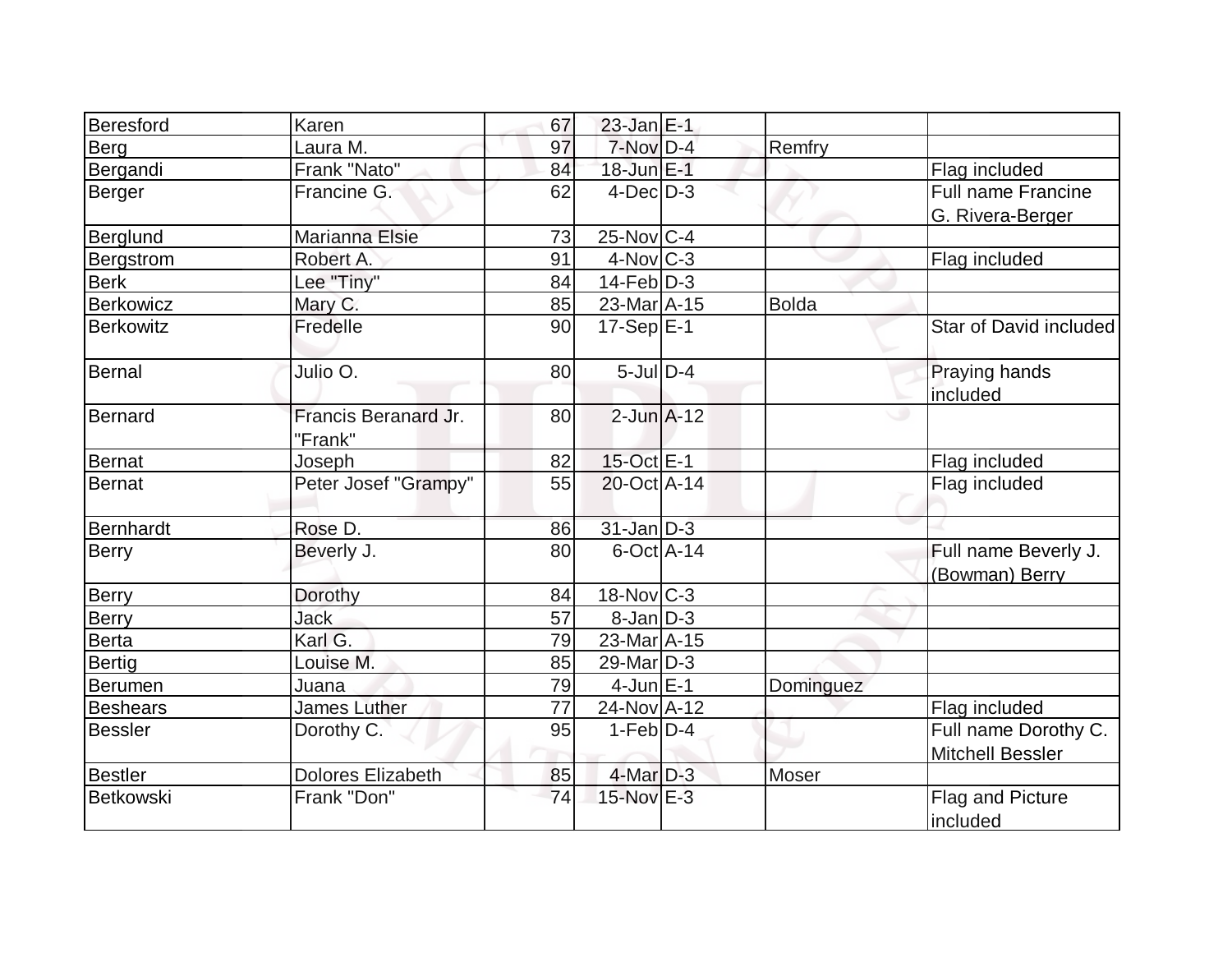| | | | | | | |
|---|---|---|---|---|---|---|
| Beresford | Karen | 67 | 23-Jan | E-1 | | |
| Berg | Laura M. | 97 | 7-Nov | D-4 | Remfry | |
| Bergandi | Frank "Nato" | 84 | 18-Jun | E-1 | | Flag included |
| Berger | Francine G. | 62 | 4-Dec | D-3 | | Full name Francine G. Rivera-Berger |
| Berglund | Marianna Elsie | 73 | 25-Nov | C-4 | | |
| Bergstrom | Robert A. | 91 | 4-Nov | C-3 | | Flag included |
| Berk | Lee "Tiny" | 84 | 14-Feb | D-3 | | |
| Berkowicz | Mary C. | 85 | 23-Mar | A-15 | Bolda | |
| Berkowitz | Fredelle | 90 | 17-Sep | E-1 | | Star of David included |
| Bernal | Julio O. | 80 | 5-Jul | D-4 | | Praying hands included |
| Bernard | Francis Beranard Jr. "Frank" | 80 | 2-Jun | A-12 | | |
| Bernat | Joseph | 82 | 15-Oct | E-1 | | Flag included |
| Bernat | Peter Josef "Grampy" | 55 | 20-Oct | A-14 | | Flag included |
| Bernhardt | Rose D. | 86 | 31-Jan | D-3 | | |
| Berry | Beverly J. | 80 | 6-Oct | A-14 | | Full name Beverly J. (Bowman) Berry |
| Berry | Dorothy | 84 | 18-Nov | C-3 | | |
| Berry | Jack | 57 | 8-Jan | D-3 | | |
| Berta | Karl G. | 79 | 23-Mar | A-15 | | |
| Bertig | Louise M. | 85 | 29-Mar | D-3 | | |
| Berumen | Juana | 79 | 4-Jun | E-1 | Dominguez | |
| Beshears | James Luther | 77 | 24-Nov | A-12 | | Flag included |
| Bessler | Dorothy C. | 95 | 1-Feb | D-4 | | Full name Dorothy C. Mitchell Bessler |
| Bestler | Dolores Elizabeth | 85 | 4-Mar | D-3 | Moser | |
| Betkowski | Frank "Don" | 74 | 15-Nov | E-3 | | Flag and Picture included |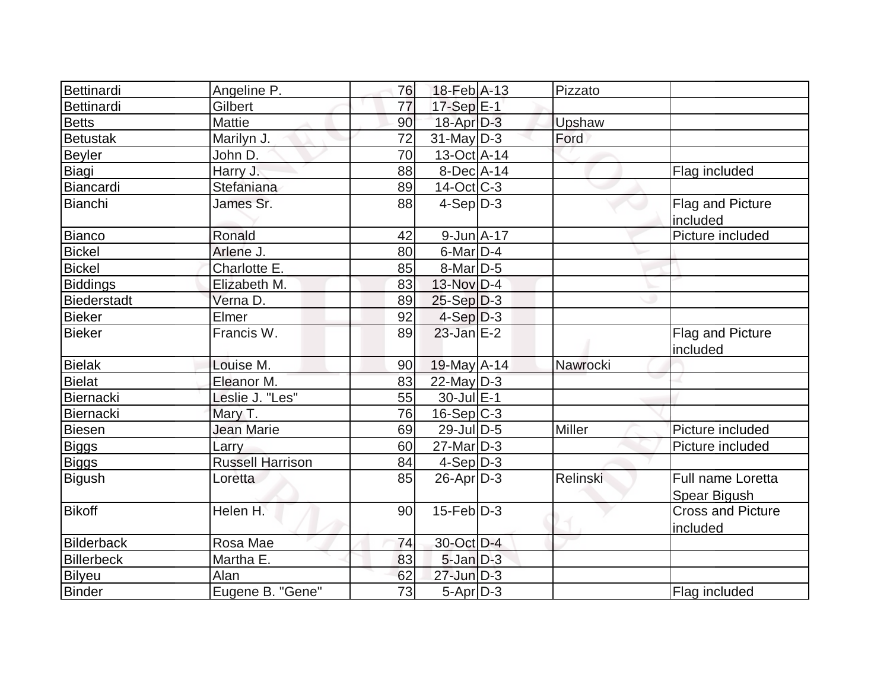| | | | | | | |
|---|---|---|---|---|---|---|
| Bettinardi | Angeline P. | 76 | 18-Feb | A-13 | Pizzato | |
| Bettinardi | Gilbert | 77 | 17-Sep | E-1 | | |
| Betts | Mattie | 90 | 18-Apr | D-3 | Upshaw | |
| Betustak | Marilyn J. | 72 | 31-May | D-3 | Ford | |
| Beyler | John D. | 70 | 13-Oct | A-14 | | |
| Biagi | Harry J. | 88 | 8-Dec | A-14 | | Flag included |
| Biancardi | Stefaniana | 89 | 14-Oct | C-3 | | |
| Bianchi | James Sr. | 88 | 4-Sep | D-3 | | Flag and Picture included |
| Bianco | Ronald | 42 | 9-Jun | A-17 | | Picture included |
| Bickel | Arlene J. | 80 | 6-Mar | D-4 | | |
| Bickel | Charlotte E. | 85 | 8-Mar | D-5 | | |
| Biddings | Elizabeth M. | 83 | 13-Nov | D-4 | | |
| Biederstadt | Verna D. | 89 | 25-Sep | D-3 | | |
| Bieker | Elmer | 92 | 4-Sep | D-3 | | |
| Bieker | Francis W. | 89 | 23-Jan | E-2 | | Flag and Picture included |
| Bielak | Louise M. | 90 | 19-May | A-14 | Nawrocki | |
| Bielat | Eleanor M. | 83 | 22-May | D-3 | | |
| Biernacki | Leslie J. "Les" | 55 | 30-Jul | E-1 | | |
| Biernacki | Mary T. | 76 | 16-Sep | C-3 | | |
| Biesen | Jean Marie | 69 | 29-Jul | D-5 | Miller | Picture included |
| Biggs | Larry | 60 | 27-Mar | D-3 | | Picture included |
| Biggs | Russell Harrison | 84 | 4-Sep | D-3 | | |
| Bigush | Loretta | 85 | 26-Apr | D-3 | Relinski | Full name Loretta Spear Bigush |
| Bikoff | Helen H. | 90 | 15-Feb | D-3 | | Cross and Picture included |
| Bilderback | Rosa Mae | 74 | 30-Oct | D-4 | | |
| Billerbeck | Martha E. | 83 | 5-Jan | D-3 | | |
| Bilyeu | Alan | 62 | 27-Jun | D-3 | | |
| Binder | Eugene B. "Gene" | 73 | 5-Apr | D-3 | | Flag included |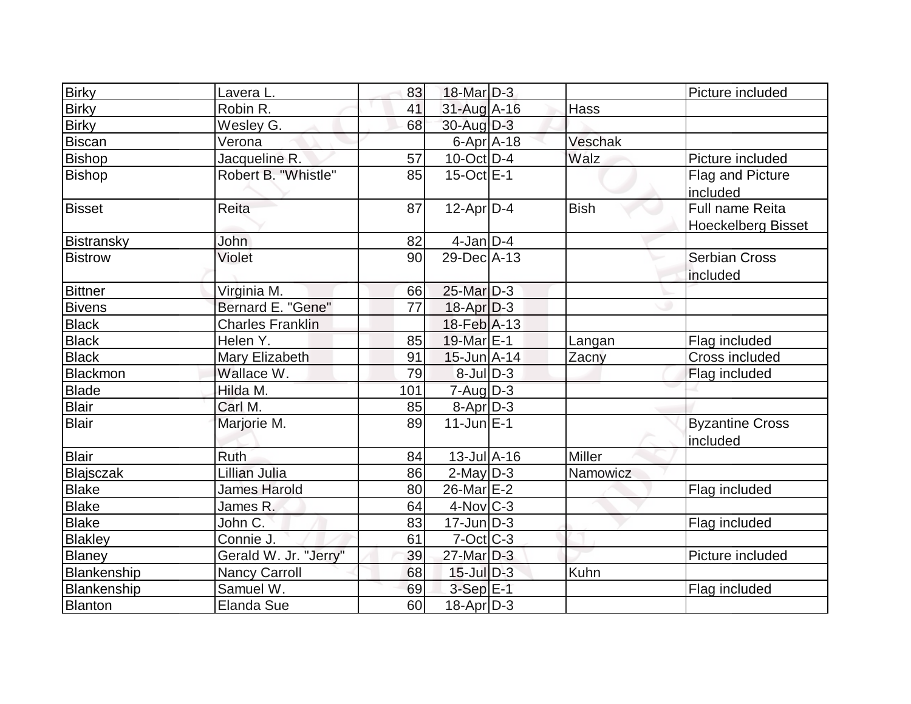| | | | | | | |
|---|---|---|---|---|---|---|
| Birky | Lavera L. | 83 | 18-Mar | D-3 | | Picture included |
| Birky | Robin R. | 41 | 31-Aug | A-16 | Hass | |
| Birky | Wesley G. | 68 | 30-Aug | D-3 | | |
| Biscan | Verona | | 6-Apr | A-18 | Veschak | |
| Bishop | Jacqueline R. | 57 | 10-Oct | D-4 | Walz | Picture included |
| Bishop | Robert B. "Whistle" | 85 | 15-Oct | E-1 | | Flag and Picture included |
| Bisset | Reita | 87 | 12-Apr | D-4 | Bish | Full name Reita Hoeckelberg Bisset |
| Bistransky | John | 82 | 4-Jan | D-4 | | |
| Bistrow | Violet | 90 | 29-Dec | A-13 | | Serbian Cross included |
| Bittner | Virginia M. | 66 | 25-Mar | D-3 | | |
| Bivens | Bernard E. "Gene" | 77 | 18-Apr | D-3 | | |
| Black | Charles Franklin | | 18-Feb | A-13 | | |
| Black | Helen Y. | 85 | 19-Mar | E-1 | Langan | Flag included |
| Black | Mary Elizabeth | 91 | 15-Jun | A-14 | Zacny | Cross included |
| Blackmon | Wallace W. | 79 | 8-Jul | D-3 | | Flag included |
| Blade | Hilda M. | 101 | 7-Aug | D-3 | | |
| Blair | Carl M. | 85 | 8-Apr | D-3 | | |
| Blair | Marjorie M. | 89 | 11-Jun | E-1 | | Byzantine Cross included |
| Blair | Ruth | 84 | 13-Jul | A-16 | Miller | |
| Blajsczak | Lillian Julia | 86 | 2-May | D-3 | Namowicz | |
| Blake | James Harold | 80 | 26-Mar | E-2 | | Flag included |
| Blake | James R. | 64 | 4-Nov | C-3 | | |
| Blake | John C. | 83 | 17-Jun | D-3 | | Flag included |
| Blakley | Connie J. | 61 | 7-Oct | C-3 | | |
| Blaney | Gerald W. Jr. "Jerry" | 39 | 27-Mar | D-3 | | Picture included |
| Blankenship | Nancy Carroll | 68 | 15-Jul | D-3 | Kuhn | |
| Blankenship | Samuel W. | 69 | 3-Sep | E-1 | | Flag included |
| Blanton | Elanda Sue | 60 | 18-Apr | D-3 | | |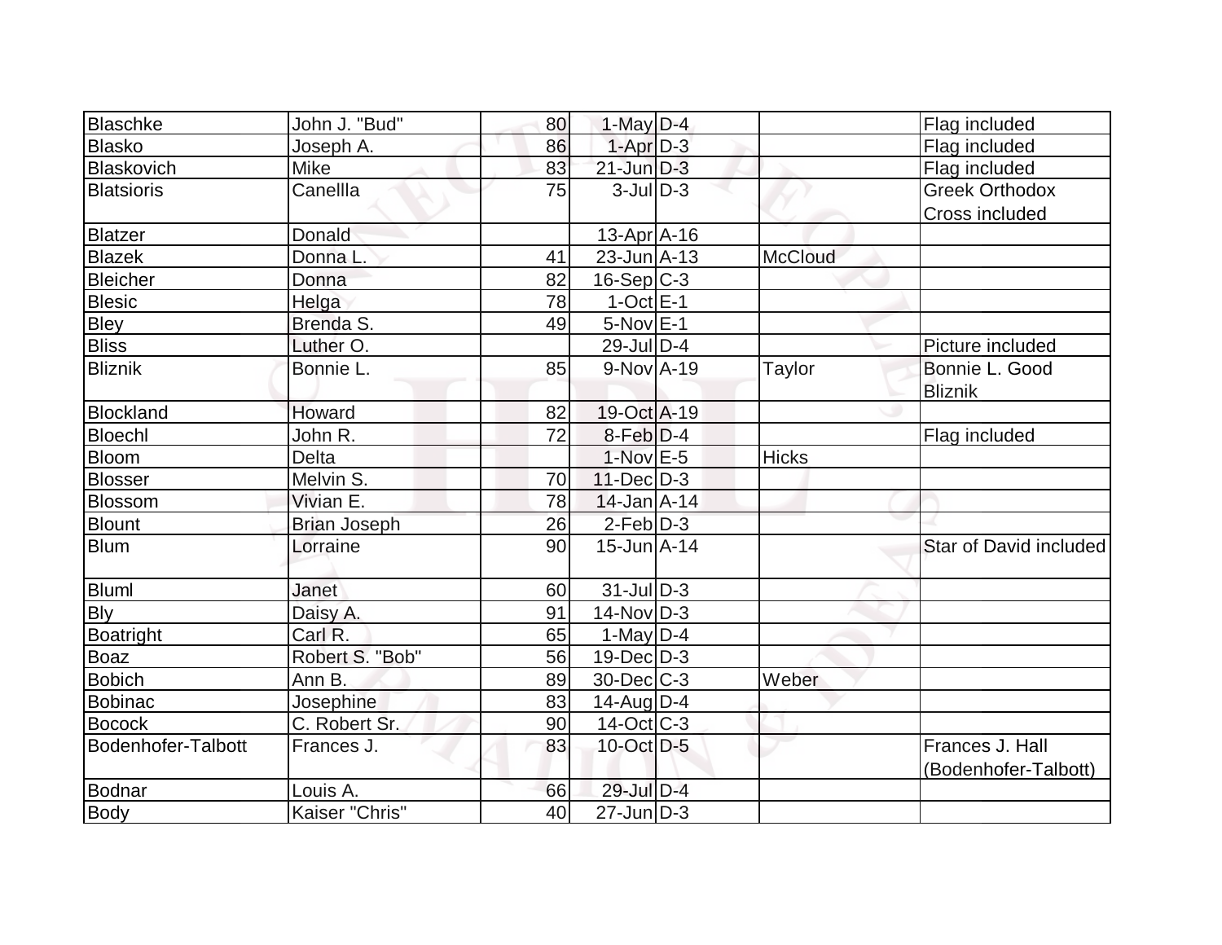| | | | | | | |
|---|---|---|---|---|---|---|
| Blaschke | John J. "Bud" | 80 | 1-May | D-4 | | Flag included |
| Blasko | Joseph A. | 86 | 1-Apr | D-3 | | Flag included |
| Blaskovich | Mike | 83 | 21-Jun | D-3 | | Flag included |
| Blatsioris | Canellla | 75 | 3-Jul | D-3 | | Greek Orthodox Cross included |
| Blatzer | Donald | | 13-Apr | A-16 | | |
| Blazek | Donna L. | 41 | 23-Jun | A-13 | McCloud | |
| Bleicher | Donna | 82 | 16-Sep | C-3 | | |
| Blesic | Helga | 78 | 1-Oct | E-1 | | |
| Bley | Brenda S. | 49 | 5-Nov | E-1 | | |
| Bliss | Luther O. | | 29-Jul | D-4 | | Picture included |
| Bliznik | Bonnie L. | 85 | 9-Nov | A-19 | Taylor | Bonnie L. Good Bliznik |
| Blockland | Howard | 82 | 19-Oct | A-19 | | |
| Bloechl | John R. | 72 | 8-Feb | D-4 | | Flag included |
| Bloom | Delta | | 1-Nov | E-5 | Hicks | |
| Blosser | Melvin S. | 70 | 11-Dec | D-3 | | |
| Blossom | Vivian E. | 78 | 14-Jan | A-14 | | |
| Blount | Brian Joseph | 26 | 2-Feb | D-3 | | |
| Blum | Lorraine | 90 | 15-Jun | A-14 | | Star of David included |
| Bluml | Janet | 60 | 31-Jul | D-3 | | |
| Bly | Daisy A. | 91 | 14-Nov | D-3 | | |
| Boatright | Carl R. | 65 | 1-May | D-4 | | |
| Boaz | Robert S. "Bob" | 56 | 19-Dec | D-3 | | |
| Bobich | Ann B. | 89 | 30-Dec | C-3 | Weber | |
| Bobinac | Josephine | 83 | 14-Aug | D-4 | | |
| Bocock | C. Robert Sr. | 90 | 14-Oct | C-3 | | |
| Bodenhofer-Talbott | Frances J. | 83 | 10-Oct | D-5 | | Frances J. Hall (Bodenhofer-Talbott) |
| Bodnar | Louis A. | 66 | 29-Jul | D-4 | | |
| Body | Kaiser "Chris" | 40 | 27-Jun | D-3 | | |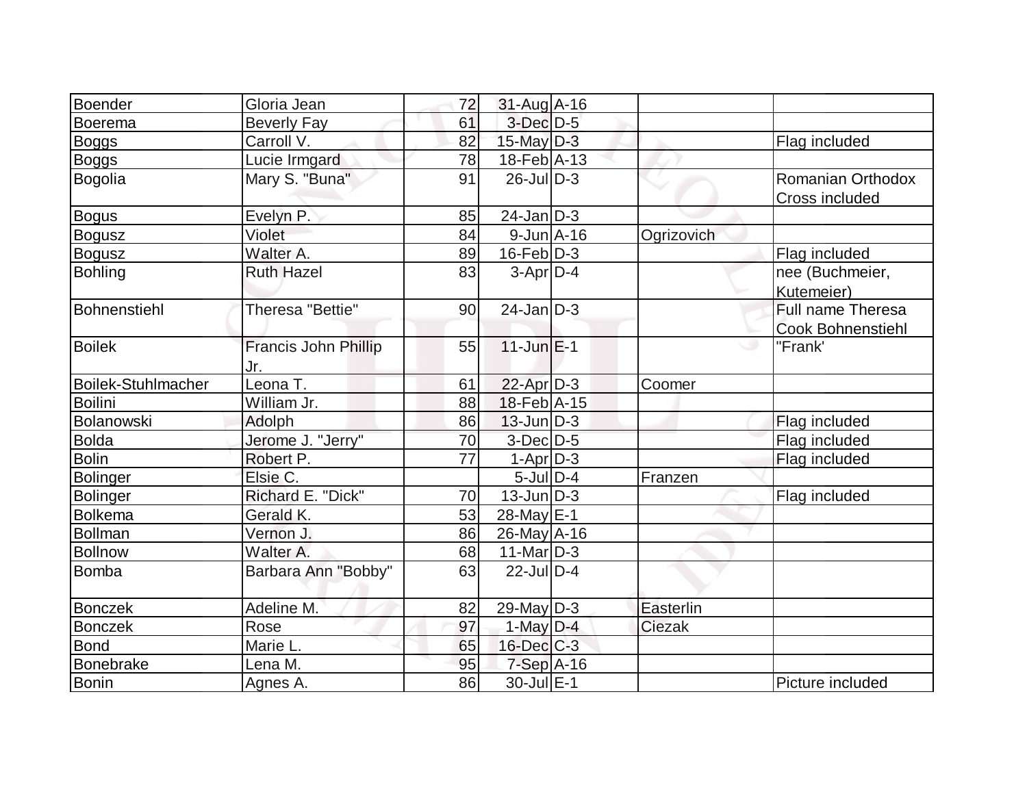| | | | | | | |
|---|---|---|---|---|---|---|
| Boender | Gloria Jean | 72 | 31-Aug | A-16 | | |
| Boerema | Beverly Fay | 61 | 3-Dec | D-5 | | |
| Boggs | Carroll V. | 82 | 15-May | D-3 | | Flag included |
| Boggs | Lucie Irmgard | 78 | 18-Feb | A-13 | | |
| Bogolia | Mary S. "Buna" | 91 | 26-Jul | D-3 | | Romanian Orthodox Cross included |
| Bogus | Evelyn P. | 85 | 24-Jan | D-3 | | |
| Bogusz | Violet | 84 | 9-Jun | A-16 | Ogrizovich | |
| Bogusz | Walter A. | 89 | 16-Feb | D-3 | | Flag included |
| Bohling | Ruth Hazel | 83 | 3-Apr | D-4 | | nee (Buchmeier, Kutemeier) |
| Bohnenstiehl | Theresa "Bettie" | 90 | 24-Jan | D-3 | | Full name Theresa Cook Bohnenstiehl |
| Boilek | Francis John Phillip Jr. | 55 | 11-Jun | E-1 | | "Frank' |
| Boilek-Stuhlmacher | Leona T. | 61 | 22-Apr | D-3 | Coomer | |
| Boilini | William Jr. | 88 | 18-Feb | A-15 | | |
| Bolanowski | Adolph | 86 | 13-Jun | D-3 | | Flag included |
| Bolda | Jerome J. "Jerry" | 70 | 3-Dec | D-5 | | Flag included |
| Bolin | Robert P. | 77 | 1-Apr | D-3 | | Flag included |
| Bolinger | Elsie C. | | 5-Jul | D-4 | Franzen | |
| Bolinger | Richard E. "Dick" | 70 | 13-Jun | D-3 | | Flag included |
| Bolkema | Gerald K. | 53 | 28-May | E-1 | | |
| Bollman | Vernon J. | 86 | 26-May | A-16 | | |
| Bollnow | Walter A. | 68 | 11-Mar | D-3 | | |
| Bomba | Barbara Ann "Bobby" | 63 | 22-Jul | D-4 | | |
| Bonczek | Adeline M. | 82 | 29-May | D-3 | Easterlin | |
| Bonczek | Rose | 97 | 1-May | D-4 | Ciezak | |
| Bond | Marie L. | 65 | 16-Dec | C-3 | | |
| Bonebrake | Lena M. | 95 | 7-Sep | A-16 | | |
| Bonin | Agnes A. | 86 | 30-Jul | E-1 | | Picture included |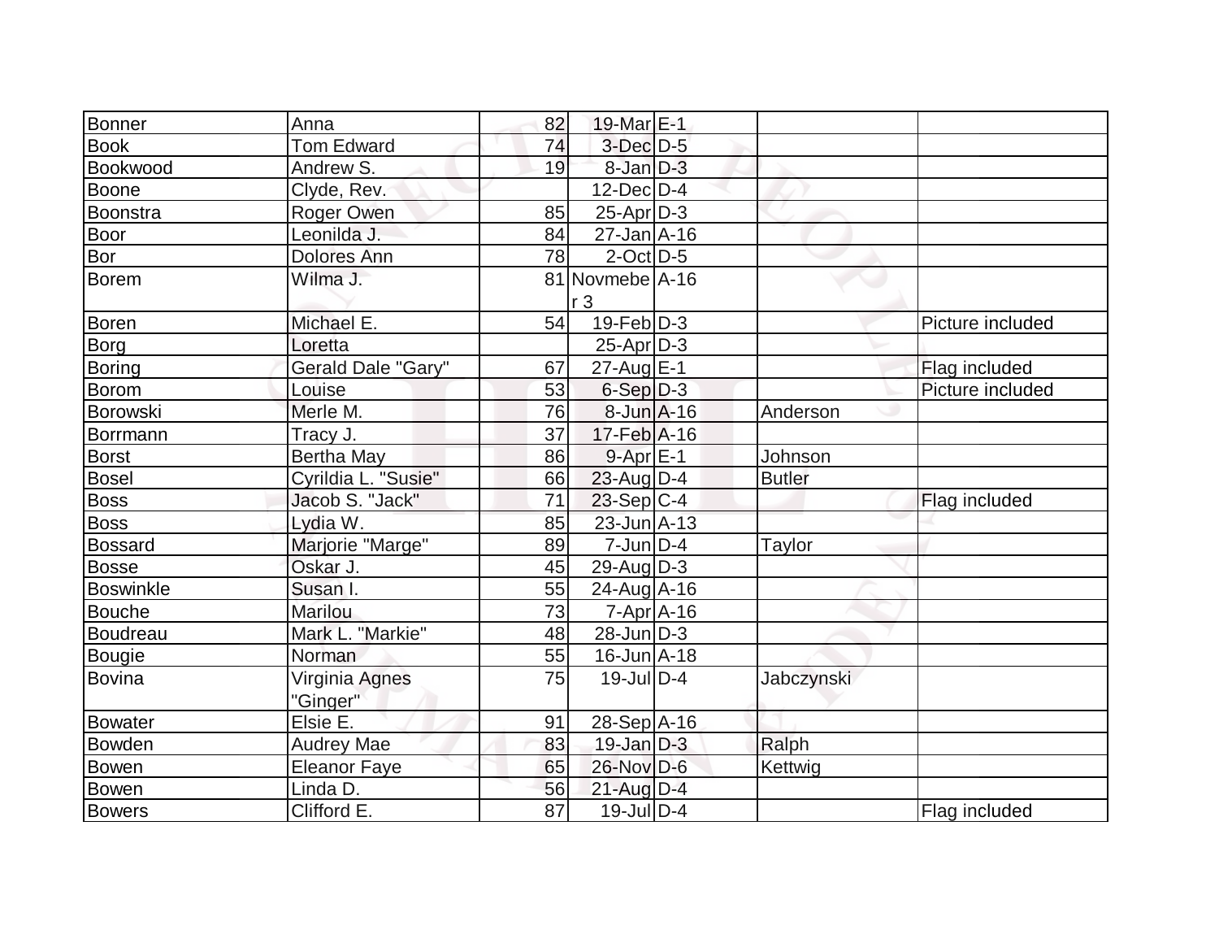| | | | | | | |
|---|---|---|---|---|---|---|
| Bonner | Anna | 82 | 19-Mar | E-1 | | |
| Book | Tom Edward | 74 | 3-Dec | D-5 | | |
| Bookwood | Andrew S. | 19 | 8-Jan | D-3 | | |
| Boone | Clyde, Rev. | | 12-Dec | D-4 | | |
| Boonstra | Roger Owen | 85 | 25-Apr | D-3 | | |
| Boor | Leonilda J. | 84 | 27-Jan | A-16 | | |
| Bor | Dolores Ann | 78 | 2-Oct | D-5 | | |
| Borem | Wilma J. | 81 | Novmeber 3 | A-16 | | |
| Boren | Michael E. | 54 | 19-Feb | D-3 | | Picture included |
| Borg | Loretta | | 25-Apr | D-3 | | |
| Boring | Gerald Dale "Gary" | 67 | 27-Aug | E-1 | | Flag included |
| Borom | Louise | 53 | 6-Sep | D-3 | | Picture included |
| Borowski | Merle M. | 76 | 8-Jun | A-16 | Anderson | |
| Borrmann | Tracy J. | 37 | 17-Feb | A-16 | | |
| Borst | Bertha May | 86 | 9-Apr | E-1 | Johnson | |
| Bosel | Cyrildia L. "Susie" | 66 | 23-Aug | D-4 | Butler | |
| Boss | Jacob S. "Jack" | 71 | 23-Sep | C-4 | | Flag included |
| Boss | Lydia W. | 85 | 23-Jun | A-13 | | |
| Bossard | Marjorie "Marge" | 89 | 7-Jun | D-4 | Taylor | |
| Bosse | Oskar J. | 45 | 29-Aug | D-3 | | |
| Boswinkle | Susan I. | 55 | 24-Aug | A-16 | | |
| Bouche | Marilou | 73 | 7-Apr | A-16 | | |
| Boudreau | Mark L. "Markie" | 48 | 28-Jun | D-3 | | |
| Bougie | Norman | 55 | 16-Jun | A-18 | | |
| Bovina | Virginia Agnes "Ginger" | 75 | 19-Jul | D-4 | Jabczynski | |
| Bowater | Elsie E. | 91 | 28-Sep | A-16 | | |
| Bowden | Audrey Mae | 83 | 19-Jan | D-3 | Ralph | |
| Bowen | Eleanor Faye | 65 | 26-Nov | D-6 | Kettwig | |
| Bowen | Linda D. | 56 | 21-Aug | D-4 | | |
| Bowers | Clifford E. | 87 | 19-Jul | D-4 | | Flag included |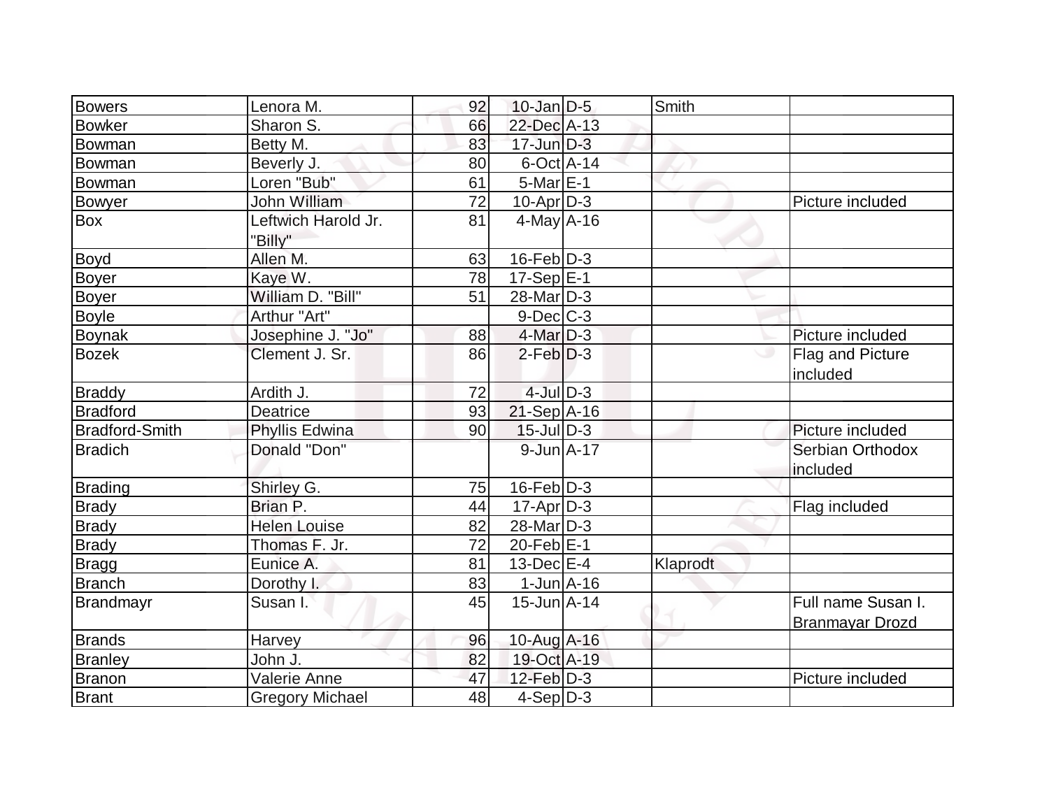| | | | | | | |
|---|---|---|---|---|---|---|
| Bowers | Lenora M. | 92 | 10-Jan | D-5 | Smith | |
| Bowker | Sharon S. | 66 | 22-Dec | A-13 | | |
| Bowman | Betty M. | 83 | 17-Jun | D-3 | | |
| Bowman | Beverly J. | 80 | 6-Oct | A-14 | | |
| Bowman | Loren "Bub" | 61 | 5-Mar | E-1 | | |
| Bowyer | John William | 72 | 10-Apr | D-3 | | Picture included |
| Box | Leftwich Harold Jr. "Billy" | 81 | 4-May | A-16 | | |
| Boyd | Allen M. | 63 | 16-Feb | D-3 | | |
| Boyer | Kaye W. | 78 | 17-Sep | E-1 | | |
| Boyer | William D. "Bill" | 51 | 28-Mar | D-3 | | |
| Boyle | Arthur "Art" | | 9-Dec | C-3 | | |
| Boynak | Josephine J. "Jo" | 88 | 4-Mar | D-3 | | Picture included |
| Bozek | Clement J. Sr. | 86 | 2-Feb | D-3 | | Flag and Picture included |
| Braddy | Ardith J. | 72 | 4-Jul | D-3 | | |
| Bradford | Deatrice | 93 | 21-Sep | A-16 | | |
| Bradford-Smith | Phyllis Edwina | 90 | 15-Jul | D-3 | | Picture included |
| Bradich | Donald "Don" | | 9-Jun | A-17 | | Serbian Orthodox included |
| Brading | Shirley G. | 75 | 16-Feb | D-3 | | |
| Brady | Brian P. | 44 | 17-Apr | D-3 | | Flag included |
| Brady | Helen Louise | 82 | 28-Mar | D-3 | | |
| Brady | Thomas F. Jr. | 72 | 20-Feb | E-1 | | |
| Bragg | Eunice A. | 81 | 13-Dec | E-4 | Klaprodt | |
| Branch | Dorothy I. | 83 | 1-Jun | A-16 | | |
| Brandmayr | Susan I. | 45 | 15-Jun | A-14 | | Full name Susan I. Branmayar Drozd |
| Brands | Harvey | 96 | 10-Aug | A-16 | | |
| Branley | John J. | 82 | 19-Oct | A-19 | | |
| Branon | Valerie Anne | 47 | 12-Feb | D-3 | | Picture included |
| Brant | Gregory Michael | 48 | 4-Sep | D-3 | | |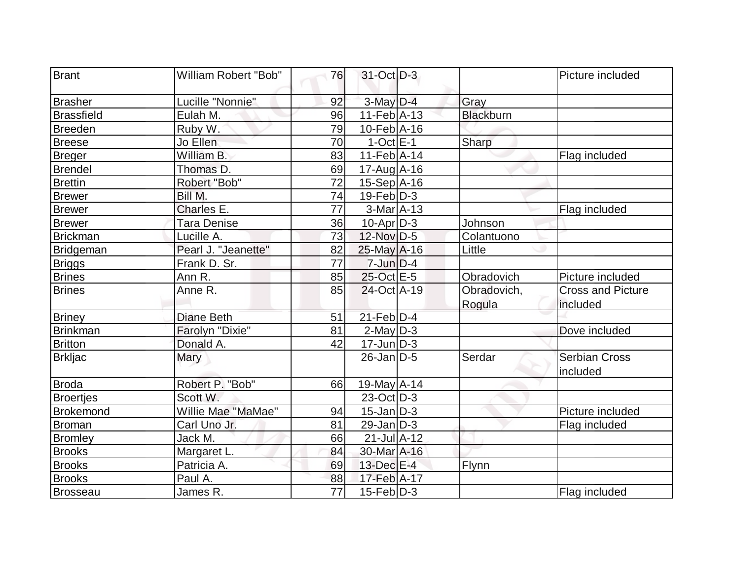| | | | | | | |
|---|---|---|---|---|---|---|
| Brant | William Robert "Bob" | 76 | 31-Oct | D-3 | | Picture included |
| Brasher | Lucille "Nonnie" | 92 | 3-May | D-4 | Gray | |
| Brassfield | Eulah M. | 96 | 11-Feb | A-13 | Blackburn | |
| Breeden | Ruby W. | 79 | 10-Feb | A-16 | | |
| Breese | Jo Ellen | 70 | 1-Oct | E-1 | Sharp | |
| Breger | William B. | 83 | 11-Feb | A-14 | | Flag included |
| Brendel | Thomas D. | 69 | 17-Aug | A-16 | | |
| Brettin | Robert "Bob" | 72 | 15-Sep | A-16 | | |
| Brewer | Bill M. | 74 | 19-Feb | D-3 | | |
| Brewer | Charles E. | 77 | 3-Mar | A-13 | | Flag included |
| Brewer | Tara Denise | 36 | 10-Apr | D-3 | Johnson | |
| Brickman | Lucille A. | 73 | 12-Nov | D-5 | Colantuono | |
| Bridgeman | Pearl J. "Jeanette" | 82 | 25-May | A-16 | Little | |
| Briggs | Frank D. Sr. | 77 | 7-Jun | D-4 | | |
| Brines | Ann R. | 85 | 25-Oct | E-5 | Obradovich | Picture included |
| Brines | Anne R. | 85 | 24-Oct | A-19 | Obradovich, Rogula | Cross and Picture included |
| Briney | Diane Beth | 51 | 21-Feb | D-4 | | |
| Brinkman | Farolyn "Dixie" | 81 | 2-May | D-3 | | Dove included |
| Britton | Donald A. | 42 | 17-Jun | D-3 | | |
| Brkljac | Mary | | 26-Jan | D-5 | Serdar | Serbian Cross included |
| Broda | Robert P. "Bob" | 66 | 19-May | A-14 | | |
| Broertjes | Scott W. | | 23-Oct | D-3 | | |
| Brokemond | Willie Mae "MaMae" | 94 | 15-Jan | D-3 | | Picture included |
| Broman | Carl Uno Jr. | 81 | 29-Jan | D-3 | | Flag included |
| Bromley | Jack M. | 66 | 21-Jul | A-12 | | |
| Brooks | Margaret L. | 84 | 30-Mar | A-16 | | |
| Brooks | Patricia A. | 69 | 13-Dec | E-4 | Flynn | |
| Brooks | Paul A. | 88 | 17-Feb | A-17 | | |
| Brosseau | James R. | 77 | 15-Feb | D-3 | | Flag included |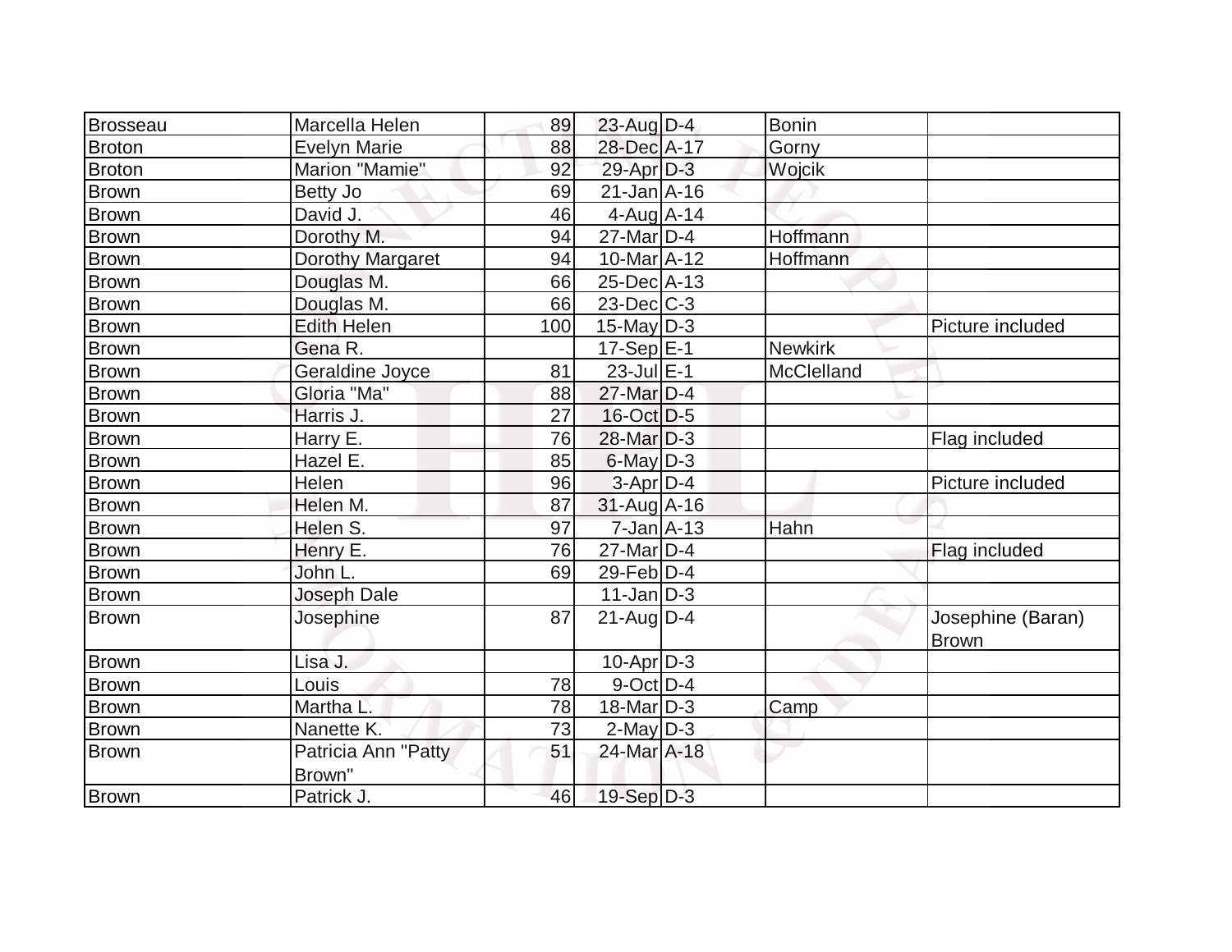| | | | | | | |
|---|---|---|---|---|---|---|
| Brosseau | Marcella Helen | 89 | 23-Aug | D-4 | Bonin | |
| Broton | Evelyn Marie | 88 | 28-Dec | A-17 | Gorny | |
| Broton | Marion "Mamie" | 92 | 29-Apr | D-3 | Wojcik | |
| Brown | Betty Jo | 69 | 21-Jan | A-16 | | |
| Brown | David J. | 46 | 4-Aug | A-14 | | |
| Brown | Dorothy M. | 94 | 27-Mar | D-4 | Hoffmann | |
| Brown | Dorothy Margaret | 94 | 10-Mar | A-12 | Hoffmann | |
| Brown | Douglas M. | 66 | 25-Dec | A-13 | | |
| Brown | Douglas M. | 66 | 23-Dec | C-3 | | |
| Brown | Edith Helen | 100 | 15-May | D-3 | | Picture included |
| Brown | Gena R. | | 17-Sep | E-1 | Newkirk | |
| Brown | Geraldine Joyce | 81 | 23-Jul | E-1 | McClelland | |
| Brown | Gloria "Ma" | 88 | 27-Mar | D-4 | | |
| Brown | Harris J. | 27 | 16-Oct | D-5 | | |
| Brown | Harry E. | 76 | 28-Mar | D-3 | | Flag included |
| Brown | Hazel E. | 85 | 6-May | D-3 | | |
| Brown | Helen | 96 | 3-Apr | D-4 | | Picture included |
| Brown | Helen M. | 87 | 31-Aug | A-16 | | |
| Brown | Helen S. | 97 | 7-Jan | A-13 | Hahn | |
| Brown | Henry E. | 76 | 27-Mar | D-4 | | Flag included |
| Brown | John L. | 69 | 29-Feb | D-4 | | |
| Brown | Joseph Dale | | 11-Jan | D-3 | | |
| Brown | Josephine | 87 | 21-Aug | D-4 | | Josephine (Baran) Brown |
| Brown | Lisa J. | | 10-Apr | D-3 | | |
| Brown | Louis | 78 | 9-Oct | D-4 | | |
| Brown | Martha L. | 78 | 18-Mar | D-3 | Camp | |
| Brown | Nanette K. | 73 | 2-May | D-3 | | |
| Brown | Patricia Ann "Patty Brown" | 51 | 24-Mar | A-18 | | |
| Brown | Patrick J. | 46 | 19-Sep | D-3 | | |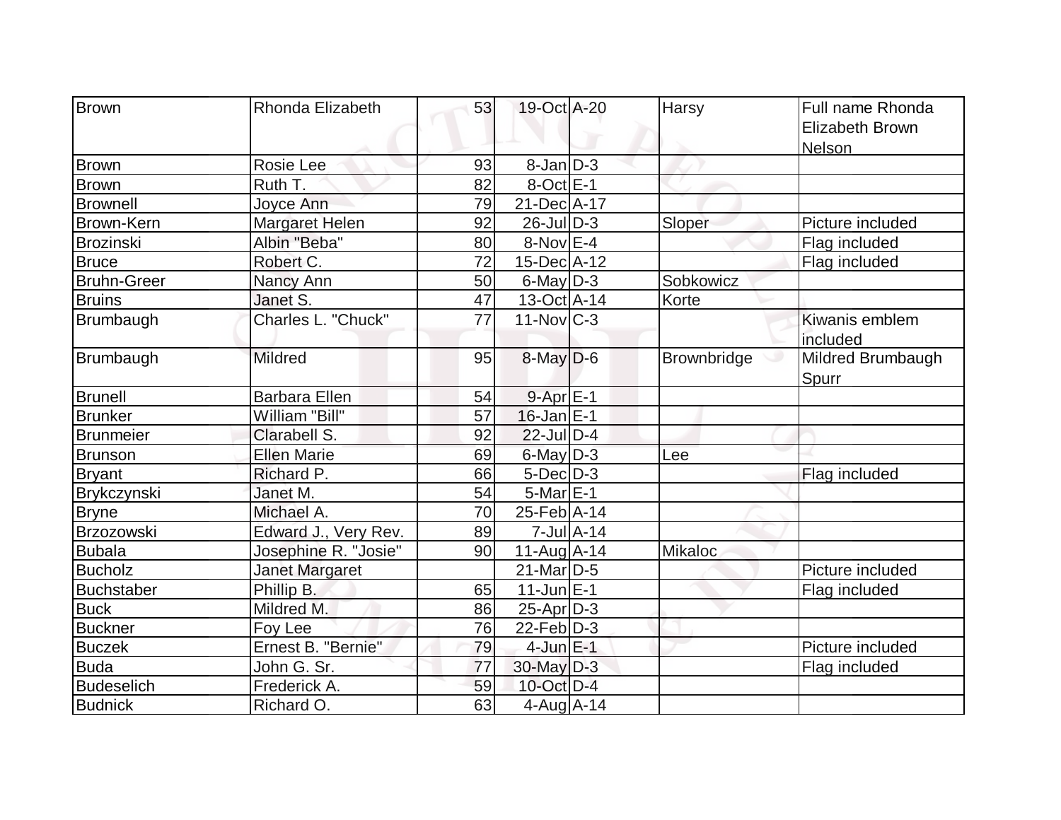| | | | | | | |
|---|---|---|---|---|---|---|
| Brown | Rhonda Elizabeth | 53 | 19-Oct | A-20 | Harsy | Full name Rhonda Elizabeth Brown Nelson |
| Brown | Rosie Lee | 93 | 8-Jan | D-3 | | |
| Brown | Ruth T. | 82 | 8-Oct | E-1 | | |
| Brownell | Joyce Ann | 79 | 21-Dec | A-17 | | |
| Brown-Kern | Margaret Helen | 92 | 26-Jul | D-3 | Sloper | Picture included |
| Brozinski | Albin "Beba" | 80 | 8-Nov | E-4 | | Flag included |
| Bruce | Robert C. | 72 | 15-Dec | A-12 | | Flag included |
| Bruhn-Greer | Nancy Ann | 50 | 6-May | D-3 | Sobkowicz | |
| Bruins | Janet S. | 47 | 13-Oct | A-14 | Korte | |
| Brumbaugh | Charles L. "Chuck" | 77 | 11-Nov | C-3 | | Kiwanis emblem included |
| Brumbaugh | Mildred | 95 | 8-May | D-6 | Brownbridge | Mildred Brumbaugh Spurr |
| Brunell | Barbara Ellen | 54 | 9-Apr | E-1 | | |
| Brunker | William "Bill" | 57 | 16-Jan | E-1 | | |
| Brunmeier | Clarabell S. | 92 | 22-Jul | D-4 | | |
| Brunson | Ellen Marie | 69 | 6-May | D-3 | Lee | |
| Bryant | Richard P. | 66 | 5-Dec | D-3 | | Flag included |
| Brykczynski | Janet M. | 54 | 5-Mar | E-1 | | |
| Bryne | Michael A. | 70 | 25-Feb | A-14 | | |
| Brzozowski | Edward J., Very Rev. | 89 | 7-Jul | A-14 | | |
| Bubala | Josephine R. "Josie" | 90 | 11-Aug | A-14 | Mikaloc | |
| Bucholz | Janet Margaret | | 21-Mar | D-5 | | Picture included |
| Buchstaber | Phillip B. | 65 | 11-Jun | E-1 | | Flag included |
| Buck | Mildred M. | 86 | 25-Apr | D-3 | | |
| Buckner | Foy Lee | 76 | 22-Feb | D-3 | | |
| Buczek | Ernest B. "Bernie" | 79 | 4-Jun | E-1 | | Picture included |
| Buda | John G. Sr. | 77 | 30-May | D-3 | | Flag included |
| Budeselich | Frederick A. | 59 | 10-Oct | D-4 | | |
| Budnick | Richard O. | 63 | 4-Aug | A-14 | | |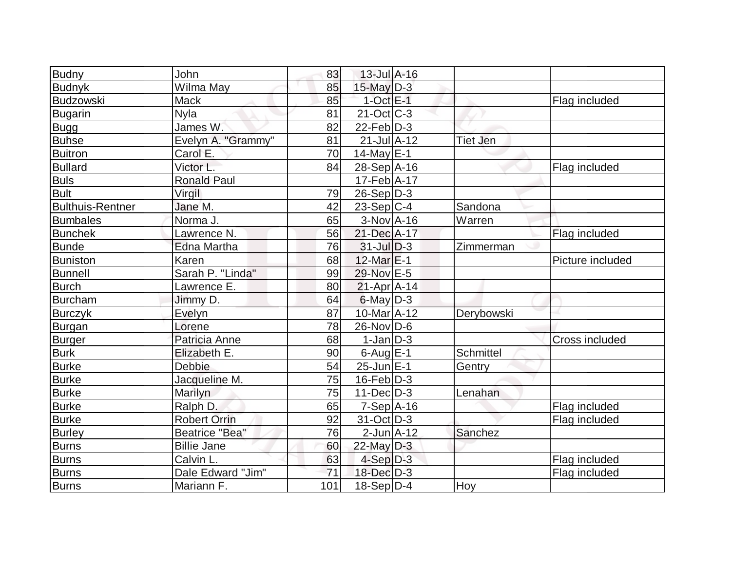| | | | | | | |
|---|---|---|---|---|---|---|
| Budny | John | 83 | 13-Jul | A-16 | | |
| Budnyk | Wilma May | 85 | 15-May | D-3 | | |
| Budzowski | Mack | 85 | 1-Oct | E-1 | | Flag included |
| Bugarin | Nyla | 81 | 21-Oct | C-3 | | |
| Bugg | James W. | 82 | 22-Feb | D-3 | | |
| Buhse | Evelyn A. "Grammy" | 81 | 21-Jul | A-12 | Tiet Jen | |
| Buitron | Carol E. | 70 | 14-May | E-1 | | |
| Bullard | Victor L. | 84 | 28-Sep | A-16 | | Flag included |
| Buls | Ronald Paul | | 17-Feb | A-17 | | |
| Bult | Virgil | 79 | 26-Sep | D-3 | | |
| Bulthuis-Rentner | Jane M. | 42 | 23-Sep | C-4 | Sandona | |
| Bumbales | Norma J. | 65 | 3-Nov | A-16 | Warren | |
| Bunchek | Lawrence N. | 56 | 21-Dec | A-17 | | Flag included |
| Bunde | Edna Martha | 76 | 31-Jul | D-3 | Zimmerman | |
| Buniston | Karen | 68 | 12-Mar | E-1 | | Picture included |
| Bunnell | Sarah P. "Linda" | 99 | 29-Nov | E-5 | | |
| Burch | Lawrence E. | 80 | 21-Apr | A-14 | | |
| Burcham | Jimmy D. | 64 | 6-May | D-3 | | |
| Burczyk | Evelyn | 87 | 10-Mar | A-12 | Derybowski | |
| Burgan | Lorene | 78 | 26-Nov | D-6 | | |
| Burger | Patricia Anne | 68 | 1-Jan | D-3 | | Cross included |
| Burk | Elizabeth E. | 90 | 6-Aug | E-1 | Schmittel | |
| Burke | Debbie | 54 | 25-Jun | E-1 | Gentry | |
| Burke | Jacqueline M. | 75 | 16-Feb | D-3 | | |
| Burke | Marilyn | 75 | 11-Dec | D-3 | Lenahan | |
| Burke | Ralph D. | 65 | 7-Sep | A-16 | | Flag included |
| Burke | Robert Orrin | 92 | 31-Oct | D-3 | | Flag included |
| Burley | Beatrice "Bea" | 76 | 2-Jun | A-12 | Sanchez | |
| Burns | Billie Jane | 60 | 22-May | D-3 | | |
| Burns | Calvin L. | 63 | 4-Sep | D-3 | | Flag included |
| Burns | Dale Edward "Jim" | 71 | 18-Dec | D-3 | | Flag included |
| Burns | Mariann F. | 101 | 18-Sep | D-4 | Hoy | |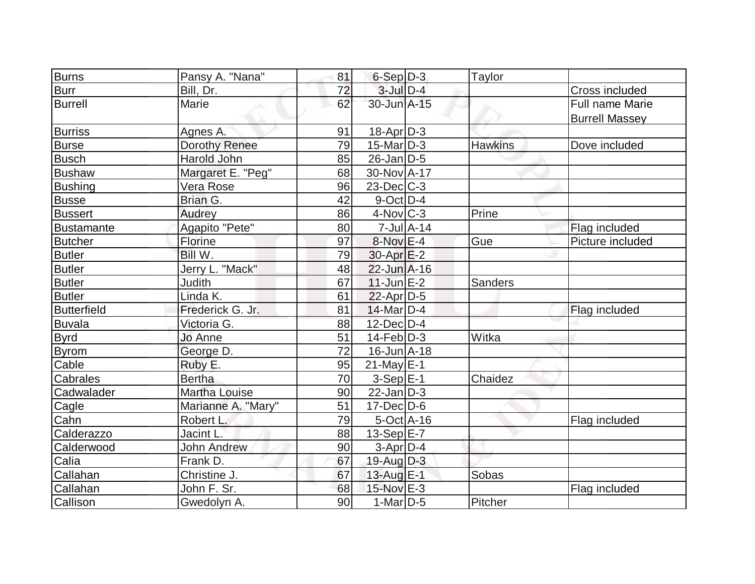| | | | | | | |
|---|---|---|---|---|---|---|
| Burns | Pansy A. "Nana" | 81 | 6-Sep | D-3 | Taylor | |
| Burr | Bill, Dr. | 72 | 3-Jul | D-4 | | Cross included |
| Burrell | Marie | 62 | 30-Jun | A-15 | | Full name Marie Burrell Massey |
| Burriss | Agnes A. | 91 | 18-Apr | D-3 | | |
| Burse | Dorothy Renee | 79 | 15-Mar | D-3 | Hawkins | Dove included |
| Busch | Harold John | 85 | 26-Jan | D-5 | | |
| Bushaw | Margaret E. "Peg" | 68 | 30-Nov | A-17 | | |
| Bushing | Vera Rose | 96 | 23-Dec | C-3 | | |
| Busse | Brian G. | 42 | 9-Oct | D-4 | | |
| Bussert | Audrey | 86 | 4-Nov | C-3 | Prine | |
| Bustamante | Agapito "Pete" | 80 | 7-Jul | A-14 | | Flag included |
| Butcher | Florine | 97 | 8-Nov | E-4 | Gue | Picture included |
| Butler | Bill W. | 79 | 30-Apr | E-2 | | |
| Butler | Jerry L. "Mack" | 48 | 22-Jun | A-16 | | |
| Butler | Judith | 67 | 11-Jun | E-2 | Sanders | |
| Butler | Linda K. | 61 | 22-Apr | D-5 | | |
| Butterfield | Frederick G. Jr. | 81 | 14-Mar | D-4 | | Flag included |
| Buvala | Victoria G. | 88 | 12-Dec | D-4 | | |
| Byrd | Jo Anne | 51 | 14-Feb | D-3 | Witka | |
| Byrom | George D. | 72 | 16-Jun | A-18 | | |
| Cable | Ruby E. | 95 | 21-May | E-1 | | |
| Cabrales | Bertha | 70 | 3-Sep | E-1 | Chaidez | |
| Cadwalader | Martha Louise | 90 | 22-Jan | D-3 | | |
| Cagle | Marianne A. "Mary" | 51 | 17-Dec | D-6 | | |
| Cahn | Robert L. | 79 | 5-Oct | A-16 | | Flag included |
| Calderazzo | Jacint L. | 88 | 13-Sep | E-7 | | |
| Calderwood | John Andrew | 90 | 3-Apr | D-4 | | |
| Calia | Frank D. | 67 | 19-Aug | D-3 | | |
| Callahan | Christine J. | 67 | 13-Aug | E-1 | Sobas | |
| Callahan | John F. Sr. | 68 | 15-Nov | E-3 | | Flag included |
| Callison | Gwedolyn A. | 90 | 1-Mar | D-5 | Pitcher | |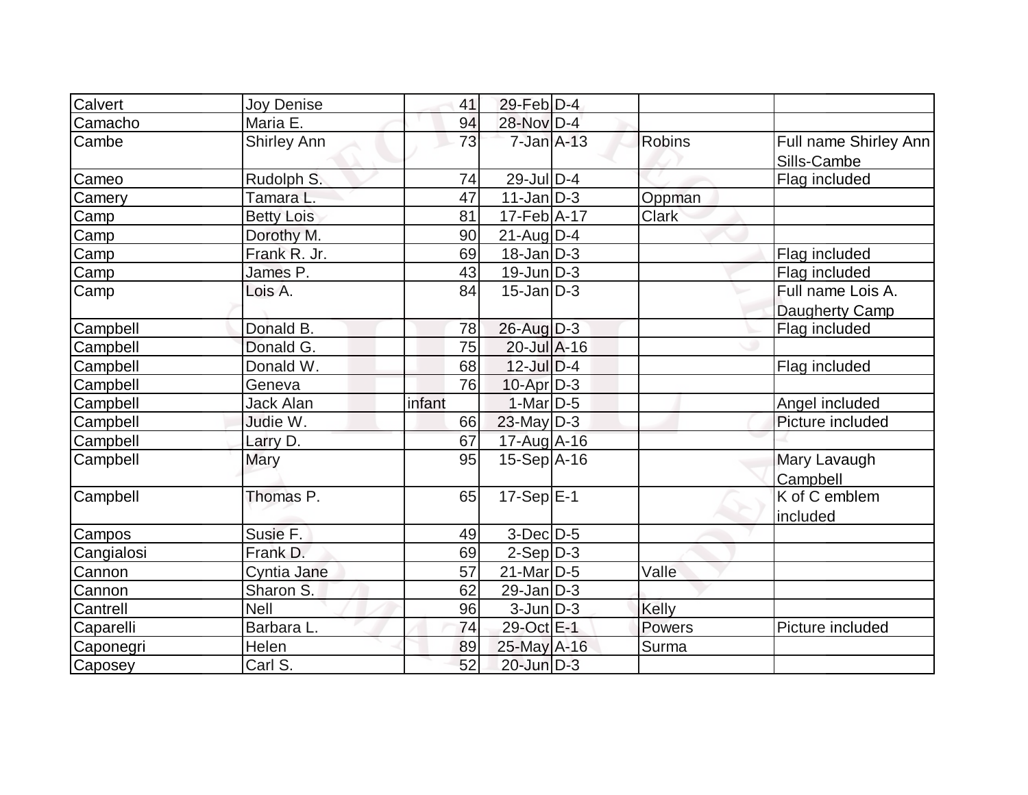| | | | | | | |
|---|---|---|---|---|---|---|
| Calvert | Joy Denise | 41 | 29-Feb | D-4 | | |
| Camacho | Maria E. | 94 | 28-Nov | D-4 | | |
| Cambe | Shirley Ann | 73 | 7-Jan | A-13 | Robins | Full name Shirley Ann Sills-Cambe |
| Cameo | Rudolph S. | 74 | 29-Jul | D-4 | | Flag included |
| Camery | Tamara L. | 47 | 11-Jan | D-3 | Oppman | |
| Camp | Betty Lois | 81 | 17-Feb | A-17 | Clark | |
| Camp | Dorothy M. | 90 | 21-Aug | D-4 | | |
| Camp | Frank R. Jr. | 69 | 18-Jan | D-3 | | Flag included |
| Camp | James P. | 43 | 19-Jun | D-3 | | Flag included |
| Camp | Lois A. | 84 | 15-Jan | D-3 | | Full name Lois A. Daugherty Camp |
| Campbell | Donald B. | 78 | 26-Aug | D-3 | | Flag included |
| Campbell | Donald G. | 75 | 20-Jul | A-16 | | |
| Campbell | Donald W. | 68 | 12-Jul | D-4 | | Flag included |
| Campbell | Geneva | 76 | 10-Apr | D-3 | | |
| Campbell | Jack Alan | infant | 1-Mar | D-5 | | Angel included |
| Campbell | Judie W. | 66 | 23-May | D-3 | | Picture included |
| Campbell | Larry D. | 67 | 17-Aug | A-16 | | |
| Campbell | Mary | 95 | 15-Sep | A-16 | | Mary Lavaugh Campbell |
| Campbell | Thomas P. | 65 | 17-Sep | E-1 | | K of C emblem included |
| Campos | Susie F. | 49 | 3-Dec | D-5 | | |
| Cangialosi | Frank D. | 69 | 2-Sep | D-3 | | |
| Cannon | Cyntia Jane | 57 | 21-Mar | D-5 | Valle | |
| Cannon | Sharon S. | 62 | 29-Jan | D-3 | | |
| Cantrell | Nell | 96 | 3-Jun | D-3 | Kelly | |
| Caparelli | Barbara L. | 74 | 29-Oct | E-1 | Powers | Picture included |
| Caponegri | Helen | 89 | 25-May | A-16 | Surma | |
| Caposey | Carl S. | 52 | 20-Jun | D-3 | | |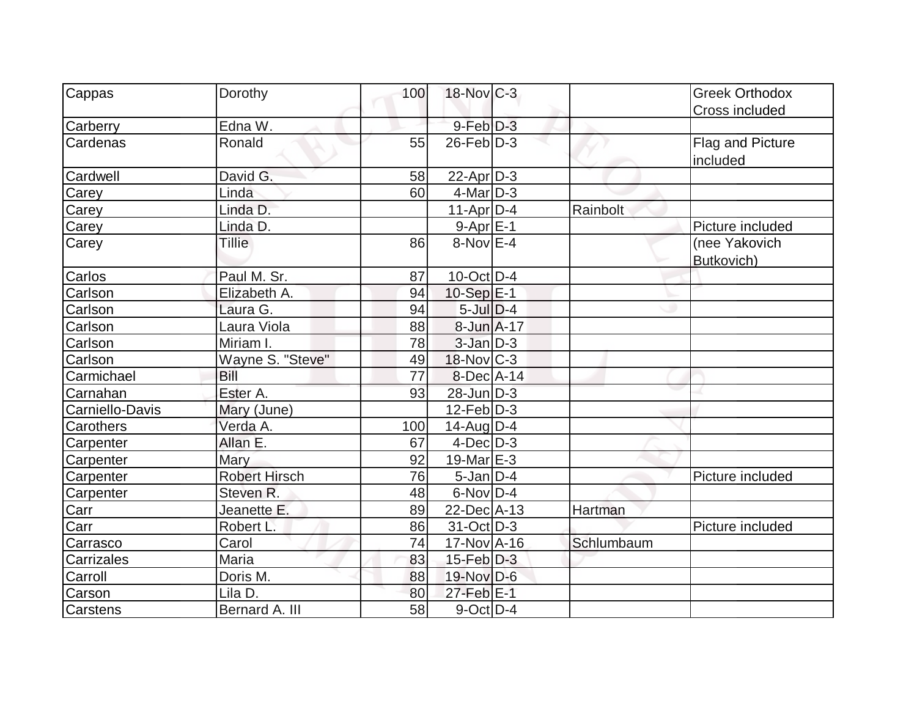| | | | | | | |
|---|---|---|---|---|---|---|
| Cappas | Dorothy | 100 | 18-Nov | C-3 | | Greek Orthodox Cross included |
| Carberry | Edna W. | | 9-Feb | D-3 | | |
| Cardenas | Ronald | 55 | 26-Feb | D-3 | | Flag and Picture included |
| Cardwell | David G. | 58 | 22-Apr | D-3 | | |
| Carey | Linda | 60 | 4-Mar | D-3 | | |
| Carey | Linda D. | | 11-Apr | D-4 | Rainbolt | |
| Carey | Linda D. | | 9-Apr | E-1 | | Picture included |
| Carey | Tillie | 86 | 8-Nov | E-4 | | (nee Yakovich Butkovich) |
| Carlos | Paul M. Sr. | 87 | 10-Oct | D-4 | | |
| Carlson | Elizabeth A. | 94 | 10-Sep | E-1 | | |
| Carlson | Laura G. | 94 | 5-Jul | D-4 | | |
| Carlson | Laura Viola | 88 | 8-Jun | A-17 | | |
| Carlson | Miriam I. | 78 | 3-Jan | D-3 | | |
| Carlson | Wayne S. "Steve" | 49 | 18-Nov | C-3 | | |
| Carmichael | Bill | 77 | 8-Dec | A-14 | | |
| Carnahan | Ester A. | 93 | 28-Jun | D-3 | | |
| Carniello-Davis | Mary (June) | | 12-Feb | D-3 | | |
| Carothers | Verda A. | 100 | 14-Aug | D-4 | | |
| Carpenter | Allan E. | 67 | 4-Dec | D-3 | | |
| Carpenter | Mary | 92 | 19-Mar | E-3 | | |
| Carpenter | Robert Hirsch | 76 | 5-Jan | D-4 | | Picture included |
| Carpenter | Steven R. | 48 | 6-Nov | D-4 | | |
| Carr | Jeanette E. | 89 | 22-Dec | A-13 | Hartman | |
| Carr | Robert L. | 86 | 31-Oct | D-3 | | Picture included |
| Carrasco | Carol | 74 | 17-Nov | A-16 | Schlumbaum | |
| Carrizales | Maria | 83 | 15-Feb | D-3 | | |
| Carroll | Doris M. | 88 | 19-Nov | D-6 | | |
| Carson | Lila D. | 80 | 27-Feb | E-1 | | |
| Carstens | Bernard A. III | 58 | 9-Oct | D-4 | | |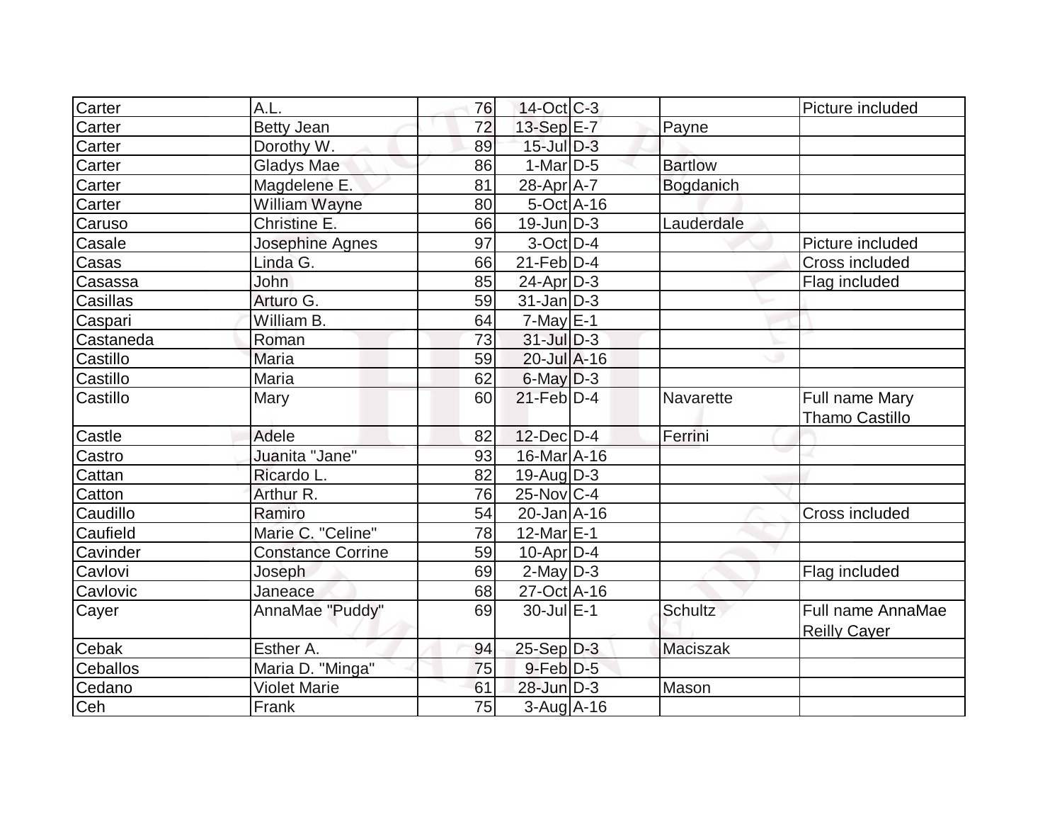| | | | | | | |
|---|---|---|---|---|---|---|
| Carter | A.L. | 76 | 14-Oct | C-3 | | Picture included |
| Carter | Betty Jean | 72 | 13-Sep | E-7 | Payne | |
| Carter | Dorothy W. | 89 | 15-Jul | D-3 | | |
| Carter | Gladys Mae | 86 | 1-Mar | D-5 | Bartlow | |
| Carter | Magdelene E. | 81 | 28-Apr | A-7 | Bogdanich | |
| Carter | William Wayne | 80 | 5-Oct | A-16 | | |
| Caruso | Christine E. | 66 | 19-Jun | D-3 | Lauderdale | |
| Casale | Josephine Agnes | 97 | 3-Oct | D-4 | | Picture included |
| Casas | Linda G. | 66 | 21-Feb | D-4 | | Cross included |
| Casassa | John | 85 | 24-Apr | D-3 | | Flag included |
| Casillas | Arturo G. | 59 | 31-Jan | D-3 | | |
| Caspari | William B. | 64 | 7-May | E-1 | | |
| Castaneda | Roman | 73 | 31-Jul | D-3 | | |
| Castillo | Maria | 59 | 20-Jul | A-16 | | |
| Castillo | Maria | 62 | 6-May | D-3 | | |
| Castillo | Mary | 60 | 21-Feb | D-4 | Navarette | Full name Mary Thamo Castillo |
| Castle | Adele | 82 | 12-Dec | D-4 | Ferrini | |
| Castro | Juanita "Jane" | 93 | 16-Mar | A-16 | | |
| Cattan | Ricardo L. | 82 | 19-Aug | D-3 | | |
| Catton | Arthur R. | 76 | 25-Nov | C-4 | | |
| Caudillo | Ramiro | 54 | 20-Jan | A-16 | | Cross included |
| Caufield | Marie C. "Celine" | 78 | 12-Mar | E-1 | | |
| Cavinder | Constance Corrine | 59 | 10-Apr | D-4 | | |
| Cavlovi | Joseph | 69 | 2-May | D-3 | | Flag included |
| Cavlovic | Janeace | 68 | 27-Oct | A-16 | | |
| Cayer | AnnaMae "Puddy" | 69 | 30-Jul | E-1 | Schultz | Full name AnnaMae Reilly Cayer |
| Cebak | Esther A. | 94 | 25-Sep | D-3 | Maciszak | |
| Ceballos | Maria D. "Minga" | 75 | 9-Feb | D-5 | | |
| Cedano | Violet Marie | 61 | 28-Jun | D-3 | Mason | |
| Ceh | Frank | 75 | 3-Aug | A-16 | | |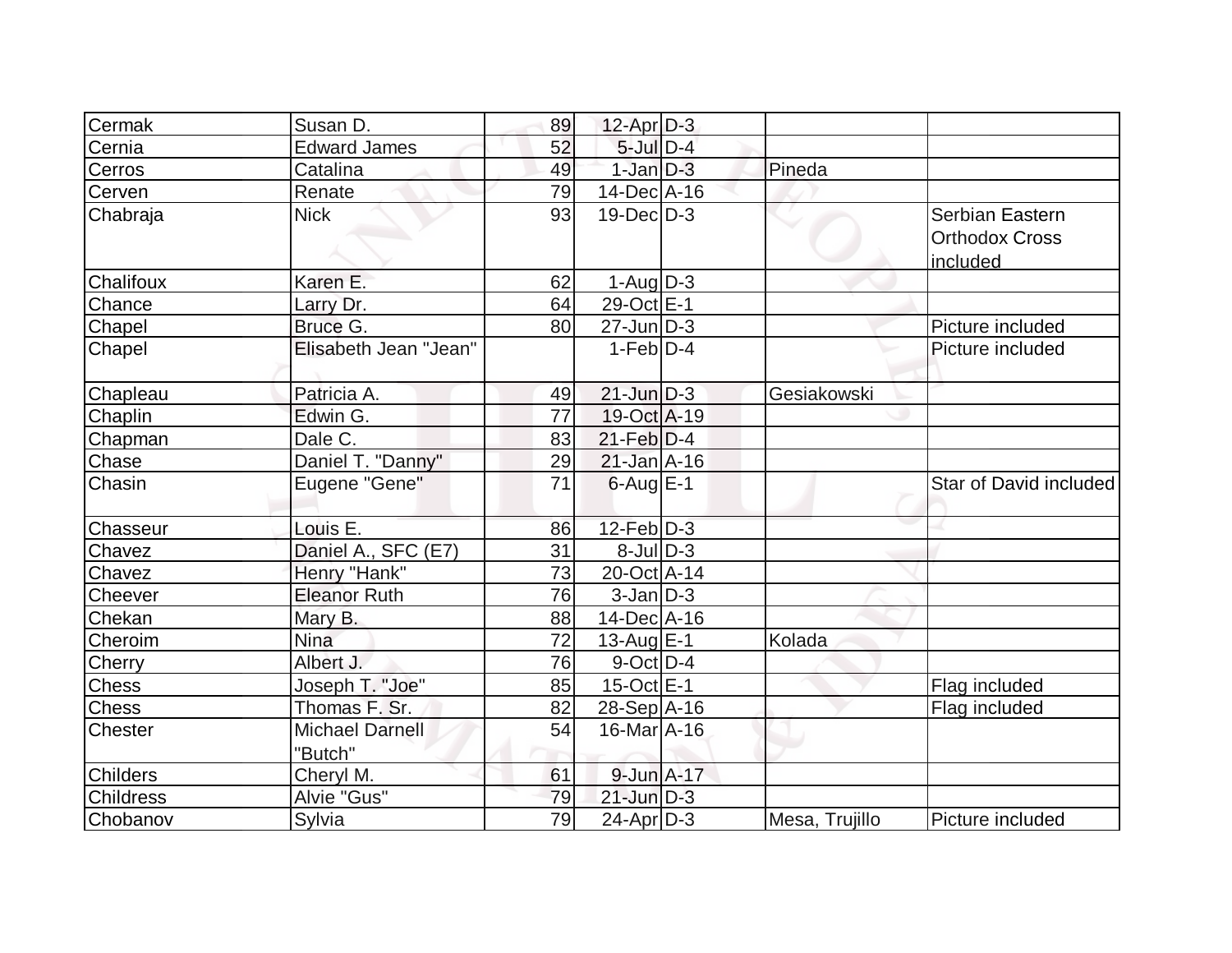| | | | | | | |
|---|---|---|---|---|---|---|
| Cermak | Susan D. | 89 | 12-Apr | D-3 | | |
| Cernia | Edward James | 52 | 5-Jul | D-4 | | |
| Cerros | Catalina | 49 | 1-Jan | D-3 | Pineda | |
| Cerven | Renate | 79 | 14-Dec | A-16 | | |
| Chabraja | Nick | 93 | 19-Dec | D-3 | | Serbian Eastern Orthodox Cross included |
| Chalifoux | Karen E. | 62 | 1-Aug | D-3 | | |
| Chance | Larry Dr. | 64 | 29-Oct | E-1 | | |
| Chapel | Bruce G. | 80 | 27-Jun | D-3 | | Picture included |
| Chapel | Elisabeth Jean "Jean" | | 1-Feb | D-4 | | Picture included |
| Chapleau | Patricia A. | 49 | 21-Jun | D-3 | Gesiakowski | |
| Chaplin | Edwin G. | 77 | 19-Oct | A-19 | | |
| Chapman | Dale C. | 83 | 21-Feb | D-4 | | |
| Chase | Daniel T. "Danny" | 29 | 21-Jan | A-16 | | |
| Chasin | Eugene "Gene" | 71 | 6-Aug | E-1 | | Star of David included |
| Chasseur | Louis E. | 86 | 12-Feb | D-3 | | |
| Chavez | Daniel A., SFC (E7) | 31 | 8-Jul | D-3 | | |
| Chavez | Henry "Hank" | 73 | 20-Oct | A-14 | | |
| Cheever | Eleanor Ruth | 76 | 3-Jan | D-3 | | |
| Chekan | Mary B. | 88 | 14-Dec | A-16 | | |
| Cheroim | Nina | 72 | 13-Aug | E-1 | Kolada | |
| Cherry | Albert J. | 76 | 9-Oct | D-4 | | |
| Chess | Joseph T. "Joe" | 85 | 15-Oct | E-1 | | Flag included |
| Chess | Thomas F. Sr. | 82 | 28-Sep | A-16 | | Flag included |
| Chester | Michael Darnell "Butch" | 54 | 16-Mar | A-16 | | |
| Childers | Cheryl M. | 61 | 9-Jun | A-17 | | |
| Childress | Alvie "Gus" | 79 | 21-Jun | D-3 | | |
| Chobanov | Sylvia | 79 | 24-Apr | D-3 | Mesa, Trujillo | Picture included |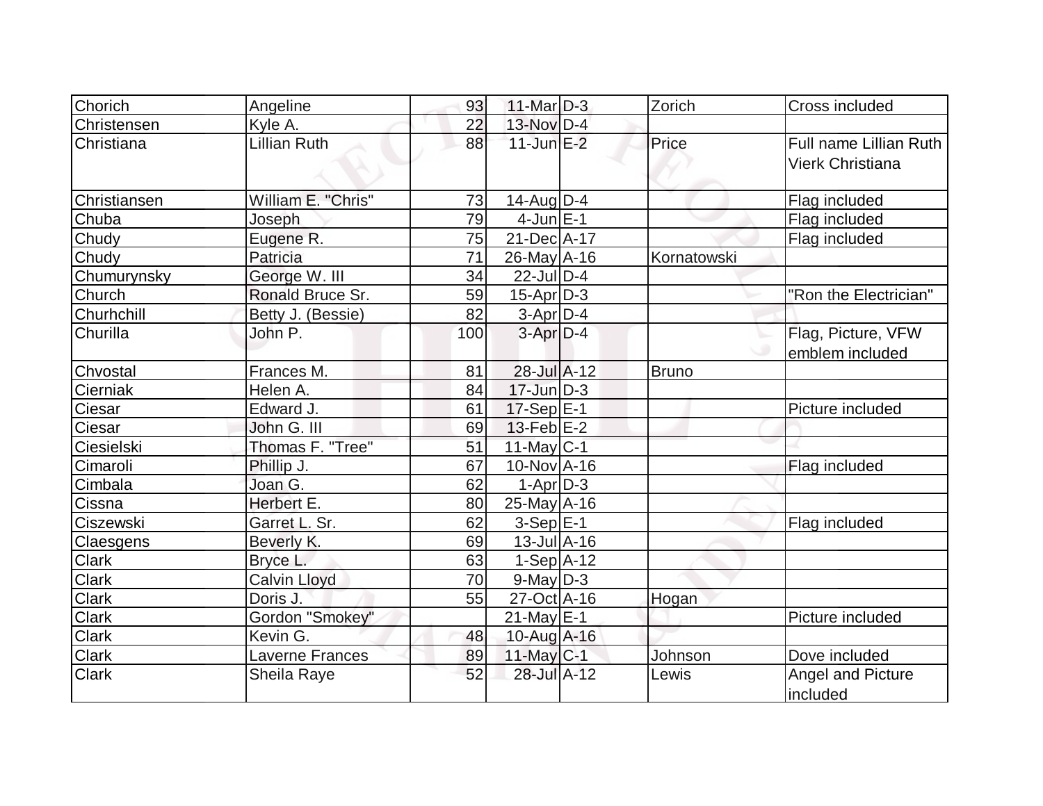| | | | | | | |
|---|---|---|---|---|---|---|
| Chorich | Angeline | 93 | 11-Mar | D-3 | Zorich | Cross included |
| Christensen | Kyle A. | 22 | 13-Nov | D-4 | | |
| Christiana | Lillian Ruth | 88 | 11-Jun | E-2 | Price | Full name Lillian Ruth Vierk Christiana |
| Christiansen | William E. "Chris" | 73 | 14-Aug | D-4 | | Flag included |
| Chuba | Joseph | 79 | 4-Jun | E-1 | | Flag included |
| Chudy | Eugene R. | 75 | 21-Dec | A-17 | | Flag included |
| Chudy | Patricia | 71 | 26-May | A-16 | Kornatowski | |
| Chumurynsky | George W. III | 34 | 22-Jul | D-4 | | |
| Church | Ronald Bruce Sr. | 59 | 15-Apr | D-3 | | "Ron the Electrician" |
| Churhchill | Betty J. (Bessie) | 82 | 3-Apr | D-4 | | |
| Churilla | John P. | 100 | 3-Apr | D-4 | | Flag, Picture, VFW emblem included |
| Chvostal | Frances M. | 81 | 28-Jul | A-12 | Bruno | |
| Cierniak | Helen A. | 84 | 17-Jun | D-3 | | |
| Ciesar | Edward J. | 61 | 17-Sep | E-1 | | Picture included |
| Ciesar | John G. III | 69 | 13-Feb | E-2 | | |
| Ciesielski | Thomas F. "Tree" | 51 | 11-May | C-1 | | |
| Cimaroli | Phillip J. | 67 | 10-Nov | A-16 | | Flag included |
| Cimbala | Joan G. | 62 | 1-Apr | D-3 | | |
| Cissna | Herbert E. | 80 | 25-May | A-16 | | |
| Ciszewski | Garret L. Sr. | 62 | 3-Sep | E-1 | | Flag included |
| Claesgens | Beverly K. | 69 | 13-Jul | A-16 | | |
| Clark | Bryce L. | 63 | 1-Sep | A-12 | | |
| Clark | Calvin Lloyd | 70 | 9-May | D-3 | | |
| Clark | Doris J. | 55 | 27-Oct | A-16 | Hogan | |
| Clark | Gordon "Smokey" | | 21-May | E-1 | | Picture included |
| Clark | Kevin G. | 48 | 10-Aug | A-16 | | |
| Clark | Laverne Frances | 89 | 11-May | C-1 | Johnson | Dove included |
| Clark | Sheila Raye | 52 | 28-Jul | A-12 | Lewis | Angel and Picture included |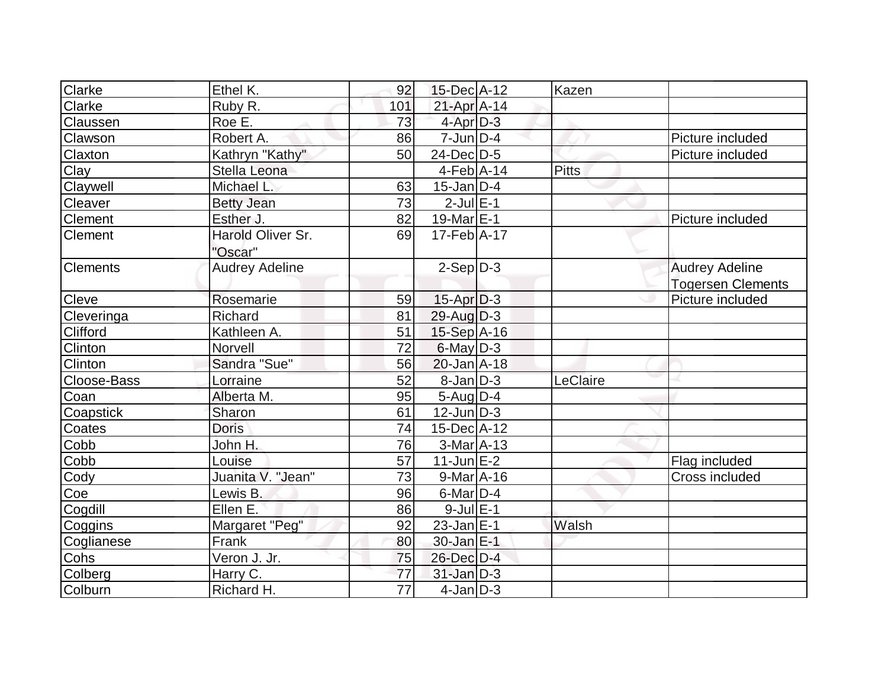| | | | | | | |
|---|---|---|---|---|---|---|
| Clarke | Ethel K. | 92 | 15-Dec | A-12 | Kazen | |
| Clarke | Ruby R. | 101 | 21-Apr | A-14 | | |
| Claussen | Roe E. | 73 | 4-Apr | D-3 | | |
| Clawson | Robert A. | 86 | 7-Jun | D-4 | | Picture included |
| Claxton | Kathryn "Kathy" | 50 | 24-Dec | D-5 | | Picture included |
| Clay | Stella Leona | | 4-Feb | A-14 | Pitts | |
| Claywell | Michael L. | 63 | 15-Jan | D-4 | | |
| Cleaver | Betty Jean | 73 | 2-Jul | E-1 | | |
| Clement | Esther J. | 82 | 19-Mar | E-1 | | Picture included |
| Clement | Harold Oliver Sr. "Oscar" | 69 | 17-Feb | A-17 | | |
| Clements | Audrey Adeline | | 2-Sep | D-3 | | Audrey Adeline Togersen Clements |
| Cleve | Rosemarie | 59 | 15-Apr | D-3 | | Picture included |
| Cleveringa | Richard | 81 | 29-Aug | D-3 | | |
| Clifford | Kathleen A. | 51 | 15-Sep | A-16 | | |
| Clinton | Norvell | 72 | 6-May | D-3 | | |
| Clinton | Sandra "Sue" | 56 | 20-Jan | A-18 | | |
| Cloose-Bass | Lorraine | 52 | 8-Jan | D-3 | LeClaire | |
| Coan | Alberta M. | 95 | 5-Aug | D-4 | | |
| Coapstick | Sharon | 61 | 12-Jun | D-3 | | |
| Coates | Doris | 74 | 15-Dec | A-12 | | |
| Cobb | John H. | 76 | 3-Mar | A-13 | | |
| Cobb | Louise | 57 | 11-Jun | E-2 | | Flag included |
| Cody | Juanita V. "Jean" | 73 | 9-Mar | A-16 | | Cross included |
| Coe | Lewis B. | 96 | 6-Mar | D-4 | | |
| Cogdill | Ellen E. | 86 | 9-Jul | E-1 | | |
| Coggins | Margaret "Peg" | 92 | 23-Jan | E-1 | Walsh | |
| Coglianese | Frank | 80 | 30-Jan | E-1 | | |
| Cohs | Veron J. Jr. | 75 | 26-Dec | D-4 | | |
| Colberg | Harry C. | 77 | 31-Jan | D-3 | | |
| Colburn | Richard H. | 77 | 4-Jan | D-3 | | |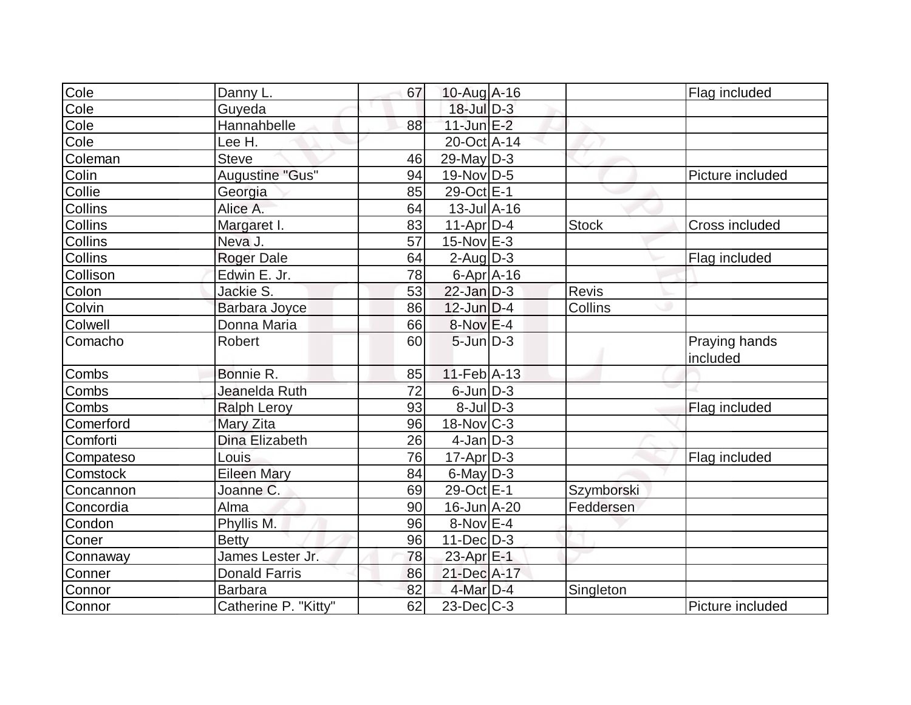| | | | | | | |
|---|---|---|---|---|---|---|
| Cole | Danny L. | 67 | 10-Aug | A-16 | | Flag included |
| Cole | Guyeda | | 18-Jul | D-3 | | |
| Cole | Hannahbelle | 88 | 11-Jun | E-2 | | |
| Cole | Lee H. | | 20-Oct | A-14 | | |
| Coleman | Steve | 46 | 29-May | D-3 | | |
| Colin | Augustine "Gus" | 94 | 19-Nov | D-5 | | Picture included |
| Collie | Georgia | 85 | 29-Oct | E-1 | | |
| Collins | Alice A. | 64 | 13-Jul | A-16 | | |
| Collins | Margaret I. | 83 | 11-Apr | D-4 | Stock | Cross included |
| Collins | Neva J. | 57 | 15-Nov | E-3 | | |
| Collins | Roger Dale | 64 | 2-Aug | D-3 | | Flag included |
| Collison | Edwin E. Jr. | 78 | 6-Apr | A-16 | | |
| Colon | Jackie S. | 53 | 22-Jan | D-3 | Revis | |
| Colvin | Barbara Joyce | 86 | 12-Jun | D-4 | Collins | |
| Colwell | Donna Maria | 66 | 8-Nov | E-4 | | |
| Comacho | Robert | 60 | 5-Jun | D-3 | | Praying hands included |
| Combs | Bonnie R. | 85 | 11-Feb | A-13 | | |
| Combs | Jeanelda Ruth | 72 | 6-Jun | D-3 | | |
| Combs | Ralph Leroy | 93 | 8-Jul | D-3 | | Flag included |
| Comerford | Mary Zita | 96 | 18-Nov | C-3 | | |
| Comforti | Dina Elizabeth | 26 | 4-Jan | D-3 | | |
| Compateso | Louis | 76 | 17-Apr | D-3 | | Flag included |
| Comstock | Eileen Mary | 84 | 6-May | D-3 | | |
| Concannon | Joanne C. | 69 | 29-Oct | E-1 | Szymborski | |
| Concordia | Alma | 90 | 16-Jun | A-20 | Feddersen | |
| Condon | Phyllis M. | 96 | 8-Nov | E-4 | | |
| Coner | Betty | 96 | 11-Dec | D-3 | | |
| Connaway | James Lester Jr. | 78 | 23-Apr | E-1 | | |
| Conner | Donald Farris | 86 | 21-Dec | A-17 | | |
| Connor | Barbara | 82 | 4-Mar | D-4 | Singleton | |
| Connor | Catherine P. "Kitty" | 62 | 23-Dec | C-3 | | Picture included |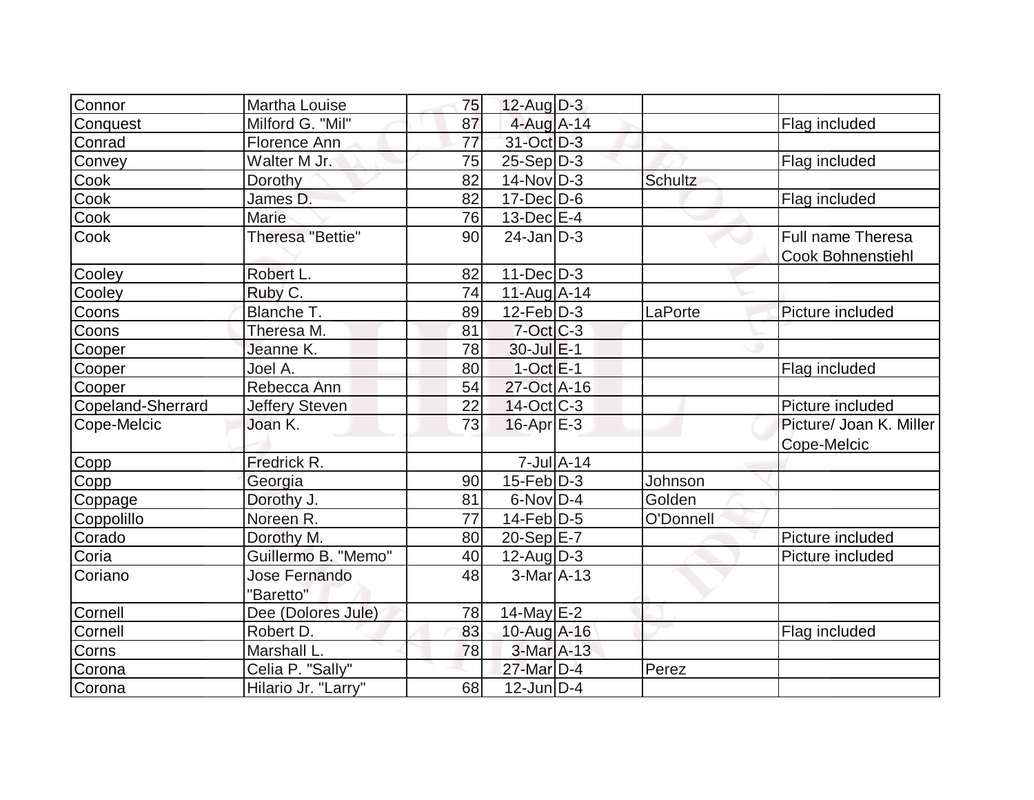| | | | | | | |
|---|---|---|---|---|---|---|
| Connor | Martha Louise | 75 | 12-Aug | D-3 | | |
| Conquest | Milford G. "Mil" | 87 | 4-Aug | A-14 | | Flag included |
| Conrad | Florence Ann | 77 | 31-Oct | D-3 | | |
| Convey | Walter M Jr. | 75 | 25-Sep | D-3 | | Flag included |
| Cook | Dorothy | 82 | 14-Nov | D-3 | Schultz | |
| Cook | James D. | 82 | 17-Dec | D-6 | | Flag included |
| Cook | Marie | 76 | 13-Dec | E-4 | | |
| Cook | Theresa "Bettie" | 90 | 24-Jan | D-3 | | Full name Theresa Cook Bohnenstiehl |
| Cooley | Robert L. | 82 | 11-Dec | D-3 | | |
| Cooley | Ruby C. | 74 | 11-Aug | A-14 | | |
| Coons | Blanche T. | 89 | 12-Feb | D-3 | LaPorte | Picture included |
| Coons | Theresa M. | 81 | 7-Oct | C-3 | | |
| Cooper | Jeanne K. | 78 | 30-Jul | E-1 | | |
| Cooper | Joel A. | 80 | 1-Oct | E-1 | | Flag included |
| Cooper | Rebecca Ann | 54 | 27-Oct | A-16 | | |
| Copeland-Sherrard | Jeffery Steven | 22 | 14-Oct | C-3 | | Picture included |
| Cope-Melcic | Joan K. | 73 | 16-Apr | E-3 | | Picture/ Joan K. Miller Cope-Melcic |
| Copp | Fredrick R. | | 7-Jul | A-14 | | |
| Copp | Georgia | 90 | 15-Feb | D-3 | Johnson | |
| Coppage | Dorothy J. | 81 | 6-Nov | D-4 | Golden | |
| Coppolillo | Noreen R. | 77 | 14-Feb | D-5 | O'Donnell | |
| Corado | Dorothy M. | 80 | 20-Sep | E-7 | | Picture included |
| Coria | Guillermo B. "Memo" | 40 | 12-Aug | D-3 | | Picture included |
| Coriano | Jose Fernando "Baretto" | 48 | 3-Mar | A-13 | | |
| Cornell | Dee (Dolores Jule) | 78 | 14-May | E-2 | | |
| Cornell | Robert D. | 83 | 10-Aug | A-16 | | Flag included |
| Corns | Marshall L. | 78 | 3-Mar | A-13 | | |
| Corona | Celia P. "Sally" | | 27-Mar | D-4 | Perez | |
| Corona | Hilario Jr. "Larry" | 68 | 12-Jun | D-4 | | |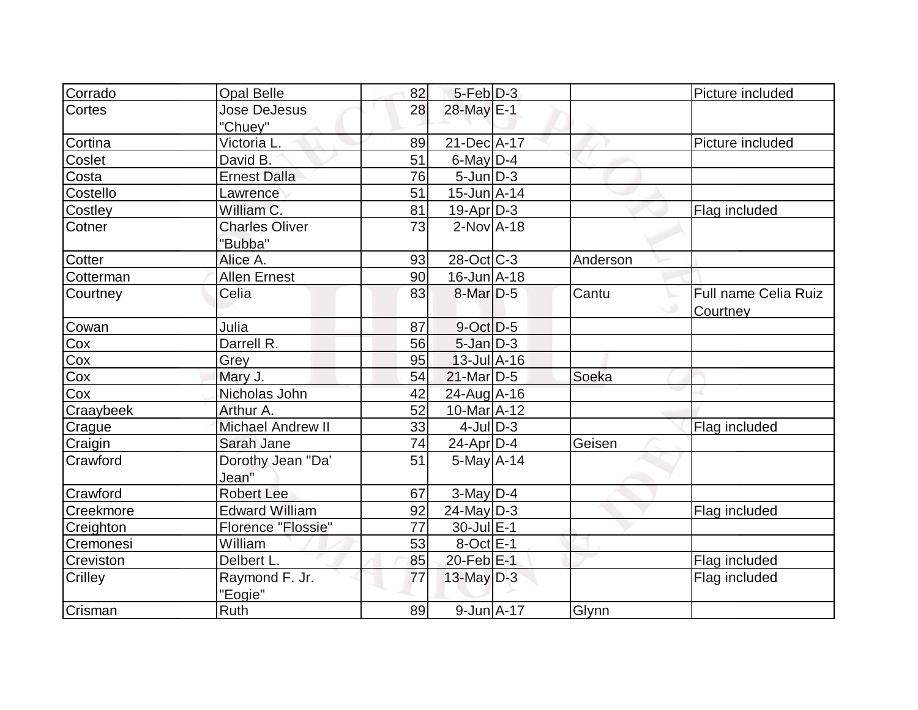| | | | | | | |
|---|---|---|---|---|---|---|
| Corrado | Opal Belle | 82 | 5-Feb | D-3 | | Picture included |
| Cortes | Jose DeJesus "Chuey" | 28 | 28-May | E-1 | | |
| Cortina | Victoria L. | 89 | 21-Dec | A-17 | | Picture included |
| Coslet | David B. | 51 | 6-May | D-4 | | |
| Costa | Ernest Dalla | 76 | 5-Jun | D-3 | | |
| Costello | Lawrence | 51 | 15-Jun | A-14 | | |
| Costley | William C. | 81 | 19-Apr | D-3 | | Flag included |
| Cotner | Charles Oliver "Bubba" | 73 | 2-Nov | A-18 | | |
| Cotter | Alice A. | 93 | 28-Oct | C-3 | Anderson | |
| Cotterman | Allen Ernest | 90 | 16-Jun | A-18 | | |
| Courtney | Celia | 83 | 8-Mar | D-5 | Cantu | Full name Celia Ruiz Courtney |
| Cowan | Julia | 87 | 9-Oct | D-5 | | |
| Cox | Darrell R. | 56 | 5-Jan | D-3 | | |
| Cox | Grey | 95 | 13-Jul | A-16 | | |
| Cox | Mary J. | 54 | 21-Mar | D-5 | Soeka | |
| Cox | Nicholas John | 42 | 24-Aug | A-16 | | |
| Craaybeek | Arthur A. | 52 | 10-Mar | A-12 | | |
| Crague | Michael Andrew II | 33 | 4-Jul | D-3 | | Flag included |
| Craigin | Sarah Jane | 74 | 24-Apr | D-4 | Geisen | |
| Crawford | Dorothy Jean "Da' Jean" | 51 | 5-May | A-14 | | |
| Crawford | Robert Lee | 67 | 3-May | D-4 | | |
| Creekmore | Edward William | 92 | 24-May | D-3 | | Flag included |
| Creighton | Florence "Flossie" | 77 | 30-Jul | E-1 | | |
| Cremonesi | William | 53 | 8-Oct | E-1 | | |
| Creviston | Delbert L. | 85 | 20-Feb | E-1 | | Flag included |
| Crilley | Raymond F. Jr. "Eogie" | 77 | 13-May | D-3 | | Flag included |
| Crisman | Ruth | 89 | 9-Jun | A-17 | Glynn | |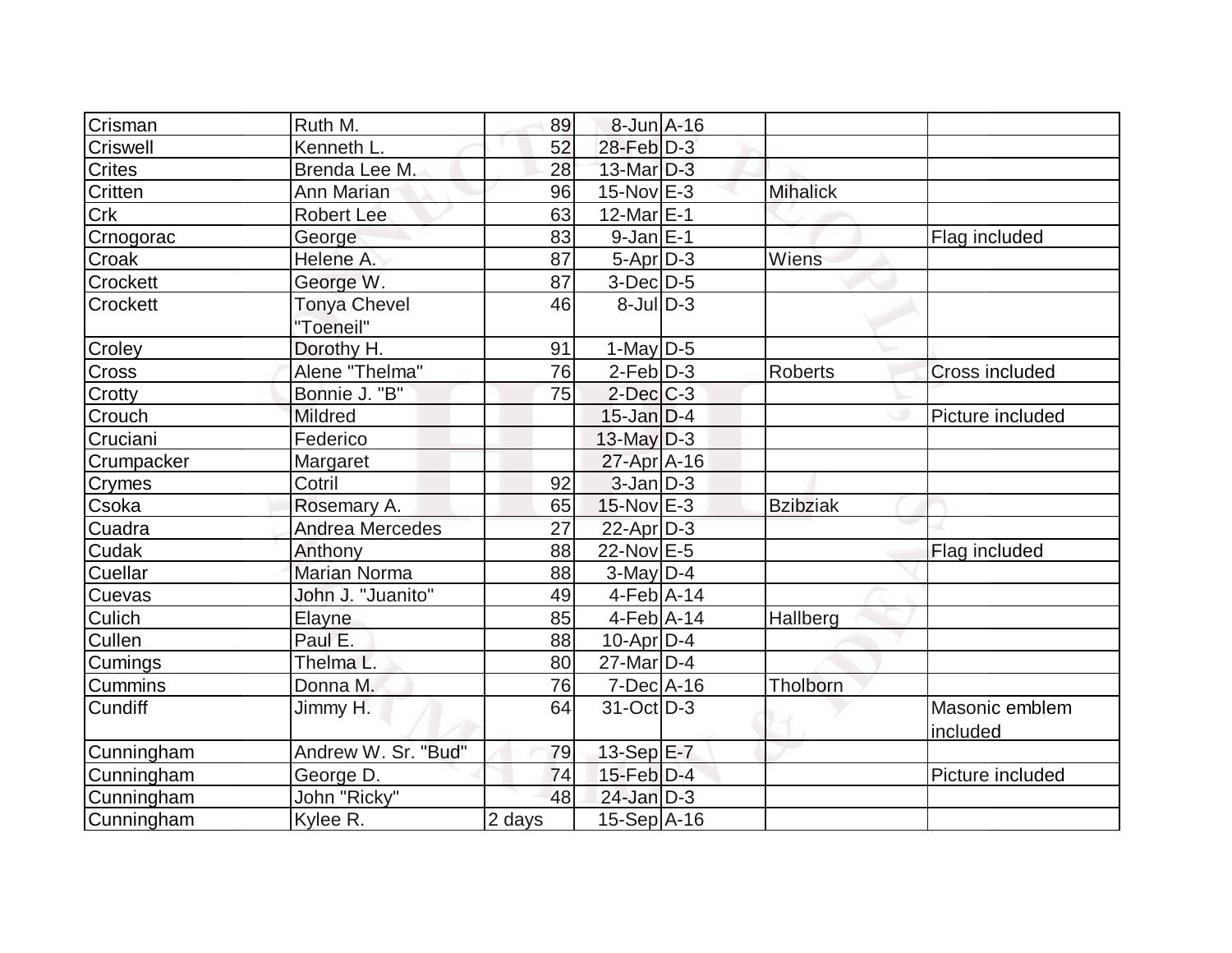| | | | | | | |
|---|---|---|---|---|---|---|
| Crisman | Ruth M. | 89 | 8-Jun | A-16 | | |
| Criswell | Kenneth L. | 52 | 28-Feb | D-3 | | |
| Crites | Brenda Lee M. | 28 | 13-Mar | D-3 | | |
| Critten | Ann Marian | 96 | 15-Nov | E-3 | Mihalick | |
| Crk | Robert Lee | 63 | 12-Mar | E-1 | | |
| Crnogorac | George | 83 | 9-Jan | E-1 | | Flag included |
| Croak | Helene A. | 87 | 5-Apr | D-3 | Wiens | |
| Crockett | George W. | 87 | 3-Dec | D-5 | | |
| Crockett | Tonya Chevel "Toeneil" | 46 | 8-Jul | D-3 | | |
| Croley | Dorothy H. | 91 | 1-May | D-5 | | |
| Cross | Alene "Thelma" | 76 | 2-Feb | D-3 | Roberts | Cross included |
| Crotty | Bonnie J. "B" | 75 | 2-Dec | C-3 | | |
| Crouch | Mildred | | 15-Jan | D-4 | | Picture included |
| Cruciani | Federico | | 13-May | D-3 | | |
| Crumpacker | Margaret | | 27-Apr | A-16 | | |
| Crymes | Cotril | 92 | 3-Jan | D-3 | | |
| Csoka | Rosemary A. | 65 | 15-Nov | E-3 | Bzibziak | |
| Cuadra | Andrea Mercedes | 27 | 22-Apr | D-3 | | |
| Cudak | Anthony | 88 | 22-Nov | E-5 | | Flag included |
| Cuellar | Marian Norma | 88 | 3-May | D-4 | | |
| Cuevas | John J. "Juanito" | 49 | 4-Feb | A-14 | | |
| Culich | Elayne | 85 | 4-Feb | A-14 | Hallberg | |
| Cullen | Paul E. | 88 | 10-Apr | D-4 | | |
| Cumings | Thelma L. | 80 | 27-Mar | D-4 | | |
| Cummins | Donna M. | 76 | 7-Dec | A-16 | Tholborn | |
| Cundiff | Jimmy H. | 64 | 31-Oct | D-3 | | Masonic emblem included |
| Cunningham | Andrew W. Sr. "Bud" | 79 | 13-Sep | E-7 | | |
| Cunningham | George D. | 74 | 15-Feb | D-4 | | Picture included |
| Cunningham | John "Ricky" | 48 | 24-Jan | D-3 | | |
| Cunningham | Kylee R. | 2 days | 15-Sep | A-16 | | |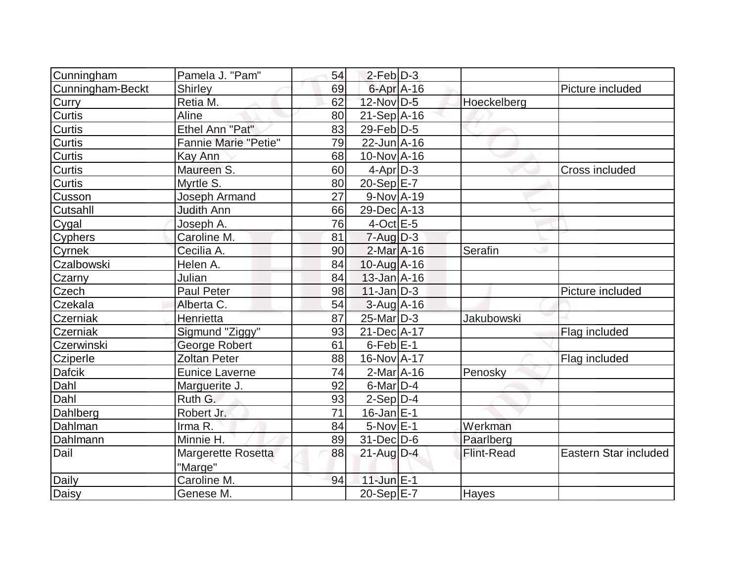| | | | | | | |
|---|---|---|---|---|---|---|
| Cunningham | Pamela J. "Pam" | 54 | 2-Feb | D-3 | | |
| Cunningham-Beckt | Shirley | 69 | 6-Apr | A-16 | | Picture included |
| Curry | Retia M. | 62 | 12-Nov | D-5 | Hoeckelberg | |
| Curtis | Aline | 80 | 21-Sep | A-16 | | |
| Curtis | Ethel Ann "Pat" | 83 | 29-Feb | D-5 | | |
| Curtis | Fannie Marie "Petie" | 79 | 22-Jun | A-16 | | |
| Curtis | Kay Ann | 68 | 10-Nov | A-16 | | |
| Curtis | Maureen S. | 60 | 4-Apr | D-3 | | Cross included |
| Curtis | Myrtle S. | 80 | 20-Sep | E-7 | | |
| Cusson | Joseph Armand | 27 | 9-Nov | A-19 | | |
| Cutsahll | Judith Ann | 66 | 29-Dec | A-13 | | |
| Cygal | Joseph A. | 76 | 4-Oct | E-5 | | |
| Cyphers | Caroline M. | 81 | 7-Aug | D-3 | | |
| Cyrnek | Cecilia A. | 90 | 2-Mar | A-16 | Serafin | |
| Czalbowski | Helen A. | 84 | 10-Aug | A-16 | | |
| Czarny | Julian | 84 | 13-Jan | A-16 | | |
| Czech | Paul Peter | 98 | 11-Jan | D-3 | | Picture included |
| Czekala | Alberta C. | 54 | 3-Aug | A-16 | | |
| Czerniak | Henrietta | 87 | 25-Mar | D-3 | Jakubowski | |
| Czerniak | Sigmund "Ziggy" | 93 | 21-Dec | A-17 | | Flag included |
| Czerwinski | George Robert | 61 | 6-Feb | E-1 | | |
| Cziperle | Zoltan Peter | 88 | 16-Nov | A-17 | | Flag included |
| Dafcik | Eunice Laverne | 74 | 2-Mar | A-16 | Penosky | |
| Dahl | Marguerite J. | 92 | 6-Mar | D-4 | | |
| Dahl | Ruth G. | 93 | 2-Sep | D-4 | | |
| Dahlberg | Robert Jr. | 71 | 16-Jan | E-1 | | |
| Dahlman | Irma R. | 84 | 5-Nov | E-1 | Werkman | |
| Dahlmann | Minnie H. | 89 | 31-Dec | D-6 | Paarlberg | |
| Dail | Margerette Rosetta "Marge" | 88 | 21-Aug | D-4 | Flint-Read | Eastern Star included |
| Daily | Caroline M. | 94 | 11-Jun | E-1 | | |
| Daisy | Genese M. | | 20-Sep | E-7 | Hayes | |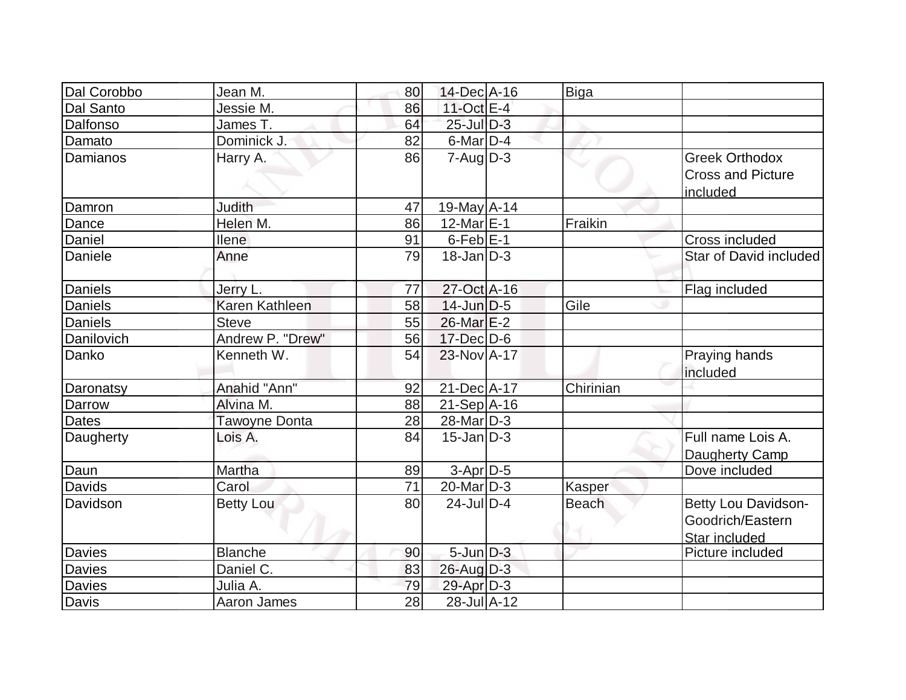| | | | | | | |
|---|---|---|---|---|---|---|
| Dal Corobbo | Jean M. | 80 | 14-Dec | A-16 | Biga | |
| Dal Santo | Jessie M. | 86 | 11-Oct | E-4 | | |
| Dalfonso | James T. | 64 | 25-Jul | D-3 | | |
| Damato | Dominick J. | 82 | 6-Mar | D-4 | | |
| Damianos | Harry A. | 86 | 7-Aug | D-3 | | Greek Orthodox Cross and Picture included |
| Damron | Judith | 47 | 19-May | A-14 | | |
| Dance | Helen M. | 86 | 12-Mar | E-1 | Fraikin | |
| Daniel | Ilene | 91 | 6-Feb | E-1 | | Cross included |
| Daniele | Anne | 79 | 18-Jan | D-3 | | Star of David included |
| Daniels | Jerry L. | 77 | 27-Oct | A-16 | | Flag included |
| Daniels | Karen Kathleen | 58 | 14-Jun | D-5 | Gile | |
| Daniels | Steve | 55 | 26-Mar | E-2 | | |
| Danilovich | Andrew P. "Drew" | 56 | 17-Dec | D-6 | | |
| Danko | Kenneth W. | 54 | 23-Nov | A-17 | | Praying hands included |
| Daronatsy | Anahid "Ann" | 92 | 21-Dec | A-17 | Chirinian | |
| Darrow | Alvina M. | 88 | 21-Sep | A-16 | | |
| Dates | Tawoyne Donta | 28 | 28-Mar | D-3 | | |
| Daugherty | Lois A. | 84 | 15-Jan | D-3 | | Full name Lois A. Daugherty Camp |
| Daun | Martha | 89 | 3-Apr | D-5 | | Dove included |
| Davids | Carol | 71 | 20-Mar | D-3 | Kasper | |
| Davidson | Betty Lou | 80 | 24-Jul | D-4 | Beach | Betty Lou Davidson-Goodrich/Eastern Star included |
| Davies | Blanche | 90 | 5-Jun | D-3 | | Picture included |
| Davies | Daniel C. | 83 | 26-Aug | D-3 | | |
| Davies | Julia A. | 79 | 29-Apr | D-3 | | |
| Davis | Aaron James | 28 | 28-Jul | A-12 | | |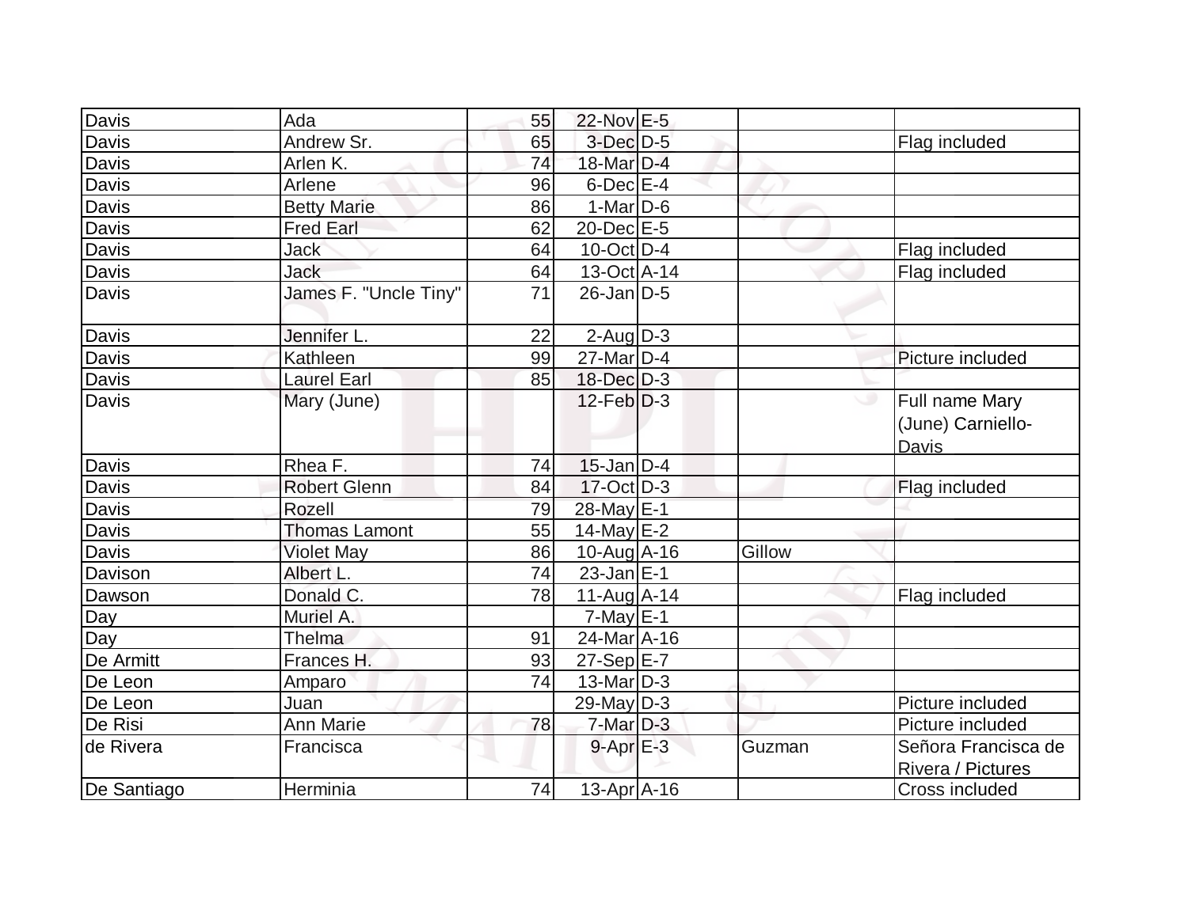| | | | | | | |
|---|---|---|---|---|---|---|
| Davis | Ada | 55 | 22-Nov | E-5 | | |
| Davis | Andrew Sr. | 65 | 3-Dec | D-5 | | Flag included |
| Davis | Arlen K. | 74 | 18-Mar | D-4 | | |
| Davis | Arlene | 96 | 6-Dec | E-4 | | |
| Davis | Betty Marie | 86 | 1-Mar | D-6 | | |
| Davis | Fred Earl | 62 | 20-Dec | E-5 | | |
| Davis | Jack | 64 | 10-Oct | D-4 | | Flag included |
| Davis | Jack | 64 | 13-Oct | A-14 | | Flag included |
| Davis | James F. "Uncle Tiny" | 71 | 26-Jan | D-5 | | |
| Davis | Jennifer L. | 22 | 2-Aug | D-3 | | |
| Davis | Kathleen | 99 | 27-Mar | D-4 | | Picture included |
| Davis | Laurel Earl | 85 | 18-Dec | D-3 | | |
| Davis | Mary (June) | | 12-Feb | D-3 | | Full name Mary (June) Carniello-Davis |
| Davis | Rhea F. | 74 | 15-Jan | D-4 | | |
| Davis | Robert Glenn | 84 | 17-Oct | D-3 | | Flag included |
| Davis | Rozell | 79 | 28-May | E-1 | | |
| Davis | Thomas Lamont | 55 | 14-May | E-2 | | |
| Davis | Violet May | 86 | 10-Aug | A-16 | Gillow | |
| Davison | Albert L. | 74 | 23-Jan | E-1 | | |
| Dawson | Donald C. | 78 | 11-Aug | A-14 | | Flag included |
| Day | Muriel A. | | 7-May | E-1 | | |
| Day | Thelma | 91 | 24-Mar | A-16 | | |
| De Armitt | Frances H. | 93 | 27-Sep | E-7 | | |
| De Leon | Amparo | 74 | 13-Mar | D-3 | | |
| De Leon | Juan | | 29-May | D-3 | | Picture included |
| De Risi | Ann Marie | 78 | 7-Mar | D-3 | | Picture included |
| de Rivera | Francisca | | 9-Apr | E-3 | Guzman | Señora Francisca de Rivera / Pictures |
| De Santiago | Herminia | 74 | 13-Apr | A-16 | | Cross included |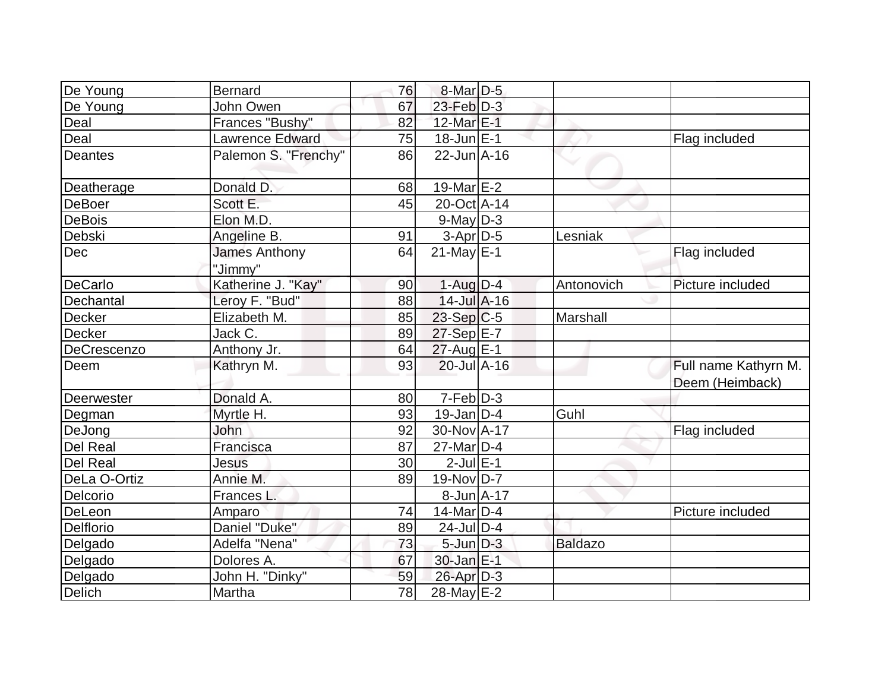| | | | | | | |
|---|---|---|---|---|---|---|
| De Young | Bernard | 76 | 8-Mar | D-5 | | |
| De Young | John Owen | 67 | 23-Feb | D-3 | | |
| Deal | Frances "Bushy" | 82 | 12-Mar | E-1 | | |
| Deal | Lawrence Edward | 75 | 18-Jun | E-1 | | Flag included |
| Deantes | Palemon S. "Frenchy" | 86 | 22-Jun | A-16 | | |
| Deatherage | Donald D. | 68 | 19-Mar | E-2 | | |
| DeBoer | Scott E. | 45 | 20-Oct | A-14 | | |
| DeBois | Elon M.D. | | 9-May | D-3 | | |
| Debski | Angeline B. | 91 | 3-Apr | D-5 | Lesniak | |
| Dec | James Anthony "Jimmy" | 64 | 21-May | E-1 | | Flag included |
| DeCarlo | Katherine J. "Kay" | 90 | 1-Aug | D-4 | Antonovich | Picture included |
| Dechantal | Leroy F. "Bud" | 88 | 14-Jul | A-16 | | |
| Decker | Elizabeth M. | 85 | 23-Sep | C-5 | Marshall | |
| Decker | Jack C. | 89 | 27-Sep | E-7 | | |
| DeCrescenzo | Anthony Jr. | 64 | 27-Aug | E-1 | | |
| Deem | Kathryn M. | 93 | 20-Jul | A-16 | | Full name Kathyrn M. Deem (Heimback) |
| Deerwester | Donald A. | 80 | 7-Feb | D-3 | | |
| Degman | Myrtle H. | 93 | 19-Jan | D-4 | Guhl | |
| DeJong | John | 92 | 30-Nov | A-17 | | Flag included |
| Del Real | Francisca | 87 | 27-Mar | D-4 | | |
| Del Real | Jesus | 30 | 2-Jul | E-1 | | |
| DeLa O-Ortiz | Annie M. | 89 | 19-Nov | D-7 | | |
| Delcorio | Frances L. | | 8-Jun | A-17 | | |
| DeLeon | Amparo | 74 | 14-Mar | D-4 | | Picture included |
| Delflorio | Daniel "Duke" | 89 | 24-Jul | D-4 | | |
| Delgado | Adelfa "Nena" | 73 | 5-Jun | D-3 | Baldazo | |
| Delgado | Dolores A. | 67 | 30-Jan | E-1 | | |
| Delgado | John H. "Dinky" | 59 | 26-Apr | D-3 | | |
| Delich | Martha | 78 | 28-May | E-2 | | |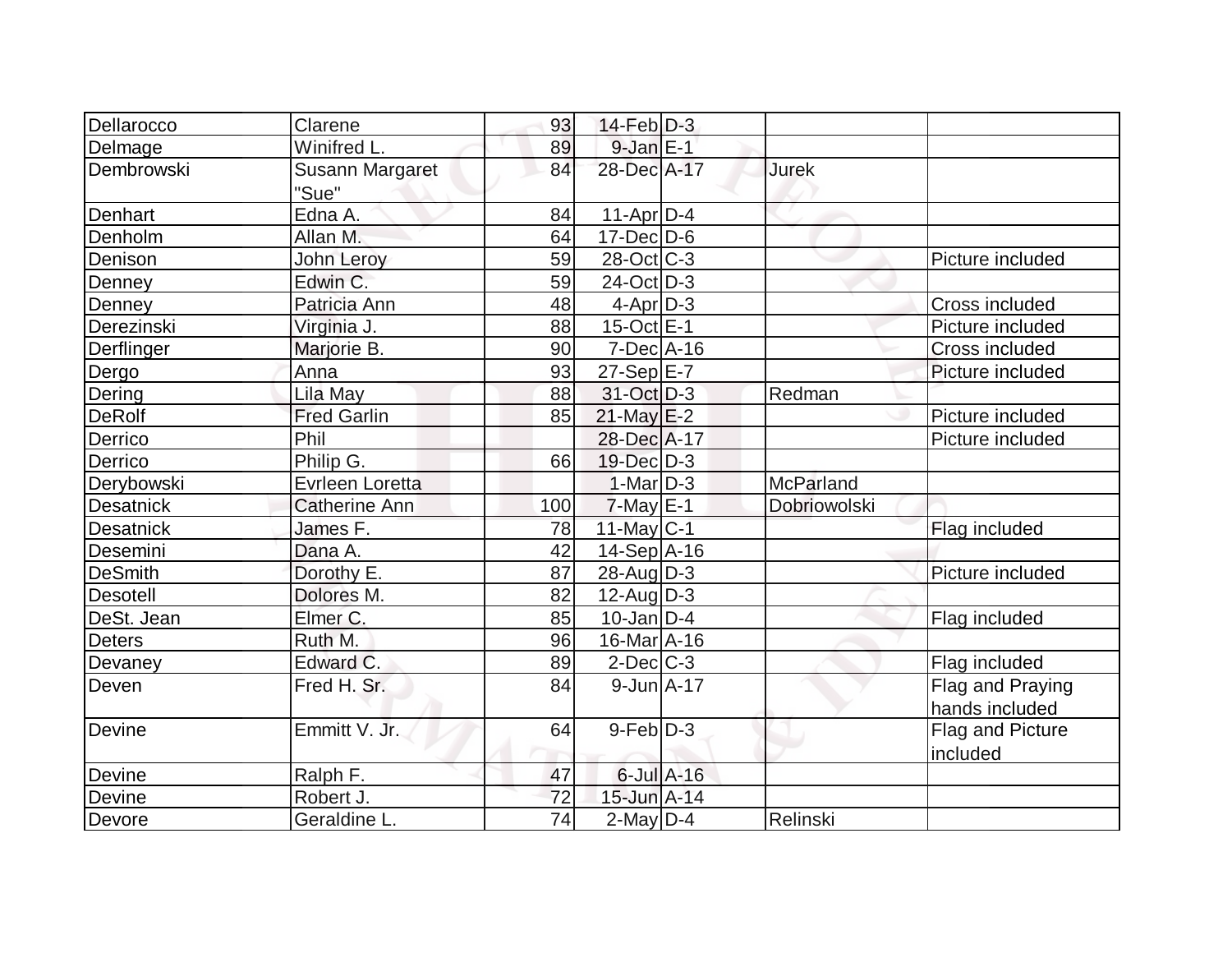| | | | | | | |
|---|---|---|---|---|---|---|
| Dellarocco | Clarene | 93 | 14-Feb | D-3 | | |
| DeImage | Winifred L. | 89 | 9-Jan | E-1 | | |
| Dembrowski | Susann Margaret "Sue" | 84 | 28-Dec | A-17 | Jurek | |
| Denhart | Edna A. | 84 | 11-Apr | D-4 | | |
| Denholm | Allan M. | 64 | 17-Dec | D-6 | | |
| Denison | John Leroy | 59 | 28-Oct | C-3 | | Picture included |
| Denney | Edwin C. | 59 | 24-Oct | D-3 | | |
| Denney | Patricia Ann | 48 | 4-Apr | D-3 | | Cross included |
| Derezinski | Virginia J. | 88 | 15-Oct | E-1 | | Picture included |
| Derflinger | Marjorie B. | 90 | 7-Dec | A-16 | | Cross included |
| Dergo | Anna | 93 | 27-Sep | E-7 | | Picture included |
| Dering | Lila May | 88 | 31-Oct | D-3 | Redman | |
| DeRolf | Fred Garlin | 85 | 21-May | E-2 | | Picture included |
| Derrico | Phil | | 28-Dec | A-17 | | Picture included |
| Derrico | Philip G. | 66 | 19-Dec | D-3 | | |
| Derybowski | Evrleen Loretta | | 1-Mar | D-3 | McParland | |
| Desatnick | Catherine Ann | 100 | 7-May | E-1 | Dobriowolski | |
| Desatnick | James F. | 78 | 11-May | C-1 | | Flag included |
| Desemini | Dana A. | 42 | 14-Sep | A-16 | | |
| DeSmith | Dorothy E. | 87 | 28-Aug | D-3 | | Picture included |
| Desotell | Dolores M. | 82 | 12-Aug | D-3 | | |
| DeSt. Jean | Elmer C. | 85 | 10-Jan | D-4 | | Flag included |
| Deters | Ruth M. | 96 | 16-Mar | A-16 | | |
| Devaney | Edward C. | 89 | 2-Dec | C-3 | | Flag included |
| Deven | Fred H. Sr. | 84 | 9-Jun | A-17 | | Flag and Praying hands included |
| Devine | Emmitt V. Jr. | 64 | 9-Feb | D-3 | | Flag and Picture included |
| Devine | Ralph F. | 47 | 6-Jul | A-16 | | |
| Devine | Robert J. | 72 | 15-Jun | A-14 | | |
| Devore | Geraldine L. | 74 | 2-May | D-4 | Relinski | |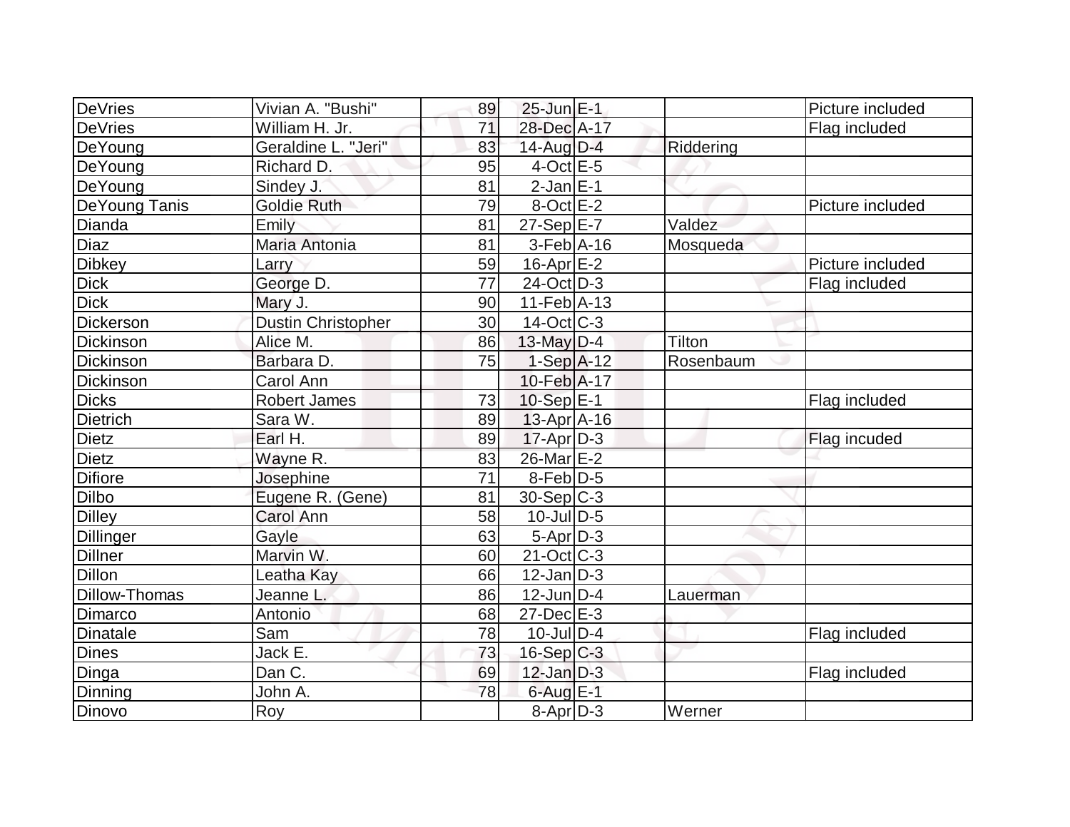| | | | | | | |
|---|---|---|---|---|---|---|
| DeVries | Vivian A. "Bushi" | 89 | 25-Jun | E-1 | | Picture included |
| DeVries | William H. Jr. | 71 | 28-Dec | A-17 | | Flag included |
| DeYoung | Geraldine L. "Jeri" | 83 | 14-Aug | D-4 | Riddering | |
| DeYoung | Richard D. | 95 | 4-Oct | E-5 | | |
| DeYoung | Sindey J. | 81 | 2-Jan | E-1 | | |
| DeYoung Tanis | Goldie Ruth | 79 | 8-Oct | E-2 | | Picture included |
| Dianda | Emily | 81 | 27-Sep | E-7 | Valdez | |
| Diaz | Maria Antonia | 81 | 3-Feb | A-16 | Mosqueda | |
| Dibkey | Larry | 59 | 16-Apr | E-2 | | Picture included |
| Dick | George D. | 77 | 24-Oct | D-3 | | Flag included |
| Dick | Mary J. | 90 | 11-Feb | A-13 | | |
| Dickerson | Dustin Christopher | 30 | 14-Oct | C-3 | | |
| Dickinson | Alice M. | 86 | 13-May | D-4 | Tilton | |
| Dickinson | Barbara D. | 75 | 1-Sep | A-12 | Rosenbaum | |
| Dickinson | Carol Ann | | 10-Feb | A-17 | | |
| Dicks | Robert James | 73 | 10-Sep | E-1 | | Flag included |
| Dietrich | Sara W. | 89 | 13-Apr | A-16 | | |
| Dietz | Earl H. | 89 | 17-Apr | D-3 | | Flag incuded |
| Dietz | Wayne R. | 83 | 26-Mar | E-2 | | |
| Difiore | Josephine | 71 | 8-Feb | D-5 | | |
| Dilbo | Eugene R. (Gene) | 81 | 30-Sep | C-3 | | |
| Dilley | Carol Ann | 58 | 10-Jul | D-5 | | |
| Dillinger | Gayle | 63 | 5-Apr | D-3 | | |
| Dillner | Marvin W. | 60 | 21-Oct | C-3 | | |
| Dillon | Leatha Kay | 66 | 12-Jan | D-3 | | |
| Dillow-Thomas | Jeanne L. | 86 | 12-Jun | D-4 | Lauerman | |
| Dimarco | Antonio | 68 | 27-Dec | E-3 | | |
| Dinatale | Sam | 78 | 10-Jul | D-4 | | Flag included |
| Dines | Jack E. | 73 | 16-Sep | C-3 | | |
| Dinga | Dan C. | 69 | 12-Jan | D-3 | | Flag included |
| Dinning | John A. | 78 | 6-Aug | E-1 | | |
| Dinovo | Roy | | 8-Apr | D-3 | Werner | |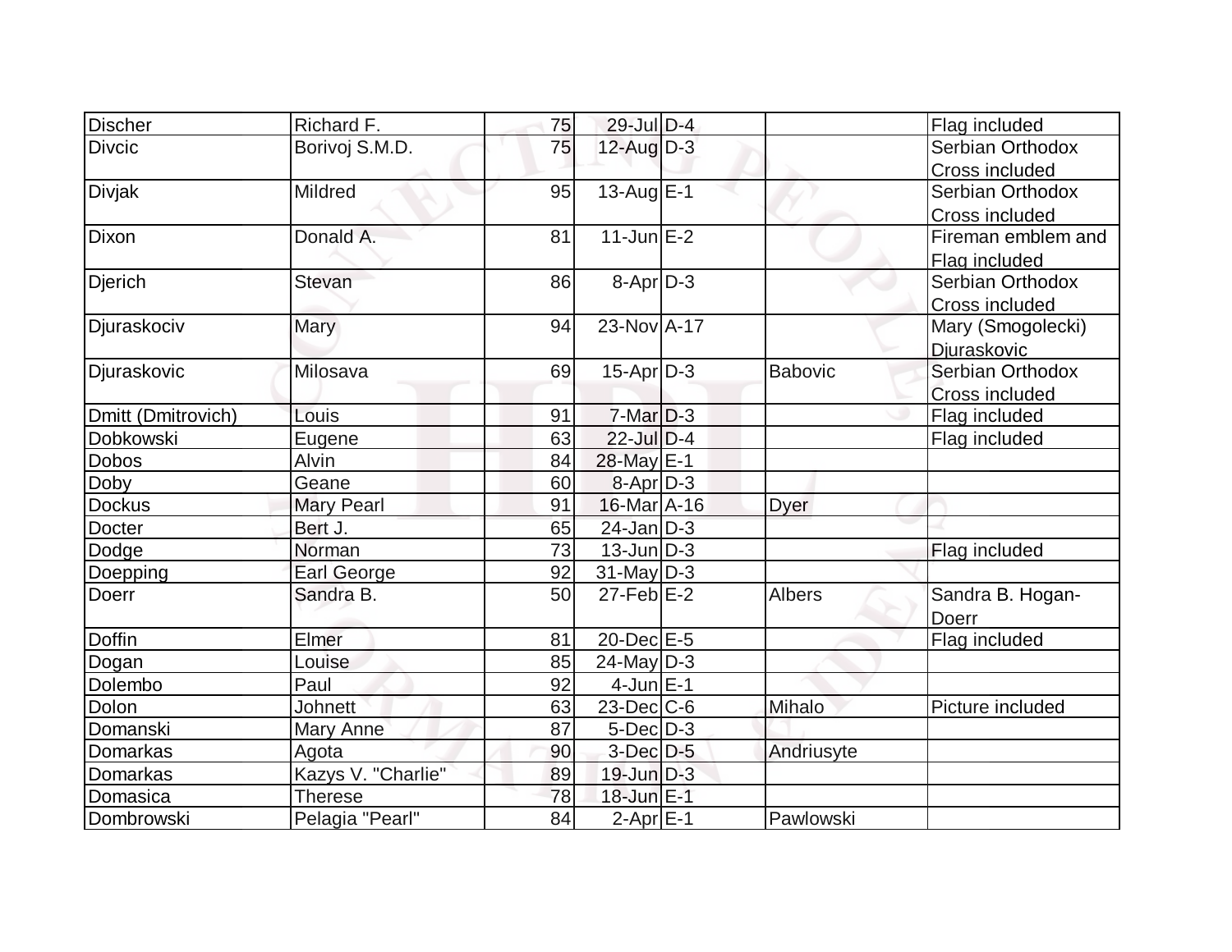| | | | | | | |
|---|---|---|---|---|---|---|
| Discher | Richard F. | 75 | 29-Jul | D-4 | | Flag included |
| Divcic | Borivoj S.M.D. | 75 | 12-Aug | D-3 | | Serbian Orthodox Cross included |
| Divjak | Mildred | 95 | 13-Aug | E-1 | | Serbian Orthodox Cross included |
| Dixon | Donald A. | 81 | 11-Jun | E-2 | | Fireman emblem and Flag included |
| Djerich | Stevan | 86 | 8-Apr | D-3 | | Serbian Orthodox Cross included |
| Djuraskociv | Mary | 94 | 23-Nov | A-17 | | Mary (Smogolecki) Djuraskovic |
| Djuraskovic | Milosava | 69 | 15-Apr | D-3 | Babovic | Serbian Orthodox Cross included |
| Dmitt (Dmitrovich) | Louis | 91 | 7-Mar | D-3 | | Flag included |
| Dobkowski | Eugene | 63 | 22-Jul | D-4 | | Flag included |
| Dobos | Alvin | 84 | 28-May | E-1 | | |
| Doby | Geane | 60 | 8-Apr | D-3 | | |
| Dockus | Mary Pearl | 91 | 16-Mar | A-16 | Dyer | |
| Docter | Bert J. | 65 | 24-Jan | D-3 | | |
| Dodge | Norman | 73 | 13-Jun | D-3 | | Flag included |
| Doepping | Earl George | 92 | 31-May | D-3 | | |
| Doerr | Sandra B. | 50 | 27-Feb | E-2 | Albers | Sandra B. Hogan-Doerr |
| Doffin | Elmer | 81 | 20-Dec | E-5 | | Flag included |
| Dogan | Louise | 85 | 24-May | D-3 | | |
| Dolembo | Paul | 92 | 4-Jun | E-1 | | |
| Dolon | Johnett | 63 | 23-Dec | C-6 | Mihalo | Picture included |
| Domanski | Mary Anne | 87 | 5-Dec | D-3 | | |
| Domarkas | Agota | 90 | 3-Dec | D-5 | Andriusyte | |
| Domarkas | Kazys V. "Charlie" | 89 | 19-Jun | D-3 | | |
| Domasica | Therese | 78 | 18-Jun | E-1 | | |
| Dombrowski | Pelagia "Pearl" | 84 | 2-Apr | E-1 | Pawlowski | |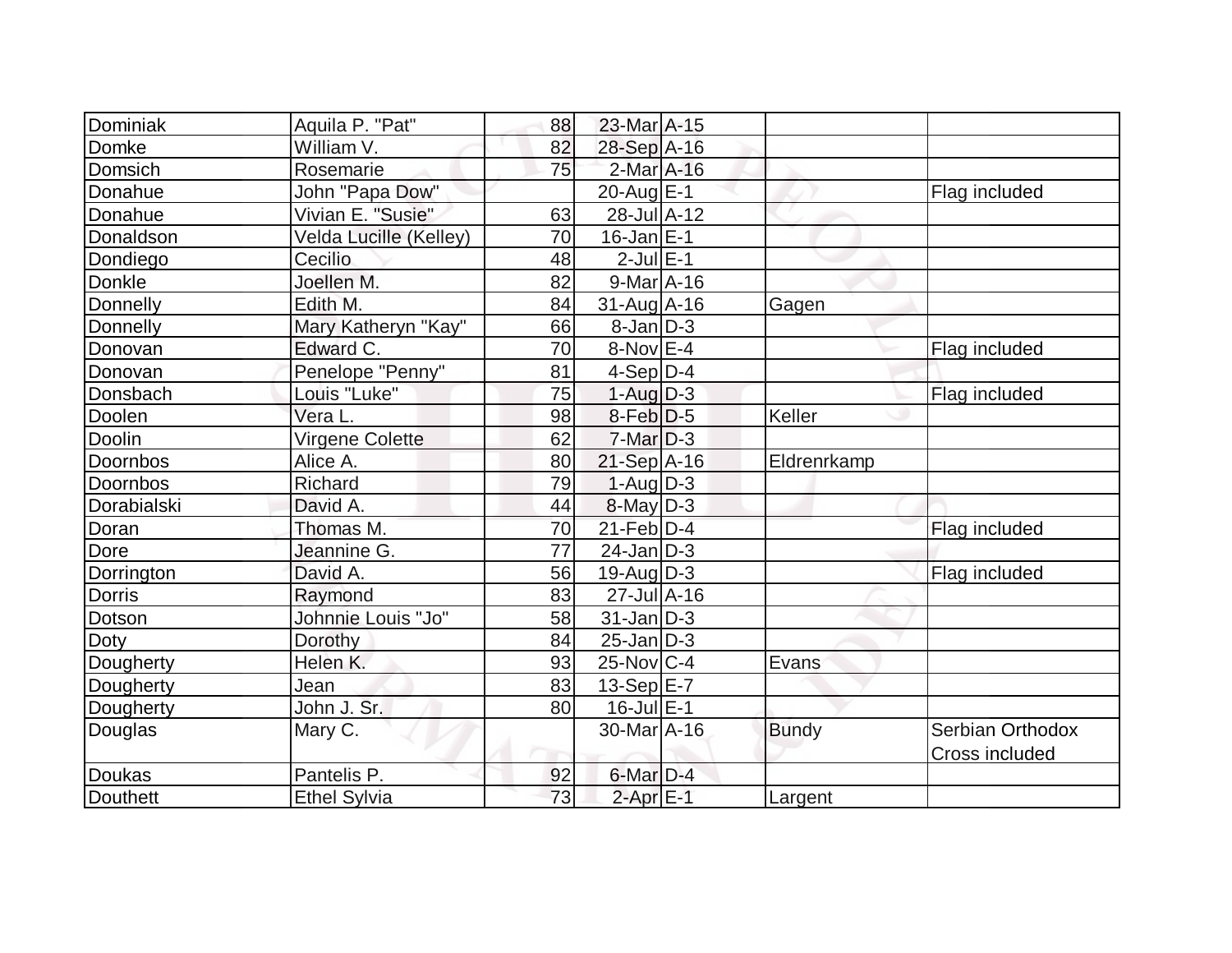| | | | | | | |
|---|---|---|---|---|---|---|
| Dominiak | Aquila P. "Pat" | 88 | 23-Mar | A-15 | | |
| Domke | William V. | 82 | 28-Sep | A-16 | | |
| Domsich | Rosemarie | 75 | 2-Mar | A-16 | | |
| Donahue | John "Papa Dow" | | 20-Aug | E-1 | | Flag included |
| Donahue | Vivian E. "Susie" | 63 | 28-Jul | A-12 | | |
| Donaldson | Velda Lucille (Kelley) | 70 | 16-Jan | E-1 | | |
| Dondiego | Cecilio | 48 | 2-Jul | E-1 | | |
| Donkle | Joellen M. | 82 | 9-Mar | A-16 | | |
| Donnelly | Edith M. | 84 | 31-Aug | A-16 | Gagen | |
| Donnelly | Mary Katheryn "Kay" | 66 | 8-Jan | D-3 | | |
| Donovan | Edward C. | 70 | 8-Nov | E-4 | | Flag included |
| Donovan | Penelope "Penny" | 81 | 4-Sep | D-4 | | |
| Donsbach | Louis "Luke" | 75 | 1-Aug | D-3 | | Flag included |
| Doolen | Vera L. | 98 | 8-Feb | D-5 | Keller | |
| Doolin | Virgene Colette | 62 | 7-Mar | D-3 | | |
| Doornbos | Alice A. | 80 | 21-Sep | A-16 | Eldrenrkamp | |
| Doornbos | Richard | 79 | 1-Aug | D-3 | | |
| Dorabialski | David A. | 44 | 8-May | D-3 | | |
| Doran | Thomas M. | 70 | 21-Feb | D-4 | | Flag included |
| Dore | Jeannine G. | 77 | 24-Jan | D-3 | | |
| Dorrington | David A. | 56 | 19-Aug | D-3 | | Flag included |
| Dorris | Raymond | 83 | 27-Jul | A-16 | | |
| Dotson | Johnnie Louis "Jo" | 58 | 31-Jan | D-3 | | |
| Doty | Dorothy | 84 | 25-Jan | D-3 | | |
| Dougherty | Helen K. | 93 | 25-Nov | C-4 | Evans | |
| Dougherty | Jean | 83 | 13-Sep | E-7 | | |
| Dougherty | John J. Sr. | 80 | 16-Jul | E-1 | | |
| Douglas | Mary C. | | 30-Mar | A-16 | Bundy | Serbian Orthodox Cross included |
| Doukas | Pantelis P. | 92 | 6-Mar | D-4 | | |
| Douthett | Ethel Sylvia | 73 | 2-Apr | E-1 | Largent | |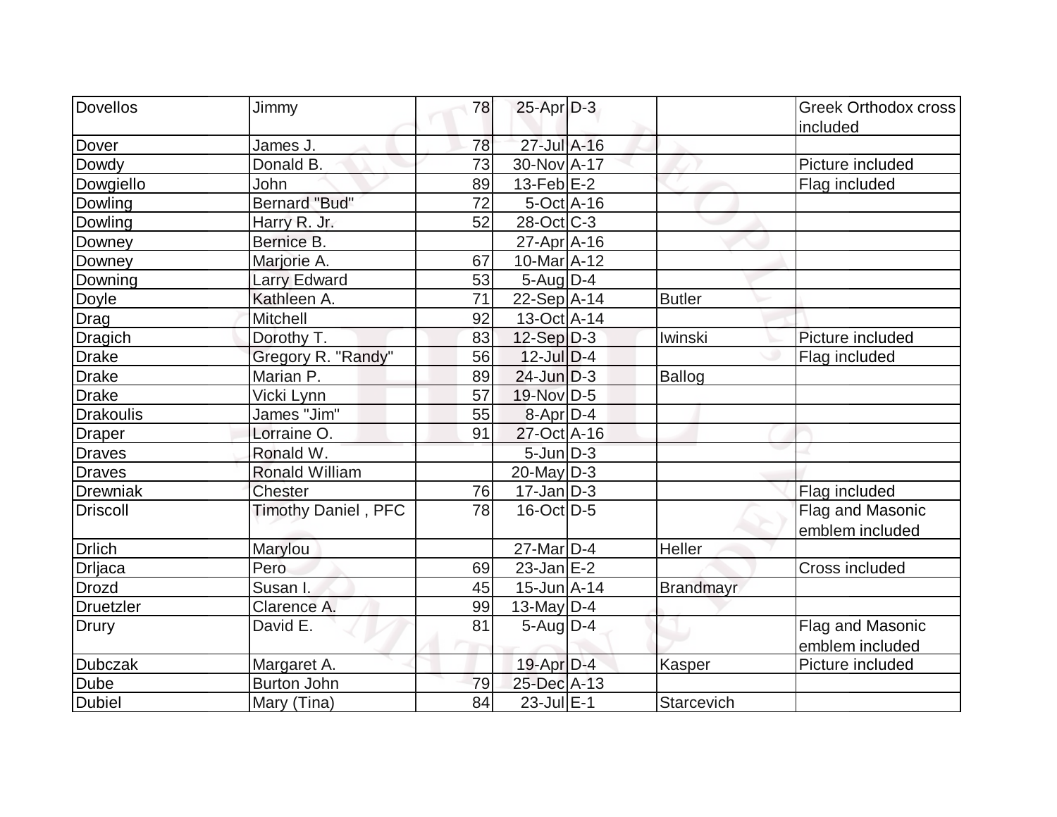| | | | | | | |
|---|---|---|---|---|---|---|
| Dovellos | Jimmy | 78 | 25-Apr | D-3 | | Greek Orthodox cross included |
| Dover | James J. | 78 | 27-Jul | A-16 | | |
| Dowdy | Donald B. | 73 | 30-Nov | A-17 | | Picture included |
| Dowgiello | John | 89 | 13-Feb | E-2 | | Flag included |
| Dowling | Bernard "Bud" | 72 | 5-Oct | A-16 | | |
| Dowling | Harry R. Jr. | 52 | 28-Oct | C-3 | | |
| Downey | Bernice B. | | 27-Apr | A-16 | | |
| Downey | Marjorie A. | 67 | 10-Mar | A-12 | | |
| Downing | Larry Edward | 53 | 5-Aug | D-4 | | |
| Doyle | Kathleen A. | 71 | 22-Sep | A-14 | Butler | |
| Drag | Mitchell | 92 | 13-Oct | A-14 | | |
| Dragich | Dorothy T. | 83 | 12-Sep | D-3 | Iwinski | Picture included |
| Drake | Gregory R. "Randy" | 56 | 12-Jul | D-4 | | Flag included |
| Drake | Marian P. | 89 | 24-Jun | D-3 | Ballog | |
| Drake | Vicki Lynn | 57 | 19-Nov | D-5 | | |
| Drakoulis | James "Jim" | 55 | 8-Apr | D-4 | | |
| Draper | Lorraine O. | 91 | 27-Oct | A-16 | | |
| Draves | Ronald W. | | 5-Jun | D-3 | | |
| Draves | Ronald William | | 20-May | D-3 | | |
| Drewniak | Chester | 76 | 17-Jan | D-3 | | Flag included |
| Driscoll | Timothy Daniel , PFC | 78 | 16-Oct | D-5 | | Flag and Masonic emblem included |
| Drlich | Marylou | | 27-Mar | D-4 | Heller | |
| Drljaca | Pero | 69 | 23-Jan | E-2 | | Cross included |
| Drozd | Susan I. | 45 | 15-Jun | A-14 | Brandmayr | |
| Druetzler | Clarence A. | 99 | 13-May | D-4 | | |
| Drury | David E. | 81 | 5-Aug | D-4 | | Flag and Masonic emblem included |
| Dubczak | Margaret A. | | 19-Apr | D-4 | Kasper | Picture included |
| Dube | Burton John | 79 | 25-Dec | A-13 | | |
| Dubiel | Mary (Tina) | 84 | 23-Jul | E-1 | Starcevich | |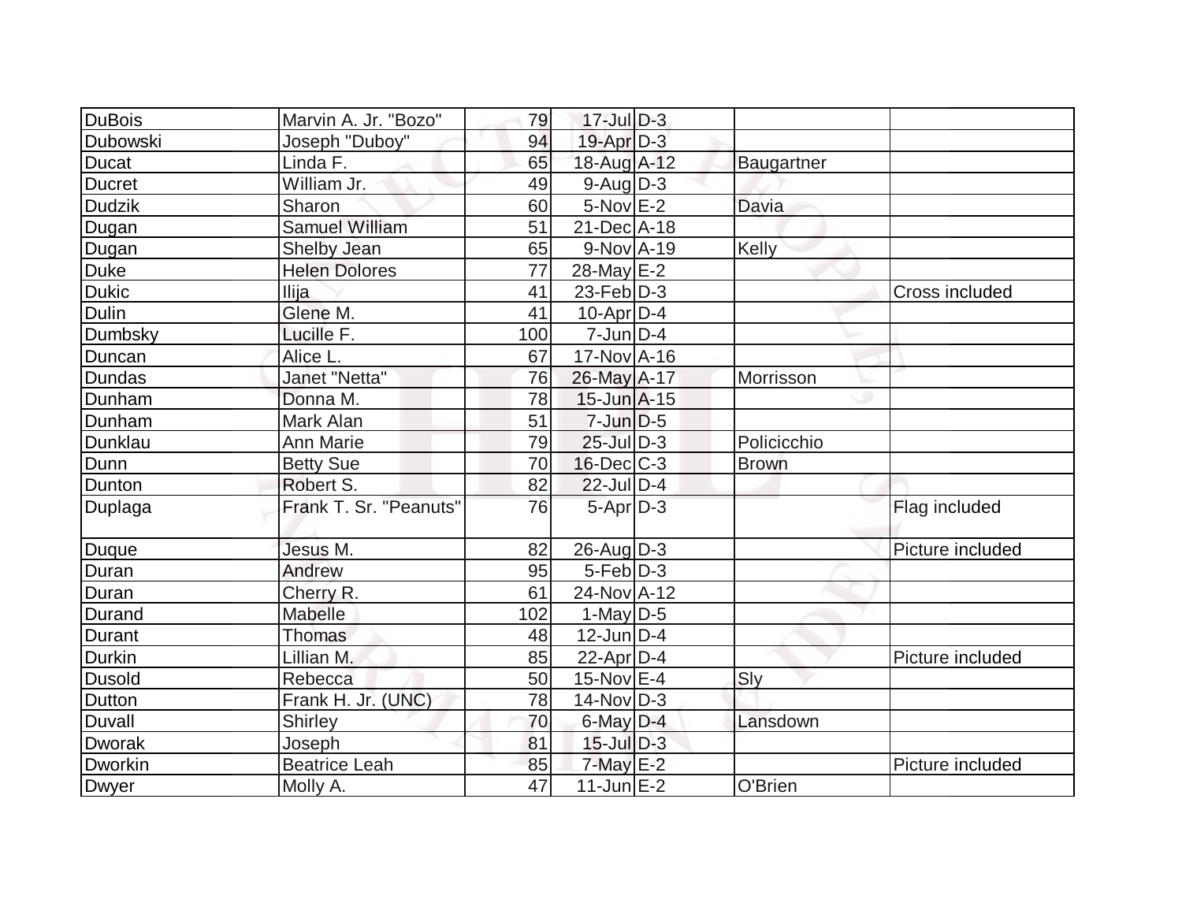| | | | | | | |
|---|---|---|---|---|---|---|
| DuBois | Marvin A. Jr. "Bozo" | 79 | 17-Jul | D-3 | | |
| Dubowski | Joseph "Duboy" | 94 | 19-Apr | D-3 | | |
| Ducat | Linda F. | 65 | 18-Aug | A-12 | Baugartner | |
| Ducret | William Jr. | 49 | 9-Aug | D-3 | | |
| Dudzik | Sharon | 60 | 5-Nov | E-2 | Davia | |
| Dugan | Samuel William | 51 | 21-Dec | A-18 | | |
| Dugan | Shelby Jean | 65 | 9-Nov | A-19 | Kelly | |
| Duke | Helen Dolores | 77 | 28-May | E-2 | | |
| Dukic | Ilija | 41 | 23-Feb | D-3 | | Cross included |
| Dulin | Glene M. | 41 | 10-Apr | D-4 | | |
| Dumbsky | Lucille F. | 100 | 7-Jun | D-4 | | |
| Duncan | Alice L. | 67 | 17-Nov | A-16 | | |
| Dundas | Janet "Netta" | 76 | 26-May | A-17 | Morrisson | |
| Dunham | Donna M. | 78 | 15-Jun | A-15 | | |
| Dunham | Mark Alan | 51 | 7-Jun | D-5 | | |
| Dunklau | Ann Marie | 79 | 25-Jul | D-3 | Policicchio | |
| Dunn | Betty Sue | 70 | 16-Dec | C-3 | Brown | |
| Dunton | Robert S. | 82 | 22-Jul | D-4 | | |
| Duplaga | Frank T. Sr. "Peanuts" | 76 | 5-Apr | D-3 | | Flag included |
| Duque | Jesus M. | 82 | 26-Aug | D-3 | | Picture included |
| Duran | Andrew | 95 | 5-Feb | D-3 | | |
| Duran | Cherry R. | 61 | 24-Nov | A-12 | | |
| Durand | Mabelle | 102 | 1-May | D-5 | | |
| Durant | Thomas | 48 | 12-Jun | D-4 | | |
| Durkin | Lillian M. | 85 | 22-Apr | D-4 | | Picture included |
| Dusold | Rebecca | 50 | 15-Nov | E-4 | Sly | |
| Dutton | Frank H. Jr. (UNC) | 78 | 14-Nov | D-3 | | |
| Duvall | Shirley | 70 | 6-May | D-4 | Lansdown | |
| Dworak | Joseph | 81 | 15-Jul | D-3 | | |
| Dworkin | Beatrice Leah | 85 | 7-May | E-2 | | Picture included |
| Dwyer | Molly A. | 47 | 11-Jun | E-2 | O'Brien | |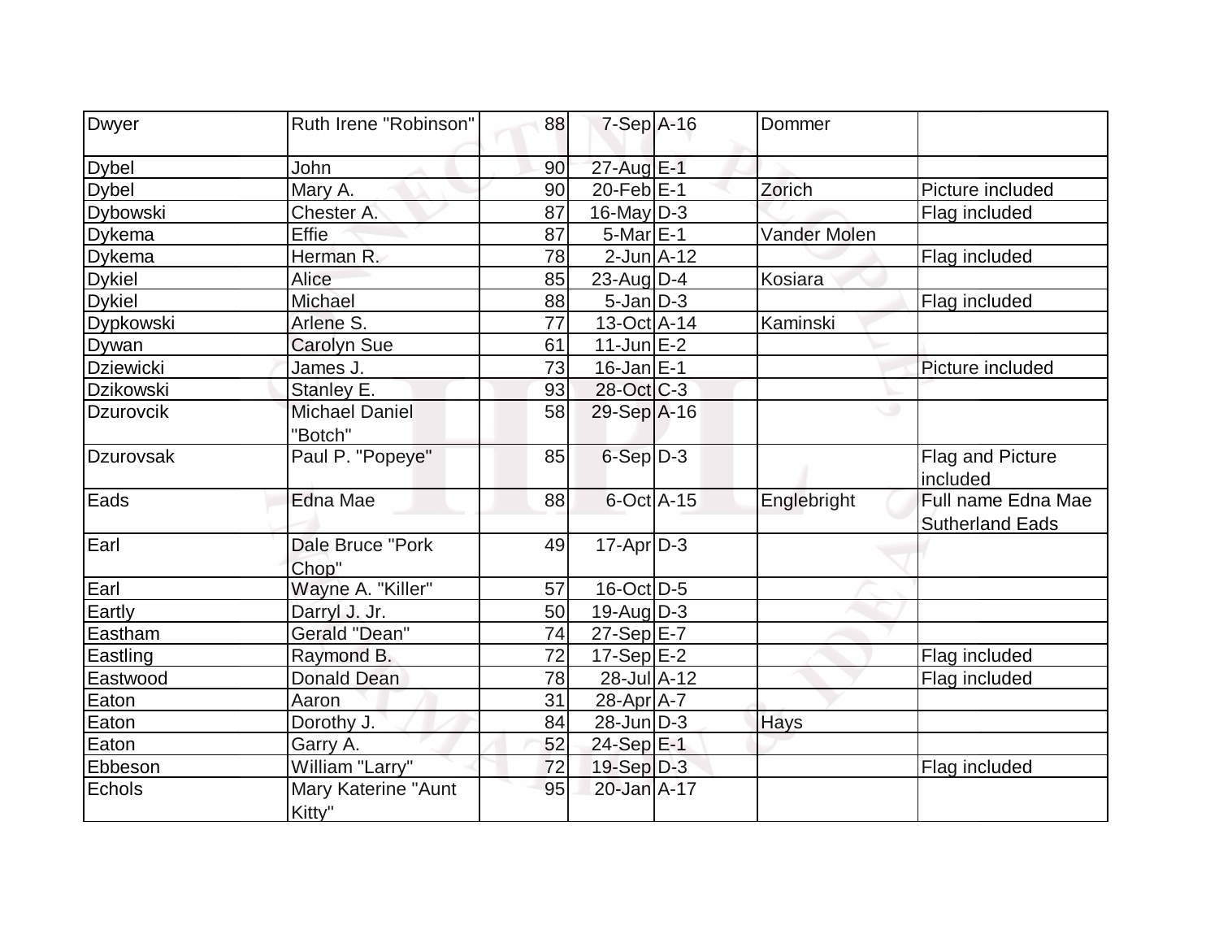| | | | | | | |
|---|---|---|---|---|---|---|
| Dwyer | Ruth Irene "Robinson" | 88 | 7-Sep | A-16 | Dommer | |
| Dybel | John | 90 | 27-Aug | E-1 | | |
| Dybel | Mary A. | 90 | 20-Feb | E-1 | Zorich | Picture included |
| Dybowski | Chester A. | 87 | 16-May | D-3 | | Flag included |
| Dykema | Effie | 87 | 5-Mar | E-1 | Vander Molen | |
| Dykema | Herman R. | 78 | 2-Jun | A-12 | | Flag included |
| Dykiel | Alice | 85 | 23-Aug | D-4 | Kosiara | |
| Dykiel | Michael | 88 | 5-Jan | D-3 | | Flag included |
| Dypkowski | Arlene S. | 77 | 13-Oct | A-14 | Kaminski | |
| Dywan | Carolyn Sue | 61 | 11-Jun | E-2 | | |
| Dziewicki | James J. | 73 | 16-Jan | E-1 | | Picture included |
| Dzikowski | Stanley E. | 93 | 28-Oct | C-3 | | |
| Dzurovcik | Michael Daniel "Botch" | 58 | 29-Sep | A-16 | | |
| Dzurovsak | Paul P. "Popeye" | 85 | 6-Sep | D-3 | | Flag and Picture included |
| Eads | Edna Mae | 88 | 6-Oct | A-15 | Englebright | Full name Edna Mae Sutherland Eads |
| Earl | Dale Bruce "Pork Chop" | 49 | 17-Apr | D-3 | | |
| Earl | Wayne A. "Killer" | 57 | 16-Oct | D-5 | | |
| Eartly | Darryl J. Jr. | 50 | 19-Aug | D-3 | | |
| Eastham | Gerald "Dean" | 74 | 27-Sep | E-7 | | |
| Eastling | Raymond B. | 72 | 17-Sep | E-2 | | Flag included |
| Eastwood | Donald Dean | 78 | 28-Jul | A-12 | | Flag included |
| Eaton | Aaron | 31 | 28-Apr | A-7 | | |
| Eaton | Dorothy J. | 84 | 28-Jun | D-3 | Hays | |
| Eaton | Garry A. | 52 | 24-Sep | E-1 | | |
| Ebbeson | William "Larry" | 72 | 19-Sep | D-3 | | Flag included |
| Echols | Mary Katerine "Aunt Kitty" | 95 | 20-Jan | A-17 | | |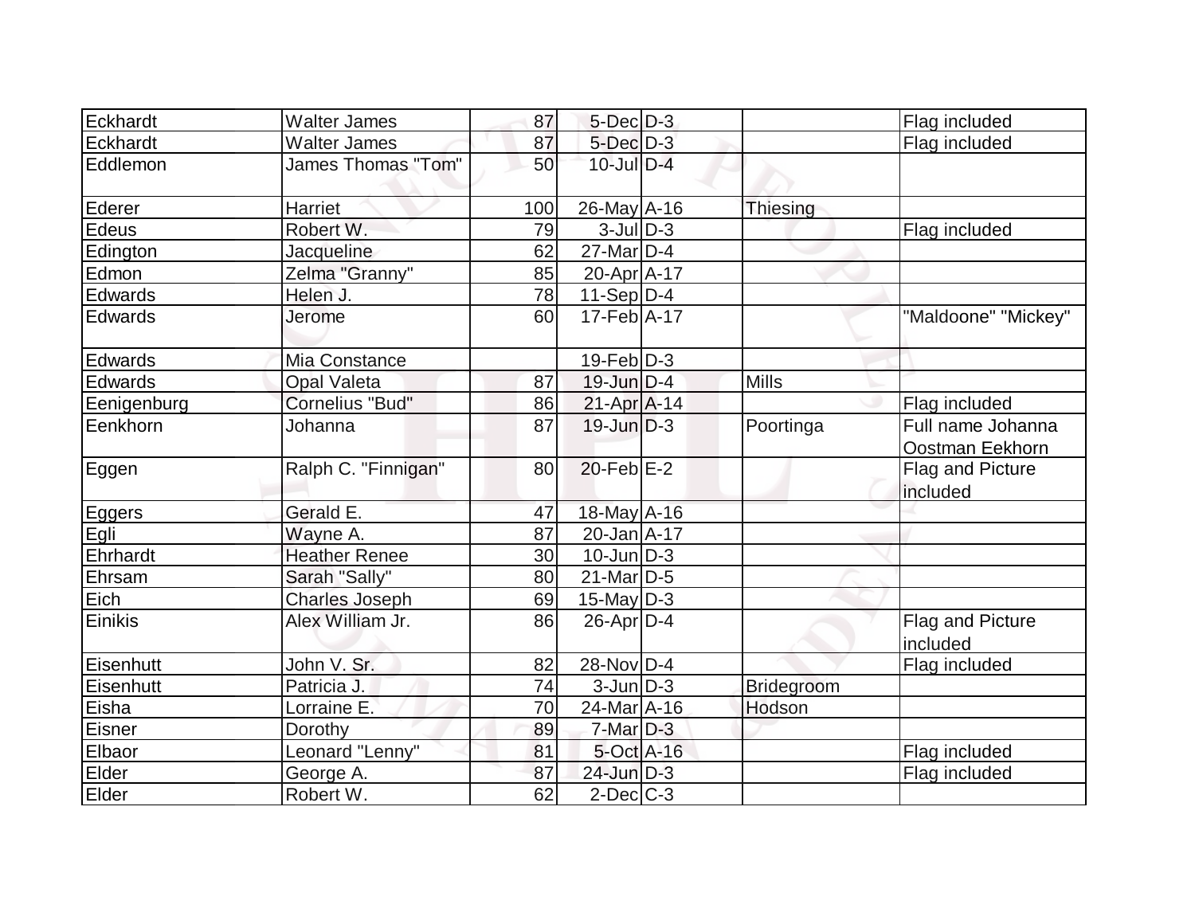| | | | | | | |
|---|---|---|---|---|---|---|
| Eckhardt | Walter James | 87 | 5-Dec | D-3 | | Flag included |
| Eckhardt | Walter James | 87 | 5-Dec | D-3 | | Flag included |
| Eddlemon | James Thomas "Tom" | 50 | 10-Jul | D-4 | | |
| Ederer | Harriet | 100 | 26-May | A-16 | Thiesing | |
| Edeus | Robert W. | 79 | 3-Jul | D-3 | | Flag included |
| Edington | Jacqueline | 62 | 27-Mar | D-4 | | |
| Edmon | Zelma "Granny" | 85 | 20-Apr | A-17 | | |
| Edwards | Helen J. | 78 | 11-Sep | D-4 | | |
| Edwards | Jerome | 60 | 17-Feb | A-17 | | "Maldoone" "Mickey" |
| Edwards | Mia Constance | | 19-Feb | D-3 | | |
| Edwards | Opal Valeta | 87 | 19-Jun | D-4 | Mills | |
| Eenigenburg | Cornelius "Bud" | 86 | 21-Apr | A-14 | | Flag included |
| Eenkhorn | Johanna | 87 | 19-Jun | D-3 | Poortinga | Full name Johanna Oostman Eekhorn |
| Eggen | Ralph C. "Finnigan" | 80 | 20-Feb | E-2 | | Flag and Picture included |
| Eggers | Gerald E. | 47 | 18-May | A-16 | | |
| Egli | Wayne A. | 87 | 20-Jan | A-17 | | |
| Ehrhardt | Heather Renee | 30 | 10-Jun | D-3 | | |
| Ehrsam | Sarah "Sally" | 80 | 21-Mar | D-5 | | |
| Eich | Charles Joseph | 69 | 15-May | D-3 | | |
| Einikis | Alex William Jr. | 86 | 26-Apr | D-4 | | Flag and Picture included |
| Eisenhutt | John V. Sr. | 82 | 28-Nov | D-4 | | Flag included |
| Eisenhutt | Patricia J. | 74 | 3-Jun | D-3 | Bridegroom | |
| Eisha | Lorraine E. | 70 | 24-Mar | A-16 | Hodson | |
| Eisner | Dorothy | 89 | 7-Mar | D-3 | | |
| Elbaor | Leonard "Lenny" | 81 | 5-Oct | A-16 | | Flag included |
| Elder | George A. | 87 | 24-Jun | D-3 | | Flag included |
| Elder | Robert W. | 62 | 2-Dec | C-3 | | |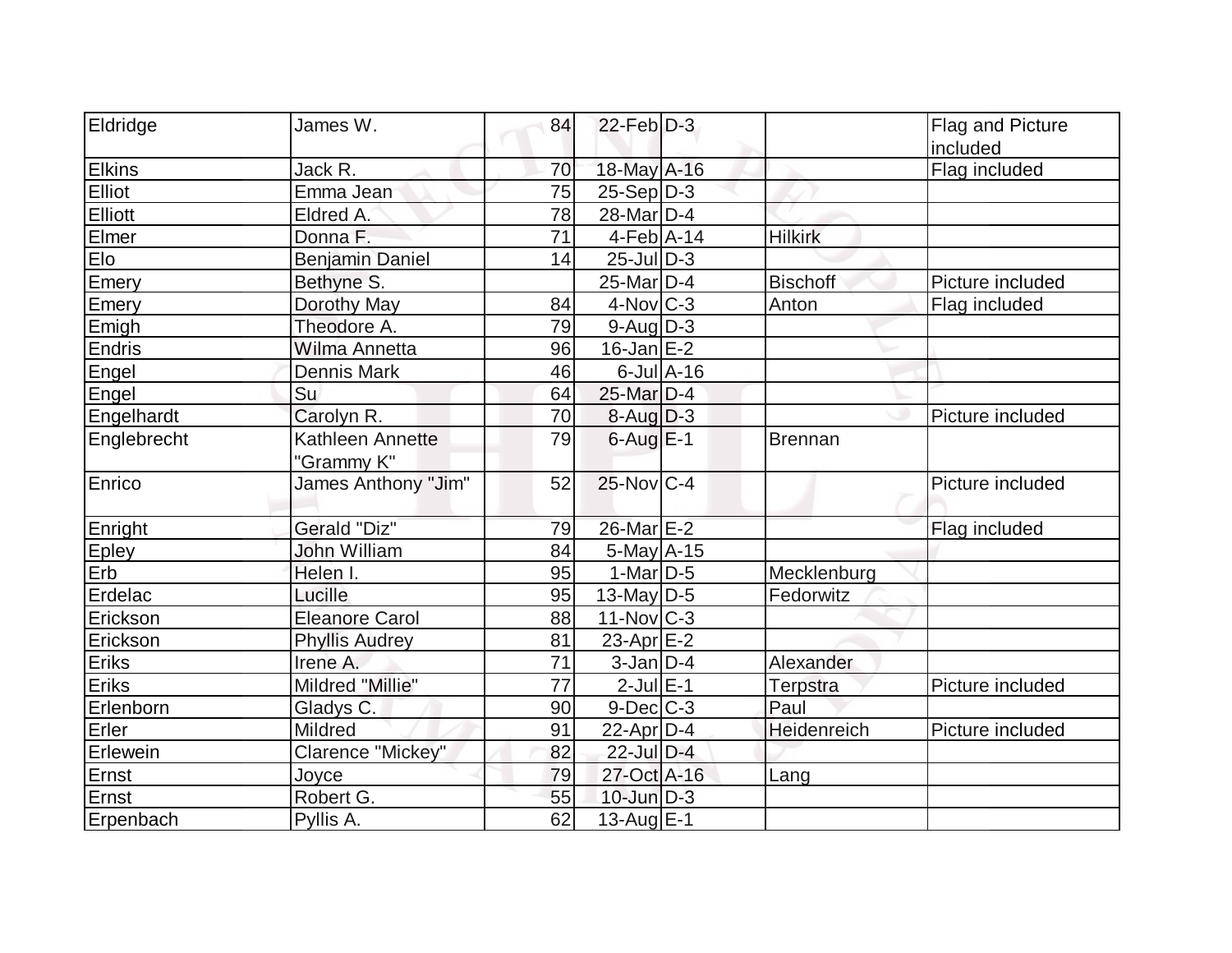| | | | | | | |
|---|---|---|---|---|---|---|
| Eldridge | James W. | 84 | 22-Feb | D-3 | | Flag and Picture included |
| Elkins | Jack R. | 70 | 18-May | A-16 | | Flag included |
| Elliot | Emma Jean | 75 | 25-Sep | D-3 | | |
| Elliott | Eldred A. | 78 | 28-Mar | D-4 | | |
| Elmer | Donna F. | 71 | 4-Feb | A-14 | Hilkirk | |
| Elo | Benjamin Daniel | 14 | 25-Jul | D-3 | | |
| Emery | Bethyne S. | | 25-Mar | D-4 | Bischoff | Picture included |
| Emery | Dorothy May | 84 | 4-Nov | C-3 | Anton | Flag included |
| Emigh | Theodore A. | 79 | 9-Aug | D-3 | | |
| Endris | Wilma Annetta | 96 | 16-Jan | E-2 | | |
| Engel | Dennis Mark | 46 | 6-Jul | A-16 | | |
| Engel | Su | 64 | 25-Mar | D-4 | | |
| Engelhardt | Carolyn R. | 70 | 8-Aug | D-3 | | Picture included |
| Englebrecht | Kathleen Annette "Grammy K" | 79 | 6-Aug | E-1 | Brennan | |
| Enrico | James Anthony "Jim" | 52 | 25-Nov | C-4 | | Picture included |
| Enright | Gerald "Diz" | 79 | 26-Mar | E-2 | | Flag included |
| Epley | John William | 84 | 5-May | A-15 | | |
| Erb | Helen I. | 95 | 1-Mar | D-5 | Mecklenburg | |
| Erdelac | Lucille | 95 | 13-May | D-5 | Fedorwitz | |
| Erickson | Eleanore Carol | 88 | 11-Nov | C-3 | | |
| Erickson | Phyllis Audrey | 81 | 23-Apr | E-2 | | |
| Eriks | Irene A. | 71 | 3-Jan | D-4 | Alexander | |
| Eriks | Mildred "Millie" | 77 | 2-Jul | E-1 | Terpstra | Picture included |
| Erlenborn | Gladys C. | 90 | 9-Dec | C-3 | Paul | |
| Erler | Mildred | 91 | 22-Apr | D-4 | Heidenreich | Picture included |
| Erlewein | Clarence "Mickey" | 82 | 22-Jul | D-4 | | |
| Ernst | Joyce | 79 | 27-Oct | A-16 | Lang | |
| Ernst | Robert G. | 55 | 10-Jun | D-3 | | |
| Erpenbach | Pyllis A. | 62 | 13-Aug | E-1 | | |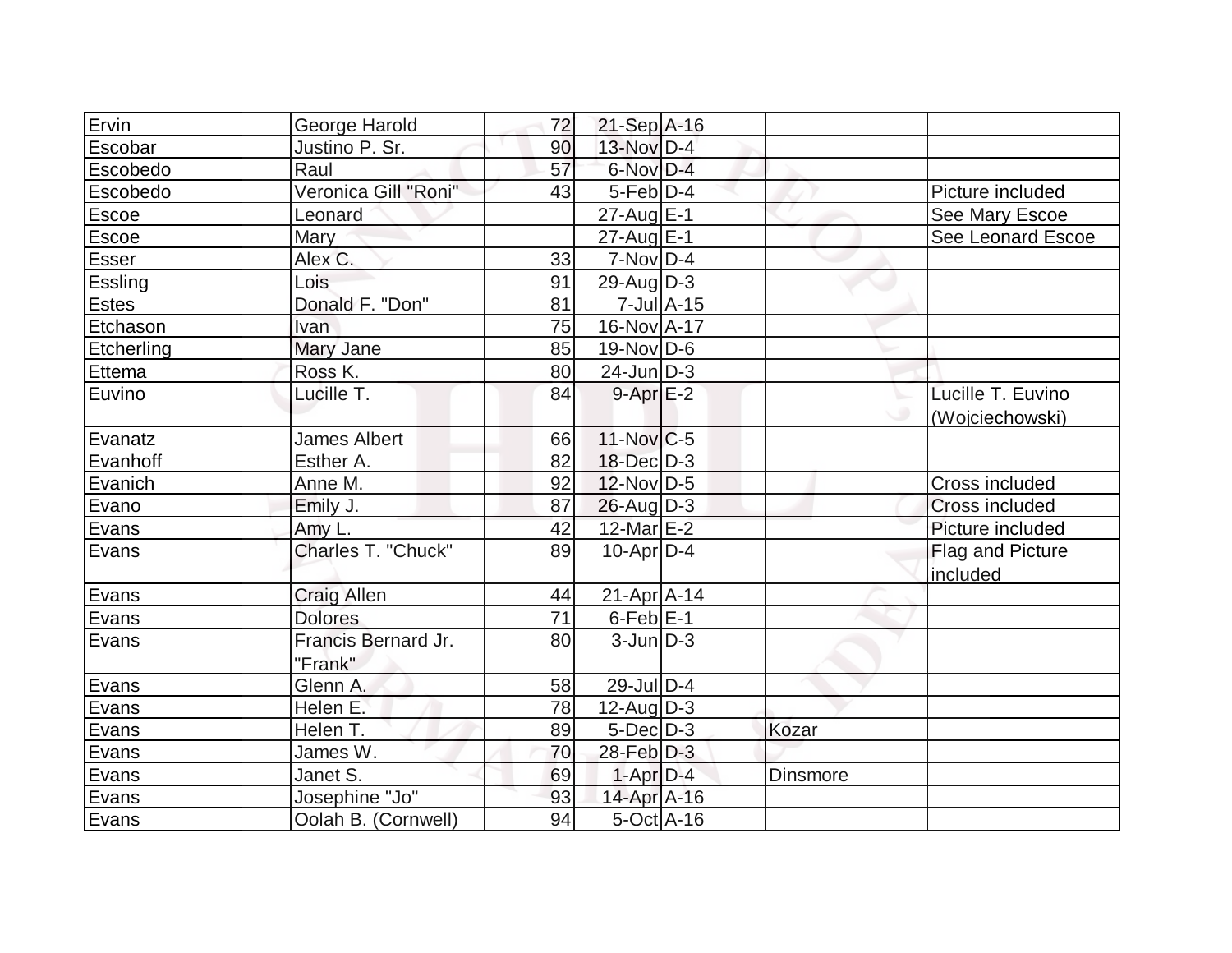| | | | | | | |
|---|---|---|---|---|---|---|
| Ervin | George Harold | 72 | 21-Sep | A-16 | | |
| Escobar | Justino P. Sr. | 90 | 13-Nov | D-4 | | |
| Escobedo | Raul | 57 | 6-Nov | D-4 | | |
| Escobedo | Veronica Gill "Roni" | 43 | 5-Feb | D-4 | | Picture included |
| Escoe | Leonard | | 27-Aug | E-1 | | See Mary Escoe |
| Escoe | Mary | | 27-Aug | E-1 | | See Leonard Escoe |
| Esser | Alex C. | 33 | 7-Nov | D-4 | | |
| Essling | Lois | 91 | 29-Aug | D-3 | | |
| Estes | Donald F. "Don" | 81 | 7-Jul | A-15 | | |
| Etchason | Ivan | 75 | 16-Nov | A-17 | | |
| Etcherling | Mary Jane | 85 | 19-Nov | D-6 | | |
| Ettema | Ross K. | 80 | 24-Jun | D-3 | | |
| Euvino | Lucille T. | 84 | 9-Apr | E-2 | | Lucille T. Euvino (Wojciechowski) |
| Evanatz | James Albert | 66 | 11-Nov | C-5 | | |
| Evanhoff | Esther A. | 82 | 18-Dec | D-3 | | |
| Evanich | Anne M. | 92 | 12-Nov | D-5 | | Cross included |
| Evano | Emily J. | 87 | 26-Aug | D-3 | | Cross included |
| Evans | Amy L. | 42 | 12-Mar | E-2 | | Picture included |
| Evans | Charles T. "Chuck" | 89 | 10-Apr | D-4 | | Flag and Picture included |
| Evans | Craig Allen | 44 | 21-Apr | A-14 | | |
| Evans | Dolores | 71 | 6-Feb | E-1 | | |
| Evans | Francis Bernard Jr. "Frank" | 80 | 3-Jun | D-3 | | |
| Evans | Glenn A. | 58 | 29-Jul | D-4 | | |
| Evans | Helen E. | 78 | 12-Aug | D-3 | | |
| Evans | Helen T. | 89 | 5-Dec | D-3 | Kozar | |
| Evans | James W. | 70 | 28-Feb | D-3 | | |
| Evans | Janet S. | 69 | 1-Apr | D-4 | Dinsmore | |
| Evans | Josephine "Jo" | 93 | 14-Apr | A-16 | | |
| Evans | Oolah B. (Cornwell) | 94 | 5-Oct | A-16 | | |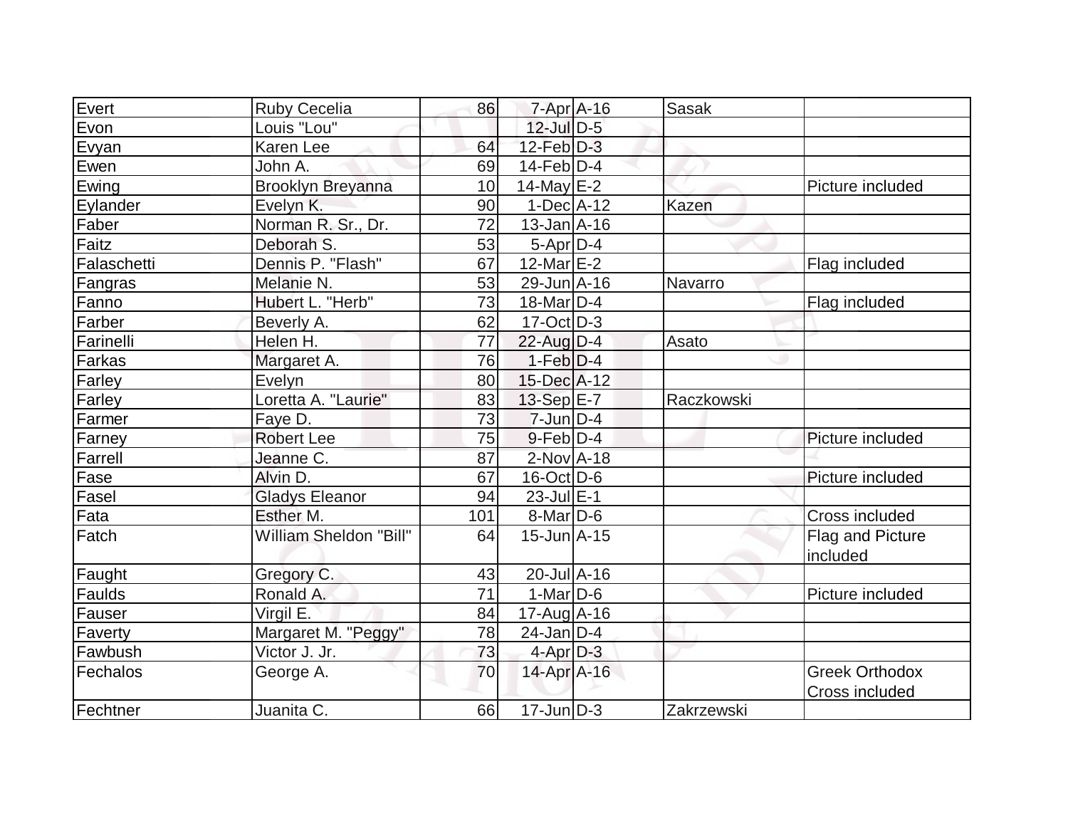| | | | | | | |
|---|---|---|---|---|---|---|
| Evert | Ruby Cecelia | 86 | 7-Apr | A-16 | Sasak | |
| Evon | Louis "Lou" | | 12-Jul | D-5 | | |
| Evyan | Karen Lee | 64 | 12-Feb | D-3 | | |
| Ewen | John A. | 69 | 14-Feb | D-4 | | |
| Ewing | Brooklyn Breyanna | 10 | 14-May | E-2 | | Picture included |
| Eylander | Evelyn K. | 90 | 1-Dec | A-12 | Kazen | |
| Faber | Norman R. Sr., Dr. | 72 | 13-Jan | A-16 | | |
| Faitz | Deborah S. | 53 | 5-Apr | D-4 | | |
| Falaschetti | Dennis P. "Flash" | 67 | 12-Mar | E-2 | | Flag included |
| Fangras | Melanie N. | 53 | 29-Jun | A-16 | Navarro | |
| Fanno | Hubert L. "Herb" | 73 | 18-Mar | D-4 | | Flag included |
| Farber | Beverly A. | 62 | 17-Oct | D-3 | | |
| Farinelli | Helen H. | 77 | 22-Aug | D-4 | Asato | |
| Farkas | Margaret A. | 76 | 1-Feb | D-4 | | |
| Farley | Evelyn | 80 | 15-Dec | A-12 | | |
| Farley | Loretta A. "Laurie" | 83 | 13-Sep | E-7 | Raczkowski | |
| Farmer | Faye D. | 73 | 7-Jun | D-4 | | |
| Farney | Robert Lee | 75 | 9-Feb | D-4 | | Picture included |
| Farrell | Jeanne C. | 87 | 2-Nov | A-18 | | |
| Fase | Alvin D. | 67 | 16-Oct | D-6 | | Picture included |
| Fasel | Gladys Eleanor | 94 | 23-Jul | E-1 | | |
| Fata | Esther M. | 101 | 8-Mar | D-6 | | Cross included |
| Fatch | William Sheldon "Bill" | 64 | 15-Jun | A-15 | | Flag and Picture included |
| Faught | Gregory C. | 43 | 20-Jul | A-16 | | |
| Faulds | Ronald A. | 71 | 1-Mar | D-6 | | Picture included |
| Fauser | Virgil E. | 84 | 17-Aug | A-16 | | |
| Faverty | Margaret M. "Peggy" | 78 | 24-Jan | D-4 | | |
| Fawbush | Victor J. Jr. | 73 | 4-Apr | D-3 | | |
| Fechalos | George A. | 70 | 14-Apr | A-16 | | Greek Orthodox Cross included |
| Fechtner | Juanita C. | 66 | 17-Jun | D-3 | Zakrzewski | |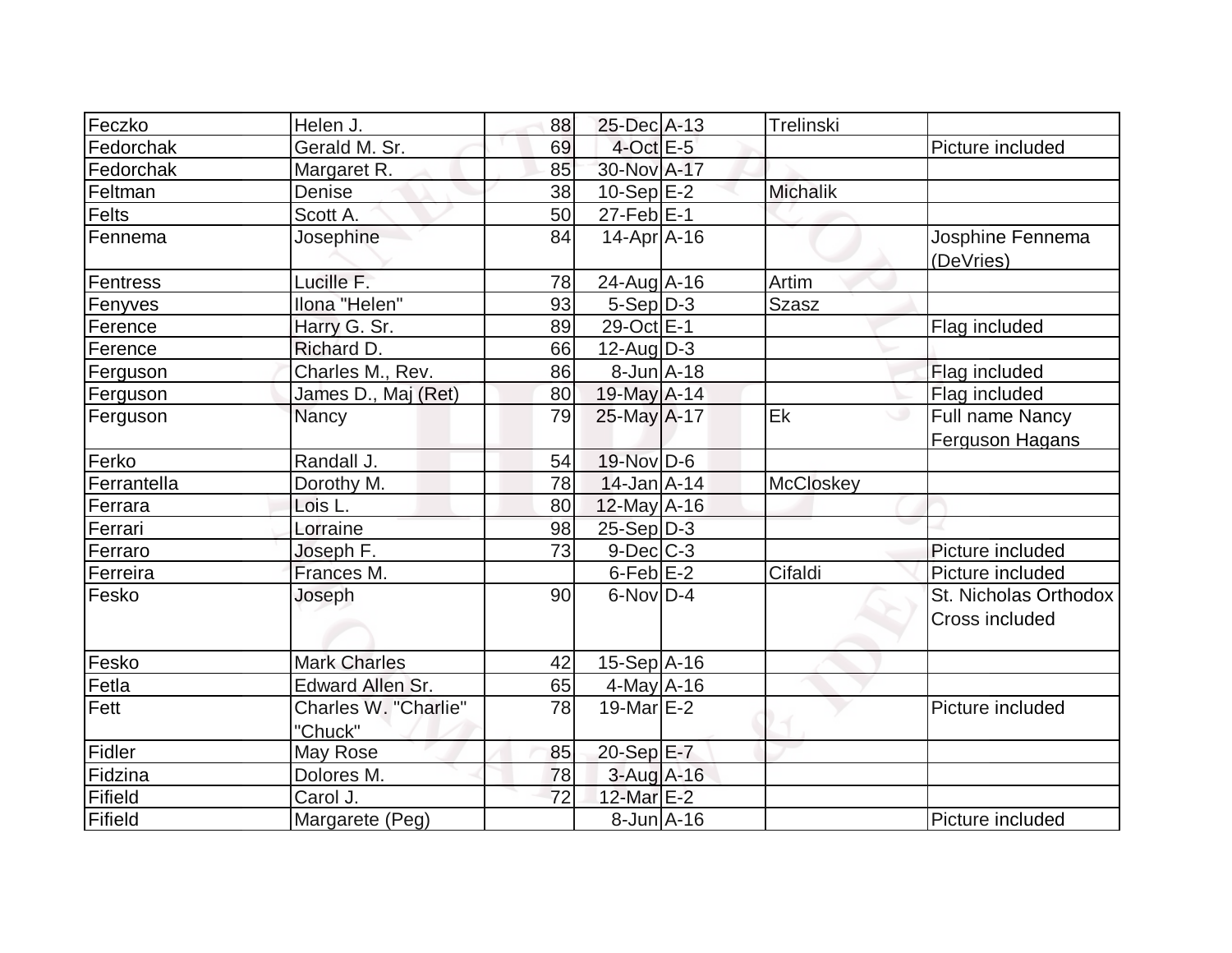| | | | | | | |
|---|---|---|---|---|---|---|
| Feczko | Helen J. | 88 | 25-Dec | A-13 | Trelinski | |
| Fedorchak | Gerald M. Sr. | 69 | 4-Oct | E-5 | | Picture included |
| Fedorchak | Margaret R. | 85 | 30-Nov | A-17 | | |
| Feltman | Denise | 38 | 10-Sep | E-2 | Michalik | |
| Felts | Scott A. | 50 | 27-Feb | E-1 | | |
| Fennema | Josephine | 84 | 14-Apr | A-16 | | Josphine Fennema (DeVries) |
| Fentress | Lucille F. | 78 | 24-Aug | A-16 | Artim | |
| Fenyves | Ilona "Helen" | 93 | 5-Sep | D-3 | Szasz | |
| Ference | Harry G. Sr. | 89 | 29-Oct | E-1 | | Flag included |
| Ference | Richard D. | 66 | 12-Aug | D-3 | | |
| Ferguson | Charles M., Rev. | 86 | 8-Jun | A-18 | | Flag included |
| Ferguson | James D., Maj (Ret) | 80 | 19-May | A-14 | | Flag included |
| Ferguson | Nancy | 79 | 25-May | A-17 | Ek | Full name Nancy Ferguson Hagans |
| Ferko | Randall J. | 54 | 19-Nov | D-6 | | |
| Ferrantella | Dorothy M. | 78 | 14-Jan | A-14 | McCloskey | |
| Ferrara | Lois L. | 80 | 12-May | A-16 | | |
| Ferrari | Lorraine | 98 | 25-Sep | D-3 | | |
| Ferraro | Joseph F. | 73 | 9-Dec | C-3 | | Picture included |
| Ferreira | Frances M. | | 6-Feb | E-2 | Cifaldi | Picture included |
| Fesko | Joseph | 90 | 6-Nov | D-4 | | St. Nicholas Orthodox Cross included |
| Fesko | Mark Charles | 42 | 15-Sep | A-16 | | |
| Fetla | Edward Allen Sr. | 65 | 4-May | A-16 | | |
| Fett | Charles W. "Charlie" "Chuck" | 78 | 19-Mar | E-2 | | Picture included |
| Fidler | May Rose | 85 | 20-Sep | E-7 | | |
| Fidzina | Dolores M. | 78 | 3-Aug | A-16 | | |
| Fifield | Carol J. | 72 | 12-Mar | E-2 | | |
| Fifield | Margarete (Peg) | | 8-Jun | A-16 | | Picture included |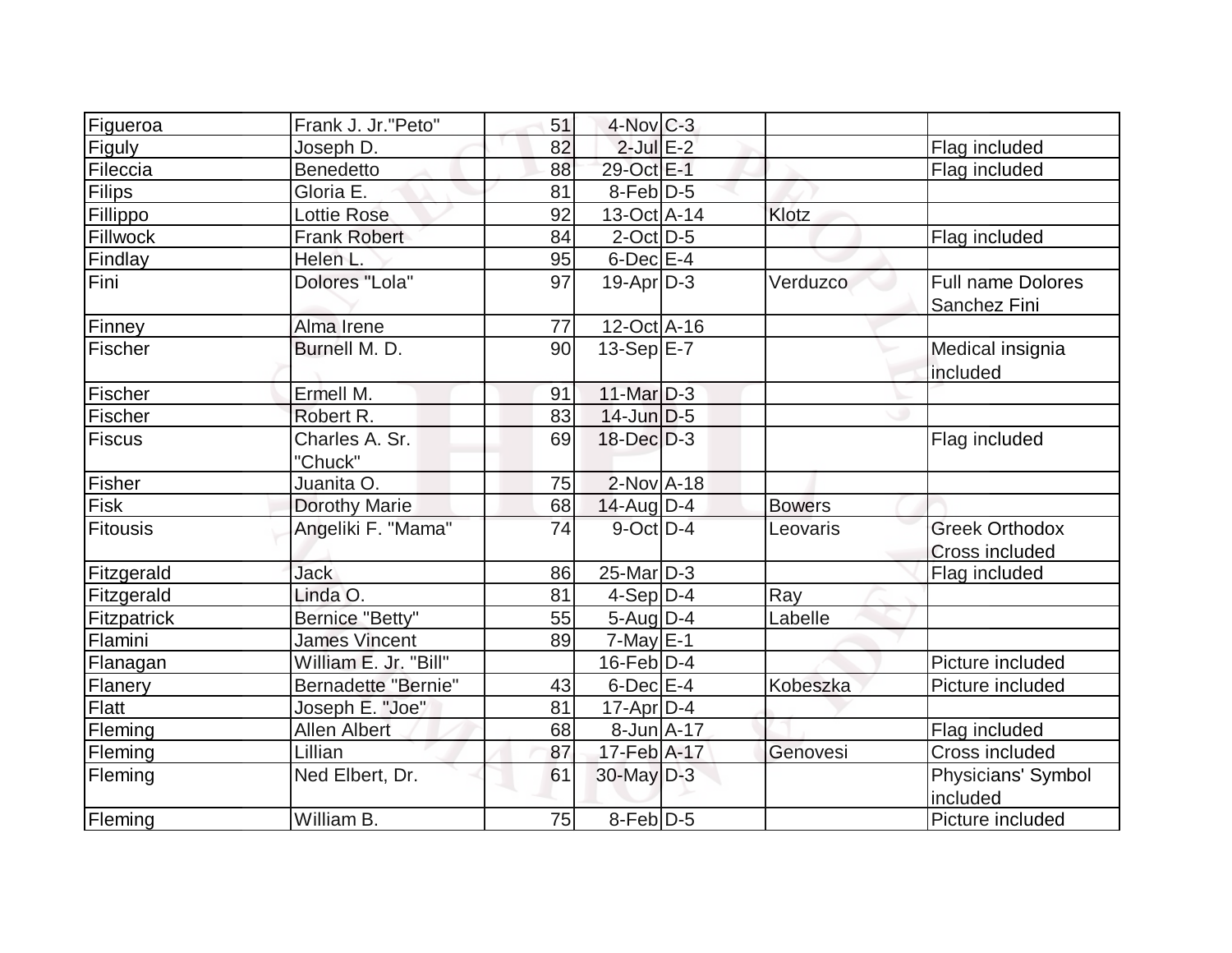| | | | | | | |
|---|---|---|---|---|---|---|
| Figueroa | Frank J. Jr."Peto" | 51 | 4-Nov | C-3 | | |
| Figuly | Joseph D. | 82 | 2-Jul | E-2 | | Flag included |
| Fileccia | Benedetto | 88 | 29-Oct | E-1 | | Flag included |
| Filips | Gloria E. | 81 | 8-Feb | D-5 | | |
| Fillippo | Lottie Rose | 92 | 13-Oct | A-14 | Klotz | |
| Fillwock | Frank Robert | 84 | 2-Oct | D-5 | | Flag included |
| Findlay | Helen L. | 95 | 6-Dec | E-4 | | |
| Fini | Dolores "Lola" | 97 | 19-Apr | D-3 | Verduzco | Full name Dolores Sanchez Fini |
| Finney | Alma Irene | 77 | 12-Oct | A-16 | | |
| Fischer | Burnell M. D. | 90 | 13-Sep | E-7 | | Medical insignia included |
| Fischer | Ermell M. | 91 | 11-Mar | D-3 | | |
| Fischer | Robert R. | 83 | 14-Jun | D-5 | | |
| Fiscus | Charles A. Sr. "Chuck" | 69 | 18-Dec | D-3 | | Flag included |
| Fisher | Juanita O. | 75 | 2-Nov | A-18 | | |
| Fisk | Dorothy Marie | 68 | 14-Aug | D-4 | Bowers | |
| Fitousis | Angeliki F. "Mama" | 74 | 9-Oct | D-4 | Leovaris | Greek Orthodox Cross included |
| Fitzgerald | Jack | 86 | 25-Mar | D-3 | | Flag included |
| Fitzgerald | Linda O. | 81 | 4-Sep | D-4 | Ray | |
| Fitzpatrick | Bernice "Betty" | 55 | 5-Aug | D-4 | Labelle | |
| Flamini | James Vincent | 89 | 7-May | E-1 | | |
| Flanagan | William E. Jr. "Bill" | | 16-Feb | D-4 | | Picture included |
| Flanery | Bernadette "Bernie" | 43 | 6-Dec | E-4 | Kobeszka | Picture included |
| Flatt | Joseph E. "Joe" | 81 | 17-Apr | D-4 | | |
| Fleming | Allen Albert | 68 | 8-Jun | A-17 | | Flag included |
| Fleming | Lillian | 87 | 17-Feb | A-17 | Genovesi | Cross included |
| Fleming | Ned Elbert, Dr. | 61 | 30-May | D-3 | | Physicians' Symbol included |
| Fleming | William B. | 75 | 8-Feb | D-5 | | Picture included |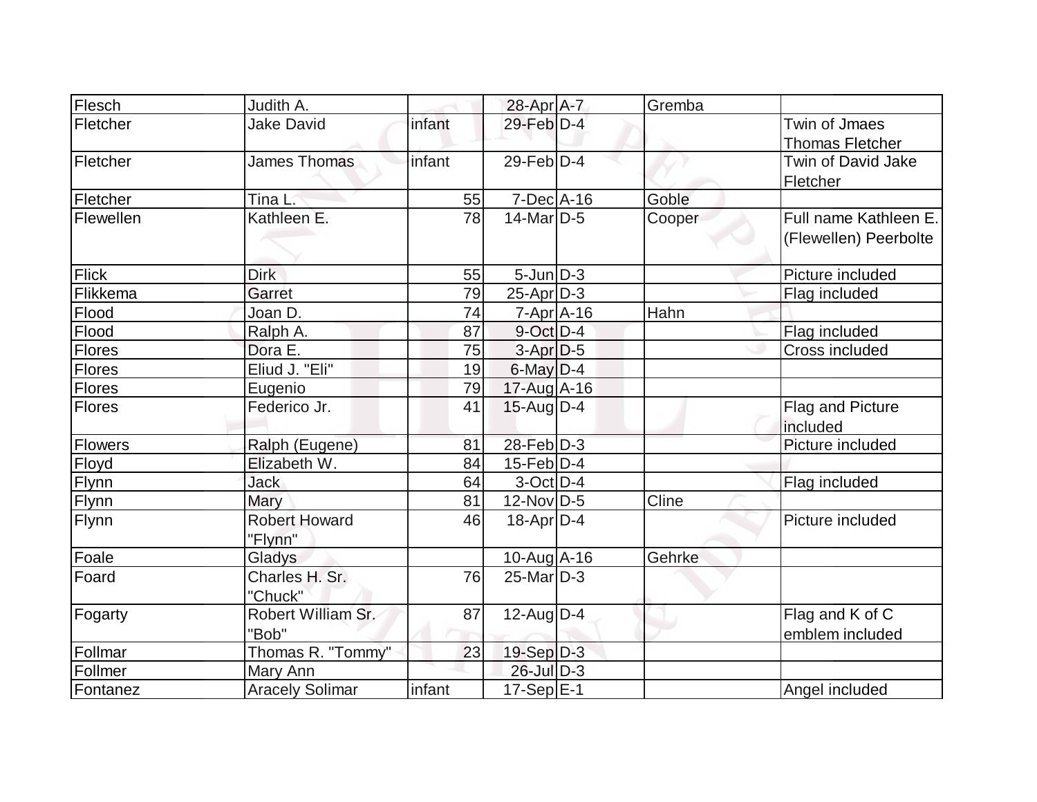| | | | | | | |
|---|---|---|---|---|---|---|
| Flesch | Judith A. | | 28-Apr | A-7 | Gremba | |
| Fletcher | Jake David | infant | 29-Feb | D-4 | | Twin of Jmaes Thomas Fletcher |
| Fletcher | James Thomas | infant | 29-Feb | D-4 | | Twin of David Jake Fletcher |
| Fletcher | Tina L. | 55 | 7-Dec | A-16 | Goble | |
| Flewellen | Kathleen E. | 78 | 14-Mar | D-5 | Cooper | Full name Kathleen E. (Flewellen) Peerbolte |
| Flick | Dirk | 55 | 5-Jun | D-3 | | Picture included |
| Flikkema | Garret | 79 | 25-Apr | D-3 | | Flag included |
| Flood | Joan D. | 74 | 7-Apr | A-16 | Hahn | |
| Flood | Ralph A. | 87 | 9-Oct | D-4 | | Flag included |
| Flores | Dora E. | 75 | 3-Apr | D-5 | | Cross included |
| Flores | Eliud J. "Eli" | 19 | 6-May | D-4 | | |
| Flores | Eugenio | 79 | 17-Aug | A-16 | | |
| Flores | Federico Jr. | 41 | 15-Aug | D-4 | | Flag and Picture included |
| Flowers | Ralph (Eugene) | 81 | 28-Feb | D-3 | | Picture included |
| Floyd | Elizabeth W. | 84 | 15-Feb | D-4 | | |
| Flynn | Jack | 64 | 3-Oct | D-4 | | Flag included |
| Flynn | Mary | 81 | 12-Nov | D-5 | Cline | |
| Flynn | Robert Howard "Flynn" | 46 | 18-Apr | D-4 | | Picture included |
| Foale | Gladys | | 10-Aug | A-16 | Gehrke | |
| Foard | Charles H. Sr. "Chuck" | 76 | 25-Mar | D-3 | | |
| Fogarty | Robert William Sr. "Bob" | 87 | 12-Aug | D-4 | | Flag and K of C emblem included |
| Follmar | Thomas R. "Tommy" | 23 | 19-Sep | D-3 | | |
| Follmer | Mary Ann | | 26-Jul | D-3 | | |
| Fontanez | Aracely Solimar | infant | 17-Sep | E-1 | | Angel included |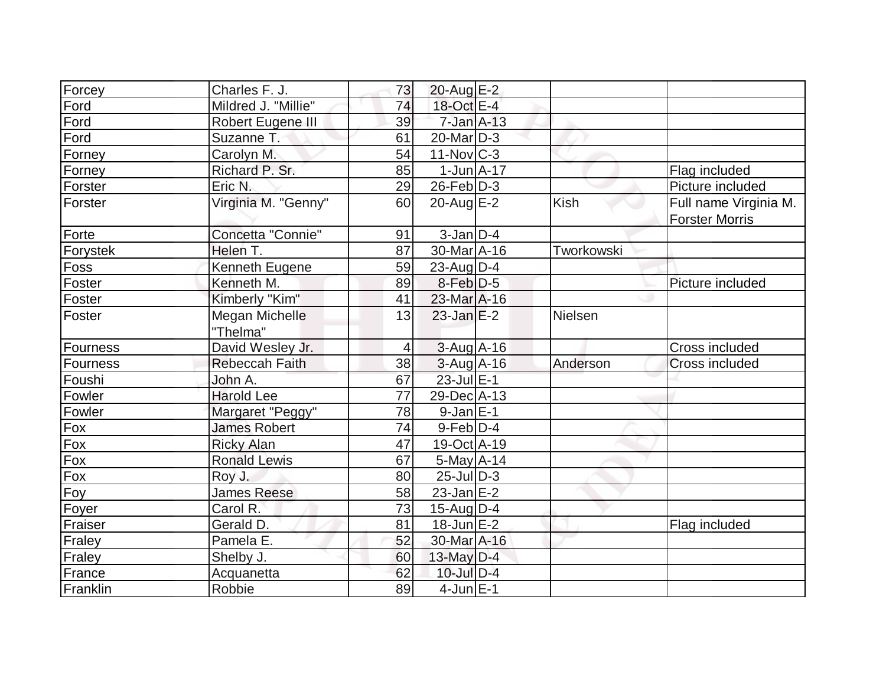| | | | | | | |
|---|---|---|---|---|---|---|
| Forcey | Charles F. J. | 73 | 20-Aug | E-2 | | |
| Ford | Mildred J. "Millie" | 74 | 18-Oct | E-4 | | |
| Ford | Robert Eugene III | 39 | 7-Jan | A-13 | | |
| Ford | Suzanne T. | 61 | 20-Mar | D-3 | | |
| Forney | Carolyn M. | 54 | 11-Nov | C-3 | | |
| Forney | Richard P. Sr. | 85 | 1-Jun | A-17 | | Flag included |
| Forster | Eric N. | 29 | 26-Feb | D-3 | | Picture included |
| Forster | Virginia M. "Genny" | 60 | 20-Aug | E-2 | Kish | Full name Virginia M. Forster Morris |
| Forte | Concetta "Connie" | 91 | 3-Jan | D-4 | | |
| Forystek | Helen T. | 87 | 30-Mar | A-16 | Tworkowski | |
| Foss | Kenneth Eugene | 59 | 23-Aug | D-4 | | |
| Foster | Kenneth M. | 89 | 8-Feb | D-5 | | Picture included |
| Foster | Kimberly "Kim" | 41 | 23-Mar | A-16 | | |
| Foster | Megan Michelle "Thelma" | 13 | 23-Jan | E-2 | Nielsen | |
| Fourness | David Wesley Jr. | 4 | 3-Aug | A-16 | | Cross included |
| Fourness | Rebeccah Faith | 38 | 3-Aug | A-16 | Anderson | Cross included |
| Foushi | John A. | 67 | 23-Jul | E-1 | | |
| Fowler | Harold Lee | 77 | 29-Dec | A-13 | | |
| Fowler | Margaret "Peggy" | 78 | 9-Jan | E-1 | | |
| Fox | James Robert | 74 | 9-Feb | D-4 | | |
| Fox | Ricky Alan | 47 | 19-Oct | A-19 | | |
| Fox | Ronald Lewis | 67 | 5-May | A-14 | | |
| Fox | Roy J. | 80 | 25-Jul | D-3 | | |
| Foy | James Reese | 58 | 23-Jan | E-2 | | |
| Foyer | Carol R. | 73 | 15-Aug | D-4 | | |
| Fraiser | Gerald D. | 81 | 18-Jun | E-2 | | Flag included |
| Fraley | Pamela E. | 52 | 30-Mar | A-16 | | |
| Fraley | Shelby J. | 60 | 13-May | D-4 | | |
| France | Acquanetta | 62 | 10-Jul | D-4 | | |
| Franklin | Robbie | 89 | 4-Jun | E-1 | | |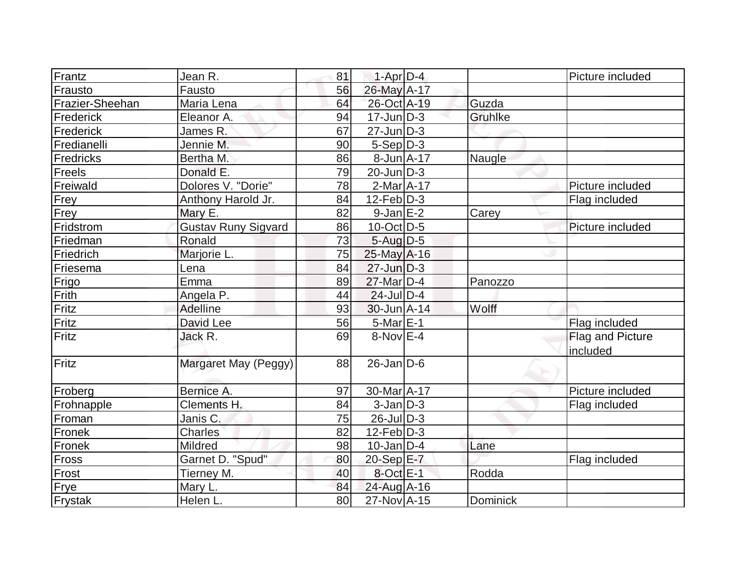| | | | | | | |
|---|---|---|---|---|---|---|
| Frantz | Jean R. | 81 | 1-Apr | D-4 | | Picture included |
| Frausto | Fausto | 56 | 26-May | A-17 | | |
| Frazier-Sheehan | Maria Lena | 64 | 26-Oct | A-19 | Guzda | |
| Frederick | Eleanor A. | 94 | 17-Jun | D-3 | Gruhlke | |
| Frederick | James R. | 67 | 27-Jun | D-3 | | |
| Fredianelli | Jennie M. | 90 | 5-Sep | D-3 | | |
| Fredricks | Bertha M. | 86 | 8-Jun | A-17 | Naugle | |
| Freels | Donald E. | 79 | 20-Jun | D-3 | | |
| Freiwald | Dolores V. "Dorie" | 78 | 2-Mar | A-17 | | Picture included |
| Frey | Anthony Harold Jr. | 84 | 12-Feb | D-3 | | Flag included |
| Frey | Mary E. | 82 | 9-Jan | E-2 | Carey | |
| Fridstrom | Gustav Runy Sigvard | 86 | 10-Oct | D-5 | | Picture included |
| Friedman | Ronald | 73 | 5-Aug | D-5 | | |
| Friedrich | Marjorie L. | 75 | 25-May | A-16 | | |
| Friesema | Lena | 84 | 27-Jun | D-3 | | |
| Frigo | Emma | 89 | 27-Mar | D-4 | Panozzo | |
| Frith | Angela P. | 44 | 24-Jul | D-4 | | |
| Fritz | Adelline | 93 | 30-Jun | A-14 | Wolff | |
| Fritz | David Lee | 56 | 5-Mar | E-1 | | Flag included |
| Fritz | Jack R. | 69 | 8-Nov | E-4 | | Flag and Picture included |
| Fritz | Margaret May (Peggy) | 88 | 26-Jan | D-6 | | |
| Froberg | Bernice A. | 97 | 30-Mar | A-17 | | Picture included |
| Frohnapple | Clements H. | 84 | 3-Jan | D-3 | | Flag included |
| Froman | Janis C. | 75 | 26-Jul | D-3 | | |
| Fronek | Charles | 82 | 12-Feb | D-3 | | |
| Fronek | Mildred | 98 | 10-Jan | D-4 | Lane | |
| Fross | Garnet D. "Spud" | 80 | 20-Sep | E-7 | | Flag included |
| Frost | Tierney M. | 40 | 8-Oct | E-1 | Rodda | |
| Frye | Mary L. | 84 | 24-Aug | A-16 | | |
| Frystak | Helen L. | 80 | 27-Nov | A-15 | Dominick | |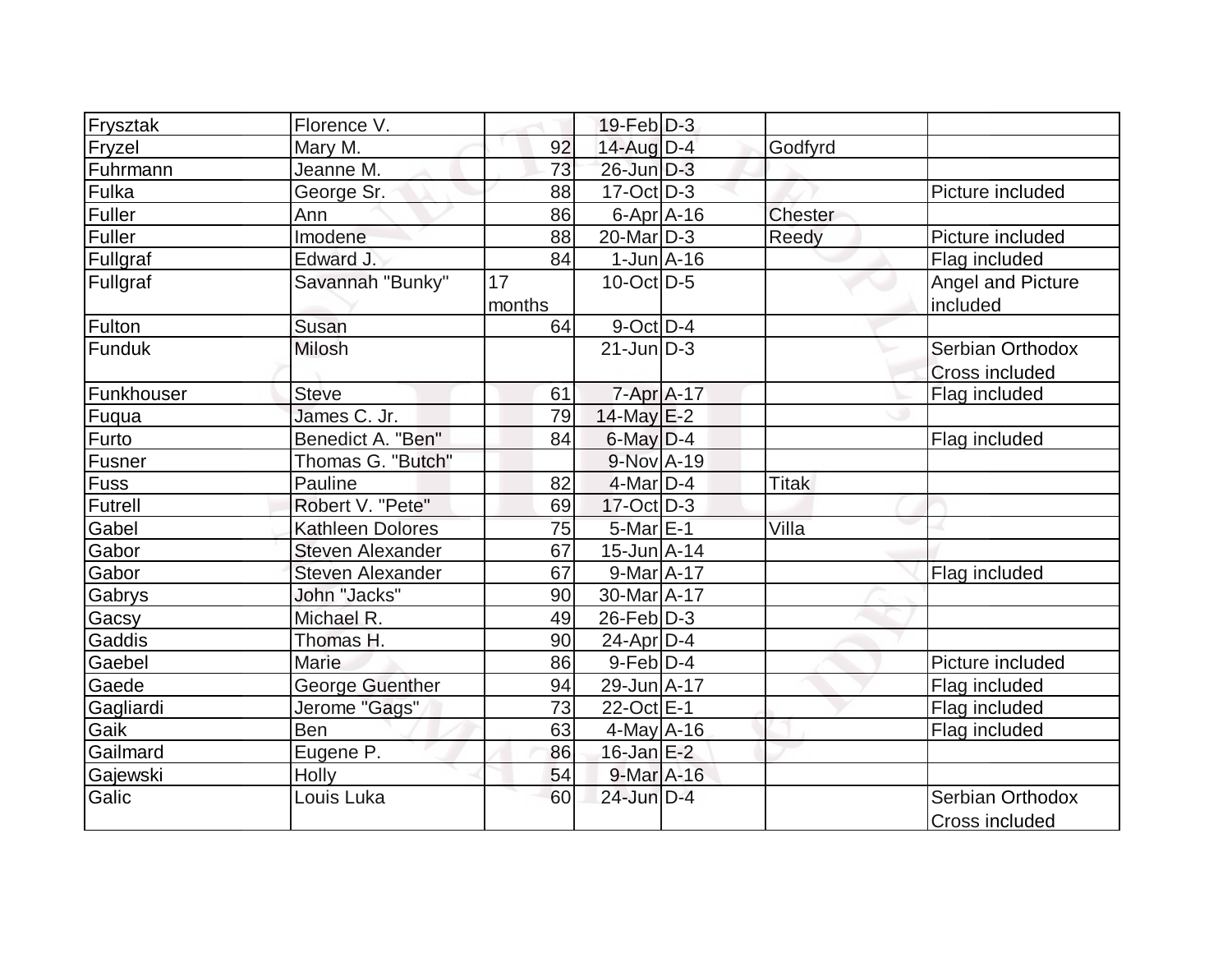| | | | | | | |
|---|---|---|---|---|---|---|
| Frysztak | Florence V. | | 19-Feb | D-3 | | |
| Fryzel | Mary M. | 92 | 14-Aug | D-4 | Godfyrd | |
| Fuhrmann | Jeanne M. | 73 | 26-Jun | D-3 | | |
| Fulka | George Sr. | 88 | 17-Oct | D-3 | | Picture included |
| Fuller | Ann | 86 | 6-Apr | A-16 | Chester | |
| Fuller | Imodene | 88 | 20-Mar | D-3 | Reedy | Picture included |
| Fullgraf | Edward J. | 84 | 1-Jun | A-16 | | Flag included |
| Fullgraf | Savannah "Bunky" | 17 months | 10-Oct | D-5 | | Angel and Picture included |
| Fulton | Susan | 64 | 9-Oct | D-4 | | |
| Funduk | Milosh | | 21-Jun | D-3 | | Serbian Orthodox Cross included |
| Funkhouser | Steve | 61 | 7-Apr | A-17 | | Flag included |
| Fuqua | James C. Jr. | 79 | 14-May | E-2 | | |
| Furto | Benedict A. "Ben" | 84 | 6-May | D-4 | | Flag included |
| Fusner | Thomas G. "Butch" | | 9-Nov | A-19 | | |
| Fuss | Pauline | 82 | 4-Mar | D-4 | Titak | |
| Futrell | Robert V. "Pete" | 69 | 17-Oct | D-3 | | |
| Gabel | Kathleen Dolores | 75 | 5-Mar | E-1 | Villa | |
| Gabor | Steven Alexander | 67 | 15-Jun | A-14 | | |
| Gabor | Steven Alexander | 67 | 9-Mar | A-17 | | Flag included |
| Gabrys | John "Jacks" | 90 | 30-Mar | A-17 | | |
| Gacsy | Michael R. | 49 | 26-Feb | D-3 | | |
| Gaddis | Thomas H. | 90 | 24-Apr | D-4 | | |
| Gaebel | Marie | 86 | 9-Feb | D-4 | | Picture included |
| Gaede | George Guenther | 94 | 29-Jun | A-17 | | Flag included |
| Gagliardi | Jerome "Gags" | 73 | 22-Oct | E-1 | | Flag included |
| Gaik | Ben | 63 | 4-May | A-16 | | Flag included |
| Gailmard | Eugene P. | 86 | 16-Jan | E-2 | | |
| Gajewski | Holly | 54 | 9-Mar | A-16 | | |
| Galic | Louis Luka | 60 | 24-Jun | D-4 | | Serbian Orthodox Cross included |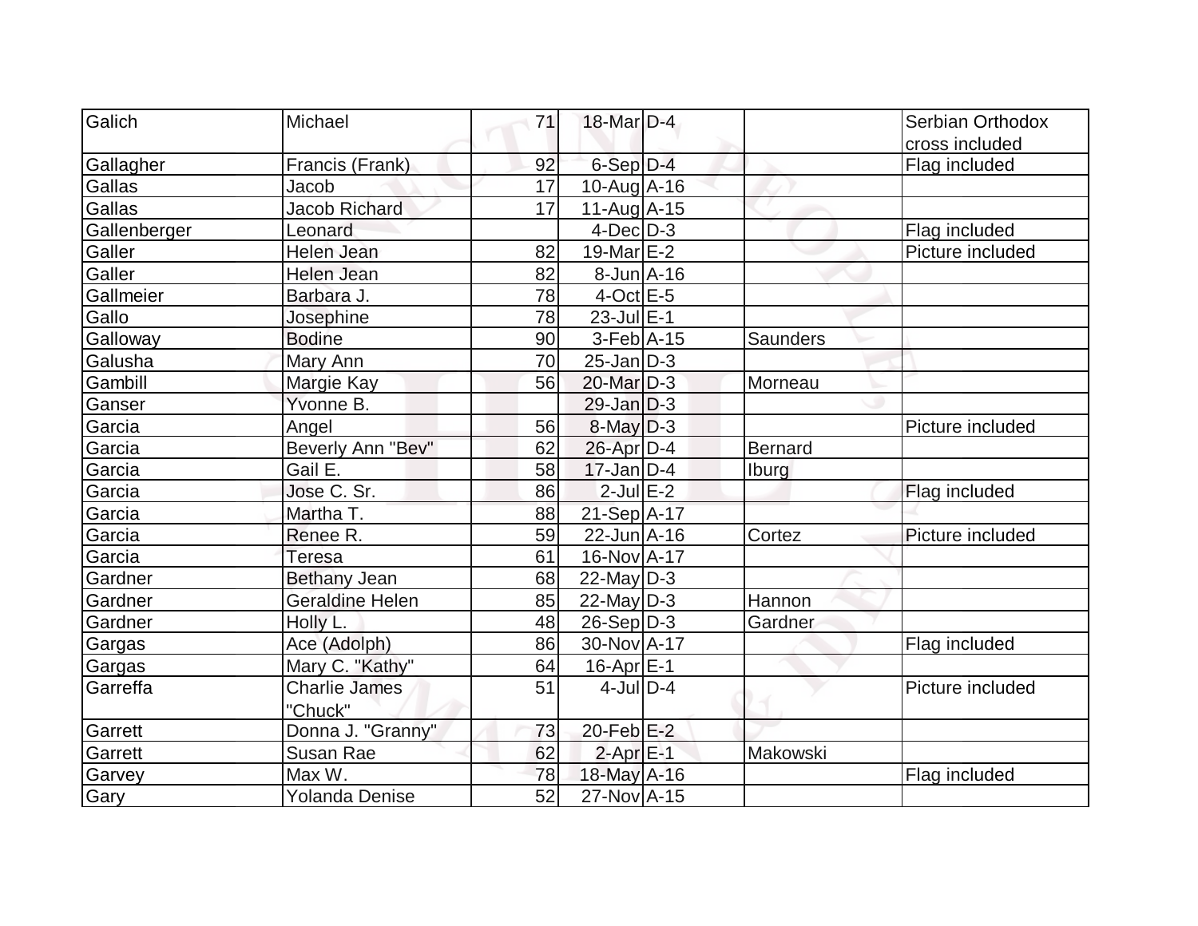| | | | | | | |
|---|---|---|---|---|---|---|
| Galich | Michael | 71 | 18-Mar | D-4 | | Serbian Orthodox cross included |
| Gallagher | Francis (Frank) | 92 | 6-Sep | D-4 | | Flag included |
| Gallas | Jacob | 17 | 10-Aug | A-16 | | |
| Gallas | Jacob Richard | 17 | 11-Aug | A-15 | | |
| Gallenberger | Leonard | | 4-Dec | D-3 | | Flag included |
| Galler | Helen Jean | 82 | 19-Mar | E-2 | | Picture included |
| Galler | Helen Jean | 82 | 8-Jun | A-16 | | |
| Gallmeier | Barbara J. | 78 | 4-Oct | E-5 | | |
| Gallo | Josephine | 78 | 23-Jul | E-1 | | |
| Galloway | Bodine | 90 | 3-Feb | A-15 | Saunders | |
| Galusha | Mary Ann | 70 | 25-Jan | D-3 | | |
| Gambill | Margie Kay | 56 | 20-Mar | D-3 | Morneau | |
| Ganser | Yvonne B. | | 29-Jan | D-3 | | |
| Garcia | Angel | 56 | 8-May | D-3 | | Picture included |
| Garcia | Beverly Ann "Bev" | 62 | 26-Apr | D-4 | Bernard | |
| Garcia | Gail E. | 58 | 17-Jan | D-4 | Iburg | |
| Garcia | Jose C. Sr. | 86 | 2-Jul | E-2 | | Flag included |
| Garcia | Martha T. | 88 | 21-Sep | A-17 | | |
| Garcia | Renee R. | 59 | 22-Jun | A-16 | Cortez | Picture included |
| Garcia | Teresa | 61 | 16-Nov | A-17 | | |
| Gardner | Bethany Jean | 68 | 22-May | D-3 | | |
| Gardner | Geraldine Helen | 85 | 22-May | D-3 | Hannon | |
| Gardner | Holly L. | 48 | 26-Sep | D-3 | Gardner | |
| Gargas | Ace (Adolph) | 86 | 30-Nov | A-17 | | Flag included |
| Gargas | Mary C. "Kathy" | 64 | 16-Apr | E-1 | | |
| Garreffa | Charlie James "Chuck" | 51 | 4-Jul | D-4 | | Picture included |
| Garrett | Donna J. "Granny" | 73 | 20-Feb | E-2 | | |
| Garrett | Susan Rae | 62 | 2-Apr | E-1 | Makowski | |
| Garvey | Max W. | 78 | 18-May | A-16 | | Flag included |
| Gary | Yolanda Denise | 52 | 27-Nov | A-15 | | |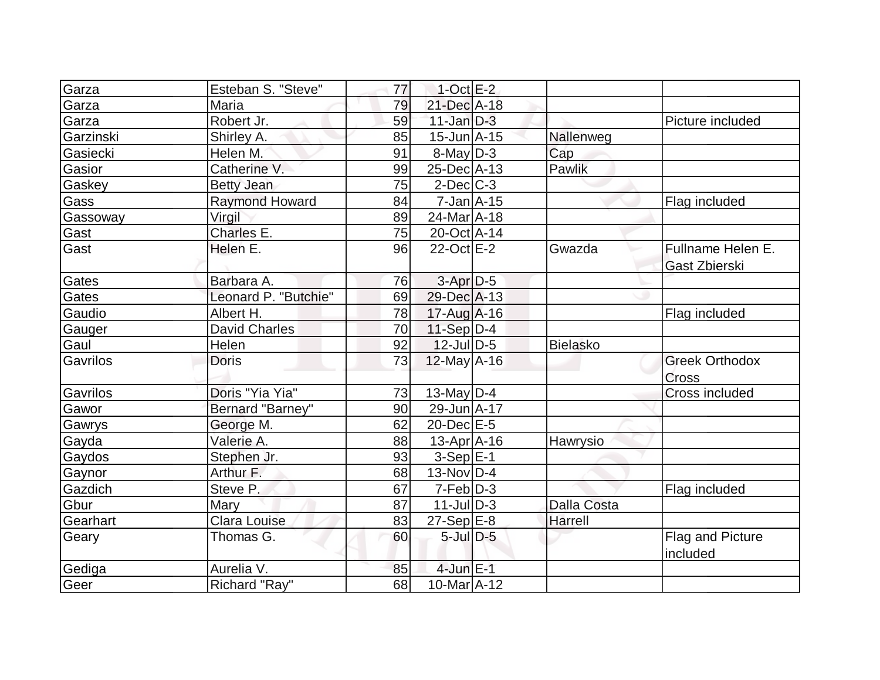| | | | | | | |
|---|---|---|---|---|---|---|
| Garza | Esteban S. "Steve" | 77 | 1-Oct | E-2 | | |
| Garza | Maria | 79 | 21-Dec | A-18 | | |
| Garza | Robert Jr. | 59 | 11-Jan | D-3 | | Picture included |
| Garzinski | Shirley A. | 85 | 15-Jun | A-15 | Nallenweg | |
| Gasiecki | Helen M. | 91 | 8-May | D-3 | Cap | |
| Gasior | Catherine V. | 99 | 25-Dec | A-13 | Pawlik | |
| Gaskey | Betty Jean | 75 | 2-Dec | C-3 | | |
| Gass | Raymond Howard | 84 | 7-Jan | A-15 | | Flag included |
| Gassoway | Virgil | 89 | 24-Mar | A-18 | | |
| Gast | Charles E. | 75 | 20-Oct | A-14 | | |
| Gast | Helen E. | 96 | 22-Oct | E-2 | Gwazda | Fullname Helen E. Gast Zbierski |
| Gates | Barbara A. | 76 | 3-Apr | D-5 | | |
| Gates | Leonard P. "Butchie" | 69 | 29-Dec | A-13 | | |
| Gaudio | Albert H. | 78 | 17-Aug | A-16 | | Flag included |
| Gauger | David Charles | 70 | 11-Sep | D-4 | | |
| Gaul | Helen | 92 | 12-Jul | D-5 | Bielasko | |
| Gavrilos | Doris | 73 | 12-May | A-16 | | Greek Orthodox Cross |
| Gavrilos | Doris "Yia Yia" | 73 | 13-May | D-4 | | Cross included |
| Gawor | Bernard "Barney" | 90 | 29-Jun | A-17 | | |
| Gawrys | George M. | 62 | 20-Dec | E-5 | | |
| Gayda | Valerie A. | 88 | 13-Apr | A-16 | Hawrysio | |
| Gaydos | Stephen Jr. | 93 | 3-Sep | E-1 | | |
| Gaynor | Arthur F. | 68 | 13-Nov | D-4 | | |
| Gazdich | Steve P. | 67 | 7-Feb | D-3 | | Flag included |
| Gbur | Mary | 87 | 11-Jul | D-3 | Dalla Costa | |
| Gearhart | Clara Louise | 83 | 27-Sep | E-8 | Harrell | |
| Geary | Thomas G. | 60 | 5-Jul | D-5 | | Flag and Picture included |
| Gediga | Aurelia V. | 85 | 4-Jun | E-1 | | |
| Geer | Richard "Ray" | 68 | 10-Mar | A-12 | | |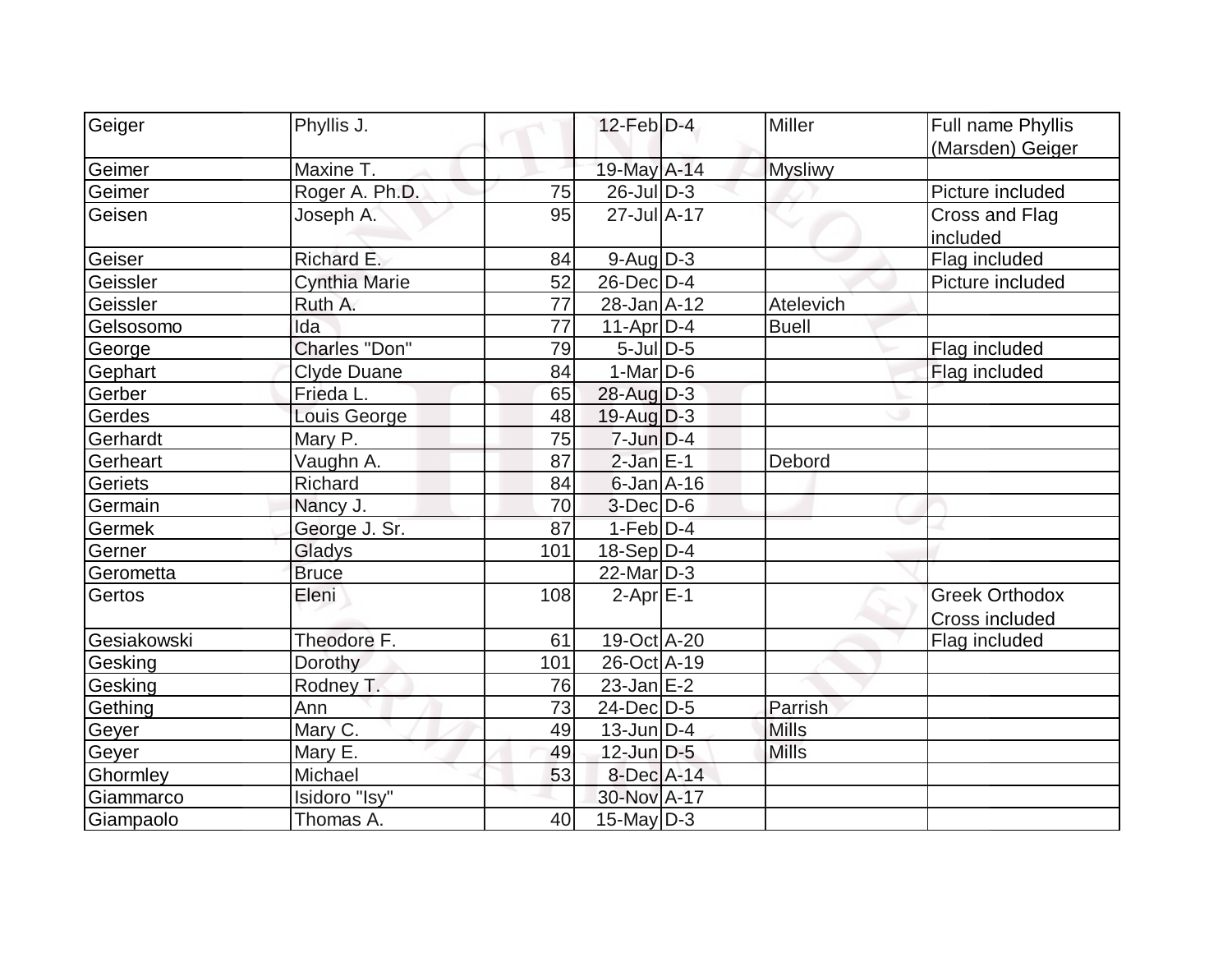| | | | | | | |
|---|---|---|---|---|---|---|
| Geiger | Phyllis J. | | 12-Feb | D-4 | Miller | Full name Phyllis (Marsden) Geiger |
| Geimer | Maxine T. | | 19-May | A-14 | Mysliwy | |
| Geimer | Roger A. Ph.D. | 75 | 26-Jul | D-3 | | Picture included |
| Geisen | Joseph A. | 95 | 27-Jul | A-17 | | Cross and Flag included |
| Geiser | Richard E. | 84 | 9-Aug | D-3 | | Flag included |
| Geissler | Cynthia Marie | 52 | 26-Dec | D-4 | | Picture included |
| Geissler | Ruth A. | 77 | 28-Jan | A-12 | Atelevich | |
| Gelsosomo | Ida | 77 | 11-Apr | D-4 | Buell | |
| George | Charles "Don" | 79 | 5-Jul | D-5 | | Flag included |
| Gephart | Clyde Duane | 84 | 1-Mar | D-6 | | Flag included |
| Gerber | Frieda L. | 65 | 28-Aug | D-3 | | |
| Gerdes | Louis George | 48 | 19-Aug | D-3 | | |
| Gerhardt | Mary P. | 75 | 7-Jun | D-4 | | |
| Gerheart | Vaughn A. | 87 | 2-Jan | E-1 | Debord | |
| Geriets | Richard | 84 | 6-Jan | A-16 | | |
| Germain | Nancy J. | 70 | 3-Dec | D-6 | | |
| Germek | George J. Sr. | 87 | 1-Feb | D-4 | | |
| Gerner | Gladys | 101 | 18-Sep | D-4 | | |
| Gerometta | Bruce | | 22-Mar | D-3 | | |
| Gertos | Eleni | 108 | 2-Apr | E-1 | | Greek Orthodox Cross included |
| Gesiakowski | Theodore F. | 61 | 19-Oct | A-20 | | Flag included |
| Gesking | Dorothy | 101 | 26-Oct | A-19 | | |
| Gesking | Rodney T. | 76 | 23-Jan | E-2 | | |
| Gething | Ann | 73 | 24-Dec | D-5 | Parrish | |
| Geyer | Mary C. | 49 | 13-Jun | D-4 | Mills | |
| Geyer | Mary E. | 49 | 12-Jun | D-5 | Mills | |
| Ghormley | Michael | 53 | 8-Dec | A-14 | | |
| Giammarco | Isidoro "Isy" | | 30-Nov | A-17 | | |
| Giampaolo | Thomas A. | 40 | 15-May | D-3 | | |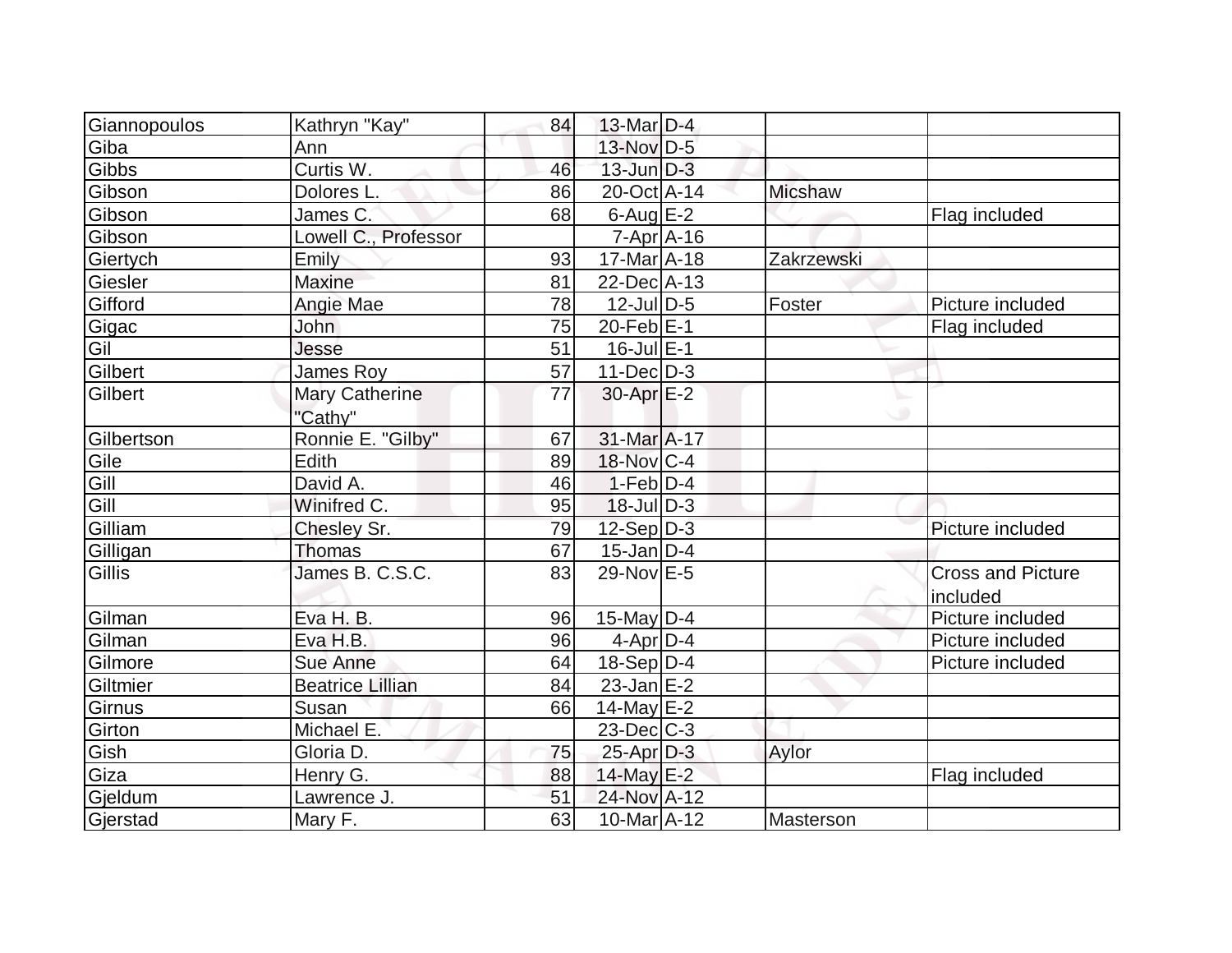| | | | | | | |
|---|---|---|---|---|---|---|
| Giannopoulos | Kathryn "Kay" | 84 | 13-Mar | D-4 | | |
| Giba | Ann | | 13-Nov | D-5 | | |
| Gibbs | Curtis W. | 46 | 13-Jun | D-3 | | |
| Gibson | Dolores L. | 86 | 20-Oct | A-14 | Micshaw | |
| Gibson | James C. | 68 | 6-Aug | E-2 | | Flag included |
| Gibson | Lowell C., Professor | | 7-Apr | A-16 | | |
| Giertych | Emily | 93 | 17-Mar | A-18 | Zakrzewski | |
| Giesler | Maxine | 81 | 22-Dec | A-13 | | |
| Gifford | Angie Mae | 78 | 12-Jul | D-5 | Foster | Picture included |
| Gigac | John | 75 | 20-Feb | E-1 | | Flag included |
| Gil | Jesse | 51 | 16-Jul | E-1 | | |
| Gilbert | James Roy | 57 | 11-Dec | D-3 | | |
| Gilbert | Mary Catherine "Cathy" | 77 | 30-Apr | E-2 | | |
| Gilbertson | Ronnie E. "Gilby" | 67 | 31-Mar | A-17 | | |
| Gile | Edith | 89 | 18-Nov | C-4 | | |
| Gill | David A. | 46 | 1-Feb | D-4 | | |
| Gill | Winifred C. | 95 | 18-Jul | D-3 | | |
| Gilliam | Chesley Sr. | 79 | 12-Sep | D-3 | | Picture included |
| Gilligan | Thomas | 67 | 15-Jan | D-4 | | |
| Gillis | James B. C.S.C. | 83 | 29-Nov | E-5 | | Cross and Picture included |
| Gilman | Eva H. B. | 96 | 15-May | D-4 | | Picture included |
| Gilman | Eva H.B. | 96 | 4-Apr | D-4 | | Picture included |
| Gilmore | Sue Anne | 64 | 18-Sep | D-4 | | Picture included |
| Giltmier | Beatrice Lillian | 84 | 23-Jan | E-2 | | |
| Girnus | Susan | 66 | 14-May | E-2 | | |
| Girton | Michael E. | | 23-Dec | C-3 | | |
| Gish | Gloria D. | 75 | 25-Apr | D-3 | Aylor | |
| Giza | Henry G. | 88 | 14-May | E-2 | | Flag included |
| Gjeldum | Lawrence J. | 51 | 24-Nov | A-12 | | |
| Gjerstad | Mary F. | 63 | 10-Mar | A-12 | Masterson | |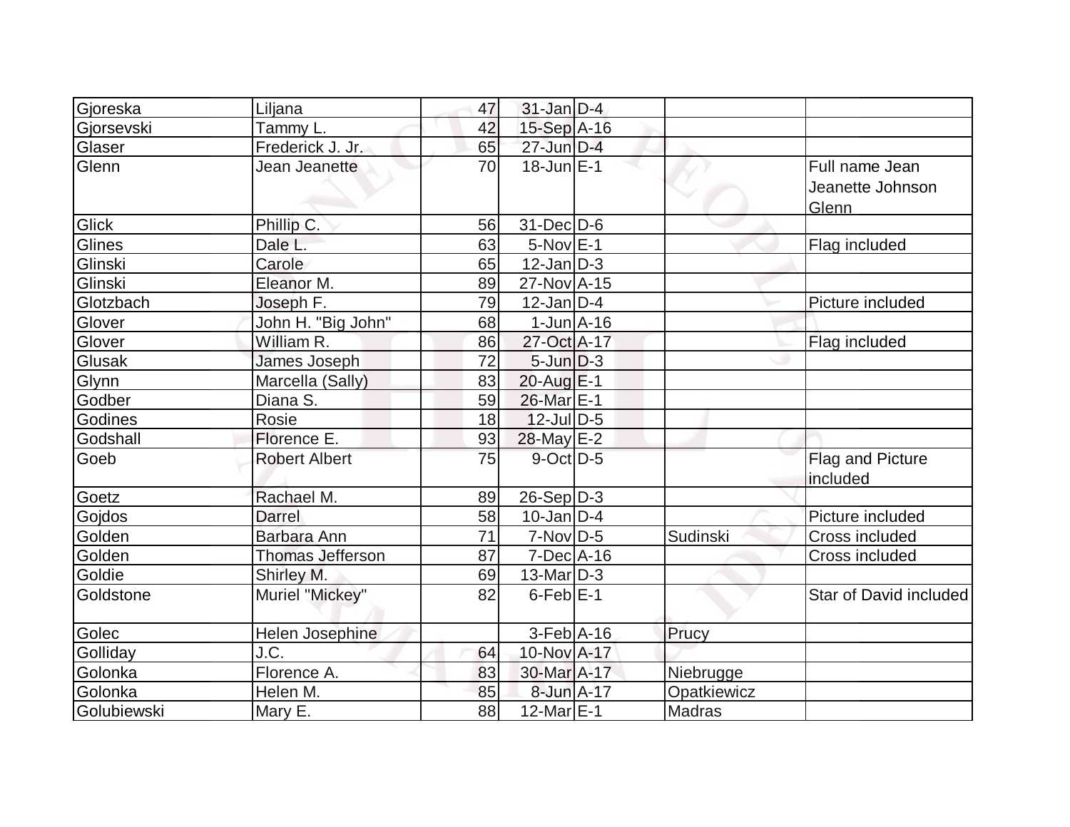| | | | | | | |
|---|---|---|---|---|---|---|
| Gjoreska | Liljana | 47 | 31-Jan | D-4 | | |
| Gjorsevski | Tammy L. | 42 | 15-Sep | A-16 | | |
| Glaser | Frederick J. Jr. | 65 | 27-Jun | D-4 | | |
| Glenn | Jean Jeanette | 70 | 18-Jun | E-1 | | Full name Jean Jeanette Johnson Glenn |
| Glick | Phillip C. | 56 | 31-Dec | D-6 | | |
| Glines | Dale L. | 63 | 5-Nov | E-1 | | Flag included |
| Glinski | Carole | 65 | 12-Jan | D-3 | | |
| Glinski | Eleanor M. | 89 | 27-Nov | A-15 | | |
| Glotzbach | Joseph F. | 79 | 12-Jan | D-4 | | Picture included |
| Glover | John H. "Big John" | 68 | 1-Jun | A-16 | | |
| Glover | William R. | 86 | 27-Oct | A-17 | | Flag included |
| Glusak | James Joseph | 72 | 5-Jun | D-3 | | |
| Glynn | Marcella (Sally) | 83 | 20-Aug | E-1 | | |
| Godber | Diana S. | 59 | 26-Mar | E-1 | | |
| Godines | Rosie | 18 | 12-Jul | D-5 | | |
| Godshall | Florence E. | 93 | 28-May | E-2 | | |
| Goeb | Robert Albert | 75 | 9-Oct | D-5 | | Flag and Picture included |
| Goetz | Rachael M. | 89 | 26-Sep | D-3 | | |
| Gojdos | Darrel | 58 | 10-Jan | D-4 | | Picture included |
| Golden | Barbara Ann | 71 | 7-Nov | D-5 | Sudinski | Cross included |
| Golden | Thomas Jefferson | 87 | 7-Dec | A-16 | | Cross included |
| Goldie | Shirley M. | 69 | 13-Mar | D-3 | | |
| Goldstone | Muriel "Mickey" | 82 | 6-Feb | E-1 | | Star of David included |
| Golec | Helen Josephine | | 3-Feb | A-16 | Prucy | |
| Golliday | J.C. | 64 | 10-Nov | A-17 | | |
| Golonka | Florence A. | 83 | 30-Mar | A-17 | Niebrugge | |
| Golonka | Helen M. | 85 | 8-Jun | A-17 | Opatkiewicz | |
| Golubiewski | Mary E. | 88 | 12-Mar | E-1 | Madras | |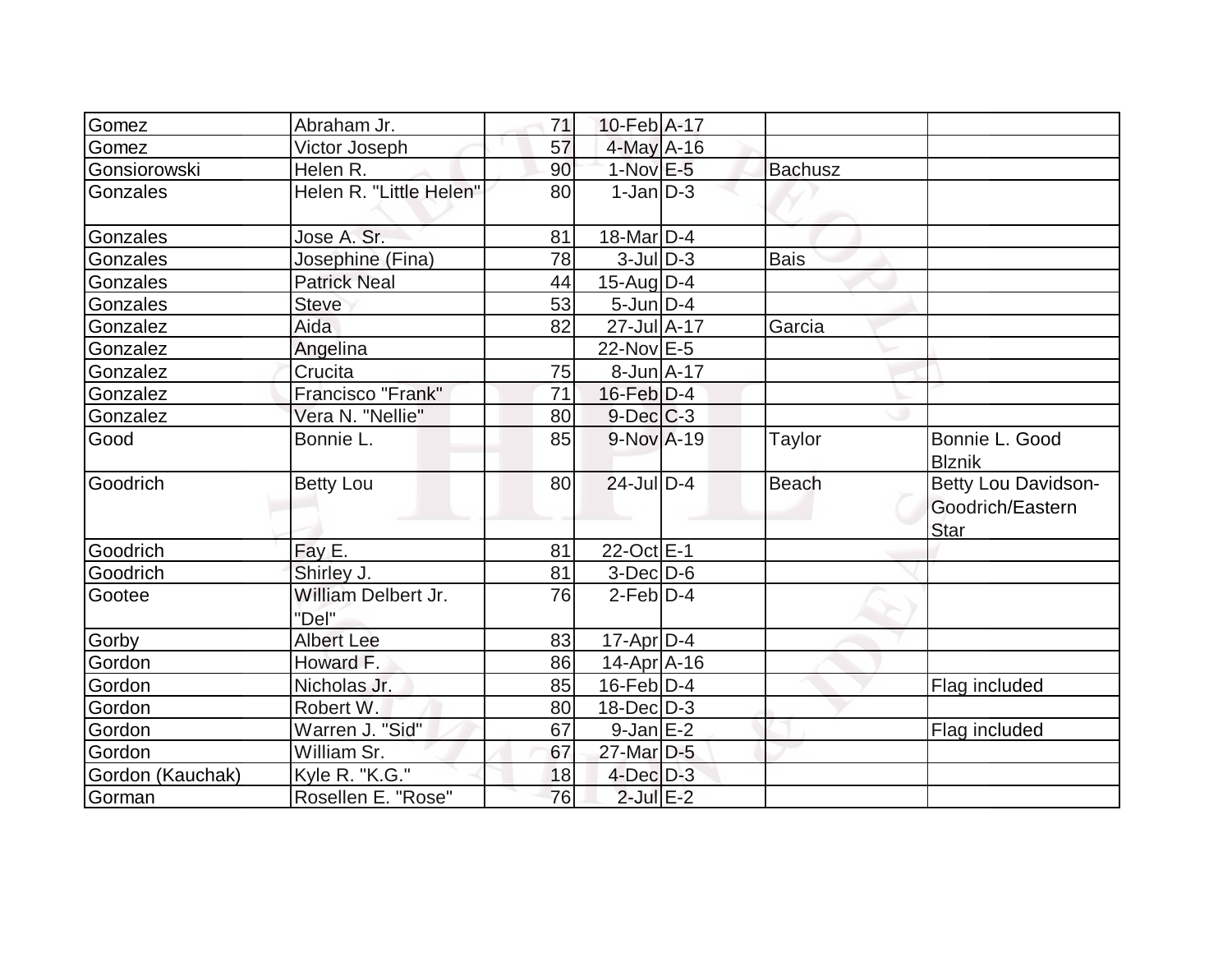| | | | | | | |
|---|---|---|---|---|---|---|
| Gomez | Abraham Jr. | 71 | 10-Feb | A-17 | | |
| Gomez | Victor Joseph | 57 | 4-May | A-16 | | |
| Gonsiorowski | Helen R. | 90 | 1-Nov | E-5 | Bachusz | |
| Gonzales | Helen R. "Little Helen" | 80 | 1-Jan | D-3 | | |
| Gonzales | Jose A. Sr. | 81 | 18-Mar | D-4 | | |
| Gonzales | Josephine (Fina) | 78 | 3-Jul | D-3 | Bais | |
| Gonzales | Patrick Neal | 44 | 15-Aug | D-4 | | |
| Gonzales | Steve | 53 | 5-Jun | D-4 | | |
| Gonzalez | Aida | 82 | 27-Jul | A-17 | Garcia | |
| Gonzalez | Angelina | | 22-Nov | E-5 | | |
| Gonzalez | Crucita | 75 | 8-Jun | A-17 | | |
| Gonzalez | Francisco "Frank" | 71 | 16-Feb | D-4 | | |
| Gonzalez | Vera N. "Nellie" | 80 | 9-Dec | C-3 | | |
| Good | Bonnie L. | 85 | 9-Nov | A-19 | Taylor | Bonnie L. Good Blznik |
| Goodrich | Betty Lou | 80 | 24-Jul | D-4 | Beach | Betty Lou Davidson-Goodrich/Eastern Star |
| Goodrich | Fay E. | 81 | 22-Oct | E-1 | | |
| Goodrich | Shirley J. | 81 | 3-Dec | D-6 | | |
| Gootee | William Delbert Jr. "Del" | 76 | 2-Feb | D-4 | | |
| Gorby | Albert Lee | 83 | 17-Apr | D-4 | | |
| Gordon | Howard F. | 86 | 14-Apr | A-16 | | |
| Gordon | Nicholas Jr. | 85 | 16-Feb | D-4 | | Flag included |
| Gordon | Robert W. | 80 | 18-Dec | D-3 | | |
| Gordon | Warren J. "Sid" | 67 | 9-Jan | E-2 | | Flag included |
| Gordon | William Sr. | 67 | 27-Mar | D-5 | | |
| Gordon (Kauchak) | Kyle R. "K.G." | 18 | 4-Dec | D-3 | | |
| Gorman | Rosellen E. "Rose" | 76 | 2-Jul | E-2 | | |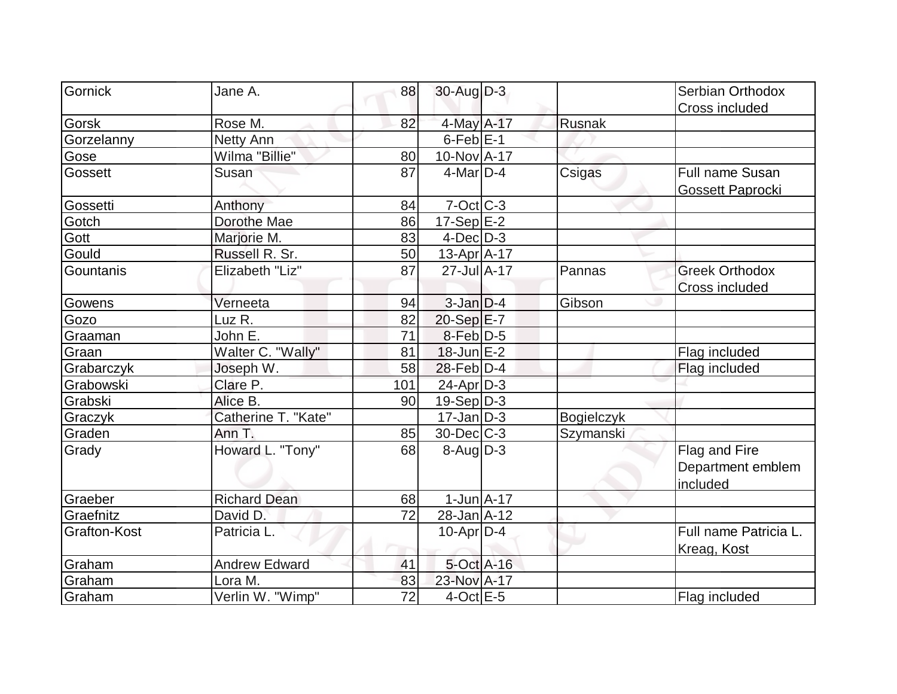| | | | | | | |
|---|---|---|---|---|---|---|
| Gornick | Jane A. | 88 | 30-Aug | D-3 | | Serbian Orthodox Cross included |
| Gorsk | Rose M. | 82 | 4-May | A-17 | Rusnak | |
| Gorzelanny | Netty Ann | | 6-Feb | E-1 | | |
| Gose | Wilma "Billie" | 80 | 10-Nov | A-17 | | |
| Gossett | Susan | 87 | 4-Mar | D-4 | Csigas | Full name Susan Gossett Paprocki |
| Gossetti | Anthony | 84 | 7-Oct | C-3 | | |
| Gotch | Dorothe Mae | 86 | 17-Sep | E-2 | | |
| Gott | Marjorie M. | 83 | 4-Dec | D-3 | | |
| Gould | Russell R. Sr. | 50 | 13-Apr | A-17 | | |
| Gountanis | Elizabeth "Liz" | 87 | 27-Jul | A-17 | Pannas | Greek Orthodox Cross included |
| Gowens | Verneeta | 94 | 3-Jan | D-4 | Gibson | |
| Gozo | Luz R. | 82 | 20-Sep | E-7 | | |
| Graaman | John E. | 71 | 8-Feb | D-5 | | |
| Graan | Walter C. "Wally" | 81 | 18-Jun | E-2 | | Flag included |
| Grabarczyk | Joseph W. | 58 | 28-Feb | D-4 | | Flag included |
| Grabowski | Clare P. | 101 | 24-Apr | D-3 | | |
| Grabski | Alice B. | 90 | 19-Sep | D-3 | | |
| Graczyk | Catherine T. "Kate" | | 17-Jan | D-3 | Bogielczyk | |
| Graden | Ann T. | 85 | 30-Dec | C-3 | Szymanski | |
| Grady | Howard L. "Tony" | 68 | 8-Aug | D-3 | | Flag and Fire Department emblem included |
| Graeber | Richard Dean | 68 | 1-Jun | A-17 | | |
| Graefnitz | David D. | 72 | 28-Jan | A-12 | | |
| Grafton-Kost | Patricia L. | | 10-Apr | D-4 | | Full name Patricia L. Kreag, Kost |
| Graham | Andrew Edward | 41 | 5-Oct | A-16 | | |
| Graham | Lora M. | 83 | 23-Nov | A-17 | | |
| Graham | Verlin W. "Wimp" | 72 | 4-Oct | E-5 | | Flag included |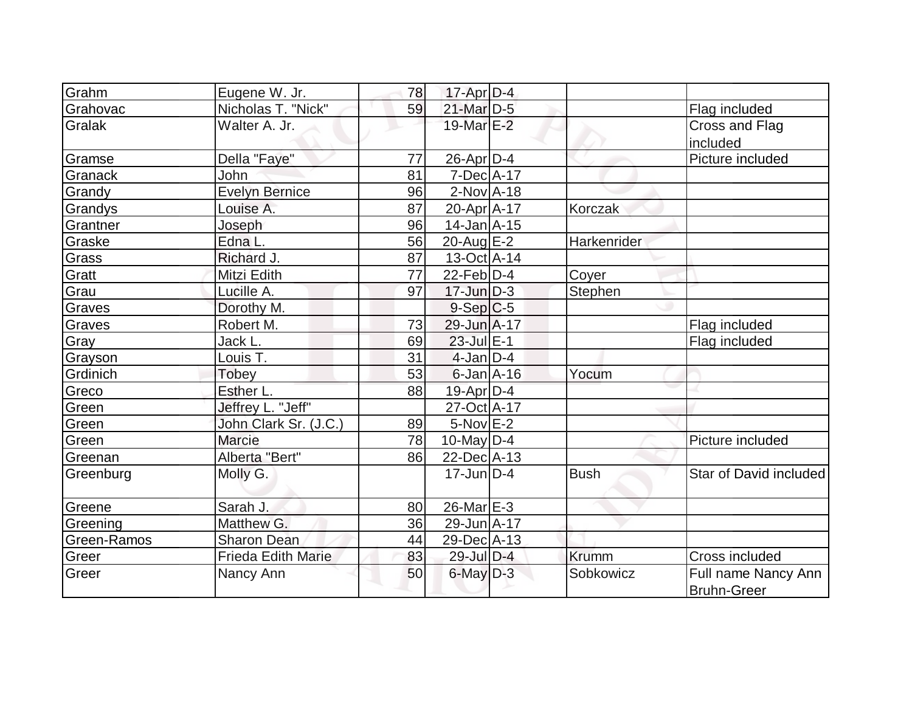| | | | | | | |
|---|---|---|---|---|---|---|
| Grahm | Eugene W. Jr. | 78 | 17-Apr | D-4 | | |
| Grahovac | Nicholas T. "Nick" | 59 | 21-Mar | D-5 | | Flag included |
| Gralak | Walter A. Jr. | | 19-Mar | E-2 | | Cross and Flag included |
| Gramse | Della "Faye" | 77 | 26-Apr | D-4 | | Picture included |
| Granack | John | 81 | 7-Dec | A-17 | | |
| Grandy | Evelyn Bernice | 96 | 2-Nov | A-18 | | |
| Grandys | Louise A. | 87 | 20-Apr | A-17 | Korczak | |
| Grantner | Joseph | 96 | 14-Jan | A-15 | | |
| Graske | Edna L. | 56 | 20-Aug | E-2 | Harkenrider | |
| Grass | Richard J. | 87 | 13-Oct | A-14 | | |
| Gratt | Mitzi Edith | 77 | 22-Feb | D-4 | Coyer | |
| Grau | Lucille A. | 97 | 17-Jun | D-3 | Stephen | |
| Graves | Dorothy M. | | 9-Sep | C-5 | | |
| Graves | Robert M. | 73 | 29-Jun | A-17 | | Flag included |
| Gray | Jack L. | 69 | 23-Jul | E-1 | | Flag included |
| Grayson | Louis T. | 31 | 4-Jan | D-4 | | |
| Grdinich | Tobey | 53 | 6-Jan | A-16 | Yocum | |
| Greco | Esther L. | 88 | 19-Apr | D-4 | | |
| Green | Jeffrey L. "Jeff" | | 27-Oct | A-17 | | |
| Green | John Clark Sr. (J.C.) | 89 | 5-Nov | E-2 | | |
| Green | Marcie | 78 | 10-May | D-4 | | Picture included |
| Greenan | Alberta "Bert" | 86 | 22-Dec | A-13 | | |
| Greenburg | Molly G. | | 17-Jun | D-4 | Bush | Star of David included |
| Greene | Sarah J. | 80 | 26-Mar | E-3 | | |
| Greening | Matthew G. | 36 | 29-Jun | A-17 | | |
| Green-Ramos | Sharon Dean | 44 | 29-Dec | A-13 | | |
| Greer | Frieda Edith Marie | 83 | 29-Jul | D-4 | Krumm | Cross included |
| Greer | Nancy Ann | 50 | 6-May | D-3 | Sobkowicz | Full name Nancy Ann Bruhn-Greer |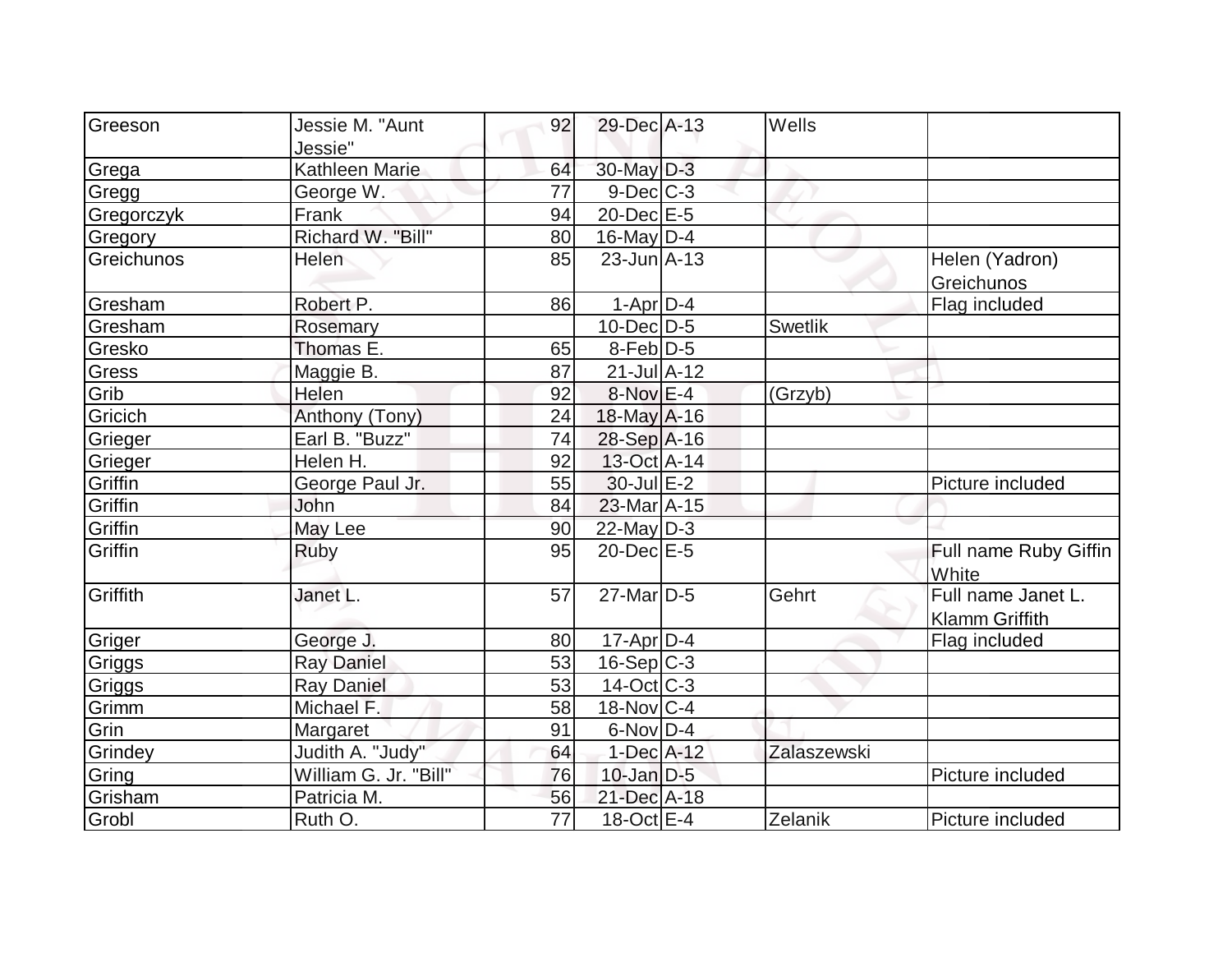| | | | | | | |
|---|---|---|---|---|---|---|
| Greeson | Jessie M. "Aunt Jessie" | 92 | 29-Dec | A-13 | Wells | |
| Grega | Kathleen Marie | 64 | 30-May | D-3 | | |
| Gregg | George W. | 77 | 9-Dec | C-3 | | |
| Gregorczyk | Frank | 94 | 20-Dec | E-5 | | |
| Gregory | Richard W. "Bill" | 80 | 16-May | D-4 | | |
| Greichunos | Helen | 85 | 23-Jun | A-13 | | Helen (Yadron) Greichunos |
| Gresham | Robert P. | 86 | 1-Apr | D-4 | | Flag included |
| Gresham | Rosemary | | 10-Dec | D-5 | Swetlik | |
| Gresko | Thomas E. | 65 | 8-Feb | D-5 | | |
| Gress | Maggie B. | 87 | 21-Jul | A-12 | | |
| Grib | Helen | 92 | 8-Nov | E-4 | (Grzyb) | |
| Gricich | Anthony (Tony) | 24 | 18-May | A-16 | | |
| Grieger | Earl B. "Buzz" | 74 | 28-Sep | A-16 | | |
| Grieger | Helen H. | 92 | 13-Oct | A-14 | | |
| Griffin | George Paul Jr. | 55 | 30-Jul | E-2 | | Picture included |
| Griffin | John | 84 | 23-Mar | A-15 | | |
| Griffin | May Lee | 90 | 22-May | D-3 | | |
| Griffin | Ruby | 95 | 20-Dec | E-5 | | Full name Ruby Giffin White |
| Griffith | Janet L. | 57 | 27-Mar | D-5 | Gehrt | Full name Janet L. Klamm Griffith |
| Griger | George J. | 80 | 17-Apr | D-4 | | Flag included |
| Griggs | Ray Daniel | 53 | 16-Sep | C-3 | | |
| Griggs | Ray Daniel | 53 | 14-Oct | C-3 | | |
| Grimm | Michael F. | 58 | 18-Nov | C-4 | | |
| Grin | Margaret | 91 | 6-Nov | D-4 | | |
| Grindey | Judith A. "Judy" | 64 | 1-Dec | A-12 | Zalaszewski | |
| Gring | William G. Jr. "Bill" | 76 | 10-Jan | D-5 | | Picture included |
| Grisham | Patricia M. | 56 | 21-Dec | A-18 | | |
| Grobl | Ruth O. | 77 | 18-Oct | E-4 | Zelanik | Picture included |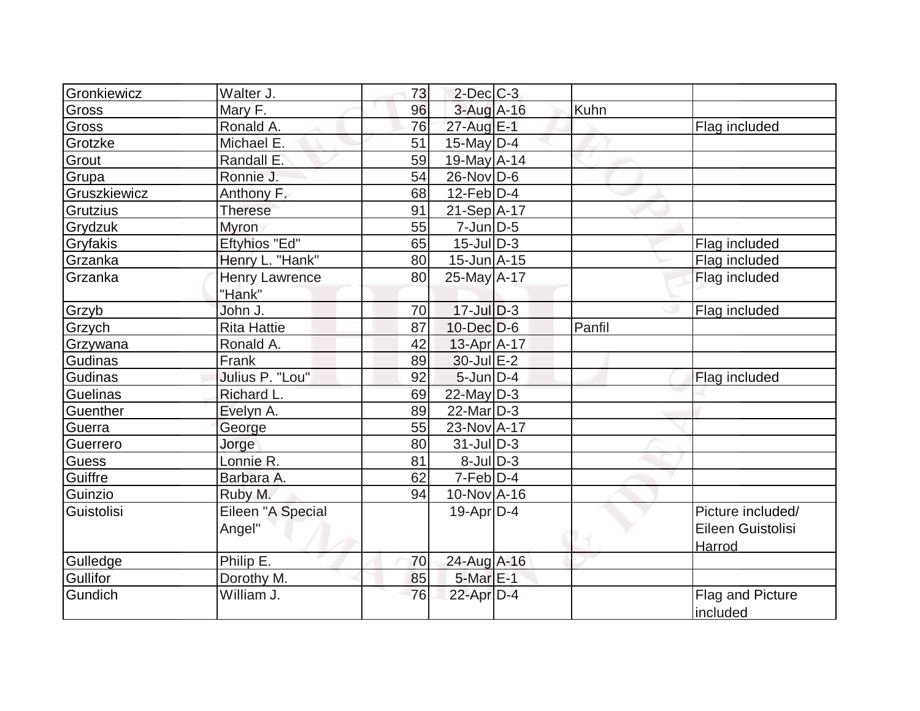| | | | | | | |
|---|---|---|---|---|---|---|
| Gronkiewicz | Walter J. | 73 | 2-Dec | C-3 | | |
| Gross | Mary F. | 96 | 3-Aug | A-16 | Kuhn | |
| Gross | Ronald A. | 76 | 27-Aug | E-1 | | Flag included |
| Grotzke | Michael E. | 51 | 15-May | D-4 | | |
| Grout | Randall E. | 59 | 19-May | A-14 | | |
| Grupa | Ronnie J. | 54 | 26-Nov | D-6 | | |
| Gruszkiewicz | Anthony F. | 68 | 12-Feb | D-4 | | |
| Grutzius | Therese | 91 | 21-Sep | A-17 | | |
| Grydzuk | Myron | 55 | 7-Jun | D-5 | | |
| Gryfakis | Eftyhios "Ed" | 65 | 15-Jul | D-3 | | Flag included |
| Grzanka | Henry L. "Hank" | 80 | 15-Jun | A-15 | | Flag included |
| Grzanka | Henry Lawrence "Hank" | 80 | 25-May | A-17 | | Flag included |
| Grzyb | John J. | 70 | 17-Jul | D-3 | | Flag included |
| Grzych | Rita Hattie | 87 | 10-Dec | D-6 | Panfil | |
| Grzywana | Ronald A. | 42 | 13-Apr | A-17 | | |
| Gudinas | Frank | 89 | 30-Jul | E-2 | | |
| Gudinas | Julius P. "Lou" | 92 | 5-Jun | D-4 | | Flag included |
| Guelinas | Richard L. | 69 | 22-May | D-3 | | |
| Guenther | Evelyn A. | 89 | 22-Mar | D-3 | | |
| Guerra | George | 55 | 23-Nov | A-17 | | |
| Guerrero | Jorge | 80 | 31-Jul | D-3 | | |
| Guess | Lonnie R. | 81 | 8-Jul | D-3 | | |
| Guiffre | Barbara A. | 62 | 7-Feb | D-4 | | |
| Guinzio | Ruby M. | 94 | 10-Nov | A-16 | | |
| Guistolisi | Eileen "A Special Angel" | | 19-Apr | D-4 | | Picture included/ Eileen Guistolisi Harrod |
| Gulledge | Philip E. | 70 | 24-Aug | A-16 | | |
| Gullifor | Dorothy M. | 85 | 5-Mar | E-1 | | |
| Gundich | William J. | 76 | 22-Apr | D-4 | | Flag and Picture included |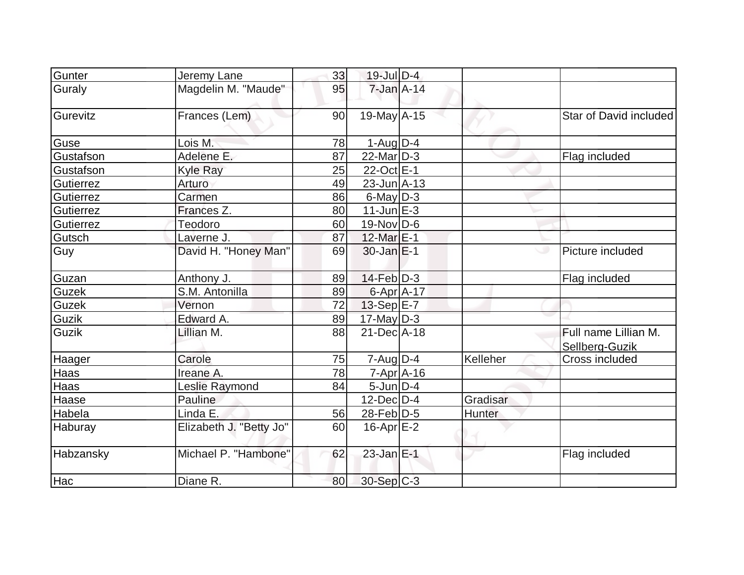| | | | | | | |
|---|---|---|---|---|---|---|
| Gunter | Jeremy Lane | 33 | 19-Jul | D-4 | | |
| Guraly | Magdelin M. "Maude" | 95 | 7-Jan | A-14 | | |
| Gurevitz | Frances (Lem) | 90 | 19-May | A-15 | | Star of David included |
| Guse | Lois M. | 78 | 1-Aug | D-4 | | |
| Gustafson | Adelene E. | 87 | 22-Mar | D-3 | | Flag included |
| Gustafson | Kyle Ray | 25 | 22-Oct | E-1 | | |
| Gutierrez | Arturo | 49 | 23-Jun | A-13 | | |
| Gutierrez | Carmen | 86 | 6-May | D-3 | | |
| Gutierrez | Frances Z. | 80 | 11-Jun | E-3 | | |
| Gutierrez | Teodoro | 60 | 19-Nov | D-6 | | |
| Gutsch | Laverne J. | 87 | 12-Mar | E-1 | | |
| Guy | David H. "Honey Man" | 69 | 30-Jan | E-1 | | Picture included |
| Guzan | Anthony J. | 89 | 14-Feb | D-3 | | Flag included |
| Guzek | S.M. Antonilla | 89 | 6-Apr | A-17 | | |
| Guzek | Vernon | 72 | 13-Sep | E-7 | | |
| Guzik | Edward A. | 89 | 17-May | D-3 | | |
| Guzik | Lillian M. | 88 | 21-Dec | A-18 | | Full name Lillian M. Sellberg-Guzik |
| Haager | Carole | 75 | 7-Aug | D-4 | Kelleher | Cross included |
| Haas | Ireane A. | 78 | 7-Apr | A-16 | | |
| Haas | Leslie Raymond | 84 | 5-Jun | D-4 | | |
| Haase | Pauline | | 12-Dec | D-4 | Gradisar | |
| Habela | Linda E. | 56 | 28-Feb | D-5 | Hunter | |
| Haburay | Elizabeth J. "Betty Jo" | 60 | 16-Apr | E-2 | | |
| Habzansky | Michael P. "Hambone" | 62 | 23-Jan | E-1 | | Flag included |
| Hac | Diane R. | 80 | 30-Sep | C-3 | | |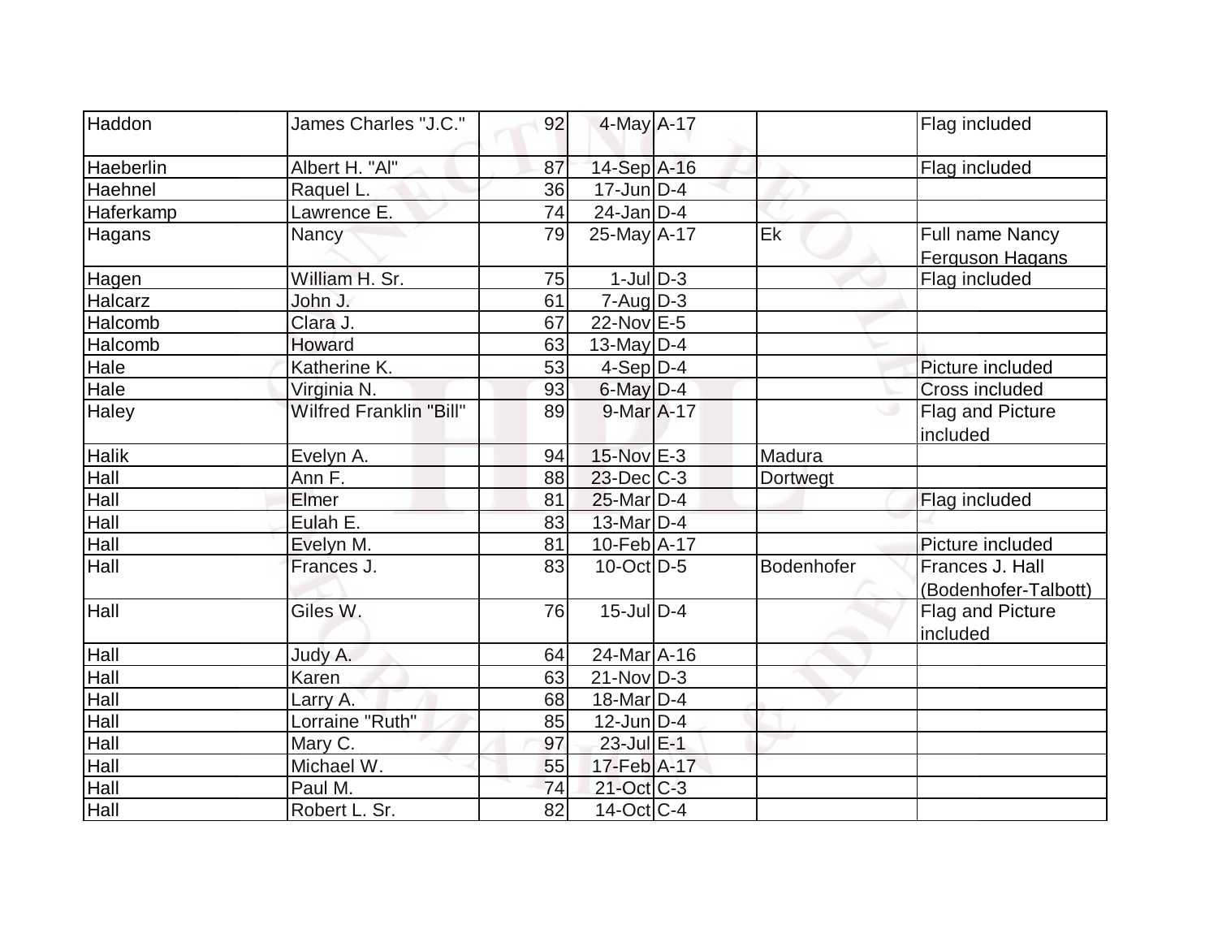| | | | | | | |
|---|---|---|---|---|---|---|
| Haddon | James Charles "J.C." | 92 | 4-May | A-17 | | Flag included |
| Haeberlin | Albert H. "Al" | 87 | 14-Sep | A-16 | | Flag included |
| Haehnel | Raquel L. | 36 | 17-Jun | D-4 | | |
| Haferkamp | Lawrence E. | 74 | 24-Jan | D-4 | | |
| Hagans | Nancy | 79 | 25-May | A-17 | Ek | Full name Nancy Ferguson Hagans |
| Hagen | William H. Sr. | 75 | 1-Jul | D-3 | | Flag included |
| Halcarz | John J. | 61 | 7-Aug | D-3 | | |
| Halcomb | Clara J. | 67 | 22-Nov | E-5 | | |
| Halcomb | Howard | 63 | 13-May | D-4 | | |
| Hale | Katherine K. | 53 | 4-Sep | D-4 | | Picture included |
| Hale | Virginia N. | 93 | 6-May | D-4 | | Cross included |
| Haley | Wilfred Franklin "Bill" | 89 | 9-Mar | A-17 | | Flag and Picture included |
| Halik | Evelyn A. | 94 | 15-Nov | E-3 | Madura | |
| Hall | Ann F. | 88 | 23-Dec | C-3 | Dortwegt | |
| Hall | Elmer | 81 | 25-Mar | D-4 | | Flag included |
| Hall | Eulah E. | 83 | 13-Mar | D-4 | | |
| Hall | Evelyn M. | 81 | 10-Feb | A-17 | | Picture included |
| Hall | Frances J. | 83 | 10-Oct | D-5 | Bodenhofer | Frances J. Hall (Bodenhofer-Talbott) |
| Hall | Giles W. | 76 | 15-Jul | D-4 | | Flag and Picture included |
| Hall | Judy A. | 64 | 24-Mar | A-16 | | |
| Hall | Karen | 63 | 21-Nov | D-3 | | |
| Hall | Larry A. | 68 | 18-Mar | D-4 | | |
| Hall | Lorraine "Ruth" | 85 | 12-Jun | D-4 | | |
| Hall | Mary C. | 97 | 23-Jul | E-1 | | |
| Hall | Michael W. | 55 | 17-Feb | A-17 | | |
| Hall | Paul M. | 74 | 21-Oct | C-3 | | |
| Hall | Robert L. Sr. | 82 | 14-Oct | C-4 | | |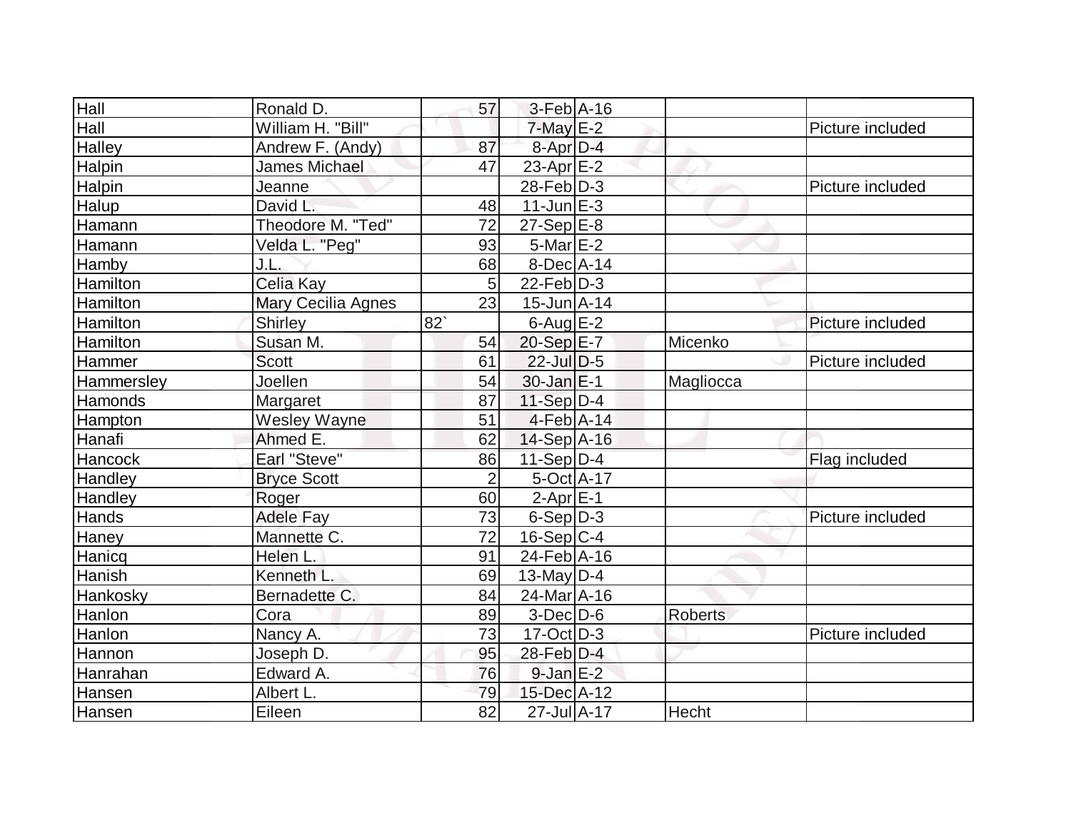| | | | | | | |
|---|---|---|---|---|---|---|
| Hall | Ronald D. | 57 | 3-Feb | A-16 | | |
| Hall | William H. "Bill" | | 7-May | E-2 | | Picture included |
| Halley | Andrew F. (Andy) | 87 | 8-Apr | D-4 | | |
| Halpin | James Michael | 47 | 23-Apr | E-2 | | |
| Halpin | Jeanne | | 28-Feb | D-3 | | Picture included |
| Halup | David L. | 48 | 11-Jun | E-3 | | |
| Hamann | Theodore M. "Ted" | 72 | 27-Sep | E-8 | | |
| Hamann | Velda L. "Peg" | 93 | 5-Mar | E-2 | | |
| Hamby | J.L. | 68 | 8-Dec | A-14 | | |
| Hamilton | Celia Kay | 5 | 22-Feb | D-3 | | |
| Hamilton | Mary Cecilia Agnes | 23 | 15-Jun | A-14 | | |
| Hamilton | Shirley | 82` | 6-Aug | E-2 | | Picture included |
| Hamilton | Susan M. | 54 | 20-Sep | E-7 | Micenko | |
| Hammer | Scott | 61 | 22-Jul | D-5 | | Picture included |
| Hammersley | Joellen | 54 | 30-Jan | E-1 | Magliocca | |
| Hamonds | Margaret | 87 | 11-Sep | D-4 | | |
| Hampton | Wesley Wayne | 51 | 4-Feb | A-14 | | |
| Hanafi | Ahmed E. | 62 | 14-Sep | A-16 | | |
| Hancock | Earl "Steve" | 86 | 11-Sep | D-4 | | Flag included |
| Handley | Bryce Scott | 2 | 5-Oct | A-17 | | |
| Handley | Roger | 60 | 2-Apr | E-1 | | |
| Hands | Adele Fay | 73 | 6-Sep | D-3 | | Picture included |
| Haney | Mannette C. | 72 | 16-Sep | C-4 | | |
| Hanicq | Helen L. | 91 | 24-Feb | A-16 | | |
| Hanish | Kenneth L. | 69 | 13-May | D-4 | | |
| Hankosky | Bernadette C. | 84 | 24-Mar | A-16 | | |
| Hanlon | Cora | 89 | 3-Dec | D-6 | Roberts | |
| Hanlon | Nancy A. | 73 | 17-Oct | D-3 | | Picture included |
| Hannon | Joseph D. | 95 | 28-Feb | D-4 | | |
| Hanrahan | Edward A. | 76 | 9-Jan | E-2 | | |
| Hansen | Albert L. | 79 | 15-Dec | A-12 | | |
| Hansen | Eileen | 82 | 27-Jul | A-17 | Hecht | |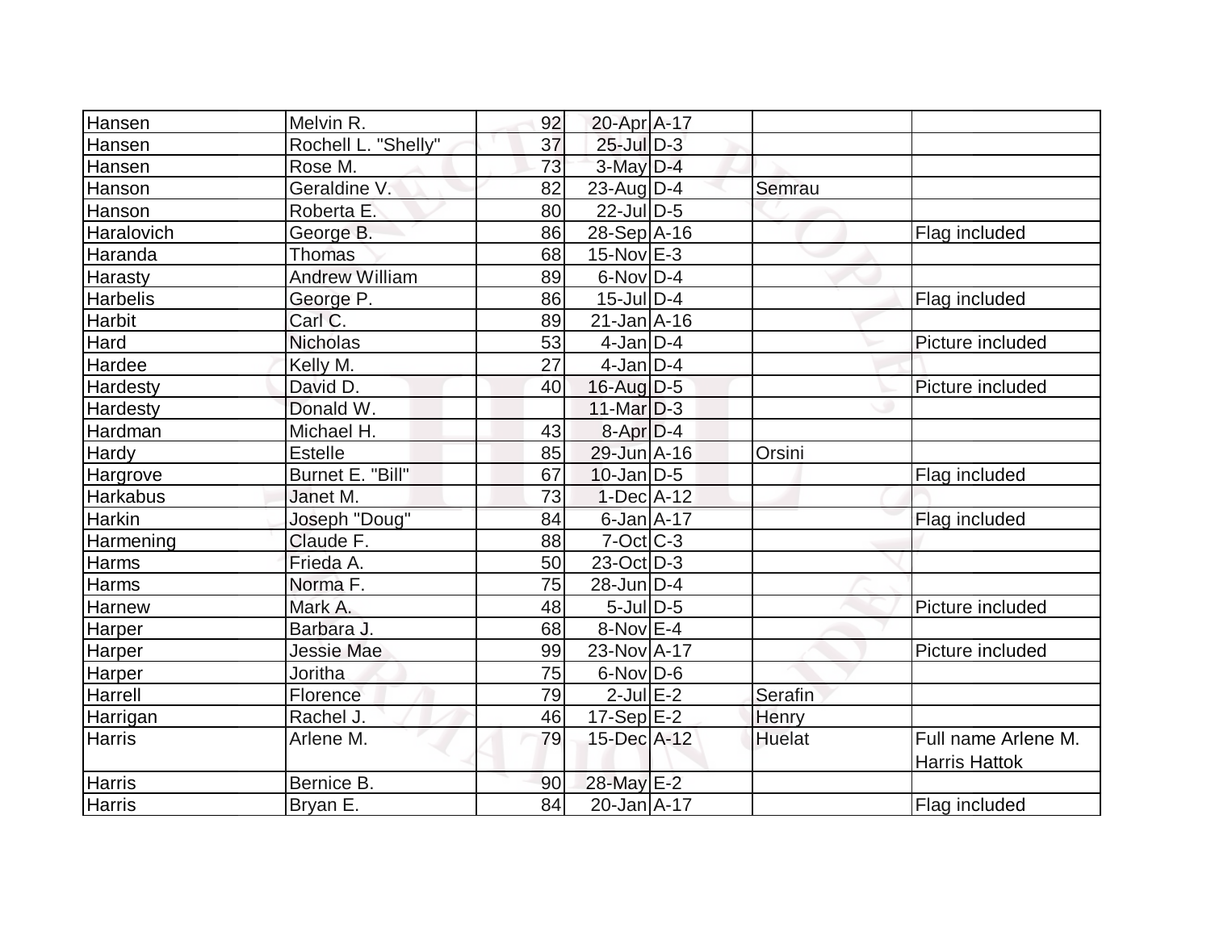| | | | | | | |
|---|---|---|---|---|---|---|
| Hansen | Melvin R. | 92 | 20-Apr | A-17 | | |
| Hansen | Rochell L. "Shelly" | 37 | 25-Jul | D-3 | | |
| Hansen | Rose M. | 73 | 3-May | D-4 | | |
| Hanson | Geraldine V. | 82 | 23-Aug | D-4 | Semrau | |
| Hanson | Roberta E. | 80 | 22-Jul | D-5 | | |
| Haralovich | George B. | 86 | 28-Sep | A-16 | | Flag included |
| Haranda | Thomas | 68 | 15-Nov | E-3 | | |
| Harasty | Andrew William | 89 | 6-Nov | D-4 | | |
| Harbelis | George P. | 86 | 15-Jul | D-4 | | Flag included |
| Harbit | Carl C. | 89 | 21-Jan | A-16 | | |
| Hard | Nicholas | 53 | 4-Jan | D-4 | | Picture included |
| Hardee | Kelly M. | 27 | 4-Jan | D-4 | | |
| Hardesty | David D. | 40 | 16-Aug | D-5 | | Picture included |
| Hardesty | Donald W. | | 11-Mar | D-3 | | |
| Hardman | Michael H. | 43 | 8-Apr | D-4 | | |
| Hardy | Estelle | 85 | 29-Jun | A-16 | Orsini | |
| Hargrove | Burnet E. "Bill" | 67 | 10-Jan | D-5 | | Flag included |
| Harkabus | Janet M. | 73 | 1-Dec | A-12 | | |
| Harkin | Joseph "Doug" | 84 | 6-Jan | A-17 | | Flag included |
| Harmening | Claude F. | 88 | 7-Oct | C-3 | | |
| Harms | Frieda A. | 50 | 23-Oct | D-3 | | |
| Harms | Norma F. | 75 | 28-Jun | D-4 | | |
| Harnew | Mark A. | 48 | 5-Jul | D-5 | | Picture included |
| Harper | Barbara J. | 68 | 8-Nov | E-4 | | |
| Harper | Jessie Mae | 99 | 23-Nov | A-17 | | Picture included |
| Harper | Joritha | 75 | 6-Nov | D-6 | | |
| Harrell | Florence | 79 | 2-Jul | E-2 | Serafin | |
| Harrigan | Rachel J. | 46 | 17-Sep | E-2 | Henry | |
| Harris | Arlene M. | 79 | 15-Dec | A-12 | Huelat | Full name Arlene M. Harris Hattok |
| Harris | Bernice B. | 90 | 28-May | E-2 | | |
| Harris | Bryan E. | 84 | 20-Jan | A-17 | | Flag included |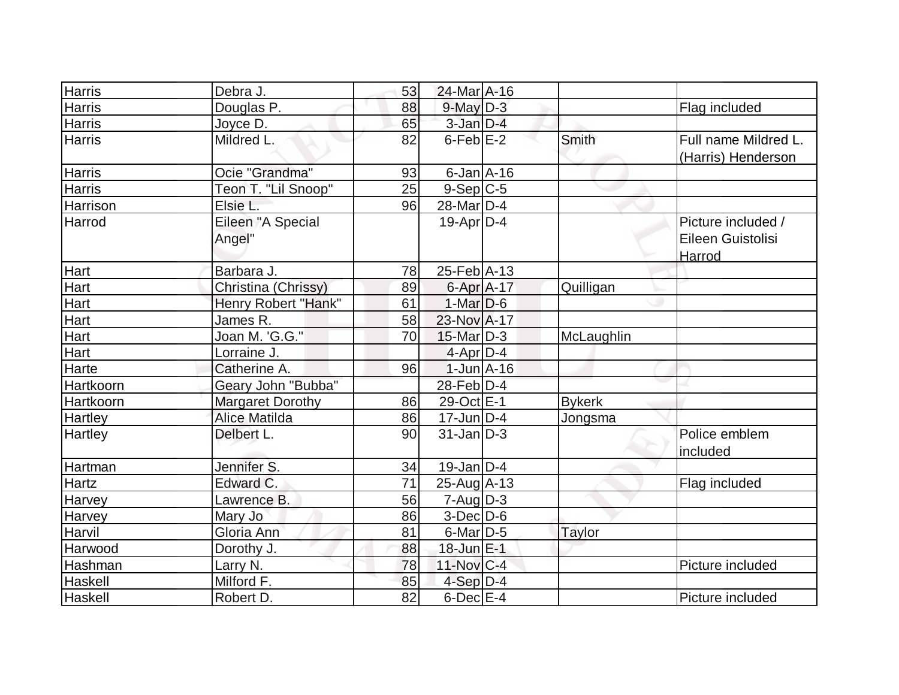| | | | | | | |
|---|---|---|---|---|---|---|
| Harris | Debra J. | 53 | 24-Mar | A-16 | | |
| Harris | Douglas P. | 88 | 9-May | D-3 | | Flag included |
| Harris | Joyce D. | 65 | 3-Jan | D-4 | | |
| Harris | Mildred L. | 82 | 6-Feb | E-2 | Smith | Full name Mildred L. (Harris) Henderson |
| Harris | Ocie "Grandma" | 93 | 6-Jan | A-16 | | |
| Harris | Teon T. "Lil Snoop" | 25 | 9-Sep | C-5 | | |
| Harrison | Elsie L. | 96 | 28-Mar | D-4 | | |
| Harrod | Eileen "A Special Angel" | | 19-Apr | D-4 | | Picture included / Eileen Guistolisi Harrod |
| Hart | Barbara J. | 78 | 25-Feb | A-13 | | |
| Hart | Christina (Chrissy) | 89 | 6-Apr | A-17 | Quilligan | |
| Hart | Henry Robert "Hank" | 61 | 1-Mar | D-6 | | |
| Hart | James R. | 58 | 23-Nov | A-17 | | |
| Hart | Joan M. 'G.G." | 70 | 15-Mar | D-3 | McLaughlin | |
| Hart | Lorraine J. | | 4-Apr | D-4 | | |
| Harte | Catherine A. | 96 | 1-Jun | A-16 | | |
| Hartkoorn | Geary John "Bubba" | | 28-Feb | D-4 | | |
| Hartkoorn | Margaret Dorothy | 86 | 29-Oct | E-1 | Bykerk | |
| Hartley | Alice Matilda | 86 | 17-Jun | D-4 | Jongsma | |
| Hartley | Delbert L. | 90 | 31-Jan | D-3 | | Police emblem included |
| Hartman | Jennifer S. | 34 | 19-Jan | D-4 | | |
| Hartz | Edward C. | 71 | 25-Aug | A-13 | | Flag included |
| Harvey | Lawrence B. | 56 | 7-Aug | D-3 | | |
| Harvey | Mary Jo | 86 | 3-Dec | D-6 | | |
| Harvil | Gloria Ann | 81 | 6-Mar | D-5 | Taylor | |
| Harwood | Dorothy J. | 88 | 18-Jun | E-1 | | |
| Hashman | Larry N. | 78 | 11-Nov | C-4 | | Picture included |
| Haskell | Milford F. | 85 | 4-Sep | D-4 | | |
| Haskell | Robert D. | 82 | 6-Dec | E-4 | | Picture included |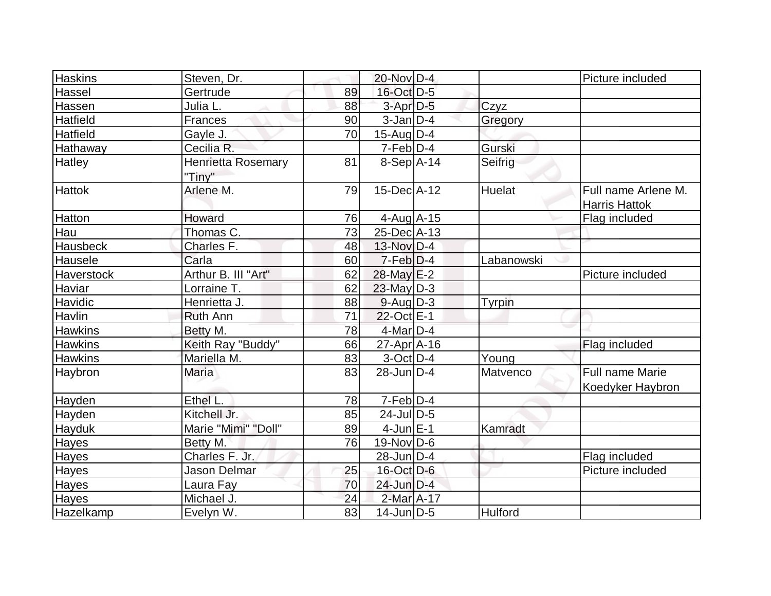| | | | | | | |
|---|---|---|---|---|---|---|
| Haskins | Steven, Dr. | | 20-Nov | D-4 | | Picture included |
| Hassel | Gertrude | 89 | 16-Oct | D-5 | | |
| Hassen | Julia L. | 88 | 3-Apr | D-5 | Czyz | |
| Hatfield | Frances | 90 | 3-Jan | D-4 | Gregory | |
| Hatfield | Gayle J. | 70 | 15-Aug | D-4 | | |
| Hathaway | Cecilia R. | | 7-Feb | D-4 | Gurski | |
| Hatley | Henrietta Rosemary "Tiny" | 81 | 8-Sep | A-14 | Seifrig | |
| Hattok | Arlene M. | 79 | 15-Dec | A-12 | Huelat | Full name Arlene M. Harris Hattok |
| Hatton | Howard | 76 | 4-Aug | A-15 | | Flag included |
| Hau | Thomas C. | 73 | 25-Dec | A-13 | | |
| Hausbeck | Charles F. | 48 | 13-Nov | D-4 | | |
| Hausele | Carla | 60 | 7-Feb | D-4 | Labanowski | |
| Haverstock | Arthur B. III "Art" | 62 | 28-May | E-2 | | Picture included |
| Haviar | Lorraine T. | 62 | 23-May | D-3 | | |
| Havidic | Henrietta J. | 88 | 9-Aug | D-3 | Tyrpin | |
| Havlin | Ruth Ann | 71 | 22-Oct | E-1 | | |
| Hawkins | Betty M. | 78 | 4-Mar | D-4 | | |
| Hawkins | Keith Ray "Buddy" | 66 | 27-Apr | A-16 | | Flag included |
| Hawkins | Mariella M. | 83 | 3-Oct | D-4 | Young | |
| Haybron | Maria | 83 | 28-Jun | D-4 | Matvenco | Full name Marie Koedyker Haybron |
| Hayden | Ethel L. | 78 | 7-Feb | D-4 | | |
| Hayden | Kitchell Jr. | 85 | 24-Jul | D-5 | | |
| Hayduk | Marie "Mimi" "Doll" | 89 | 4-Jun | E-1 | Kamradt | |
| Hayes | Betty M. | 76 | 19-Nov | D-6 | | |
| Hayes | Charles F. Jr. | | 28-Jun | D-4 | | Flag included |
| Hayes | Jason Delmar | 25 | 16-Oct | D-6 | | Picture included |
| Hayes | Laura Fay | 70 | 24-Jun | D-4 | | |
| Hayes | Michael J. | 24 | 2-Mar | A-17 | | |
| Hazelkamp | Evelyn W. | 83 | 14-Jun | D-5 | Hulford | |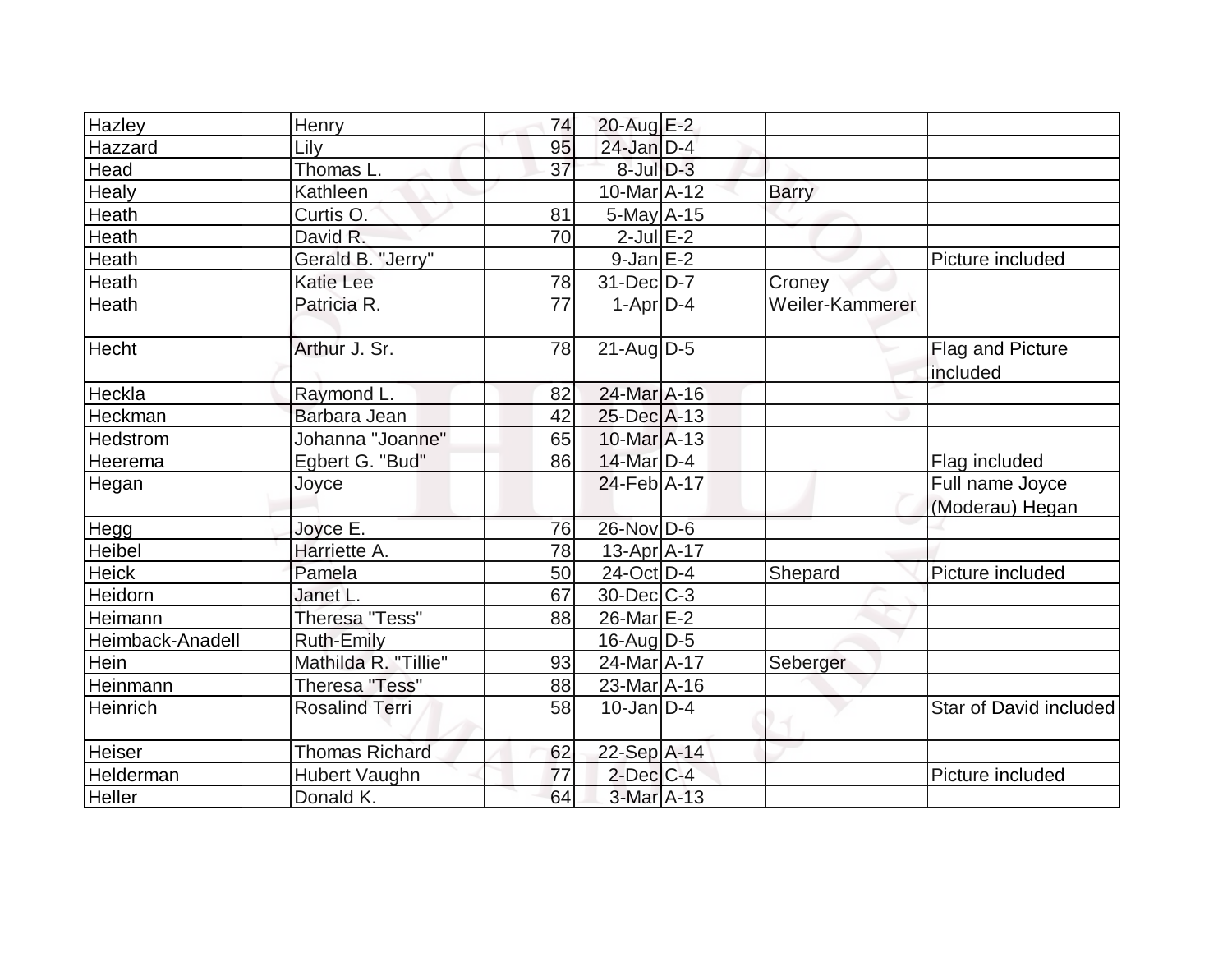| | | | | | | |
|---|---|---|---|---|---|---|
| Hazley | Henry | 74 | 20-Aug | E-2 | | |
| Hazzard | Lily | 95 | 24-Jan | D-4 | | |
| Head | Thomas L. | 37 | 8-Jul | D-3 | | |
| Healy | Kathleen | | 10-Mar | A-12 | Barry | |
| Heath | Curtis O. | 81 | 5-May | A-15 | | |
| Heath | David R. | 70 | 2-Jul | E-2 | | |
| Heath | Gerald B. "Jerry" | | 9-Jan | E-2 | | Picture included |
| Heath | Katie Lee | 78 | 31-Dec | D-7 | Croney | |
| Heath | Patricia R. | 77 | 1-Apr | D-4 | Weiler-Kammerer | |
| Hecht | Arthur J. Sr. | 78 | 21-Aug | D-5 | | Flag and Picture included |
| Heckla | Raymond L. | 82 | 24-Mar | A-16 | | |
| Heckman | Barbara Jean | 42 | 25-Dec | A-13 | | |
| Hedstrom | Johanna "Joanne" | 65 | 10-Mar | A-13 | | |
| Heerema | Egbert G. "Bud" | 86 | 14-Mar | D-4 | | Flag included |
| Hegan | Joyce | | 24-Feb | A-17 | | Full name Joyce (Moderau) Hegan |
| Hegg | Joyce E. | 76 | 26-Nov | D-6 | | |
| Heibel | Harriette A. | 78 | 13-Apr | A-17 | | |
| Heick | Pamela | 50 | 24-Oct | D-4 | Shepard | Picture included |
| Heidorn | Janet L. | 67 | 30-Dec | C-3 | | |
| Heimann | Theresa "Tess" | 88 | 26-Mar | E-2 | | |
| Heimback-Anadell | Ruth-Emily | | 16-Aug | D-5 | | |
| Hein | Mathilda R. "Tillie" | 93 | 24-Mar | A-17 | Seberger | |
| Heinmann | Theresa "Tess" | 88 | 23-Mar | A-16 | | |
| Heinrich | Rosalind Terri | 58 | 10-Jan | D-4 | | Star of David included |
| Heiser | Thomas Richard | 62 | 22-Sep | A-14 | | |
| Helderman | Hubert Vaughn | 77 | 2-Dec | C-4 | | Picture included |
| Heller | Donald K. | 64 | 3-Mar | A-13 | | |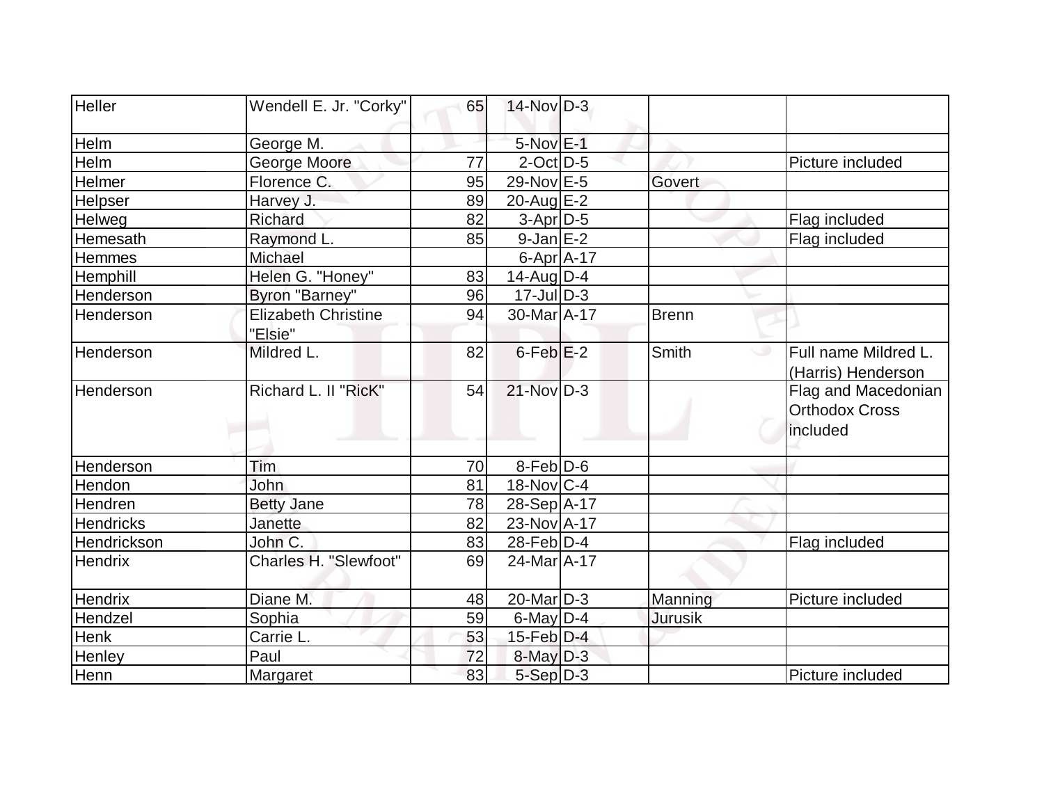| | | | | | | |
|---|---|---|---|---|---|---|
| Heller | Wendell E. Jr. "Corky" | 65 | 14-Nov | D-3 | | |
| Helm | George M. | | 5-Nov | E-1 | | |
| Helm | George Moore | 77 | 2-Oct | D-5 | | Picture included |
| Helmer | Florence C. | 95 | 29-Nov | E-5 | Govert | |
| Helpser | Harvey J. | 89 | 20-Aug | E-2 | | |
| Helweg | Richard | 82 | 3-Apr | D-5 | | Flag included |
| Hemesath | Raymond L. | 85 | 9-Jan | E-2 | | Flag included |
| Hemmes | Michael | | 6-Apr | A-17 | | |
| Hemphill | Helen G. "Honey" | 83 | 14-Aug | D-4 | | |
| Henderson | Byron "Barney" | 96 | 17-Jul | D-3 | | |
| Henderson | Elizabeth Christine "Elsie" | 94 | 30-Mar | A-17 | Brenn | |
| Henderson | Mildred L. | 82 | 6-Feb | E-2 | Smith | Full name Mildred L. (Harris) Henderson |
| Henderson | Richard L. II "RicK" | 54 | 21-Nov | D-3 | | Flag and Macedonian Orthodox Cross included |
| Henderson | Tim | 70 | 8-Feb | D-6 | | |
| Hendon | John | 81 | 18-Nov | C-4 | | |
| Hendren | Betty Jane | 78 | 28-Sep | A-17 | | |
| Hendricks | Janette | 82 | 23-Nov | A-17 | | |
| Hendrickson | John C. | 83 | 28-Feb | D-4 | | Flag included |
| Hendrix | Charles H. "Slewfoot" | 69 | 24-Mar | A-17 | | |
| Hendrix | Diane M. | 48 | 20-Mar | D-3 | Manning | Picture included |
| Hendzel | Sophia | 59 | 6-May | D-4 | Jurusik | |
| Henk | Carrie L. | 53 | 15-Feb | D-4 | | |
| Henley | Paul | 72 | 8-May | D-3 | | |
| Henn | Margaret | 83 | 5-Sep | D-3 | | Picture included |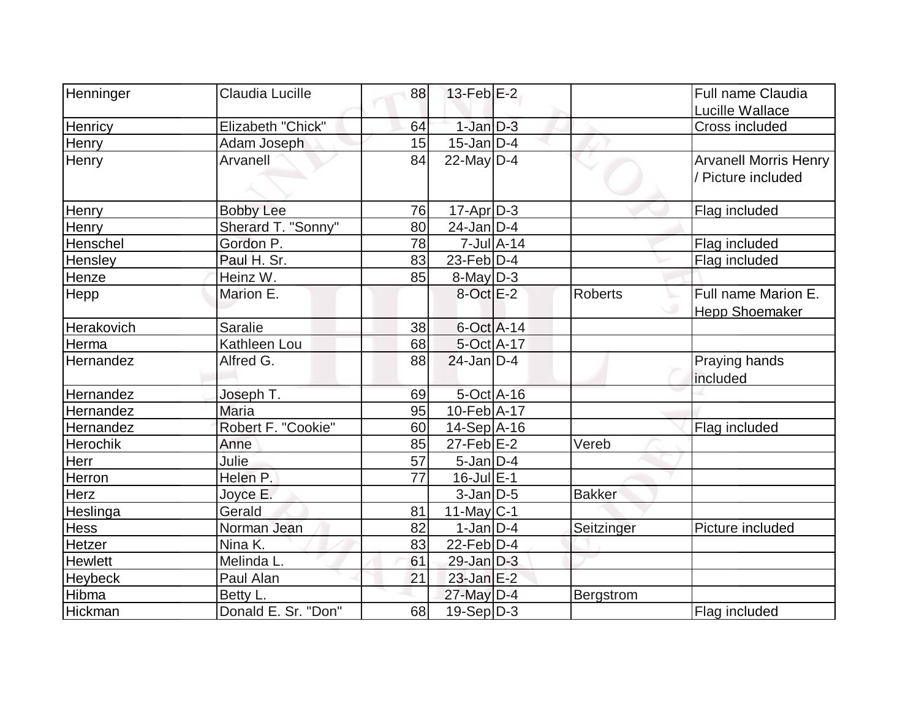| | | | | | | |
|---|---|---|---|---|---|---|
| Henninger | Claudia Lucille | 88 | 13-Feb | E-2 | | Full name Claudia Lucille Wallace |
| Henricy | Elizabeth "Chick" | 64 | 1-Jan | D-3 | | Cross included |
| Henry | Adam Joseph | 15 | 15-Jan | D-4 | | |
| Henry | Arvanell | 84 | 22-May | D-4 | | Arvanell Morris Henry / Picture included |
| Henry | Bobby Lee | 76 | 17-Apr | D-3 | | Flag included |
| Henry | Sherard T. "Sonny" | 80 | 24-Jan | D-4 | | |
| Henschel | Gordon P. | 78 | 7-Jul | A-14 | | Flag included |
| Hensley | Paul H. Sr. | 83 | 23-Feb | D-4 | | Flag included |
| Henze | Heinz W. | 85 | 8-May | D-3 | | |
| Hepp | Marion E. | | 8-Oct | E-2 | Roberts | Full name Marion E. Hepp Shoemaker |
| Herakovich | Saralie | 38 | 6-Oct | A-14 | | |
| Herma | Kathleen Lou | 68 | 5-Oct | A-17 | | |
| Hernandez | Alfred G. | 88 | 24-Jan | D-4 | | Praying hands included |
| Hernandez | Joseph T. | 69 | 5-Oct | A-16 | | |
| Hernandez | Maria | 95 | 10-Feb | A-17 | | |
| Hernandez | Robert F. "Cookie" | 60 | 14-Sep | A-16 | | Flag included |
| Herochik | Anne | 85 | 27-Feb | E-2 | Vereb | |
| Herr | Julie | 57 | 5-Jan | D-4 | | |
| Herron | Helen P. | 77 | 16-Jul | E-1 | | |
| Herz | Joyce E. | | 3-Jan | D-5 | Bakker | |
| Heslinga | Gerald | 81 | 11-May | C-1 | | |
| Hess | Norman Jean | 82 | 1-Jan | D-4 | Seitzinger | Picture included |
| Hetzer | Nina K. | 83 | 22-Feb | D-4 | | |
| Hewlett | Melinda L. | 61 | 29-Jan | D-3 | | |
| Heybeck | Paul Alan | 21 | 23-Jan | E-2 | | |
| Hibma | Betty L. | | 27-May | D-4 | Bergstrom | |
| Hickman | Donald E. Sr. "Don" | 68 | 19-Sep | D-3 | | Flag included |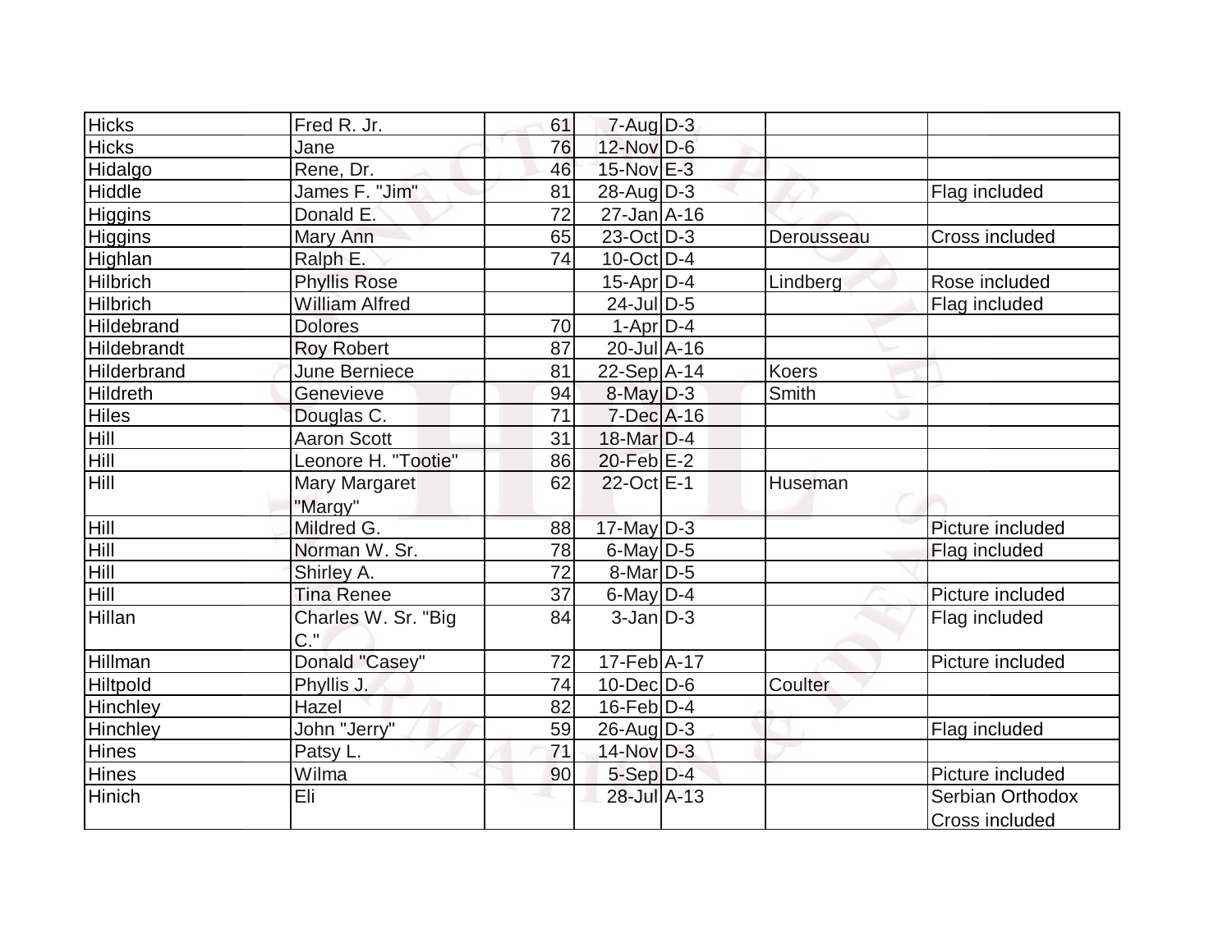| | | | | | | |
|---|---|---|---|---|---|---|
| Hicks | Fred R. Jr. | 61 | 7-Aug | D-3 | | |
| Hicks | Jane | 76 | 12-Nov | D-6 | | |
| Hidalgo | Rene, Dr. | 46 | 15-Nov | E-3 | | |
| Hiddle | James F. "Jim" | 81 | 28-Aug | D-3 | | Flag included |
| Higgins | Donald E. | 72 | 27-Jan | A-16 | | |
| Higgins | Mary Ann | 65 | 23-Oct | D-3 | Derousseau | Cross included |
| Highlan | Ralph E. | 74 | 10-Oct | D-4 | | |
| Hilbrich | Phyllis Rose | | 15-Apr | D-4 | Lindberg | Rose included |
| Hilbrich | William Alfred | | 24-Jul | D-5 | | Flag included |
| Hildebrand | Dolores | 70 | 1-Apr | D-4 | | |
| Hildebrandt | Roy Robert | 87 | 20-Jul | A-16 | | |
| Hilderbrand | June Berniece | 81 | 22-Sep | A-14 | Koers | |
| Hildreth | Genevieve | 94 | 8-May | D-3 | Smith | |
| Hiles | Douglas C. | 71 | 7-Dec | A-16 | | |
| Hill | Aaron Scott | 31 | 18-Mar | D-4 | | |
| Hill | Leonore H. "Tootie" | 86 | 20-Feb | E-2 | | |
| Hill | Mary Margaret "Margy" | 62 | 22-Oct | E-1 | Huseman | |
| Hill | Mildred G. | 88 | 17-May | D-3 | | Picture included |
| Hill | Norman W. Sr. | 78 | 6-May | D-5 | | Flag included |
| Hill | Shirley A. | 72 | 8-Mar | D-5 | | |
| Hill | Tina Renee | 37 | 6-May | D-4 | | Picture included |
| Hillan | Charles W. Sr. "Big C." | 84 | 3-Jan | D-3 | | Flag included |
| Hillman | Donald "Casey" | 72 | 17-Feb | A-17 | | Picture included |
| Hiltpold | Phyllis J. | 74 | 10-Dec | D-6 | Coulter | |
| Hinchley | Hazel | 82 | 16-Feb | D-4 | | |
| Hinchley | John "Jerry" | 59 | 26-Aug | D-3 | | Flag included |
| Hines | Patsy L. | 71 | 14-Nov | D-3 | | |
| Hines | Wilma | 90 | 5-Sep | D-4 | | Picture included |
| Hinich | Eli | | 28-Jul | A-13 | | Serbian Orthodox Cross included |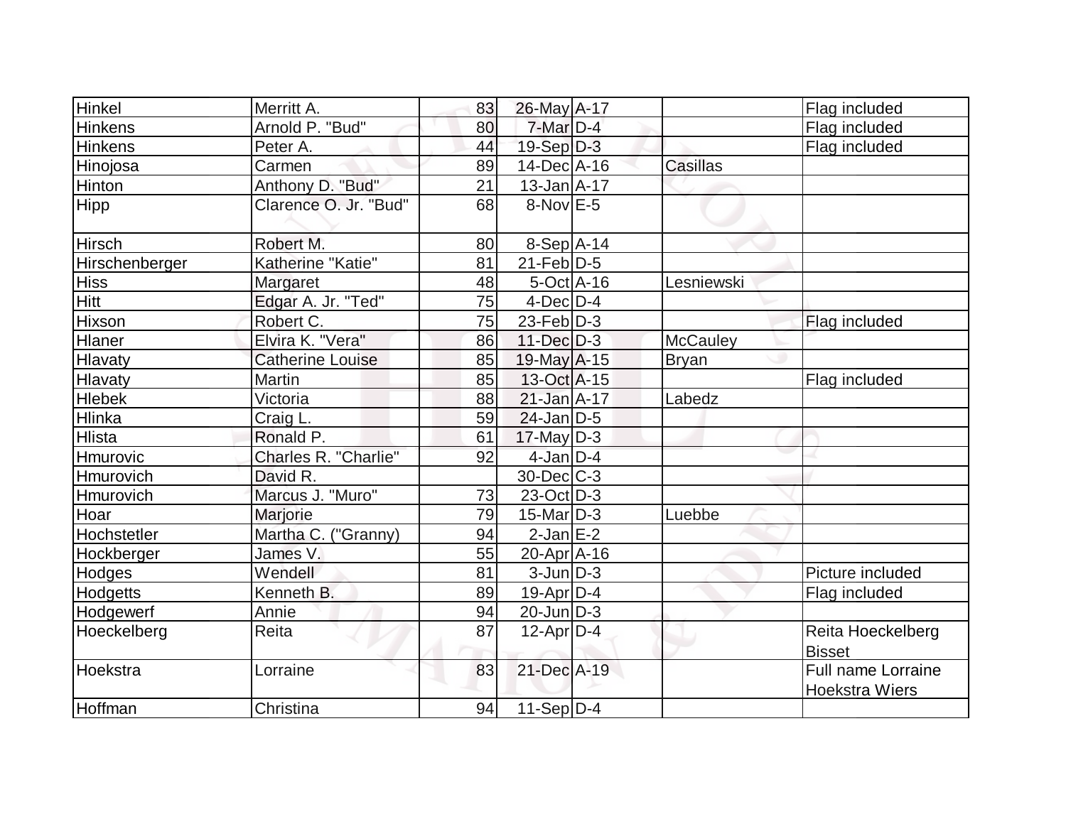| | | | | | | |
|---|---|---|---|---|---|---|
| Hinkel | Merritt A. | 83 | 26-May | A-17 | | Flag included |
| Hinkens | Arnold P. "Bud" | 80 | 7-Mar | D-4 | | Flag included |
| Hinkens | Peter A. | 44 | 19-Sep | D-3 | | Flag included |
| Hinojosa | Carmen | 89 | 14-Dec | A-16 | Casillas | |
| Hinton | Anthony D. "Bud" | 21 | 13-Jan | A-17 | | |
| Hipp | Clarence O. Jr. "Bud" | 68 | 8-Nov | E-5 | | |
| Hirsch | Robert M. | 80 | 8-Sep | A-14 | | |
| Hirschenberger | Katherine "Katie" | 81 | 21-Feb | D-5 | | |
| Hiss | Margaret | 48 | 5-Oct | A-16 | Lesniewski | |
| Hitt | Edgar A. Jr. "Ted" | 75 | 4-Dec | D-4 | | |
| Hixson | Robert C. | 75 | 23-Feb | D-3 | | Flag included |
| Hlaner | Elvira K. "Vera" | 86 | 11-Dec | D-3 | McCauley | |
| Hlavaty | Catherine Louise | 85 | 19-May | A-15 | Bryan | |
| Hlavaty | Martin | 85 | 13-Oct | A-15 | | Flag included |
| Hlebek | Victoria | 88 | 21-Jan | A-17 | Labedz | |
| Hlinka | Craig L. | 59 | 24-Jan | D-5 | | |
| Hlista | Ronald P. | 61 | 17-May | D-3 | | |
| Hmurovic | Charles R. "Charlie" | 92 | 4-Jan | D-4 | | |
| Hmurovich | David R. | | 30-Dec | C-3 | | |
| Hmurovich | Marcus J. "Muro" | 73 | 23-Oct | D-3 | | |
| Hoar | Marjorie | 79 | 15-Mar | D-3 | Luebbe | |
| Hochstetler | Martha C. ("Granny) | 94 | 2-Jan | E-2 | | |
| Hockberger | James V. | 55 | 20-Apr | A-16 | | |
| Hodges | Wendell | 81 | 3-Jun | D-3 | | Picture included |
| Hodgetts | Kenneth B. | 89 | 19-Apr | D-4 | | Flag included |
| Hodgewerf | Annie | 94 | 20-Jun | D-3 | | |
| Hoeckelberg | Reita | 87 | 12-Apr | D-4 | | Reita Hoeckelberg Bisset |
| Hoekstra | Lorraine | 83 | 21-Dec | A-19 | | Full name Lorraine Hoekstra Wiers |
| Hoffman | Christina | 94 | 11-Sep | D-4 | | |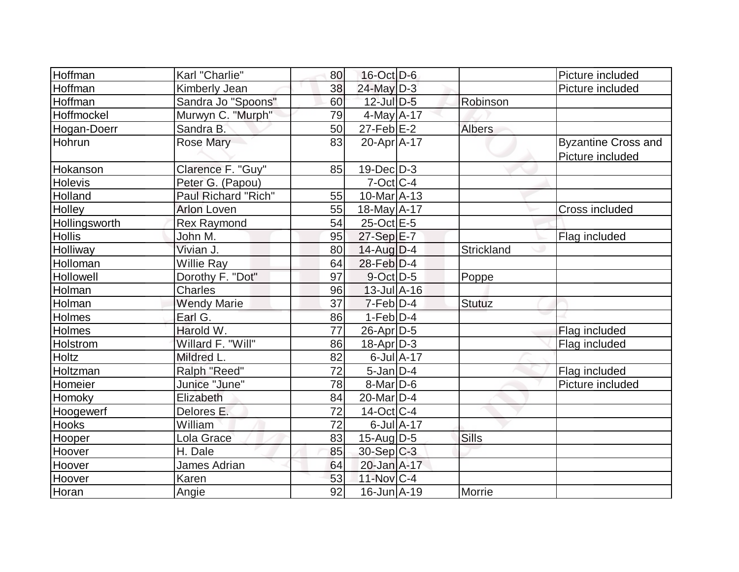| | | | | | | |
|---|---|---|---|---|---|---|
| Hoffman | Karl "Charlie" | 80 | 16-Oct | D-6 | | Picture included |
| Hoffman | Kimberly Jean | 38 | 24-May | D-3 | | Picture included |
| Hoffman | Sandra Jo "Spoons" | 60 | 12-Jul | D-5 | Robinson | |
| Hoffmockel | Murwyn C. "Murph" | 79 | 4-May | A-17 | | |
| Hogan-Doerr | Sandra B. | 50 | 27-Feb | E-2 | Albers | |
| Hohrun | Rose Mary | 83 | 20-Apr | A-17 | | Byzantine Cross and Picture included |
| Hokanson | Clarence F. "Guy" | 85 | 19-Dec | D-3 | | |
| Holevis | Peter G. (Papou) | | 7-Oct | C-4 | | |
| Holland | Paul Richard "Rich" | 55 | 10-Mar | A-13 | | |
| Holley | Arlon Loven | 55 | 18-May | A-17 | | Cross included |
| Hollingsworth | Rex Raymond | 54 | 25-Oct | E-5 | | |
| Hollis | John M. | 95 | 27-Sep | E-7 | | Flag included |
| Holliway | Vivian J. | 80 | 14-Aug | D-4 | Strickland | |
| Holloman | Willie Ray | 64 | 28-Feb | D-4 | | |
| Hollowell | Dorothy F. "Dot" | 97 | 9-Oct | D-5 | Poppe | |
| Holman | Charles | 96 | 13-Jul | A-16 | | |
| Holman | Wendy Marie | 37 | 7-Feb | D-4 | Stutuz | |
| Holmes | Earl G. | 86 | 1-Feb | D-4 | | |
| Holmes | Harold W. | 77 | 26-Apr | D-5 | | Flag included |
| Holstrom | Willard F. "Will" | 86 | 18-Apr | D-3 | | Flag included |
| Holtz | Mildred L. | 82 | 6-Jul | A-17 | | |
| Holtzman | Ralph "Reed" | 72 | 5-Jan | D-4 | | Flag included |
| Homeier | Junice "June" | 78 | 8-Mar | D-6 | | Picture included |
| Homoky | Elizabeth | 84 | 20-Mar | D-4 | | |
| Hoogewerf | Delores E. | 72 | 14-Oct | C-4 | | |
| Hooks | William | 72 | 6-Jul | A-17 | | |
| Hooper | Lola Grace | 83 | 15-Aug | D-5 | Sills | |
| Hoover | H. Dale | 85 | 30-Sep | C-3 | | |
| Hoover | James Adrian | 64 | 20-Jan | A-17 | | |
| Hoover | Karen | 53 | 11-Nov | C-4 | | |
| Horan | Angie | 92 | 16-Jun | A-19 | Morrie | |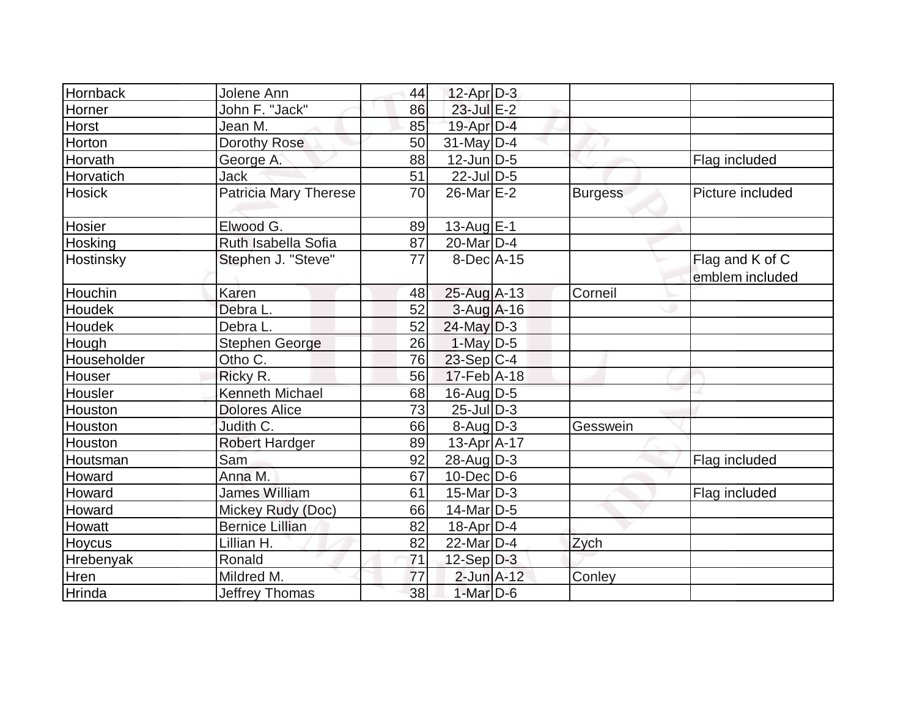| | | | | | | |
|---|---|---|---|---|---|---|
| Hornback | Jolene Ann | 44 | 12-Apr | D-3 | | |
| Horner | John F. "Jack" | 86 | 23-Jul | E-2 | | |
| Horst | Jean M. | 85 | 19-Apr | D-4 | | |
| Horton | Dorothy Rose | 50 | 31-May | D-4 | | |
| Horvath | George A. | 88 | 12-Jun | D-5 | | Flag included |
| Horvatich | Jack | 51 | 22-Jul | D-5 | | |
| Hosick | Patricia Mary Therese | 70 | 26-Mar | E-2 | Burgess | Picture included |
| Hosier | Elwood G. | 89 | 13-Aug | E-1 | | |
| Hosking | Ruth Isabella Sofia | 87 | 20-Mar | D-4 | | |
| Hostinsky | Stephen J. "Steve" | 77 | 8-Dec | A-15 | | Flag and K of C emblem included |
| Houchin | Karen | 48 | 25-Aug | A-13 | Corneil | |
| Houdek | Debra L. | 52 | 3-Aug | A-16 | | |
| Houdek | Debra L. | 52 | 24-May | D-3 | | |
| Hough | Stephen George | 26 | 1-May | D-5 | | |
| Householder | Otho C. | 76 | 23-Sep | C-4 | | |
| Houser | Ricky R. | 56 | 17-Feb | A-18 | | |
| Housler | Kenneth Michael | 68 | 16-Aug | D-5 | | |
| Houston | Dolores Alice | 73 | 25-Jul | D-3 | | |
| Houston | Judith C. | 66 | 8-Aug | D-3 | Gesswein | |
| Houston | Robert Hardger | 89 | 13-Apr | A-17 | | |
| Houtsman | Sam | 92 | 28-Aug | D-3 | | Flag included |
| Howard | Anna M. | 67 | 10-Dec | D-6 | | |
| Howard | James William | 61 | 15-Mar | D-3 | | Flag included |
| Howard | Mickey Rudy (Doc) | 66 | 14-Mar | D-5 | | |
| Howatt | Bernice Lillian | 82 | 18-Apr | D-4 | | |
| Hoycus | Lillian H. | 82 | 22-Mar | D-4 | Zych | |
| Hrebenyak | Ronald | 71 | 12-Sep | D-3 | | |
| Hren | Mildred M. | 77 | 2-Jun | A-12 | Conley | |
| Hrinda | Jeffrey Thomas | 38 | 1-Mar | D-6 | | |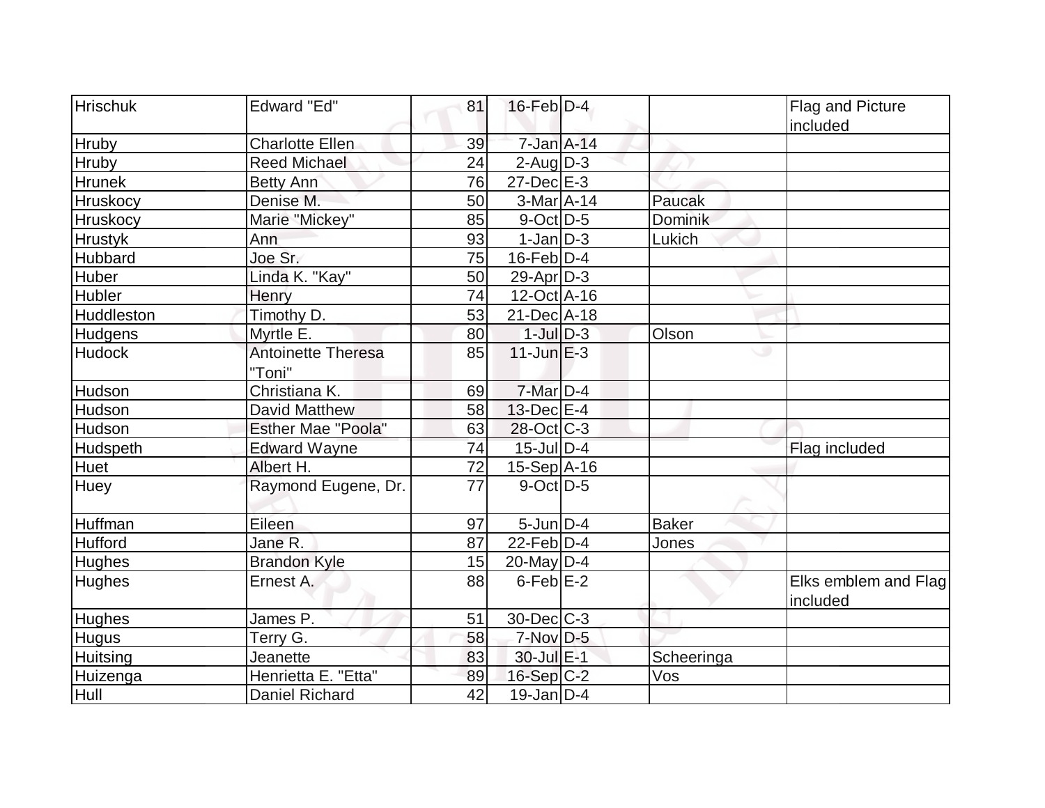| | | | | | | |
|---|---|---|---|---|---|---|
| Hrischuk | Edward "Ed" | 81 | 16-Feb | D-4 | | Flag and Picture included |
| Hruby | Charlotte Ellen | 39 | 7-Jan | A-14 | | |
| Hruby | Reed Michael | 24 | 2-Aug | D-3 | | |
| Hrunek | Betty Ann | 76 | 27-Dec | E-3 | | |
| Hruskocy | Denise M. | 50 | 3-Mar | A-14 | Paucak | |
| Hruskocy | Marie "Mickey" | 85 | 9-Oct | D-5 | Dominik | |
| Hrustyk | Ann | 93 | 1-Jan | D-3 | Lukich | |
| Hubbard | Joe Sr. | 75 | 16-Feb | D-4 | | |
| Huber | Linda K. "Kay" | 50 | 29-Apr | D-3 | | |
| Hubler | Henry | 74 | 12-Oct | A-16 | | |
| Huddleston | Timothy D. | 53 | 21-Dec | A-18 | | |
| Hudgens | Myrtle E. | 80 | 1-Jul | D-3 | Olson | |
| Hudock | Antoinette Theresa "Toni" | 85 | 11-Jun | E-3 | | |
| Hudson | Christiana K. | 69 | 7-Mar | D-4 | | |
| Hudson | David Matthew | 58 | 13-Dec | E-4 | | |
| Hudson | Esther Mae "Poola" | 63 | 28-Oct | C-3 | | |
| Hudspeth | Edward Wayne | 74 | 15-Jul | D-4 | | Flag included |
| Huet | Albert H. | 72 | 15-Sep | A-16 | | |
| Huey | Raymond Eugene, Dr. | 77 | 9-Oct | D-5 | | |
| Huffman | Eileen | 97 | 5-Jun | D-4 | Baker | |
| Hufford | Jane R. | 87 | 22-Feb | D-4 | Jones | |
| Hughes | Brandon Kyle | 15 | 20-May | D-4 | | |
| Hughes | Ernest A. | 88 | 6-Feb | E-2 | | Elks emblem and Flag included |
| Hughes | James P. | 51 | 30-Dec | C-3 | | |
| Hugus | Terry G. | 58 | 7-Nov | D-5 | | |
| Huitsing | Jeanette | 83 | 30-Jul | E-1 | Scheeringa | |
| Huizenga | Henrietta E. "Etta" | 89 | 16-Sep | C-2 | Vos | |
| Hull | Daniel Richard | 42 | 19-Jan | D-4 | | |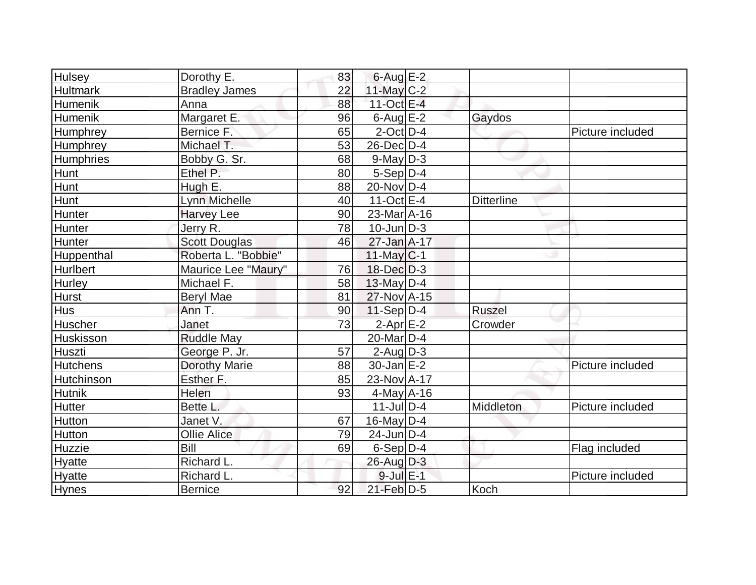| | | | | | | |
|---|---|---|---|---|---|---|
| Hulsey | Dorothy E. | 83 | 6-Aug | E-2 | | |
| Hultmark | Bradley James | 22 | 11-May | C-2 | | |
| Humenik | Anna | 88 | 11-Oct | E-4 | | |
| Humenik | Margaret E. | 96 | 6-Aug | E-2 | Gaydos | |
| Humphrey | Bernice F. | 65 | 2-Oct | D-4 | | Picture included |
| Humphrey | Michael T. | 53 | 26-Dec | D-4 | | |
| Humphries | Bobby G. Sr. | 68 | 9-May | D-3 | | |
| Hunt | Ethel P. | 80 | 5-Sep | D-4 | | |
| Hunt | Hugh E. | 88 | 20-Nov | D-4 | | |
| Hunt | Lynn Michelle | 40 | 11-Oct | E-4 | Ditterline | |
| Hunter | Harvey Lee | 90 | 23-Mar | A-16 | | |
| Hunter | Jerry R. | 78 | 10-Jun | D-3 | | |
| Hunter | Scott Douglas | 46 | 27-Jan | A-17 | | |
| Huppenthal | Roberta L. "Bobbie" | | 11-May | C-1 | | |
| Hurlbert | Maurice Lee "Maury" | 76 | 18-Dec | D-3 | | |
| Hurley | Michael F. | 58 | 13-May | D-4 | | |
| Hurst | Beryl Mae | 81 | 27-Nov | A-15 | | |
| Hus | Ann T. | 90 | 11-Sep | D-4 | Ruszel | |
| Huscher | Janet | 73 | 2-Apr | E-2 | Crowder | |
| Huskisson | Ruddle May | | 20-Mar | D-4 | | |
| Huszti | George P. Jr. | 57 | 2-Aug | D-3 | | |
| Hutchens | Dorothy Marie | 88 | 30-Jan | E-2 | | Picture included |
| Hutchinson | Esther F. | 85 | 23-Nov | A-17 | | |
| Hutnik | Helen | 93 | 4-May | A-16 | | |
| Hutter | Bette L. | | 11-Jul | D-4 | Middleton | Picture included |
| Hutton | Janet V. | 67 | 16-May | D-4 | | |
| Hutton | Ollie Alice | 79 | 24-Jun | D-4 | | |
| Huzzie | Bill | 69 | 6-Sep | D-4 | | Flag included |
| Hyatte | Richard L. | | 26-Aug | D-3 | | |
| Hyatte | Richard L. | | 9-Jul | E-1 | | Picture included |
| Hynes | Bernice | 92 | 21-Feb | D-5 | Koch | |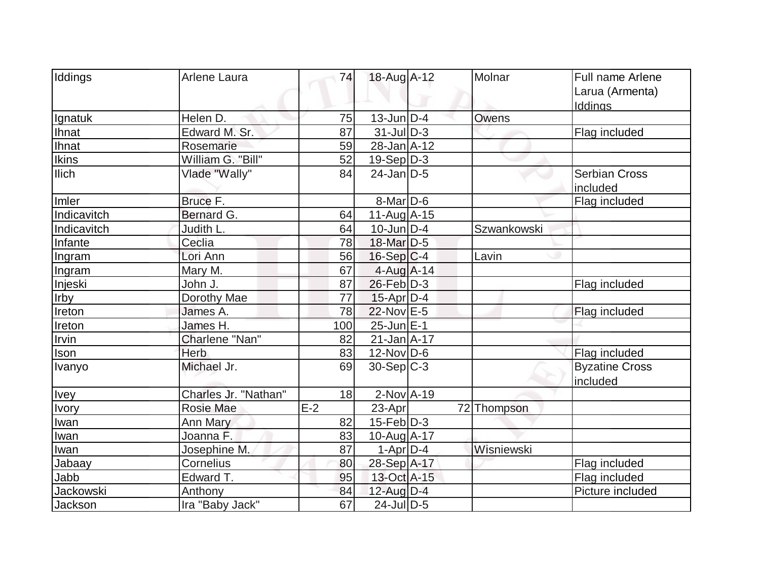| | | | | | | | |
|---|---|---|---|---|---|---|---|
| Iddings | Arlene Laura | 74 | 18-Aug | A-12 | | Molnar | Full name Arlene Larua (Armenta) Iddings |
| Ignatuk | Helen D. | 75 | 13-Jun | D-4 | | Owens | |
| Ihnat | Edward M. Sr. | 87 | 31-Jul | D-3 | | | Flag included |
| Ihnat | Rosemarie | 59 | 28-Jan | A-12 | | | |
| Ikins | William G. "Bill" | 52 | 19-Sep | D-3 | | | |
| Ilich | Vlade "Wally" | 84 | 24-Jan | D-5 | | | Serbian Cross included |
| Imler | Bruce F. | | 8-Mar | D-6 | | | Flag included |
| Indicavitch | Bernard G. | 64 | 11-Aug | A-15 | | | |
| Indicavitch | Judith L. | 64 | 10-Jun | D-4 | | Szwankowski | |
| Infante | Ceclia | 78 | 18-Mar | D-5 | | | |
| Ingram | Lori Ann | 56 | 16-Sep | C-4 | | Lavin | |
| Ingram | Mary M. | 67 | 4-Aug | A-14 | | | |
| Injeski | John J. | 87 | 26-Feb | D-3 | | | Flag included |
| Irby | Dorothy Mae | 77 | 15-Apr | D-4 | | | |
| Ireton | James A. | 78 | 22-Nov | E-5 | | | Flag included |
| Ireton | James H. | 100 | 25-Jun | E-1 | | | |
| Irvin | Charlene "Nan" | 82 | 21-Jan | A-17 | | | |
| Ison | Herb | 83 | 12-Nov | D-6 | | | Flag included |
| Ivanyo | Michael Jr. | 69 | 30-Sep | C-3 | | | Byzatine Cross included |
| Ivey | Charles Jr. "Nathan" | 18 | 2-Nov | A-19 | | | |
| Ivory | Rosie Mae | E-2 | 23-Apr | | 72 | Thompson | |
| Iwan | Ann Mary | 82 | 15-Feb | D-3 | | | |
| Iwan | Joanna F. | 83 | 10-Aug | A-17 | | | |
| Iwan | Josephine M. | 87 | 1-Apr | D-4 | | Wisniewski | |
| Jabaay | Cornelius | 80 | 28-Sep | A-17 | | | Flag included |
| Jabb | Edward T. | 95 | 13-Oct | A-15 | | | Flag included |
| Jackowski | Anthony | 84 | 12-Aug | D-4 | | | Picture included |
| Jackson | Ira "Baby Jack" | 67 | 24-Jul | D-5 | | | |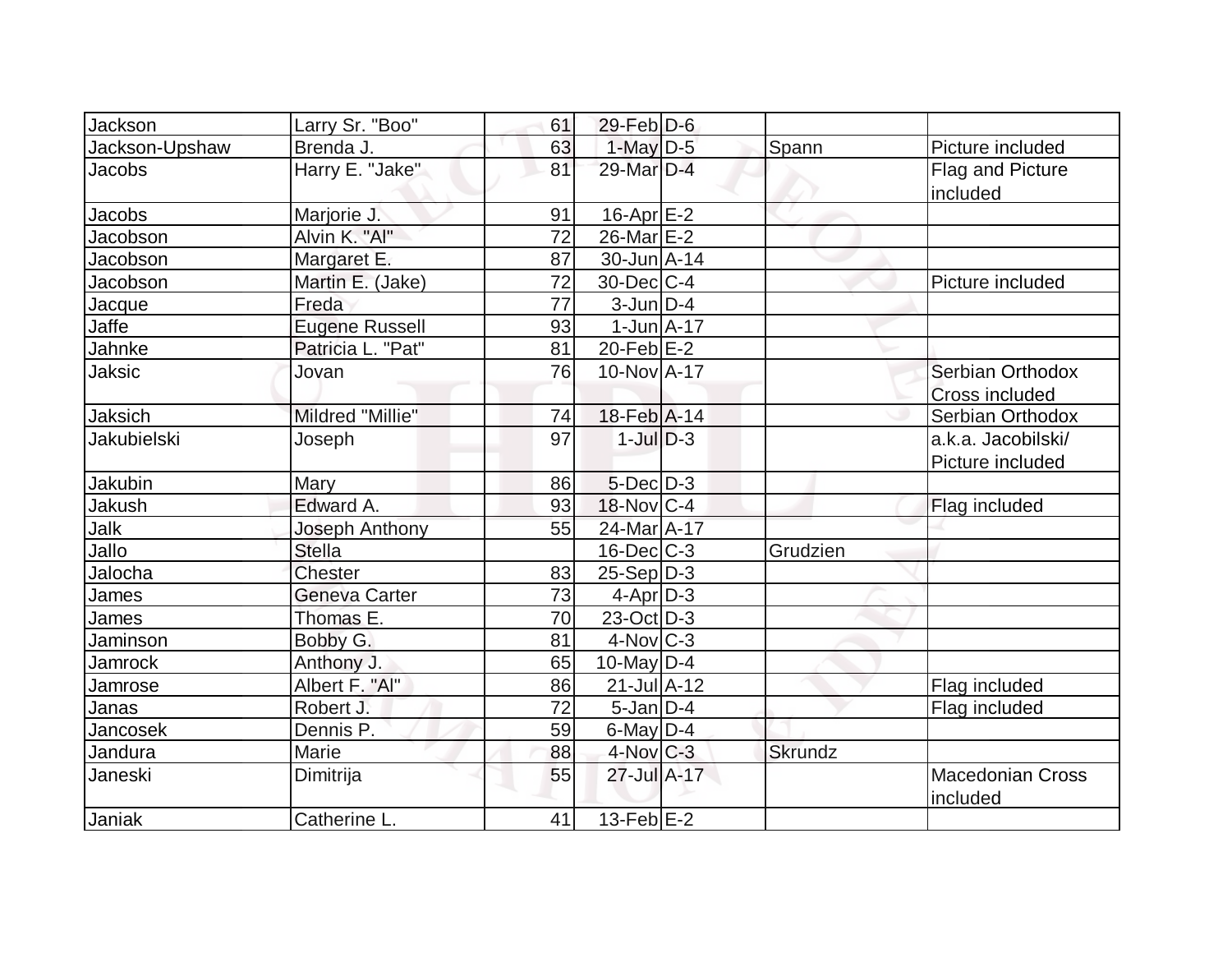| | | | | | | |
|---|---|---|---|---|---|---|
| Jackson | Larry Sr. "Boo" | 61 | 29-Feb | D-6 | | |
| Jackson-Upshaw | Brenda J. | 63 | 1-May | D-5 | Spann | Picture included |
| Jacobs | Harry E. "Jake" | 81 | 29-Mar | D-4 | | Flag and Picture included |
| Jacobs | Marjorie J. | 91 | 16-Apr | E-2 | | |
| Jacobson | Alvin K. "Al" | 72 | 26-Mar | E-2 | | |
| Jacobson | Margaret E. | 87 | 30-Jun | A-14 | | |
| Jacobson | Martin E. (Jake) | 72 | 30-Dec | C-4 | | Picture included |
| Jacque | Freda | 77 | 3-Jun | D-4 | | |
| Jaffe | Eugene Russell | 93 | 1-Jun | A-17 | | |
| Jahnke | Patricia L. "Pat" | 81 | 20-Feb | E-2 | | |
| Jaksic | Jovan | 76 | 10-Nov | A-17 | | Serbian Orthodox Cross included |
| Jaksich | Mildred "Millie" | 74 | 18-Feb | A-14 | | Serbian Orthodox |
| Jakubielski | Joseph | 97 | 1-Jul | D-3 | | a.k.a. Jacobilski/ Picture included |
| Jakubin | Mary | 86 | 5-Dec | D-3 | | |
| Jakush | Edward A. | 93 | 18-Nov | C-4 | | Flag included |
| Jalk | Joseph Anthony | 55 | 24-Mar | A-17 | | |
| Jallo | Stella | | 16-Dec | C-3 | Grudzien | |
| Jalocha | Chester | 83 | 25-Sep | D-3 | | |
| James | Geneva Carter | 73 | 4-Apr | D-3 | | |
| James | Thomas E. | 70 | 23-Oct | D-3 | | |
| Jaminson | Bobby G. | 81 | 4-Nov | C-3 | | |
| Jamrock | Anthony J. | 65 | 10-May | D-4 | | |
| Jamrose | Albert F. "Al" | 86 | 21-Jul | A-12 | | Flag included |
| Janas | Robert J. | 72 | 5-Jan | D-4 | | Flag included |
| Jancosek | Dennis P. | 59 | 6-May | D-4 | | |
| Jandura | Marie | 88 | 4-Nov | C-3 | Skrundz | |
| Janeski | Dimitrija | 55 | 27-Jul | A-17 | | Macedonian Cross included |
| Janiak | Catherine L. | 41 | 13-Feb | E-2 | | |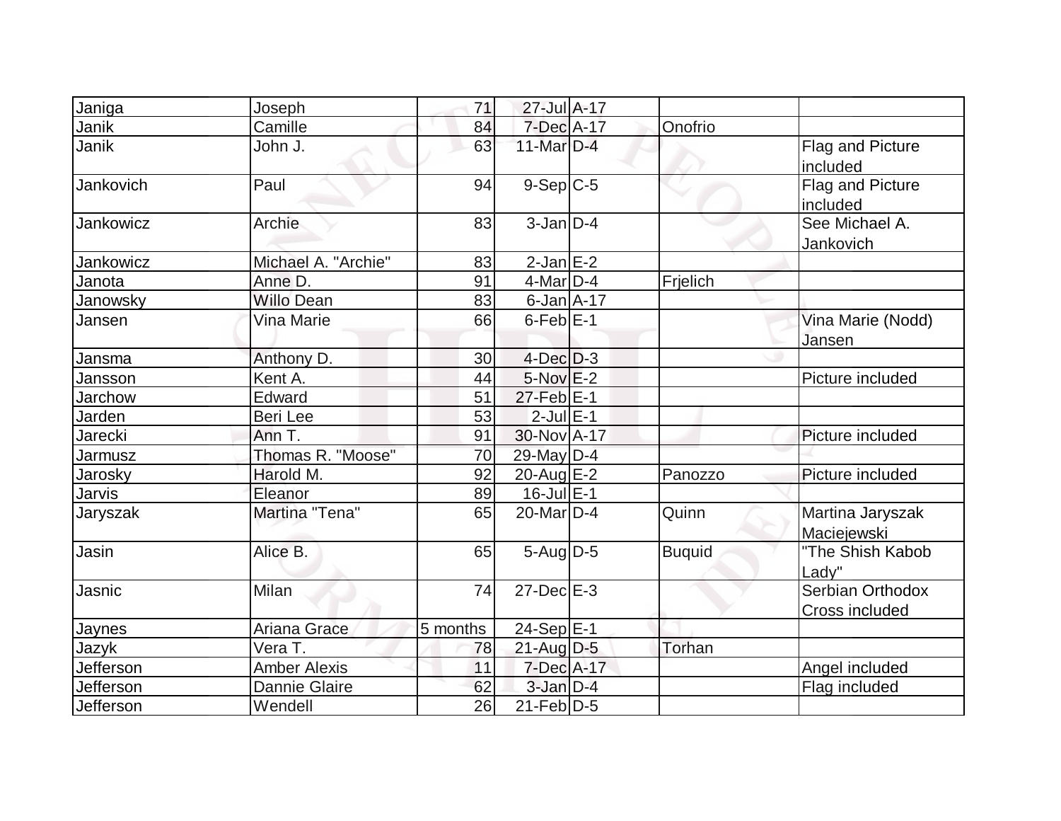| | | | | | | |
|---|---|---|---|---|---|---|
| Janiga | Joseph | 71 | 27-Jul | A-17 | | |
| Janik | Camille | 84 | 7-Dec | A-17 | Onofrio | |
| Janik | John J. | 63 | 11-Mar | D-4 | | Flag and Picture included |
| Jankovich | Paul | 94 | 9-Sep | C-5 | | Flag and Picture included |
| Jankowicz | Archie | 83 | 3-Jan | D-4 | | See Michael A. Jankovich |
| Jankowicz | Michael A. "Archie" | 83 | 2-Jan | E-2 | | |
| Janota | Anne D. | 91 | 4-Mar | D-4 | Frjelich | |
| Janowsky | Willo Dean | 83 | 6-Jan | A-17 | | |
| Jansen | Vina Marie | 66 | 6-Feb | E-1 | | Vina Marie (Nodd) Jansen |
| Jansma | Anthony D. | 30 | 4-Dec | D-3 | | |
| Jansson | Kent A. | 44 | 5-Nov | E-2 | | Picture included |
| Jarchow | Edward | 51 | 27-Feb | E-1 | | |
| Jarden | Beri Lee | 53 | 2-Jul | E-1 | | |
| Jarecki | Ann T. | 91 | 30-Nov | A-17 | | Picture included |
| Jarmusz | Thomas R. "Moose" | 70 | 29-May | D-4 | | |
| Jarosky | Harold M. | 92 | 20-Aug | E-2 | Panozzo | Picture included |
| Jarvis | Eleanor | 89 | 16-Jul | E-1 | | |
| Jaryszak | Martina "Tena" | 65 | 20-Mar | D-4 | Quinn | Martina Jaryszak Maciejewski |
| Jasin | Alice B. | 65 | 5-Aug | D-5 | Buquid | "The Shish Kabob Lady" |
| Jasnic | Milan | 74 | 27-Dec | E-3 | | Serbian Orthodox Cross included |
| Jaynes | Ariana Grace | 5 months | 24-Sep | E-1 | | |
| Jazyk | Vera T. | 78 | 21-Aug | D-5 | Torhan | |
| Jefferson | Amber Alexis | 11 | 7-Dec | A-17 | | Angel included |
| Jefferson | Dannie Glaire | 62 | 3-Jan | D-4 | | Flag included |
| Jefferson | Wendell | 26 | 21-Feb | D-5 | | |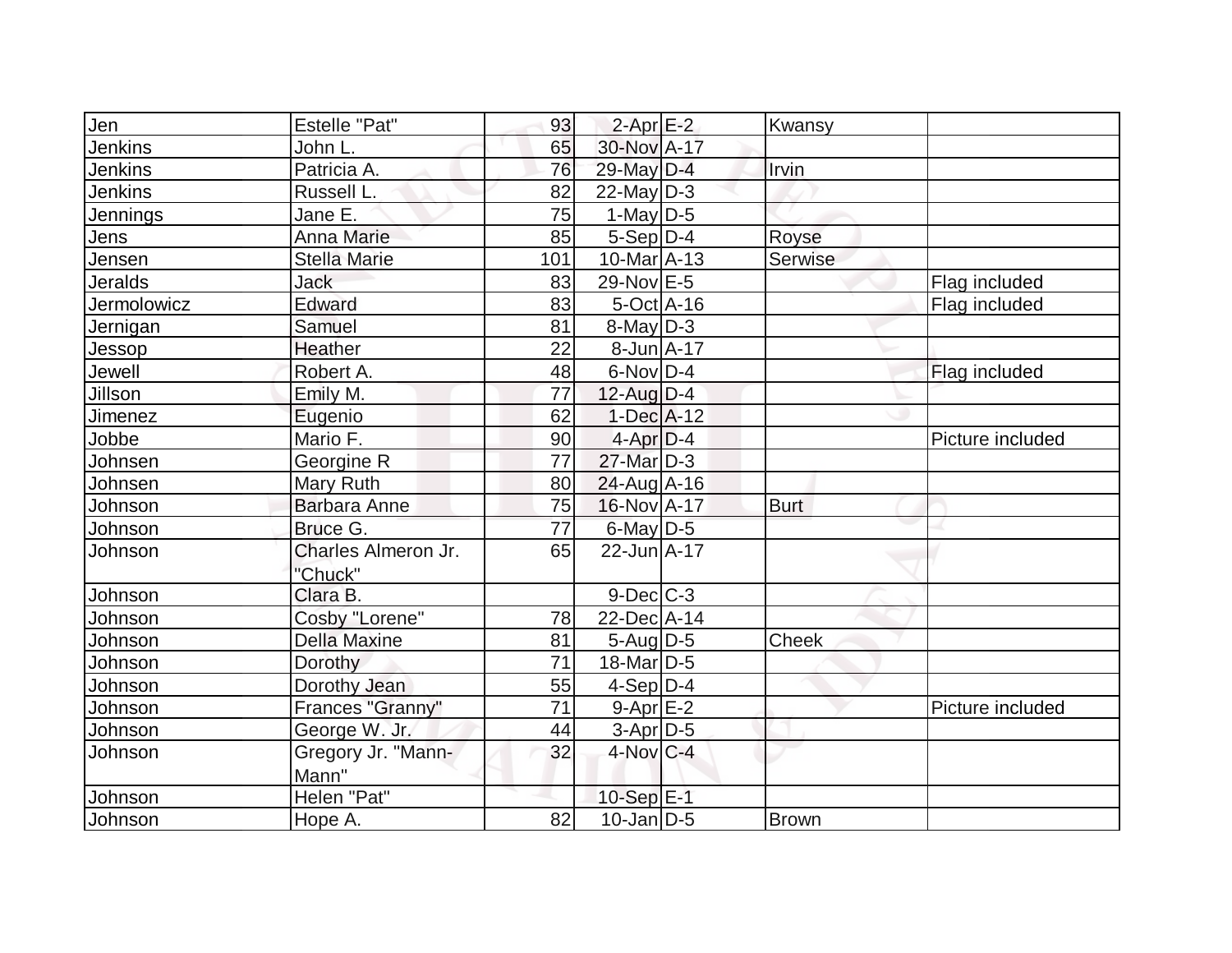| | | | | | | |
|---|---|---|---|---|---|---|
| Jen | Estelle "Pat" | 93 | 2-Apr | E-2 | Kwansy | |
| Jenkins | John L. | 65 | 30-Nov | A-17 | | |
| Jenkins | Patricia A. | 76 | 29-May | D-4 | Irvin | |
| Jenkins | Russell L. | 82 | 22-May | D-3 | | |
| Jennings | Jane E. | 75 | 1-May | D-5 | | |
| Jens | Anna Marie | 85 | 5-Sep | D-4 | Royse | |
| Jensen | Stella Marie | 101 | 10-Mar | A-13 | Serwise | |
| Jeralds | Jack | 83 | 29-Nov | E-5 | | Flag included |
| Jermolowicz | Edward | 83 | 5-Oct | A-16 | | Flag included |
| Jernigan | Samuel | 81 | 8-May | D-3 | | |
| Jessop | Heather | 22 | 8-Jun | A-17 | | |
| Jewell | Robert A. | 48 | 6-Nov | D-4 | | Flag included |
| Jillson | Emily M. | 77 | 12-Aug | D-4 | | |
| Jimenez | Eugenio | 62 | 1-Dec | A-12 | | |
| Jobbe | Mario F. | 90 | 4-Apr | D-4 | | Picture included |
| Johnsen | Georgine R | 77 | 27-Mar | D-3 | | |
| Johnsen | Mary Ruth | 80 | 24-Aug | A-16 | | |
| Johnson | Barbara Anne | 75 | 16-Nov | A-17 | Burt | |
| Johnson | Bruce G. | 77 | 6-May | D-5 | | |
| Johnson | Charles Almeron Jr. "Chuck" | 65 | 22-Jun | A-17 | | |
| Johnson | Clara B. | | 9-Dec | C-3 | | |
| Johnson | Cosby "Lorene" | 78 | 22-Dec | A-14 | | |
| Johnson | Della Maxine | 81 | 5-Aug | D-5 | Cheek | |
| Johnson | Dorothy | 71 | 18-Mar | D-5 | | |
| Johnson | Dorothy Jean | 55 | 4-Sep | D-4 | | |
| Johnson | Frances "Granny" | 71 | 9-Apr | E-2 | | Picture included |
| Johnson | George W. Jr. | 44 | 3-Apr | D-5 | | |
| Johnson | Gregory Jr. "Mann-Mann" | 32 | 4-Nov | C-4 | | |
| Johnson | Helen "Pat" | | 10-Sep | E-1 | | |
| Johnson | Hope A. | 82 | 10-Jan | D-5 | Brown | |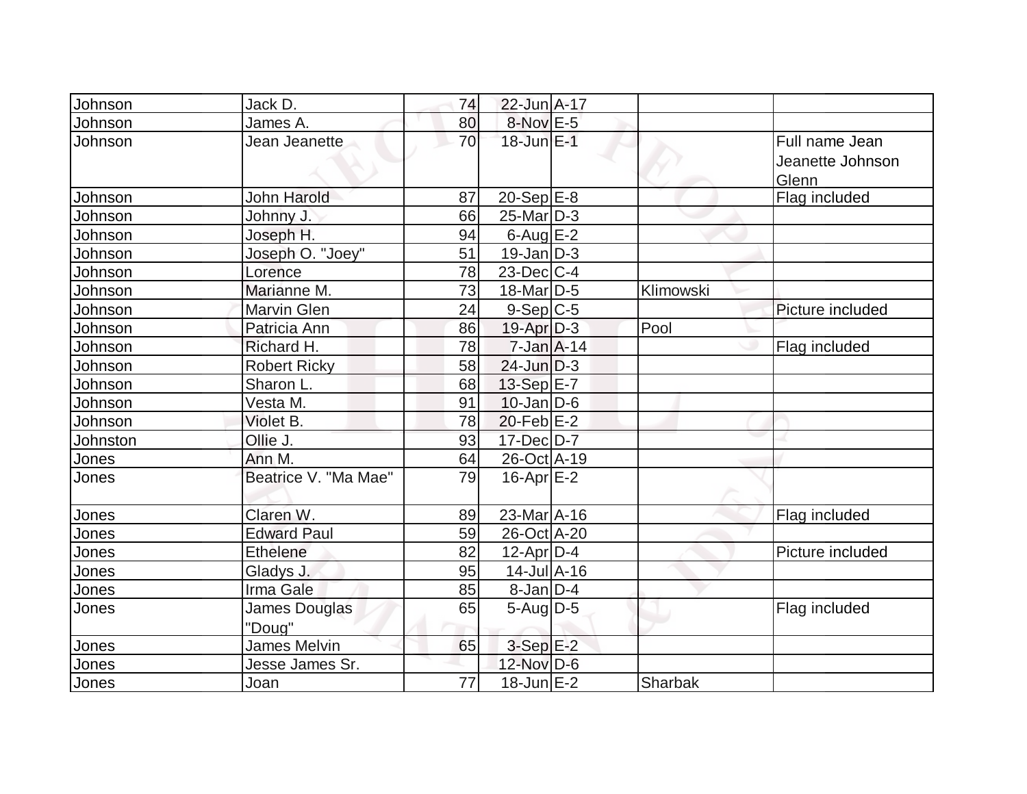| | | | | | | |
|---|---|---|---|---|---|---|
| Johnson | Jack D. | 74 | 22-Jun | A-17 | | |
| Johnson | James A. | 80 | 8-Nov | E-5 | | |
| Johnson | Jean Jeanette | 70 | 18-Jun | E-1 | | Full name Jean Jeanette Johnson Glenn |
| Johnson | John Harold | 87 | 20-Sep | E-8 | | Flag included |
| Johnson | Johnny J. | 66 | 25-Mar | D-3 | | |
| Johnson | Joseph H. | 94 | 6-Aug | E-2 | | |
| Johnson | Joseph O. "Joey" | 51 | 19-Jan | D-3 | | |
| Johnson | Lorence | 78 | 23-Dec | C-4 | | |
| Johnson | Marianne M. | 73 | 18-Mar | D-5 | Klimowski | |
| Johnson | Marvin Glen | 24 | 9-Sep | C-5 | | Picture included |
| Johnson | Patricia Ann | 86 | 19-Apr | D-3 | Pool | |
| Johnson | Richard H. | 78 | 7-Jan | A-14 | | Flag included |
| Johnson | Robert Ricky | 58 | 24-Jun | D-3 | | |
| Johnson | Sharon L. | 68 | 13-Sep | E-7 | | |
| Johnson | Vesta M. | 91 | 10-Jan | D-6 | | |
| Johnson | Violet B. | 78 | 20-Feb | E-2 | | |
| Johnston | Ollie J. | 93 | 17-Dec | D-7 | | |
| Jones | Ann M. | 64 | 26-Oct | A-19 | | |
| Jones | Beatrice V. "Ma Mae" | 79 | 16-Apr | E-2 | | |
| Jones | Claren W. | 89 | 23-Mar | A-16 | | Flag included |
| Jones | Edward Paul | 59 | 26-Oct | A-20 | | |
| Jones | Ethelene | 82 | 12-Apr | D-4 | | Picture included |
| Jones | Gladys J. | 95 | 14-Jul | A-16 | | |
| Jones | Irma Gale | 85 | 8-Jan | D-4 | | |
| Jones | James Douglas "Doug" | 65 | 5-Aug | D-5 | | Flag included |
| Jones | James Melvin | 65 | 3-Sep | E-2 | | |
| Jones | Jesse James Sr. | | 12-Nov | D-6 | | |
| Jones | Joan | 77 | 18-Jun | E-2 | Sharbak | |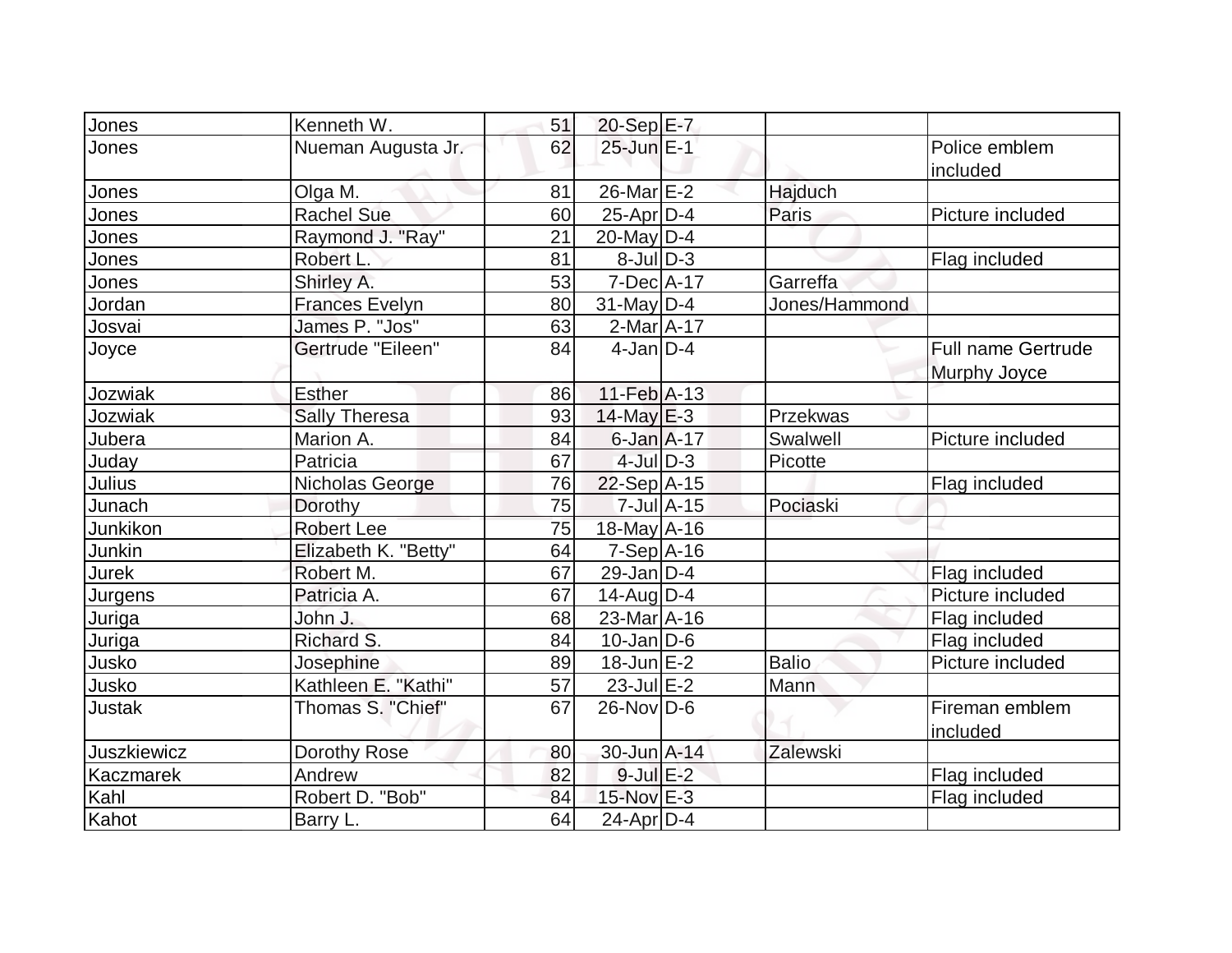| | | | | | | |
|---|---|---|---|---|---|---|
| Jones | Kenneth W. | 51 | 20-Sep | E-7 | | |
| Jones | Nueman Augusta Jr. | 62 | 25-Jun | E-1 | | Police emblem included |
| Jones | Olga M. | 81 | 26-Mar | E-2 | Hajduch | |
| Jones | Rachel Sue | 60 | 25-Apr | D-4 | Paris | Picture included |
| Jones | Raymond J. "Ray" | 21 | 20-May | D-4 | | |
| Jones | Robert L. | 81 | 8-Jul | D-3 | | Flag included |
| Jones | Shirley A. | 53 | 7-Dec | A-17 | Garreffa | |
| Jordan | Frances Evelyn | 80 | 31-May | D-4 | Jones/Hammond | |
| Josvai | James P. "Jos" | 63 | 2-Mar | A-17 | | |
| Joyce | Gertrude "Eileen" | 84 | 4-Jan | D-4 | | Full name Gertrude Murphy Joyce |
| Jozwiak | Esther | 86 | 11-Feb | A-13 | | |
| Jozwiak | Sally Theresa | 93 | 14-May | E-3 | Przekwas | |
| Jubera | Marion A. | 84 | 6-Jan | A-17 | Swalwell | Picture included |
| Juday | Patricia | 67 | 4-Jul | D-3 | Picotte | |
| Julius | Nicholas George | 76 | 22-Sep | A-15 | | Flag included |
| Junach | Dorothy | 75 | 7-Jul | A-15 | Pociaski | |
| Junkikon | Robert Lee | 75 | 18-May | A-16 | | |
| Junkin | Elizabeth K. "Betty" | 64 | 7-Sep | A-16 | | |
| Jurek | Robert M. | 67 | 29-Jan | D-4 | | Flag included |
| Jurgens | Patricia A. | 67 | 14-Aug | D-4 | | Picture included |
| Juriga | John J. | 68 | 23-Mar | A-16 | | Flag included |
| Juriga | Richard S. | 84 | 10-Jan | D-6 | | Flag included |
| Jusko | Josephine | 89 | 18-Jun | E-2 | Balio | Picture included |
| Jusko | Kathleen E. "Kathi" | 57 | 23-Jul | E-2 | Mann | |
| Justak | Thomas S. "Chief" | 67 | 26-Nov | D-6 | | Fireman emblem included |
| Juszkiewicz | Dorothy Rose | 80 | 30-Jun | A-14 | Zalewski | |
| Kaczmarek | Andrew | 82 | 9-Jul | E-2 | | Flag included |
| Kahl | Robert D. "Bob" | 84 | 15-Nov | E-3 | | Flag included |
| Kahot | Barry L. | 64 | 24-Apr | D-4 | | |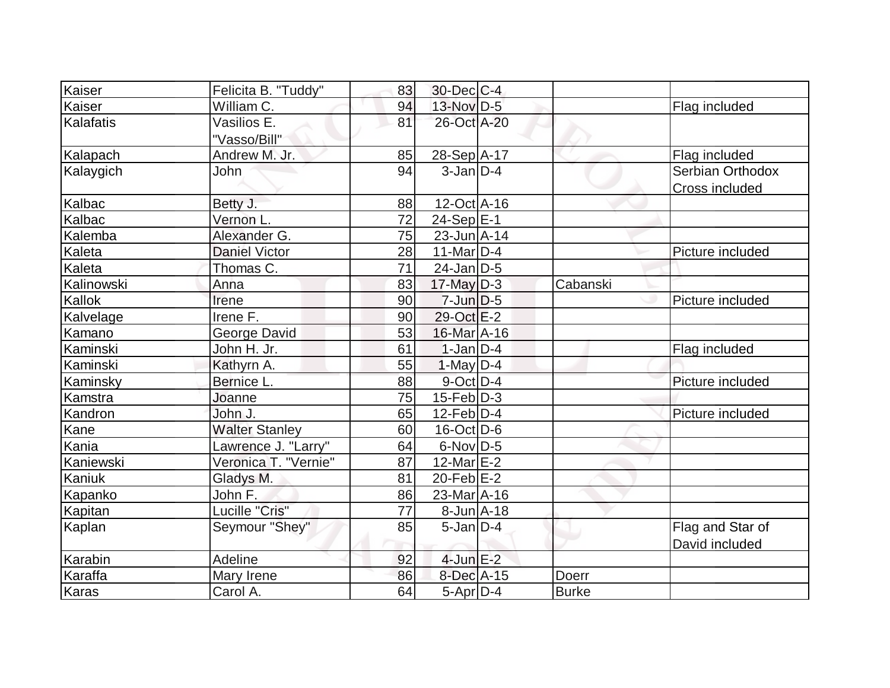| | | | | | | |
|---|---|---|---|---|---|---|
| Kaiser | Felicita B. "Tuddy" | 83 | 30-Dec | C-4 | | |
| Kaiser | William C. | 94 | 13-Nov | D-5 | | Flag included |
| Kalafatis | Vasilios E. "Vasso/Bill" | 81 | 26-Oct | A-20 | | |
| Kalapach | Andrew M. Jr. | 85 | 28-Sep | A-17 | | Flag included |
| Kalaygich | John | 94 | 3-Jan | D-4 | | Serbian Orthodox Cross included |
| Kalbac | Betty J. | 88 | 12-Oct | A-16 | | |
| Kalbac | Vernon L. | 72 | 24-Sep | E-1 | | |
| Kalemba | Alexander G. | 75 | 23-Jun | A-14 | | |
| Kaleta | Daniel Victor | 28 | 11-Mar | D-4 | | Picture included |
| Kaleta | Thomas C. | 71 | 24-Jan | D-5 | | |
| Kalinowski | Anna | 83 | 17-May | D-3 | Cabanski | |
| Kallok | Irene | 90 | 7-Jun | D-5 | | Picture included |
| Kalvelage | Irene F. | 90 | 29-Oct | E-2 | | |
| Kamano | George David | 53 | 16-Mar | A-16 | | |
| Kaminski | John H. Jr. | 61 | 1-Jan | D-4 | | Flag included |
| Kaminski | Kathyrn A. | 55 | 1-May | D-4 | | |
| Kaminsky | Bernice L. | 88 | 9-Oct | D-4 | | Picture included |
| Kamstra | Joanne | 75 | 15-Feb | D-3 | | |
| Kandron | John J. | 65 | 12-Feb | D-4 | | Picture included |
| Kane | Walter Stanley | 60 | 16-Oct | D-6 | | |
| Kania | Lawrence J. "Larry" | 64 | 6-Nov | D-5 | | |
| Kaniewski | Veronica T. "Vernie" | 87 | 12-Mar | E-2 | | |
| Kaniuk | Gladys M. | 81 | 20-Feb | E-2 | | |
| Kapanko | John F. | 86 | 23-Mar | A-16 | | |
| Kapitan | Lucille "Cris" | 77 | 8-Jun | A-18 | | |
| Kaplan | Seymour "Shey" | 85 | 5-Jan | D-4 | | Flag and Star of David included |
| Karabin | Adeline | 92 | 4-Jun | E-2 | | |
| Karaffa | Mary Irene | 86 | 8-Dec | A-15 | Doerr | |
| Karas | Carol A. | 64 | 5-Apr | D-4 | Burke | |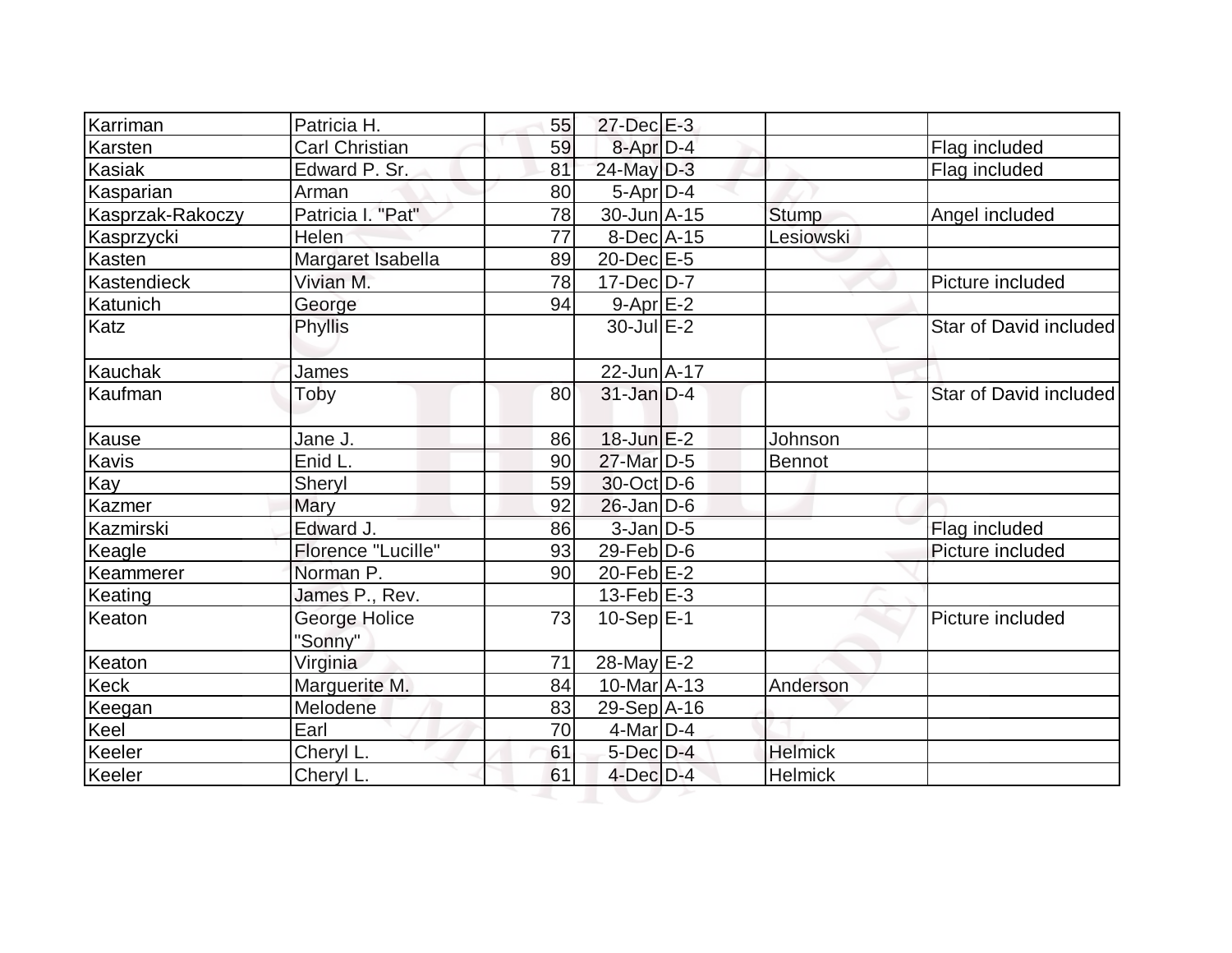| | | | | | | |
|---|---|---|---|---|---|---|
| Karriman | Patricia H. | 55 | 27-Dec | E-3 | | |
| Karsten | Carl Christian | 59 | 8-Apr | D-4 | | Flag included |
| Kasiak | Edward P. Sr. | 81 | 24-May | D-3 | | Flag included |
| Kasparian | Arman | 80 | 5-Apr | D-4 | | |
| Kasprzak-Rakoczy | Patricia I. "Pat" | 78 | 30-Jun | A-15 | Stump | Angel included |
| Kasprzycki | Helen | 77 | 8-Dec | A-15 | Lesiowski | |
| Kasten | Margaret Isabella | 89 | 20-Dec | E-5 | | |
| Kastendieck | Vivian M. | 78 | 17-Dec | D-7 | | Picture included |
| Katunich | George | 94 | 9-Apr | E-2 | | |
| Katz | Phyllis | | 30-Jul | E-2 | | Star of David included |
| Kauchak | James | | 22-Jun | A-17 | | |
| Kaufman | Toby | 80 | 31-Jan | D-4 | | Star of David included |
| Kause | Jane J. | 86 | 18-Jun | E-2 | Johnson | |
| Kavis | Enid L. | 90 | 27-Mar | D-5 | Bennot | |
| Kay | Sheryl | 59 | 30-Oct | D-6 | | |
| Kazmer | Mary | 92 | 26-Jan | D-6 | | |
| Kazmirski | Edward J. | 86 | 3-Jan | D-5 | | Flag included |
| Keagle | Florence "Lucille" | 93 | 29-Feb | D-6 | | Picture included |
| Keammerer | Norman P. | 90 | 20-Feb | E-2 | | |
| Keating | James P., Rev. | | 13-Feb | E-3 | | |
| Keaton | George Holice "Sonny" | 73 | 10-Sep | E-1 | | Picture included |
| Keaton | Virginia | 71 | 28-May | E-2 | | |
| Keck | Marguerite M. | 84 | 10-Mar | A-13 | Anderson | |
| Keegan | Melodene | 83 | 29-Sep | A-16 | | |
| Keel | Earl | 70 | 4-Mar | D-4 | | |
| Keeler | Cheryl L. | 61 | 5-Dec | D-4 | Helmick | |
| Keeler | Cheryl L. | 61 | 4-Dec | D-4 | Helmick | |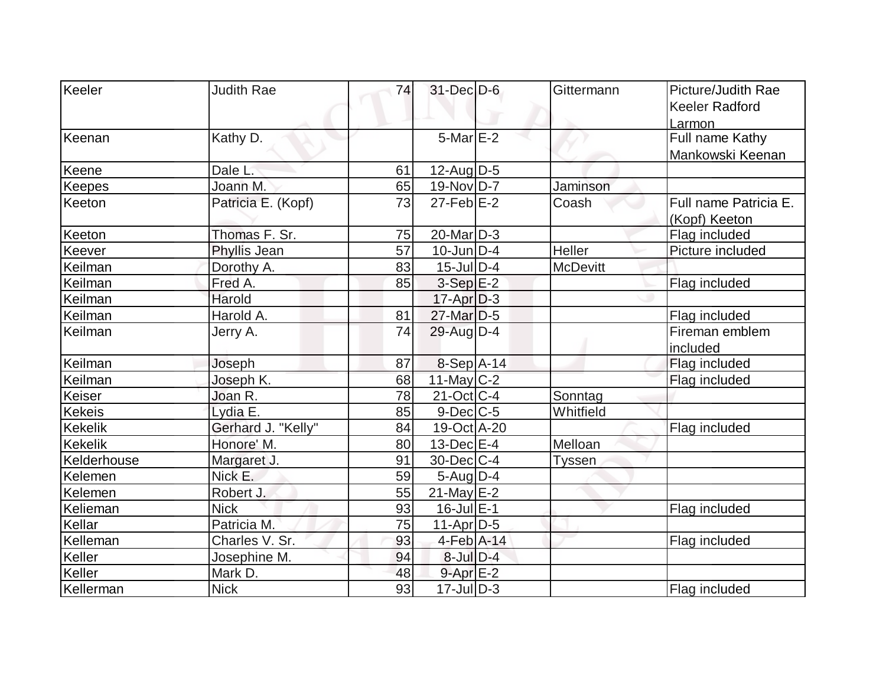| | | | | | | |
|---|---|---|---|---|---|---|
| Keeler | Judith Rae | 74 | 31-Dec | D-6 | Gittermann | Picture/Judith Rae Keeler Radford Larmon |
| Keenan | Kathy D. | | 5-Mar | E-2 | | Full name Kathy Mankowski Keenan |
| Keene | Dale L. | 61 | 12-Aug | D-5 | | |
| Keepes | Joann M. | 65 | 19-Nov | D-7 | Jaminson | |
| Keeton | Patricia E. (Kopf) | 73 | 27-Feb | E-2 | Coash | Full name Patricia E. (Kopf) Keeton |
| Keeton | Thomas F. Sr. | 75 | 20-Mar | D-3 | | Flag included |
| Keever | Phyllis Jean | 57 | 10-Jun | D-4 | Heller | Picture included |
| Keilman | Dorothy A. | 83 | 15-Jul | D-4 | McDevitt | |
| Keilman | Fred A. | 85 | 3-Sep | E-2 | | Flag included |
| Keilman | Harold | | 17-Apr | D-3 | | |
| Keilman | Harold A. | 81 | 27-Mar | D-5 | | Flag included |
| Keilman | Jerry A. | 74 | 29-Aug | D-4 | | Fireman emblem included |
| Keilman | Joseph | 87 | 8-Sep | A-14 | | Flag included |
| Keilman | Joseph K. | 68 | 11-May | C-2 | | Flag included |
| Keiser | Joan R. | 78 | 21-Oct | C-4 | Sonntag | |
| Kekeis | Lydia E. | 85 | 9-Dec | C-5 | Whitfield | |
| Kekelik | Gerhard J. "Kelly" | 84 | 19-Oct | A-20 | | Flag included |
| Kekelik | Honore' M. | 80 | 13-Dec | E-4 | Melloan | |
| Kelderhouse | Margaret J. | 91 | 30-Dec | C-4 | Tyssen | |
| Kelemen | Nick E. | 59 | 5-Aug | D-4 | | |
| Kelemen | Robert J. | 55 | 21-May | E-2 | | |
| Kelieman | Nick | 93 | 16-Jul | E-1 | | Flag included |
| Kellar | Patricia M. | 75 | 11-Apr | D-5 | | |
| Kelleman | Charles V. Sr. | 93 | 4-Feb | A-14 | | Flag included |
| Keller | Josephine M. | 94 | 8-Jul | D-4 | | |
| Keller | Mark D. | 48 | 9-Apr | E-2 | | |
| Kellerman | Nick | 93 | 17-Jul | D-3 | | Flag included |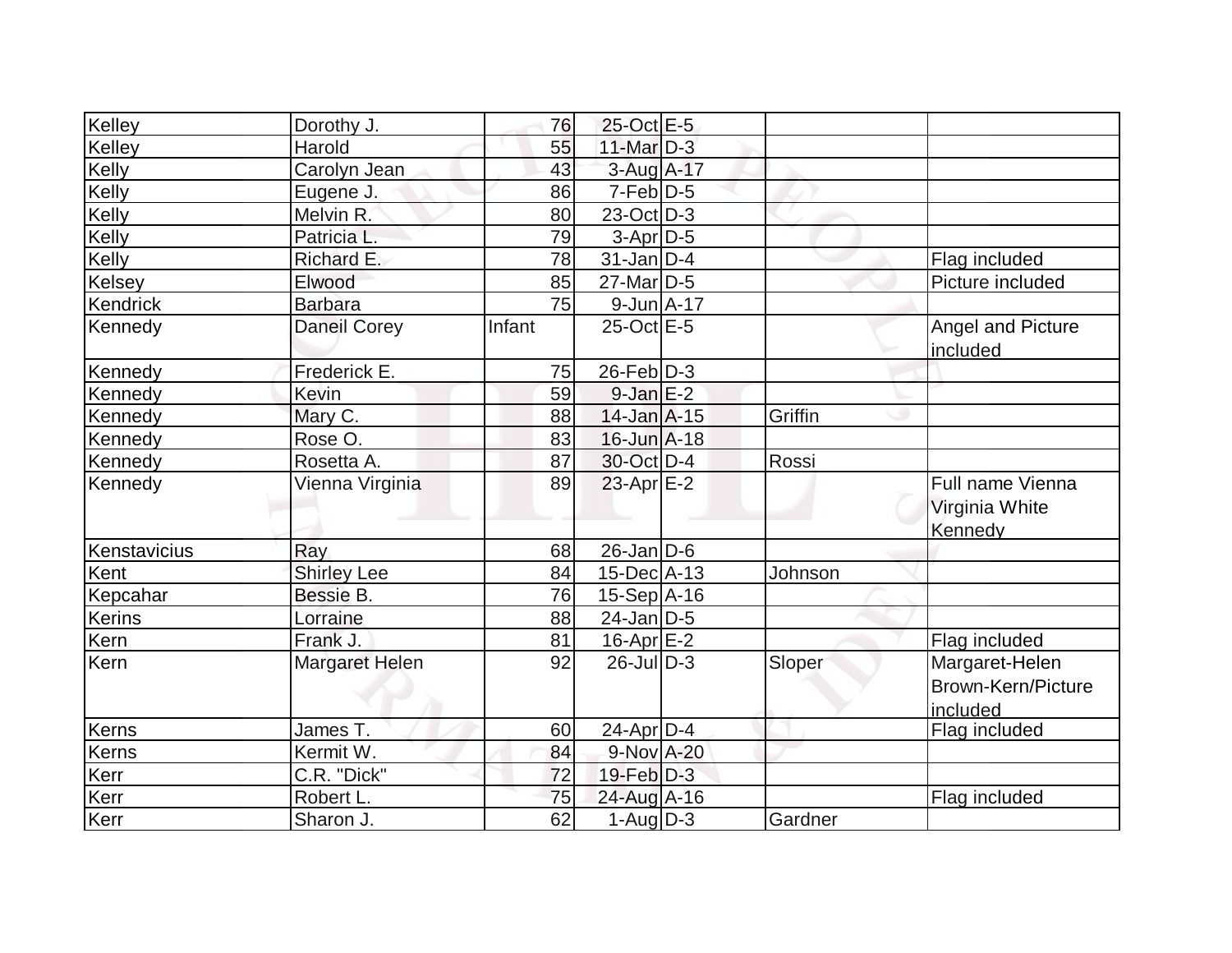| | | | | | | |
|---|---|---|---|---|---|---|
| Kelley | Dorothy J. | 76 | 25-Oct | E-5 | | |
| Kelley | Harold | 55 | 11-Mar | D-3 | | |
| Kelly | Carolyn Jean | 43 | 3-Aug | A-17 | | |
| Kelly | Eugene J. | 86 | 7-Feb | D-5 | | |
| Kelly | Melvin R. | 80 | 23-Oct | D-3 | | |
| Kelly | Patricia L. | 79 | 3-Apr | D-5 | | |
| Kelly | Richard E. | 78 | 31-Jan | D-4 | | Flag included |
| Kelsey | Elwood | 85 | 27-Mar | D-5 | | Picture included |
| Kendrick | Barbara | 75 | 9-Jun | A-17 | | |
| Kennedy | Daneil Corey | Infant | 25-Oct | E-5 | | Angel and Picture included |
| Kennedy | Frederick E. | 75 | 26-Feb | D-3 | | |
| Kennedy | Kevin | 59 | 9-Jan | E-2 | | |
| Kennedy | Mary C. | 88 | 14-Jan | A-15 | Griffin | |
| Kennedy | Rose O. | 83 | 16-Jun | A-18 | | |
| Kennedy | Rosetta A. | 87 | 30-Oct | D-4 | Rossi | |
| Kennedy | Vienna Virginia | 89 | 23-Apr | E-2 | | Full name Vienna Virginia White Kennedy |
| Kenstavicius | Ray | 68 | 26-Jan | D-6 | | |
| Kent | Shirley Lee | 84 | 15-Dec | A-13 | Johnson | |
| Kepcahar | Bessie B. | 76 | 15-Sep | A-16 | | |
| Kerins | Lorraine | 88 | 24-Jan | D-5 | | |
| Kern | Frank J. | 81 | 16-Apr | E-2 | | Flag included |
| Kern | Margaret Helen | 92 | 26-Jul | D-3 | Sloper | Margaret-Helen Brown-Kern/Picture included |
| Kerns | James T. | 60 | 24-Apr | D-4 | | Flag included |
| Kerns | Kermit W. | 84 | 9-Nov | A-20 | | |
| Kerr | C.R. "Dick" | 72 | 19-Feb | D-3 | | |
| Kerr | Robert L. | 75 | 24-Aug | A-16 | | Flag included |
| Kerr | Sharon J. | 62 | 1-Aug | D-3 | Gardner | |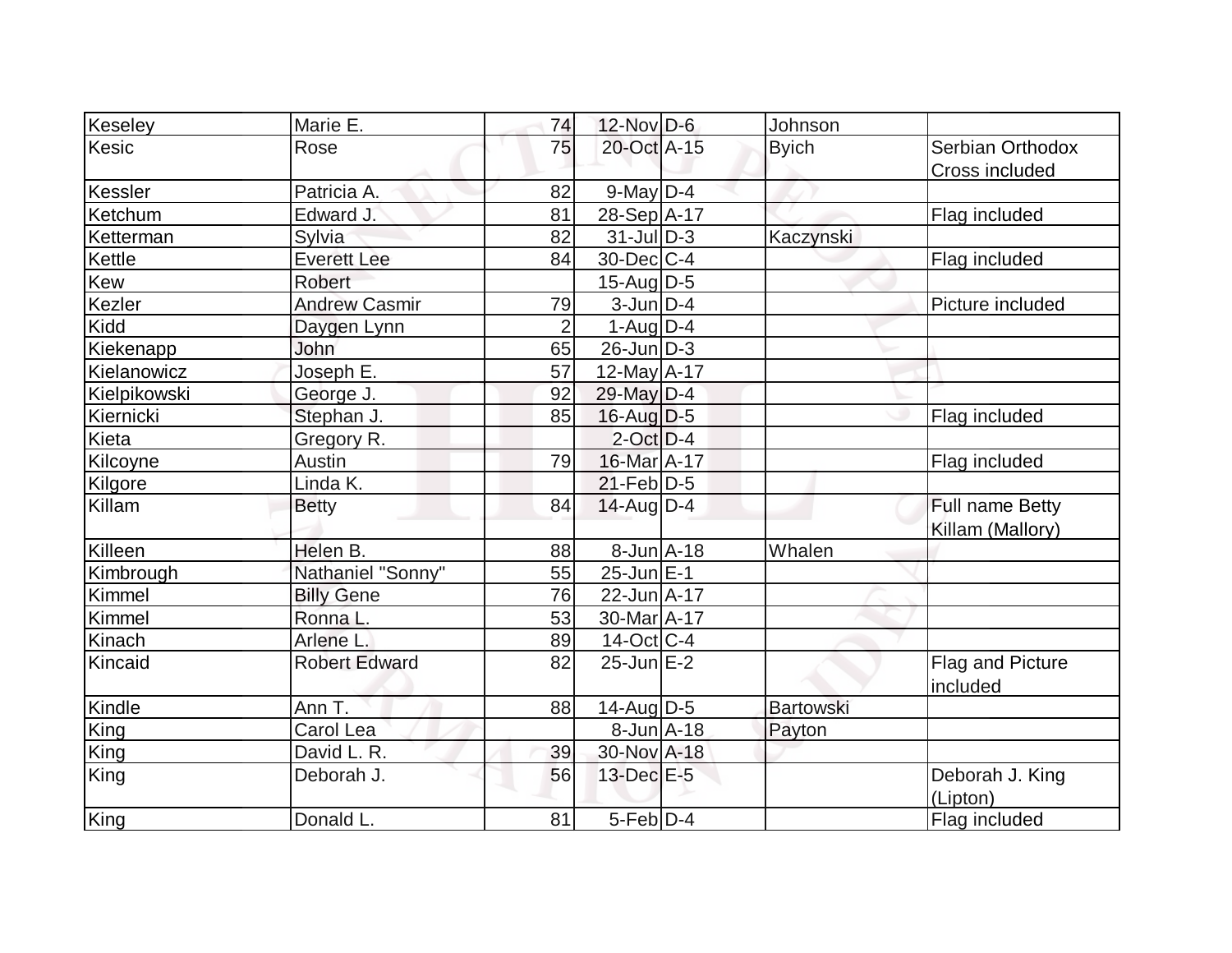| | | | | | | |
|---|---|---|---|---|---|---|
| Keseley | Marie E. | 74 | 12-Nov | D-6 | Johnson | |
| Kesic | Rose | 75 | 20-Oct | A-15 | Byich | Serbian Orthodox Cross included |
| Kessler | Patricia A. | 82 | 9-May | D-4 | | |
| Ketchum | Edward J. | 81 | 28-Sep | A-17 | | Flag included |
| Ketterman | Sylvia | 82 | 31-Jul | D-3 | Kaczynski | |
| Kettle | Everett Lee | 84 | 30-Dec | C-4 | | Flag included |
| Kew | Robert | | 15-Aug | D-5 | | |
| Kezler | Andrew Casmir | 79 | 3-Jun | D-4 | | Picture included |
| Kidd | Daygen Lynn | 2 | 1-Aug | D-4 | | |
| Kiekenapp | John | 65 | 26-Jun | D-3 | | |
| Kielanowicz | Joseph E. | 57 | 12-May | A-17 | | |
| Kielpikowski | George J. | 92 | 29-May | D-4 | | |
| Kiernicki | Stephan J. | 85 | 16-Aug | D-5 | | Flag included |
| Kieta | Gregory R. | | 2-Oct | D-4 | | |
| Kilcoyne | Austin | 79 | 16-Mar | A-17 | | Flag included |
| Kilgore | Linda K. | | 21-Feb | D-5 | | |
| Killam | Betty | 84 | 14-Aug | D-4 | | Full name Betty Killam (Mallory) |
| Killeen | Helen B. | 88 | 8-Jun | A-18 | Whalen | |
| Kimbrough | Nathaniel "Sonny" | 55 | 25-Jun | E-1 | | |
| Kimmel | Billy Gene | 76 | 22-Jun | A-17 | | |
| Kimmel | Ronna L. | 53 | 30-Mar | A-17 | | |
| Kinach | Arlene L. | 89 | 14-Oct | C-4 | | |
| Kincaid | Robert Edward | 82 | 25-Jun | E-2 | | Flag and Picture included |
| Kindle | Ann T. | 88 | 14-Aug | D-5 | Bartowski | |
| King | Carol Lea | | 8-Jun | A-18 | Payton | |
| King | David L. R. | 39 | 30-Nov | A-18 | | |
| King | Deborah J. | 56 | 13-Dec | E-5 | | Deborah J. King (Lipton) |
| King | Donald L. | 81 | 5-Feb | D-4 | | Flag included |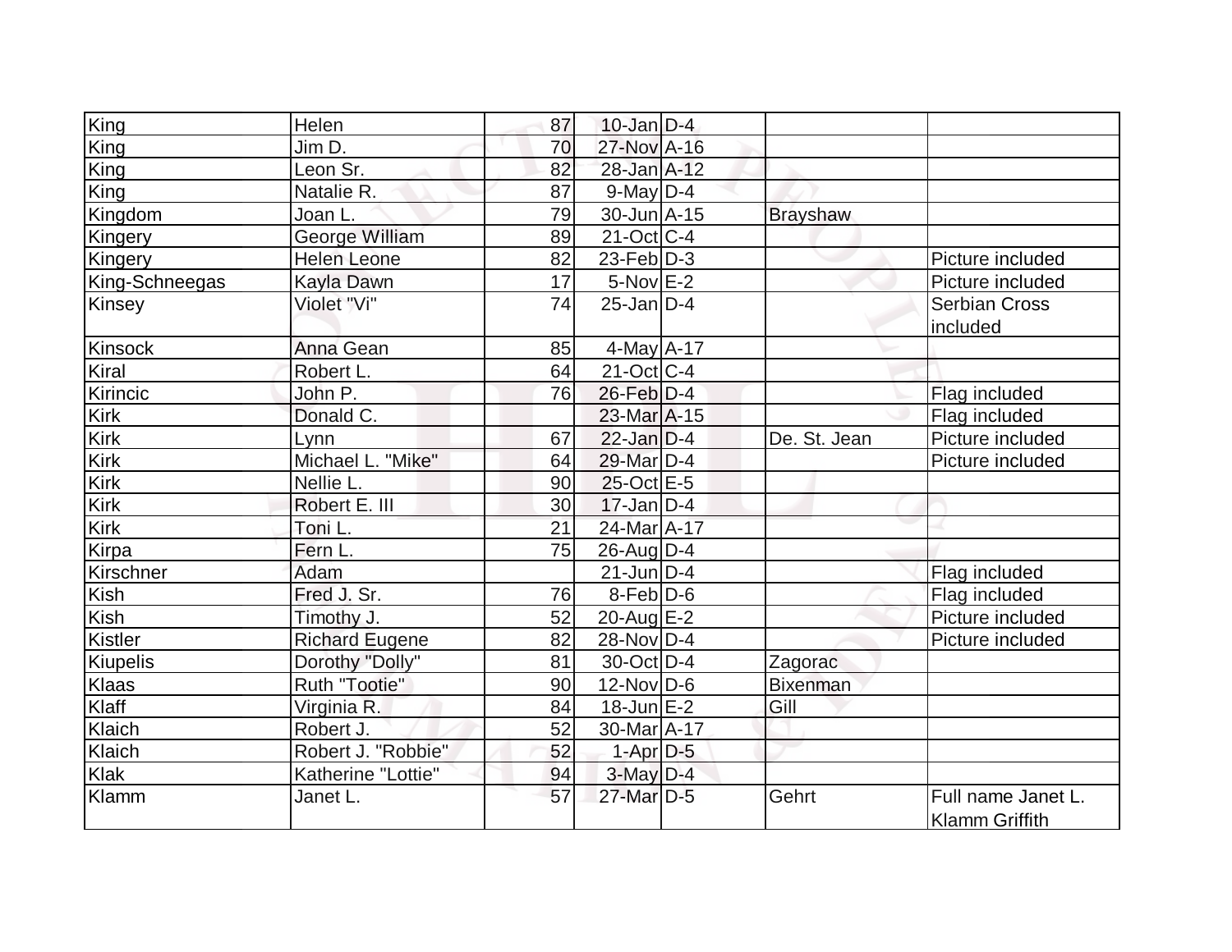| | | | | | | |
|---|---|---|---|---|---|---|
| King | Helen | 87 | 10-Jan | D-4 | | |
| King | Jim D. | 70 | 27-Nov | A-16 | | |
| King | Leon Sr. | 82 | 28-Jan | A-12 | | |
| King | Natalie R. | 87 | 9-May | D-4 | | |
| Kingdom | Joan L. | 79 | 30-Jun | A-15 | Brayshaw | |
| Kingery | George William | 89 | 21-Oct | C-4 | | |
| Kingery | Helen Leone | 82 | 23-Feb | D-3 | | Picture included |
| King-Schneegas | Kayla Dawn | 17 | 5-Nov | E-2 | | Picture included |
| Kinsey | Violet "Vi" | 74 | 25-Jan | D-4 | | Serbian Cross included |
| Kinsock | Anna Gean | 85 | 4-May | A-17 | | |
| Kiral | Robert L. | 64 | 21-Oct | C-4 | | |
| Kirincic | John P. | 76 | 26-Feb | D-4 | | Flag included |
| Kirk | Donald C. | | 23-Mar | A-15 | | Flag included |
| Kirk | Lynn | 67 | 22-Jan | D-4 | De. St. Jean | Picture included |
| Kirk | Michael L. "Mike" | 64 | 29-Mar | D-4 | | Picture included |
| Kirk | Nellie L. | 90 | 25-Oct | E-5 | | |
| Kirk | Robert E. III | 30 | 17-Jan | D-4 | | |
| Kirk | Toni L. | 21 | 24-Mar | A-17 | | |
| Kirpa | Fern L. | 75 | 26-Aug | D-4 | | |
| Kirschner | Adam | | 21-Jun | D-4 | | Flag included |
| Kish | Fred J. Sr. | 76 | 8-Feb | D-6 | | Flag included |
| Kish | Timothy J. | 52 | 20-Aug | E-2 | | Picture included |
| Kistler | Richard Eugene | 82 | 28-Nov | D-4 | | Picture included |
| Kiupelis | Dorothy "Dolly" | 81 | 30-Oct | D-4 | Zagorac | |
| Klaas | Ruth "Tootie" | 90 | 12-Nov | D-6 | Bixenman | |
| Klaff | Virginia R. | 84 | 18-Jun | E-2 | Gill | |
| Klaich | Robert J. | 52 | 30-Mar | A-17 | | |
| Klaich | Robert J. "Robbie" | 52 | 1-Apr | D-5 | | |
| Klak | Katherine "Lottie" | 94 | 3-May | D-4 | | |
| Klamm | Janet L. | 57 | 27-Mar | D-5 | Gehrt | Full name Janet L. Klamm Griffith |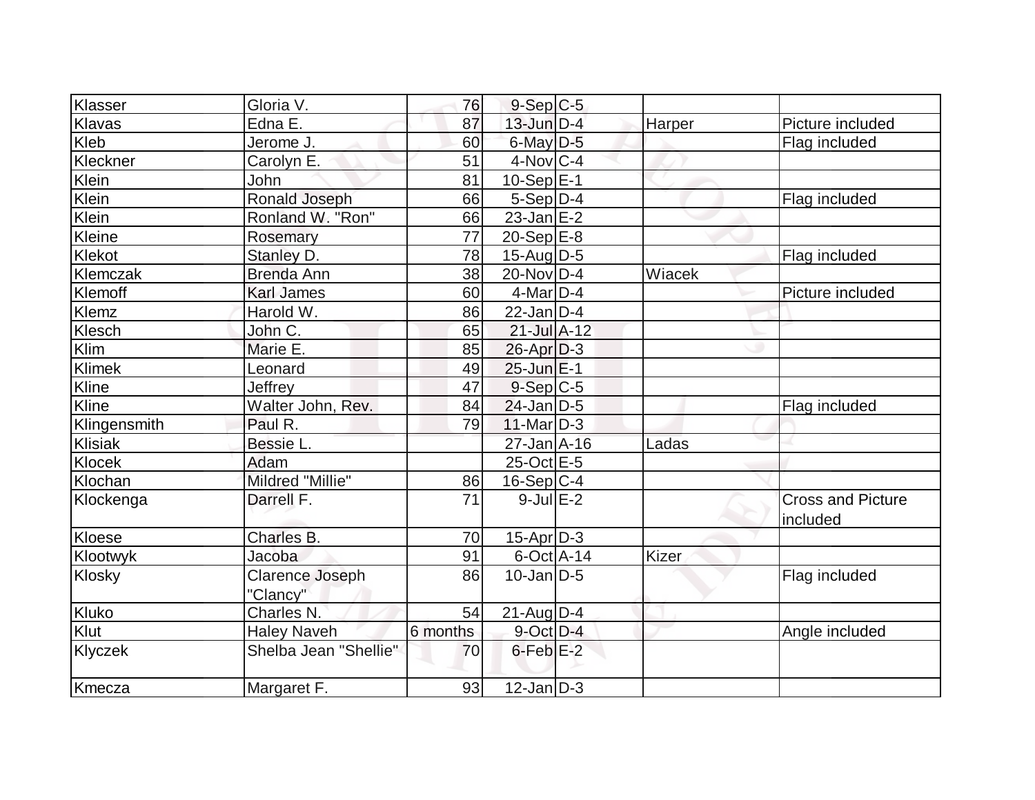| | | | | | | |
|---|---|---|---|---|---|---|
| Klasser | Gloria V. | 76 | 9-Sep | C-5 | | |
| Klavas | Edna E. | 87 | 13-Jun | D-4 | Harper | Picture included |
| Kleb | Jerome J. | 60 | 6-May | D-5 | | Flag included |
| Kleckner | Carolyn E. | 51 | 4-Nov | C-4 | | |
| Klein | John | 81 | 10-Sep | E-1 | | |
| Klein | Ronald Joseph | 66 | 5-Sep | D-4 | | Flag included |
| Klein | Ronland W. "Ron" | 66 | 23-Jan | E-2 | | |
| Kleine | Rosemary | 77 | 20-Sep | E-8 | | |
| Klekot | Stanley D. | 78 | 15-Aug | D-5 | | Flag included |
| Klemczak | Brenda Ann | 38 | 20-Nov | D-4 | Wiacek | |
| Klemoff | Karl James | 60 | 4-Mar | D-4 | | Picture included |
| Klemz | Harold W. | 86 | 22-Jan | D-4 | | |
| Klesch | John C. | 65 | 21-Jul | A-12 | | |
| Klim | Marie E. | 85 | 26-Apr | D-3 | | |
| Klimek | Leonard | 49 | 25-Jun | E-1 | | |
| Kline | Jeffrey | 47 | 9-Sep | C-5 | | |
| Kline | Walter John, Rev. | 84 | 24-Jan | D-5 | | Flag included |
| Klingensmith | Paul R. | 79 | 11-Mar | D-3 | | |
| Klisiak | Bessie L. | | 27-Jan | A-16 | Ladas | |
| Klocek | Adam | | 25-Oct | E-5 | | |
| Klochan | Mildred "Millie" | 86 | 16-Sep | C-4 | | |
| Klockenga | Darrell F. | 71 | 9-Jul | E-2 | | Cross and Picture included |
| Kloese | Charles B. | 70 | 15-Apr | D-3 | | |
| Klootwyk | Jacoba | 91 | 6-Oct | A-14 | Kizer | |
| Klosky | Clarence Joseph "Clancy" | 86 | 10-Jan | D-5 | | Flag included |
| Kluko | Charles N. | 54 | 21-Aug | D-4 | | |
| Klut | Haley Naveh | 6 months | 9-Oct | D-4 | | Angle included |
| Klyczek | Shelba Jean "Shellie" | 70 | 6-Feb | E-2 | | |
| Kmecza | Margaret F. | 93 | 12-Jan | D-3 | | |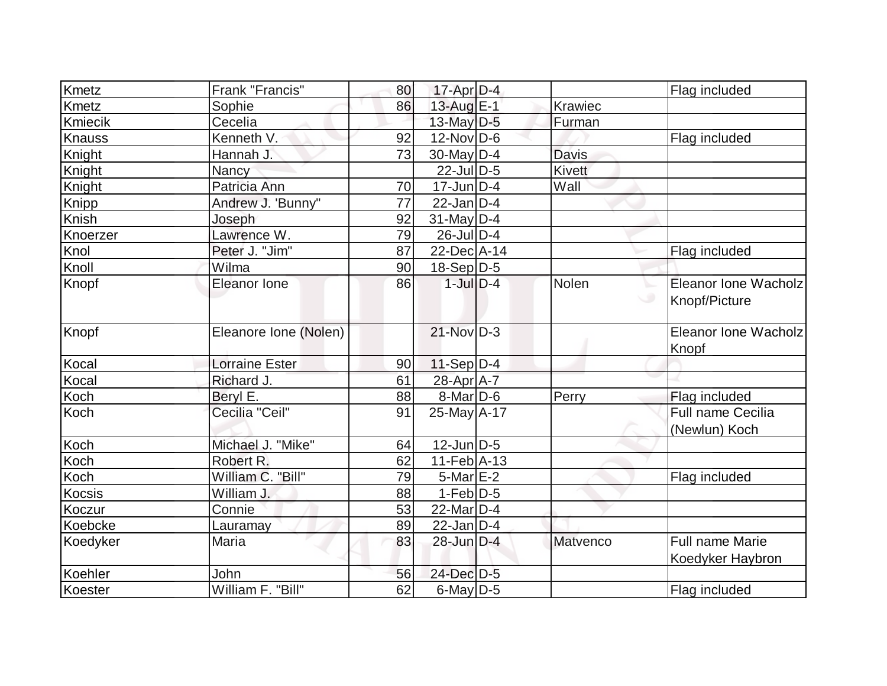| | | | | | | |
|---|---|---|---|---|---|---|
| Kmetz | Frank "Francis" | 80 | 17-Apr | D-4 | | Flag included |
| Kmetz | Sophie | 86 | 13-Aug | E-1 | Krawiec | |
| Kmiecik | Cecelia | | 13-May | D-5 | Furman | |
| Knauss | Kenneth V. | 92 | 12-Nov | D-6 | | Flag included |
| Knight | Hannah J. | 73 | 30-May | D-4 | Davis | |
| Knight | Nancy | | 22-Jul | D-5 | Kivett | |
| Knight | Patricia Ann | 70 | 17-Jun | D-4 | Wall | |
| Knipp | Andrew J. 'Bunny" | 77 | 22-Jan | D-4 | | |
| Knish | Joseph | 92 | 31-May | D-4 | | |
| Knoerzer | Lawrence W. | 79 | 26-Jul | D-4 | | |
| Knol | Peter J. "Jim" | 87 | 22-Dec | A-14 | | Flag included |
| Knoll | Wilma | 90 | 18-Sep | D-5 | | |
| Knopf | Eleanor Ione | 86 | 1-Jul | D-4 | Nolen | Eleanor Ione Wacholz Knopf/Picture |
| Knopf | Eleanore Ione (Nolen) | | 21-Nov | D-3 | | Eleanor Ione Wacholz Knopf |
| Kocal | Lorraine Ester | 90 | 11-Sep | D-4 | | |
| Kocal | Richard J. | 61 | 28-Apr | A-7 | | |
| Koch | Beryl E. | 88 | 8-Mar | D-6 | Perry | Flag included |
| Koch | Cecilia "Ceil" | 91 | 25-May | A-17 | | Full name Cecilia (Newlun) Koch |
| Koch | Michael J. "Mike" | 64 | 12-Jun | D-5 | | |
| Koch | Robert R. | 62 | 11-Feb | A-13 | | |
| Koch | William C. "Bill" | 79 | 5-Mar | E-2 | | Flag included |
| Kocsis | William J. | 88 | 1-Feb | D-5 | | |
| Koczur | Connie | 53 | 22-Mar | D-4 | | |
| Koebcke | Lauramay | 89 | 22-Jan | D-4 | | |
| Koedyker | Maria | 83 | 28-Jun | D-4 | Matvenco | Full name Marie Koedyker Haybron |
| Koehler | John | 56 | 24-Dec | D-5 | | |
| Koester | William F. "Bill" | 62 | 6-May | D-5 | | Flag included |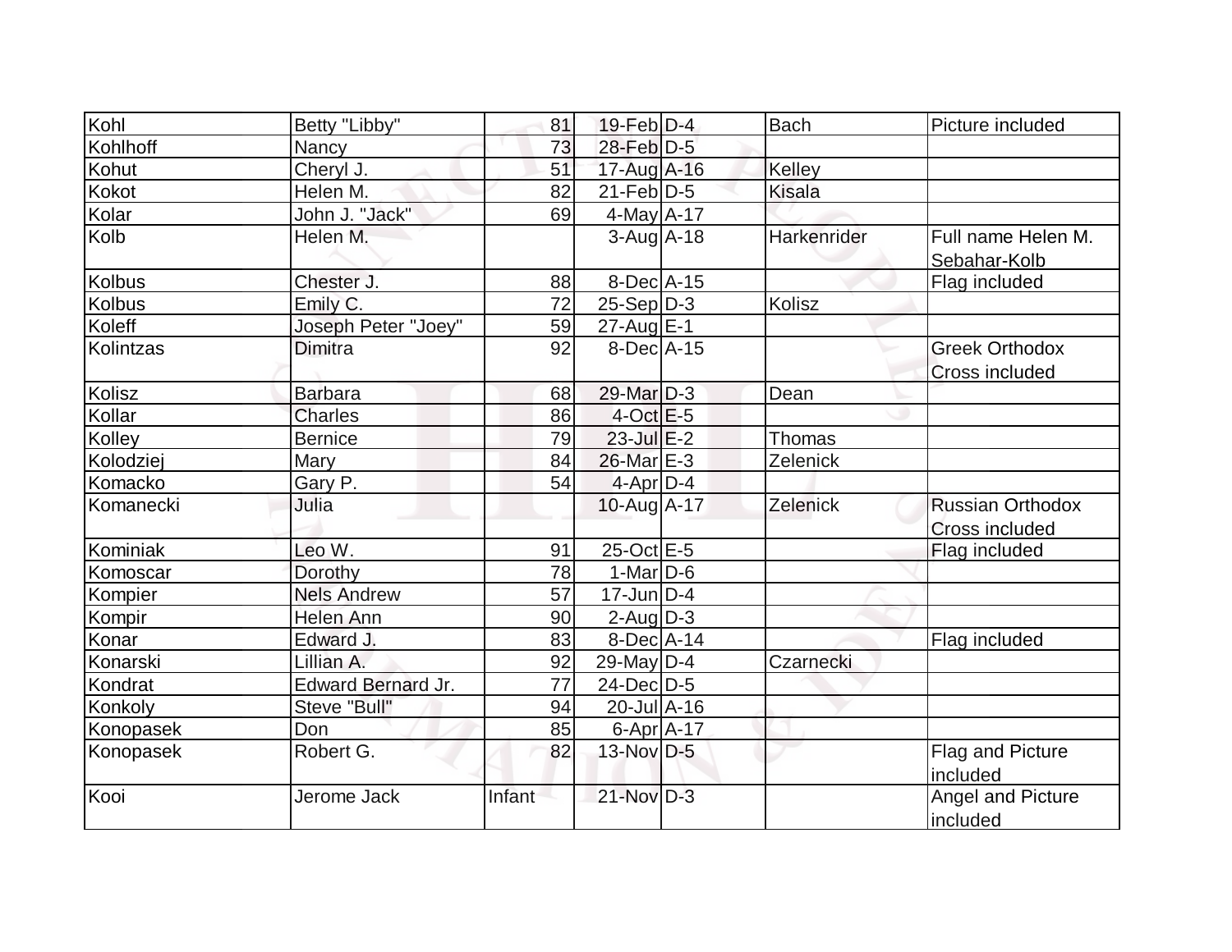| | | | | | | |
|---|---|---|---|---|---|---|
| Kohl | Betty "Libby" | 81 | 19-Feb | D-4 | Bach | Picture included |
| Kohlhoff | Nancy | 73 | 28-Feb | D-5 | | |
| Kohut | Cheryl J. | 51 | 17-Aug | A-16 | Kelley | |
| Kokot | Helen M. | 82 | 21-Feb | D-5 | Kisala | |
| Kolar | John J. "Jack" | 69 | 4-May | A-17 | | |
| Kolb | Helen M. | | 3-Aug | A-18 | Harkenrider | Full name Helen M. Sebahar-Kolb |
| Kolbus | Chester J. | 88 | 8-Dec | A-15 | | Flag included |
| Kolbus | Emily C. | 72 | 25-Sep | D-3 | Kolisz | |
| Koleff | Joseph Peter "Joey" | 59 | 27-Aug | E-1 | | |
| Kolintzas | Dimitra | 92 | 8-Dec | A-15 | | Greek Orthodox Cross included |
| Kolisz | Barbara | 68 | 29-Mar | D-3 | Dean | |
| Kollar | Charles | 86 | 4-Oct | E-5 | | |
| Kolley | Bernice | 79 | 23-Jul | E-2 | Thomas | |
| Kolodziej | Mary | 84 | 26-Mar | E-3 | Zelenick | |
| Komacko | Gary P. | 54 | 4-Apr | D-4 | | |
| Komanecki | Julia | | 10-Aug | A-17 | Zelenick | Russian Orthodox Cross included |
| Kominiak | Leo W. | 91 | 25-Oct | E-5 | | Flag included |
| Komoscar | Dorothy | 78 | 1-Mar | D-6 | | |
| Kompier | Nels Andrew | 57 | 17-Jun | D-4 | | |
| Kompir | Helen Ann | 90 | 2-Aug | D-3 | | |
| Konar | Edward J. | 83 | 8-Dec | A-14 | | Flag included |
| Konarski | Lillian A. | 92 | 29-May | D-4 | Czarnecki | |
| Kondrat | Edward Bernard Jr. | 77 | 24-Dec | D-5 | | |
| Konkoly | Steve "Bull" | 94 | 20-Jul | A-16 | | |
| Konopasek | Don | 85 | 6-Apr | A-17 | | |
| Konopasek | Robert G. | 82 | 13-Nov | D-5 | | Flag and Picture included |
| Kooi | Jerome Jack | Infant | 21-Nov | D-3 | | Angel and Picture included |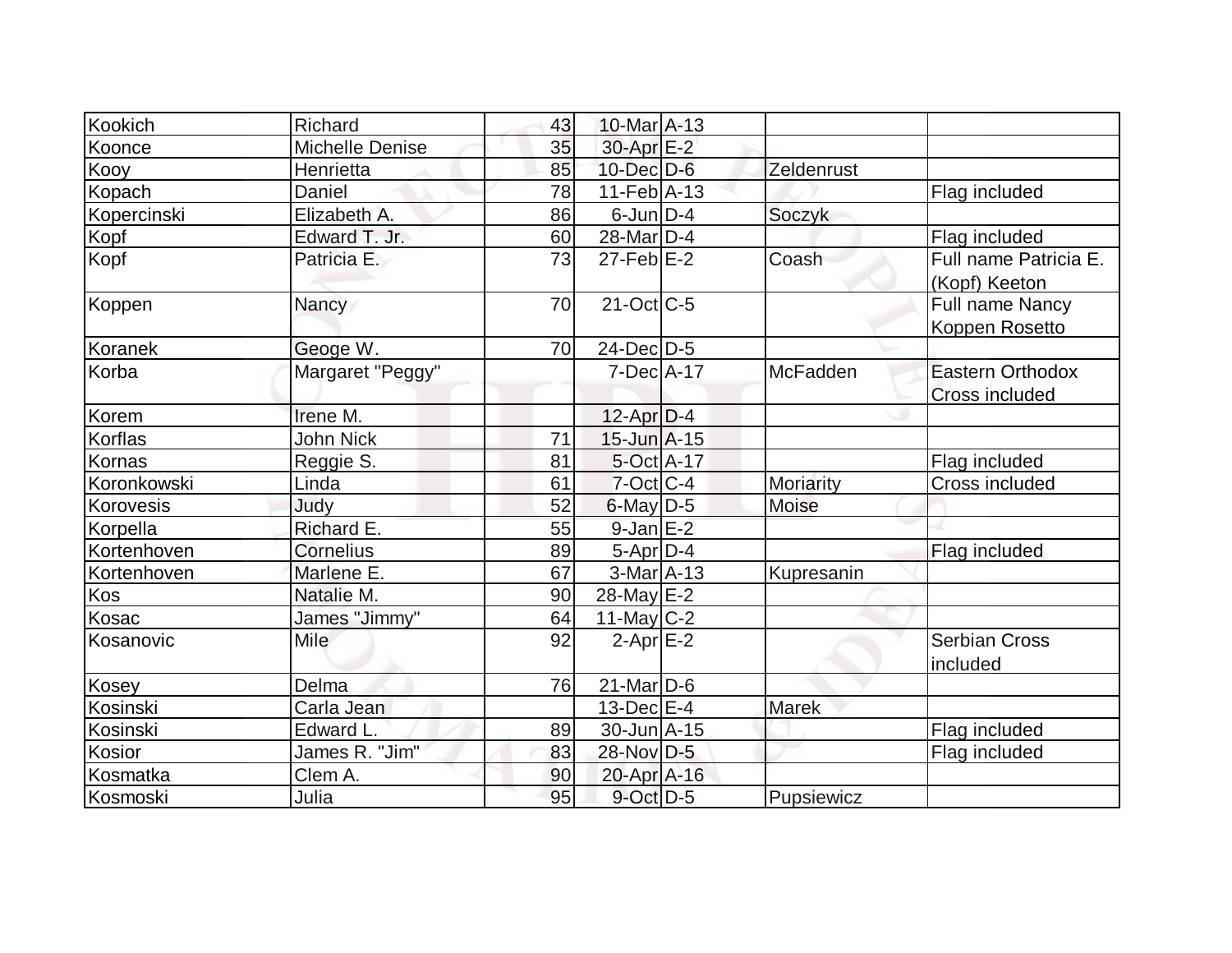| | | | | | | |
|---|---|---|---|---|---|---|
| Kookich | Richard | 43 | 10-Mar | A-13 | | |
| Koonce | Michelle Denise | 35 | 30-Apr | E-2 | | |
| Kooy | Henrietta | 85 | 10-Dec | D-6 | Zeldenrust | |
| Kopach | Daniel | 78 | 11-Feb | A-13 | | Flag included |
| Kopercinski | Elizabeth A. | 86 | 6-Jun | D-4 | Soczyk | |
| Kopf | Edward T. Jr. | 60 | 28-Mar | D-4 | | Flag included |
| Kopf | Patricia E. | 73 | 27-Feb | E-2 | Coash | Full name Patricia E. (Kopf) Keeton |
| Koppen | Nancy | 70 | 21-Oct | C-5 | | Full name Nancy Koppen Rosetto |
| Koranek | Geoge W. | 70 | 24-Dec | D-5 | | |
| Korba | Margaret "Peggy" | | 7-Dec | A-17 | McFadden | Eastern Orthodox Cross included |
| Korem | Irene M. | | 12-Apr | D-4 | | |
| Korflas | John Nick | 71 | 15-Jun | A-15 | | |
| Kornas | Reggie S. | 81 | 5-Oct | A-17 | | Flag included |
| Koronkowski | Linda | 61 | 7-Oct | C-4 | Moriarity | Cross included |
| Korovesis | Judy | 52 | 6-May | D-5 | Moise | |
| Korpella | Richard E. | 55 | 9-Jan | E-2 | | |
| Kortenhoven | Cornelius | 89 | 5-Apr | D-4 | | Flag included |
| Kortenhoven | Marlene E. | 67 | 3-Mar | A-13 | Kupresanin | |
| Kos | Natalie M. | 90 | 28-May | E-2 | | |
| Kosac | James "Jimmy" | 64 | 11-May | C-2 | | |
| Kosanovic | Mile | 92 | 2-Apr | E-2 | | Serbian Cross included |
| Kosey | Delma | 76 | 21-Mar | D-6 | | |
| Kosinski | Carla Jean | | 13-Dec | E-4 | Marek | |
| Kosinski | Edward L. | 89 | 30-Jun | A-15 | | Flag included |
| Kosior | James R. "Jim" | 83 | 28-Nov | D-5 | | Flag included |
| Kosmatka | Clem A. | 90 | 20-Apr | A-16 | | |
| Kosmoski | Julia | 95 | 9-Oct | D-5 | Pupsiewicz | |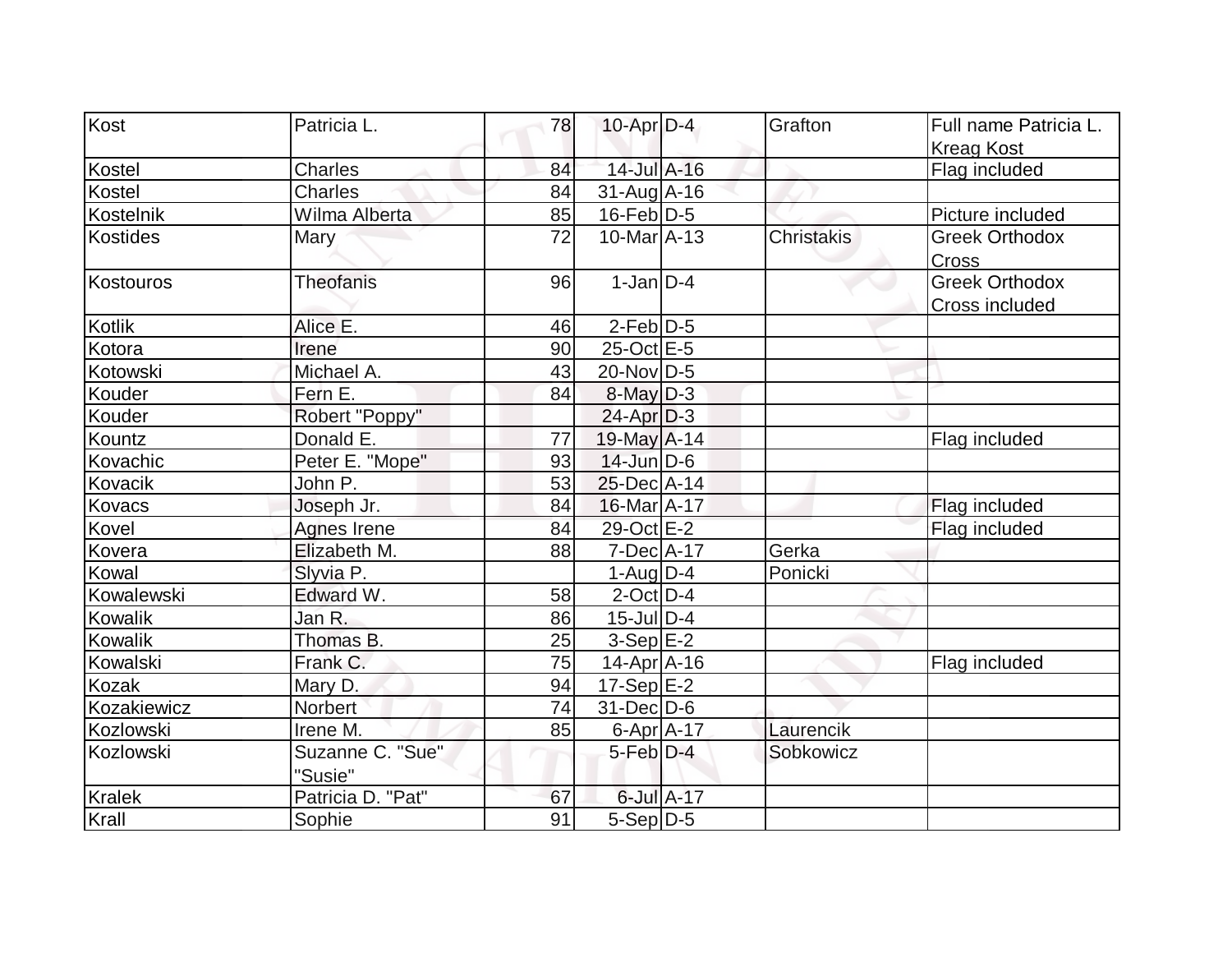| Kost | Patricia L. | 78 | 10-Apr | D-4 | Grafton | Full name Patricia L. Kreag Kost |
|---|---|---|---|---|---|---|
| Kostel | Charles | 84 | 14-Jul | A-16 | | Flag included |
| Kostel | Charles | 84 | 31-Aug | A-16 | | |
| Kostelnik | Wilma Alberta | 85 | 16-Feb | D-5 | | Picture included |
| Kostides | Mary | 72 | 10-Mar | A-13 | Christakis | Greek Orthodox Cross |
| Kostouros | Theofanis | 96 | 1-Jan | D-4 | | Greek Orthodox Cross included |
| Kotlik | Alice E. | 46 | 2-Feb | D-5 | | |
| Kotora | Irene | 90 | 25-Oct | E-5 | | |
| Kotowski | Michael A. | 43 | 20-Nov | D-5 | | |
| Kouder | Fern E. | 84 | 8-May | D-3 | | |
| Kouder | Robert "Poppy" | | 24-Apr | D-3 | | |
| Kountz | Donald E. | 77 | 19-May | A-14 | | Flag included |
| Kovachic | Peter E. "Mope" | 93 | 14-Jun | D-6 | | |
| Kovacik | John P. | 53 | 25-Dec | A-14 | | |
| Kovacs | Joseph Jr. | 84 | 16-Mar | A-17 | | Flag included |
| Kovel | Agnes Irene | 84 | 29-Oct | E-2 | | Flag included |
| Kovera | Elizabeth M. | 88 | 7-Dec | A-17 | Gerka | |
| Kowal | Slyvia P. | | 1-Aug | D-4 | Ponicki | |
| Kowalewski | Edward W. | 58 | 2-Oct | D-4 | | |
| Kowalik | Jan R. | 86 | 15-Jul | D-4 | | |
| Kowalik | Thomas B. | 25 | 3-Sep | E-2 | | |
| Kowalski | Frank C. | 75 | 14-Apr | A-16 | | Flag included |
| Kozak | Mary D. | 94 | 17-Sep | E-2 | | |
| Kozakiewicz | Norbert | 74 | 31-Dec | D-6 | | |
| Kozlowski | Irene M. | 85 | 6-Apr | A-17 | Laurencik | |
| Kozlowski | Suzanne C. "Sue" "Susie" | | 5-Feb | D-4 | Sobkowicz | |
| Kralek | Patricia D. "Pat" | 67 | 6-Jul | A-17 | | |
| Krall | Sophie | 91 | 5-Sep | D-5 | | |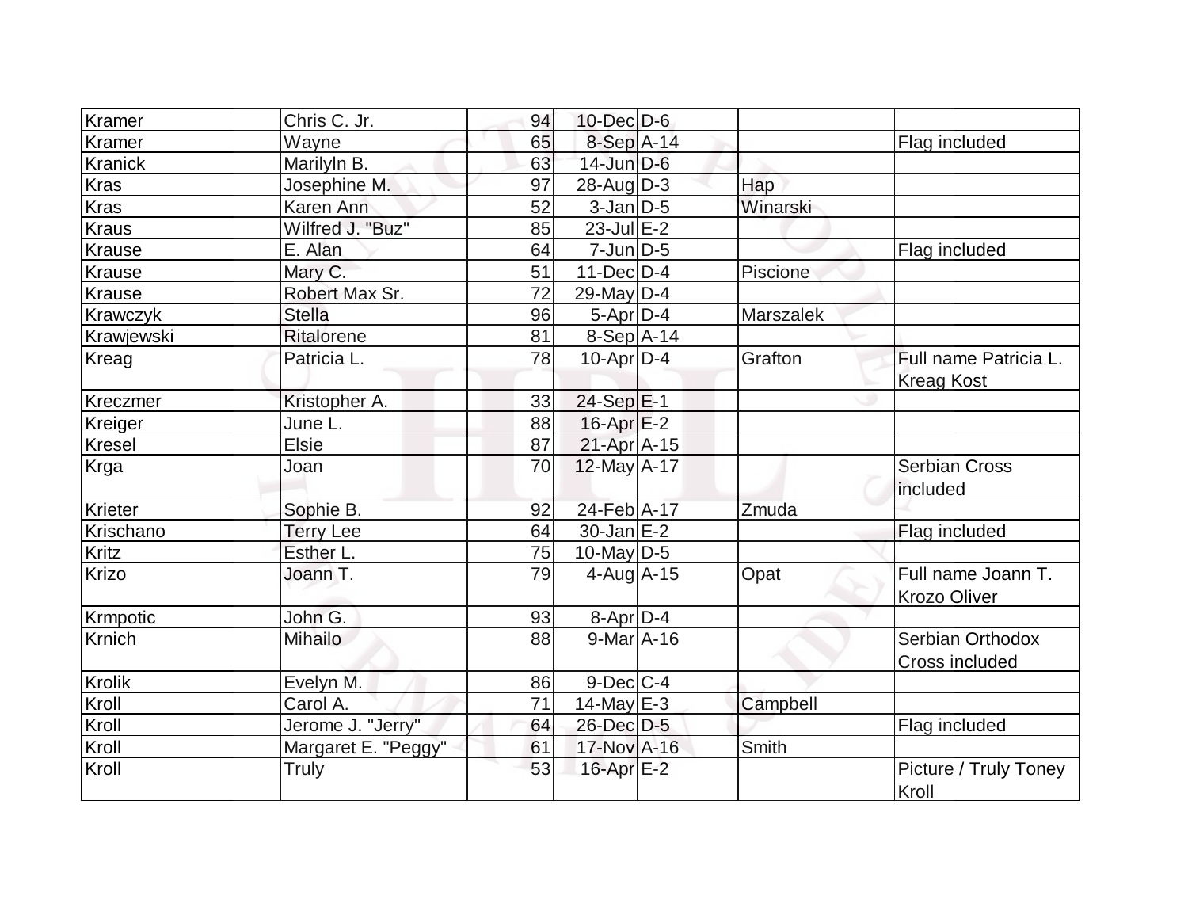| | | | | | | |
|---|---|---|---|---|---|---|
| Kramer | Chris C. Jr. | 94 | 10-Dec | D-6 | | |
| Kramer | Wayne | 65 | 8-Sep | A-14 | | Flag included |
| Kranick | Marilyln B. | 63 | 14-Jun | D-6 | | |
| Kras | Josephine M. | 97 | 28-Aug | D-3 | Hap | |
| Kras | Karen Ann | 52 | 3-Jan | D-5 | Winarski | |
| Kraus | Wilfred J. "Buz" | 85 | 23-Jul | E-2 | | |
| Krause | E. Alan | 64 | 7-Jun | D-5 | | Flag included |
| Krause | Mary C. | 51 | 11-Dec | D-4 | Piscione | |
| Krause | Robert Max Sr. | 72 | 29-May | D-4 | | |
| Krawczyk | Stella | 96 | 5-Apr | D-4 | Marszalek | |
| Krawjewski | Ritalorene | 81 | 8-Sep | A-14 | | |
| Kreag | Patricia L. | 78 | 10-Apr | D-4 | Grafton | Full name Patricia L. Kreag Kost |
| Kreczmer | Kristopher A. | 33 | 24-Sep | E-1 | | |
| Kreiger | June L. | 88 | 16-Apr | E-2 | | |
| Kresel | Elsie | 87 | 21-Apr | A-15 | | |
| Krga | Joan | 70 | 12-May | A-17 | | Serbian Cross included |
| Krieter | Sophie B. | 92 | 24-Feb | A-17 | Zmuda | |
| Krischano | Terry Lee | 64 | 30-Jan | E-2 | | Flag included |
| Kritz | Esther L. | 75 | 10-May | D-5 | | |
| Krizo | Joann T. | 79 | 4-Aug | A-15 | Opat | Full name Joann T. Krozo Oliver |
| Krmpotic | John G. | 93 | 8-Apr | D-4 | | |
| Krnich | Mihailo | 88 | 9-Mar | A-16 | | Serbian Orthodox Cross included |
| Krolik | Evelyn M. | 86 | 9-Dec | C-4 | | |
| Kroll | Carol A. | 71 | 14-May | E-3 | Campbell | |
| Kroll | Jerome J. "Jerry" | 64 | 26-Dec | D-5 | | Flag included |
| Kroll | Margaret E. "Peggy" | 61 | 17-Nov | A-16 | Smith | |
| Kroll | Truly | 53 | 16-Apr | E-2 | | Picture / Truly Toney Kroll |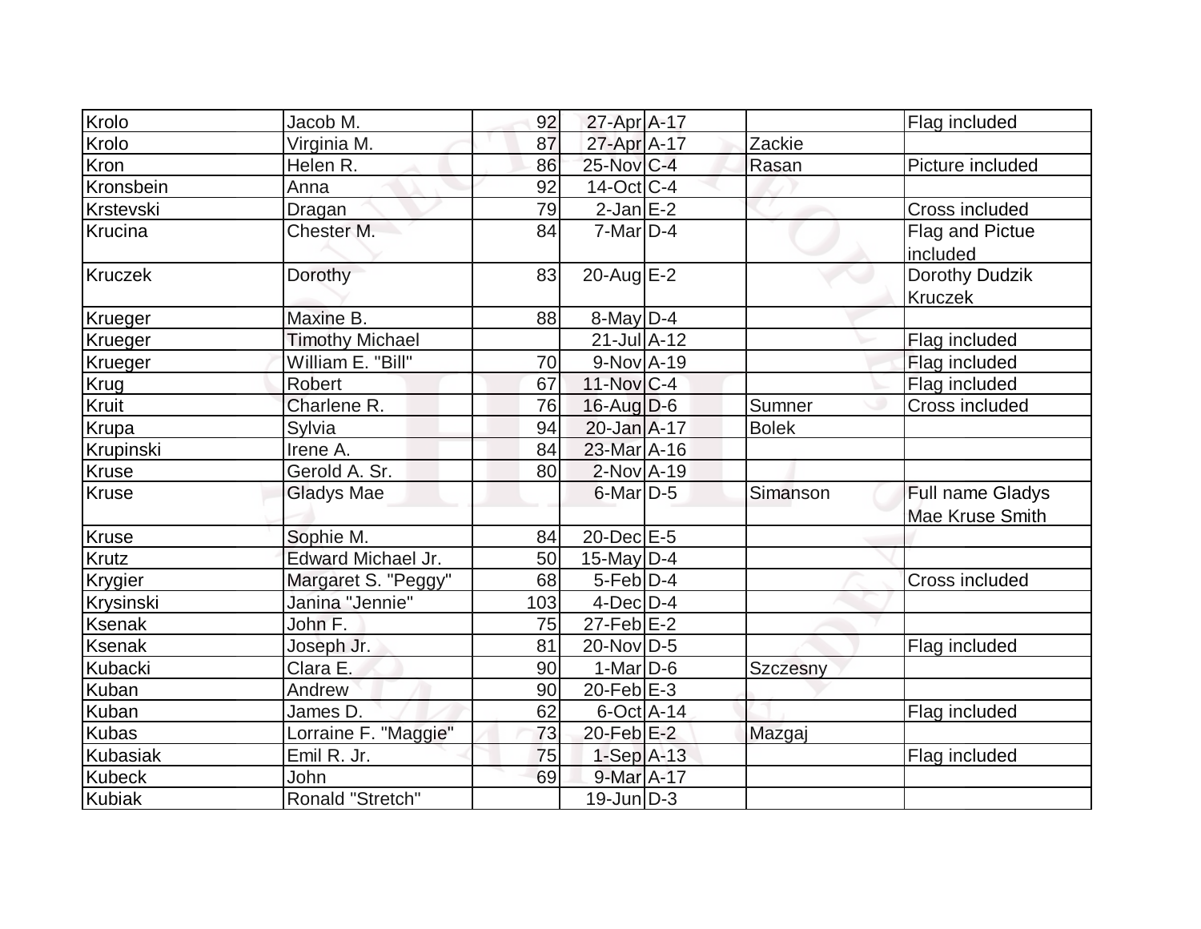| Krolo | Jacob M. | 92 | 27-Apr | A-17 | | Flag included |
|---|---|---|---|---|---|---|
| Krolo | Virginia M. | 87 | 27-Apr | A-17 | Zackie | |
| Kron | Helen R. | 86 | 25-Nov | C-4 | Rasan | Picture included |
| Kronsbein | Anna | 92 | 14-Oct | C-4 | | |
| Krstevski | Dragan | 79 | 2-Jan | E-2 | | Cross included |
| Krucina | Chester M. | 84 | 7-Mar | D-4 | | Flag and Pictue included |
| Kruczek | Dorothy | 83 | 20-Aug | E-2 | | Dorothy Dudzik Kruczek |
| Krueger | Maxine B. | 88 | 8-May | D-4 | | |
| Krueger | Timothy Michael | | 21-Jul | A-12 | | Flag included |
| Krueger | William E. "Bill" | 70 | 9-Nov | A-19 | | Flag included |
| Krug | Robert | 67 | 11-Nov | C-4 | | Flag included |
| Kruit | Charlene R. | 76 | 16-Aug | D-6 | Sumner | Cross included |
| Krupa | Sylvia | 94 | 20-Jan | A-17 | Bolek | |
| Krupinski | Irene A. | 84 | 23-Mar | A-16 | | |
| Kruse | Gerold A. Sr. | 80 | 2-Nov | A-19 | | |
| Kruse | Gladys Mae | | 6-Mar | D-5 | Simanson | Full name Gladys Mae Kruse Smith |
| Kruse | Sophie M. | 84 | 20-Dec | E-5 | | |
| Krutz | Edward Michael Jr. | 50 | 15-May | D-4 | | |
| Krygier | Margaret S. "Peggy" | 68 | 5-Feb | D-4 | | Cross included |
| Krysinski | Janina "Jennie" | 103 | 4-Dec | D-4 | | |
| Ksenak | John F. | 75 | 27-Feb | E-2 | | |
| Ksenak | Joseph Jr. | 81 | 20-Nov | D-5 | | Flag included |
| Kubacki | Clara E. | 90 | 1-Mar | D-6 | Szczesny | |
| Kuban | Andrew | 90 | 20-Feb | E-3 | | |
| Kuban | James D. | 62 | 6-Oct | A-14 | | Flag included |
| Kubas | Lorraine F. "Maggie" | 73 | 20-Feb | E-2 | Mazgaj | |
| Kubasiak | Emil R. Jr. | 75 | 1-Sep | A-13 | | Flag included |
| Kubeck | John | 69 | 9-Mar | A-17 | | |
| Kubiak | Ronald "Stretch" | | 19-Jun | D-3 | | |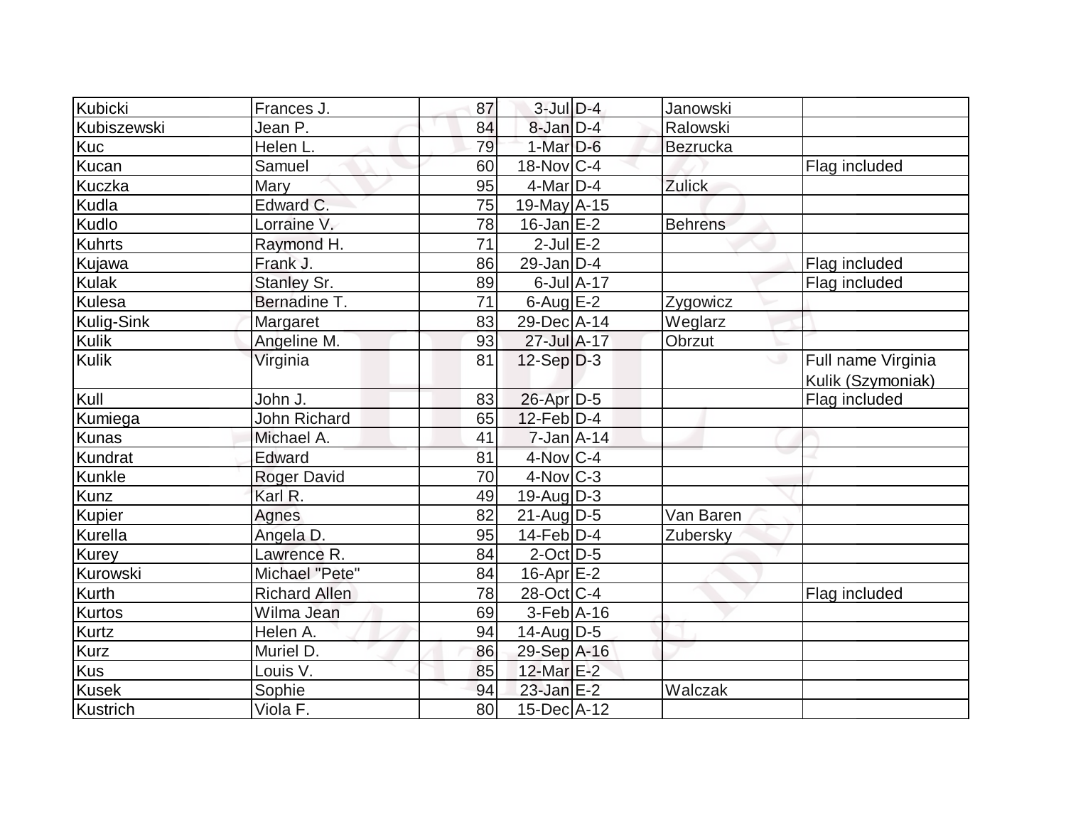| | | | | | | |
|---|---|---|---|---|---|---|
| Kubicki | Frances J. | 87 | 3-Jul | D-4 | Janowski | |
| Kubiszewski | Jean P. | 84 | 8-Jan | D-4 | Ralowski | |
| Kuc | Helen L. | 79 | 1-Mar | D-6 | Bezrucka | |
| Kucan | Samuel | 60 | 18-Nov | C-4 | | Flag included |
| Kuczka | Mary | 95 | 4-Mar | D-4 | Zulick | |
| Kudla | Edward C. | 75 | 19-May | A-15 | | |
| Kudlo | Lorraine V. | 78 | 16-Jan | E-2 | Behrens | |
| Kuhrts | Raymond H. | 71 | 2-Jul | E-2 | | |
| Kujawa | Frank J. | 86 | 29-Jan | D-4 | | Flag included |
| Kulak | Stanley Sr. | 89 | 6-Jul | A-17 | | Flag included |
| Kulesa | Bernadine T. | 71 | 6-Aug | E-2 | Zygowicz | |
| Kulig-Sink | Margaret | 83 | 29-Dec | A-14 | Weglarz | |
| Kulik | Angeline M. | 93 | 27-Jul | A-17 | Obrzut | |
| Kulik | Virginia | 81 | 12-Sep | D-3 | | Full name Virginia Kulik (Szymoniak) |
| Kull | John J. | 83 | 26-Apr | D-5 | | Flag included |
| Kumiega | John Richard | 65 | 12-Feb | D-4 | | |
| Kunas | Michael A. | 41 | 7-Jan | A-14 | | |
| Kundrat | Edward | 81 | 4-Nov | C-4 | | |
| Kunkle | Roger David | 70 | 4-Nov | C-3 | | |
| Kunz | Karl R. | 49 | 19-Aug | D-3 | | |
| Kupier | Agnes | 82 | 21-Aug | D-5 | Van Baren | |
| Kurella | Angela D. | 95 | 14-Feb | D-4 | Zubersky | |
| Kurey | Lawrence R. | 84 | 2-Oct | D-5 | | |
| Kurowski | Michael "Pete" | 84 | 16-Apr | E-2 | | |
| Kurth | Richard Allen | 78 | 28-Oct | C-4 | | Flag included |
| Kurtos | Wilma Jean | 69 | 3-Feb | A-16 | | |
| Kurtz | Helen A. | 94 | 14-Aug | D-5 | | |
| Kurz | Muriel D. | 86 | 29-Sep | A-16 | | |
| Kus | Louis V. | 85 | 12-Mar | E-2 | | |
| Kusek | Sophie | 94 | 23-Jan | E-2 | Walczak | |
| Kustrich | Viola F. | 80 | 15-Dec | A-12 | | |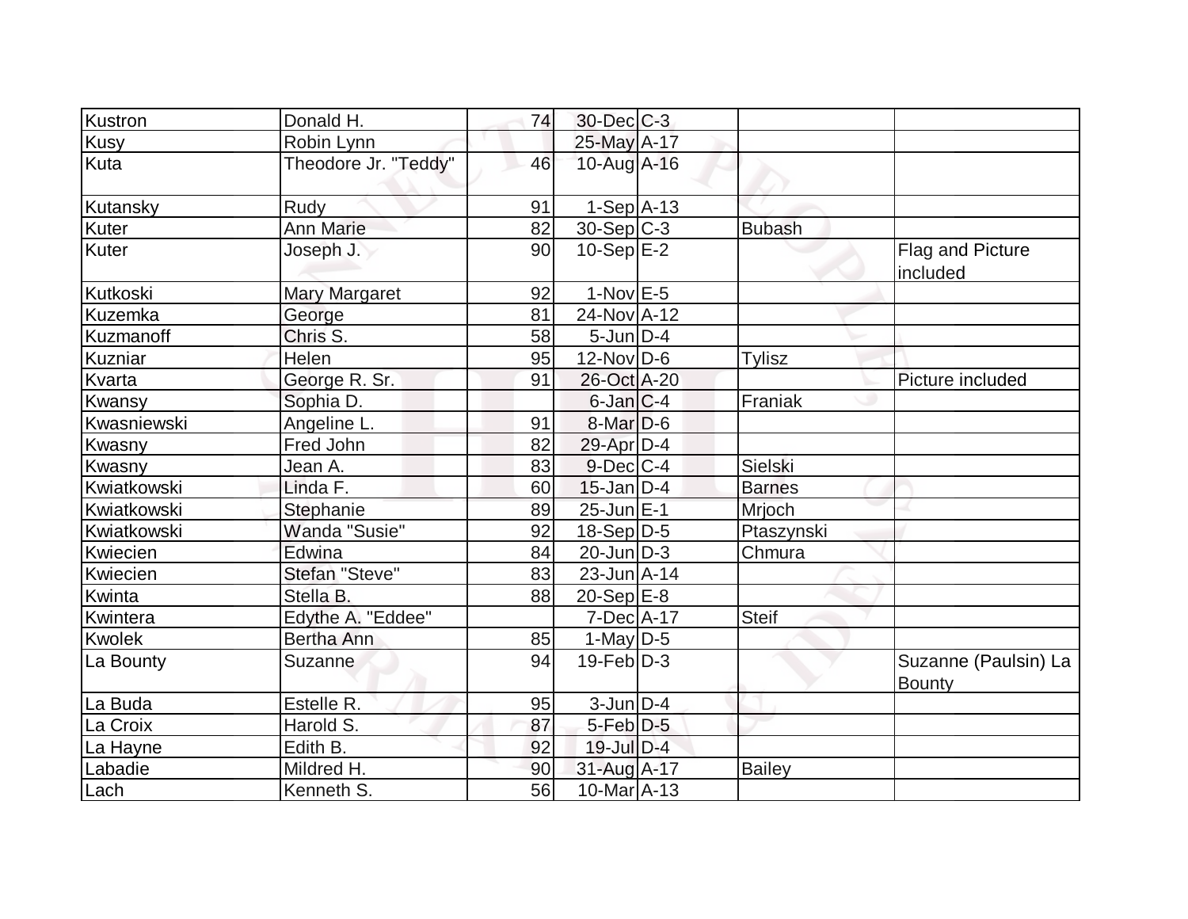| | | | | | | |
|---|---|---|---|---|---|---|
| Kustron | Donald H. | 74 | 30-Dec | C-3 | | |
| Kusy | Robin Lynn | | 25-May | A-17 | | |
| Kuta | Theodore Jr. "Teddy" | 46 | 10-Aug | A-16 | | |
| Kutansky | Rudy | 91 | 1-Sep | A-13 | | |
| Kuter | Ann Marie | 82 | 30-Sep | C-3 | Bubash | |
| Kuter | Joseph J. | 90 | 10-Sep | E-2 | | Flag and Picture included |
| Kutkoski | Mary Margaret | 92 | 1-Nov | E-5 | | |
| Kuzemka | George | 81 | 24-Nov | A-12 | | |
| Kuzmanoff | Chris S. | 58 | 5-Jun | D-4 | | |
| Kuzniar | Helen | 95 | 12-Nov | D-6 | Tylisz | |
| Kvarta | George R. Sr. | 91 | 26-Oct | A-20 | | Picture included |
| Kwansy | Sophia D. | | 6-Jan | C-4 | Franiak | |
| Kwasniewski | Angeline L. | 91 | 8-Mar | D-6 | | |
| Kwasny | Fred John | 82 | 29-Apr | D-4 | | |
| Kwasny | Jean A. | 83 | 9-Dec | C-4 | Sielski | |
| Kwiatkowski | Linda F. | 60 | 15-Jan | D-4 | Barnes | |
| Kwiatkowski | Stephanie | 89 | 25-Jun | E-1 | Mrjoch | |
| Kwiatkowski | Wanda "Susie" | 92 | 18-Sep | D-5 | Ptaszynski | |
| Kwiecien | Edwina | 84 | 20-Jun | D-3 | Chmura | |
| Kwiecien | Stefan "Steve" | 83 | 23-Jun | A-14 | | |
| Kwinta | Stella B. | 88 | 20-Sep | E-8 | | |
| Kwintera | Edythe A. "Eddee" | | 7-Dec | A-17 | Steif | |
| Kwolek | Bertha Ann | 85 | 1-May | D-5 | | |
| La Bounty | Suzanne | 94 | 19-Feb | D-3 | | Suzanne (Paulsin) La Bounty |
| La Buda | Estelle R. | 95 | 3-Jun | D-4 | | |
| La Croix | Harold S. | 87 | 5-Feb | D-5 | | |
| La Hayne | Edith B. | 92 | 19-Jul | D-4 | | |
| Labadie | Mildred H. | 90 | 31-Aug | A-17 | Bailey | |
| Lach | Kenneth S. | 56 | 10-Mar | A-13 | | |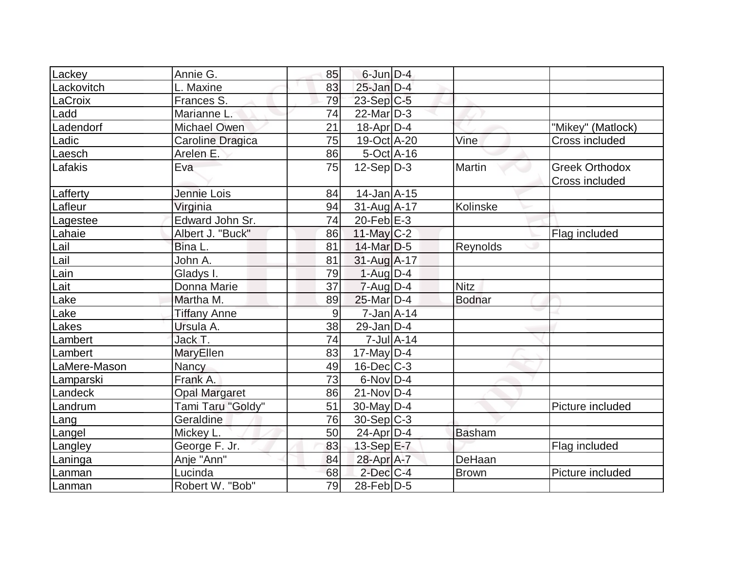| | | | | | | |
|---|---|---|---|---|---|---|
| Lackey | Annie G. | 85 | 6-Jun | D-4 | | |
| Lackovitch | L. Maxine | 83 | 25-Jan | D-4 | | |
| LaCroix | Frances S. | 79 | 23-Sep | C-5 | | |
| Ladd | Marianne L. | 74 | 22-Mar | D-3 | | |
| Ladendorf | Michael Owen | 21 | 18-Apr | D-4 | | "Mikey" (Matlock) |
| Ladic | Caroline Dragica | 75 | 19-Oct | A-20 | Vine | Cross included |
| Laesch | Arelen E. | 86 | 5-Oct | A-16 | | |
| Lafakis | Eva | 75 | 12-Sep | D-3 | Martin | Greek Orthodox Cross included |
| Lafferty | Jennie Lois | 84 | 14-Jan | A-15 | | |
| Lafleur | Virginia | 94 | 31-Aug | A-17 | Kolinske | |
| Lagestee | Edward John Sr. | 74 | 20-Feb | E-3 | | |
| Lahaie | Albert J. "Buck" | 86 | 11-May | C-2 | | Flag included |
| Lail | Bina L. | 81 | 14-Mar | D-5 | Reynolds | |
| Lail | John A. | 81 | 31-Aug | A-17 | | |
| Lain | Gladys I. | 79 | 1-Aug | D-4 | | |
| Lait | Donna Marie | 37 | 7-Aug | D-4 | Nitz | |
| Lake | Martha M. | 89 | 25-Mar | D-4 | Bodnar | |
| Lake | Tiffany Anne | 9 | 7-Jan | A-14 | | |
| Lakes | Ursula A. | 38 | 29-Jan | D-4 | | |
| Lambert | Jack T. | 74 | 7-Jul | A-14 | | |
| Lambert | MaryEllen | 83 | 17-May | D-4 | | |
| LaMere-Mason | Nancy | 49 | 16-Dec | C-3 | | |
| Lamparski | Frank A. | 73 | 6-Nov | D-4 | | |
| Landeck | Opal Margaret | 86 | 21-Nov | D-4 | | |
| Landrum | Tami Taru "Goldy" | 51 | 30-May | D-4 | | Picture included |
| Lang | Geraldine | 76 | 30-Sep | C-3 | | |
| Langel | Mickey L. | 50 | 24-Apr | D-4 | Basham | |
| Langley | George F. Jr. | 83 | 13-Sep | E-7 | | Flag included |
| Laninga | Anje "Ann" | 84 | 28-Apr | A-7 | DeHaan | |
| Lanman | Lucinda | 68 | 2-Dec | C-4 | Brown | Picture included |
| Lanman | Robert W. "Bob" | 79 | 28-Feb | D-5 | | |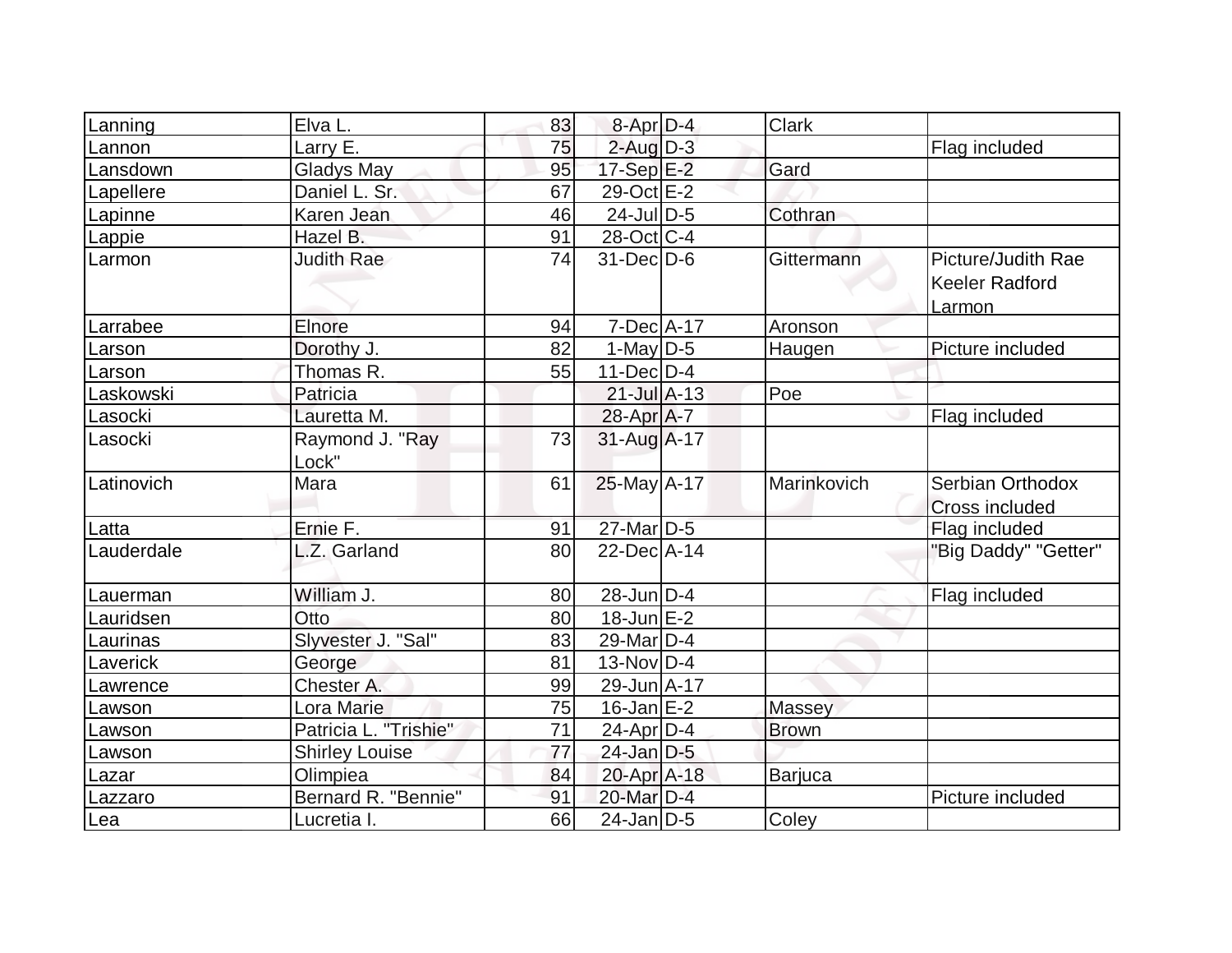| | | | | | | |
|---|---|---|---|---|---|---|
| Lanning | Elva L. | 83 | 8-Apr | D-4 | Clark | |
| Lannon | Larry E. | 75 | 2-Aug | D-3 | | Flag included |
| Lansdown | Gladys May | 95 | 17-Sep | E-2 | Gard | |
| Lapellere | Daniel L. Sr. | 67 | 29-Oct | E-2 | | |
| Lapinne | Karen Jean | 46 | 24-Jul | D-5 | Cothran | |
| Lappie | Hazel B. | 91 | 28-Oct | C-4 | | |
| Larmon | Judith Rae | 74 | 31-Dec | D-6 | Gittermann | Picture/Judith Rae Keeler Radford Larmon |
| Larrabee | Elnore | 94 | 7-Dec | A-17 | Aronson | |
| Larson | Dorothy J. | 82 | 1-May | D-5 | Haugen | Picture included |
| Larson | Thomas R. | 55 | 11-Dec | D-4 | | |
| Laskowski | Patricia | | 21-Jul | A-13 | Poe | |
| Lasocki | Lauretta M. | | 28-Apr | A-7 | | Flag included |
| Lasocki | Raymond J. "Ray Lock" | 73 | 31-Aug | A-17 | | |
| Latinovich | Mara | 61 | 25-May | A-17 | Marinkovich | Serbian Orthodox Cross included |
| Latta | Ernie F. | 91 | 27-Mar | D-5 | | Flag included |
| Lauderdale | L.Z. Garland | 80 | 22-Dec | A-14 | | "Big Daddy" "Getter" |
| Lauerman | William J. | 80 | 28-Jun | D-4 | | Flag included |
| Lauridsen | Otto | 80 | 18-Jun | E-2 | | |
| Laurinas | Slyvester J. "Sal" | 83 | 29-Mar | D-4 | | |
| Laverick | George | 81 | 13-Nov | D-4 | | |
| Lawrence | Chester A. | 99 | 29-Jun | A-17 | | |
| Lawson | Lora Marie | 75 | 16-Jan | E-2 | Massey | |
| Lawson | Patricia L. "Trishie" | 71 | 24-Apr | D-4 | Brown | |
| Lawson | Shirley Louise | 77 | 24-Jan | D-5 | | |
| Lazar | Olimpiea | 84 | 20-Apr | A-18 | Barjuca | |
| Lazzaro | Bernard R. "Bennie" | 91 | 20-Mar | D-4 | | Picture included |
| Lea | Lucretia I. | 66 | 24-Jan | D-5 | Coley | |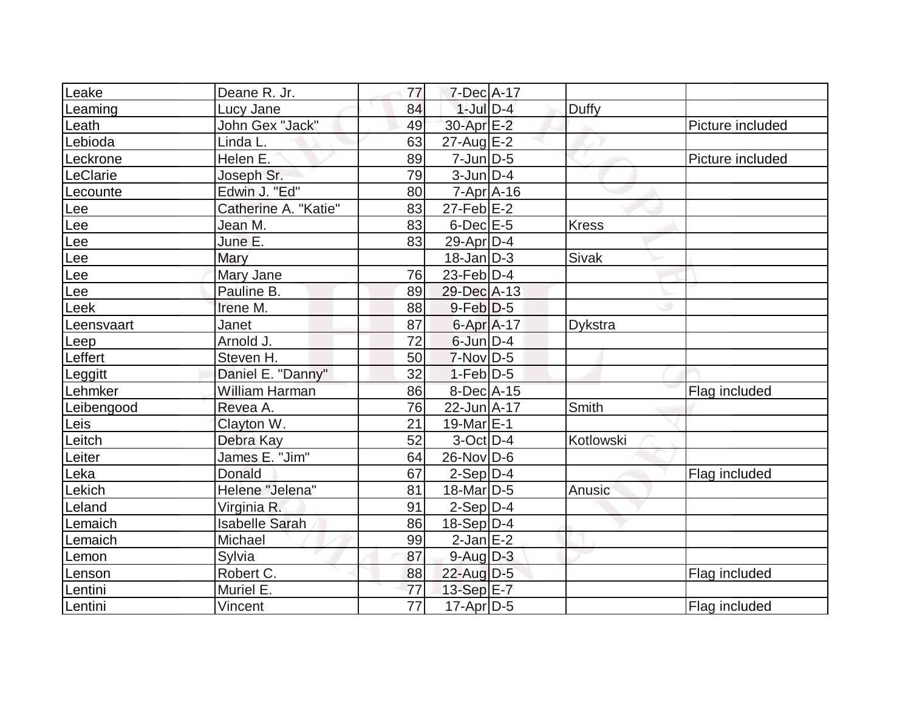| | | | | | | |
|---|---|---|---|---|---|---|
| Leake | Deane R. Jr. | 77 | 7-Dec | A-17 | | |
| Leaming | Lucy Jane | 84 | 1-Jul | D-4 | Duffy | |
| Leath | John Gex "Jack" | 49 | 30-Apr | E-2 | | Picture included |
| Lebioda | Linda L. | 63 | 27-Aug | E-2 | | |
| Leckrone | Helen E. | 89 | 7-Jun | D-5 | | Picture included |
| LeClarie | Joseph Sr. | 79 | 3-Jun | D-4 | | |
| Lecounte | Edwin J. "Ed" | 80 | 7-Apr | A-16 | | |
| Lee | Catherine A. "Katie" | 83 | 27-Feb | E-2 | | |
| Lee | Jean M. | 83 | 6-Dec | E-5 | Kress | |
| Lee | June E. | 83 | 29-Apr | D-4 | | |
| Lee | Mary | | 18-Jan | D-3 | Sivak | |
| Lee | Mary Jane | 76 | 23-Feb | D-4 | | |
| Lee | Pauline B. | 89 | 29-Dec | A-13 | | |
| Leek | Irene M. | 88 | 9-Feb | D-5 | | |
| Leensvaart | Janet | 87 | 6-Apr | A-17 | Dykstra | |
| Leep | Arnold J. | 72 | 6-Jun | D-4 | | |
| Leffert | Steven H. | 50 | 7-Nov | D-5 | | |
| Leggitt | Daniel E. "Danny" | 32 | 1-Feb | D-5 | | |
| Lehmker | William Harman | 86 | 8-Dec | A-15 | | Flag included |
| Leibengood | Revea A. | 76 | 22-Jun | A-17 | Smith | |
| Leis | Clayton W. | 21 | 19-Mar | E-1 | | |
| Leitch | Debra Kay | 52 | 3-Oct | D-4 | Kotlowski | |
| Leiter | James E. "Jim" | 64 | 26-Nov | D-6 | | |
| Leka | Donald | 67 | 2-Sep | D-4 | | Flag included |
| Lekich | Helene "Jelena" | 81 | 18-Mar | D-5 | Anusic | |
| Leland | Virginia R. | 91 | 2-Sep | D-4 | | |
| Lemaich | Isabelle Sarah | 86 | 18-Sep | D-4 | | |
| Lemaich | Michael | 99 | 2-Jan | E-2 | | |
| Lemon | Sylvia | 87 | 9-Aug | D-3 | | |
| Lenson | Robert C. | 88 | 22-Aug | D-5 | | Flag included |
| Lentini | Muriel E. | 77 | 13-Sep | E-7 | | |
| Lentini | Vincent | 77 | 17-Apr | D-5 | | Flag included |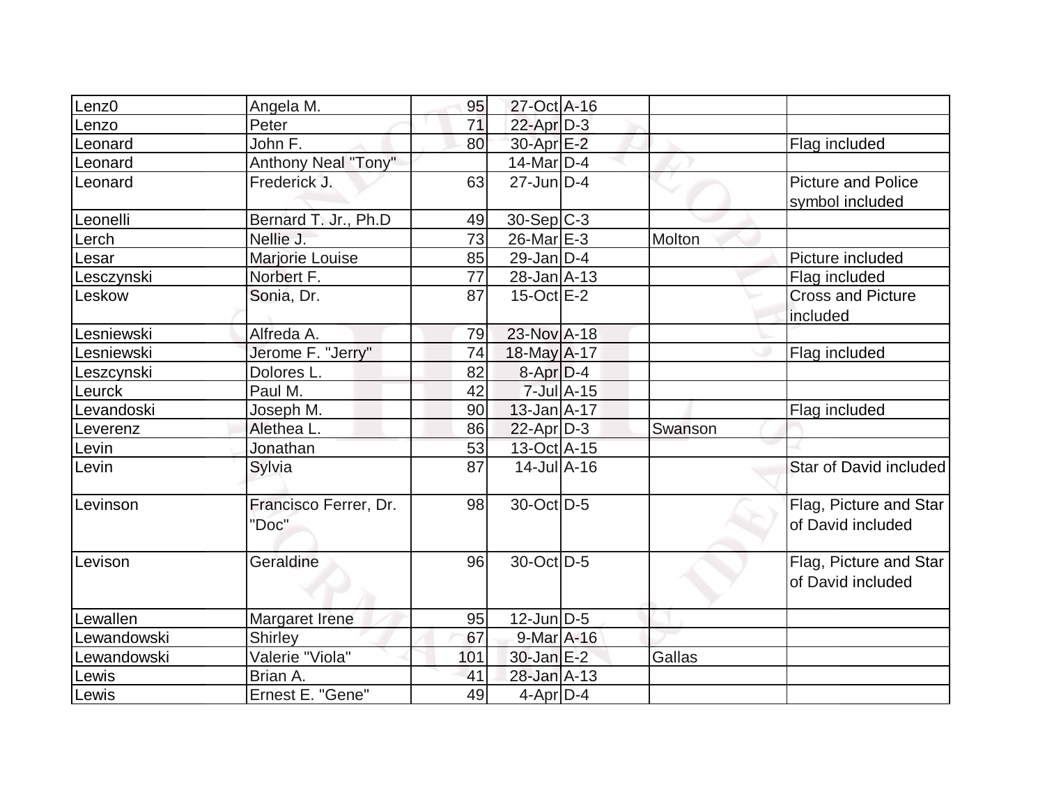| | | | | | | |
|---|---|---|---|---|---|---|
| Lenz0 | Angela M. | 95 | 27-Oct | A-16 | | |
| Lenzo | Peter | 71 | 22-Apr | D-3 | | |
| Leonard | John F. | 80 | 30-Apr | E-2 | | Flag included |
| Leonard | Anthony Neal "Tony" | | 14-Mar | D-4 | | |
| Leonard | Frederick J. | 63 | 27-Jun | D-4 | | Picture and Police symbol included |
| Leonelli | Bernard T. Jr., Ph.D | 49 | 30-Sep | C-3 | | |
| Lerch | Nellie J. | 73 | 26-Mar | E-3 | Molton | |
| Lesar | Marjorie Louise | 85 | 29-Jan | D-4 | | Picture included |
| Lesczynski | Norbert F. | 77 | 28-Jan | A-13 | | Flag included |
| Leskow | Sonia, Dr. | 87 | 15-Oct | E-2 | | Cross and Picture included |
| Lesniewski | Alfreda A. | 79 | 23-Nov | A-18 | | |
| Lesniewski | Jerome F. "Jerry" | 74 | 18-May | A-17 | | Flag included |
| Leszcynski | Dolores L. | 82 | 8-Apr | D-4 | | |
| Leurck | Paul M. | 42 | 7-Jul | A-15 | | |
| Levandoski | Joseph M. | 90 | 13-Jan | A-17 | | Flag included |
| Leverenz | Alethea L. | 86 | 22-Apr | D-3 | Swanson | |
| Levin | Jonathan | 53 | 13-Oct | A-15 | | |
| Levin | Sylvia | 87 | 14-Jul | A-16 | | Star of David included |
| Levinson | Francisco Ferrer, Dr. "Doc" | 98 | 30-Oct | D-5 | | Flag, Picture and Star of David included |
| Levison | Geraldine | 96 | 30-Oct | D-5 | | Flag, Picture and Star of David included |
| Lewallen | Margaret Irene | 95 | 12-Jun | D-5 | | |
| Lewandowski | Shirley | 67 | 9-Mar | A-16 | | |
| Lewandowski | Valerie "Viola" | 101 | 30-Jan | E-2 | Gallas | |
| Lewis | Brian A. | 41 | 28-Jan | A-13 | | |
| Lewis | Ernest E. "Gene" | 49 | 4-Apr | D-4 | | |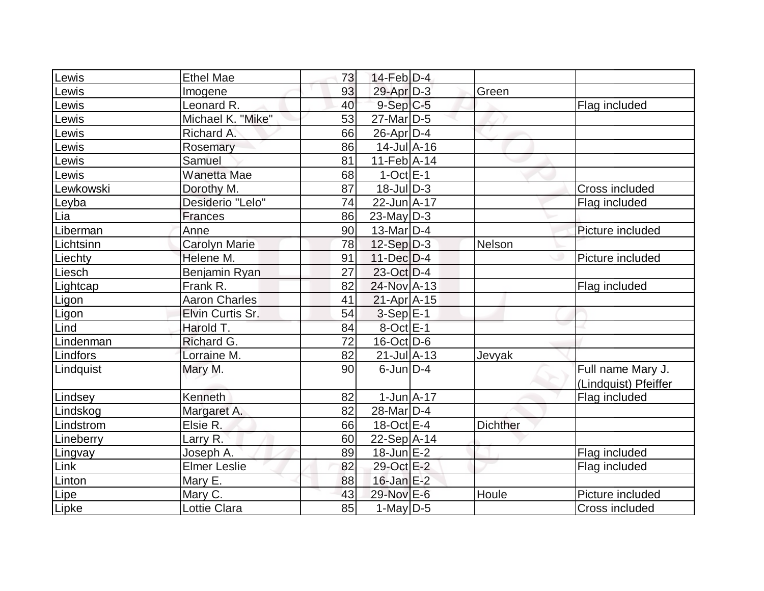| | | | | | | |
|---|---|---|---|---|---|---|
| Lewis | Ethel Mae | 73 | 14-Feb | D-4 | | |
| Lewis | Imogene | 93 | 29-Apr | D-3 | Green | |
| Lewis | Leonard R. | 40 | 9-Sep | C-5 | | Flag included |
| Lewis | Michael K. "Mike" | 53 | 27-Mar | D-5 | | |
| Lewis | Richard A. | 66 | 26-Apr | D-4 | | |
| Lewis | Rosemary | 86 | 14-Jul | A-16 | | |
| Lewis | Samuel | 81 | 11-Feb | A-14 | | |
| Lewis | Wanetta Mae | 68 | 1-Oct | E-1 | | |
| Lewkowski | Dorothy M. | 87 | 18-Jul | D-3 | | Cross included |
| Leyba | Desiderio "Lelo" | 74 | 22-Jun | A-17 | | Flag included |
| Lia | Frances | 86 | 23-May | D-3 | | |
| Liberman | Anne | 90 | 13-Mar | D-4 | | Picture included |
| Lichtsinn | Carolyn Marie | 78 | 12-Sep | D-3 | Nelson | |
| Liechty | Helene M. | 91 | 11-Dec | D-4 | | Picture included |
| Liesch | Benjamin Ryan | 27 | 23-Oct | D-4 | | |
| Lightcap | Frank R. | 82 | 24-Nov | A-13 | | Flag included |
| Ligon | Aaron Charles | 41 | 21-Apr | A-15 | | |
| Ligon | Elvin Curtis Sr. | 54 | 3-Sep | E-1 | | |
| Lind | Harold T. | 84 | 8-Oct | E-1 | | |
| Lindenman | Richard G. | 72 | 16-Oct | D-6 | | |
| Lindfors | Lorraine M. | 82 | 21-Jul | A-13 | Jevyak | |
| Lindquist | Mary M. | 90 | 6-Jun | D-4 | | Full name Mary J. (Lindquist) Pfeiffer |
| Lindsey | Kenneth | 82 | 1-Jun | A-17 | | Flag included |
| Lindskog | Margaret A. | 82 | 28-Mar | D-4 | | |
| Lindstrom | Elsie R. | 66 | 18-Oct | E-4 | Dichther | |
| Lineberry | Larry R. | 60 | 22-Sep | A-14 | | |
| Lingvay | Joseph A. | 89 | 18-Jun | E-2 | | Flag included |
| Link | Elmer Leslie | 82 | 29-Oct | E-2 | | Flag included |
| Linton | Mary E. | 88 | 16-Jan | E-2 | | |
| Lipe | Mary C. | 43 | 29-Nov | E-6 | Houle | Picture included |
| Lipke | Lottie Clara | 85 | 1-May | D-5 | | Cross included |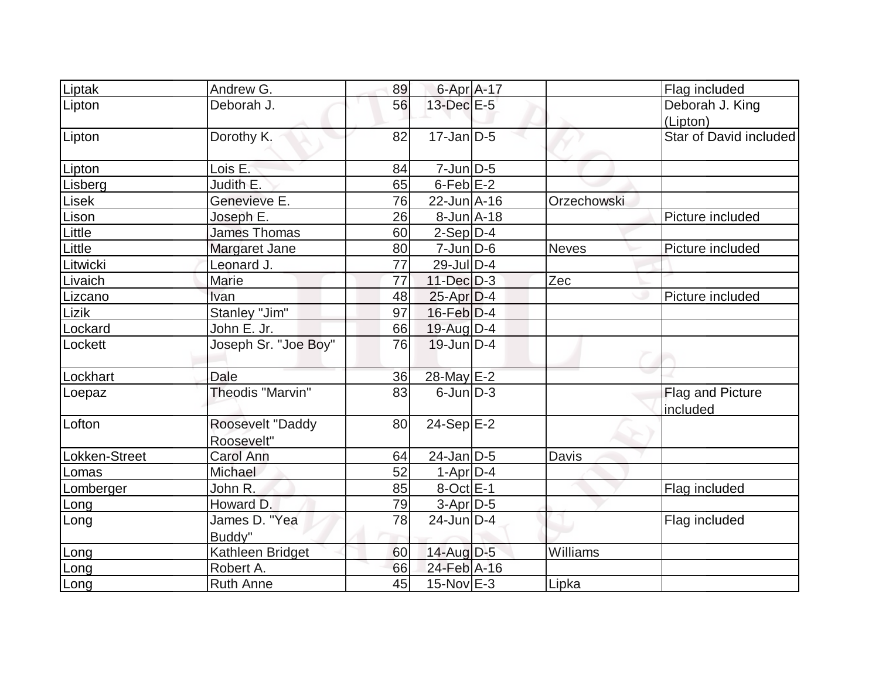| | | | | | | |
|---|---|---|---|---|---|---|
| Liptak | Andrew G. | 89 | 6-Apr | A-17 | | Flag included |
| Lipton | Deborah J. | 56 | 13-Dec | E-5 | | Deborah J. King (Lipton) |
| Lipton | Dorothy K. | 82 | 17-Jan | D-5 | | Star of David included |
| Lipton | Lois E. | 84 | 7-Jun | D-5 | | |
| Lisberg | Judith E. | 65 | 6-Feb | E-2 | | |
| Lisek | Genevieve E. | 76 | 22-Jun | A-16 | Orzechowski | |
| Lison | Joseph E. | 26 | 8-Jun | A-18 | | Picture included |
| Little | James Thomas | 60 | 2-Sep | D-4 | | |
| Little | Margaret Jane | 80 | 7-Jun | D-6 | Neves | Picture included |
| Litwicki | Leonard J. | 77 | 29-Jul | D-4 | | |
| Livaich | Marie | 77 | 11-Dec | D-3 | Zec | |
| Lizcano | Ivan | 48 | 25-Apr | D-4 | | Picture included |
| Lizik | Stanley "Jim" | 97 | 16-Feb | D-4 | | |
| Lockard | John E. Jr. | 66 | 19-Aug | D-4 | | |
| Lockett | Joseph Sr. "Joe Boy" | 76 | 19-Jun | D-4 | | |
| Lockhart | Dale | 36 | 28-May | E-2 | | |
| Loepaz | Theodis "Marvin" | 83 | 6-Jun | D-3 | | Flag and Picture included |
| Lofton | Roosevelt "Daddy Roosevelt" | 80 | 24-Sep | E-2 | | |
| Lokken-Street | Carol Ann | 64 | 24-Jan | D-5 | Davis | |
| Lomas | Michael | 52 | 1-Apr | D-4 | | |
| Lomberger | John R. | 85 | 8-Oct | E-1 | | Flag included |
| Long | Howard D. | 79 | 3-Apr | D-5 | | |
| Long | James D. "Yea Buddy" | 78 | 24-Jun | D-4 | | Flag included |
| Long | Kathleen Bridget | 60 | 14-Aug | D-5 | Williams | |
| Long | Robert A. | 66 | 24-Feb | A-16 | | |
| Long | Ruth Anne | 45 | 15-Nov | E-3 | Lipka | |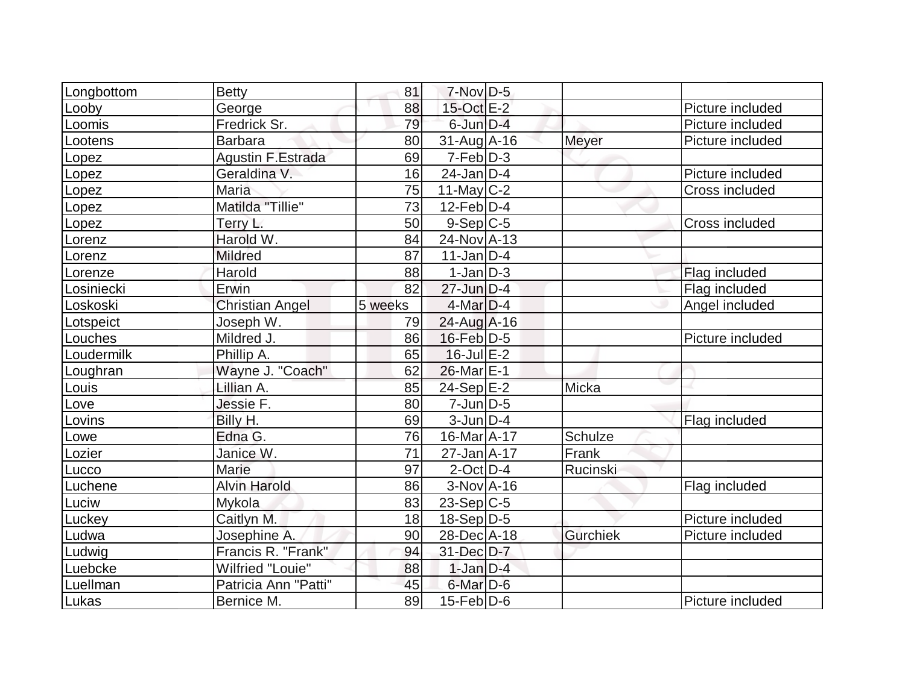| | | | | | | |
|---|---|---|---|---|---|---|
| Longbottom | Betty | 81 | 7-Nov | D-5 | | |
| Looby | George | 88 | 15-Oct | E-2 | | Picture included |
| Loomis | Fredrick Sr. | 79 | 6-Jun | D-4 | | Picture included |
| Lootens | Barbara | 80 | 31-Aug | A-16 | Meyer | Picture included |
| Lopez | Agustin F.Estrada | 69 | 7-Feb | D-3 | | |
| Lopez | Geraldina V. | 16 | 24-Jan | D-4 | | Picture included |
| Lopez | Maria | 75 | 11-May | C-2 | | Cross included |
| Lopez | Matilda "Tillie" | 73 | 12-Feb | D-4 | | |
| Lopez | Terry L. | 50 | 9-Sep | C-5 | | Cross included |
| Lorenz | Harold W. | 84 | 24-Nov | A-13 | | |
| Lorenz | Mildred | 87 | 11-Jan | D-4 | | |
| Lorenze | Harold | 88 | 1-Jan | D-3 | | Flag included |
| Losiniecki | Erwin | 82 | 27-Jun | D-4 | | Flag included |
| Loskoski | Christian Angel | 5 weeks | 4-Mar | D-4 | | Angel included |
| Lotspeict | Joseph W. | 79 | 24-Aug | A-16 | | |
| Louches | Mildred J. | 86 | 16-Feb | D-5 | | Picture included |
| Loudermilk | Phillip A. | 65 | 16-Jul | E-2 | | |
| Loughran | Wayne J. "Coach" | 62 | 26-Mar | E-1 | | |
| Louis | Lillian A. | 85 | 24-Sep | E-2 | Micka | |
| Love | Jessie F. | 80 | 7-Jun | D-5 | | |
| Lovins | Billy H. | 69 | 3-Jun | D-4 | | Flag included |
| Lowe | Edna G. | 76 | 16-Mar | A-17 | Schulze | |
| Lozier | Janice W. | 71 | 27-Jan | A-17 | Frank | |
| Lucco | Marie | 97 | 2-Oct | D-4 | Rucinski | |
| Luchene | Alvin Harold | 86 | 3-Nov | A-16 | | Flag included |
| Luciw | Mykola | 83 | 23-Sep | C-5 | | |
| Luckey | Caitlyn M. | 18 | 18-Sep | D-5 | | Picture included |
| Ludwa | Josephine A. | 90 | 28-Dec | A-18 | Gurchiek | Picture included |
| Ludwig | Francis R. "Frank" | 94 | 31-Dec | D-7 | | |
| Luebcke | Wilfried "Louie" | 88 | 1-Jan | D-4 | | |
| Luellman | Patricia Ann "Patti" | 45 | 6-Mar | D-6 | | |
| Lukas | Bernice M. | 89 | 15-Feb | D-6 | | Picture included |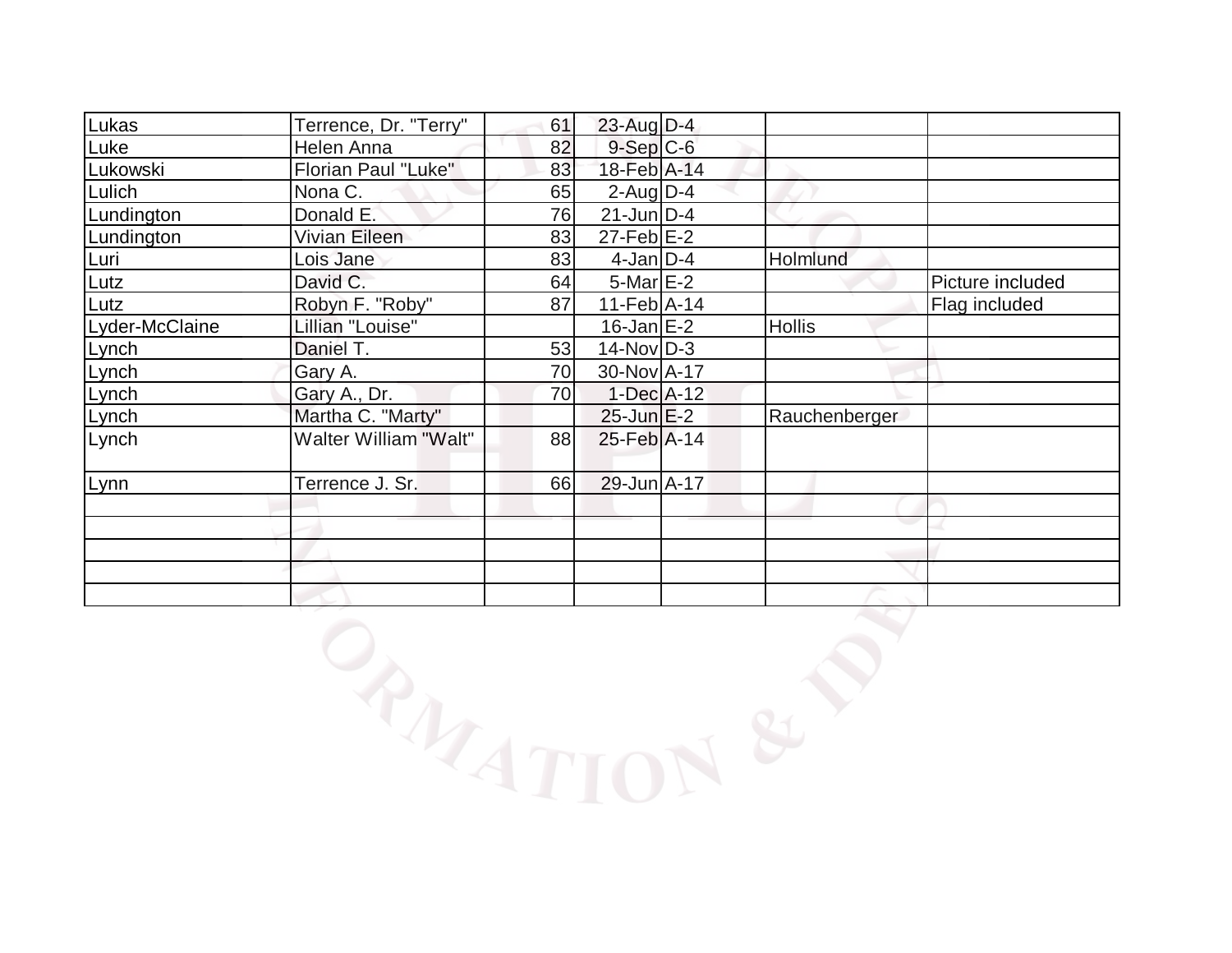| | | | | | | |
|---|---|---|---|---|---|---|
| Lukas | Terrence, Dr. "Terry" | 61 | 23-Aug | D-4 | | |
| Luke | Helen Anna | 82 | 9-Sep | C-6 | | |
| Lukowski | Florian Paul "Luke" | 83 | 18-Feb | A-14 | | |
| Lulich | Nona C. | 65 | 2-Aug | D-4 | | |
| Lundington | Donald E. | 76 | 21-Jun | D-4 | | |
| Lundington | Vivian Eileen | 83 | 27-Feb | E-2 | | |
| Luri | Lois Jane | 83 | 4-Jan | D-4 | Holmlund | |
| Lutz | David C. | 64 | 5-Mar | E-2 | | Picture included |
| Lutz | Robyn F. "Roby" | 87 | 11-Feb | A-14 | | Flag included |
| Lyder-McClaine | Lillian "Louise" | | 16-Jan | E-2 | Hollis | |
| Lynch | Daniel T. | 53 | 14-Nov | D-3 | | |
| Lynch | Gary A. | 70 | 30-Nov | A-17 | | |
| Lynch | Gary A., Dr. | 70 | 1-Dec | A-12 | | |
| Lynch | Martha C. "Marty" | | 25-Jun | E-2 | Rauchenberger | |
| Lynch | Walter William "Walt" | 88 | 25-Feb | A-14 | | |
| Lynn | Terrence J. Sr. | 66 | 29-Jun | A-17 | | |
| | | | | | | |
| | | | | | | |
| | | | | | | |
| | | | | | | |
| | | | | | | |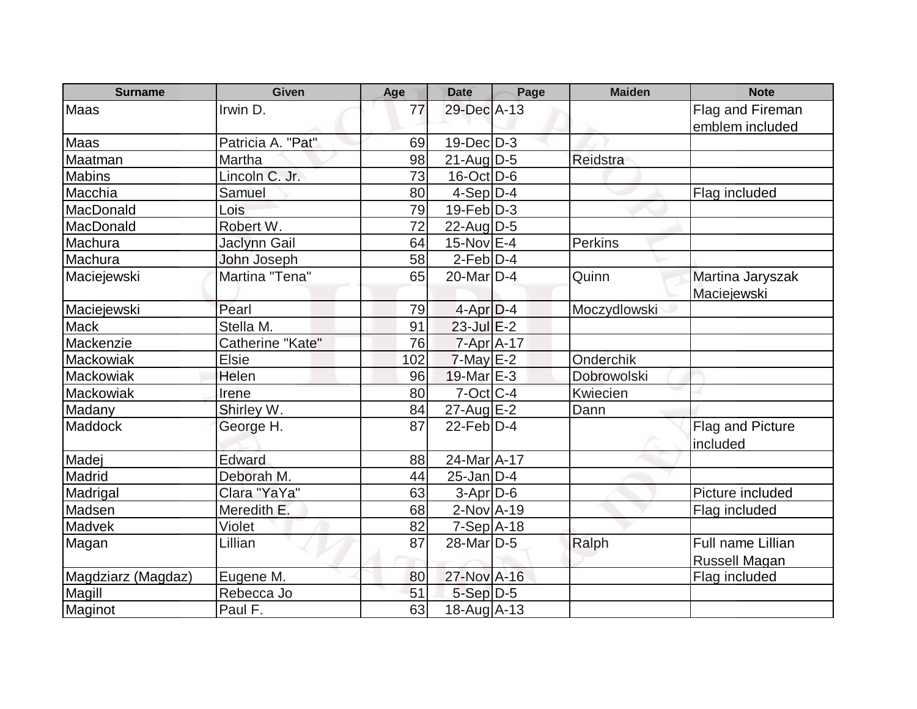| Surname | Given | Age | Date | Page | Maiden | Note |
|---|---|---|---|---|---|---|
| Maas | Irwin D. | 77 | 29-Dec | A-13 | | Flag and Fireman emblem included |
| Maas | Patricia A. "Pat" | 69 | 19-Dec | D-3 | | |
| Maatman | Martha | 98 | 21-Aug | D-5 | Reidstra | |
| Mabins | Lincoln C. Jr. | 73 | 16-Oct | D-6 | | |
| Macchia | Samuel | 80 | 4-Sep | D-4 | | Flag included |
| MacDonald | Lois | 79 | 19-Feb | D-3 | | |
| MacDonald | Robert W. | 72 | 22-Aug | D-5 | | |
| Machura | Jaclynn Gail | 64 | 15-Nov | E-4 | Perkins | |
| Machura | John Joseph | 58 | 2-Feb | D-4 | | |
| Maciejewski | Martina "Tena" | 65 | 20-Mar | D-4 | Quinn | Martina Jaryszak Maciejewski |
| Maciejewski | Pearl | 79 | 4-Apr | D-4 | Moczydlowski | |
| Mack | Stella M. | 91 | 23-Jul | E-2 | | |
| Mackenzie | Catherine "Kate" | 76 | 7-Apr | A-17 | | |
| Mackowiak | Elsie | 102 | 7-May | E-2 | Onderchik | |
| Mackowiak | Helen | 96 | 19-Mar | E-3 | Dobrowolski | |
| Mackowiak | Irene | 80 | 7-Oct | C-4 | Kwiecien | |
| Madany | Shirley W. | 84 | 27-Aug | E-2 | Dann | |
| Maddock | George H. | 87 | 22-Feb | D-4 | | Flag and Picture included |
| Madej | Edward | 88 | 24-Mar | A-17 | | |
| Madrid | Deborah M. | 44 | 25-Jan | D-4 | | |
| Madrigal | Clara "YaYa" | 63 | 3-Apr | D-6 | | Picture included |
| Madsen | Meredith E. | 68 | 2-Nov | A-19 | | Flag included |
| Madvek | Violet | 82 | 7-Sep | A-18 | | |
| Magan | Lillian | 87 | 28-Mar | D-5 | Ralph | Full name Lillian Russell Magan |
| Magdziarz (Magdaz) | Eugene M. | 80 | 27-Nov | A-16 | | Flag included |
| Magill | Rebecca Jo | 51 | 5-Sep | D-5 | | |
| Maginot | Paul F. | 63 | 18-Aug | A-13 | | |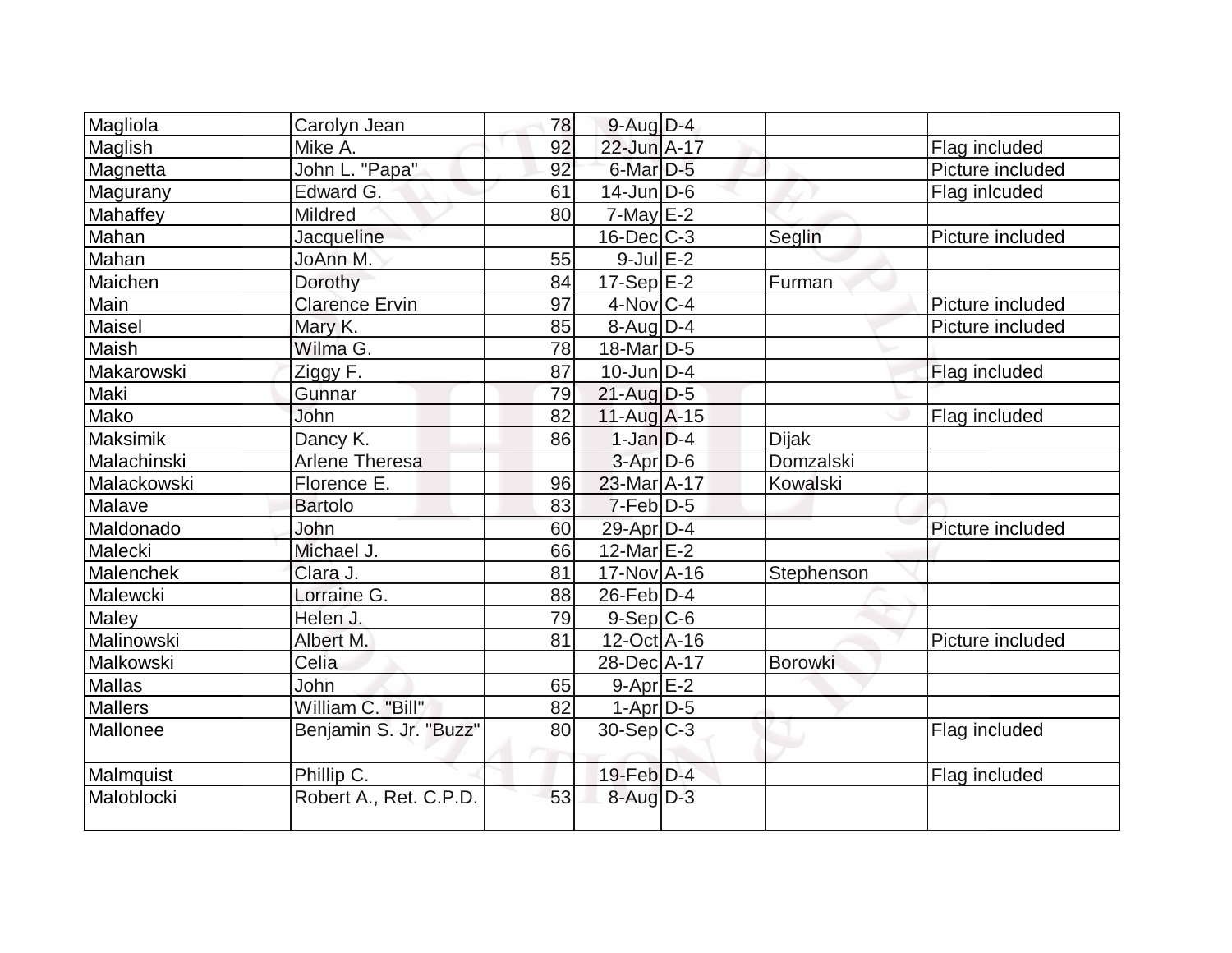| | | | | | | |
|---|---|---|---|---|---|---|
| Magliola | Carolyn Jean | 78 | 9-Aug | D-4 | | |
| Maglish | Mike A. | 92 | 22-Jun | A-17 | | Flag included |
| Magnetta | John L. "Papa" | 92 | 6-Mar | D-5 | | Picture included |
| Magurany | Edward G. | 61 | 14-Jun | D-6 | | Flag inlcuded |
| Mahaffey | Mildred | 80 | 7-May | E-2 | | |
| Mahan | Jacqueline | | 16-Dec | C-3 | Seglin | Picture included |
| Mahan | JoAnn M. | 55 | 9-Jul | E-2 | | |
| Maichen | Dorothy | 84 | 17-Sep | E-2 | Furman | |
| Main | Clarence Ervin | 97 | 4-Nov | C-4 | | Picture included |
| Maisel | Mary K. | 85 | 8-Aug | D-4 | | Picture included |
| Maish | Wilma G. | 78 | 18-Mar | D-5 | | |
| Makarowski | Ziggy F. | 87 | 10-Jun | D-4 | | Flag included |
| Maki | Gunnar | 79 | 21-Aug | D-5 | | |
| Mako | John | 82 | 11-Aug | A-15 | | Flag included |
| Maksimik | Dancy K. | 86 | 1-Jan | D-4 | Dijak | |
| Malachinski | Arlene Theresa | | 3-Apr | D-6 | Domzalski | |
| Malackowski | Florence E. | 96 | 23-Mar | A-17 | Kowalski | |
| Malave | Bartolo | 83 | 7-Feb | D-5 | | |
| Maldonado | John | 60 | 29-Apr | D-4 | | Picture included |
| Malecki | Michael J. | 66 | 12-Mar | E-2 | | |
| Malenchek | Clara J. | 81 | 17-Nov | A-16 | Stephenson | |
| Malewcki | Lorraine G. | 88 | 26-Feb | D-4 | | |
| Maley | Helen J. | 79 | 9-Sep | C-6 | | |
| Malinowski | Albert M. | 81 | 12-Oct | A-16 | | Picture included |
| Malkowski | Celia | | 28-Dec | A-17 | Borowki | |
| Mallas | John | 65 | 9-Apr | E-2 | | |
| Mallers | William C. "Bill" | 82 | 1-Apr | D-5 | | |
| Mallonee | Benjamin S. Jr. "Buzz" | 80 | 30-Sep | C-3 | | Flag included |
| Malmquist | Phillip C. | | 19-Feb | D-4 | | Flag included |
| Maloblocki | Robert A., Ret. C.P.D. | 53 | 8-Aug | D-3 | | |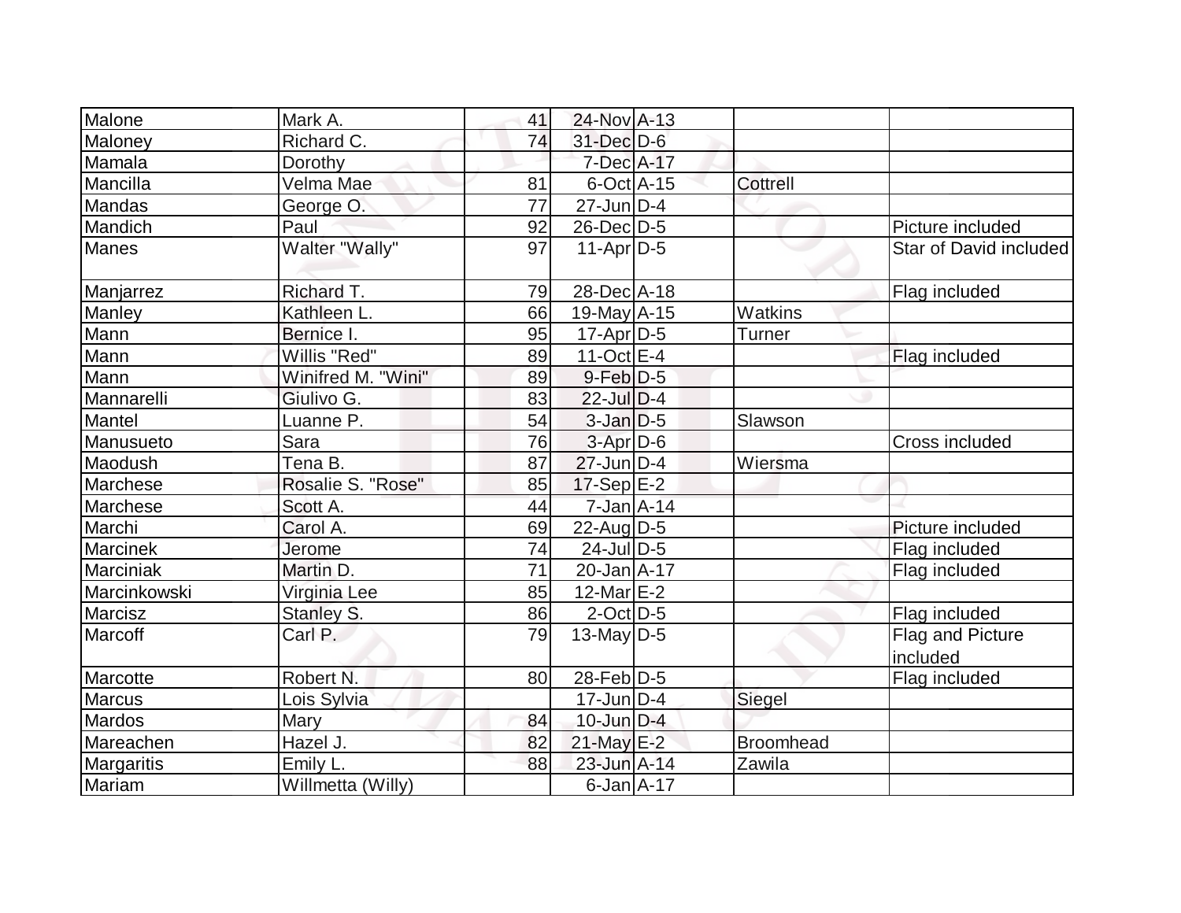| Malone | Mark A. | 41 | 24-Nov | A-13 | | |
|---|---|---|---|---|---|---|
| Maloney | Richard C. | 74 | 31-Dec | D-6 | | |
| Mamala | Dorothy | | 7-Dec | A-17 | | |
| Mancilla | Velma Mae | 81 | 6-Oct | A-15 | Cottrell | |
| Mandas | George O. | 77 | 27-Jun | D-4 | | |
| Mandich | Paul | 92 | 26-Dec | D-5 | | Picture included |
| Manes | Walter "Wally" | 97 | 11-Apr | D-5 | | Star of David included |
| Manjarrez | Richard T. | 79 | 28-Dec | A-18 | | Flag included |
| Manley | Kathleen L. | 66 | 19-May | A-15 | Watkins | |
| Mann | Bernice I. | 95 | 17-Apr | D-5 | Turner | |
| Mann | Willis "Red" | 89 | 11-Oct | E-4 | | Flag included |
| Mann | Winifred M. "Wini" | 89 | 9-Feb | D-5 | | |
| Mannarelli | Giulivo G. | 83 | 22-Jul | D-4 | | |
| Mantel | Luanne P. | 54 | 3-Jan | D-5 | Slawson | |
| Manusueto | Sara | 76 | 3-Apr | D-6 | | Cross included |
| Maodush | Tena B. | 87 | 27-Jun | D-4 | Wiersma | |
| Marchese | Rosalie S. "Rose" | 85 | 17-Sep | E-2 | | |
| Marchese | Scott A. | 44 | 7-Jan | A-14 | | |
| Marchi | Carol A. | 69 | 22-Aug | D-5 | | Picture included |
| Marcinek | Jerome | 74 | 24-Jul | D-5 | | Flag included |
| Marciniak | Martin D. | 71 | 20-Jan | A-17 | | Flag included |
| Marcinkowski | Virginia Lee | 85 | 12-Mar | E-2 | | |
| Marcisz | Stanley S. | 86 | 2-Oct | D-5 | | Flag included |
| Marcoff | Carl P. | 79 | 13-May | D-5 | | Flag and Picture included |
| Marcotte | Robert N. | 80 | 28-Feb | D-5 | | Flag included |
| Marcus | Lois Sylvia | | 17-Jun | D-4 | Siegel | |
| Mardos | Mary | 84 | 10-Jun | D-4 | | |
| Mareachen | Hazel J. | 82 | 21-May | E-2 | Broomhead | |
| Margaritis | Emily L. | 88 | 23-Jun | A-14 | Zawila | |
| Mariam | Willmetta (Willy) | | 6-Jan | A-17 | | |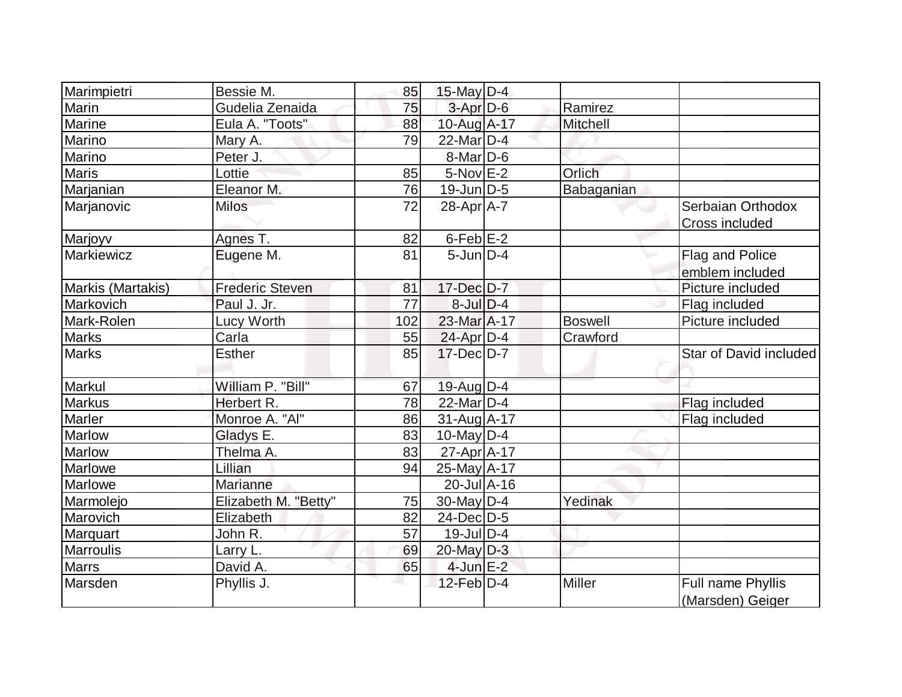| | | | | | | |
|---|---|---|---|---|---|---|
| Marimpietri | Bessie M. | 85 | 15-May | D-4 | | |
| Marin | Gudelia Zenaida | 75 | 3-Apr | D-6 | Ramirez | |
| Marine | Eula A. "Toots" | 88 | 10-Aug | A-17 | Mitchell | |
| Marino | Mary A. | 79 | 22-Mar | D-4 | | |
| Marino | Peter J. | | 8-Mar | D-6 | | |
| Maris | Lottie | 85 | 5-Nov | E-2 | Orlich | |
| Marjanian | Eleanor M. | 76 | 19-Jun | D-5 | Babaganian | |
| Marjanovic | Milos | 72 | 28-Apr | A-7 | | Serbaian Orthodox Cross included |
| Marjoyv | Agnes T. | 82 | 6-Feb | E-2 | | |
| Markiewicz | Eugene M. | 81 | 5-Jun | D-4 | | Flag and Police emblem included |
| Markis (Martakis) | Frederic Steven | 81 | 17-Dec | D-7 | | Picture included |
| Markovich | Paul J. Jr. | 77 | 8-Jul | D-4 | | Flag included |
| Mark-Rolen | Lucy Worth | 102 | 23-Mar | A-17 | Boswell | Picture included |
| Marks | Carla | 55 | 24-Apr | D-4 | Crawford | |
| Marks | Esther | 85 | 17-Dec | D-7 | | Star of David included |
| Markul | William P. "Bill" | 67 | 19-Aug | D-4 | | |
| Markus | Herbert R. | 78 | 22-Mar | D-4 | | Flag included |
| Marler | Monroe A. "Al" | 86 | 31-Aug | A-17 | | Flag included |
| Marlow | Gladys E. | 83 | 10-May | D-4 | | |
| Marlow | Thelma A. | 83 | 27-Apr | A-17 | | |
| Marlowe | Lillian | 94 | 25-May | A-17 | | |
| Marlowe | Marianne | | 20-Jul | A-16 | | |
| Marmolejo | Elizabeth M. "Betty" | 75 | 30-May | D-4 | Yedinak | |
| Marovich | Elizabeth | 82 | 24-Dec | D-5 | | |
| Marquart | John R. | 57 | 19-Jul | D-4 | | |
| Marroulis | Larry L. | 69 | 20-May | D-3 | | |
| Marrs | David A. | 65 | 4-Jun | E-2 | | |
| Marsden | Phyllis J. | | 12-Feb | D-4 | Miller | Full name Phyllis (Marsden) Geiger |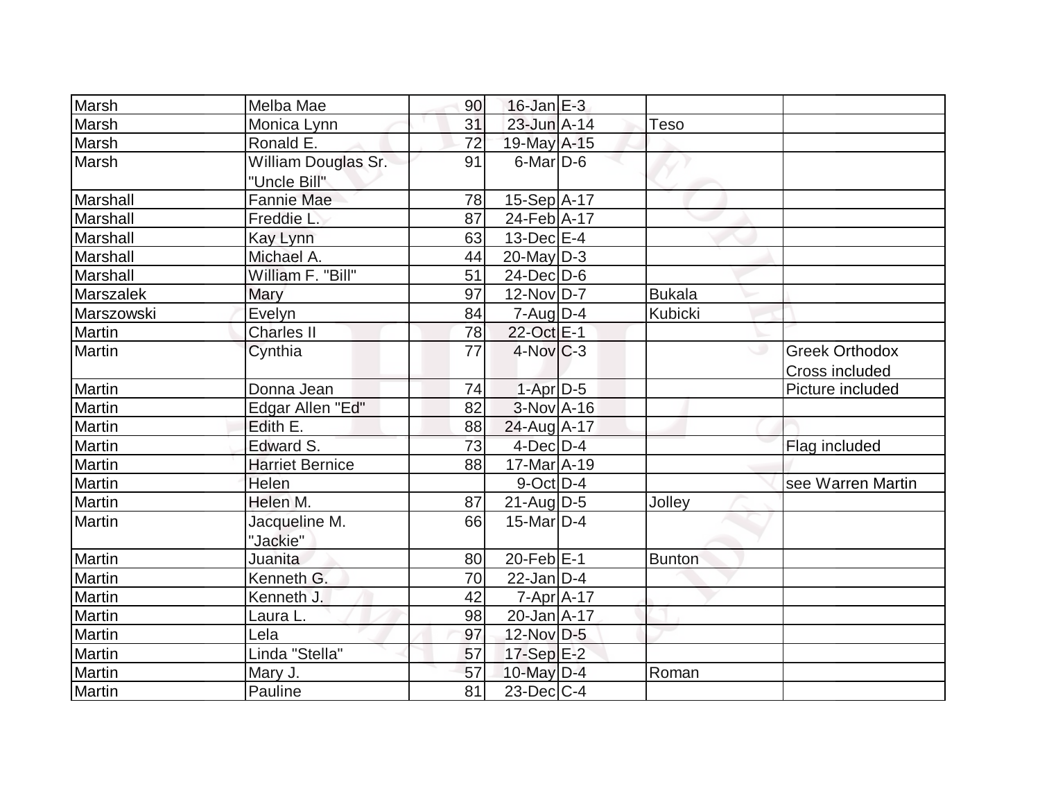| | | | | | | |
|---|---|---|---|---|---|---|
| Marsh | Melba Mae | 90 | 16-Jan | E-3 | | |
| Marsh | Monica Lynn | 31 | 23-Jun | A-14 | Teso | |
| Marsh | Ronald E. | 72 | 19-May | A-15 | | |
| Marsh | William Douglas Sr. "Uncle Bill" | 91 | 6-Mar | D-6 | | |
| Marshall | Fannie Mae | 78 | 15-Sep | A-17 | | |
| Marshall | Freddie L. | 87 | 24-Feb | A-17 | | |
| Marshall | Kay Lynn | 63 | 13-Dec | E-4 | | |
| Marshall | Michael A. | 44 | 20-May | D-3 | | |
| Marshall | William F. "Bill" | 51 | 24-Dec | D-6 | | |
| Marszalek | Mary | 97 | 12-Nov | D-7 | Bukala | |
| Marszowski | Evelyn | 84 | 7-Aug | D-4 | Kubicki | |
| Martin | Charles II | 78 | 22-Oct | E-1 | | |
| Martin | Cynthia | 77 | 4-Nov | C-3 | | Greek Orthodox Cross included |
| Martin | Donna Jean | 74 | 1-Apr | D-5 | | Picture included |
| Martin | Edgar Allen "Ed" | 82 | 3-Nov | A-16 | | |
| Martin | Edith E. | 88 | 24-Aug | A-17 | | |
| Martin | Edward S. | 73 | 4-Dec | D-4 | | Flag included |
| Martin | Harriet Bernice | 88 | 17-Mar | A-19 | | |
| Martin | Helen | | 9-Oct | D-4 | | see Warren Martin |
| Martin | Helen M. | 87 | 21-Aug | D-5 | Jolley | |
| Martin | Jacqueline M. "Jackie" | 66 | 15-Mar | D-4 | | |
| Martin | Juanita | 80 | 20-Feb | E-1 | Bunton | |
| Martin | Kenneth G. | 70 | 22-Jan | D-4 | | |
| Martin | Kenneth J. | 42 | 7-Apr | A-17 | | |
| Martin | Laura L. | 98 | 20-Jan | A-17 | | |
| Martin | Lela | 97 | 12-Nov | D-5 | | |
| Martin | Linda "Stella" | 57 | 17-Sep | E-2 | | |
| Martin | Mary J. | 57 | 10-May | D-4 | Roman | |
| Martin | Pauline | 81 | 23-Dec | C-4 | | |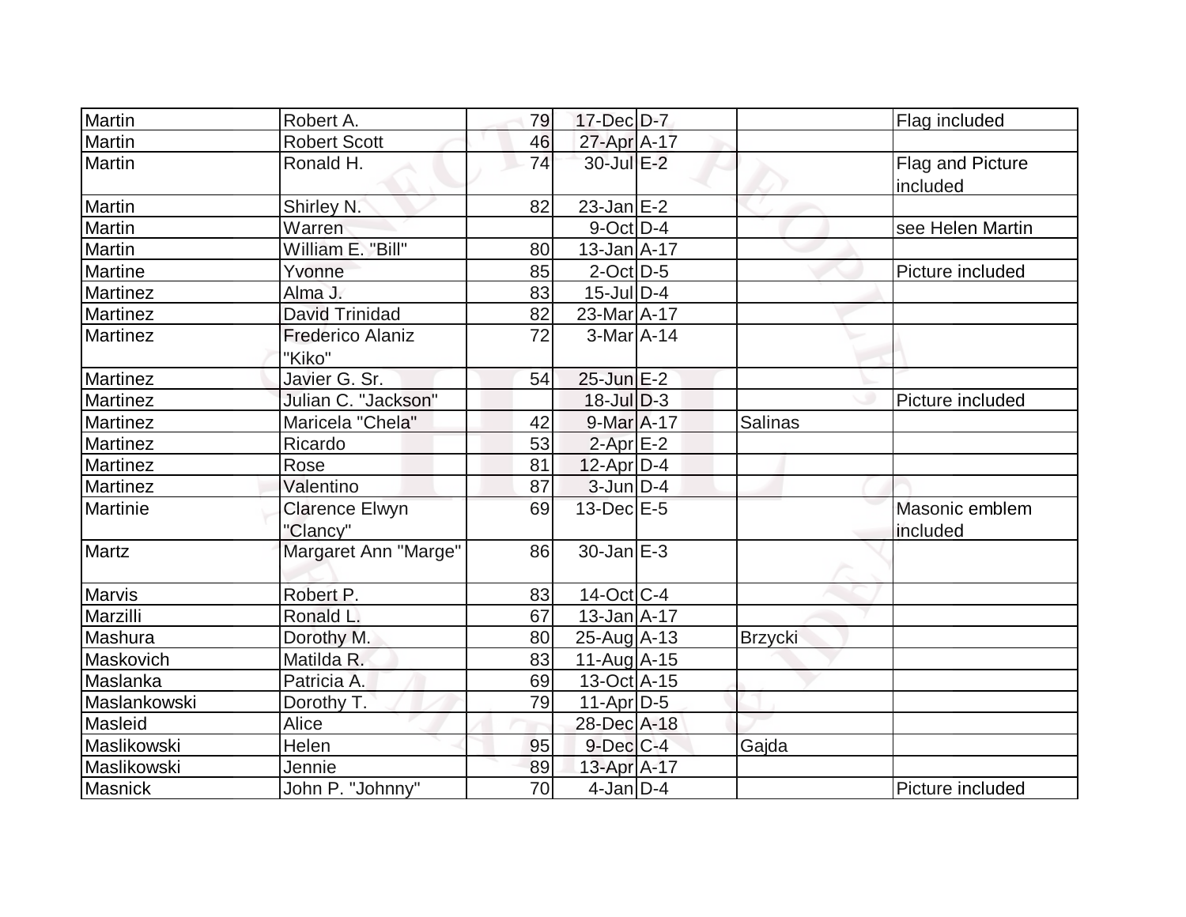| | | | | | | |
|---|---|---|---|---|---|---|
| Martin | Robert A. | 79 | 17-Dec | D-7 | | Flag included |
| Martin | Robert Scott | 46 | 27-Apr | A-17 | | |
| Martin | Ronald H. | 74 | 30-Jul | E-2 | | Flag and Picture included |
| Martin | Shirley N. | 82 | 23-Jan | E-2 | | |
| Martin | Warren | | 9-Oct | D-4 | | see Helen Martin |
| Martin | William E. "Bill" | 80 | 13-Jan | A-17 | | |
| Martine | Yvonne | 85 | 2-Oct | D-5 | | Picture included |
| Martinez | Alma J. | 83 | 15-Jul | D-4 | | |
| Martinez | David Trinidad | 82 | 23-Mar | A-17 | | |
| Martinez | Frederico Alaniz "Kiko" | 72 | 3-Mar | A-14 | | |
| Martinez | Javier G. Sr. | 54 | 25-Jun | E-2 | | |
| Martinez | Julian C. "Jackson" | | 18-Jul | D-3 | | Picture included |
| Martinez | Maricela "Chela" | 42 | 9-Mar | A-17 | Salinas | |
| Martinez | Ricardo | 53 | 2-Apr | E-2 | | |
| Martinez | Rose | 81 | 12-Apr | D-4 | | |
| Martinez | Valentino | 87 | 3-Jun | D-4 | | |
| Martinie | Clarence Elwyn "Clancy" | 69 | 13-Dec | E-5 | | Masonic emblem included |
| Martz | Margaret Ann "Marge" | 86 | 30-Jan | E-3 | | |
| Marvis | Robert P. | 83 | 14-Oct | C-4 | | |
| Marzilli | Ronald L. | 67 | 13-Jan | A-17 | | |
| Mashura | Dorothy M. | 80 | 25-Aug | A-13 | Brzycki | |
| Maskovich | Matilda R. | 83 | 11-Aug | A-15 | | |
| Maslanka | Patricia A. | 69 | 13-Oct | A-15 | | |
| Maslankowski | Dorothy T. | 79 | 11-Apr | D-5 | | |
| Masleid | Alice | | 28-Dec | A-18 | | |
| Maslikowski | Helen | 95 | 9-Dec | C-4 | Gajda | |
| Maslikowski | Jennie | 89 | 13-Apr | A-17 | | |
| Masnick | John P. "Johnny" | 70 | 4-Jan | D-4 | | Picture included |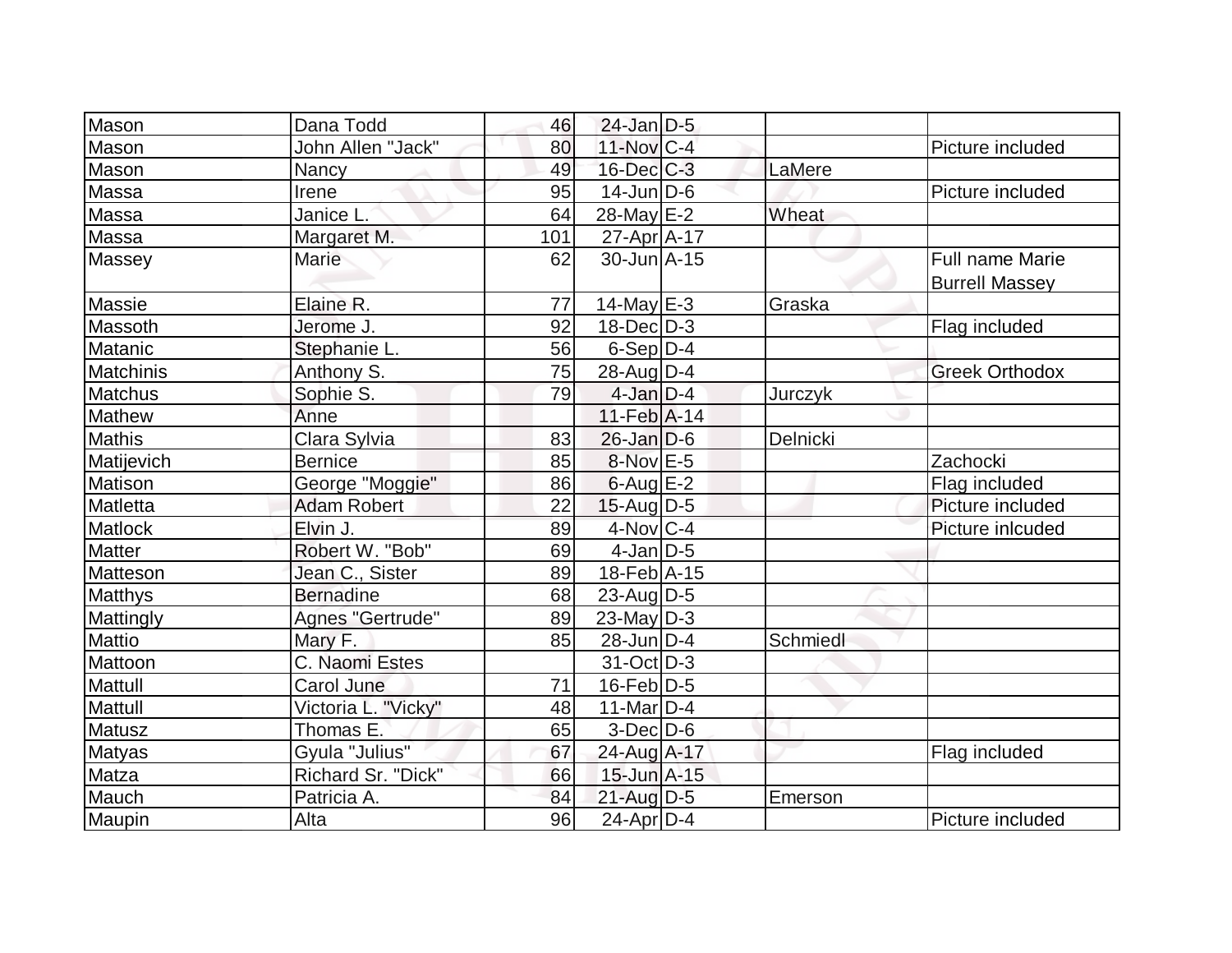| | | | | | | |
|---|---|---|---|---|---|---|
| Mason | Dana Todd | 46 | 24-Jan | D-5 | | |
| Mason | John Allen "Jack" | 80 | 11-Nov | C-4 | | Picture included |
| Mason | Nancy | 49 | 16-Dec | C-3 | LaMere | |
| Massa | Irene | 95 | 14-Jun | D-6 | | Picture included |
| Massa | Janice L. | 64 | 28-May | E-2 | Wheat | |
| Massa | Margaret M. | 101 | 27-Apr | A-17 | | |
| Massey | Marie | 62 | 30-Jun | A-15 | | Full name Marie Burrell Massey |
| Massie | Elaine R. | 77 | 14-May | E-3 | Graska | |
| Massoth | Jerome J. | 92 | 18-Dec | D-3 | | Flag included |
| Matanic | Stephanie L. | 56 | 6-Sep | D-4 | | |
| Matchinis | Anthony S. | 75 | 28-Aug | D-4 | | Greek Orthodox |
| Matchus | Sophie S. | 79 | 4-Jan | D-4 | Jurczyk | |
| Mathew | Anne | | 11-Feb | A-14 | | |
| Mathis | Clara Sylvia | 83 | 26-Jan | D-6 | Delnicki | |
| Matijevich | Bernice | 85 | 8-Nov | E-5 | | Zachocki |
| Matison | George "Moggie" | 86 | 6-Aug | E-2 | | Flag included |
| Matletta | Adam Robert | 22 | 15-Aug | D-5 | | Picture included |
| Matlock | Elvin J. | 89 | 4-Nov | C-4 | | Picture inlcuded |
| Matter | Robert W. "Bob" | 69 | 4-Jan | D-5 | | |
| Matteson | Jean C., Sister | 89 | 18-Feb | A-15 | | |
| Matthys | Bernadine | 68 | 23-Aug | D-5 | | |
| Mattingly | Agnes "Gertrude" | 89 | 23-May | D-3 | | |
| Mattio | Mary F. | 85 | 28-Jun | D-4 | Schmiedl | |
| Mattoon | C. Naomi Estes | | 31-Oct | D-3 | | |
| Mattull | Carol June | 71 | 16-Feb | D-5 | | |
| Mattull | Victoria L. "Vicky" | 48 | 11-Mar | D-4 | | |
| Matusz | Thomas E. | 65 | 3-Dec | D-6 | | |
| Matyas | Gyula "Julius" | 67 | 24-Aug | A-17 | | Flag included |
| Matza | Richard Sr. "Dick" | 66 | 15-Jun | A-15 | | |
| Mauch | Patricia A. | 84 | 21-Aug | D-5 | Emerson | |
| Maupin | Alta | 96 | 24-Apr | D-4 | | Picture included |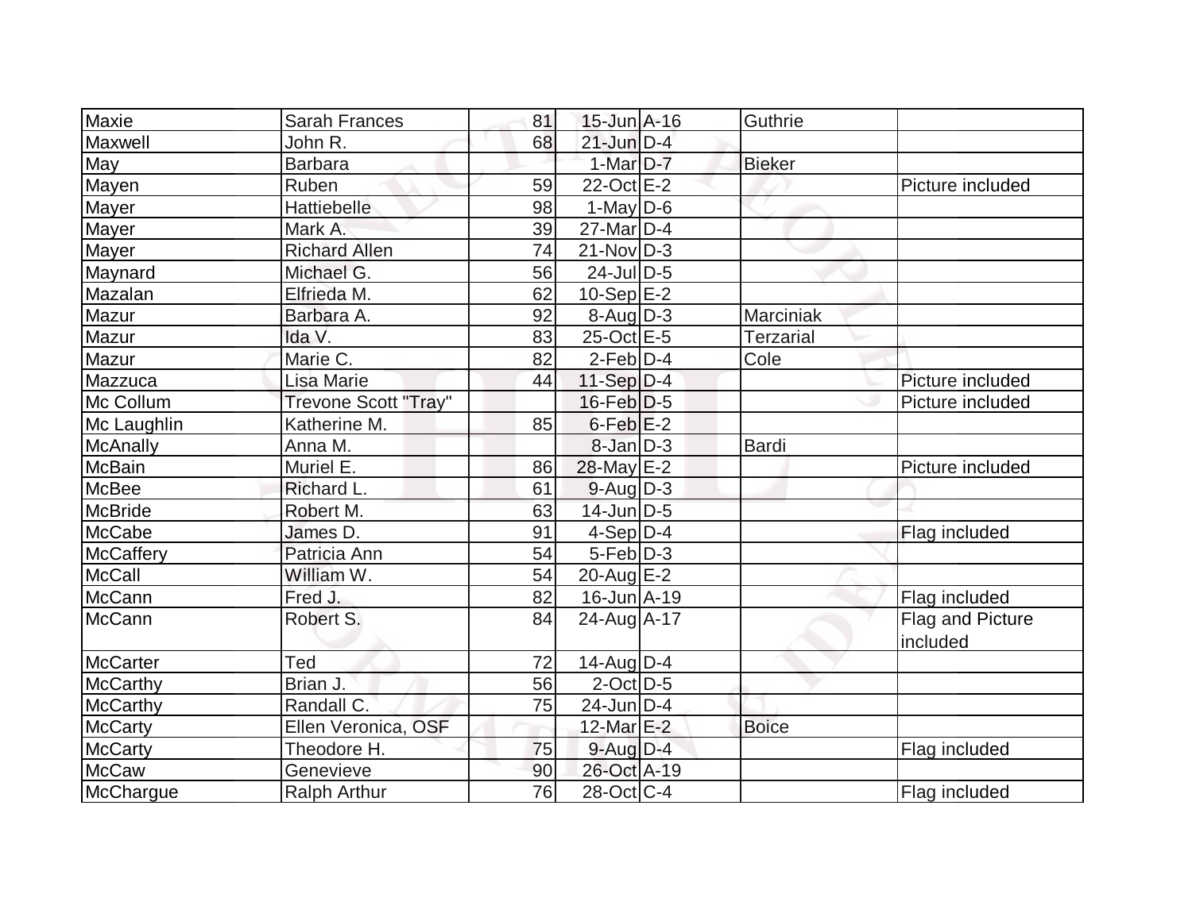| | | | | | | |
|---|---|---|---|---|---|---|
| Maxie | Sarah Frances | 81 | 15-Jun | A-16 | Guthrie | |
| Maxwell | John R. | 68 | 21-Jun | D-4 | | |
| May | Barbara | | 1-Mar | D-7 | Bieker | |
| Mayen | Ruben | 59 | 22-Oct | E-2 | | Picture included |
| Mayer | Hattiebelle | 98 | 1-May | D-6 | | |
| Mayer | Mark A. | 39 | 27-Mar | D-4 | | |
| Mayer | Richard Allen | 74 | 21-Nov | D-3 | | |
| Maynard | Michael G. | 56 | 24-Jul | D-5 | | |
| Mazalan | Elfrieda M. | 62 | 10-Sep | E-2 | | |
| Mazur | Barbara A. | 92 | 8-Aug | D-3 | Marciniak | |
| Mazur | Ida V. | 83 | 25-Oct | E-5 | Terzarial | |
| Mazur | Marie C. | 82 | 2-Feb | D-4 | Cole | |
| Mazzuca | Lisa Marie | 44 | 11-Sep | D-4 | | Picture included |
| Mc Collum | Trevone Scott "Tray" | | 16-Feb | D-5 | | Picture included |
| Mc Laughlin | Katherine M. | 85 | 6-Feb | E-2 | | |
| McAnally | Anna M. | | 8-Jan | D-3 | Bardi | |
| McBain | Muriel E. | 86 | 28-May | E-2 | | Picture included |
| McBee | Richard L. | 61 | 9-Aug | D-3 | | |
| McBride | Robert M. | 63 | 14-Jun | D-5 | | |
| McCabe | James D. | 91 | 4-Sep | D-4 | | Flag included |
| McCaffery | Patricia Ann | 54 | 5-Feb | D-3 | | |
| McCall | William W. | 54 | 20-Aug | E-2 | | |
| McCann | Fred J. | 82 | 16-Jun | A-19 | | Flag included |
| McCann | Robert S. | 84 | 24-Aug | A-17 | | Flag and Picture included |
| McCarter | Ted | 72 | 14-Aug | D-4 | | |
| McCarthy | Brian J. | 56 | 2-Oct | D-5 | | |
| McCarthy | Randall C. | 75 | 24-Jun | D-4 | | |
| McCarty | Ellen Veronica, OSF | | 12-Mar | E-2 | Boice | |
| McCarty | Theodore H. | 75 | 9-Aug | D-4 | | Flag included |
| McCaw | Genevieve | 90 | 26-Oct | A-19 | | |
| McChargue | Ralph Arthur | 76 | 28-Oct | C-4 | | Flag included |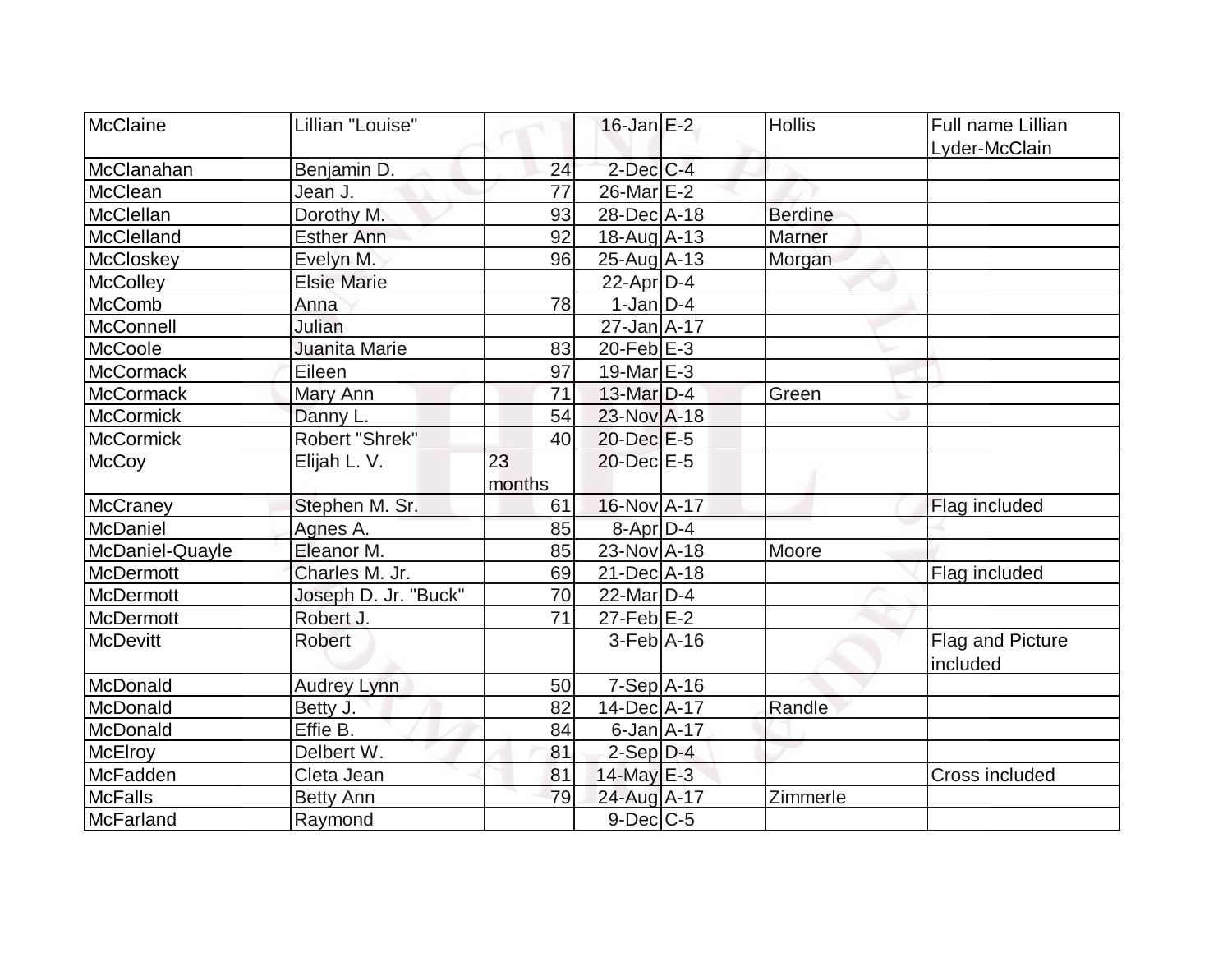| | | | | | | |
|---|---|---|---|---|---|---|
| McClaine | Lillian "Louise" | | 16-Jan | E-2 | Hollis | Full name Lillian Lyder-McClain |
| McClanahan | Benjamin D. | 24 | 2-Dec | C-4 | | |
| McClean | Jean J. | 77 | 26-Mar | E-2 | | |
| McClellan | Dorothy M. | 93 | 28-Dec | A-18 | Berdine | |
| McClelland | Esther Ann | 92 | 18-Aug | A-13 | Marner | |
| McCloskey | Evelyn M. | 96 | 25-Aug | A-13 | Morgan | |
| McColley | Elsie Marie | | 22-Apr | D-4 | | |
| McComb | Anna | 78 | 1-Jan | D-4 | | |
| McConnell | Julian | | 27-Jan | A-17 | | |
| McCoole | Juanita Marie | 83 | 20-Feb | E-3 | | |
| McCormack | Eileen | 97 | 19-Mar | E-3 | | |
| McCormack | Mary Ann | 71 | 13-Mar | D-4 | Green | |
| McCormick | Danny L. | 54 | 23-Nov | A-18 | | |
| McCormick | Robert "Shrek" | 40 | 20-Dec | E-5 | | |
| McCoy | Elijah L. V. | 23 months | 20-Dec | E-5 | | |
| McCraney | Stephen M. Sr. | 61 | 16-Nov | A-17 | | Flag included |
| McDaniel | Agnes A. | 85 | 8-Apr | D-4 | | |
| McDaniel-Quayle | Eleanor M. | 85 | 23-Nov | A-18 | Moore | |
| McDermott | Charles M. Jr. | 69 | 21-Dec | A-18 | | Flag included |
| McDermott | Joseph D. Jr. "Buck" | 70 | 22-Mar | D-4 | | |
| McDermott | Robert J. | 71 | 27-Feb | E-2 | | |
| McDevitt | Robert | | 3-Feb | A-16 | | Flag and Picture included |
| McDonald | Audrey Lynn | 50 | 7-Sep | A-16 | | |
| McDonald | Betty J. | 82 | 14-Dec | A-17 | Randle | |
| McDonald | Effie B. | 84 | 6-Jan | A-17 | | |
| McElroy | Delbert W. | 81 | 2-Sep | D-4 | | |
| McFadden | Cleta Jean | 81 | 14-May | E-3 | | Cross included |
| McFalls | Betty Ann | 79 | 24-Aug | A-17 | Zimmerle | |
| McFarland | Raymond | | 9-Dec | C-5 | | |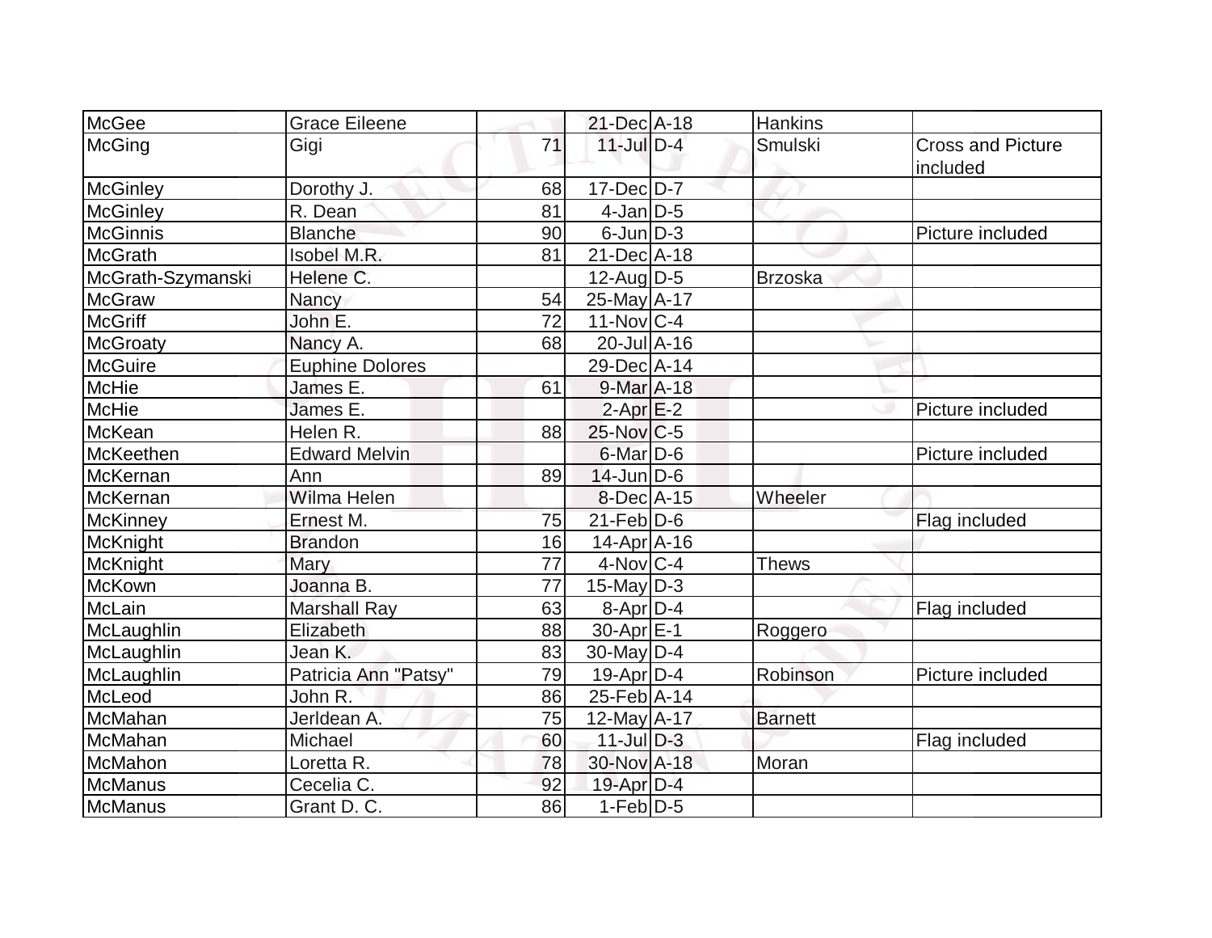| | | | | | | |
|---|---|---|---|---|---|---|
| McGee | Grace Eileene | | 21-Dec | A-18 | Hankins | |
| McGing | Gigi | 71 | 11-Jul | D-4 | Smulski | Cross and Picture included |
| McGinley | Dorothy J. | 68 | 17-Dec | D-7 | | |
| McGinley | R. Dean | 81 | 4-Jan | D-5 | | |
| McGinnis | Blanche | 90 | 6-Jun | D-3 | | Picture included |
| McGrath | Isobel M.R. | 81 | 21-Dec | A-18 | | |
| McGrath-Szymanski | Helene C. | | 12-Aug | D-5 | Brzoska | |
| McGraw | Nancy | 54 | 25-May | A-17 | | |
| McGriff | John E. | 72 | 11-Nov | C-4 | | |
| McGroaty | Nancy A. | 68 | 20-Jul | A-16 | | |
| McGuire | Euphine Dolores | | 29-Dec | A-14 | | |
| McHie | James E. | 61 | 9-Mar | A-18 | | |
| McHie | James E. | | 2-Apr | E-2 | | Picture included |
| McKean | Helen R. | 88 | 25-Nov | C-5 | | |
| McKeethen | Edward Melvin | | 6-Mar | D-6 | | Picture included |
| McKernan | Ann | 89 | 14-Jun | D-6 | | |
| McKernan | Wilma Helen | | 8-Dec | A-15 | Wheeler | |
| McKinney | Ernest M. | 75 | 21-Feb | D-6 | | Flag included |
| McKnight | Brandon | 16 | 14-Apr | A-16 | | |
| McKnight | Mary | 77 | 4-Nov | C-4 | Thews | |
| McKown | Joanna B. | 77 | 15-May | D-3 | | |
| McLain | Marshall Ray | 63 | 8-Apr | D-4 | | Flag included |
| McLaughlin | Elizabeth | 88 | 30-Apr | E-1 | Roggero | |
| McLaughlin | Jean K. | 83 | 30-May | D-4 | | |
| McLaughlin | Patricia Ann "Patsy" | 79 | 19-Apr | D-4 | Robinson | Picture included |
| McLeod | John R. | 86 | 25-Feb | A-14 | | |
| McMahan | Jerldean A. | 75 | 12-May | A-17 | Barnett | |
| McMahan | Michael | 60 | 11-Jul | D-3 | | Flag included |
| McMahon | Loretta R. | 78 | 30-Nov | A-18 | Moran | |
| McManus | Cecelia C. | 92 | 19-Apr | D-4 | | |
| McManus | Grant D. C. | 86 | 1-Feb | D-5 | | |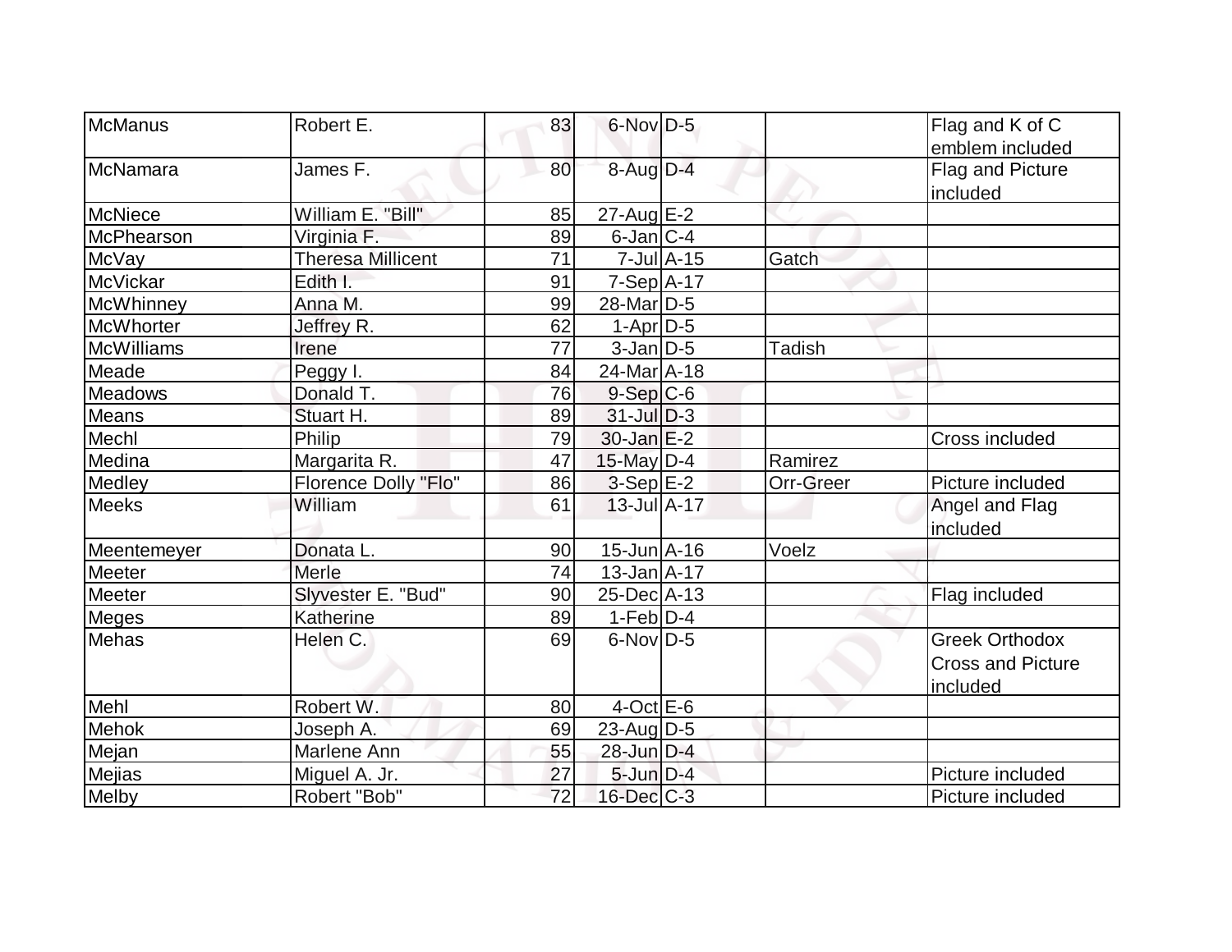| | | | | | | |
|---|---|---|---|---|---|---|
| McManus | Robert E. | 83 | 6-Nov | D-5 | | Flag and K of C emblem included |
| McNamara | James F. | 80 | 8-Aug | D-4 | | Flag and Picture included |
| McNiece | William E. "Bill" | 85 | 27-Aug | E-2 | | |
| McPhearson | Virginia F. | 89 | 6-Jan | C-4 | | |
| McVay | Theresa Millicent | 71 | 7-Jul | A-15 | Gatch | |
| McVickar | Edith I. | 91 | 7-Sep | A-17 | | |
| McWhinney | Anna M. | 99 | 28-Mar | D-5 | | |
| McWhorter | Jeffrey R. | 62 | 1-Apr | D-5 | | |
| McWilliams | Irene | 77 | 3-Jan | D-5 | Tadish | |
| Meade | Peggy I. | 84 | 24-Mar | A-18 | | |
| Meadows | Donald T. | 76 | 9-Sep | C-6 | | |
| Means | Stuart H. | 89 | 31-Jul | D-3 | | |
| Mechl | Philip | 79 | 30-Jan | E-2 | | Cross included |
| Medina | Margarita R. | 47 | 15-May | D-4 | Ramirez | |
| Medley | Florence Dolly "Flo" | 86 | 3-Sep | E-2 | Orr-Greer | Picture included |
| Meeks | William | 61 | 13-Jul | A-17 | | Angel and Flag included |
| Meentemeyer | Donata L. | 90 | 15-Jun | A-16 | Voelz | |
| Meeter | Merle | 74 | 13-Jan | A-17 | | |
| Meeter | Slyvester E. "Bud" | 90 | 25-Dec | A-13 | | Flag included |
| Meges | Katherine | 89 | 1-Feb | D-4 | | |
| Mehas | Helen C. | 69 | 6-Nov | D-5 | | Greek Orthodox Cross and Picture included |
| Mehl | Robert W. | 80 | 4-Oct | E-6 | | |
| Mehok | Joseph A. | 69 | 23-Aug | D-5 | | |
| Mejan | Marlene Ann | 55 | 28-Jun | D-4 | | |
| Mejias | Miguel A. Jr. | 27 | 5-Jun | D-4 | | Picture included |
| Melby | Robert "Bob" | 72 | 16-Dec | C-3 | | Picture included |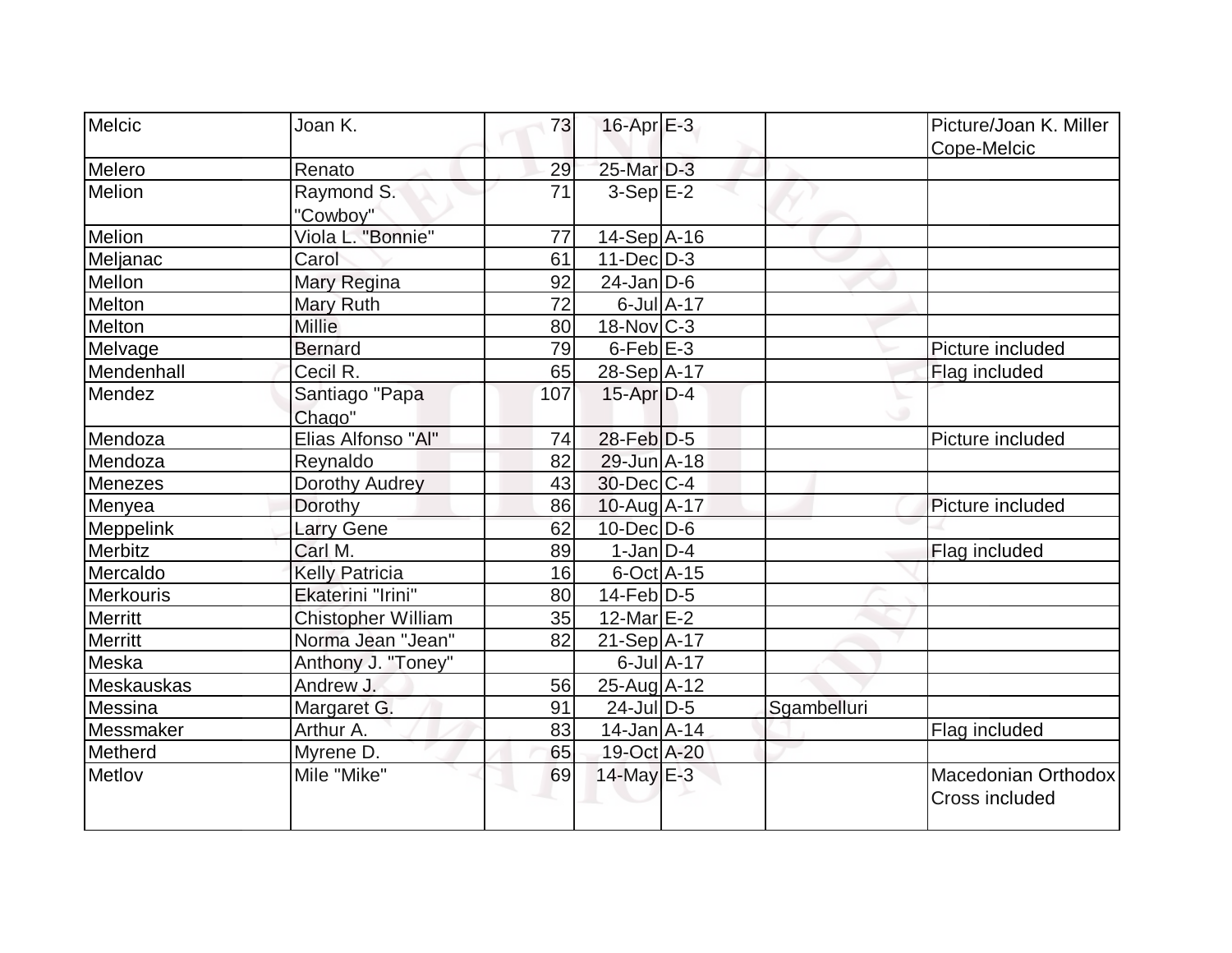| | | | | | | |
|---|---|---|---|---|---|---|
| Melcic | Joan K. | 73 | 16-Apr | E-3 | | Picture/Joan K. Miller Cope-Melcic |
| Melero | Renato | 29 | 25-Mar | D-3 | | |
| Melion | Raymond S. "Cowboy" | 71 | 3-Sep | E-2 | | |
| Melion | Viola L. "Bonnie" | 77 | 14-Sep | A-16 | | |
| Meljanac | Carol | 61 | 11-Dec | D-3 | | |
| Mellon | Mary Regina | 92 | 24-Jan | D-6 | | |
| Melton | Mary Ruth | 72 | 6-Jul | A-17 | | |
| Melton | Millie | 80 | 18-Nov | C-3 | | |
| Melvage | Bernard | 79 | 6-Feb | E-3 | | Picture included |
| Mendenhall | Cecil R. | 65 | 28-Sep | A-17 | | Flag included |
| Mendez | Santiago "Papa Chago" | 107 | 15-Apr | D-4 | | |
| Mendoza | Elias Alfonso "Al" | 74 | 28-Feb | D-5 | | Picture included |
| Mendoza | Reynaldo | 82 | 29-Jun | A-18 | | |
| Menezes | Dorothy Audrey | 43 | 30-Dec | C-4 | | |
| Menyea | Dorothy | 86 | 10-Aug | A-17 | | Picture included |
| Meppelink | Larry Gene | 62 | 10-Dec | D-6 | | |
| Merbitz | Carl M. | 89 | 1-Jan | D-4 | | Flag included |
| Mercaldo | Kelly Patricia | 16 | 6-Oct | A-15 | | |
| Merkouris | Ekaterini "Irini" | 80 | 14-Feb | D-5 | | |
| Merritt | Chistopher William | 35 | 12-Mar | E-2 | | |
| Merritt | Norma Jean "Jean" | 82 | 21-Sep | A-17 | | |
| Meska | Anthony J. "Toney" | | 6-Jul | A-17 | | |
| Meskauskas | Andrew J. | 56 | 25-Aug | A-12 | | |
| Messina | Margaret G. | 91 | 24-Jul | D-5 | Sgambelluri | |
| Messmaker | Arthur A. | 83 | 14-Jan | A-14 | | Flag included |
| Metherd | Myrene D. | 65 | 19-Oct | A-20 | | |
| Metlov | Mile "Mike" | 69 | 14-May | E-3 | | Macedonian Orthodox Cross included |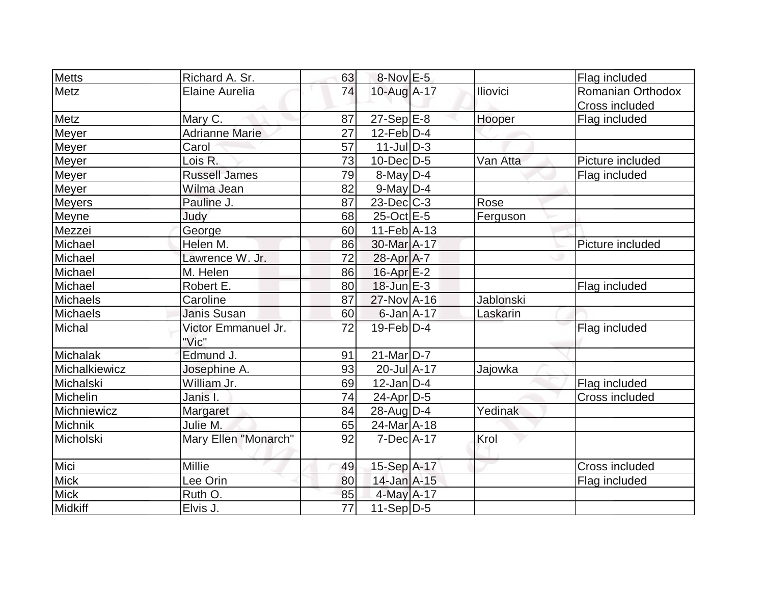| | | | | | | |
|---|---|---|---|---|---|---|
| Metts | Richard A. Sr. | 63 | 8-Nov | E-5 | | Flag included |
| Metz | Elaine Aurelia | 74 | 10-Aug | A-17 | Iliovici | Romanian Orthodox Cross included |
| Metz | Mary C. | 87 | 27-Sep | E-8 | Hooper | Flag included |
| Meyer | Adrianne Marie | 27 | 12-Feb | D-4 | | |
| Meyer | Carol | 57 | 11-Jul | D-3 | | |
| Meyer | Lois R. | 73 | 10-Dec | D-5 | Van Atta | Picture included |
| Meyer | Russell James | 79 | 8-May | D-4 | | Flag included |
| Meyer | Wilma Jean | 82 | 9-May | D-4 | | |
| Meyers | Pauline J. | 87 | 23-Dec | C-3 | Rose | |
| Meyne | Judy | 68 | 25-Oct | E-5 | Ferguson | |
| Mezzei | George | 60 | 11-Feb | A-13 | | |
| Michael | Helen M. | 86 | 30-Mar | A-17 | | Picture included |
| Michael | Lawrence W. Jr. | 72 | 28-Apr | A-7 | | |
| Michael | M. Helen | 86 | 16-Apr | E-2 | | |
| Michael | Robert E. | 80 | 18-Jun | E-3 | | Flag included |
| Michaels | Caroline | 87 | 27-Nov | A-16 | Jablonski | |
| Michaels | Janis Susan | 60 | 6-Jan | A-17 | Laskarin | |
| Michal | Victor Emmanuel Jr. "Vic" | 72 | 19-Feb | D-4 | | Flag included |
| Michalak | Edmund J. | 91 | 21-Mar | D-7 | | |
| Michalkiewicz | Josephine A. | 93 | 20-Jul | A-17 | Jajowka | |
| Michalski | William Jr. | 69 | 12-Jan | D-4 | | Flag included |
| Michelin | Janis I. | 74 | 24-Apr | D-5 | | Cross included |
| Michniewicz | Margaret | 84 | 28-Aug | D-4 | Yedinak | |
| Michnik | Julie M. | 65 | 24-Mar | A-18 | | |
| Micholski | Mary Ellen "Monarch" | 92 | 7-Dec | A-17 | Krol | |
| Mici | Millie | 49 | 15-Sep | A-17 | | Cross included |
| Mick | Lee Orin | 80 | 14-Jan | A-15 | | Flag included |
| Mick | Ruth O. | 85 | 4-May | A-17 | | |
| Midkiff | Elvis J. | 77 | 11-Sep | D-5 | | |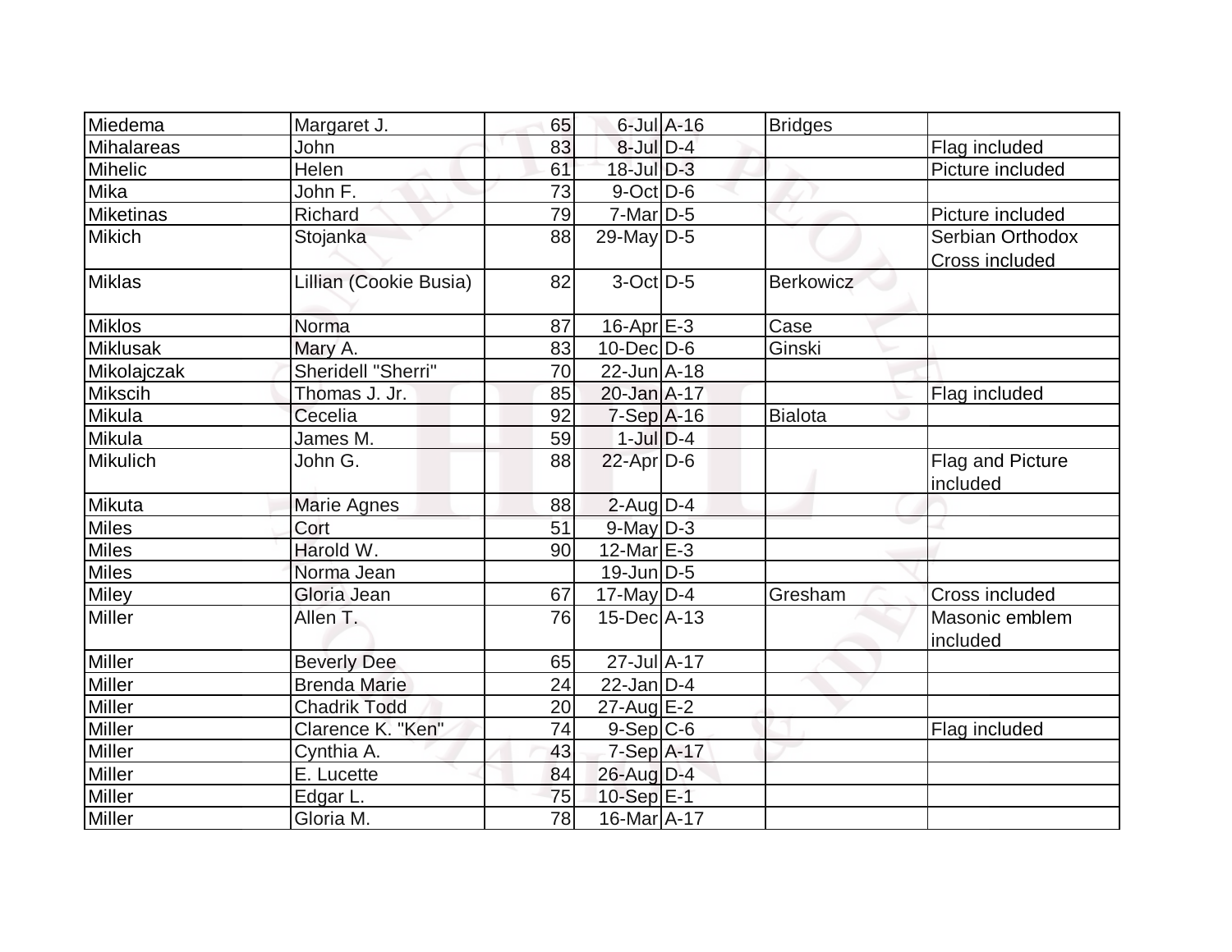| | | | | | | |
|---|---|---|---|---|---|---|
| Miedema | Margaret J. | 65 | 6-Jul | A-16 | Bridges | |
| Mihalareas | John | 83 | 8-Jul | D-4 | | Flag included |
| Mihelic | Helen | 61 | 18-Jul | D-3 | | Picture included |
| Mika | John F. | 73 | 9-Oct | D-6 | | |
| Miketinas | Richard | 79 | 7-Mar | D-5 | | Picture included |
| Mikich | Stojanka | 88 | 29-May | D-5 | | Serbian Orthodox Cross included |
| Miklas | Lillian (Cookie Busia) | 82 | 3-Oct | D-5 | Berkowicz | |
| Miklos | Norma | 87 | 16-Apr | E-3 | Case | |
| Miklusak | Mary A. | 83 | 10-Dec | D-6 | Ginski | |
| Mikolajczak | Sheridell "Sherri" | 70 | 22-Jun | A-18 | | |
| Mikscih | Thomas J. Jr. | 85 | 20-Jan | A-17 | | Flag included |
| Mikula | Cecelia | 92 | 7-Sep | A-16 | Bialota | |
| Mikula | James M. | 59 | 1-Jul | D-4 | | |
| Mikulich | John G. | 88 | 22-Apr | D-6 | | Flag and Picture included |
| Mikuta | Marie Agnes | 88 | 2-Aug | D-4 | | |
| Miles | Cort | 51 | 9-May | D-3 | | |
| Miles | Harold W. | 90 | 12-Mar | E-3 | | |
| Miles | Norma Jean | | 19-Jun | D-5 | | |
| Miley | Gloria Jean | 67 | 17-May | D-4 | Gresham | Cross included |
| Miller | Allen T. | 76 | 15-Dec | A-13 | | Masonic emblem included |
| Miller | Beverly Dee | 65 | 27-Jul | A-17 | | |
| Miller | Brenda Marie | 24 | 22-Jan | D-4 | | |
| Miller | Chadrik Todd | 20 | 27-Aug | E-2 | | |
| Miller | Clarence K. "Ken" | 74 | 9-Sep | C-6 | | Flag included |
| Miller | Cynthia A. | 43 | 7-Sep | A-17 | | |
| Miller | E. Lucette | 84 | 26-Aug | D-4 | | |
| Miller | Edgar L. | 75 | 10-Sep | E-1 | | |
| Miller | Gloria M. | 78 | 16-Mar | A-17 | | |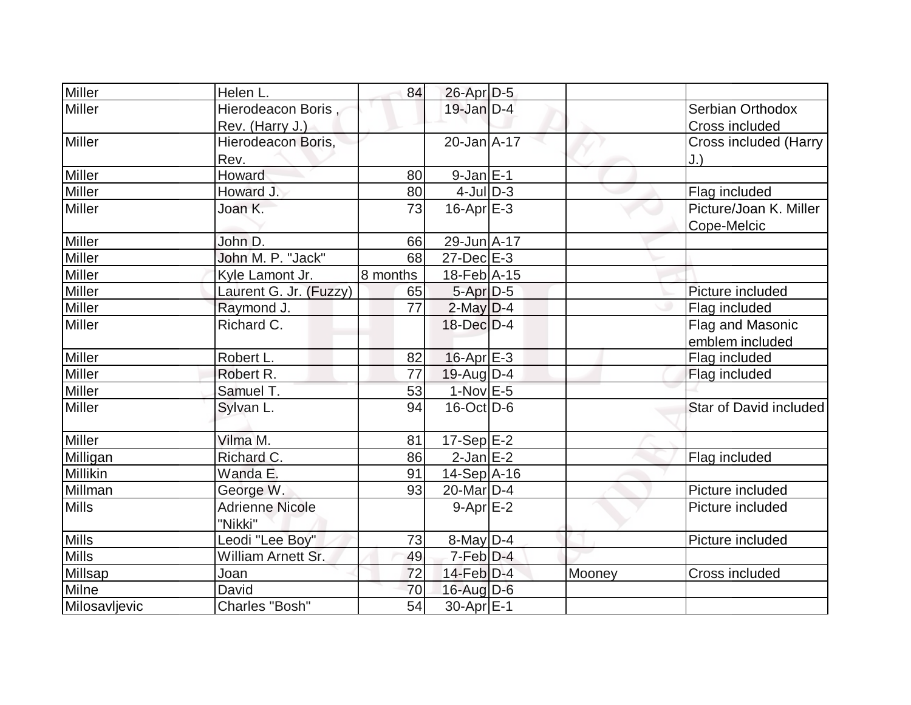| | | | | | | |
|---|---|---|---|---|---|---|
| Miller | Helen L. | 84 | 26-Apr | D-5 | | |
| Miller | Hierodeacon Boris , Rev. (Harry J.) | | 19-Jan | D-4 | | Serbian Orthodox Cross included |
| Miller | Hierodeacon Boris, Rev. | | 20-Jan | A-17 | | Cross included (Harry J.) |
| Miller | Howard | 80 | 9-Jan | E-1 | | |
| Miller | Howard J. | 80 | 4-Jul | D-3 | | Flag included |
| Miller | Joan K. | 73 | 16-Apr | E-3 | | Picture/Joan K. Miller Cope-Melcic |
| Miller | John D. | 66 | 29-Jun | A-17 | | |
| Miller | John M. P. "Jack" | 68 | 27-Dec | E-3 | | |
| Miller | Kyle Lamont Jr. | 8 months | 18-Feb | A-15 | | |
| Miller | Laurent G. Jr. (Fuzzy) | 65 | 5-Apr | D-5 | | Picture included |
| Miller | Raymond J. | 77 | 2-May | D-4 | | Flag included |
| Miller | Richard C. | | 18-Dec | D-4 | | Flag and Masonic emblem included |
| Miller | Robert L. | 82 | 16-Apr | E-3 | | Flag included |
| Miller | Robert R. | 77 | 19-Aug | D-4 | | Flag included |
| Miller | Samuel T. | 53 | 1-Nov | E-5 | | |
| Miller | Sylvan L. | 94 | 16-Oct | D-6 | | Star of David included |
| Miller | Vilma M. | 81 | 17-Sep | E-2 | | |
| Milligan | Richard C. | 86 | 2-Jan | E-2 | | Flag included |
| Millikin | Wanda E. | 91 | 14-Sep | A-16 | | |
| Millman | George W. | 93 | 20-Mar | D-4 | | Picture included |
| Mills | Adrienne Nicole "Nikki" | | 9-Apr | E-2 | | Picture included |
| Mills | Leodi "Lee Boy" | 73 | 8-May | D-4 | | Picture included |
| Mills | William Arnett Sr. | 49 | 7-Feb | D-4 | | |
| Millsap | Joan | 72 | 14-Feb | D-4 | Mooney | Cross included |
| Milne | David | 70 | 16-Aug | D-6 | | |
| Milosavljevic | Charles "Bosh" | 54 | 30-Apr | E-1 | | |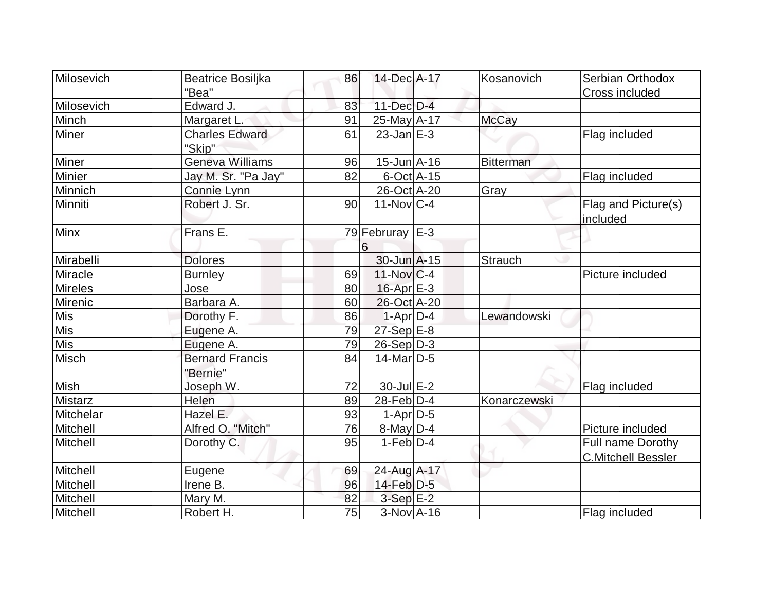| | | | | | | |
|---|---|---|---|---|---|---|
| Milosevich | Beatrice Bosiljka "Bea" | 86 | 14-Dec | A-17 | Kosanovich | Serbian Orthodox Cross included |
| Milosevich | Edward J. | 83 | 11-Dec | D-4 | | |
| Minch | Margaret L. | 91 | 25-May | A-17 | McCay | |
| Miner | Charles Edward "Skip" | 61 | 23-Jan | E-3 | | Flag included |
| Miner | Geneva Williams | 96 | 15-Jun | A-16 | Bitterman | |
| Minier | Jay M. Sr. "Pa Jay" | 82 | 6-Oct | A-15 | | Flag included |
| Minnich | Connie Lynn | | 26-Oct | A-20 | Gray | |
| Minniti | Robert J. Sr. | 90 | 11-Nov | C-4 | | Flag and Picture(s) included |
| Minx | Frans E. | 79 | Februray 6 | E-3 | | |
| Mirabelli | Dolores | | 30-Jun | A-15 | Strauch | |
| Miracle | Burnley | 69 | 11-Nov | C-4 | | Picture included |
| Mireles | Jose | 80 | 16-Apr | E-3 | | |
| Mirenic | Barbara A. | 60 | 26-Oct | A-20 | | |
| Mis | Dorothy F. | 86 | 1-Apr | D-4 | Lewandowski | |
| Mis | Eugene A. | 79 | 27-Sep | E-8 | | |
| Mis | Eugene A. | 79 | 26-Sep | D-3 | | |
| Misch | Bernard Francis "Bernie" | 84 | 14-Mar | D-5 | | |
| Mish | Joseph W. | 72 | 30-Jul | E-2 | | Flag included |
| Mistarz | Helen | 89 | 28-Feb | D-4 | Konarczewski | |
| Mitchelar | Hazel E. | 93 | 1-Apr | D-5 | | |
| Mitchell | Alfred O. "Mitch" | 76 | 8-May | D-4 | | Picture included |
| Mitchell | Dorothy C. | 95 | 1-Feb | D-4 | | Full name Dorothy C.Mitchell Bessler |
| Mitchell | Eugene | 69 | 24-Aug | A-17 | | |
| Mitchell | Irene B. | 96 | 14-Feb | D-5 | | |
| Mitchell | Mary M. | 82 | 3-Sep | E-2 | | |
| Mitchell | Robert H. | 75 | 3-Nov | A-16 | | Flag included |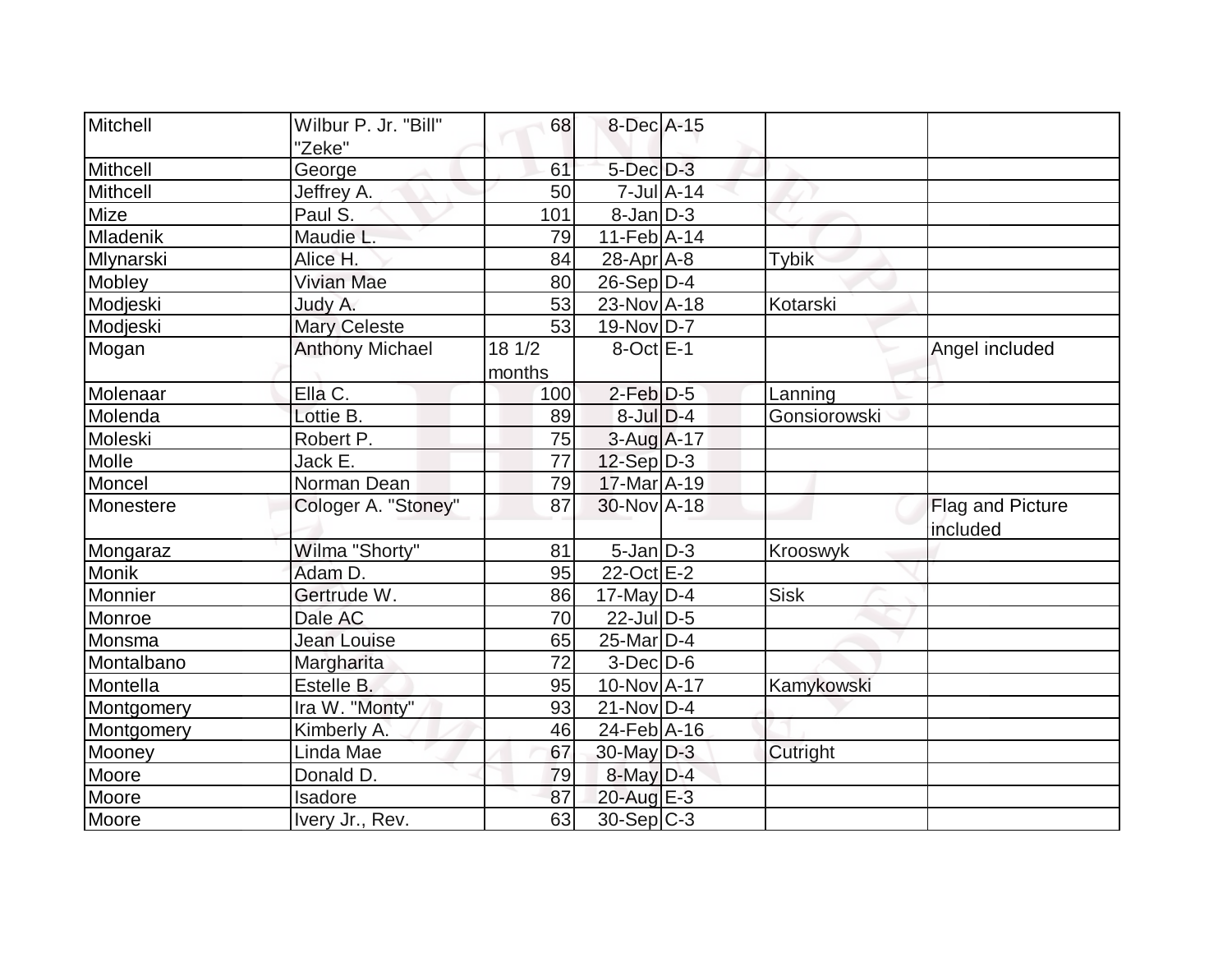| | | | | | | |
|---|---|---|---|---|---|---|
| Mitchell | Wilbur P. Jr. "Bill" "Zeke" | 68 | 8-Dec | A-15 | | |
| Mithcell | George | 61 | 5-Dec | D-3 | | |
| Mithcell | Jeffrey A. | 50 | 7-Jul | A-14 | | |
| Mize | Paul S. | 101 | 8-Jan | D-3 | | |
| Mladenik | Maudie L. | 79 | 11-Feb | A-14 | | |
| Mlynarski | Alice H. | 84 | 28-Apr | A-8 | Tybik | |
| Mobley | Vivian Mae | 80 | 26-Sep | D-4 | | |
| Modjeski | Judy A. | 53 | 23-Nov | A-18 | Kotarski | |
| Modjeski | Mary Celeste | 53 | 19-Nov | D-7 | | |
| Mogan | Anthony Michael | 18 1/2 months | 8-Oct | E-1 | | Angel included |
| Molenaar | Ella C. | 100 | 2-Feb | D-5 | Lanning | |
| Molenda | Lottie B. | 89 | 8-Jul | D-4 | Gonsiorowski | |
| Moleski | Robert P. | 75 | 3-Aug | A-17 | | |
| Molle | Jack E. | 77 | 12-Sep | D-3 | | |
| Moncel | Norman Dean | 79 | 17-Mar | A-19 | | |
| Monestere | Cologer A. "Stoney" | 87 | 30-Nov | A-18 | | Flag and Picture included |
| Mongaraz | Wilma "Shorty" | 81 | 5-Jan | D-3 | Krooswyk | |
| Monik | Adam D. | 95 | 22-Oct | E-2 | | |
| Monnier | Gertrude W. | 86 | 17-May | D-4 | Sisk | |
| Monroe | Dale AC | 70 | 22-Jul | D-5 | | |
| Monsma | Jean Louise | 65 | 25-Mar | D-4 | | |
| Montalbano | Margharita | 72 | 3-Dec | D-6 | | |
| Montella | Estelle B. | 95 | 10-Nov | A-17 | Kamykowski | |
| Montgomery | Ira W. "Monty" | 93 | 21-Nov | D-4 | | |
| Montgomery | Kimberly A. | 46 | 24-Feb | A-16 | | |
| Mooney | Linda Mae | 67 | 30-May | D-3 | Cutright | |
| Moore | Donald D. | 79 | 8-May | D-4 | | |
| Moore | Isadore | 87 | 20-Aug | E-3 | | |
| Moore | Ivery Jr., Rev. | 63 | 30-Sep | C-3 | | |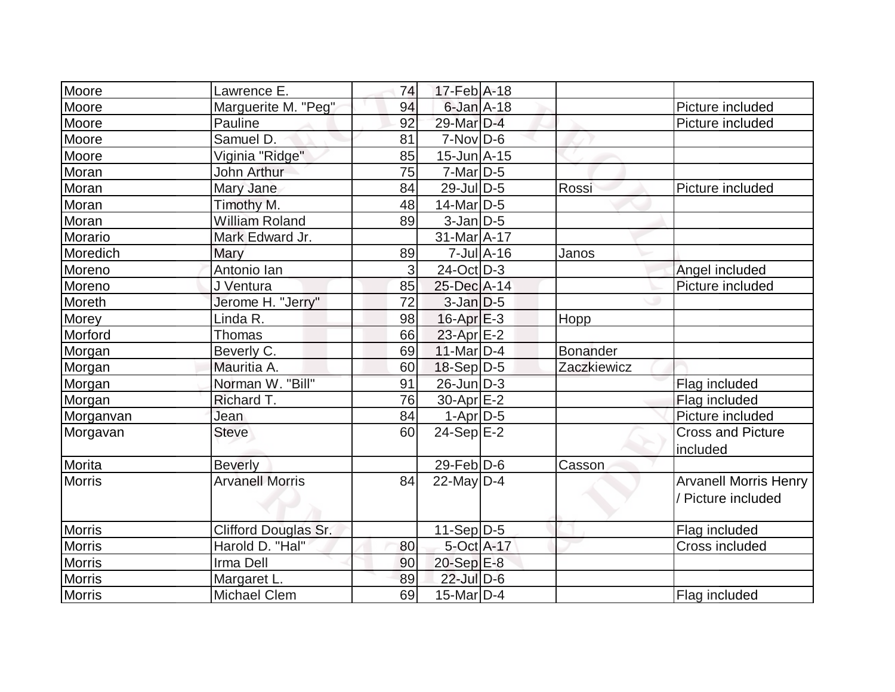| | | | | | | |
|---|---|---|---|---|---|---|
| Moore | Lawrence E. | 74 | 17-Feb | A-18 | | |
| Moore | Marguerite M. "Peg" | 94 | 6-Jan | A-18 | | Picture included |
| Moore | Pauline | 92 | 29-Mar | D-4 | | Picture included |
| Moore | Samuel D. | 81 | 7-Nov | D-6 | | |
| Moore | Viginia "Ridge" | 85 | 15-Jun | A-15 | | |
| Moran | John Arthur | 75 | 7-Mar | D-5 | | |
| Moran | Mary Jane | 84 | 29-Jul | D-5 | Rossi | Picture included |
| Moran | Timothy M. | 48 | 14-Mar | D-5 | | |
| Moran | William Roland | 89 | 3-Jan | D-5 | | |
| Morario | Mark Edward Jr. | | 31-Mar | A-17 | | |
| Moredich | Mary | 89 | 7-Jul | A-16 | Janos | |
| Moreno | Antonio Ian | 3 | 24-Oct | D-3 | | Angel included |
| Moreno | J Ventura | 85 | 25-Dec | A-14 | | Picture included |
| Moreth | Jerome H. "Jerry" | 72 | 3-Jan | D-5 | | |
| Morey | Linda R. | 98 | 16-Apr | E-3 | Hopp | |
| Morford | Thomas | 66 | 23-Apr | E-2 | | |
| Morgan | Beverly C. | 69 | 11-Mar | D-4 | Bonander | |
| Morgan | Mauritia A. | 60 | 18-Sep | D-5 | Zaczkiewicz | |
| Morgan | Norman W. "Bill" | 91 | 26-Jun | D-3 | | Flag included |
| Morgan | Richard T. | 76 | 30-Apr | E-2 | | Flag included |
| Morganvan | Jean | 84 | 1-Apr | D-5 | | Picture included |
| Morgavan | Steve | 60 | 24-Sep | E-2 | | Cross and Picture included |
| Morita | Beverly | | 29-Feb | D-6 | Casson | |
| Morris | Arvanell Morris | 84 | 22-May | D-4 | | Arvanell Morris Henry / Picture included |
| Morris | Clifford Douglas Sr. | | 11-Sep | D-5 | | Flag included |
| Morris | Harold D. "Hal" | 80 | 5-Oct | A-17 | | Cross included |
| Morris | Irma Dell | 90 | 20-Sep | E-8 | | |
| Morris | Margaret L. | 89 | 22-Jul | D-6 | | |
| Morris | Michael Clem | 69 | 15-Mar | D-4 | | Flag included |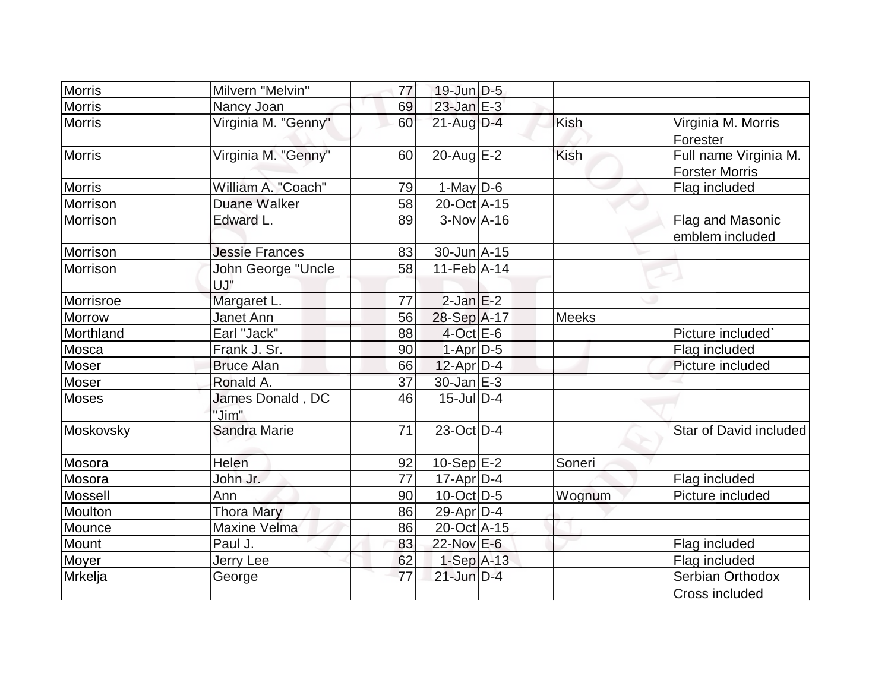| | | | | | | |
|---|---|---|---|---|---|---|
| Morris | Milvern "Melvin" | 77 | 19-Jun | D-5 | | |
| Morris | Nancy Joan | 69 | 23-Jan | E-3 | | |
| Morris | Virginia M. "Genny" | 60 | 21-Aug | D-4 | Kish | Virginia M. Morris Forester |
| Morris | Virginia M. "Genny" | 60 | 20-Aug | E-2 | Kish | Full name Virginia M. Forster Morris |
| Morris | William A. "Coach" | 79 | 1-May | D-6 | | Flag included |
| Morrison | Duane Walker | 58 | 20-Oct | A-15 | | |
| Morrison | Edward L. | 89 | 3-Nov | A-16 | | Flag and Masonic emblem included |
| Morrison | Jessie Frances | 83 | 30-Jun | A-15 | | |
| Morrison | John George "Uncle UJ" | 58 | 11-Feb | A-14 | | |
| Morrisroe | Margaret L. | 77 | 2-Jan | E-2 | | |
| Morrow | Janet Ann | 56 | 28-Sep | A-17 | Meeks | |
| Morthland | Earl "Jack" | 88 | 4-Oct | E-6 | | Picture included` |
| Mosca | Frank J. Sr. | 90 | 1-Apr | D-5 | | Flag included |
| Moser | Bruce Alan | 66 | 12-Apr | D-4 | | Picture included |
| Moser | Ronald A. | 37 | 30-Jan | E-3 | | |
| Moses | James Donald , DC "Jim" | 46 | 15-Jul | D-4 | | |
| Moskovsky | Sandra Marie | 71 | 23-Oct | D-4 | | Star of David included |
| Mosora | Helen | 92 | 10-Sep | E-2 | Soneri | |
| Mosora | John Jr. | 77 | 17-Apr | D-4 | | Flag included |
| Mossell | Ann | 90 | 10-Oct | D-5 | Wognum | Picture included |
| Moulton | Thora Mary | 86 | 29-Apr | D-4 | | |
| Mounce | Maxine Velma | 86 | 20-Oct | A-15 | | |
| Mount | Paul J. | 83 | 22-Nov | E-6 | | Flag included |
| Moyer | Jerry Lee | 62 | 1-Sep | A-13 | | Flag included |
| Mrkelja | George | 77 | 21-Jun | D-4 | | Serbian Orthodox Cross included |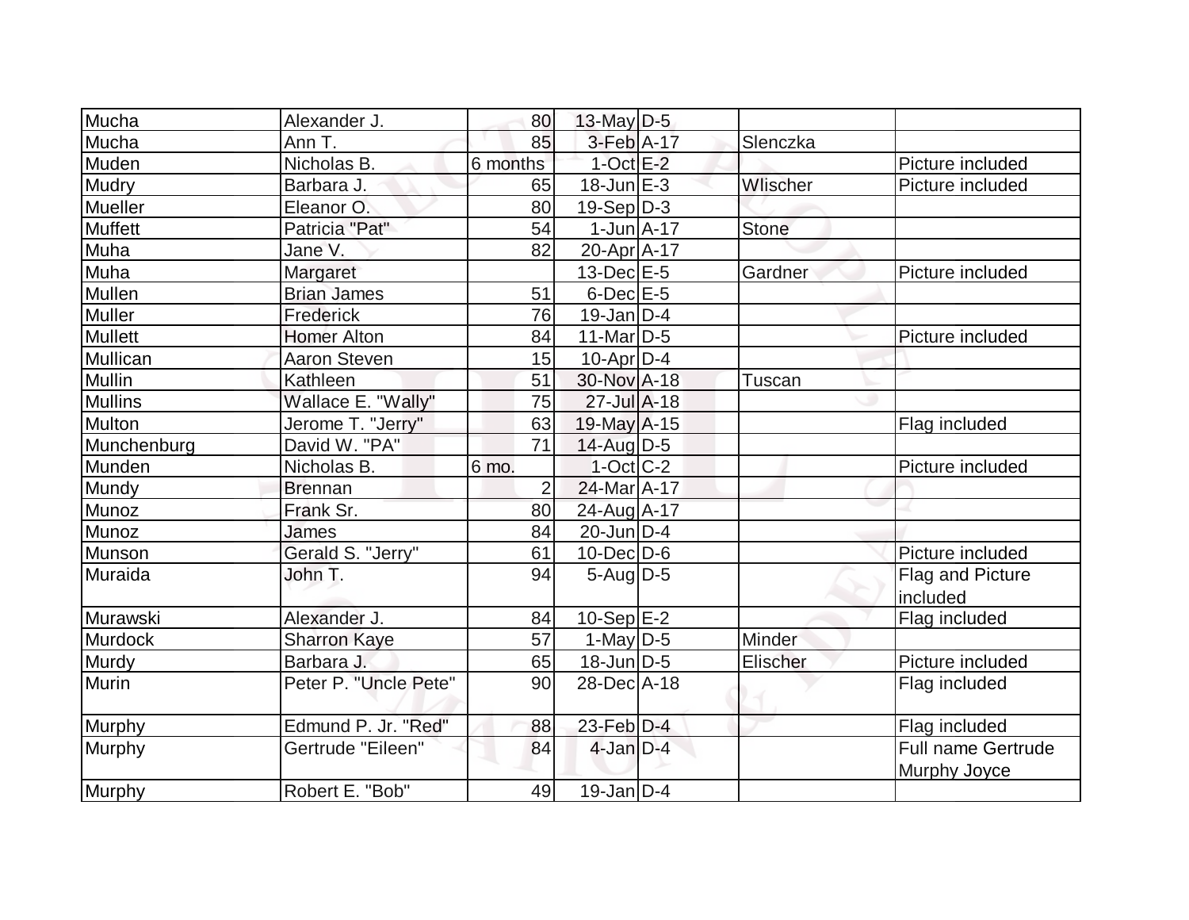| | | | | | | |
|---|---|---|---|---|---|---|
| Mucha | Alexander J. | 80 | 13-May | D-5 | | |
| Mucha | Ann T. | 85 | 3-Feb | A-17 | Slenczka | |
| Muden | Nicholas B. | 6 months | 1-Oct | E-2 | | Picture included |
| Mudry | Barbara J. | 65 | 18-Jun | E-3 | Wlischer | Picture included |
| Mueller | Eleanor O. | 80 | 19-Sep | D-3 | | |
| Muffett | Patricia "Pat" | 54 | 1-Jun | A-17 | Stone | |
| Muha | Jane V. | 82 | 20-Apr | A-17 | | |
| Muha | Margaret | | 13-Dec | E-5 | Gardner | Picture included |
| Mullen | Brian James | 51 | 6-Dec | E-5 | | |
| Muller | Frederick | 76 | 19-Jan | D-4 | | |
| Mullett | Homer Alton | 84 | 11-Mar | D-5 | | Picture included |
| Mullican | Aaron Steven | 15 | 10-Apr | D-4 | | |
| Mullin | Kathleen | 51 | 30-Nov | A-18 | Tuscan | |
| Mullins | Wallace E. "Wally" | 75 | 27-Jul | A-18 | | |
| Multon | Jerome T. "Jerry" | 63 | 19-May | A-15 | | Flag included |
| Munchenburg | David W. "PA" | 71 | 14-Aug | D-5 | | |
| Munden | Nicholas B. | 6 mo. | 1-Oct | C-2 | | Picture included |
| Mundy | Brennan | 2 | 24-Mar | A-17 | | |
| Munoz | Frank Sr. | 80 | 24-Aug | A-17 | | |
| Munoz | James | 84 | 20-Jun | D-4 | | |
| Munson | Gerald S. "Jerry" | 61 | 10-Dec | D-6 | | Picture included |
| Muraida | John T. | 94 | 5-Aug | D-5 | | Flag and Picture included |
| Murawski | Alexander J. | 84 | 10-Sep | E-2 | | Flag included |
| Murdock | Sharron Kaye | 57 | 1-May | D-5 | Minder | |
| Murdy | Barbara J. | 65 | 18-Jun | D-5 | Elischer | Picture included |
| Murin | Peter P. "Uncle Pete" | 90 | 28-Dec | A-18 | | Flag included |
| Murphy | Edmund P. Jr. "Red" | 88 | 23-Feb | D-4 | | Flag included |
| Murphy | Gertrude "Eileen" | 84 | 4-Jan | D-4 | | Full name Gertrude Murphy Joyce |
| Murphy | Robert E. "Bob" | 49 | 19-Jan | D-4 | | |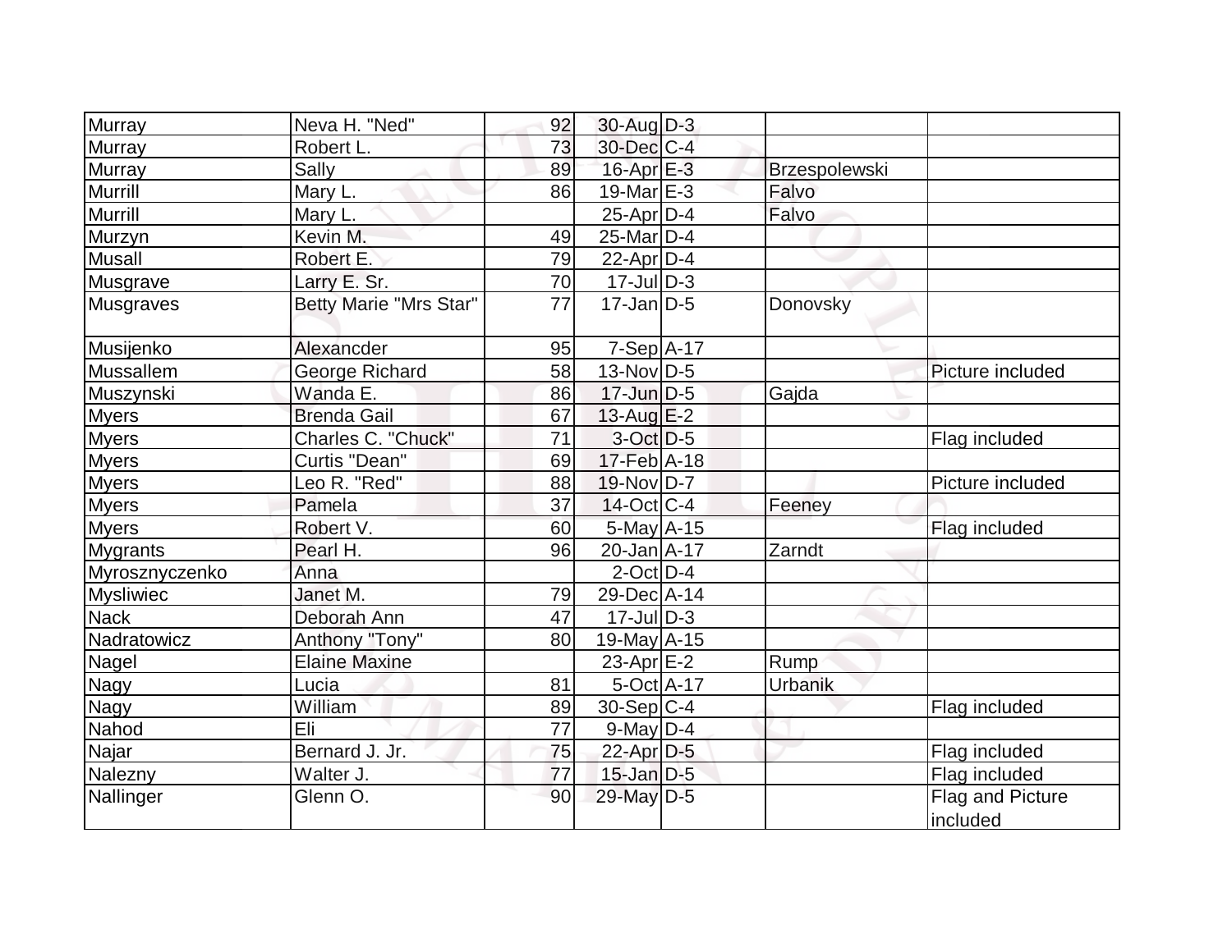| | | | | | | |
|---|---|---|---|---|---|---|
| Murray | Neva H. "Ned" | 92 | 30-Aug | D-3 | | |
| Murray | Robert L. | 73 | 30-Dec | C-4 | | |
| Murray | Sally | 89 | 16-Apr | E-3 | Brzespolewski | |
| Murrill | Mary L. | 86 | 19-Mar | E-3 | Falvo | |
| Murrill | Mary L. | | 25-Apr | D-4 | Falvo | |
| Murzyn | Kevin M. | 49 | 25-Mar | D-4 | | |
| Musall | Robert E. | 79 | 22-Apr | D-4 | | |
| Musgrave | Larry E. Sr. | 70 | 17-Jul | D-3 | | |
| Musgraves | Betty Marie "Mrs Star" | 77 | 17-Jan | D-5 | Donovsky | |
| Musijenko | Alexancder | 95 | 7-Sep | A-17 | | |
| Mussallem | George Richard | 58 | 13-Nov | D-5 | | Picture included |
| Muszynski | Wanda E. | 86 | 17-Jun | D-5 | Gajda | |
| Myers | Brenda Gail | 67 | 13-Aug | E-2 | | |
| Myers | Charles C. "Chuck" | 71 | 3-Oct | D-5 | | Flag included |
| Myers | Curtis "Dean" | 69 | 17-Feb | A-18 | | |
| Myers | Leo R. "Red" | 88 | 19-Nov | D-7 | | Picture included |
| Myers | Pamela | 37 | 14-Oct | C-4 | Feeney | |
| Myers | Robert V. | 60 | 5-May | A-15 | | Flag included |
| Mygrants | Pearl H. | 96 | 20-Jan | A-17 | Zarndt | |
| Myrosznyczenko | Anna | | 2-Oct | D-4 | | |
| Mysliwiec | Janet M. | 79 | 29-Dec | A-14 | | |
| Nack | Deborah Ann | 47 | 17-Jul | D-3 | | |
| Nadratowicz | Anthony "Tony" | 80 | 19-May | A-15 | | |
| Nagel | Elaine Maxine | | 23-Apr | E-2 | Rump | |
| Nagy | Lucia | 81 | 5-Oct | A-17 | Urbanik | |
| Nagy | William | 89 | 30-Sep | C-4 | | Flag included |
| Nahod | Eli | 77 | 9-May | D-4 | | |
| Najar | Bernard J. Jr. | 75 | 22-Apr | D-5 | | Flag included |
| Nalezny | Walter J. | 77 | 15-Jan | D-5 | | Flag included |
| Nallinger | Glenn O. | 90 | 29-May | D-5 | | Flag and Picture included |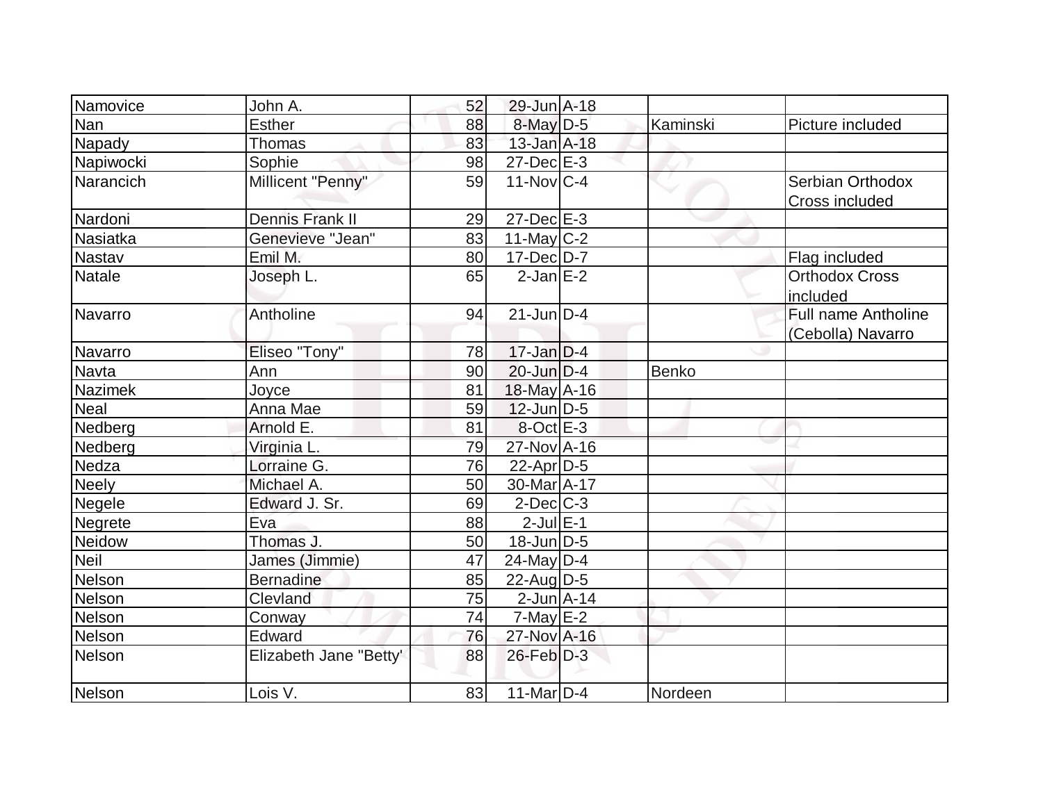| | | | | | | |
|---|---|---|---|---|---|---|
| Namovice | John A. | 52 | 29-Jun | A-18 | | |
| Nan | Esther | 88 | 8-May | D-5 | Kaminski | Picture included |
| Napady | Thomas | 83 | 13-Jan | A-18 | | |
| Napiwocki | Sophie | 98 | 27-Dec | E-3 | | |
| Narancich | Millicent "Penny" | 59 | 11-Nov | C-4 | | Serbian Orthodox Cross included |
| Nardoni | Dennis Frank II | 29 | 27-Dec | E-3 | | |
| Nasiatka | Genevieve "Jean" | 83 | 11-May | C-2 | | |
| Nastav | Emil M. | 80 | 17-Dec | D-7 | | Flag included |
| Natale | Joseph L. | 65 | 2-Jan | E-2 | | Orthodox Cross included |
| Navarro | Antholine | 94 | 21-Jun | D-4 | | Full name Antholine (Cebolla) Navarro |
| Navarro | Eliseo "Tony" | 78 | 17-Jan | D-4 | | |
| Navta | Ann | 90 | 20-Jun | D-4 | Benko | |
| Nazimek | Joyce | 81 | 18-May | A-16 | | |
| Neal | Anna Mae | 59 | 12-Jun | D-5 | | |
| Nedberg | Arnold E. | 81 | 8-Oct | E-3 | | |
| Nedberg | Virginia L. | 79 | 27-Nov | A-16 | | |
| Nedza | Lorraine G. | 76 | 22-Apr | D-5 | | |
| Neely | Michael A. | 50 | 30-Mar | A-17 | | |
| Negele | Edward J. Sr. | 69 | 2-Dec | C-3 | | |
| Negrete | Eva | 88 | 2-Jul | E-1 | | |
| Neidow | Thomas J. | 50 | 18-Jun | D-5 | | |
| Neil | James (Jimmie) | 47 | 24-May | D-4 | | |
| Nelson | Bernadine | 85 | 22-Aug | D-5 | | |
| Nelson | Clevland | 75 | 2-Jun | A-14 | | |
| Nelson | Conway | 74 | 7-May | E-2 | | |
| Nelson | Edward | 76 | 27-Nov | A-16 | | |
| Nelson | Elizabeth Jane "Betty' | 88 | 26-Feb | D-3 | | |
| Nelson | Lois V. | 83 | 11-Mar | D-4 | Nordeen | |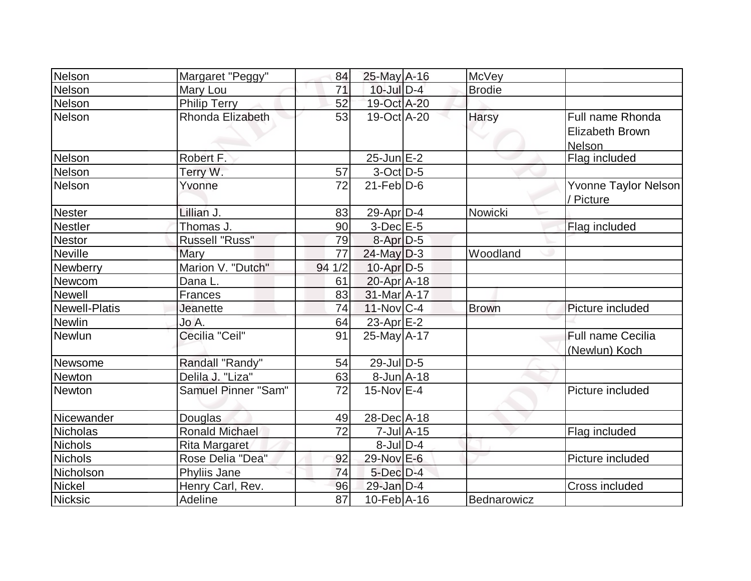| | | | | | | |
|---|---|---|---|---|---|---|
| Nelson | Margaret "Peggy" | 84 | 25-May | A-16 | McVey | |
| Nelson | Mary Lou | 71 | 10-Jul | D-4 | Brodie | |
| Nelson | Philip Terry | 52 | 19-Oct | A-20 | | |
| Nelson | Rhonda Elizabeth | 53 | 19-Oct | A-20 | Harsy | Full name Rhonda Elizabeth Brown Nelson |
| Nelson | Robert F. | | 25-Jun | E-2 | | Flag included |
| Nelson | Terry W. | 57 | 3-Oct | D-5 | | |
| Nelson | Yvonne | 72 | 21-Feb | D-6 | | Yvonne Taylor Nelson / Picture |
| Nester | Lillian J. | 83 | 29-Apr | D-4 | Nowicki | |
| Nestler | Thomas J. | 90 | 3-Dec | E-5 | | Flag included |
| Nestor | Russell "Russ" | 79 | 8-Apr | D-5 | | |
| Neville | Mary | 77 | 24-May | D-3 | Woodland | |
| Newberry | Marion V. "Dutch" | 94 1/2 | 10-Apr | D-5 | | |
| Newcom | Dana L. | 61 | 20-Apr | A-18 | | |
| Newell | Frances | 83 | 31-Mar | A-17 | | |
| Newell-Platis | Jeanette | 74 | 11-Nov | C-4 | Brown | Picture included |
| Newlin | Jo A. | 64 | 23-Apr | E-2 | | |
| Newlun | Cecilia "Ceil" | 91 | 25-May | A-17 | | Full name Cecilia (Newlun) Koch |
| Newsome | Randall "Randy" | 54 | 29-Jul | D-5 | | |
| Newton | Delila J. "Liza" | 63 | 8-Jun | A-18 | | |
| Newton | Samuel Pinner "Sam" | 72 | 15-Nov | E-4 | | Picture included |
| Nicewander | Douglas | 49 | 28-Dec | A-18 | | |
| Nicholas | Ronald Michael | 72 | 7-Jul | A-15 | | Flag included |
| Nichols | Rita Margaret | | 8-Jul | D-4 | | |
| Nichols | Rose Delia "Dea" | 92 | 29-Nov | E-6 | | Picture included |
| Nicholson | Phyliis Jane | 74 | 5-Dec | D-4 | | |
| Nickel | Henry Carl, Rev. | 96 | 29-Jan | D-4 | | Cross included |
| Nicksic | Adeline | 87 | 10-Feb | A-16 | Bednarowicz | |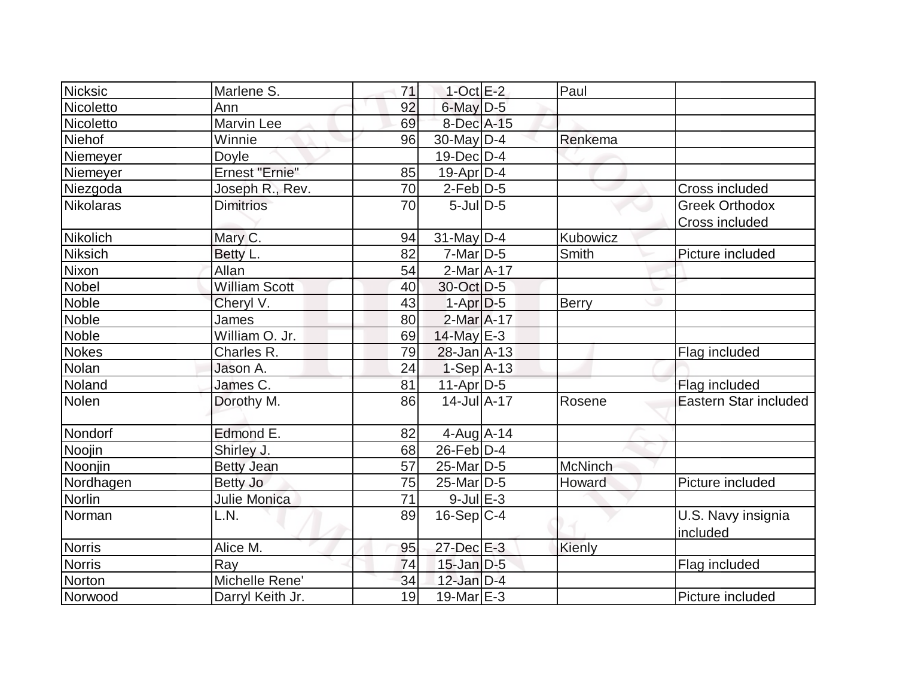| | | | | | | |
|---|---|---|---|---|---|---|
| Nicksic | Marlene S. | 71 | 1-Oct | E-2 | Paul | |
| Nicoletto | Ann | 92 | 6-May | D-5 | | |
| Nicoletto | Marvin Lee | 69 | 8-Dec | A-15 | | |
| Niehof | Winnie | 96 | 30-May | D-4 | Renkema | |
| Niemeyer | Doyle | | 19-Dec | D-4 | | |
| Niemeyer | Ernest "Ernie" | 85 | 19-Apr | D-4 | | |
| Niezgoda | Joseph R., Rev. | 70 | 2-Feb | D-5 | | Cross included |
| Nikolaras | Dimitrios | 70 | 5-Jul | D-5 | | Greek Orthodox Cross included |
| Nikolich | Mary C. | 94 | 31-May | D-4 | Kubowicz | |
| Niksich | Betty L. | 82 | 7-Mar | D-5 | Smith | Picture included |
| Nixon | Allan | 54 | 2-Mar | A-17 | | |
| Nobel | William Scott | 40 | 30-Oct | D-5 | | |
| Noble | Cheryl V. | 43 | 1-Apr | D-5 | Berry | |
| Noble | James | 80 | 2-Mar | A-17 | | |
| Noble | William O. Jr. | 69 | 14-May | E-3 | | |
| Nokes | Charles R. | 79 | 28-Jan | A-13 | | Flag included |
| Nolan | Jason A. | 24 | 1-Sep | A-13 | | |
| Noland | James C. | 81 | 11-Apr | D-5 | | Flag included |
| Nolen | Dorothy M. | 86 | 14-Jul | A-17 | Rosene | Eastern Star included |
| Nondorf | Edmond E. | 82 | 4-Aug | A-14 | | |
| Noojin | Shirley J. | 68 | 26-Feb | D-4 | | |
| Noonjin | Betty Jean | 57 | 25-Mar | D-5 | McNinch | |
| Nordhagen | Betty Jo | 75 | 25-Mar | D-5 | Howard | Picture included |
| Norlin | Julie Monica | 71 | 9-Jul | E-3 | | |
| Norman | L.N. | 89 | 16-Sep | C-4 | | U.S. Navy insignia included |
| Norris | Alice M. | 95 | 27-Dec | E-3 | Kienly | |
| Norris | Ray | 74 | 15-Jan | D-5 | | Flag included |
| Norton | Michelle Rene' | 34 | 12-Jan | D-4 | | |
| Norwood | Darryl Keith Jr. | 19 | 19-Mar | E-3 | | Picture included |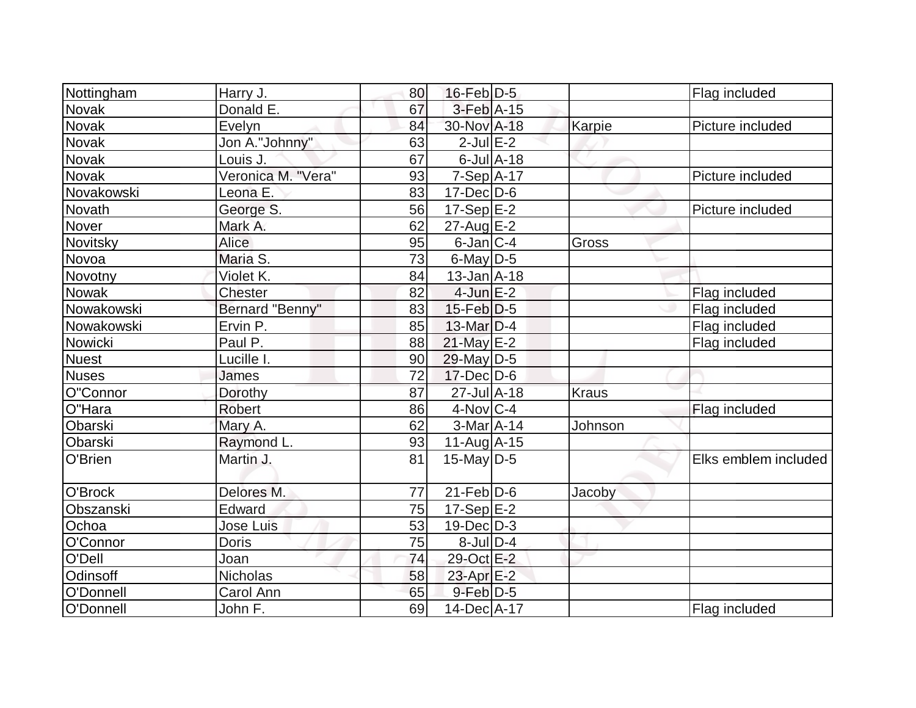| | | | | | | |
|---|---|---|---|---|---|---|
| Nottingham | Harry J. | 80 | 16-Feb | D-5 | | Flag included |
| Novak | Donald E. | 67 | 3-Feb | A-15 | | |
| Novak | Evelyn | 84 | 30-Nov | A-18 | Karpie | Picture included |
| Novak | Jon A."Johnny" | 63 | 2-Jul | E-2 | | |
| Novak | Louis J. | 67 | 6-Jul | A-18 | | |
| Novak | Veronica M. "Vera" | 93 | 7-Sep | A-17 | | Picture included |
| Novakowski | Leona E. | 83 | 17-Dec | D-6 | | |
| Novath | George S. | 56 | 17-Sep | E-2 | | Picture included |
| Nover | Mark A. | 62 | 27-Aug | E-2 | | |
| Novitsky | Alice | 95 | 6-Jan | C-4 | Gross | |
| Novoa | Maria S. | 73 | 6-May | D-5 | | |
| Novotny | Violet K. | 84 | 13-Jan | A-18 | | |
| Nowak | Chester | 82 | 4-Jun | E-2 | | Flag included |
| Nowakowski | Bernard "Benny" | 83 | 15-Feb | D-5 | | Flag included |
| Nowakowski | Ervin P. | 85 | 13-Mar | D-4 | | Flag included |
| Nowicki | Paul P. | 88 | 21-May | E-2 | | Flag included |
| Nuest | Lucille I. | 90 | 29-May | D-5 | | |
| Nuses | James | 72 | 17-Dec | D-6 | | |
| O"Connor | Dorothy | 87 | 27-Jul | A-18 | Kraus | |
| O"Hara | Robert | 86 | 4-Nov | C-4 | | Flag included |
| Obarski | Mary A. | 62 | 3-Mar | A-14 | Johnson | |
| Obarski | Raymond L. | 93 | 11-Aug | A-15 | | |
| O'Brien | Martin J. | 81 | 15-May | D-5 | | Elks emblem included |
| O'Brock | Delores M. | 77 | 21-Feb | D-6 | Jacoby | |
| Obszanski | Edward | 75 | 17-Sep | E-2 | | |
| Ochoa | Jose Luis | 53 | 19-Dec | D-3 | | |
| O'Connor | Doris | 75 | 8-Jul | D-4 | | |
| O'Dell | Joan | 74 | 29-Oct | E-2 | | |
| Odinsoff | Nicholas | 58 | 23-Apr | E-2 | | |
| O'Donnell | Carol Ann | 65 | 9-Feb | D-5 | | |
| O'Donnell | John F. | 69 | 14-Dec | A-17 | | Flag included |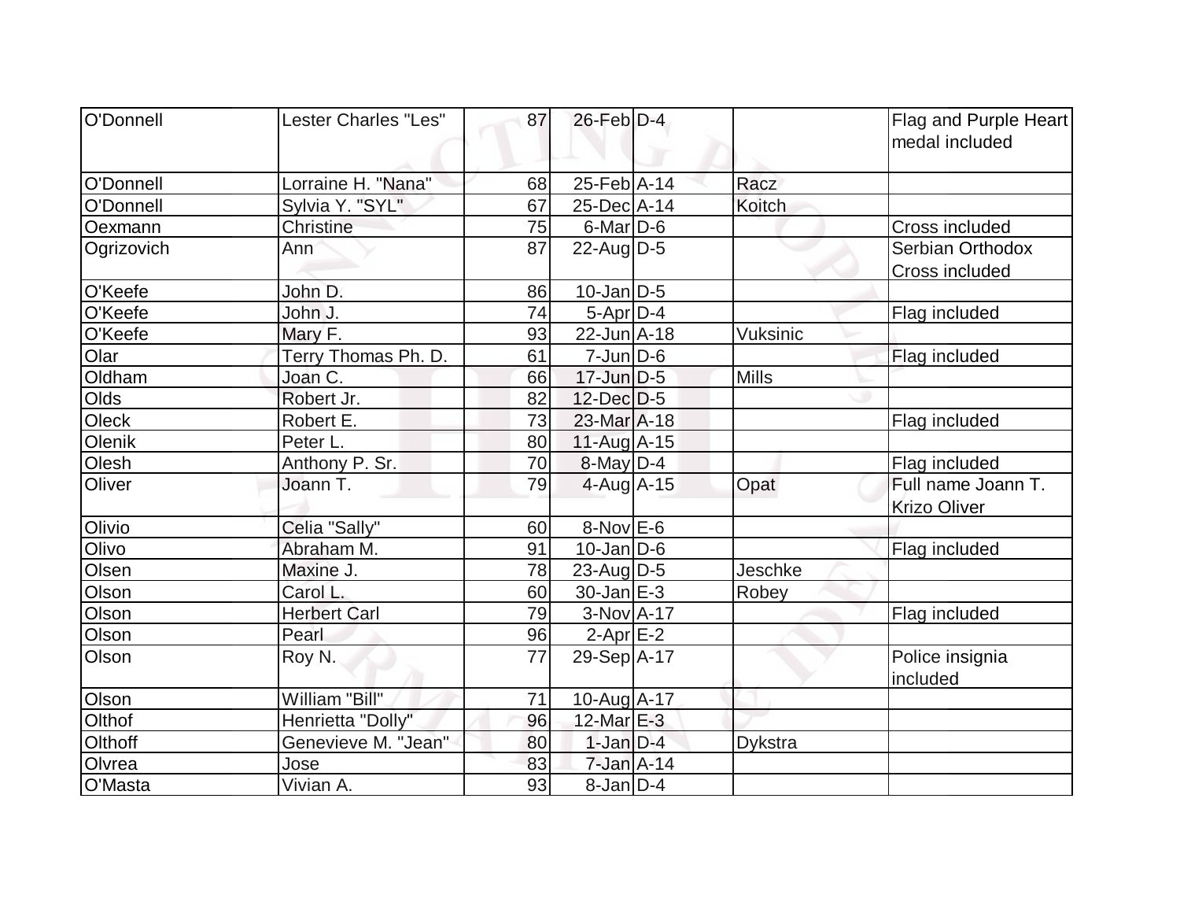| | | | | | | |
|---|---|---|---|---|---|---|
| O'Donnell | Lester Charles "Les" | 87 | 26-Feb | D-4 | | Flag and Purple Heart medal included |
| O'Donnell | Lorraine H. "Nana" | 68 | 25-Feb | A-14 | Racz | |
| O'Donnell | Sylvia Y. "SYL" | 67 | 25-Dec | A-14 | Koitch | |
| Oexmann | Christine | 75 | 6-Mar | D-6 | | Cross included |
| Ogrizovich | Ann | 87 | 22-Aug | D-5 | | Serbian Orthodox Cross included |
| O'Keefe | John D. | 86 | 10-Jan | D-5 | | |
| O'Keefe | John J. | 74 | 5-Apr | D-4 | | Flag included |
| O'Keefe | Mary F. | 93 | 22-Jun | A-18 | Vuksinic | |
| Olar | Terry Thomas Ph. D. | 61 | 7-Jun | D-6 | | Flag included |
| Oldham | Joan C. | 66 | 17-Jun | D-5 | Mills | |
| Olds | Robert Jr. | 82 | 12-Dec | D-5 | | |
| Oleck | Robert E. | 73 | 23-Mar | A-18 | | Flag included |
| Olenik | Peter L. | 80 | 11-Aug | A-15 | | |
| Olesh | Anthony P. Sr. | 70 | 8-May | D-4 | | Flag included |
| Oliver | Joann T. | 79 | 4-Aug | A-15 | Opat | Full name Joann T. Krizo Oliver |
| Olivio | Celia "Sally" | 60 | 8-Nov | E-6 | | |
| Olivo | Abraham M. | 91 | 10-Jan | D-6 | | Flag included |
| Olsen | Maxine J. | 78 | 23-Aug | D-5 | Jeschke | |
| Olson | Carol L. | 60 | 30-Jan | E-3 | Robey | |
| Olson | Herbert Carl | 79 | 3-Nov | A-17 | | Flag included |
| Olson | Pearl | 96 | 2-Apr | E-2 | | |
| Olson | Roy N. | 77 | 29-Sep | A-17 | | Police insignia included |
| Olson | William "Bill" | 71 | 10-Aug | A-17 | | |
| Olthof | Henrietta "Dolly" | 96 | 12-Mar | E-3 | | |
| Olthoff | Genevieve M. "Jean" | 80 | 1-Jan | D-4 | Dykstra | |
| Olvrea | Jose | 83 | 7-Jan | A-14 | | |
| O'Masta | Vivian A. | 93 | 8-Jan | D-4 | | |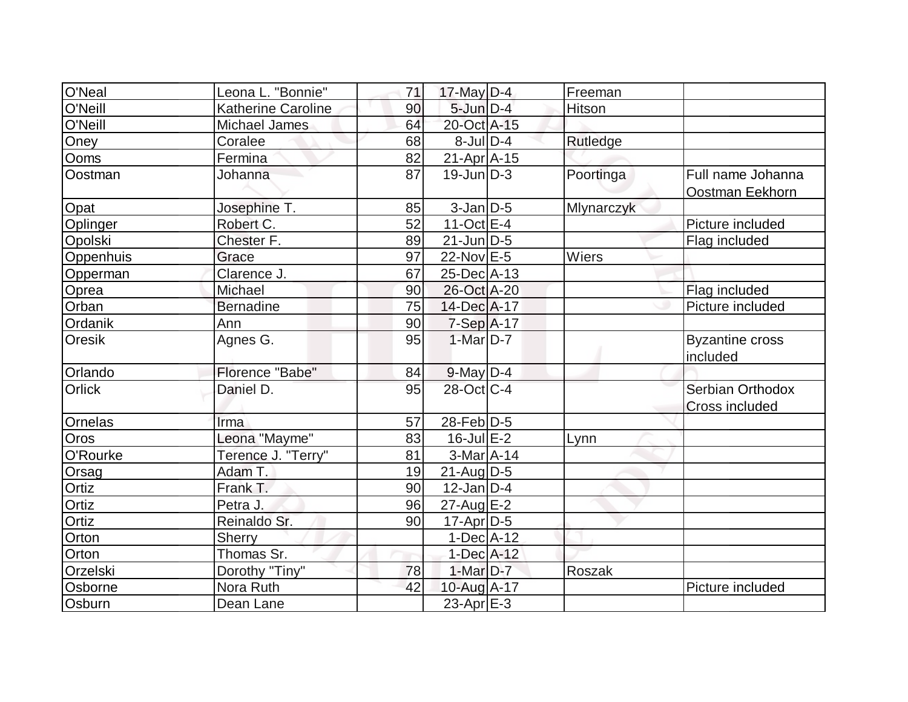| | | | | | | |
|---|---|---|---|---|---|---|
| O'Neal | Leona L. "Bonnie" | 71 | 17-May | D-4 | Freeman | |
| O'Neill | Katherine Caroline | 90 | 5-Jun | D-4 | Hitson | |
| O'Neill | Michael James | 64 | 20-Oct | A-15 | | |
| Oney | Coralee | 68 | 8-Jul | D-4 | Rutledge | |
| Ooms | Fermina | 82 | 21-Apr | A-15 | | |
| Oostman | Johanna | 87 | 19-Jun | D-3 | Poortinga | Full name Johanna Oostman Eekhorn |
| Opat | Josephine T. | 85 | 3-Jan | D-5 | Mlynarczyk | |
| Oplinger | Robert C. | 52 | 11-Oct | E-4 | | Picture included |
| Opolski | Chester F. | 89 | 21-Jun | D-5 | | Flag included |
| Oppenhuis | Grace | 97 | 22-Nov | E-5 | Wiers | |
| Opperman | Clarence J. | 67 | 25-Dec | A-13 | | |
| Oprea | Michael | 90 | 26-Oct | A-20 | | Flag included |
| Orban | Bernadine | 75 | 14-Dec | A-17 | | Picture included |
| Ordanik | Ann | 90 | 7-Sep | A-17 | | |
| Oresik | Agnes G. | 95 | 1-Mar | D-7 | | Byzantine cross included |
| Orlando | Florence "Babe" | 84 | 9-May | D-4 | | |
| Orlick | Daniel D. | 95 | 28-Oct | C-4 | | Serbian Orthodox Cross included |
| Ornelas | Irma | 57 | 28-Feb | D-5 | | |
| Oros | Leona "Mayme" | 83 | 16-Jul | E-2 | Lynn | |
| O'Rourke | Terence J. "Terry" | 81 | 3-Mar | A-14 | | |
| Orsag | Adam T. | 19 | 21-Aug | D-5 | | |
| Ortiz | Frank T. | 90 | 12-Jan | D-4 | | |
| Ortiz | Petra J. | 96 | 27-Aug | E-2 | | |
| Ortiz | Reinaldo Sr. | 90 | 17-Apr | D-5 | | |
| Orton | Sherry | | 1-Dec | A-12 | | |
| Orton | Thomas Sr. | | 1-Dec | A-12 | | |
| Orzelski | Dorothy "Tiny" | 78 | 1-Mar | D-7 | Roszak | |
| Osborne | Nora Ruth | 42 | 10-Aug | A-17 | | Picture included |
| Osburn | Dean Lane | | 23-Apr | E-3 | | |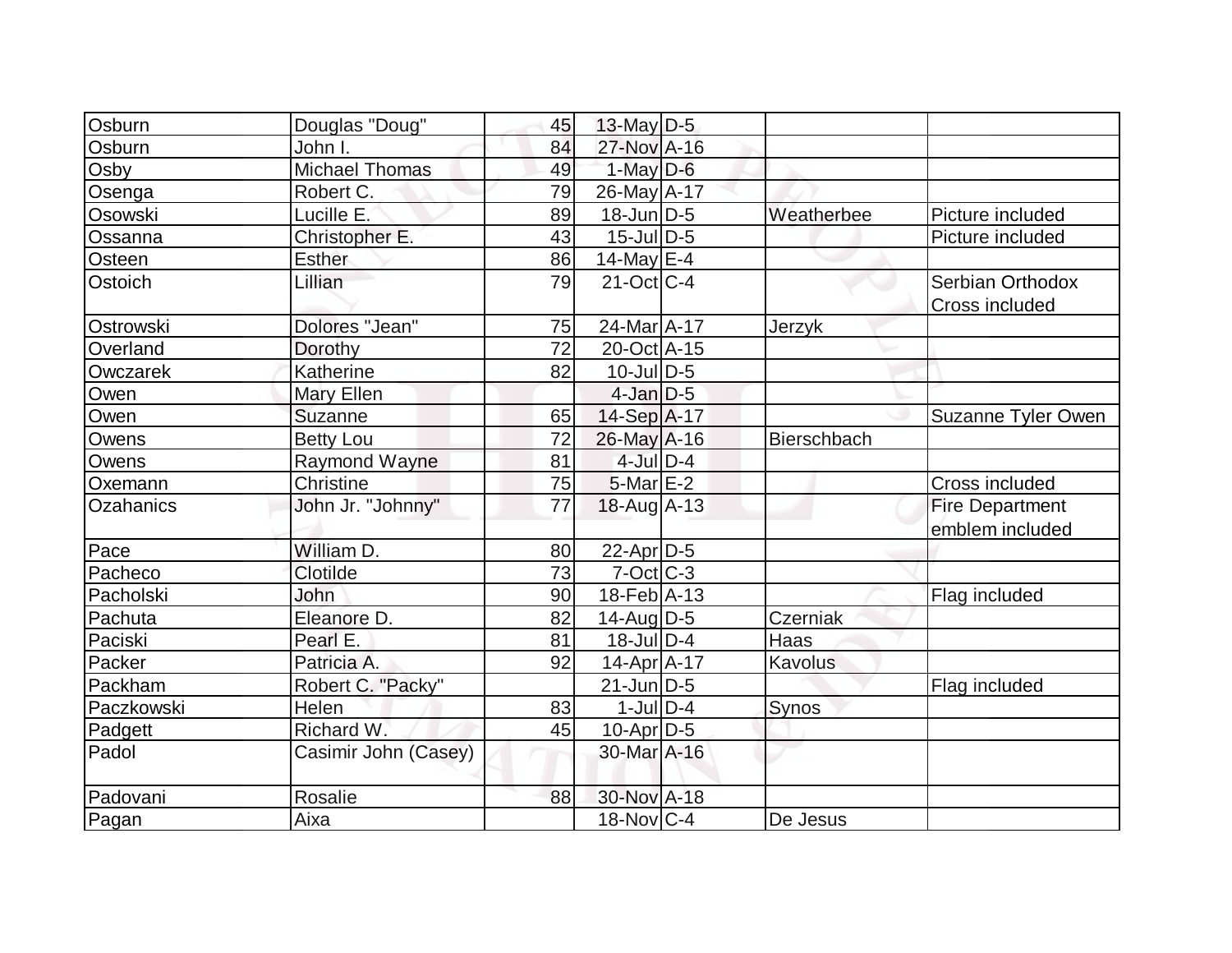| | | | | | | |
|---|---|---|---|---|---|---|
| Osburn | Douglas "Doug" | 45 | 13-May | D-5 | | |
| Osburn | John I. | 84 | 27-Nov | A-16 | | |
| Osby | Michael Thomas | 49 | 1-May | D-6 | | |
| Osenga | Robert C. | 79 | 26-May | A-17 | | |
| Osowski | Lucille E. | 89 | 18-Jun | D-5 | Weatherbee | Picture included |
| Ossanna | Christopher E. | 43 | 15-Jul | D-5 | | Picture included |
| Osteen | Esther | 86 | 14-May | E-4 | | |
| Ostoich | Lillian | 79 | 21-Oct | C-4 | | Serbian Orthodox Cross included |
| Ostrowski | Dolores "Jean" | 75 | 24-Mar | A-17 | Jerzyk | |
| Overland | Dorothy | 72 | 20-Oct | A-15 | | |
| Owczarek | Katherine | 82 | 10-Jul | D-5 | | |
| Owen | Mary Ellen | | 4-Jan | D-5 | | |
| Owen | Suzanne | 65 | 14-Sep | A-17 | | Suzanne Tyler Owen |
| Owens | Betty Lou | 72 | 26-May | A-16 | Bierschbach | |
| Owens | Raymond Wayne | 81 | 4-Jul | D-4 | | |
| Oxemann | Christine | 75 | 5-Mar | E-2 | | Cross included |
| Ozahanics | John Jr. "Johnny" | 77 | 18-Aug | A-13 | | Fire Department emblem included |
| Pace | William D. | 80 | 22-Apr | D-5 | | |
| Pacheco | Clotilde | 73 | 7-Oct | C-3 | | |
| Pacholski | John | 90 | 18-Feb | A-13 | | Flag included |
| Pachuta | Eleanore D. | 82 | 14-Aug | D-5 | Czerniak | |
| Paciski | Pearl E. | 81 | 18-Jul | D-4 | Haas | |
| Packer | Patricia A. | 92 | 14-Apr | A-17 | Kavolus | |
| Packham | Robert C. "Packy" | | 21-Jun | D-5 | | Flag included |
| Paczkowski | Helen | 83 | 1-Jul | D-4 | Synos | |
| Padgett | Richard W. | 45 | 10-Apr | D-5 | | |
| Padol | Casimir John (Casey) | | 30-Mar | A-16 | | |
| Padovani | Rosalie | 88 | 30-Nov | A-18 | | |
| Pagan | Aixa | | 18-Nov | C-4 | De Jesus | |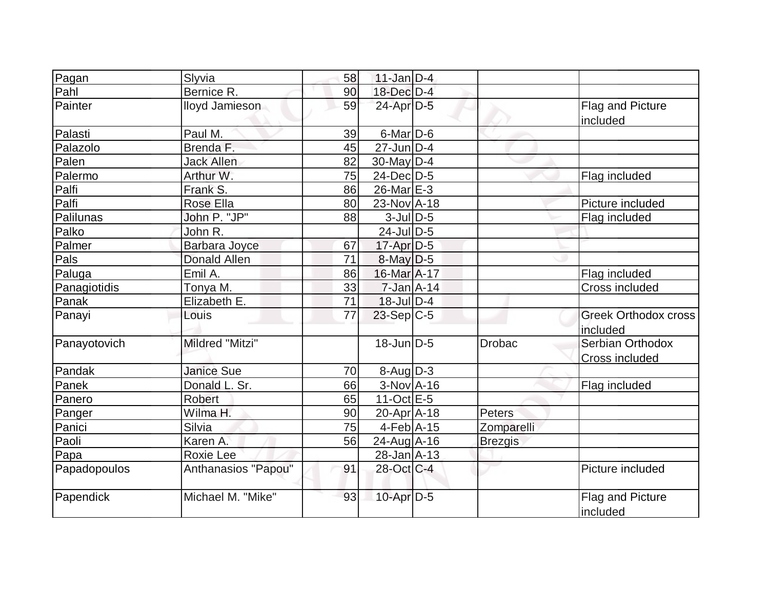| | | | | | | |
|---|---|---|---|---|---|---|
| Pagan | Slyvia | 58 | 11-Jan | D-4 | | |
| Pahl | Bernice R. | 90 | 18-Dec | D-4 | | |
| Painter | lloyd Jamieson | 59 | 24-Apr | D-5 | | Flag and Picture included |
| Palasti | Paul M. | 39 | 6-Mar | D-6 | | |
| Palazolo | Brenda F. | 45 | 27-Jun | D-4 | | |
| Palen | Jack Allen | 82 | 30-May | D-4 | | |
| Palermo | Arthur W. | 75 | 24-Dec | D-5 | | Flag included |
| Palfi | Frank S. | 86 | 26-Mar | E-3 | | |
| Palfi | Rose Ella | 80 | 23-Nov | A-18 | | Picture included |
| Palilunas | John P. "JP" | 88 | 3-Jul | D-5 | | Flag included |
| Palko | John R. | | 24-Jul | D-5 | | |
| Palmer | Barbara Joyce | 67 | 17-Apr | D-5 | | |
| Pals | Donald Allen | 71 | 8-May | D-5 | | |
| Paluga | Emil A. | 86 | 16-Mar | A-17 | | Flag included |
| Panagiotidis | Tonya M. | 33 | 7-Jan | A-14 | | Cross included |
| Panak | Elizabeth E. | 71 | 18-Jul | D-4 | | |
| Panayi | Louis | 77 | 23-Sep | C-5 | | Greek Orthodox cross included |
| Panayotovich | Mildred "Mitzi" | | 18-Jun | D-5 | Drobac | Serbian Orthodox Cross included |
| Pandak | Janice Sue | 70 | 8-Aug | D-3 | | |
| Panek | Donald L. Sr. | 66 | 3-Nov | A-16 | | Flag included |
| Panero | Robert | 65 | 11-Oct | E-5 | | |
| Panger | Wilma H. | 90 | 20-Apr | A-18 | Peters | |
| Panici | Silvia | 75 | 4-Feb | A-15 | Zomparelli | |
| Paoli | Karen A. | 56 | 24-Aug | A-16 | Brezgis | |
| Papa | Roxie Lee | | 28-Jan | A-13 | | |
| Papadopoulos | Anthanasios "Papou" | 91 | 28-Oct | C-4 | | Picture included |
| Papendick | Michael M. "Mike" | 93 | 10-Apr | D-5 | | Flag and Picture included |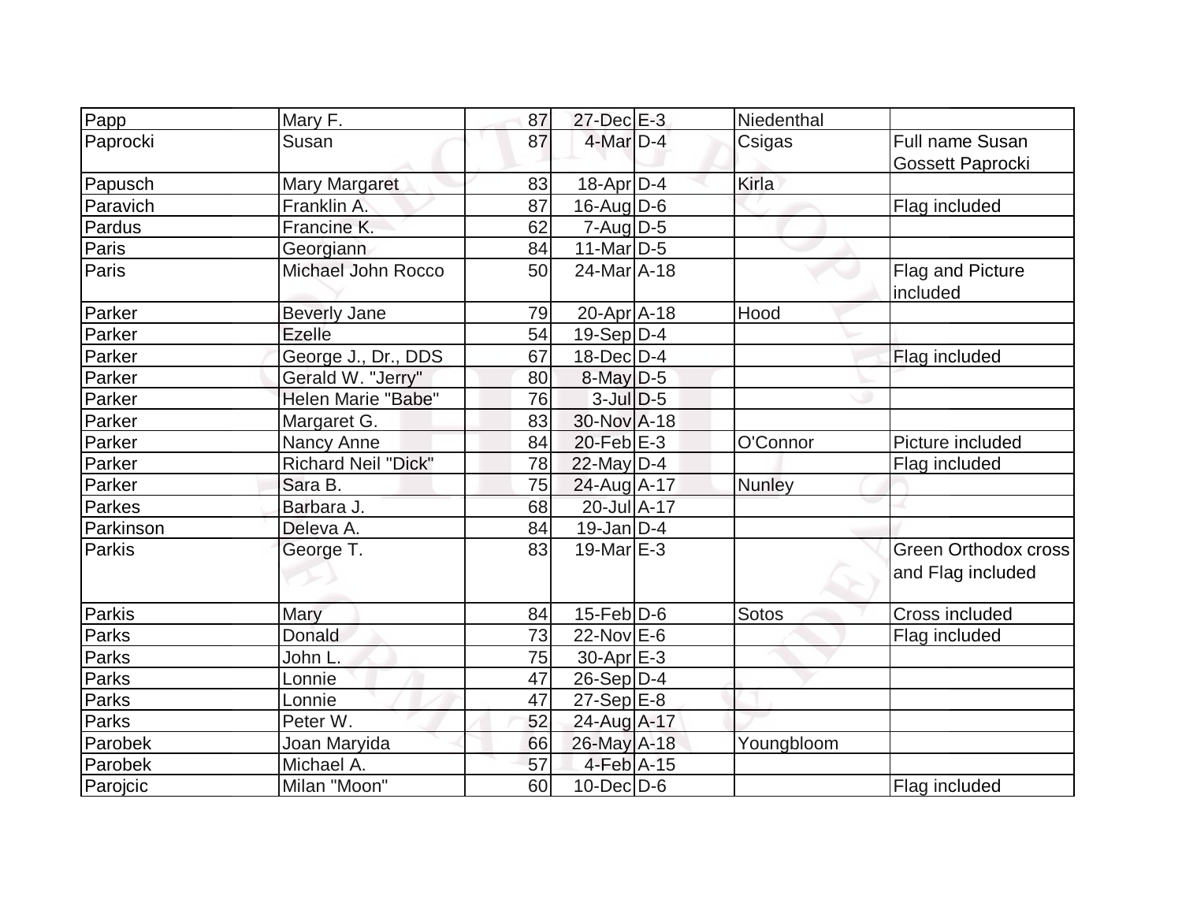| | | | | | | |
|---|---|---|---|---|---|---|
| Papp | Mary F. | 87 | 27-Dec | E-3 | Niedenthal | |
| Paprocki | Susan | 87 | 4-Mar | D-4 | Csigas | Full name Susan Gossett Paprocki |
| Papusch | Mary Margaret | 83 | 18-Apr | D-4 | Kirla | |
| Paravich | Franklin A. | 87 | 16-Aug | D-6 | | Flag included |
| Pardus | Francine K. | 62 | 7-Aug | D-5 | | |
| Paris | Georgiann | 84 | 11-Mar | D-5 | | |
| Paris | Michael John Rocco | 50 | 24-Mar | A-18 | | Flag and Picture included |
| Parker | Beverly Jane | 79 | 20-Apr | A-18 | Hood | |
| Parker | Ezelle | 54 | 19-Sep | D-4 | | |
| Parker | George J., Dr., DDS | 67 | 18-Dec | D-4 | | Flag included |
| Parker | Gerald W. "Jerry" | 80 | 8-May | D-5 | | |
| Parker | Helen Marie "Babe" | 76 | 3-Jul | D-5 | | |
| Parker | Margaret G. | 83 | 30-Nov | A-18 | | |
| Parker | Nancy Anne | 84 | 20-Feb | E-3 | O'Connor | Picture included |
| Parker | Richard Neil "Dick" | 78 | 22-May | D-4 | | Flag included |
| Parker | Sara B. | 75 | 24-Aug | A-17 | Nunley | |
| Parkes | Barbara J. | 68 | 20-Jul | A-17 | | |
| Parkinson | Deleva A. | 84 | 19-Jan | D-4 | | |
| Parkis | George T. | 83 | 19-Mar | E-3 | | Green Orthodox cross and Flag included |
| Parkis | Mary | 84 | 15-Feb | D-6 | Sotos | Cross included |
| Parks | Donald | 73 | 22-Nov | E-6 | | Flag included |
| Parks | John L. | 75 | 30-Apr | E-3 | | |
| Parks | Lonnie | 47 | 26-Sep | D-4 | | |
| Parks | Lonnie | 47 | 27-Sep | E-8 | | |
| Parks | Peter W. | 52 | 24-Aug | A-17 | | |
| Parobek | Joan Maryida | 66 | 26-May | A-18 | Youngbloom | |
| Parobek | Michael A. | 57 | 4-Feb | A-15 | | |
| Parojcic | Milan "Moon" | 60 | 10-Dec | D-6 | | Flag included |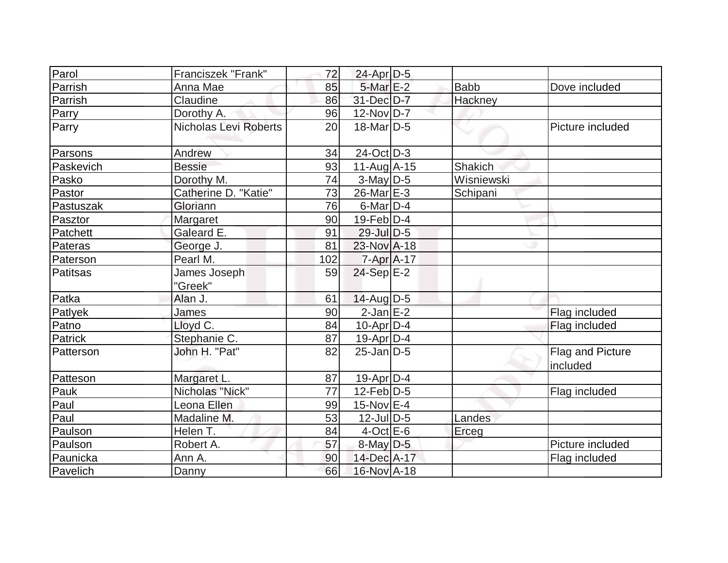| | | | | | | |
|---|---|---|---|---|---|---|
| Parol | Franciszek "Frank" | 72 | 24-Apr | D-5 | | |
| Parrish | Anna Mae | 85 | 5-Mar | E-2 | Babb | Dove included |
| Parrish | Claudine | 86 | 31-Dec | D-7 | Hackney | |
| Parry | Dorothy A. | 96 | 12-Nov | D-7 | | |
| Parry | Nicholas Levi Roberts | 20 | 18-Mar | D-5 | | Picture included |
| Parsons | Andrew | 34 | 24-Oct | D-3 | | |
| Paskevich | Bessie | 93 | 11-Aug | A-15 | Shakich | |
| Pasko | Dorothy M. | 74 | 3-May | D-5 | Wisniewski | |
| Pastor | Catherine D. "Katie" | 73 | 26-Mar | E-3 | Schipani | |
| Pastuszak | Gloriann | 76 | 6-Mar | D-4 | | |
| Pasztor | Margaret | 90 | 19-Feb | D-4 | | |
| Patchett | Galeard E. | 91 | 29-Jul | D-5 | | |
| Pateras | George J. | 81 | 23-Nov | A-18 | | |
| Paterson | Pearl M. | 102 | 7-Apr | A-17 | | |
| Patitsas | James Joseph "Greek" | 59 | 24-Sep | E-2 | | |
| Patka | Alan J. | 61 | 14-Aug | D-5 | | |
| Patlyek | James | 90 | 2-Jan | E-2 | | Flag included |
| Patno | Lloyd C. | 84 | 10-Apr | D-4 | | Flag included |
| Patrick | Stephanie C. | 87 | 19-Apr | D-4 | | |
| Patterson | John H. "Pat" | 82 | 25-Jan | D-5 | | Flag and Picture included |
| Patteson | Margaret L. | 87 | 19-Apr | D-4 | | |
| Pauk | Nicholas "Nick" | 77 | 12-Feb | D-5 | | Flag included |
| Paul | Leona Ellen | 99 | 15-Nov | E-4 | | |
| Paul | Madaline M. | 53 | 12-Jul | D-5 | Landes | |
| Paulson | Helen T. | 84 | 4-Oct | E-6 | Erceg | |
| Paulson | Robert A. | 57 | 8-May | D-5 | | Picture included |
| Paunicka | Ann A. | 90 | 14-Dec | A-17 | | Flag included |
| Pavelich | Danny | 66 | 16-Nov | A-18 | | |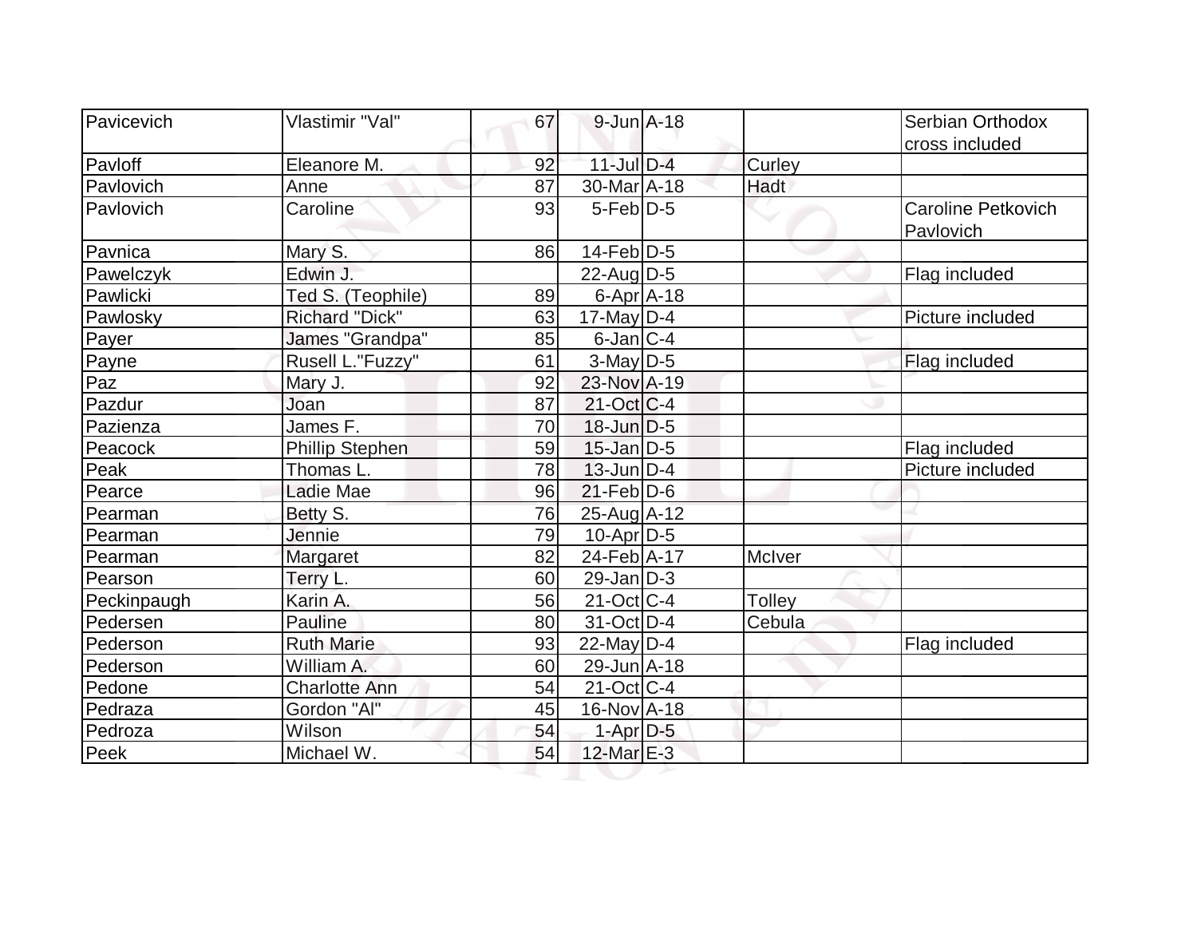| | | | | | | |
|---|---|---|---|---|---|---|
| Pavicevich | Vlastimir "Val" | 67 | 9-Jun | A-18 | | Serbian Orthodox cross included |
| Pavloff | Eleanore M. | 92 | 11-Jul | D-4 | Curley | |
| Pavlovich | Anne | 87 | 30-Mar | A-18 | Hadt | |
| Pavlovich | Caroline | 93 | 5-Feb | D-5 | | Caroline Petkovich Pavlovich |
| Pavnica | Mary S. | 86 | 14-Feb | D-5 | | |
| Pawelczyk | Edwin J. | | 22-Aug | D-5 | | Flag included |
| Pawlicki | Ted S. (Teophile) | 89 | 6-Apr | A-18 | | |
| Pawlosky | Richard "Dick" | 63 | 17-May | D-4 | | Picture included |
| Payer | James "Grandpa" | 85 | 6-Jan | C-4 | | |
| Payne | Rusell L."Fuzzy" | 61 | 3-May | D-5 | | Flag included |
| Paz | Mary J. | 92 | 23-Nov | A-19 | | |
| Pazdur | Joan | 87 | 21-Oct | C-4 | | |
| Pazienza | James F. | 70 | 18-Jun | D-5 | | |
| Peacock | Phillip Stephen | 59 | 15-Jan | D-5 | | Flag included |
| Peak | Thomas L. | 78 | 13-Jun | D-4 | | Picture included |
| Pearce | Ladie Mae | 96 | 21-Feb | D-6 | | |
| Pearman | Betty S. | 76 | 25-Aug | A-12 | | |
| Pearman | Jennie | 79 | 10-Apr | D-5 | | |
| Pearman | Margaret | 82 | 24-Feb | A-17 | McIver | |
| Pearson | Terry L. | 60 | 29-Jan | D-3 | | |
| Peckinpaugh | Karin A. | 56 | 21-Oct | C-4 | Tolley | |
| Pedersen | Pauline | 80 | 31-Oct | D-4 | Cebula | |
| Pederson | Ruth Marie | 93 | 22-May | D-4 | | Flag included |
| Pederson | William A. | 60 | 29-Jun | A-18 | | |
| Pedone | Charlotte Ann | 54 | 21-Oct | C-4 | | |
| Pedraza | Gordon "Al" | 45 | 16-Nov | A-18 | | |
| Pedroza | Wilson | 54 | 1-Apr | D-5 | | |
| Peek | Michael W. | 54 | 12-Mar | E-3 | | |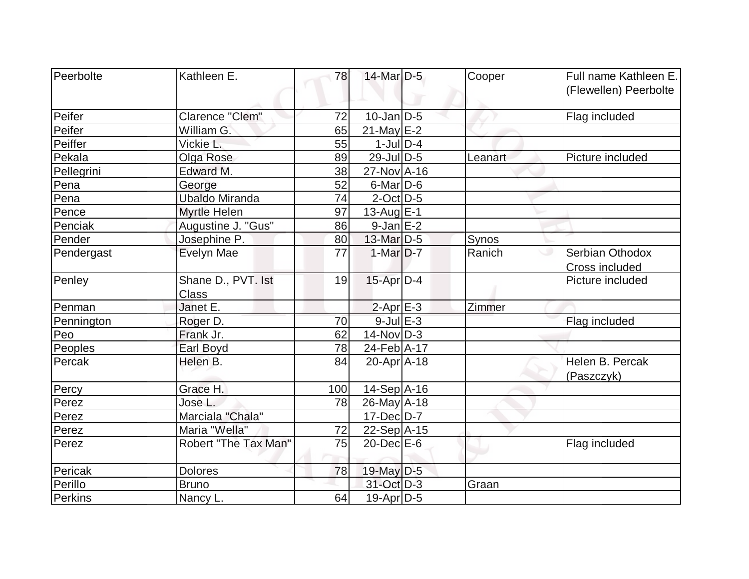| | | | | | | |
|---|---|---|---|---|---|---|
| Peerbolte | Kathleen E. | 78 | 14-Mar | D-5 | Cooper | Full name Kathleen E. (Flewellen) Peerbolte |
| Peifer | Clarence "Clem" | 72 | 10-Jan | D-5 | | Flag included |
| Peifer | William G. | 65 | 21-May | E-2 | | |
| Peiffer | Vickie L. | 55 | 1-Jul | D-4 | | |
| Pekala | Olga Rose | 89 | 29-Jul | D-5 | Leanart | Picture included |
| Pellegrini | Edward M. | 38 | 27-Nov | A-16 | | |
| Pena | George | 52 | 6-Mar | D-6 | | |
| Pena | Ubaldo Miranda | 74 | 2-Oct | D-5 | | |
| Pence | Myrtle Helen | 97 | 13-Aug | E-1 | | |
| Penciak | Augustine J. "Gus" | 86 | 9-Jan | E-2 | | |
| Pender | Josephine P. | 80 | 13-Mar | D-5 | Synos | |
| Pendergast | Evelyn Mae | 77 | 1-Mar | D-7 | Ranich | Serbian Othodox Cross included |
| Penley | Shane D., PVT. Ist Class | 19 | 15-Apr | D-4 | | Picture included |
| Penman | Janet E. | | 2-Apr | E-3 | Zimmer | |
| Pennington | Roger D. | 70 | 9-Jul | E-3 | | Flag included |
| Peo | Frank Jr. | 62 | 14-Nov | D-3 | | |
| Peoples | Earl Boyd | 78 | 24-Feb | A-17 | | |
| Percak | Helen B. | 84 | 20-Apr | A-18 | | Helen B. Percak (Paszczyk) |
| Percy | Grace H. | 100 | 14-Sep | A-16 | | |
| Perez | Jose L. | 78 | 26-May | A-18 | | |
| Perez | Marciala "Chala" | | 17-Dec | D-7 | | |
| Perez | Maria "Wella" | 72 | 22-Sep | A-15 | | |
| Perez | Robert "The Tax Man" | 75 | 20-Dec | E-6 | | Flag included |
| Pericak | Dolores | 78 | 19-May | D-5 | | |
| Perillo | Bruno | | 31-Oct | D-3 | Graan | |
| Perkins | Nancy L. | 64 | 19-Apr | D-5 | | |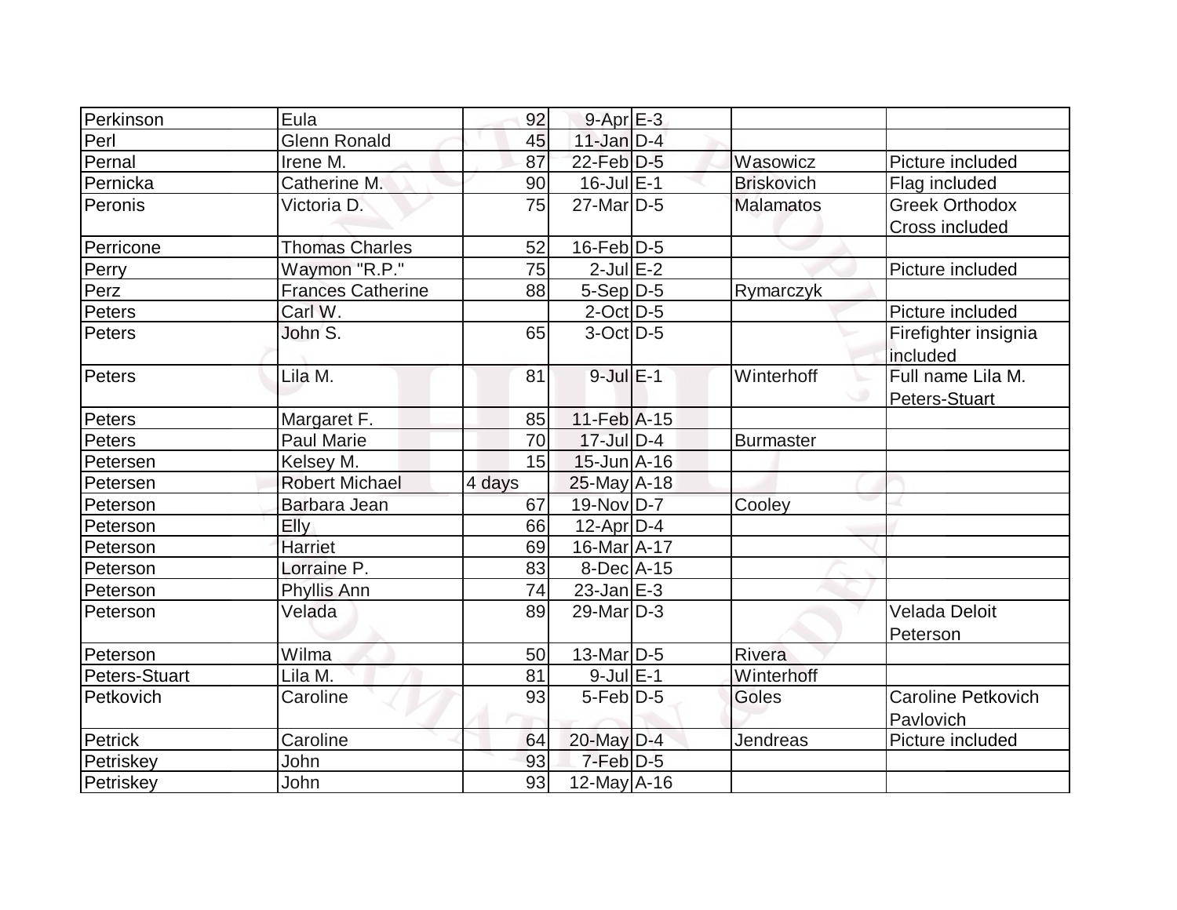| | | | | | | |
|---|---|---|---|---|---|---|
| Perkinson | Eula | 92 | 9-Apr | E-3 | | |
| Perl | Glenn Ronald | 45 | 11-Jan | D-4 | | |
| Pernal | Irene M. | 87 | 22-Feb | D-5 | Wasowicz | Picture included |
| Pernicka | Catherine M. | 90 | 16-Jul | E-1 | Briskovich | Flag included |
| Peronis | Victoria D. | 75 | 27-Mar | D-5 | Malamatos | Greek Orthodox Cross included |
| Perricone | Thomas Charles | 52 | 16-Feb | D-5 | | |
| Perry | Waymon "R.P." | 75 | 2-Jul | E-2 | | Picture included |
| Perz | Frances Catherine | 88 | 5-Sep | D-5 | Rymarczyk | |
| Peters | Carl W. | | 2-Oct | D-5 | | Picture included |
| Peters | John S. | 65 | 3-Oct | D-5 | | Firefighter insignia included |
| Peters | Lila M. | 81 | 9-Jul | E-1 | Winterhoff | Full name Lila M. Peters-Stuart |
| Peters | Margaret F. | 85 | 11-Feb | A-15 | | |
| Peters | Paul Marie | 70 | 17-Jul | D-4 | Burmaster | |
| Petersen | Kelsey M. | 15 | 15-Jun | A-16 | | |
| Petersen | Robert Michael | 4 days | 25-May | A-18 | | |
| Peterson | Barbara Jean | 67 | 19-Nov | D-7 | Cooley | |
| Peterson | Elly | 66 | 12-Apr | D-4 | | |
| Peterson | Harriet | 69 | 16-Mar | A-17 | | |
| Peterson | Lorraine P. | 83 | 8-Dec | A-15 | | |
| Peterson | Phyllis Ann | 74 | 23-Jan | E-3 | | |
| Peterson | Velada | 89 | 29-Mar | D-3 | | Velada Deloit Peterson |
| Peterson | Wilma | 50 | 13-Mar | D-5 | Rivera | |
| Peters-Stuart | Lila M. | 81 | 9-Jul | E-1 | Winterhoff | |
| Petkovich | Caroline | 93 | 5-Feb | D-5 | Goles | Caroline Petkovich Pavlovich |
| Petrick | Caroline | 64 | 20-May | D-4 | Jendreas | Picture included |
| Petriskey | John | 93 | 7-Feb | D-5 | | |
| Petriskey | John | 93 | 12-May | A-16 | | |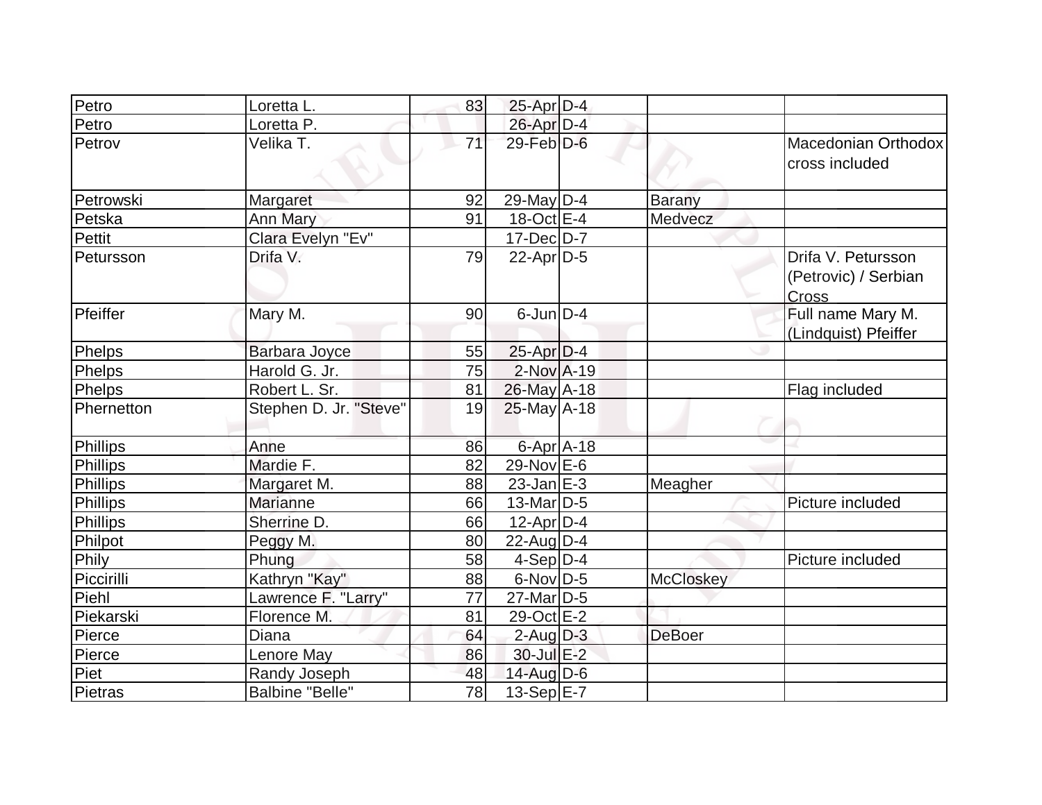| | | | | | | |
|---|---|---|---|---|---|---|
| Petro | Loretta L. | 83 | 25-Apr | D-4 | | |
| Petro | Loretta P. | | 26-Apr | D-4 | | |
| Petrov | Velika T. | 71 | 29-Feb | D-6 | | Macedonian Orthodox cross included |
| Petrowski | Margaret | 92 | 29-May | D-4 | Barany | |
| Petska | Ann Mary | 91 | 18-Oct | E-4 | Medvecz | |
| Pettit | Clara Evelyn "Ev" | | 17-Dec | D-7 | | |
| Petursson | Drifa V. | 79 | 22-Apr | D-5 | | Drifa V. Petursson (Petrovic) / Serbian Cross |
| Pfeiffer | Mary M. | 90 | 6-Jun | D-4 | | Full name Mary M. (Lindquist) Pfeiffer |
| Phelps | Barbara Joyce | 55 | 25-Apr | D-4 | | |
| Phelps | Harold G. Jr. | 75 | 2-Nov | A-19 | | |
| Phelps | Robert L. Sr. | 81 | 26-May | A-18 | | Flag included |
| Phernetton | Stephen D. Jr. "Steve" | 19 | 25-May | A-18 | | |
| Phillips | Anne | 86 | 6-Apr | A-18 | | |
| Phillips | Mardie F. | 82 | 29-Nov | E-6 | | |
| Phillips | Margaret M. | 88 | 23-Jan | E-3 | Meagher | |
| Phillips | Marianne | 66 | 13-Mar | D-5 | | Picture included |
| Phillips | Sherrine D. | 66 | 12-Apr | D-4 | | |
| Philpot | Peggy M. | 80 | 22-Aug | D-4 | | |
| Phily | Phung | 58 | 4-Sep | D-4 | | Picture included |
| Piccirilli | Kathryn "Kay" | 88 | 6-Nov | D-5 | McCloskey | |
| Piehl | Lawrence F. "Larry" | 77 | 27-Mar | D-5 | | |
| Piekarski | Florence M. | 81 | 29-Oct | E-2 | | |
| Pierce | Diana | 64 | 2-Aug | D-3 | DeBoer | |
| Pierce | Lenore May | 86 | 30-Jul | E-2 | | |
| Piet | Randy Joseph | 48 | 14-Aug | D-6 | | |
| Pietras | Balbine "Belle" | 78 | 13-Sep | E-7 | | |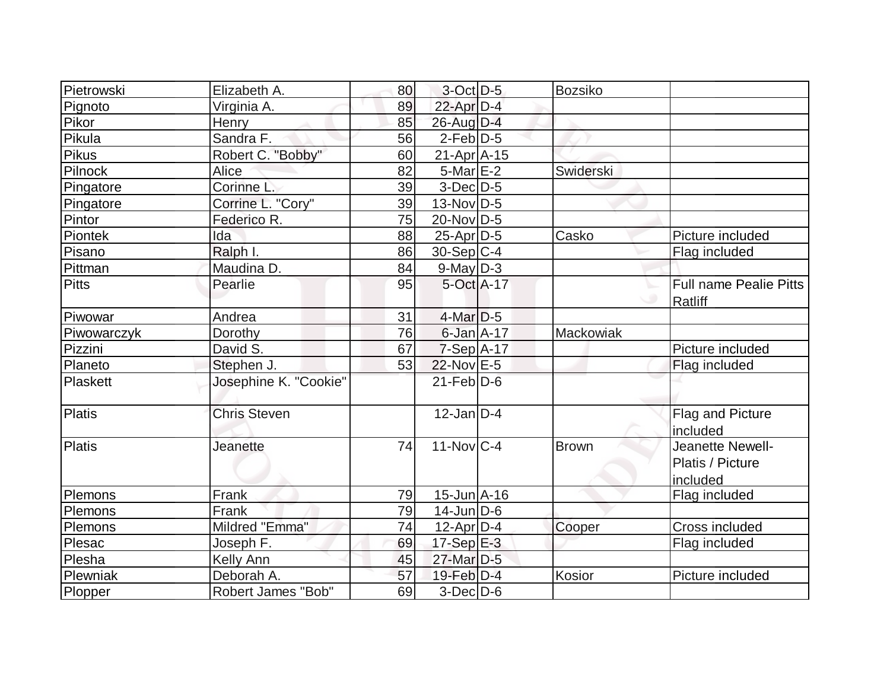| | | | | | | |
|---|---|---|---|---|---|---|
| Pietrowski | Elizabeth A. | 80 | 3-Oct | D-5 | Bozsiko | |
| Pignoto | Virginia A. | 89 | 22-Apr | D-4 | | |
| Pikor | Henry | 85 | 26-Aug | D-4 | | |
| Pikula | Sandra F. | 56 | 2-Feb | D-5 | | |
| Pikus | Robert C. "Bobby" | 60 | 21-Apr | A-15 | | |
| Pilnock | Alice | 82 | 5-Mar | E-2 | Swiderski | |
| Pingatore | Corinne L. | 39 | 3-Dec | D-5 | | |
| Pingatore | Corrine L. "Cory" | 39 | 13-Nov | D-5 | | |
| Pintor | Federico R. | 75 | 20-Nov | D-5 | | |
| Piontek | Ida | 88 | 25-Apr | D-5 | Casko | Picture included |
| Pisano | Ralph I. | 86 | 30-Sep | C-4 | | Flag included |
| Pittman | Maudina D. | 84 | 9-May | D-3 | | |
| Pitts | Pearlie | 95 | 5-Oct | A-17 | | Full name Pealie Pitts Ratliff |
| Piwowar | Andrea | 31 | 4-Mar | D-5 | | |
| Piwowarczyk | Dorothy | 76 | 6-Jan | A-17 | Mackowiak | |
| Pizzini | David S. | 67 | 7-Sep | A-17 | | Picture included |
| Planeto | Stephen J. | 53 | 22-Nov | E-5 | | Flag included |
| Plaskett | Josephine K. "Cookie" | | 21-Feb | D-6 | | |
| Platis | Chris Steven | | 12-Jan | D-4 | | Flag and Picture included |
| Platis | Jeanette | 74 | 11-Nov | C-4 | Brown | Jeanette Newell-Platis / Picture included |
| Plemons | Frank | 79 | 15-Jun | A-16 | | Flag included |
| Plemons | Frank | 79 | 14-Jun | D-6 | | |
| Plemons | Mildred "Emma" | 74 | 12-Apr | D-4 | Cooper | Cross included |
| Plesac | Joseph F. | 69 | 17-Sep | E-3 | | Flag included |
| Plesha | Kelly Ann | 45 | 27-Mar | D-5 | | |
| Plewniak | Deborah A. | 57 | 19-Feb | D-4 | Kosior | Picture included |
| Plopper | Robert James "Bob" | 69 | 3-Dec | D-6 | | |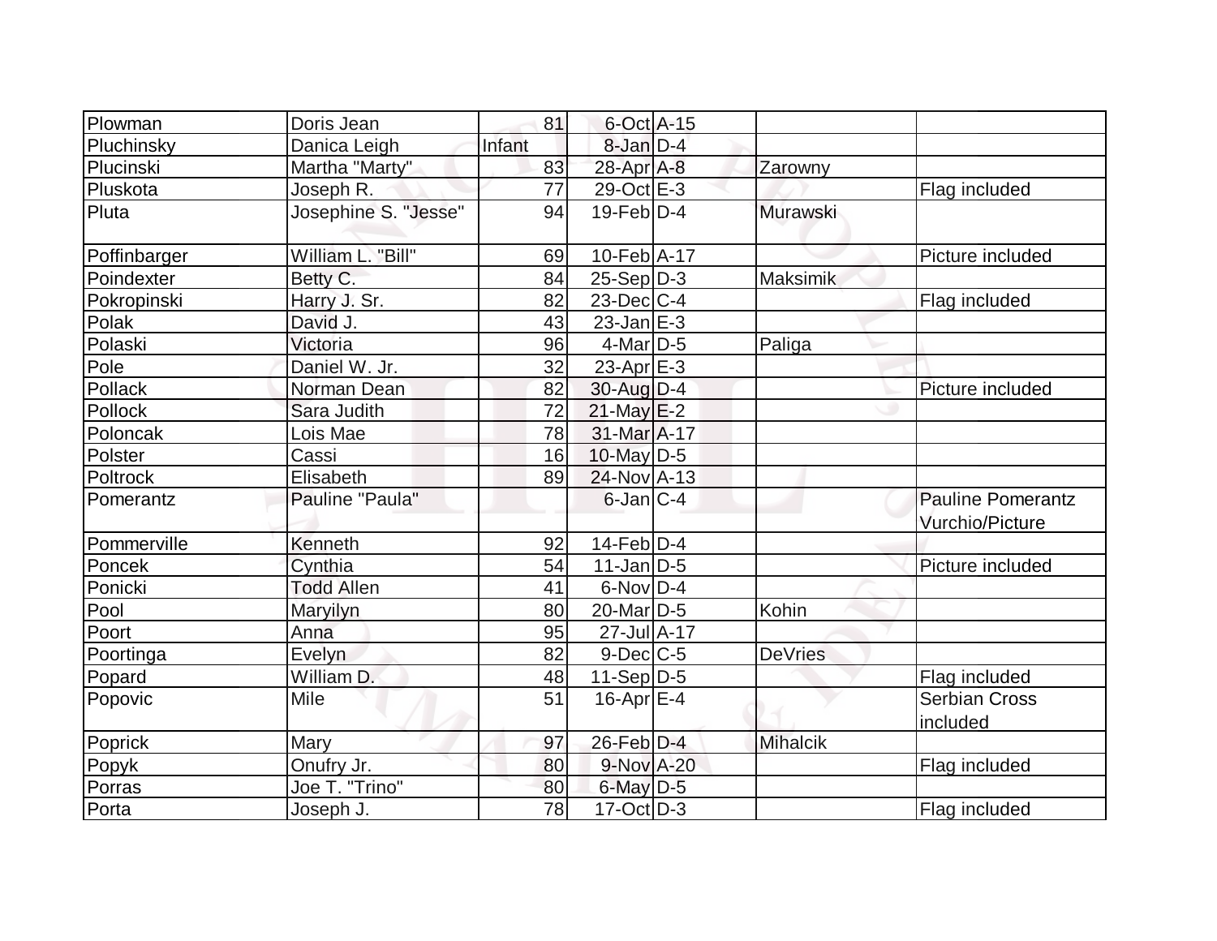| | | | | | | |
|---|---|---|---|---|---|---|
| Plowman | Doris Jean | 81 | 6-Oct | A-15 | | |
| Pluchinsky | Danica Leigh | Infant | 8-Jan | D-4 | | |
| Plucinski | Martha "Marty" | 83 | 28-Apr | A-8 | Zarowny | |
| Pluskota | Joseph R. | 77 | 29-Oct | E-3 | | Flag included |
| Pluta | Josephine S. "Jesse" | 94 | 19-Feb | D-4 | Murawski | |
| Poffinbarger | William L. "Bill" | 69 | 10-Feb | A-17 | | Picture included |
| Poindexter | Betty C. | 84 | 25-Sep | D-3 | Maksimik | |
| Pokropinski | Harry J. Sr. | 82 | 23-Dec | C-4 | | Flag included |
| Polak | David J. | 43 | 23-Jan | E-3 | | |
| Polaski | Victoria | 96 | 4-Mar | D-5 | Paliga | |
| Pole | Daniel W. Jr. | 32 | 23-Apr | E-3 | | |
| Pollack | Norman Dean | 82 | 30-Aug | D-4 | | Picture included |
| Pollock | Sara Judith | 72 | 21-May | E-2 | | |
| Poloncak | Lois Mae | 78 | 31-Mar | A-17 | | |
| Polster | Cassi | 16 | 10-May | D-5 | | |
| Poltrock | Elisabeth | 89 | 24-Nov | A-13 | | |
| Pomerantz | Pauline "Paula" | | 6-Jan | C-4 | | Pauline Pomerantz Vurchio/Picture |
| Pommerville | Kenneth | 92 | 14-Feb | D-4 | | |
| Poncek | Cynthia | 54 | 11-Jan | D-5 | | Picture included |
| Ponicki | Todd Allen | 41 | 6-Nov | D-4 | | |
| Pool | Maryilyn | 80 | 20-Mar | D-5 | Kohin | |
| Poort | Anna | 95 | 27-Jul | A-17 | | |
| Poortinga | Evelyn | 82 | 9-Dec | C-5 | DeVries | |
| Popard | William D. | 48 | 11-Sep | D-5 | | Flag included |
| Popovic | Mile | 51 | 16-Apr | E-4 | | Serbian Cross included |
| Poprick | Mary | 97 | 26-Feb | D-4 | Mihalcik | |
| Popyk | Onufry Jr. | 80 | 9-Nov | A-20 | | Flag included |
| Porras | Joe T. "Trino" | 80 | 6-May | D-5 | | |
| Porta | Joseph J. | 78 | 17-Oct | D-3 | | Flag included |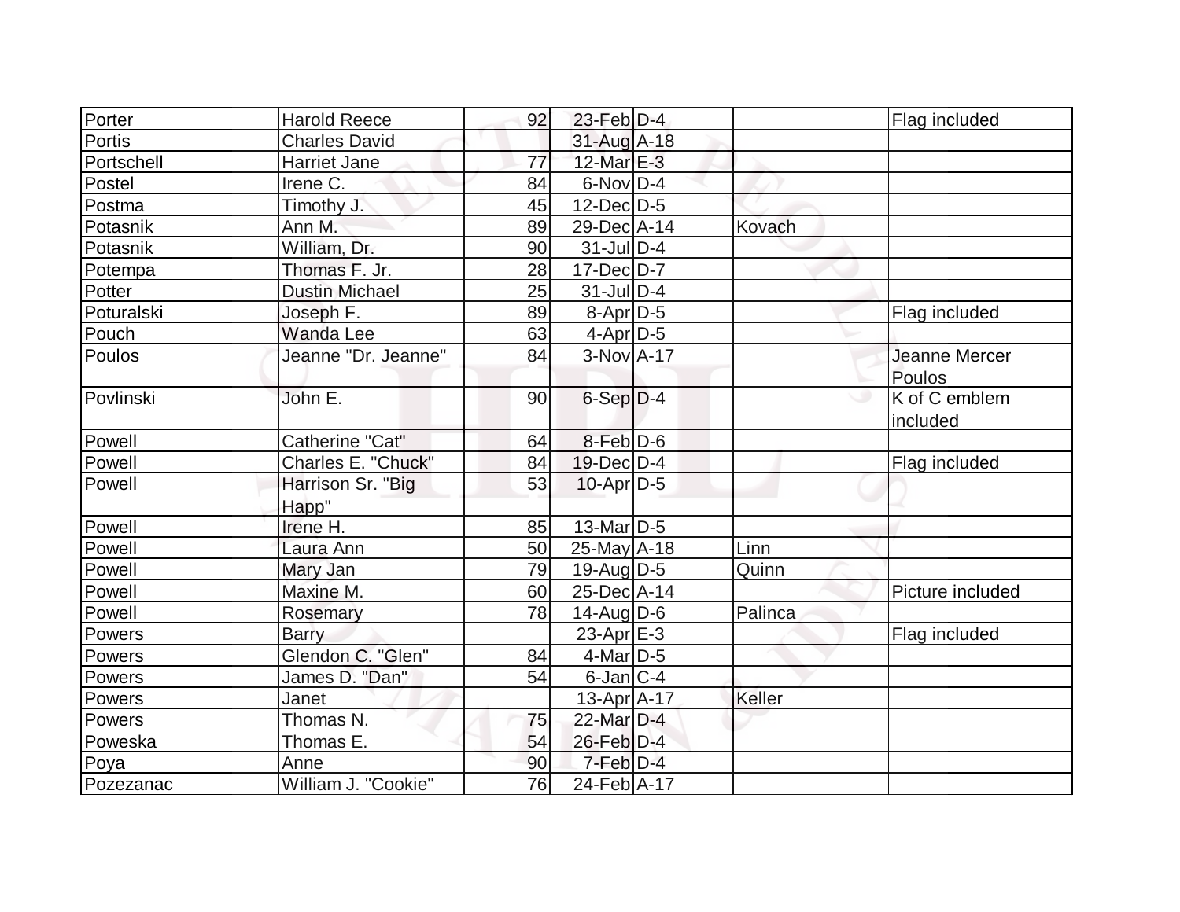| | | | | | | |
|---|---|---|---|---|---|---|
| Porter | Harold Reece | 92 | 23-Feb | D-4 | | Flag included |
| Portis | Charles David | | 31-Aug | A-18 | | |
| Portschell | Harriet Jane | 77 | 12-Mar | E-3 | | |
| Postel | Irene C. | 84 | 6-Nov | D-4 | | |
| Postma | Timothy J. | 45 | 12-Dec | D-5 | | |
| Potasnik | Ann M. | 89 | 29-Dec | A-14 | Kovach | |
| Potasnik | William, Dr. | 90 | 31-Jul | D-4 | | |
| Potempa | Thomas F. Jr. | 28 | 17-Dec | D-7 | | |
| Potter | Dustin Michael | 25 | 31-Jul | D-4 | | |
| Poturalski | Joseph F. | 89 | 8-Apr | D-5 | | Flag included |
| Pouch | Wanda Lee | 63 | 4-Apr | D-5 | | |
| Poulos | Jeanne "Dr. Jeanne" | 84 | 3-Nov | A-17 | | Jeanne Mercer Poulos |
| Povlinski | John E. | 90 | 6-Sep | D-4 | | K of C emblem included |
| Powell | Catherine "Cat" | 64 | 8-Feb | D-6 | | |
| Powell | Charles E. "Chuck" | 84 | 19-Dec | D-4 | | Flag included |
| Powell | Harrison Sr. "Big Happ" | 53 | 10-Apr | D-5 | | |
| Powell | Irene H. | 85 | 13-Mar | D-5 | | |
| Powell | Laura Ann | 50 | 25-May | A-18 | Linn | |
| Powell | Mary Jan | 79 | 19-Aug | D-5 | Quinn | |
| Powell | Maxine M. | 60 | 25-Dec | A-14 | | Picture included |
| Powell | Rosemary | 78 | 14-Aug | D-6 | Palinca | |
| Powers | Barry | | 23-Apr | E-3 | | Flag included |
| Powers | Glendon C. "Glen" | 84 | 4-Mar | D-5 | | |
| Powers | James D. "Dan" | 54 | 6-Jan | C-4 | | |
| Powers | Janet | | 13-Apr | A-17 | Keller | |
| Powers | Thomas N. | 75 | 22-Mar | D-4 | | |
| Poweska | Thomas E. | 54 | 26-Feb | D-4 | | |
| Poya | Anne | 90 | 7-Feb | D-4 | | |
| Pozezanac | William J. "Cookie" | 76 | 24-Feb | A-17 | | |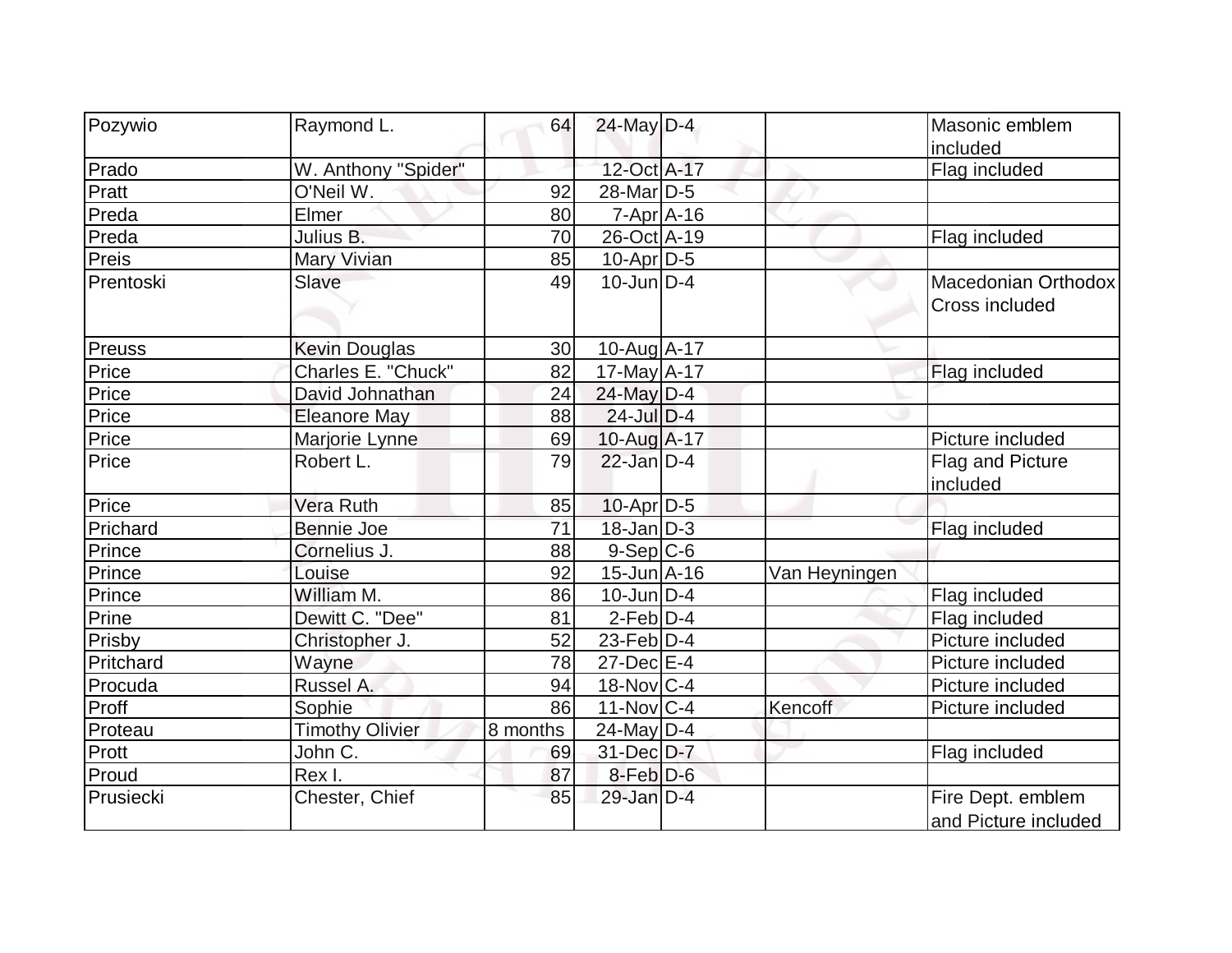| Pozywio | Raymond L. | 64 | 24-May | D-4 | | Masonic emblem included |
|---|---|---|---|---|---|---|
| Prado | W. Anthony "Spider" | | 12-Oct | A-17 | | Flag included |
| Pratt | O'Neil W. | 92 | 28-Mar | D-5 | | |
| Preda | Elmer | 80 | 7-Apr | A-16 | | |
| Preda | Julius B. | 70 | 26-Oct | A-19 | | Flag included |
| Preis | Mary Vivian | 85 | 10-Apr | D-5 | | |
| Prentoski | Slave | 49 | 10-Jun | D-4 | | Macedonian Orthodox Cross included |
| Preuss | Kevin Douglas | 30 | 10-Aug | A-17 | | |
| Price | Charles E. "Chuck" | 82 | 17-May | A-17 | | Flag included |
| Price | David Johnathan | 24 | 24-May | D-4 | | |
| Price | Eleanore May | 88 | 24-Jul | D-4 | | |
| Price | Marjorie Lynne | 69 | 10-Aug | A-17 | | Picture included |
| Price | Robert L. | 79 | 22-Jan | D-4 | | Flag and Picture included |
| Price | Vera Ruth | 85 | 10-Apr | D-5 | | |
| Prichard | Bennie Joe | 71 | 18-Jan | D-3 | | Flag included |
| Prince | Cornelius J. | 88 | 9-Sep | C-6 | | |
| Prince | Louise | 92 | 15-Jun | A-16 | Van Heyningen | |
| Prince | William M. | 86 | 10-Jun | D-4 | | Flag included |
| Prine | Dewitt C. "Dee" | 81 | 2-Feb | D-4 | | Flag included |
| Prisby | Christopher J. | 52 | 23-Feb | D-4 | | Picture included |
| Pritchard | Wayne | 78 | 27-Dec | E-4 | | Picture included |
| Procuda | Russel A. | 94 | 18-Nov | C-4 | | Picture included |
| Proff | Sophie | 86 | 11-Nov | C-4 | Kencoff | Picture included |
| Proteau | Timothy Olivier | 8 months | 24-May | D-4 | | |
| Prott | John C. | 69 | 31-Dec | D-7 | | Flag included |
| Proud | Rex I. | 87 | 8-Feb | D-6 | | |
| Prusiecki | Chester, Chief | 85 | 29-Jan | D-4 | | Fire Dept. emblem and Picture included |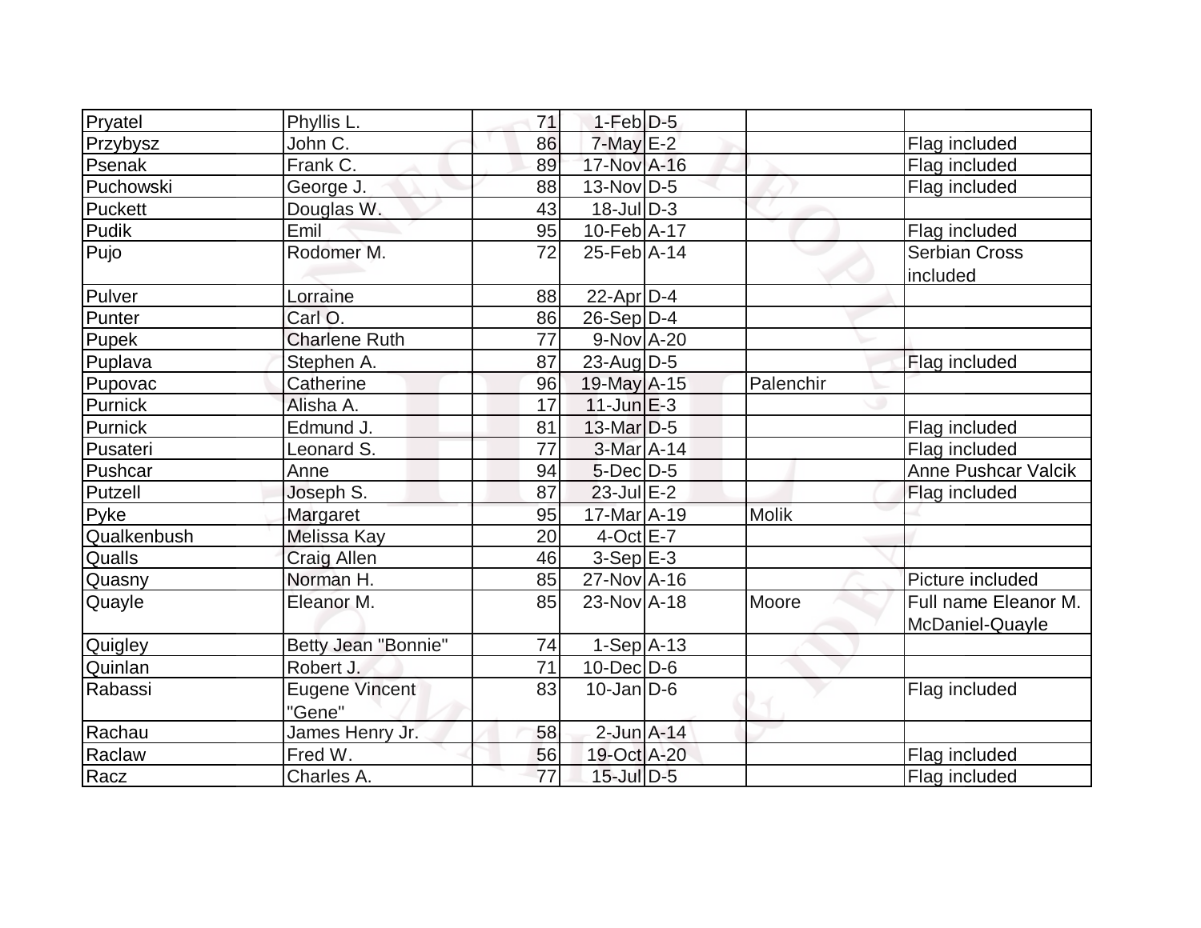| | | | | | | |
|---|---|---|---|---|---|---|
| Pryatel | Phyllis L. | 71 | 1-Feb | D-5 | | |
| Przybysz | John C. | 86 | 7-May | E-2 | | Flag included |
| Psenak | Frank C. | 89 | 17-Nov | A-16 | | Flag included |
| Puchowski | George J. | 88 | 13-Nov | D-5 | | Flag included |
| Puckett | Douglas W. | 43 | 18-Jul | D-3 | | |
| Pudik | Emil | 95 | 10-Feb | A-17 | | Flag included |
| Pujo | Rodomer M. | 72 | 25-Feb | A-14 | | Serbian Cross included |
| Pulver | Lorraine | 88 | 22-Apr | D-4 | | |
| Punter | Carl O. | 86 | 26-Sep | D-4 | | |
| Pupek | Charlene Ruth | 77 | 9-Nov | A-20 | | |
| Puplava | Stephen A. | 87 | 23-Aug | D-5 | | Flag included |
| Pupovac | Catherine | 96 | 19-May | A-15 | Palenchir | |
| Purnick | Alisha A. | 17 | 11-Jun | E-3 | | |
| Purnick | Edmund J. | 81 | 13-Mar | D-5 | | Flag included |
| Pusateri | Leonard S. | 77 | 3-Mar | A-14 | | Flag included |
| Pushcar | Anne | 94 | 5-Dec | D-5 | | Anne Pushcar Valcik |
| Putzell | Joseph S. | 87 | 23-Jul | E-2 | | Flag included |
| Pyke | Margaret | 95 | 17-Mar | A-19 | Molik | |
| Qualkenbush | Melissa Kay | 20 | 4-Oct | E-7 | | |
| Qualls | Craig Allen | 46 | 3-Sep | E-3 | | |
| Quasny | Norman H. | 85 | 27-Nov | A-16 | | Picture included |
| Quayle | Eleanor M. | 85 | 23-Nov | A-18 | Moore | Full name Eleanor M. McDaniel-Quayle |
| Quigley | Betty Jean "Bonnie" | 74 | 1-Sep | A-13 | | |
| Quinlan | Robert J. | 71 | 10-Dec | D-6 | | |
| Rabassi | Eugene Vincent "Gene" | 83 | 10-Jan | D-6 | | Flag included |
| Rachau | James Henry Jr. | 58 | 2-Jun | A-14 | | |
| Raclaw | Fred W. | 56 | 19-Oct | A-20 | | Flag included |
| Racz | Charles A. | 77 | 15-Jul | D-5 | | Flag included |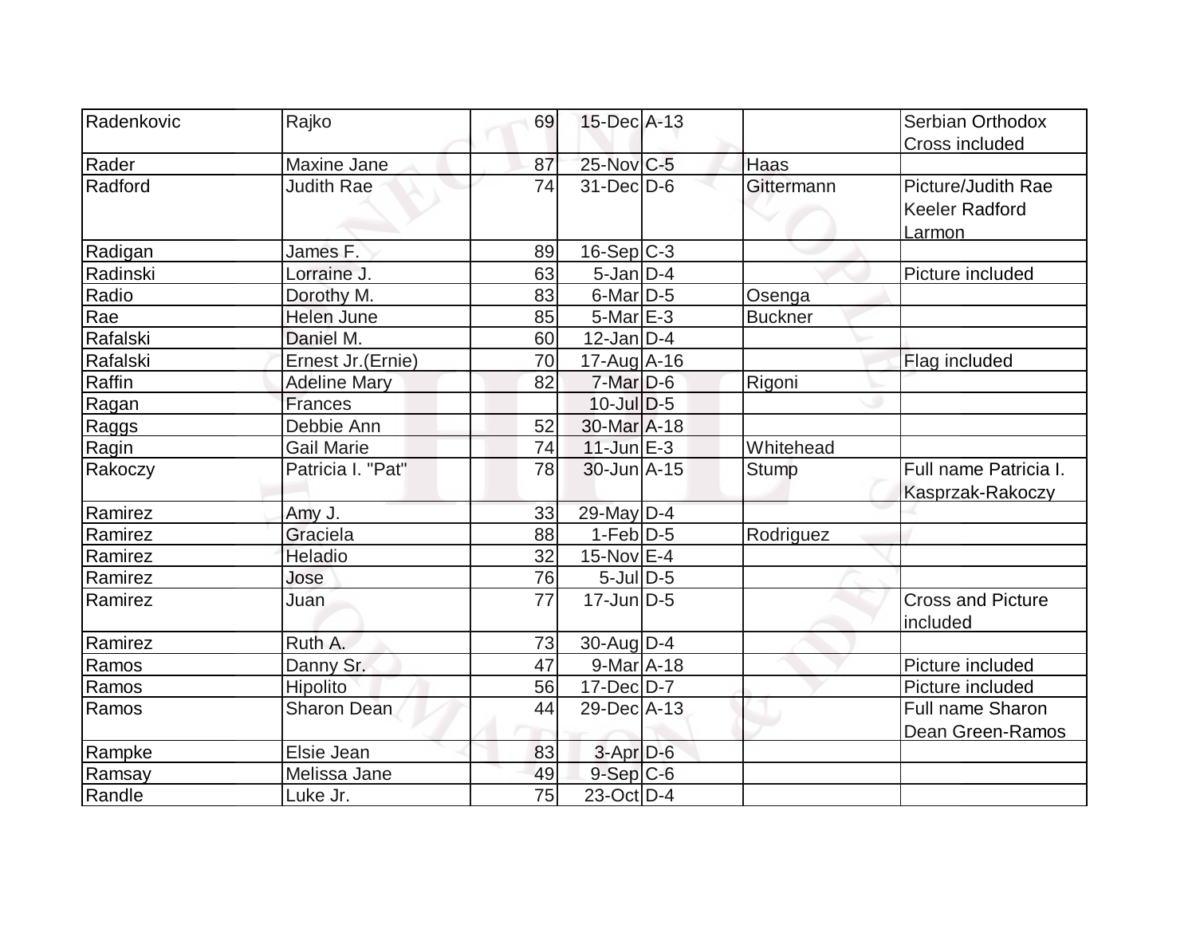| | | | | | | |
|---|---|---|---|---|---|---|
| Radenkovic | Rajko | 69 | 15-Dec | A-13 | | Serbian Orthodox Cross included |
| Rader | Maxine Jane | 87 | 25-Nov | C-5 | Haas | |
| Radford | Judith Rae | 74 | 31-Dec | D-6 | Gittermann | Picture/Judith Rae Keeler Radford Larmon |
| Radigan | James F. | 89 | 16-Sep | C-3 | | |
| Radinski | Lorraine J. | 63 | 5-Jan | D-4 | | Picture included |
| Radio | Dorothy M. | 83 | 6-Mar | D-5 | Osenga | |
| Rae | Helen June | 85 | 5-Mar | E-3 | Buckner | |
| Rafalski | Daniel M. | 60 | 12-Jan | D-4 | | |
| Rafalski | Ernest Jr.(Ernie) | 70 | 17-Aug | A-16 | | Flag included |
| Raffin | Adeline Mary | 82 | 7-Mar | D-6 | Rigoni | |
| Ragan | Frances | | 10-Jul | D-5 | | |
| Raggs | Debbie Ann | 52 | 30-Mar | A-18 | | |
| Ragin | Gail Marie | 74 | 11-Jun | E-3 | Whitehead | |
| Rakoczy | Patricia I. "Pat" | 78 | 30-Jun | A-15 | Stump | Full name Patricia I. Kasprzak-Rakoczy |
| Ramirez | Amy J. | 33 | 29-May | D-4 | | |
| Ramirez | Graciela | 88 | 1-Feb | D-5 | Rodriguez | |
| Ramirez | Heladio | 32 | 15-Nov | E-4 | | |
| Ramirez | Jose | 76 | 5-Jul | D-5 | | |
| Ramirez | Juan | 77 | 17-Jun | D-5 | | Cross and Picture included |
| Ramirez | Ruth A. | 73 | 30-Aug | D-4 | | |
| Ramos | Danny Sr. | 47 | 9-Mar | A-18 | | Picture included |
| Ramos | Hipolito | 56 | 17-Dec | D-7 | | Picture included |
| Ramos | Sharon Dean | 44 | 29-Dec | A-13 | | Full name Sharon Dean Green-Ramos |
| Rampke | Elsie Jean | 83 | 3-Apr | D-6 | | |
| Ramsay | Melissa Jane | 49 | 9-Sep | C-6 | | |
| Randle | Luke Jr. | 75 | 23-Oct | D-4 | | |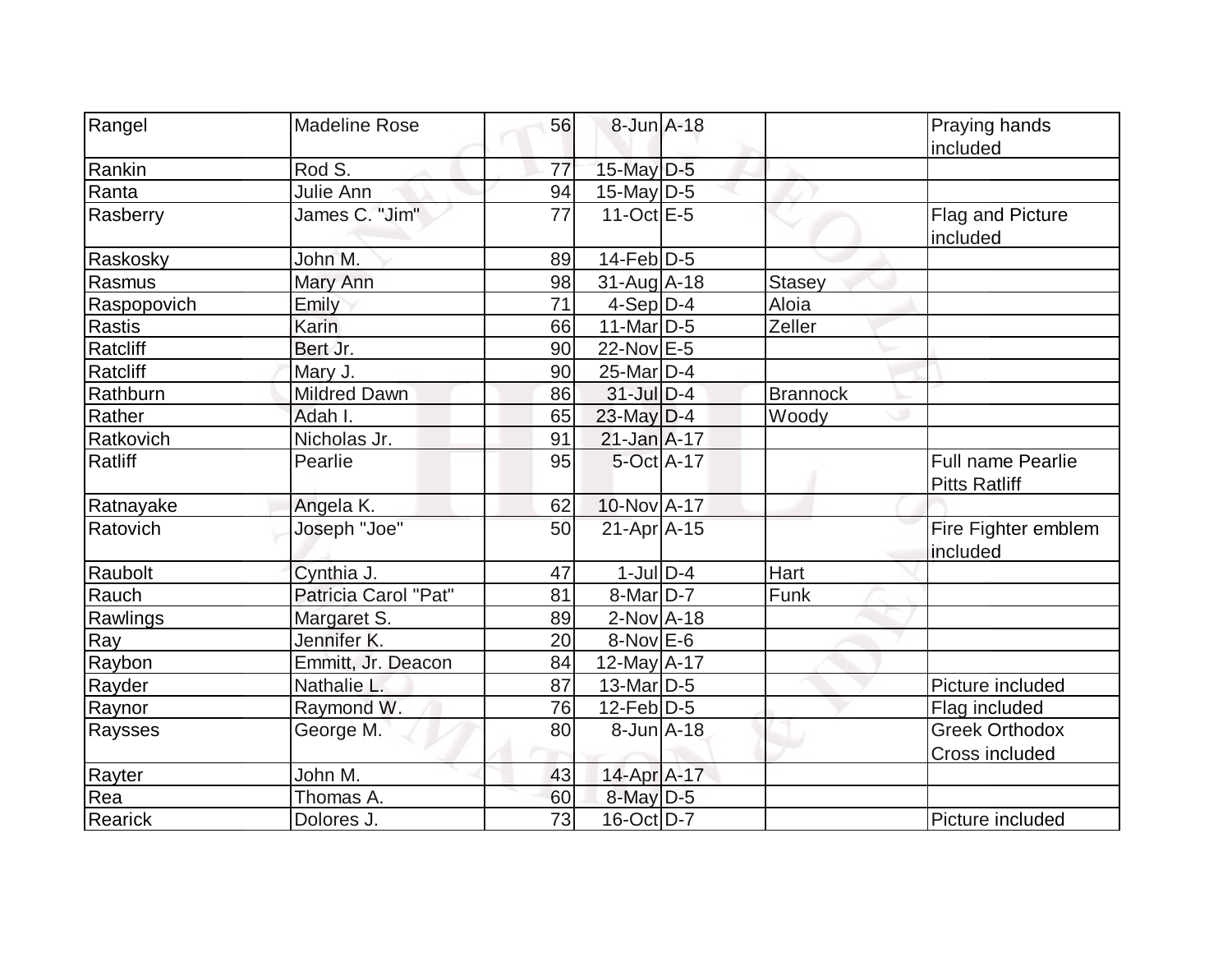| | | | | | | |
|---|---|---|---|---|---|---|
| Rangel | Madeline Rose | 56 | 8-Jun | A-18 | | Praying hands included |
| Rankin | Rod S. | 77 | 15-May | D-5 | | |
| Ranta | Julie Ann | 94 | 15-May | D-5 | | |
| Rasberry | James C. "Jim" | 77 | 11-Oct | E-5 | | Flag and Picture included |
| Raskosky | John M. | 89 | 14-Feb | D-5 | | |
| Rasmus | Mary Ann | 98 | 31-Aug | A-18 | Stasey | |
| Raspopovich | Emily | 71 | 4-Sep | D-4 | Aloia | |
| Rastis | Karin | 66 | 11-Mar | D-5 | Zeller | |
| Ratcliff | Bert Jr. | 90 | 22-Nov | E-5 | | |
| Ratcliff | Mary J. | 90 | 25-Mar | D-4 | | |
| Rathburn | Mildred Dawn | 86 | 31-Jul | D-4 | Brannock | |
| Rather | Adah I. | 65 | 23-May | D-4 | Woody | |
| Ratkovich | Nicholas Jr. | 91 | 21-Jan | A-17 | | |
| Ratliff | Pearlie | 95 | 5-Oct | A-17 | | Full name Pearlie Pitts Ratliff |
| Ratnayake | Angela K. | 62 | 10-Nov | A-17 | | |
| Ratovich | Joseph "Joe" | 50 | 21-Apr | A-15 | | Fire Fighter emblem included |
| Raubolt | Cynthia J. | 47 | 1-Jul | D-4 | Hart | |
| Rauch | Patricia Carol "Pat" | 81 | 8-Mar | D-7 | Funk | |
| Rawlings | Margaret S. | 89 | 2-Nov | A-18 | | |
| Ray | Jennifer K. | 20 | 8-Nov | E-6 | | |
| Raybon | Emmitt, Jr. Deacon | 84 | 12-May | A-17 | | |
| Rayder | Nathalie L. | 87 | 13-Mar | D-5 | | Picture included |
| Raynor | Raymond W. | 76 | 12-Feb | D-5 | | Flag included |
| Raysses | George M. | 80 | 8-Jun | A-18 | | Greek Orthodox Cross included |
| Rayter | John M. | 43 | 14-Apr | A-17 | | |
| Rea | Thomas A. | 60 | 8-May | D-5 | | |
| Rearick | Dolores J. | 73 | 16-Oct | D-7 | | Picture included |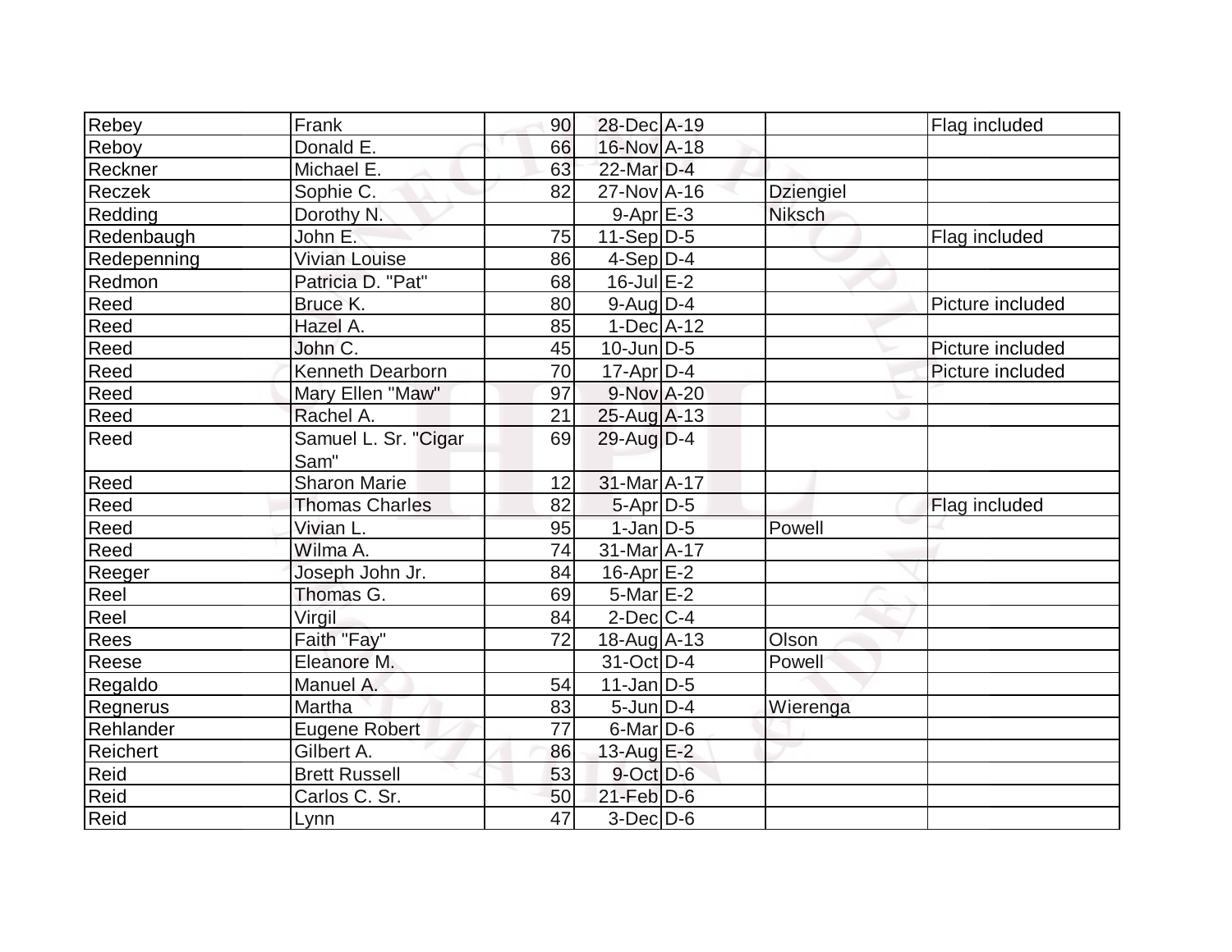| | | | | | | |
|---|---|---|---|---|---|---|
| Rebey | Frank | 90 | 28-Dec | A-19 | | Flag included |
| Reboy | Donald E. | 66 | 16-Nov | A-18 | | |
| Reckner | Michael E. | 63 | 22-Mar | D-4 | | |
| Reczek | Sophie C. | 82 | 27-Nov | A-16 | Dziengiel | |
| Redding | Dorothy N. | | 9-Apr | E-3 | Niksch | |
| Redenbaugh | John E. | 75 | 11-Sep | D-5 | | Flag included |
| Redepenning | Vivian Louise | 86 | 4-Sep | D-4 | | |
| Redmon | Patricia D. "Pat" | 68 | 16-Jul | E-2 | | |
| Reed | Bruce K. | 80 | 9-Aug | D-4 | | Picture included |
| Reed | Hazel A. | 85 | 1-Dec | A-12 | | |
| Reed | John C. | 45 | 10-Jun | D-5 | | Picture included |
| Reed | Kenneth Dearborn | 70 | 17-Apr | D-4 | | Picture included |
| Reed | Mary Ellen "Maw" | 97 | 9-Nov | A-20 | | |
| Reed | Rachel A. | 21 | 25-Aug | A-13 | | |
| Reed | Samuel L. Sr. "Cigar Sam" | 69 | 29-Aug | D-4 | | |
| Reed | Sharon Marie | 12 | 31-Mar | A-17 | | |
| Reed | Thomas Charles | 82 | 5-Apr | D-5 | | Flag included |
| Reed | Vivian L. | 95 | 1-Jan | D-5 | Powell | |
| Reed | Wilma A. | 74 | 31-Mar | A-17 | | |
| Reeger | Joseph John Jr. | 84 | 16-Apr | E-2 | | |
| Reel | Thomas G. | 69 | 5-Mar | E-2 | | |
| Reel | Virgil | 84 | 2-Dec | C-4 | | |
| Rees | Faith "Fay" | 72 | 18-Aug | A-13 | Olson | |
| Reese | Eleanore M. | | 31-Oct | D-4 | Powell | |
| Regaldo | Manuel A. | 54 | 11-Jan | D-5 | | |
| Regnerus | Martha | 83 | 5-Jun | D-4 | Wierenga | |
| Rehlander | Eugene Robert | 77 | 6-Mar | D-6 | | |
| Reichert | Gilbert A. | 86 | 13-Aug | E-2 | | |
| Reid | Brett Russell | 53 | 9-Oct | D-6 | | |
| Reid | Carlos C. Sr. | 50 | 21-Feb | D-6 | | |
| Reid | Lynn | 47 | 3-Dec | D-6 | | |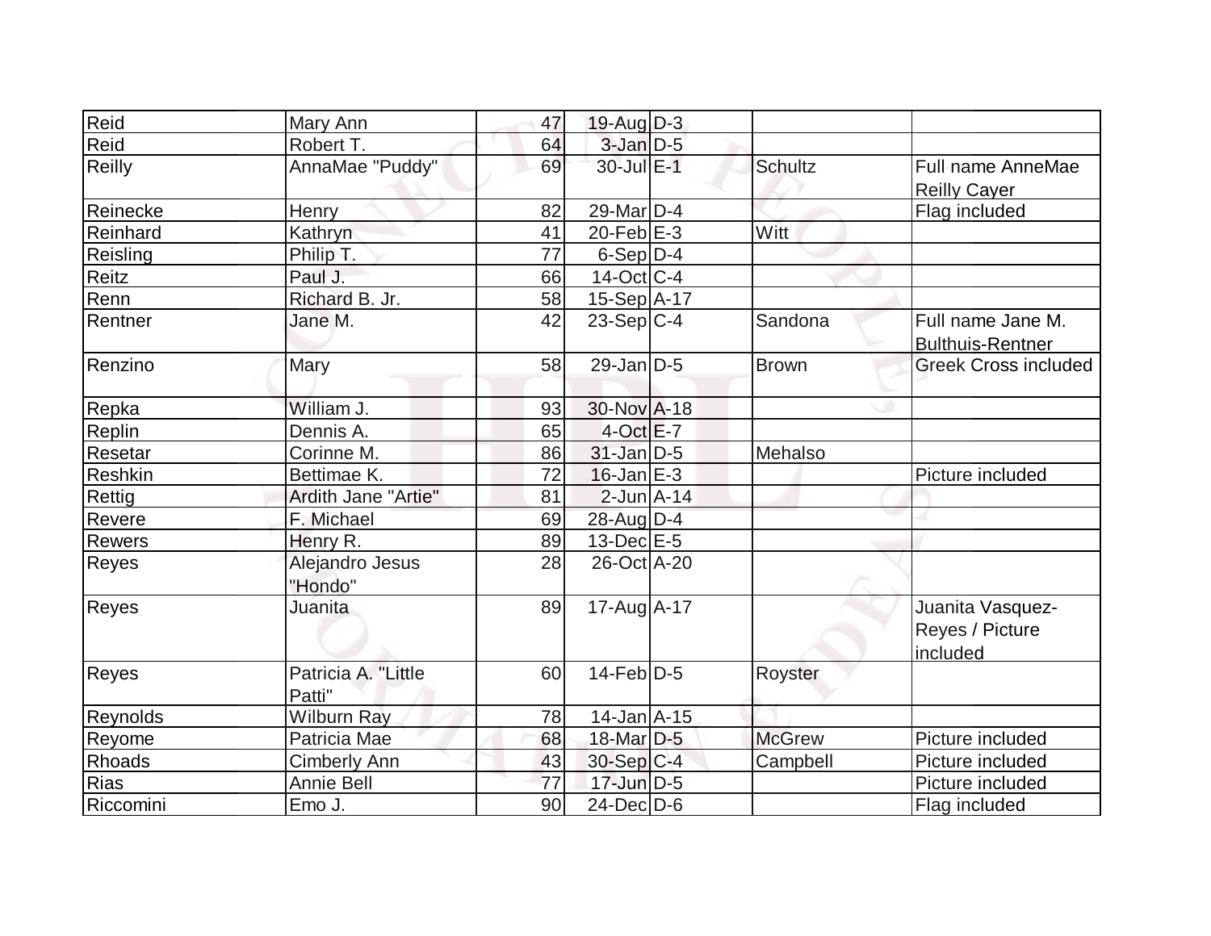| | | | | | | |
|---|---|---|---|---|---|---|
| Reid | Mary Ann | 47 | 19-Aug | D-3 | | |
| Reid | Robert T. | 64 | 3-Jan | D-5 | | |
| Reilly | AnnaMae "Puddy" | 69 | 30-Jul | E-1 | Schultz | Full name AnneMae Reilly Cayer |
| Reinecke | Henry | 82 | 29-Mar | D-4 | | Flag included |
| Reinhard | Kathryn | 41 | 20-Feb | E-3 | Witt | |
| Reisling | Philip T. | 77 | 6-Sep | D-4 | | |
| Reitz | Paul J. | 66 | 14-Oct | C-4 | | |
| Renn | Richard B. Jr. | 58 | 15-Sep | A-17 | | |
| Rentner | Jane M. | 42 | 23-Sep | C-4 | Sandona | Full name Jane M. Bulthuis-Rentner |
| Renzino | Mary | 58 | 29-Jan | D-5 | Brown | Greek Cross included |
| Repka | William J. | 93 | 30-Nov | A-18 | | |
| Replin | Dennis A. | 65 | 4-Oct | E-7 | | |
| Resetar | Corinne M. | 86 | 31-Jan | D-5 | Mehalso | |
| Reshkin | Bettimae K. | 72 | 16-Jan | E-3 | | Picture included |
| Rettig | Ardith Jane "Artie" | 81 | 2-Jun | A-14 | | |
| Revere | F. Michael | 69 | 28-Aug | D-4 | | |
| Rewers | Henry R. | 89 | 13-Dec | E-5 | | |
| Reyes | Alejandro Jesus "Hondo" | 28 | 26-Oct | A-20 | | |
| Reyes | Juanita | 89 | 17-Aug | A-17 | | Juanita Vasquez-Reyes / Picture included |
| Reyes | Patricia A. "Little Patti" | 60 | 14-Feb | D-5 | Royster | |
| Reynolds | Wilburn Ray | 78 | 14-Jan | A-15 | | |
| Reyome | Patricia Mae | 68 | 18-Mar | D-5 | McGrew | Picture included |
| Rhoads | Cimberly Ann | 43 | 30-Sep | C-4 | Campbell | Picture included |
| Rias | Annie Bell | 77 | 17-Jun | D-5 | | Picture included |
| Riccomini | Emo J. | 90 | 24-Dec | D-6 | | Flag included |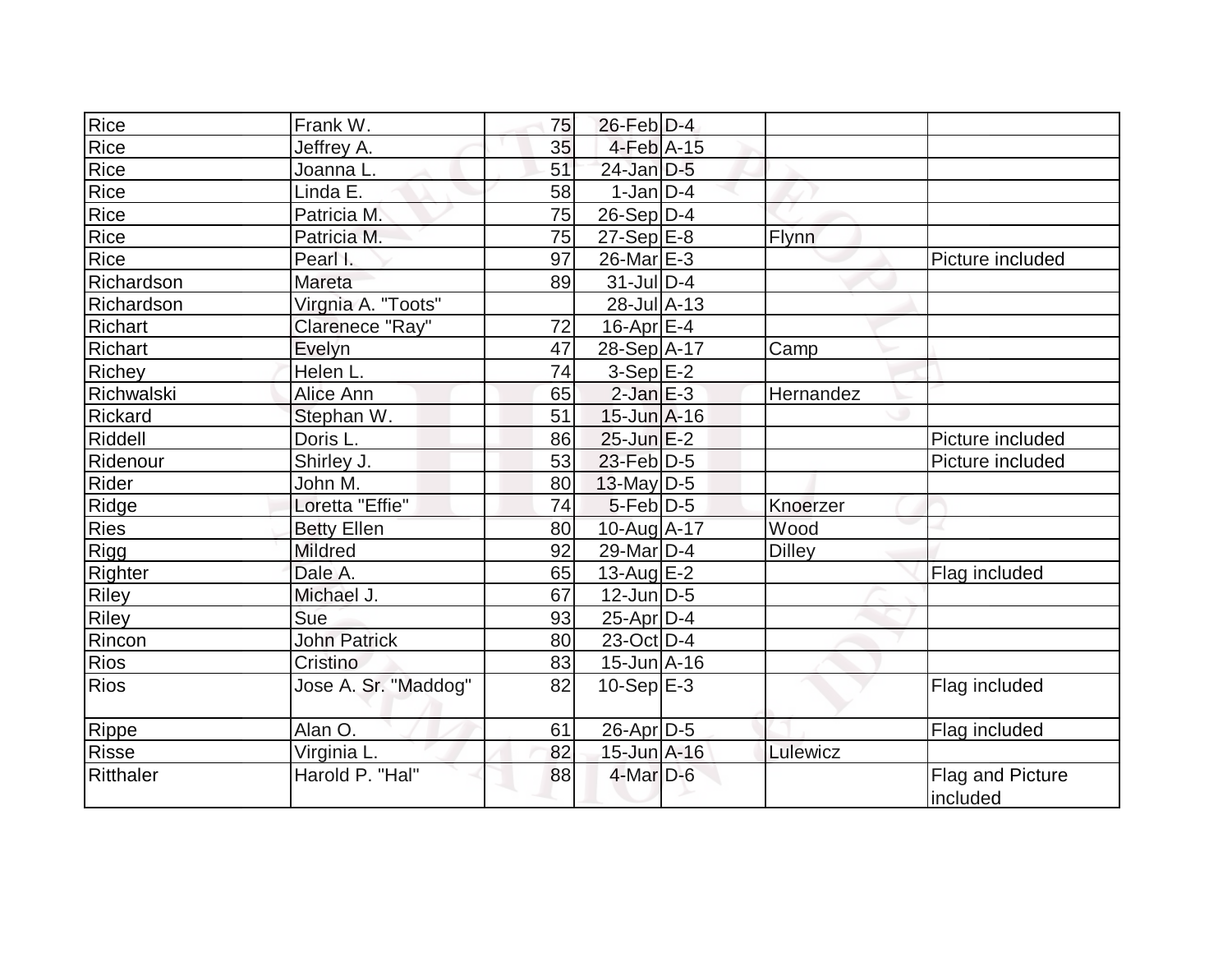| | | | | | | |
|---|---|---|---|---|---|---|
| Rice | Frank W. | 75 | 26-Feb | D-4 | | |
| Rice | Jeffrey A. | 35 | 4-Feb | A-15 | | |
| Rice | Joanna L. | 51 | 24-Jan | D-5 | | |
| Rice | Linda E. | 58 | 1-Jan | D-4 | | |
| Rice | Patricia M. | 75 | 26-Sep | D-4 | | |
| Rice | Patricia M. | 75 | 27-Sep | E-8 | Flynn | |
| Rice | Pearl I. | 97 | 26-Mar | E-3 | | Picture included |
| Richardson | Mareta | 89 | 31-Jul | D-4 | | |
| Richardson | Virgnia A. "Toots" | | 28-Jul | A-13 | | |
| Richart | Clarenece "Ray" | 72 | 16-Apr | E-4 | | |
| Richart | Evelyn | 47 | 28-Sep | A-17 | Camp | |
| Richey | Helen L. | 74 | 3-Sep | E-2 | | |
| Richwalski | Alice Ann | 65 | 2-Jan | E-3 | Hernandez | |
| Rickard | Stephan W. | 51 | 15-Jun | A-16 | | |
| Riddell | Doris L. | 86 | 25-Jun | E-2 | | Picture included |
| Ridenour | Shirley J. | 53 | 23-Feb | D-5 | | Picture included |
| Rider | John M. | 80 | 13-May | D-5 | | |
| Ridge | Loretta "Effie" | 74 | 5-Feb | D-5 | Knoerzer | |
| Ries | Betty Ellen | 80 | 10-Aug | A-17 | Wood | |
| Rigg | Mildred | 92 | 29-Mar | D-4 | Dilley | |
| Righter | Dale A. | 65 | 13-Aug | E-2 | | Flag included |
| Riley | Michael J. | 67 | 12-Jun | D-5 | | |
| Riley | Sue | 93 | 25-Apr | D-4 | | |
| Rincon | John Patrick | 80 | 23-Oct | D-4 | | |
| Rios | Cristino | 83 | 15-Jun | A-16 | | |
| Rios | Jose A. Sr. "Maddog" | 82 | 10-Sep | E-3 | | Flag included |
| Rippe | Alan O. | 61 | 26-Apr | D-5 | | Flag included |
| Risse | Virginia L. | 82 | 15-Jun | A-16 | Lulewicz | |
| Ritthaler | Harold P. "Hal" | 88 | 4-Mar | D-6 | | Flag and Picture included |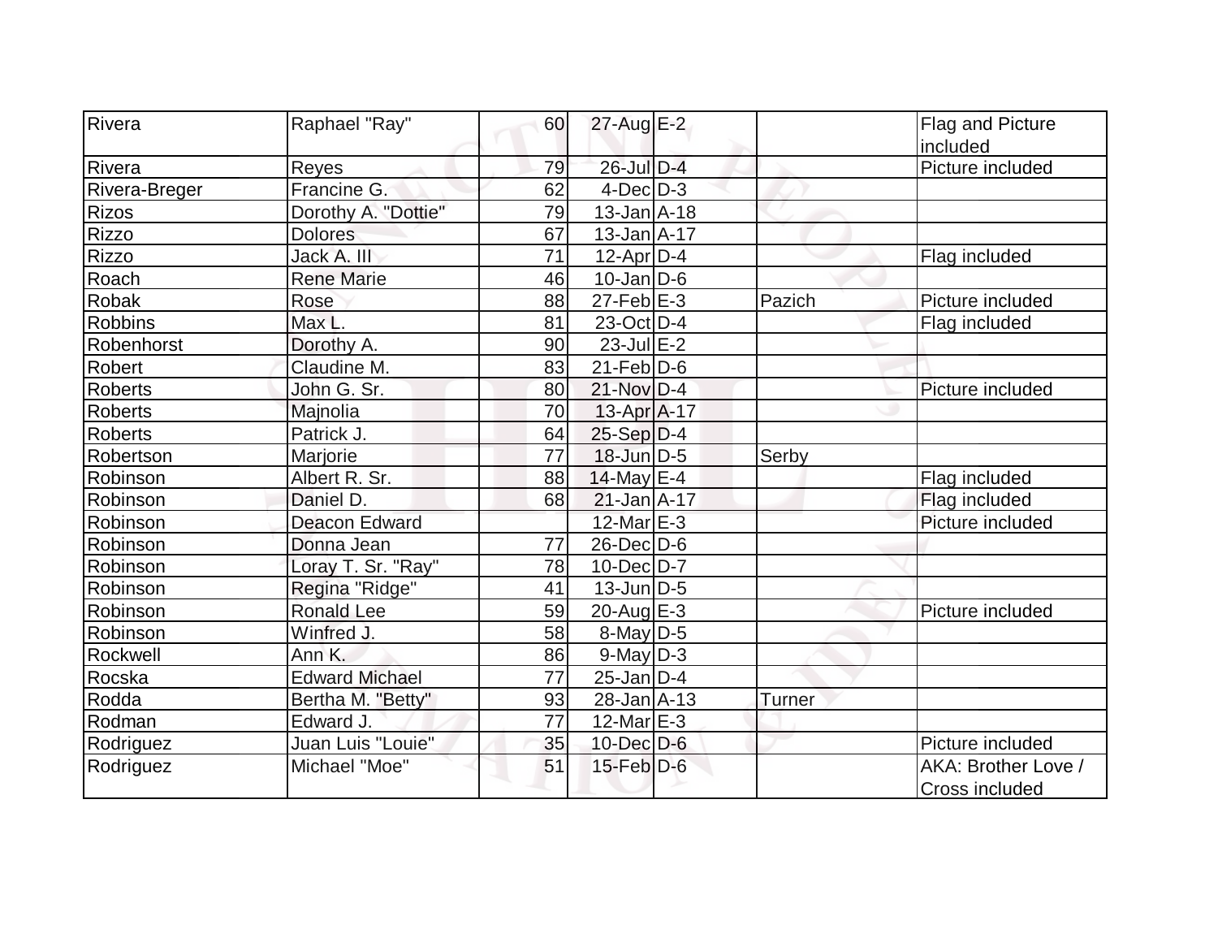| | | | | | | |
|---|---|---|---|---|---|---|
| Rivera | Raphael "Ray" | 60 | 27-Aug | E-2 | | Flag and Picture included |
| Rivera | Reyes | 79 | 26-Jul | D-4 | | Picture included |
| Rivera-Breger | Francine G. | 62 | 4-Dec | D-3 | | |
| Rizos | Dorothy A. "Dottie" | 79 | 13-Jan | A-18 | | |
| Rizzo | Dolores | 67 | 13-Jan | A-17 | | |
| Rizzo | Jack A. III | 71 | 12-Apr | D-4 | | Flag included |
| Roach | Rene Marie | 46 | 10-Jan | D-6 | | |
| Robak | Rose | 88 | 27-Feb | E-3 | Pazich | Picture included |
| Robbins | Max L. | 81 | 23-Oct | D-4 | | Flag included |
| Robenhorst | Dorothy A. | 90 | 23-Jul | E-2 | | |
| Robert | Claudine M. | 83 | 21-Feb | D-6 | | |
| Roberts | John G. Sr. | 80 | 21-Nov | D-4 | | Picture included |
| Roberts | Majnolia | 70 | 13-Apr | A-17 | | |
| Roberts | Patrick J. | 64 | 25-Sep | D-4 | | |
| Robertson | Marjorie | 77 | 18-Jun | D-5 | Serby | |
| Robinson | Albert R. Sr. | 88 | 14-May | E-4 | | Flag included |
| Robinson | Daniel D. | 68 | 21-Jan | A-17 | | Flag included |
| Robinson | Deacon Edward | | 12-Mar | E-3 | | Picture included |
| Robinson | Donna Jean | 77 | 26-Dec | D-6 | | |
| Robinson | Loray T. Sr. "Ray" | 78 | 10-Dec | D-7 | | |
| Robinson | Regina "Ridge" | 41 | 13-Jun | D-5 | | |
| Robinson | Ronald Lee | 59 | 20-Aug | E-3 | | Picture included |
| Robinson | Winfred J. | 58 | 8-May | D-5 | | |
| Rockwell | Ann K. | 86 | 9-May | D-3 | | |
| Rocska | Edward Michael | 77 | 25-Jan | D-4 | | |
| Rodda | Bertha M. "Betty" | 93 | 28-Jan | A-13 | Turner | |
| Rodman | Edward J. | 77 | 12-Mar | E-3 | | |
| Rodriguez | Juan Luis "Louie" | 35 | 10-Dec | D-6 | | Picture included |
| Rodriguez | Michael "Moe" | 51 | 15-Feb | D-6 | | AKA: Brother Love / Cross included |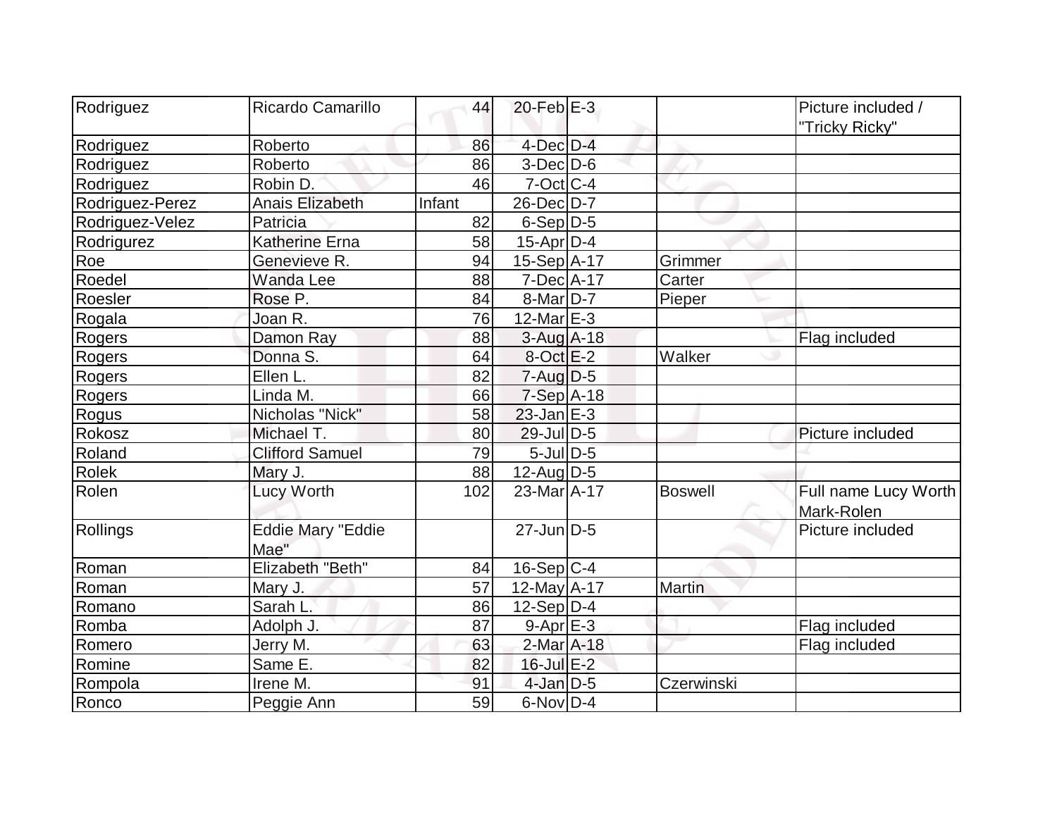| | | | | | | |
|---|---|---|---|---|---|---|
| Rodriguez | Ricardo Camarillo | 44 | 20-Feb | E-3 | | Picture included / "Tricky Ricky" |
| Rodriguez | Roberto | 86 | 4-Dec | D-4 | | |
| Rodriguez | Roberto | 86 | 3-Dec | D-6 | | |
| Rodriguez | Robin D. | 46 | 7-Oct | C-4 | | |
| Rodriguez-Perez | Anais Elizabeth | Infant | 26-Dec | D-7 | | |
| Rodriguez-Velez | Patricia | 82 | 6-Sep | D-5 | | |
| Rodrigurez | Katherine Erna | 58 | 15-Apr | D-4 | | |
| Roe | Genevieve R. | 94 | 15-Sep | A-17 | Grimmer | |
| Roedel | Wanda Lee | 88 | 7-Dec | A-17 | Carter | |
| Roesler | Rose P. | 84 | 8-Mar | D-7 | Pieper | |
| Rogala | Joan R. | 76 | 12-Mar | E-3 | | |
| Rogers | Damon Ray | 88 | 3-Aug | A-18 | | Flag included |
| Rogers | Donna S. | 64 | 8-Oct | E-2 | Walker | |
| Rogers | Ellen L. | 82 | 7-Aug | D-5 | | |
| Rogers | Linda M. | 66 | 7-Sep | A-18 | | |
| Rogus | Nicholas "Nick" | 58 | 23-Jan | E-3 | | |
| Rokosz | Michael T. | 80 | 29-Jul | D-5 | | Picture included |
| Roland | Clifford Samuel | 79 | 5-Jul | D-5 | | |
| Rolek | Mary J. | 88 | 12-Aug | D-5 | | |
| Rolen | Lucy Worth | 102 | 23-Mar | A-17 | Boswell | Full name Lucy Worth Mark-Rolen |
| Rollings | Eddie Mary "Eddie Mae" | | 27-Jun | D-5 | | Picture included |
| Roman | Elizabeth "Beth" | 84 | 16-Sep | C-4 | | |
| Roman | Mary J. | 57 | 12-May | A-17 | Martin | |
| Romano | Sarah L. | 86 | 12-Sep | D-4 | | |
| Romba | Adolph J. | 87 | 9-Apr | E-3 | | Flag included |
| Romero | Jerry M. | 63 | 2-Mar | A-18 | | Flag included |
| Romine | Same E. | 82 | 16-Jul | E-2 | | |
| Rompola | Irene M. | 91 | 4-Jan | D-5 | Czerwinski | |
| Ronco | Peggie Ann | 59 | 6-Nov | D-4 | | |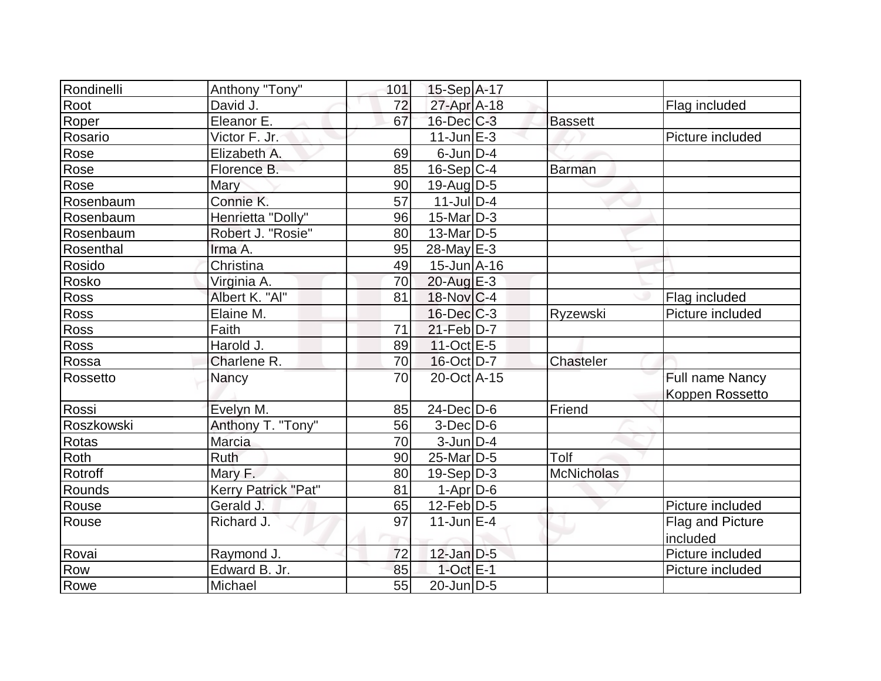| | | | | | | |
|---|---|---|---|---|---|---|
| Rondinelli | Anthony "Tony" | 101 | 15-Sep | A-17 | | |
| Root | David J. | 72 | 27-Apr | A-18 | | Flag included |
| Roper | Eleanor E. | 67 | 16-Dec | C-3 | Bassett | |
| Rosario | Victor F. Jr. | | 11-Jun | E-3 | | Picture included |
| Rose | Elizabeth A. | 69 | 6-Jun | D-4 | | |
| Rose | Florence B. | 85 | 16-Sep | C-4 | Barman | |
| Rose | Mary | 90 | 19-Aug | D-5 | | |
| Rosenbaum | Connie K. | 57 | 11-Jul | D-4 | | |
| Rosenbaum | Henrietta "Dolly" | 96 | 15-Mar | D-3 | | |
| Rosenbaum | Robert J. "Rosie" | 80 | 13-Mar | D-5 | | |
| Rosenthal | Irma A. | 95 | 28-May | E-3 | | |
| Rosido | Christina | 49 | 15-Jun | A-16 | | |
| Rosko | Virginia A. | 70 | 20-Aug | E-3 | | |
| Ross | Albert K. "Al" | 81 | 18-Nov | C-4 | | Flag included |
| Ross | Elaine M. | | 16-Dec | C-3 | Ryzewski | Picture included |
| Ross | Faith | 71 | 21-Feb | D-7 | | |
| Ross | Harold J. | 89 | 11-Oct | E-5 | | |
| Rossa | Charlene R. | 70 | 16-Oct | D-7 | Chasteler | |
| Rossetto | Nancy | 70 | 20-Oct | A-15 | | Full name Nancy Koppen Rossetto |
| Rossi | Evelyn M. | 85 | 24-Dec | D-6 | Friend | |
| Roszkowski | Anthony T. "Tony" | 56 | 3-Dec | D-6 | | |
| Rotas | Marcia | 70 | 3-Jun | D-4 | | |
| Roth | Ruth | 90 | 25-Mar | D-5 | Tolf | |
| Rotroff | Mary F. | 80 | 19-Sep | D-3 | McNicholas | |
| Rounds | Kerry Patrick "Pat" | 81 | 1-Apr | D-6 | | |
| Rouse | Gerald J. | 65 | 12-Feb | D-5 | | Picture included |
| Rouse | Richard J. | 97 | 11-Jun | E-4 | | Flag and Picture included |
| Rovai | Raymond J. | 72 | 12-Jan | D-5 | | Picture included |
| Row | Edward B. Jr. | 85 | 1-Oct | E-1 | | Picture included |
| Rowe | Michael | 55 | 20-Jun | D-5 | | |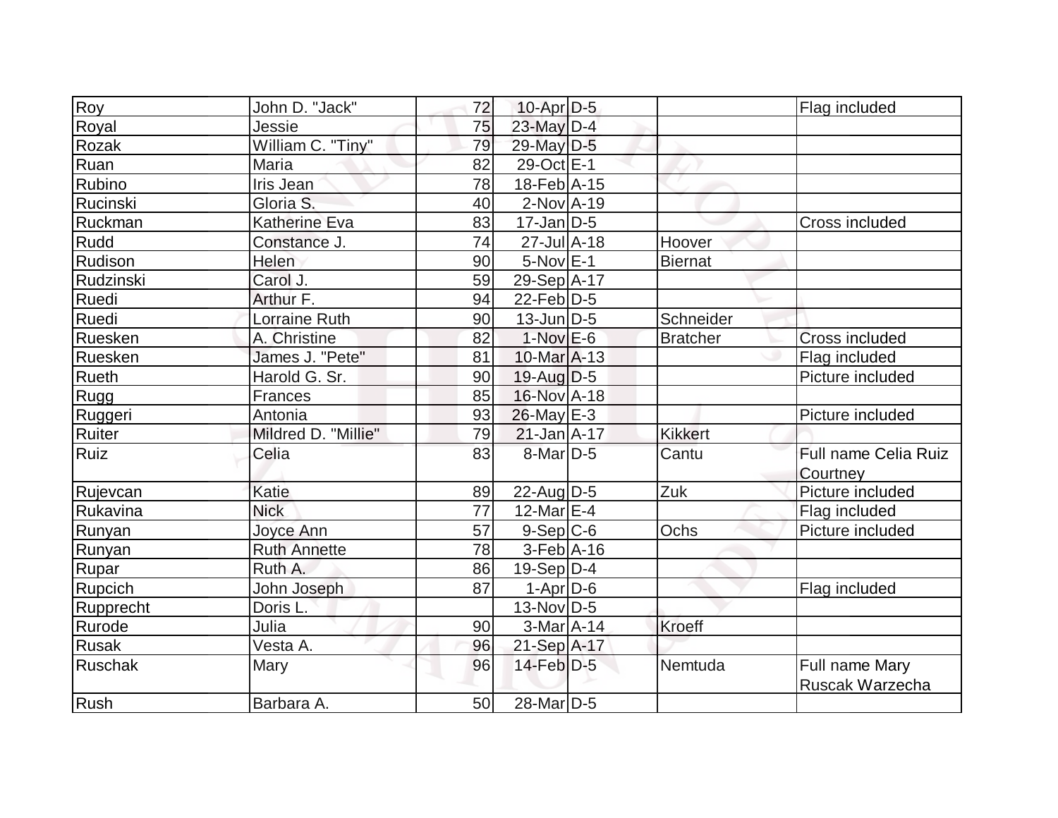| | | | | | | |
|---|---|---|---|---|---|---|
| Roy | John D. "Jack" | 72 | 10-Apr | D-5 | | Flag included |
| Royal | Jessie | 75 | 23-May | D-4 | | |
| Rozak | William C. "Tiny" | 79 | 29-May | D-5 | | |
| Ruan | Maria | 82 | 29-Oct | E-1 | | |
| Rubino | Iris Jean | 78 | 18-Feb | A-15 | | |
| Rucinski | Gloria S. | 40 | 2-Nov | A-19 | | |
| Ruckman | Katherine Eva | 83 | 17-Jan | D-5 | | Cross included |
| Rudd | Constance J. | 74 | 27-Jul | A-18 | Hoover | |
| Rudison | Helen | 90 | 5-Nov | E-1 | Biernat | |
| Rudzinski | Carol J. | 59 | 29-Sep | A-17 | | |
| Ruedi | Arthur F. | 94 | 22-Feb | D-5 | | |
| Ruedi | Lorraine Ruth | 90 | 13-Jun | D-5 | Schneider | |
| Ruesken | A. Christine | 82 | 1-Nov | E-6 | Bratcher | Cross included |
| Ruesken | James J. "Pete" | 81 | 10-Mar | A-13 | | Flag included |
| Rueth | Harold G. Sr. | 90 | 19-Aug | D-5 | | Picture included |
| Rugg | Frances | 85 | 16-Nov | A-18 | | |
| Ruggeri | Antonia | 93 | 26-May | E-3 | | Picture included |
| Ruiter | Mildred D. "Millie" | 79 | 21-Jan | A-17 | Kikkert | |
| Ruiz | Celia | 83 | 8-Mar | D-5 | Cantu | Full name Celia Ruiz Courtney |
| Rujevcan | Katie | 89 | 22-Aug | D-5 | Zuk | Picture included |
| Rukavina | Nick | 77 | 12-Mar | E-4 | | Flag included |
| Runyan | Joyce Ann | 57 | 9-Sep | C-6 | Ochs | Picture included |
| Runyan | Ruth Annette | 78 | 3-Feb | A-16 | | |
| Rupar | Ruth A. | 86 | 19-Sep | D-4 | | |
| Rupcich | John Joseph | 87 | 1-Apr | D-6 | | Flag included |
| Rupprecht | Doris L. | | 13-Nov | D-5 | | |
| Rurode | Julia | 90 | 3-Mar | A-14 | Kroeff | |
| Rusak | Vesta A. | 96 | 21-Sep | A-17 | | |
| Ruschak | Mary | 96 | 14-Feb | D-5 | Nemtuda | Full name Mary Ruscak Warzecha |
| Rush | Barbara A. | 50 | 28-Mar | D-5 | | |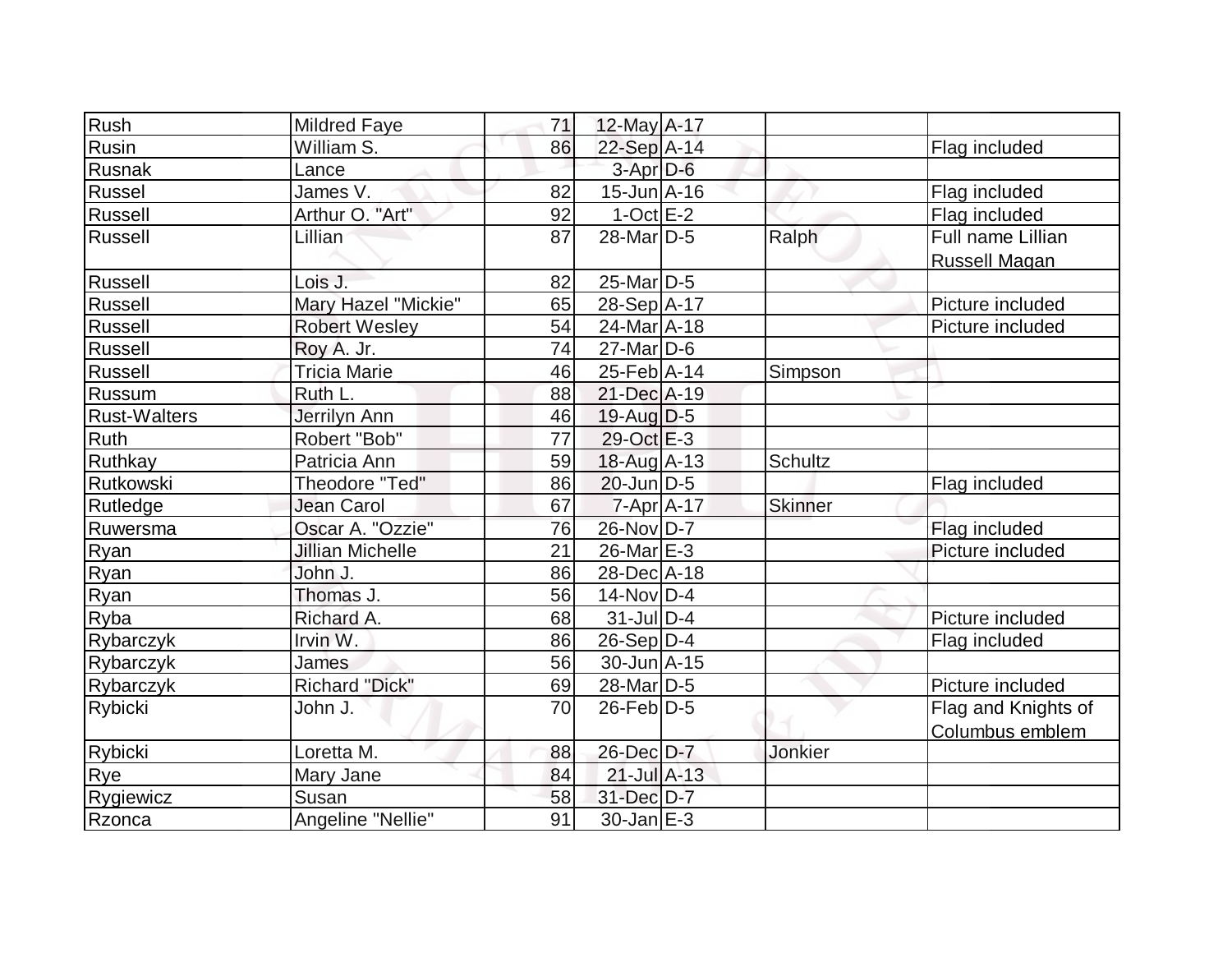| | | | | | | |
|---|---|---|---|---|---|---|
| Rush | Mildred Faye | 71 | 12-May | A-17 | | |
| Rusin | William S. | 86 | 22-Sep | A-14 | | Flag included |
| Rusnak | Lance | | 3-Apr | D-6 | | |
| Russel | James V. | 82 | 15-Jun | A-16 | | Flag included |
| Russell | Arthur O. "Art" | 92 | 1-Oct | E-2 | | Flag included |
| Russell | Lillian | 87 | 28-Mar | D-5 | Ralph | Full name Lillian Russell Magan |
| Russell | Lois J. | 82 | 25-Mar | D-5 | | |
| Russell | Mary Hazel "Mickie" | 65 | 28-Sep | A-17 | | Picture included |
| Russell | Robert Wesley | 54 | 24-Mar | A-18 | | Picture included |
| Russell | Roy A. Jr. | 74 | 27-Mar | D-6 | | |
| Russell | Tricia Marie | 46 | 25-Feb | A-14 | Simpson | |
| Russum | Ruth L. | 88 | 21-Dec | A-19 | | |
| Rust-Walters | Jerrilyn Ann | 46 | 19-Aug | D-5 | | |
| Ruth | Robert "Bob" | 77 | 29-Oct | E-3 | | |
| Ruthkay | Patricia Ann | 59 | 18-Aug | A-13 | Schultz | |
| Rutkowski | Theodore "Ted" | 86 | 20-Jun | D-5 | | Flag included |
| Rutledge | Jean Carol | 67 | 7-Apr | A-17 | Skinner | |
| Ruwersma | Oscar A. "Ozzie" | 76 | 26-Nov | D-7 | | Flag included |
| Ryan | Jillian Michelle | 21 | 26-Mar | E-3 | | Picture included |
| Ryan | John J. | 86 | 28-Dec | A-18 | | |
| Ryan | Thomas J. | 56 | 14-Nov | D-4 | | |
| Ryba | Richard A. | 68 | 31-Jul | D-4 | | Picture included |
| Rybarczyk | Irvin W. | 86 | 26-Sep | D-4 | | Flag included |
| Rybarczyk | James | 56 | 30-Jun | A-15 | | |
| Rybarczyk | Richard "Dick" | 69 | 28-Mar | D-5 | | Picture included |
| Rybicki | John J. | 70 | 26-Feb | D-5 | | Flag and Knights of Columbus emblem |
| Rybicki | Loretta M. | 88 | 26-Dec | D-7 | Jonkier | |
| Rye | Mary Jane | 84 | 21-Jul | A-13 | | |
| Rygiewicz | Susan | 58 | 31-Dec | D-7 | | |
| Rzonca | Angeline "Nellie" | 91 | 30-Jan | E-3 | | |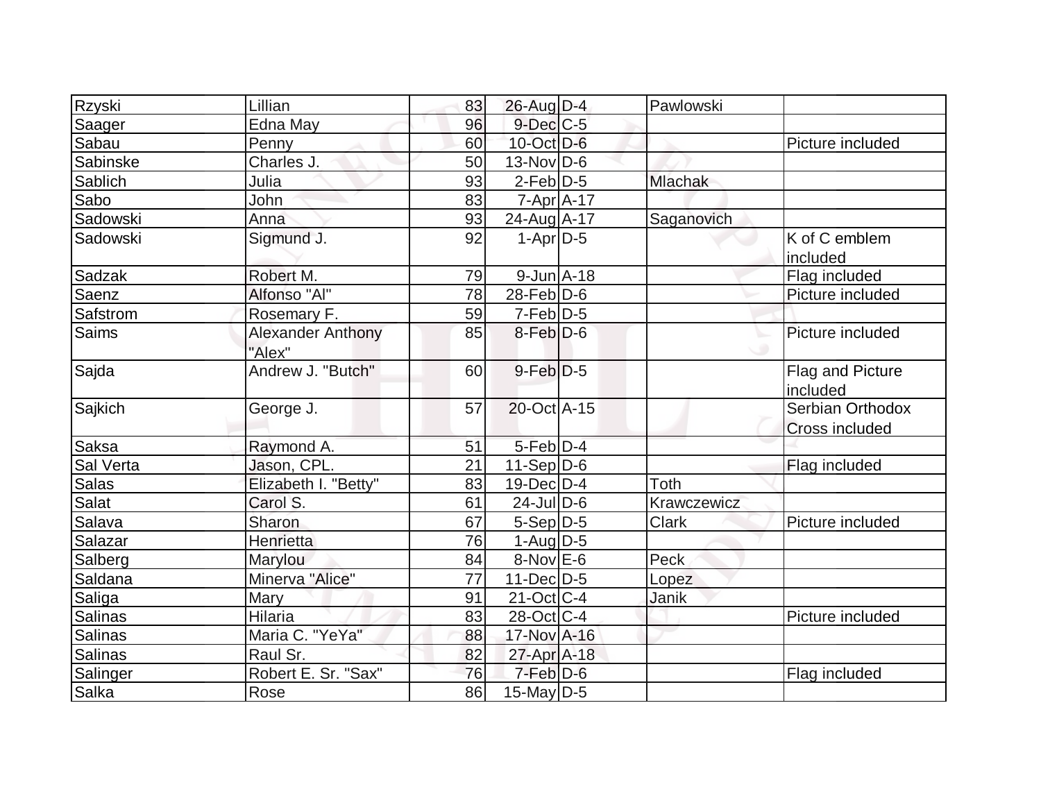| | | | | | | |
|---|---|---|---|---|---|---|
| Rzyski | Lillian | 83 | 26-Aug | D-4 | Pawlowski | |
| Saager | Edna May | 96 | 9-Dec | C-5 | | |
| Sabau | Penny | 60 | 10-Oct | D-6 | | Picture included |
| Sabinske | Charles J. | 50 | 13-Nov | D-6 | | |
| Sablich | Julia | 93 | 2-Feb | D-5 | Mlachak | |
| Sabo | John | 83 | 7-Apr | A-17 | | |
| Sadowski | Anna | 93 | 24-Aug | A-17 | Saganovich | |
| Sadowski | Sigmund J. | 92 | 1-Apr | D-5 | | K of C emblem included |
| Sadzak | Robert M. | 79 | 9-Jun | A-18 | | Flag included |
| Saenz | Alfonso "Al" | 78 | 28-Feb | D-6 | | Picture included |
| Safstrom | Rosemary F. | 59 | 7-Feb | D-5 | | |
| Saims | Alexander Anthony "Alex" | 85 | 8-Feb | D-6 | | Picture included |
| Sajda | Andrew J. "Butch" | 60 | 9-Feb | D-5 | | Flag and Picture included |
| Sajkich | George J. | 57 | 20-Oct | A-15 | | Serbian Orthodox Cross included |
| Saksa | Raymond A. | 51 | 5-Feb | D-4 | | |
| Sal Verta | Jason, CPL. | 21 | 11-Sep | D-6 | | Flag included |
| Salas | Elizabeth I. "Betty" | 83 | 19-Dec | D-4 | Toth | |
| Salat | Carol S. | 61 | 24-Jul | D-6 | Krawczewicz | |
| Salava | Sharon | 67 | 5-Sep | D-5 | Clark | Picture included |
| Salazar | Henrietta | 76 | 1-Aug | D-5 | | |
| Salberg | Marylou | 84 | 8-Nov | E-6 | Peck | |
| Saldana | Minerva "Alice" | 77 | 11-Dec | D-5 | Lopez | |
| Saliga | Mary | 91 | 21-Oct | C-4 | Janik | |
| Salinas | Hilaria | 83 | 28-Oct | C-4 | | Picture included |
| Salinas | Maria C. "YeYa" | 88 | 17-Nov | A-16 | | |
| Salinas | Raul Sr. | 82 | 27-Apr | A-18 | | |
| Salinger | Robert E. Sr. "Sax" | 76 | 7-Feb | D-6 | | Flag included |
| Salka | Rose | 86 | 15-May | D-5 | | |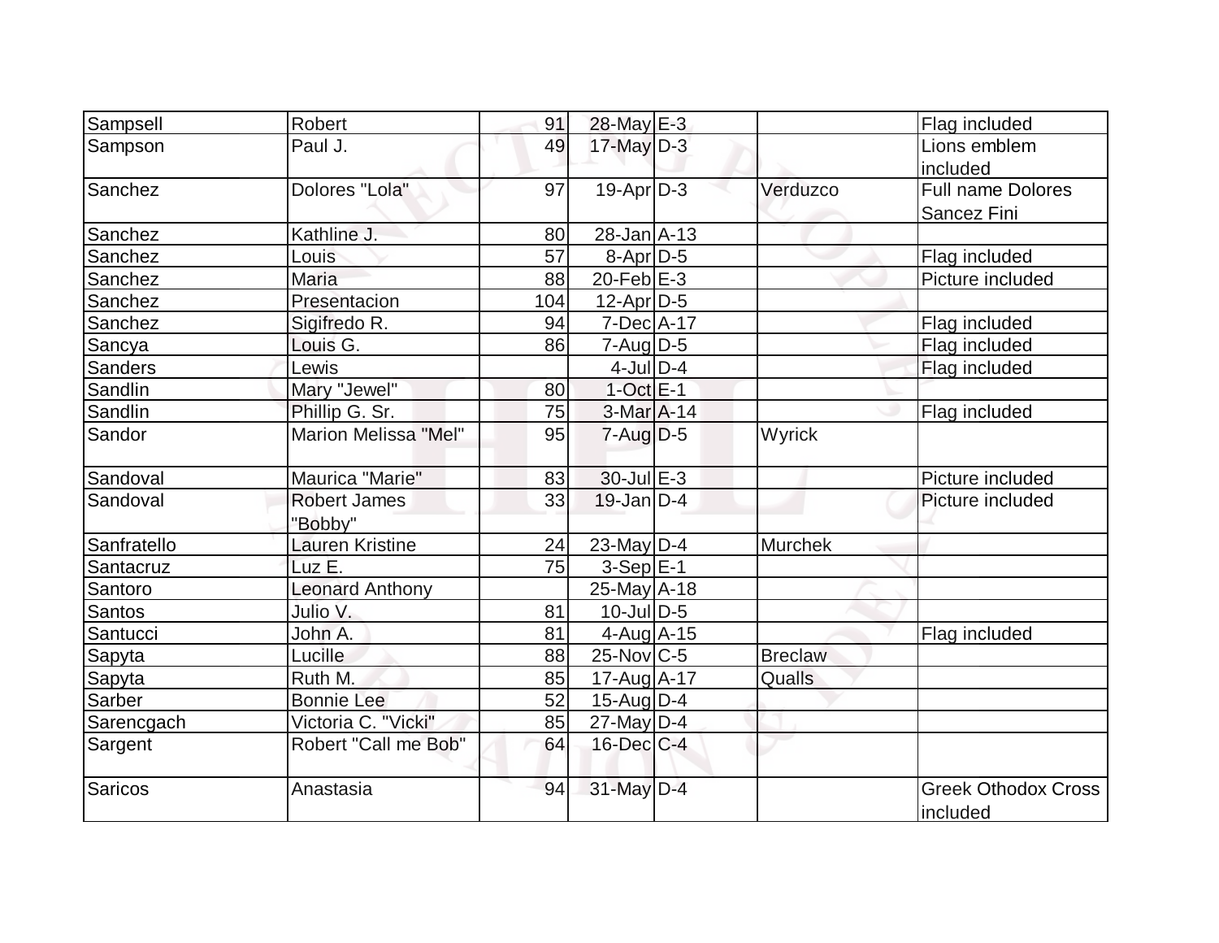| | | | | | | |
|---|---|---|---|---|---|---|
| Sampsell | Robert | 91 | 28-May | E-3 | | Flag included |
| Sampson | Paul J. | 49 | 17-May | D-3 | | Lions emblem included |
| Sanchez | Dolores "Lola" | 97 | 19-Apr | D-3 | Verduzco | Full name Dolores Sancez Fini |
| Sanchez | Kathline J. | 80 | 28-Jan | A-13 | | |
| Sanchez | Louis | 57 | 8-Apr | D-5 | | Flag included |
| Sanchez | Maria | 88 | 20-Feb | E-3 | | Picture included |
| Sanchez | Presentacion | 104 | 12-Apr | D-5 | | |
| Sanchez | Sigifredo R. | 94 | 7-Dec | A-17 | | Flag included |
| Sancya | Louis G. | 86 | 7-Aug | D-5 | | Flag included |
| Sanders | Lewis | | 4-Jul | D-4 | | Flag included |
| Sandlin | Mary "Jewel" | 80 | 1-Oct | E-1 | | |
| Sandlin | Phillip G. Sr. | 75 | 3-Mar | A-14 | | Flag included |
| Sandor | Marion Melissa "Mel" | 95 | 7-Aug | D-5 | Wyrick | |
| Sandoval | Maurica "Marie" | 83 | 30-Jul | E-3 | | Picture included |
| Sandoval | Robert James "Bobby" | 33 | 19-Jan | D-4 | | Picture included |
| Sanfratello | Lauren Kristine | 24 | 23-May | D-4 | Murchek | |
| Santacruz | Luz E. | 75 | 3-Sep | E-1 | | |
| Santoro | Leonard Anthony | | 25-May | A-18 | | |
| Santos | Julio V. | 81 | 10-Jul | D-5 | | |
| Santucci | John A. | 81 | 4-Aug | A-15 | | Flag included |
| Sapyta | Lucille | 88 | 25-Nov | C-5 | Breclaw | |
| Sapyta | Ruth M. | 85 | 17-Aug | A-17 | Qualls | |
| Sarber | Bonnie Lee | 52 | 15-Aug | D-4 | | |
| Sarencgach | Victoria C. "Vicki" | 85 | 27-May | D-4 | | |
| Sargent | Robert "Call me Bob" | 64 | 16-Dec | C-4 | | |
| Saricos | Anastasia | 94 | 31-May | D-4 | | Greek Othodox Cross included |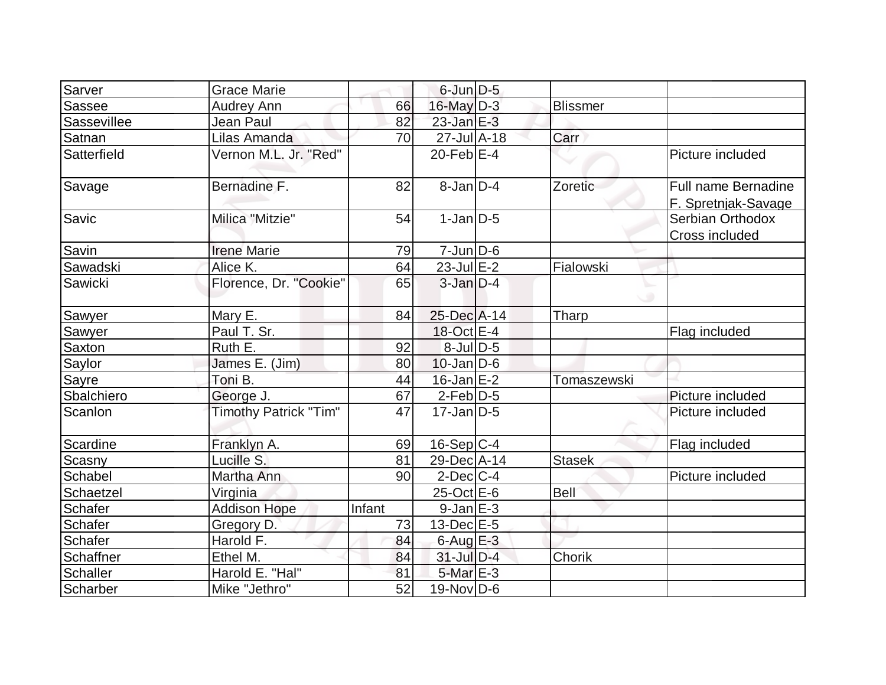| | | | | | | |
|---|---|---|---|---|---|---|
| Sarver | Grace Marie | | 6-Jun | D-5 | | |
| Sassee | Audrey Ann | 66 | 16-May | D-3 | Blissmer | |
| Sassevillee | Jean Paul | 82 | 23-Jan | E-3 | | |
| Satnan | Lilas Amanda | 70 | 27-Jul | A-18 | Carr | |
| Satterfield | Vernon M.L. Jr. "Red" | | 20-Feb | E-4 | | Picture included |
| Savage | Bernadine F. | 82 | 8-Jan | D-4 | Zoretic | Full name Bernadine F. Spretnjak-Savage |
| Savic | Milica "Mitzie" | 54 | 1-Jan | D-5 | | Serbian Orthodox Cross included |
| Savin | Irene Marie | 79 | 7-Jun | D-6 | | |
| Sawadski | Alice K. | 64 | 23-Jul | E-2 | Fialowski | |
| Sawicki | Florence, Dr. "Cookie" | 65 | 3-Jan | D-4 | | |
| Sawyer | Mary E. | 84 | 25-Dec | A-14 | Tharp | |
| Sawyer | Paul T. Sr. | | 18-Oct | E-4 | | Flag included |
| Saxton | Ruth E. | 92 | 8-Jul | D-5 | | |
| Saylor | James E. (Jim) | 80 | 10-Jan | D-6 | | |
| Sayre | Toni B. | 44 | 16-Jan | E-2 | Tomaszewski | |
| Sbalchiero | George J. | 67 | 2-Feb | D-5 | | Picture included |
| Scanlon | Timothy Patrick "Tim" | 47 | 17-Jan | D-5 | | Picture included |
| Scardine | Franklyn A. | 69 | 16-Sep | C-4 | | Flag included |
| Scasny | Lucille S. | 81 | 29-Dec | A-14 | Stasek | |
| Schabel | Martha Ann | 90 | 2-Dec | C-4 | | Picture included |
| Schaetzel | Virginia | | 25-Oct | E-6 | Bell | |
| Schafer | Addison Hope | Infant | 9-Jan | E-3 | | |
| Schafer | Gregory D. | 73 | 13-Dec | E-5 | | |
| Schafer | Harold F. | 84 | 6-Aug | E-3 | | |
| Schaffner | Ethel M. | 84 | 31-Jul | D-4 | Chorik | |
| Schaller | Harold E. "Hal" | 81 | 5-Mar | E-3 | | |
| Scharber | Mike "Jethro" | 52 | 19-Nov | D-6 | | |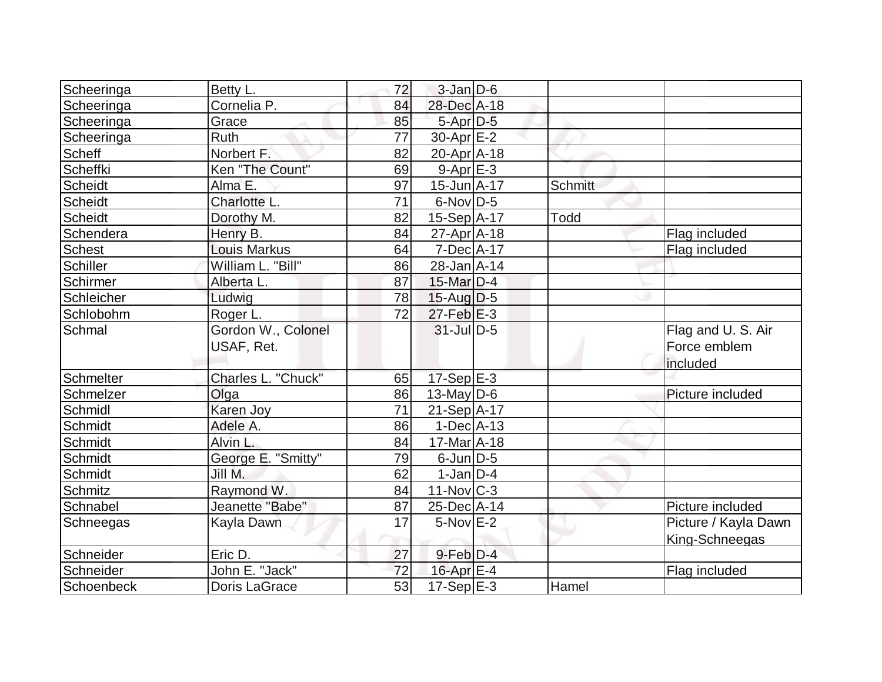| | | | | | | |
|---|---|---|---|---|---|---|
| Scheeringa | Betty L. | 72 | 3-Jan | D-6 | | |
| Scheeringa | Cornelia P. | 84 | 28-Dec | A-18 | | |
| Scheeringa | Grace | 85 | 5-Apr | D-5 | | |
| Scheeringa | Ruth | 77 | 30-Apr | E-2 | | |
| Scheff | Norbert F. | 82 | 20-Apr | A-18 | | |
| Scheffki | Ken "The Count" | 69 | 9-Apr | E-3 | | |
| Scheidt | Alma E. | 97 | 15-Jun | A-17 | Schmitt | |
| Scheidt | Charlotte L. | 71 | 6-Nov | D-5 | | |
| Scheidt | Dorothy M. | 82 | 15-Sep | A-17 | Todd | |
| Schendera | Henry B. | 84 | 27-Apr | A-18 | | Flag included |
| Schest | Louis Markus | 64 | 7-Dec | A-17 | | Flag included |
| Schiller | William L. "Bill" | 86 | 28-Jan | A-14 | | |
| Schirmer | Alberta L. | 87 | 15-Mar | D-4 | | |
| Schleicher | Ludwig | 78 | 15-Aug | D-5 | | |
| Schlobohm | Roger L. | 72 | 27-Feb | E-3 | | |
| Schmal | Gordon W., Colonel USAF, Ret. | | 31-Jul | D-5 | | Flag and U. S. Air Force emblem included |
| Schmelter | Charles L. "Chuck" | 65 | 17-Sep | E-3 | | |
| Schmelzer | Olga | 86 | 13-May | D-6 | | Picture included |
| Schmidl | Karen Joy | 71 | 21-Sep | A-17 | | |
| Schmidt | Adele A. | 86 | 1-Dec | A-13 | | |
| Schmidt | Alvin L. | 84 | 17-Mar | A-18 | | |
| Schmidt | George E. "Smitty" | 79 | 6-Jun | D-5 | | |
| Schmidt | Jill M. | 62 | 1-Jan | D-4 | | |
| Schmitz | Raymond W. | 84 | 11-Nov | C-3 | | |
| Schnabel | Jeanette "Babe" | 87 | 25-Dec | A-14 | | Picture included |
| Schneegas | Kayla Dawn | 17 | 5-Nov | E-2 | | Picture / Kayla Dawn King-Schneegas |
| Schneider | Eric D. | 27 | 9-Feb | D-4 | | |
| Schneider | John E. "Jack" | 72 | 16-Apr | E-4 | | Flag included |
| Schoenbeck | Doris LaGrace | 53 | 17-Sep | E-3 | Hamel | |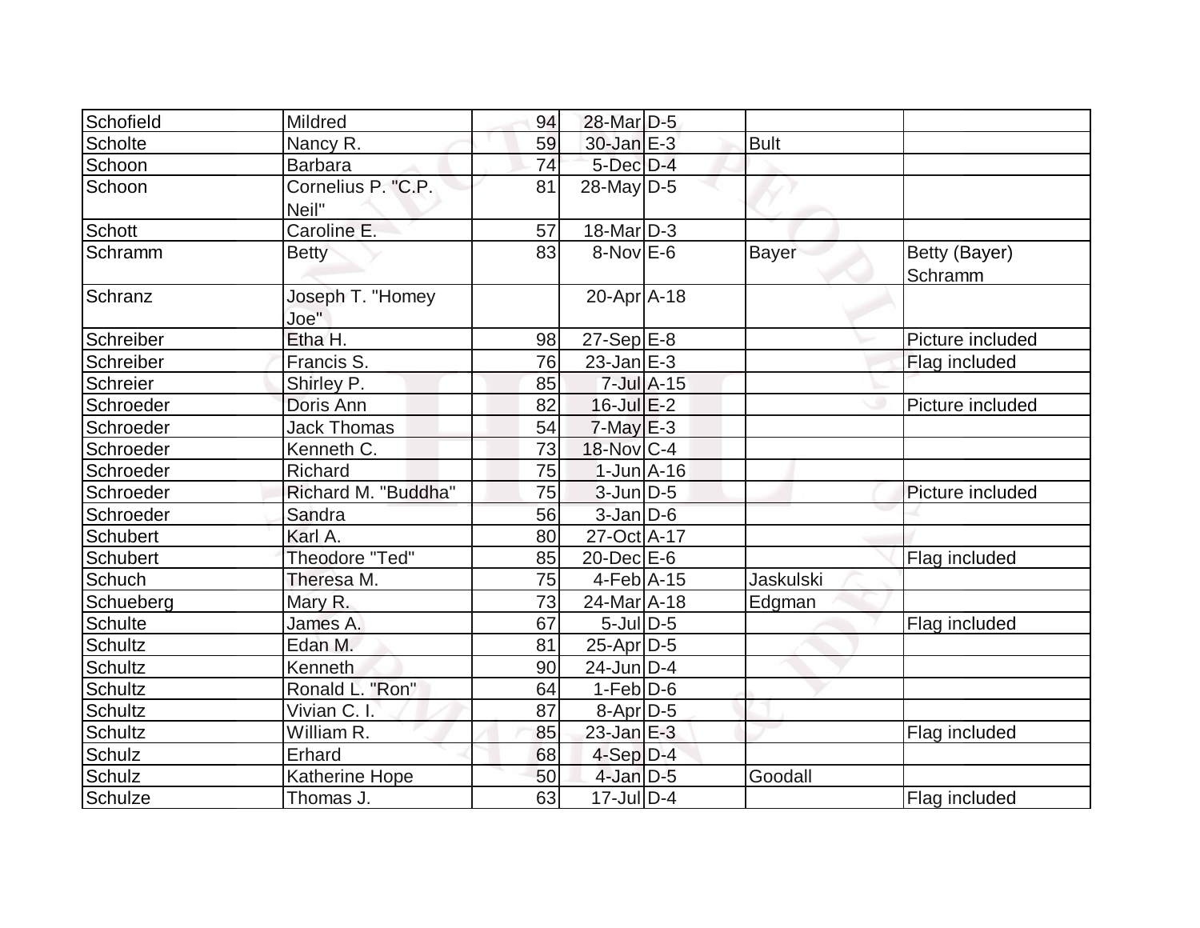| | | | | | | |
|---|---|---|---|---|---|---|
| Schofield | Mildred | 94 | 28-Mar | D-5 | | |
| Scholte | Nancy R. | 59 | 30-Jan | E-3 | Bult | |
| Schoon | Barbara | 74 | 5-Dec | D-4 | | |
| Schoon | Cornelius P. "C.P. Neil" | 81 | 28-May | D-5 | | |
| Schott | Caroline E. | 57 | 18-Mar | D-3 | | |
| Schramm | Betty | 83 | 8-Nov | E-6 | Bayer | Betty (Bayer) Schramm |
| Schranz | Joseph T. "Homey Joe" | | 20-Apr | A-18 | | |
| Schreiber | Etha H. | 98 | 27-Sep | E-8 | | Picture included |
| Schreiber | Francis S. | 76 | 23-Jan | E-3 | | Flag included |
| Schreier | Shirley P. | 85 | 7-Jul | A-15 | | |
| Schroeder | Doris Ann | 82 | 16-Jul | E-2 | | Picture included |
| Schroeder | Jack Thomas | 54 | 7-May | E-3 | | |
| Schroeder | Kenneth C. | 73 | 18-Nov | C-4 | | |
| Schroeder | Richard | 75 | 1-Jun | A-16 | | |
| Schroeder | Richard M. "Buddha" | 75 | 3-Jun | D-5 | | Picture included |
| Schroeder | Sandra | 56 | 3-Jan | D-6 | | |
| Schubert | Karl A. | 80 | 27-Oct | A-17 | | |
| Schubert | Theodore "Ted" | 85 | 20-Dec | E-6 | | Flag included |
| Schuch | Theresa M. | 75 | 4-Feb | A-15 | Jaskulski | |
| Schueberg | Mary R. | 73 | 24-Mar | A-18 | Edgman | |
| Schulte | James A. | 67 | 5-Jul | D-5 | | Flag included |
| Schultz | Edan M. | 81 | 25-Apr | D-5 | | |
| Schultz | Kenneth | 90 | 24-Jun | D-4 | | |
| Schultz | Ronald L. "Ron" | 64 | 1-Feb | D-6 | | |
| Schultz | Vivian C. I. | 87 | 8-Apr | D-5 | | |
| Schultz | William R. | 85 | 23-Jan | E-3 | | Flag included |
| Schulz | Erhard | 68 | 4-Sep | D-4 | | |
| Schulz | Katherine Hope | 50 | 4-Jan | D-5 | Goodall | |
| Schulze | Thomas J. | 63 | 17-Jul | D-4 | | Flag included |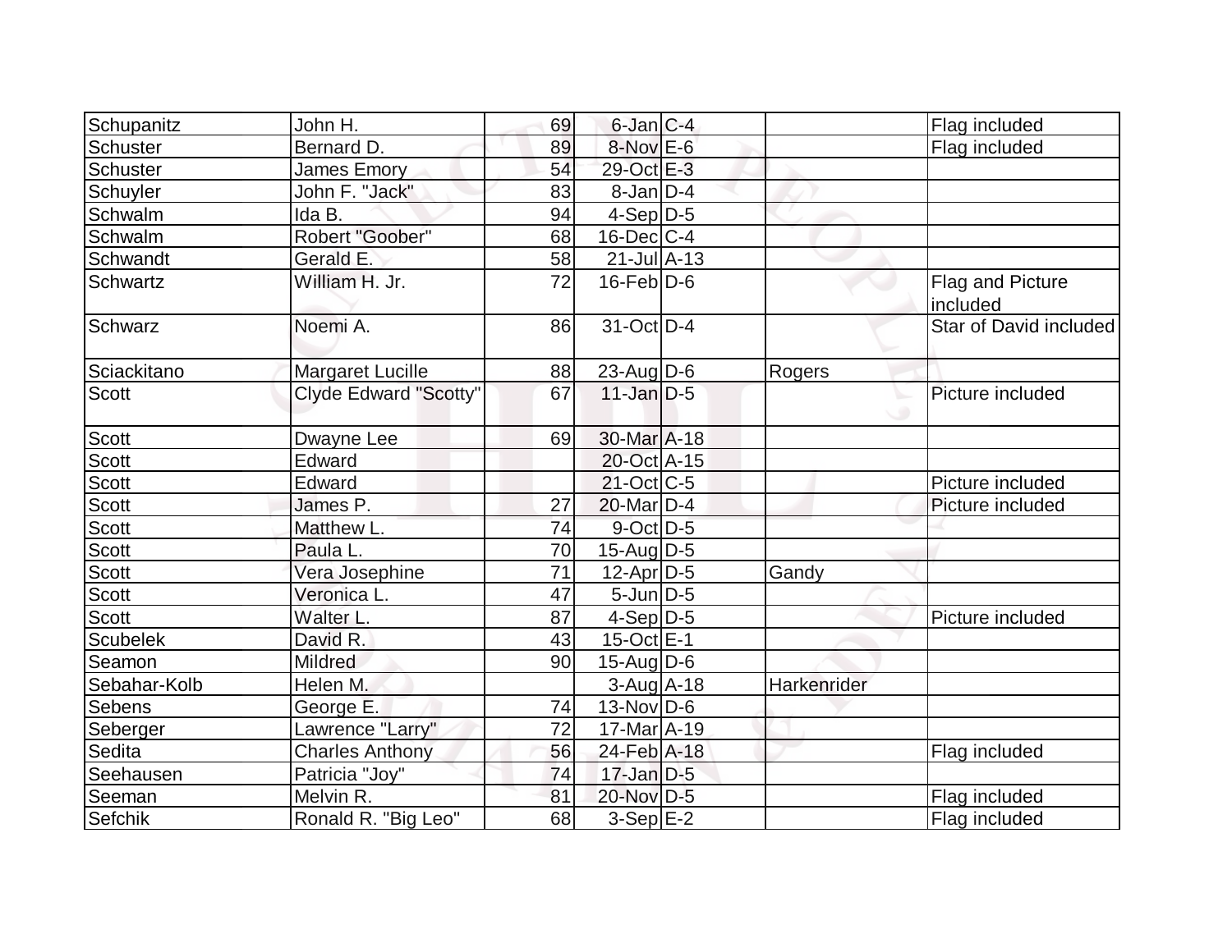| | | | | | | |
|---|---|---|---|---|---|---|
| Schupanitz | John H. | 69 | 6-Jan | C-4 | | Flag included |
| Schuster | Bernard D. | 89 | 8-Nov | E-6 | | Flag included |
| Schuster | James Emory | 54 | 29-Oct | E-3 | | |
| Schuyler | John F. "Jack" | 83 | 8-Jan | D-4 | | |
| Schwalm | Ida B. | 94 | 4-Sep | D-5 | | |
| Schwalm | Robert "Goober" | 68 | 16-Dec | C-4 | | |
| Schwandt | Gerald E. | 58 | 21-Jul | A-13 | | |
| Schwartz | William H. Jr. | 72 | 16-Feb | D-6 | | Flag and Picture included |
| Schwarz | Noemi A. | 86 | 31-Oct | D-4 | | Star of David included |
| Sciackitano | Margaret Lucille | 88 | 23-Aug | D-6 | Rogers | |
| Scott | Clyde Edward "Scotty" | 67 | 11-Jan | D-5 | | Picture included |
| Scott | Dwayne Lee | 69 | 30-Mar | A-18 | | |
| Scott | Edward | | 20-Oct | A-15 | | |
| Scott | Edward | | 21-Oct | C-5 | | Picture included |
| Scott | James P. | 27 | 20-Mar | D-4 | | Picture included |
| Scott | Matthew L. | 74 | 9-Oct | D-5 | | |
| Scott | Paula L. | 70 | 15-Aug | D-5 | | |
| Scott | Vera Josephine | 71 | 12-Apr | D-5 | Gandy | |
| Scott | Veronica L. | 47 | 5-Jun | D-5 | | |
| Scott | Walter L. | 87 | 4-Sep | D-5 | | Picture included |
| Scubelek | David R. | 43 | 15-Oct | E-1 | | |
| Seamon | Mildred | 90 | 15-Aug | D-6 | | |
| Sebahar-Kolb | Helen M. | | 3-Aug | A-18 | Harkenrider | |
| Sebens | George E. | 74 | 13-Nov | D-6 | | |
| Seberger | Lawrence "Larry" | 72 | 17-Mar | A-19 | | |
| Sedita | Charles Anthony | 56 | 24-Feb | A-18 | | Flag included |
| Seehausen | Patricia "Joy" | 74 | 17-Jan | D-5 | | |
| Seeman | Melvin R. | 81 | 20-Nov | D-5 | | Flag included |
| Sefchik | Ronald R. "Big Leo" | 68 | 3-Sep | E-2 | | Flag included |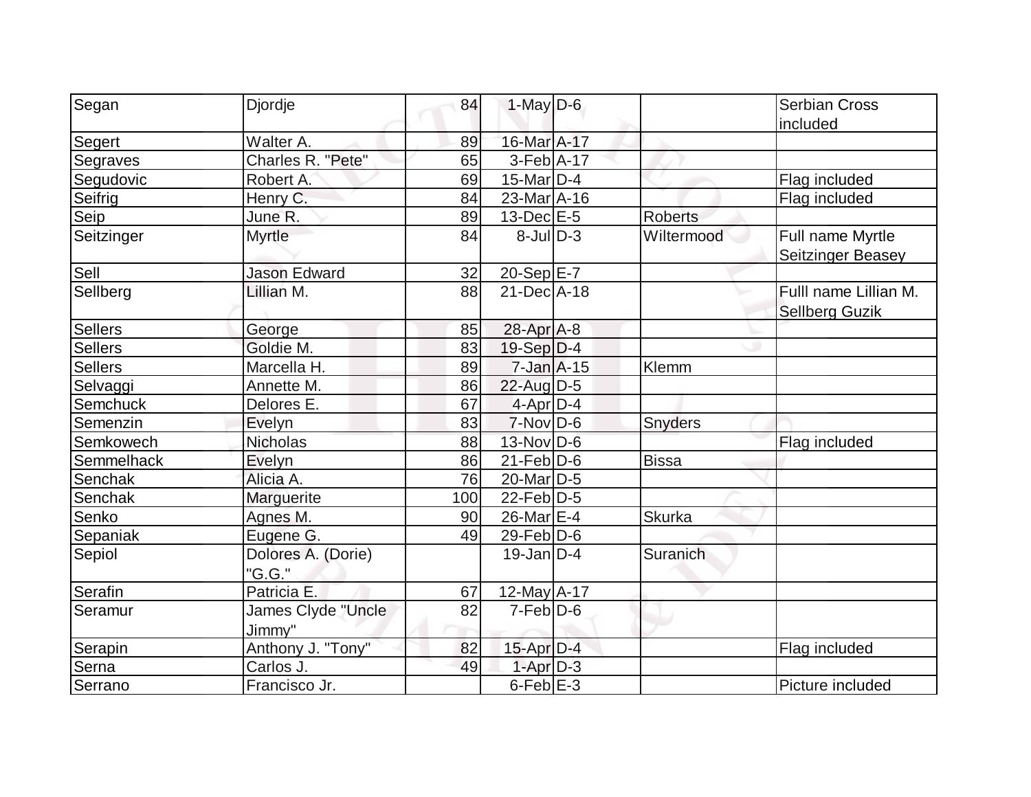| | | | | | | |
|---|---|---|---|---|---|---|
| Segan | Djordje | 84 | 1-May | D-6 | | Serbian Cross included |
| Segert | Walter A. | 89 | 16-Mar | A-17 | | |
| Segraves | Charles R. "Pete" | 65 | 3-Feb | A-17 | | |
| Segudovic | Robert A. | 69 | 15-Mar | D-4 | | Flag included |
| Seifrig | Henry C. | 84 | 23-Mar | A-16 | | Flag included |
| Seip | June R. | 89 | 13-Dec | E-5 | Roberts | |
| Seitzinger | Myrtle | 84 | 8-Jul | D-3 | Wiltermood | Full name Myrtle Seitzinger Beasey |
| Sell | Jason Edward | 32 | 20-Sep | E-7 | | |
| Sellberg | Lillian M. | 88 | 21-Dec | A-18 | | Fulll name Lillian M. Sellberg Guzik |
| Sellers | George | 85 | 28-Apr | A-8 | | |
| Sellers | Goldie M. | 83 | 19-Sep | D-4 | | |
| Sellers | Marcella H. | 89 | 7-Jan | A-15 | Klemm | |
| Selvaggi | Annette M. | 86 | 22-Aug | D-5 | | |
| Semchuck | Delores E. | 67 | 4-Apr | D-4 | | |
| Semenzin | Evelyn | 83 | 7-Nov | D-6 | Snyders | |
| Semkowech | Nicholas | 88 | 13-Nov | D-6 | | Flag included |
| Semmelhack | Evelyn | 86 | 21-Feb | D-6 | Bissa | |
| Senchak | Alicia A. | 76 | 20-Mar | D-5 | | |
| Senchak | Marguerite | 100 | 22-Feb | D-5 | | |
| Senko | Agnes M. | 90 | 26-Mar | E-4 | Skurka | |
| Sepaniak | Eugene G. | 49 | 29-Feb | D-6 | | |
| Sepiol | Dolores A. (Dorie) "G.G." | | 19-Jan | D-4 | Suranich | |
| Serafin | Patricia E. | 67 | 12-May | A-17 | | |
| Seramur | James Clyde "Uncle Jimmy" | 82 | 7-Feb | D-6 | | |
| Serapin | Anthony J. "Tony" | 82 | 15-Apr | D-4 | | Flag included |
| Serna | Carlos J. | 49 | 1-Apr | D-3 | | |
| Serrano | Francisco Jr. | | 6-Feb | E-3 | | Picture included |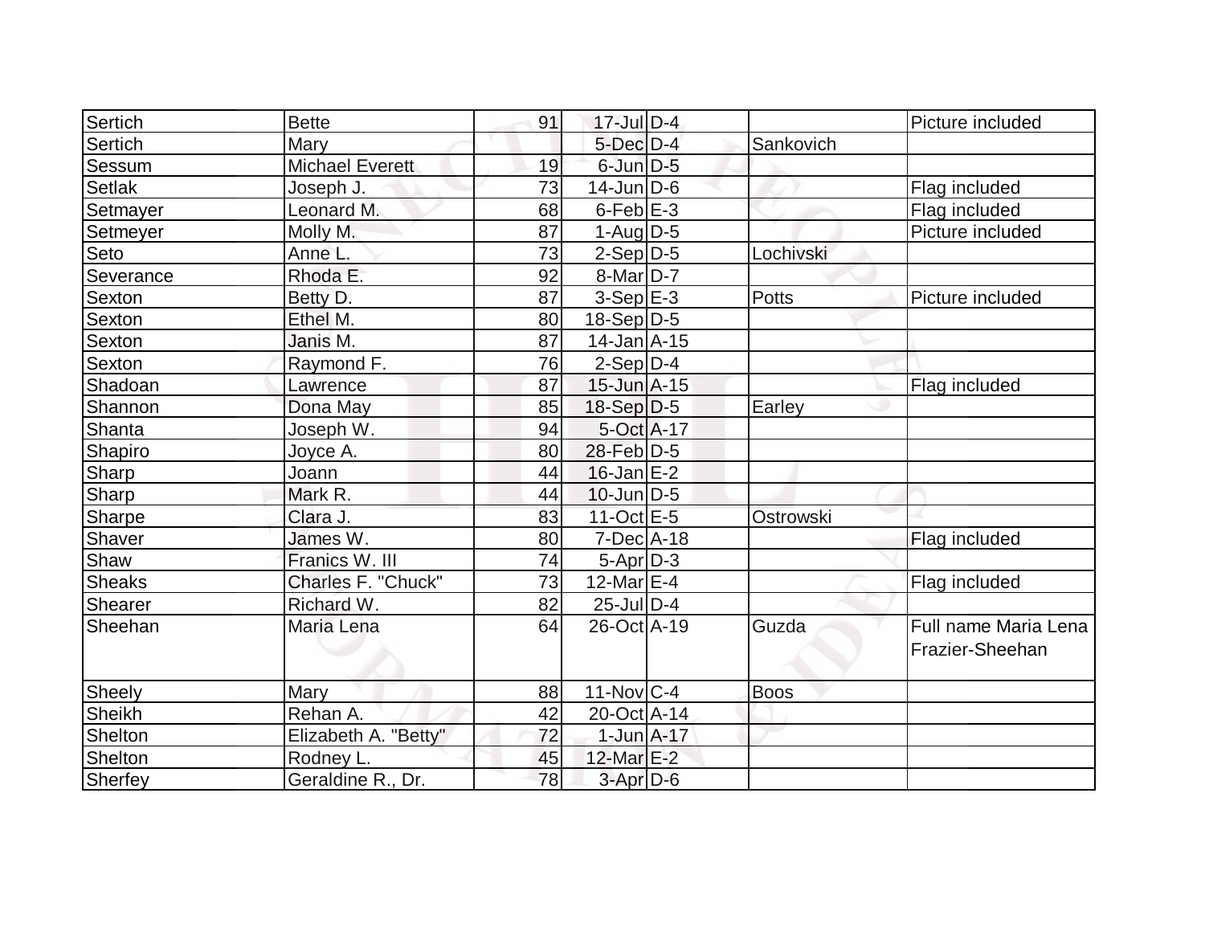| | | | | | | |
|---|---|---|---|---|---|---|
| Sertich | Bette | 91 | 17-Jul | D-4 | | Picture included |
| Sertich | Mary | | 5-Dec | D-4 | Sankovich | |
| Sessum | Michael Everett | 19 | 6-Jun | D-5 | | |
| Setlak | Joseph J. | 73 | 14-Jun | D-6 | | Flag included |
| Setmayer | Leonard M. | 68 | 6-Feb | E-3 | | Flag included |
| Setmeyer | Molly M. | 87 | 1-Aug | D-5 | | Picture included |
| Seto | Anne L. | 73 | 2-Sep | D-5 | Lochivski | |
| Severance | Rhoda E. | 92 | 8-Mar | D-7 | | |
| Sexton | Betty D. | 87 | 3-Sep | E-3 | Potts | Picture included |
| Sexton | Ethel M. | 80 | 18-Sep | D-5 | | |
| Sexton | Janis M. | 87 | 14-Jan | A-15 | | |
| Sexton | Raymond F. | 76 | 2-Sep | D-4 | | |
| Shadoan | Lawrence | 87 | 15-Jun | A-15 | | Flag included |
| Shannon | Dona May | 85 | 18-Sep | D-5 | Earley | |
| Shanta | Joseph W. | 94 | 5-Oct | A-17 | | |
| Shapiro | Joyce A. | 80 | 28-Feb | D-5 | | |
| Sharp | Joann | 44 | 16-Jan | E-2 | | |
| Sharp | Mark R. | 44 | 10-Jun | D-5 | | |
| Sharpe | Clara J. | 83 | 11-Oct | E-5 | Ostrowski | |
| Shaver | James W. | 80 | 7-Dec | A-18 | | Flag included |
| Shaw | Franics W. III | 74 | 5-Apr | D-3 | | |
| Sheaks | Charles F. "Chuck" | 73 | 12-Mar | E-4 | | Flag included |
| Shearer | Richard W. | 82 | 25-Jul | D-4 | | |
| Sheehan | Maria Lena | 64 | 26-Oct | A-19 | Guzda | Full name Maria Lena Frazier-Sheehan |
| Sheely | Mary | 88 | 11-Nov | C-4 | Boos | |
| Sheikh | Rehan A. | 42 | 20-Oct | A-14 | | |
| Shelton | Elizabeth A. "Betty" | 72 | 1-Jun | A-17 | | |
| Shelton | Rodney L. | 45 | 12-Mar | E-2 | | |
| Sherfey | Geraldine R., Dr. | 78 | 3-Apr | D-6 | | |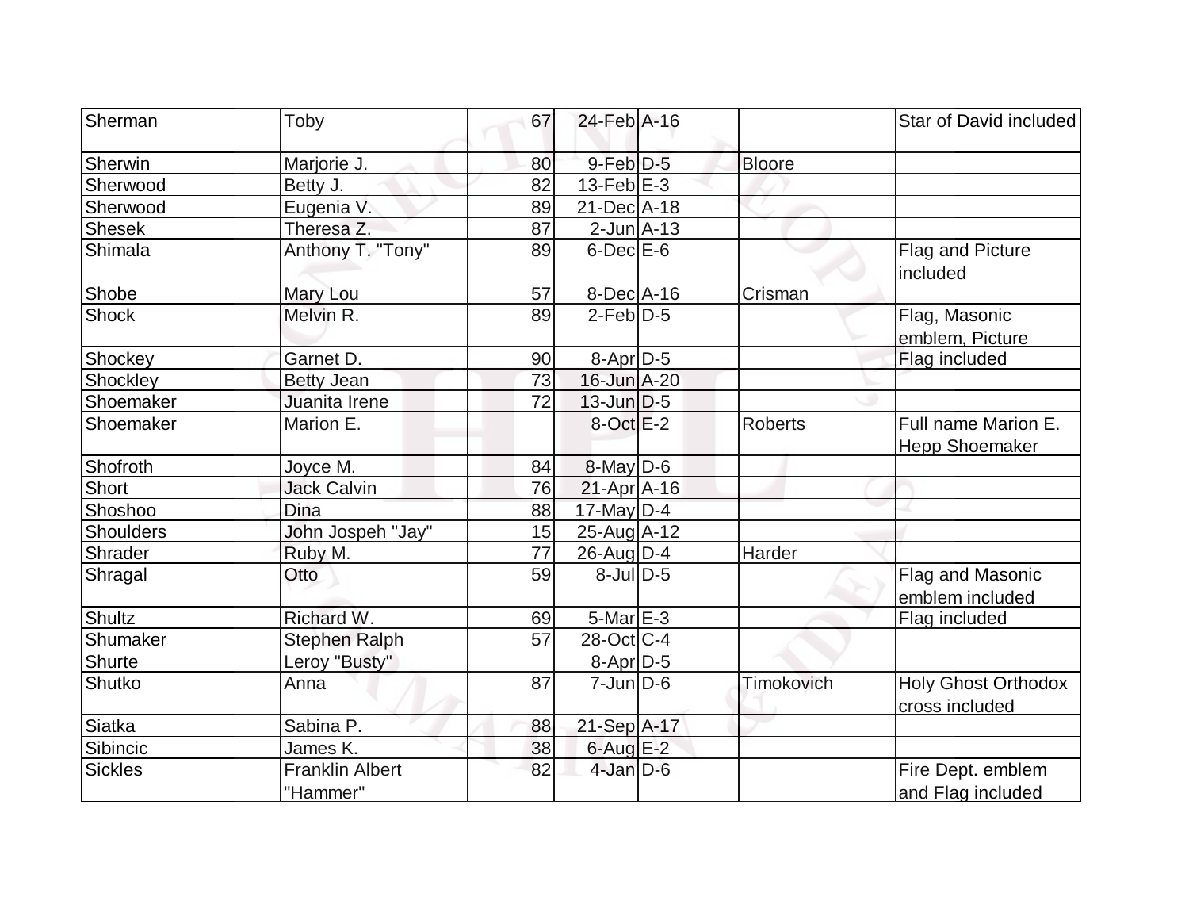| | | | | | | |
|---|---|---|---|---|---|---|
| Sherman | Toby | 67 | 24-Feb | A-16 | | Star of David included |
| Sherwin | Marjorie J. | 80 | 9-Feb | D-5 | Bloore | |
| Sherwood | Betty J. | 82 | 13-Feb | E-3 | | |
| Sherwood | Eugenia V. | 89 | 21-Dec | A-18 | | |
| Shesek | Theresa Z. | 87 | 2-Jun | A-13 | | |
| Shimala | Anthony T. "Tony" | 89 | 6-Dec | E-6 | | Flag and Picture included |
| Shobe | Mary Lou | 57 | 8-Dec | A-16 | Crisman | |
| Shock | Melvin R. | 89 | 2-Feb | D-5 | | Flag, Masonic emblem, Picture |
| Shockey | Garnet D. | 90 | 8-Apr | D-5 | | Flag included |
| Shockley | Betty Jean | 73 | 16-Jun | A-20 | | |
| Shoemaker | Juanita Irene | 72 | 13-Jun | D-5 | | |
| Shoemaker | Marion E. | | 8-Oct | E-2 | Roberts | Full name Marion E. Hepp Shoemaker |
| Shofroth | Joyce M. | 84 | 8-May | D-6 | | |
| Short | Jack Calvin | 76 | 21-Apr | A-16 | | |
| Shoshoo | Dina | 88 | 17-May | D-4 | | |
| Shoulders | John Jospeh "Jay" | 15 | 25-Aug | A-12 | | |
| Shrader | Ruby M. | 77 | 26-Aug | D-4 | Harder | |
| Shragal | Otto | 59 | 8-Jul | D-5 | | Flag and Masonic emblem included |
| Shultz | Richard W. | 69 | 5-Mar | E-3 | | Flag included |
| Shumaker | Stephen Ralph | 57 | 28-Oct | C-4 | | |
| Shurte | Leroy "Busty" | | 8-Apr | D-5 | | |
| Shutko | Anna | 87 | 7-Jun | D-6 | Timokovich | Holy Ghost Orthodox cross included |
| Siatka | Sabina P. | 88 | 21-Sep | A-17 | | |
| Sibincic | James K. | 38 | 6-Aug | E-2 | | |
| Sickles | Franklin Albert "Hammer" | 82 | 4-Jan | D-6 | | Fire Dept. emblem and Flag included |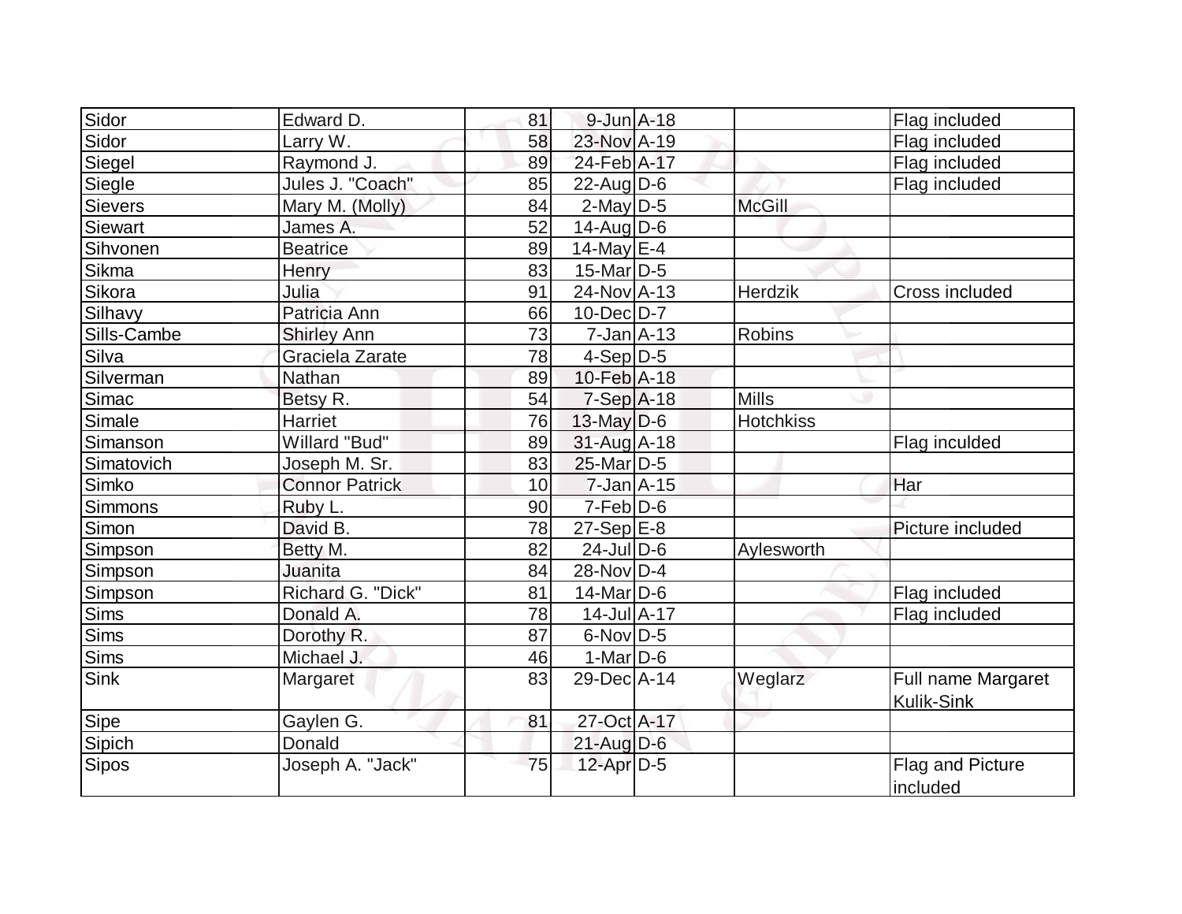| | | | | | | |
|---|---|---|---|---|---|---|
| Sidor | Edward D. | 81 | 9-Jun | A-18 | | Flag included |
| Sidor | Larry W. | 58 | 23-Nov | A-19 | | Flag included |
| Siegel | Raymond J. | 89 | 24-Feb | A-17 | | Flag included |
| Siegle | Jules J. "Coach" | 85 | 22-Aug | D-6 | | Flag included |
| Sievers | Mary M. (Molly) | 84 | 2-May | D-5 | McGill | |
| Siewart | James A. | 52 | 14-Aug | D-6 | | |
| Sihvonen | Beatrice | 89 | 14-May | E-4 | | |
| Sikma | Henry | 83 | 15-Mar | D-5 | | |
| Sikora | Julia | 91 | 24-Nov | A-13 | Herdzik | Cross included |
| Silhavy | Patricia Ann | 66 | 10-Dec | D-7 | | |
| Sills-Cambe | Shirley Ann | 73 | 7-Jan | A-13 | Robins | |
| Silva | Graciela Zarate | 78 | 4-Sep | D-5 | | |
| Silverman | Nathan | 89 | 10-Feb | A-18 | | |
| Simac | Betsy R. | 54 | 7-Sep | A-18 | Mills | |
| Simale | Harriet | 76 | 13-May | D-6 | Hotchkiss | |
| Simanson | Willard "Bud" | 89 | 31-Aug | A-18 | | Flag inculded |
| Simatovich | Joseph M. Sr. | 83 | 25-Mar | D-5 | | |
| Simko | Connor Patrick | 10 | 7-Jan | A-15 | | Har |
| Simmons | Ruby L. | 90 | 7-Feb | D-6 | | |
| Simon | David B. | 78 | 27-Sep | E-8 | | Picture included |
| Simpson | Betty M. | 82 | 24-Jul | D-6 | Aylesworth | |
| Simpson | Juanita | 84 | 28-Nov | D-4 | | |
| Simpson | Richard G. "Dick" | 81 | 14-Mar | D-6 | | Flag included |
| Sims | Donald A. | 78 | 14-Jul | A-17 | | Flag included |
| Sims | Dorothy R. | 87 | 6-Nov | D-5 | | |
| Sims | Michael J. | 46 | 1-Mar | D-6 | | |
| Sink | Margaret | 83 | 29-Dec | A-14 | Weglarz | Full name Margaret Kulik-Sink |
| Sipe | Gaylen G. | 81 | 27-Oct | A-17 | | |
| Sipich | Donald | | 21-Aug | D-6 | | |
| Sipos | Joseph A. "Jack" | 75 | 12-Apr | D-5 | | Flag and Picture included |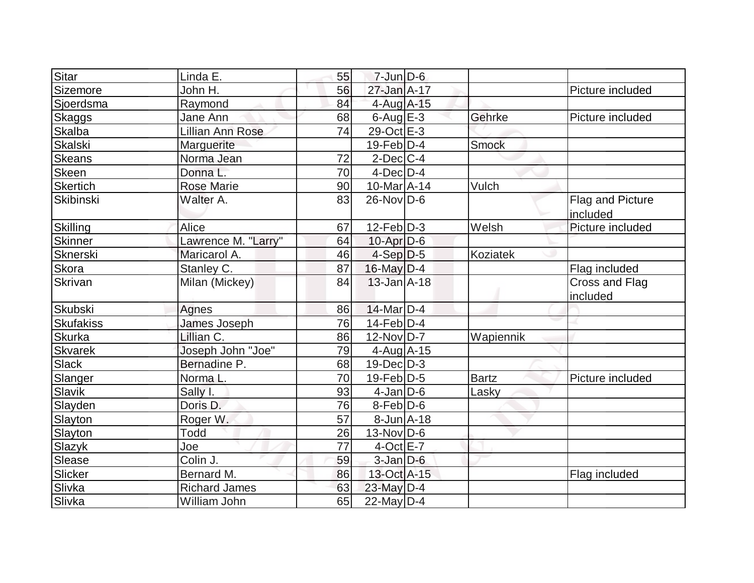| | | | | | | |
|---|---|---|---|---|---|---|
| Sitar | Linda E. | 55 | 7-Jun | D-6 | | |
| Sizemore | John H. | 56 | 27-Jan | A-17 | | Picture included |
| Sjoerdsma | Raymond | 84 | 4-Aug | A-15 | | |
| Skaggs | Jane Ann | 68 | 6-Aug | E-3 | Gehrke | Picture included |
| Skalba | Lillian Ann Rose | 74 | 29-Oct | E-3 | | |
| Skalski | Marguerite | | 19-Feb | D-4 | Smock | |
| Skeans | Norma Jean | 72 | 2-Dec | C-4 | | |
| Skeen | Donna L. | 70 | 4-Dec | D-4 | | |
| Skertich | Rose Marie | 90 | 10-Mar | A-14 | Vulch | |
| Skibinski | Walter A. | 83 | 26-Nov | D-6 | | Flag and Picture included |
| Skilling | Alice | 67 | 12-Feb | D-3 | Welsh | Picture included |
| Skinner | Lawrence M. "Larry" | 64 | 10-Apr | D-6 | | |
| Sknerski | Maricarol A. | 46 | 4-Sep | D-5 | Koziatek | |
| Skora | Stanley C. | 87 | 16-May | D-4 | | Flag included |
| Skrivan | Milan (Mickey) | 84 | 13-Jan | A-18 | | Cross and Flag included |
| Skubski | Agnes | 86 | 14-Mar | D-4 | | |
| Skufakiss | James Joseph | 76 | 14-Feb | D-4 | | |
| Skurka | Lillian C. | 86 | 12-Nov | D-7 | Wapiennik | |
| Skvarek | Joseph John "Joe" | 79 | 4-Aug | A-15 | | |
| Slack | Bernadine P. | 68 | 19-Dec | D-3 | | |
| Slanger | Norma L. | 70 | 19-Feb | D-5 | Bartz | Picture included |
| Slavik | Sally I. | 93 | 4-Jan | D-6 | Lasky | |
| Slayden | Doris D. | 76 | 8-Feb | D-6 | | |
| Slayton | Roger W. | 57 | 8-Jun | A-18 | | |
| Slayton | Todd | 26 | 13-Nov | D-6 | | |
| Slazyk | Joe | 77 | 4-Oct | E-7 | | |
| Slease | Colin J. | 59 | 3-Jan | D-6 | | |
| Slicker | Bernard M. | 86 | 13-Oct | A-15 | | Flag included |
| Slivka | Richard James | 63 | 23-May | D-4 | | |
| Slivka | William John | 65 | 22-May | D-4 | | |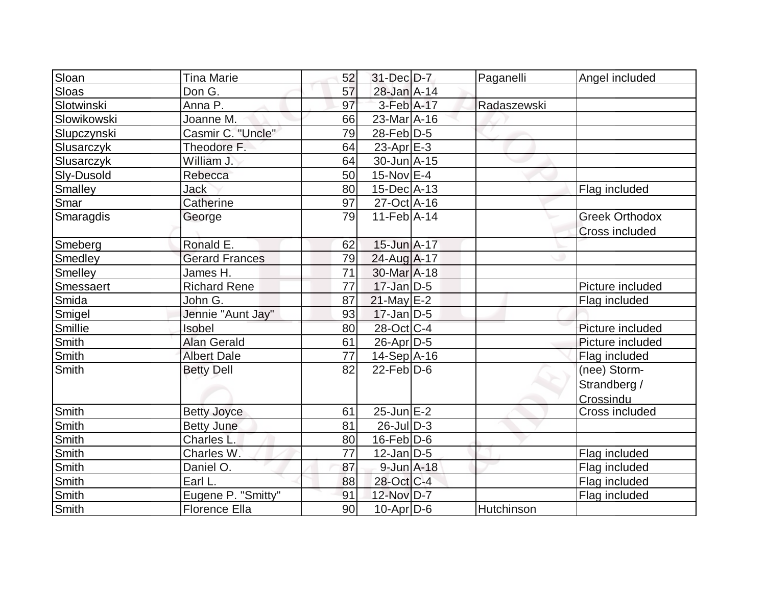| | | | | | | |
|---|---|---|---|---|---|---|
| Sloan | Tina Marie | 52 | 31-Dec | D-7 | Paganelli | Angel included |
| Sloas | Don G. | 57 | 28-Jan | A-14 | | |
| Slotwinski | Anna P. | 97 | 3-Feb | A-17 | Radaszewski | |
| Slowikowski | Joanne M. | 66 | 23-Mar | A-16 | | |
| Slupczynski | Casmir C. "Uncle" | 79 | 28-Feb | D-5 | | |
| Slusarczyk | Theodore F. | 64 | 23-Apr | E-3 | | |
| Slusarczyk | William J. | 64 | 30-Jun | A-15 | | |
| Sly-Dusold | Rebecca | 50 | 15-Nov | E-4 | | |
| Smalley | Jack | 80 | 15-Dec | A-13 | | Flag included |
| Smar | Catherine | 97 | 27-Oct | A-16 | | |
| Smaragdis | George | 79 | 11-Feb | A-14 | | Greek Orthodox Cross included |
| Smeberg | Ronald E. | 62 | 15-Jun | A-17 | | |
| Smedley | Gerard Frances | 79 | 24-Aug | A-17 | | |
| Smelley | James H. | 71 | 30-Mar | A-18 | | |
| Smessaert | Richard Rene | 77 | 17-Jan | D-5 | | Picture included |
| Smida | John G. | 87 | 21-May | E-2 | | Flag included |
| Smigel | Jennie "Aunt Jay" | 93 | 17-Jan | D-5 | | |
| Smillie | Isobel | 80 | 28-Oct | C-4 | | Picture included |
| Smith | Alan Gerald | 61 | 26-Apr | D-5 | | Picture included |
| Smith | Albert Dale | 77 | 14-Sep | A-16 | | Flag included |
| Smith | Betty Dell | 82 | 22-Feb | D-6 | | (nee) Storm-Strandberg / Crossindu |
| Smith | Betty Joyce | 61 | 25-Jun | E-2 | | Cross included |
| Smith | Betty June | 81 | 26-Jul | D-3 | | |
| Smith | Charles L. | 80 | 16-Feb | D-6 | | |
| Smith | Charles W. | 77 | 12-Jan | D-5 | | Flag included |
| Smith | Daniel O. | 87 | 9-Jun | A-18 | | Flag included |
| Smith | Earl L. | 88 | 28-Oct | C-4 | | Flag included |
| Smith | Eugene P. "Smitty" | 91 | 12-Nov | D-7 | | Flag included |
| Smith | Florence Ella | 90 | 10-Apr | D-6 | Hutchinson | |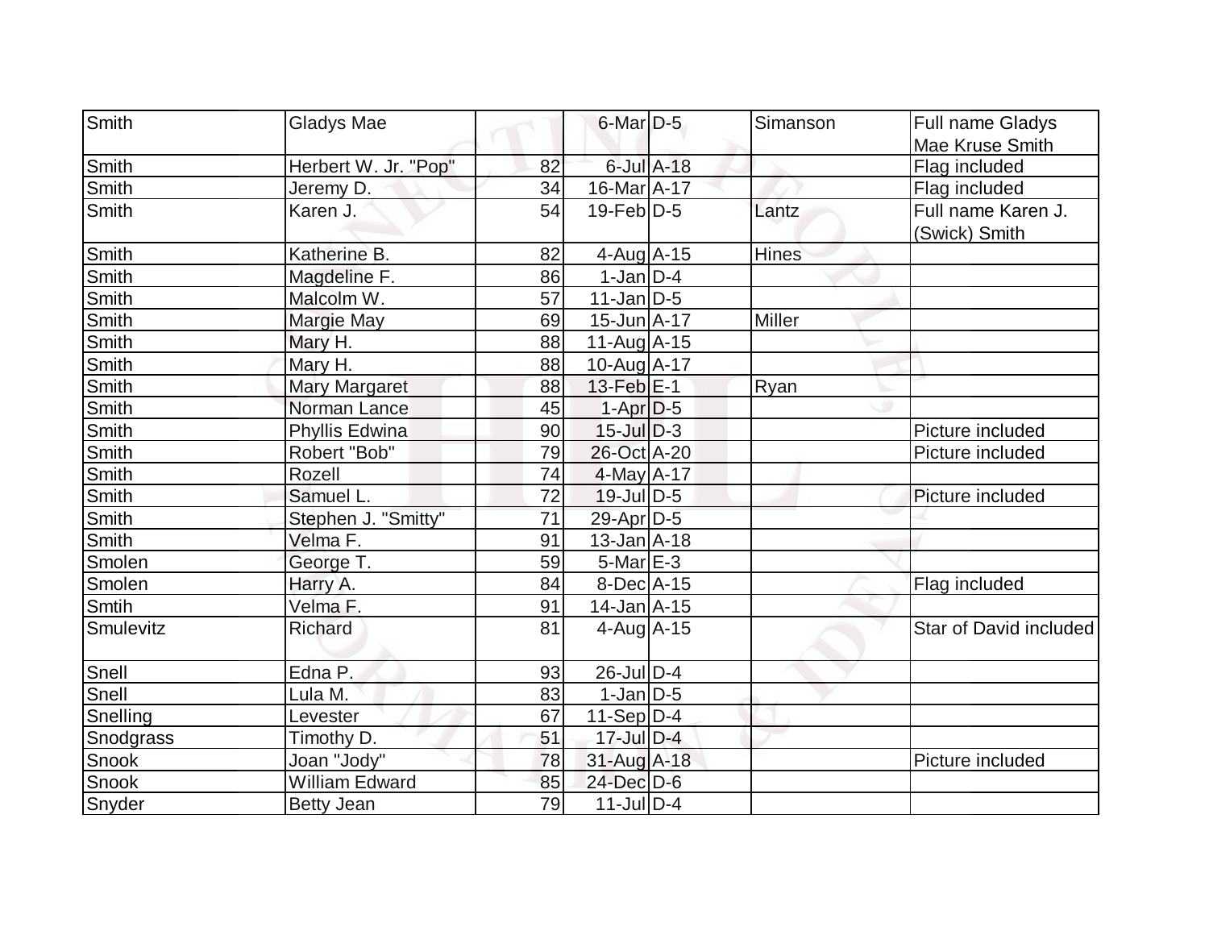| Smith | Gladys Mae | | 6-Mar | D-5 | Simanson | Full name Gladys Mae Kruse Smith |
|---|---|---|---|---|---|---|
| Smith | Herbert W. Jr. "Pop" | 82 | 6-Jul | A-18 | | Flag included |
| Smith | Jeremy D. | 34 | 16-Mar | A-17 | | Flag included |
| Smith | Karen J. | 54 | 19-Feb | D-5 | Lantz | Full name Karen J. (Swick) Smith |
| Smith | Katherine B. | 82 | 4-Aug | A-15 | Hines | |
| Smith | Magdeline F. | 86 | 1-Jan | D-4 | | |
| Smith | Malcolm W. | 57 | 11-Jan | D-5 | | |
| Smith | Margie May | 69 | 15-Jun | A-17 | Miller | |
| Smith | Mary H. | 88 | 11-Aug | A-15 | | |
| Smith | Mary H. | 88 | 10-Aug | A-17 | | |
| Smith | Mary Margaret | 88 | 13-Feb | E-1 | Ryan | |
| Smith | Norman Lance | 45 | 1-Apr | D-5 | | |
| Smith | Phyllis Edwina | 90 | 15-Jul | D-3 | | Picture included |
| Smith | Robert "Bob" | 79 | 26-Oct | A-20 | | Picture included |
| Smith | Rozell | 74 | 4-May | A-17 | | |
| Smith | Samuel L. | 72 | 19-Jul | D-5 | | Picture included |
| Smith | Stephen J. "Smitty" | 71 | 29-Apr | D-5 | | |
| Smith | Velma F. | 91 | 13-Jan | A-18 | | |
| Smolen | George T. | 59 | 5-Mar | E-3 | | |
| Smolen | Harry A. | 84 | 8-Dec | A-15 | | Flag included |
| Smtih | Velma F. | 91 | 14-Jan | A-15 | | |
| Smulevitz | Richard | 81 | 4-Aug | A-15 | | Star of David included |
| Snell | Edna P. | 93 | 26-Jul | D-4 | | |
| Snell | Lula M. | 83 | 1-Jan | D-5 | | |
| Snelling | Levester | 67 | 11-Sep | D-4 | | |
| Snodgrass | Timothy D. | 51 | 17-Jul | D-4 | | |
| Snook | Joan "Jody" | 78 | 31-Aug | A-18 | | Picture included |
| Snook | William Edward | 85 | 24-Dec | D-6 | | |
| Snyder | Betty Jean | 79 | 11-Jul | D-4 | | |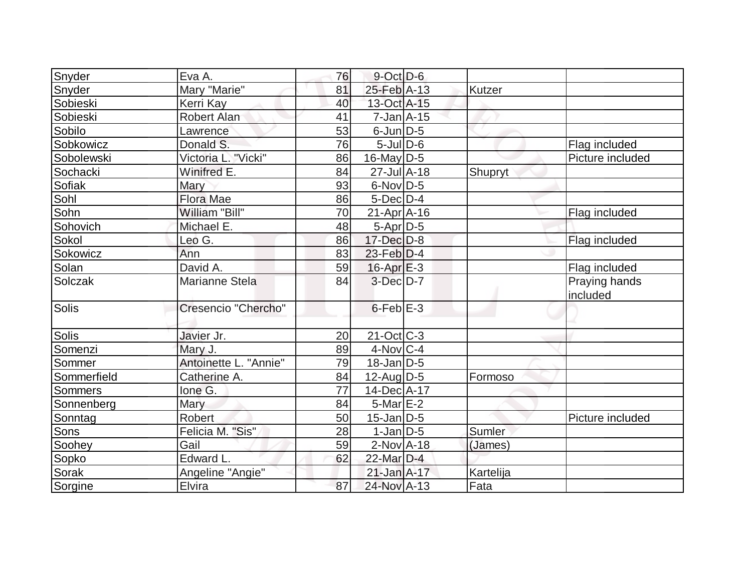| | | | | | | |
|---|---|---|---|---|---|---|
| Snyder | Eva A. | 76 | 9-Oct | D-6 | | |
| Snyder | Mary "Marie" | 81 | 25-Feb | A-13 | Kutzer | |
| Sobieski | Kerri Kay | 40 | 13-Oct | A-15 | | |
| Sobieski | Robert Alan | 41 | 7-Jan | A-15 | | |
| Sobilo | Lawrence | 53 | 6-Jun | D-5 | | |
| Sobkowicz | Donald S. | 76 | 5-Jul | D-6 | | Flag included |
| Sobolewski | Victoria L. "Vicki" | 86 | 16-May | D-5 | | Picture included |
| Sochacki | Winifred E. | 84 | 27-Jul | A-18 | Shupryt | |
| Sofiak | Mary | 93 | 6-Nov | D-5 | | |
| Sohl | Flora Mae | 86 | 5-Dec | D-4 | | |
| Sohn | William "Bill" | 70 | 21-Apr | A-16 | | Flag included |
| Sohovich | Michael E. | 48 | 5-Apr | D-5 | | |
| Sokol | Leo G. | 86 | 17-Dec | D-8 | | Flag included |
| Sokowicz | Ann | 83 | 23-Feb | D-4 | | |
| Solan | David A. | 59 | 16-Apr | E-3 | | Flag included |
| Solczak | Marianne Stela | 84 | 3-Dec | D-7 | | Praying hands included |
| Solis | Cresencio "Chercho" | | 6-Feb | E-3 | | |
| Solis | Javier Jr. | 20 | 21-Oct | C-3 | | |
| Somenzi | Mary J. | 89 | 4-Nov | C-4 | | |
| Sommer | Antoinette L. "Annie" | 79 | 18-Jan | D-5 | | |
| Sommerfield | Catherine A. | 84 | 12-Aug | D-5 | Formoso | |
| Sommers | Ione G. | 77 | 14-Dec | A-17 | | |
| Sonnenberg | Mary | 84 | 5-Mar | E-2 | | |
| Sonntag | Robert | 50 | 15-Jan | D-5 | | Picture included |
| Sons | Felicia M. "Sis" | 28 | 1-Jan | D-5 | Sumler | |
| Soohey | Gail | 59 | 2-Nov | A-18 | (James) | |
| Sopko | Edward L. | 62 | 22-Mar | D-4 | | |
| Sorak | Angeline "Angie" | | 21-Jan | A-17 | Kartelija | |
| Sorgine | Elvira | 87 | 24-Nov | A-13 | Fata | |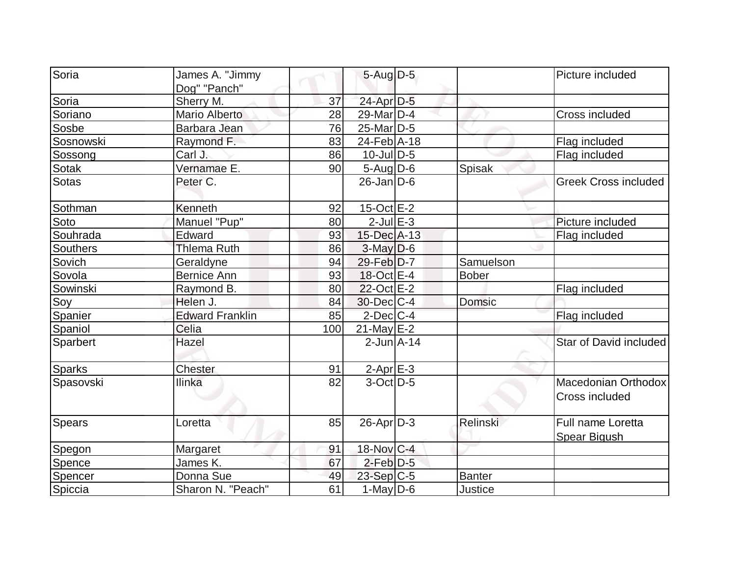| | | | | | | |
|---|---|---|---|---|---|---|
| Soria | James A. "Jimmy Dog" "Panch" | | 5-Aug | D-5 | | Picture included |
| Soria | Sherry M. | 37 | 24-Apr | D-5 | | |
| Soriano | Mario Alberto | 28 | 29-Mar | D-4 | | Cross included |
| Sosbe | Barbara Jean | 76 | 25-Mar | D-5 | | |
| Sosnowski | Raymond F. | 83 | 24-Feb | A-18 | | Flag included |
| Sossong | Carl J. | 86 | 10-Jul | D-5 | | Flag included |
| Sotak | Vernamae E. | 90 | 5-Aug | D-6 | Spisak | |
| Sotas | Peter C. | | 26-Jan | D-6 | | Greek Cross included |
| Sothman | Kenneth | 92 | 15-Oct | E-2 | | |
| Soto | Manuel "Pup" | 80 | 2-Jul | E-3 | | Picture included |
| Souhrada | Edward | 93 | 15-Dec | A-13 | | Flag included |
| Southers | Thlema Ruth | 86 | 3-May | D-6 | | |
| Sovich | Geraldyne | 94 | 29-Feb | D-7 | Samuelson | |
| Sovola | Bernice Ann | 93 | 18-Oct | E-4 | Bober | |
| Sowinski | Raymond B. | 80 | 22-Oct | E-2 | | Flag included |
| Soy | Helen J. | 84 | 30-Dec | C-4 | Domsic | |
| Spanier | Edward Franklin | 85 | 2-Dec | C-4 | | Flag included |
| Spaniol | Celia | 100 | 21-May | E-2 | | |
| Sparbert | Hazel | | 2-Jun | A-14 | | Star of David included |
| Sparks | Chester | 91 | 2-Apr | E-3 | | |
| Spasovski | Ilinka | 82 | 3-Oct | D-5 | | Macedonian Orthodox Cross included |
| Spears | Loretta | 85 | 26-Apr | D-3 | Relinski | Full name Loretta Spear Bigush |
| Spegon | Margaret | 91 | 18-Nov | C-4 | | |
| Spence | James K. | 67 | 2-Feb | D-5 | | |
| Spencer | Donna Sue | 49 | 23-Sep | C-5 | Banter | |
| Spiccia | Sharon N. "Peach" | 61 | 1-May | D-6 | Justice | |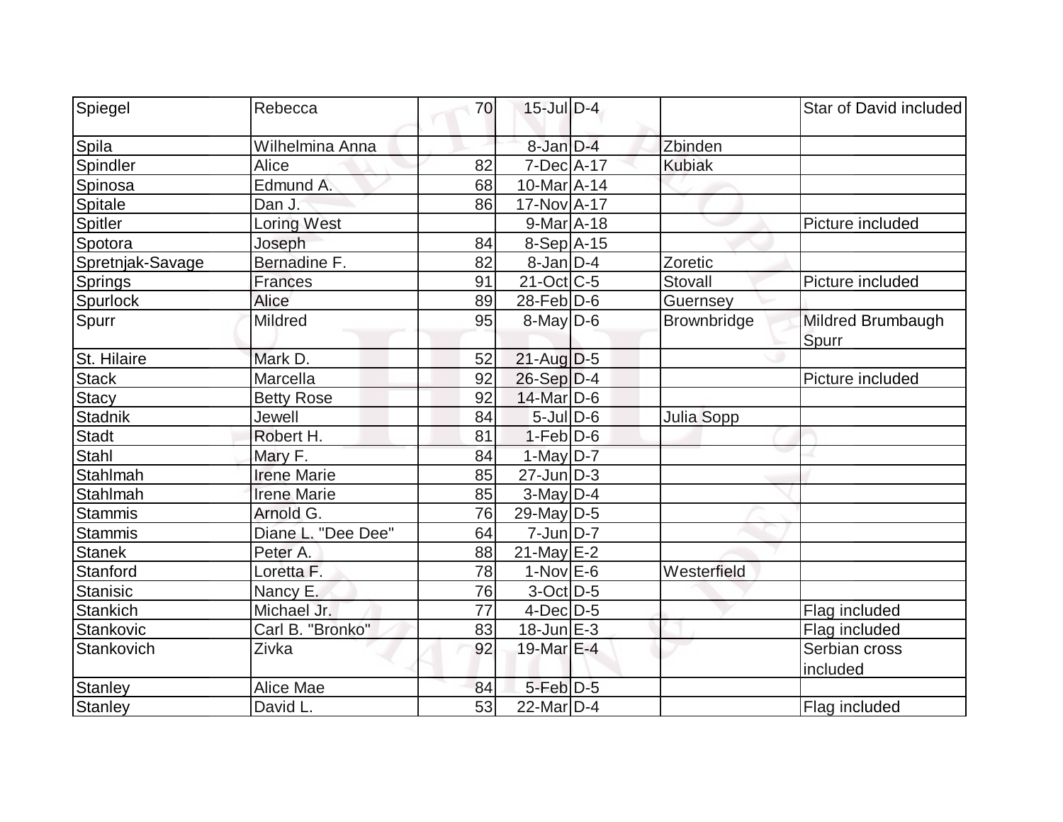| | | | | | | |
|---|---|---|---|---|---|---|
| Spiegel | Rebecca | 70 | 15-Jul | D-4 | | Star of David included |
| Spila | Wilhelmina Anna | | 8-Jan | D-4 | Zbinden | |
| Spindler | Alice | 82 | 7-Dec | A-17 | Kubiak | |
| Spinosa | Edmund A. | 68 | 10-Mar | A-14 | | |
| Spitale | Dan J. | 86 | 17-Nov | A-17 | | |
| Spitler | Loring West | | 9-Mar | A-18 | | Picture included |
| Spotora | Joseph | 84 | 8-Sep | A-15 | | |
| Spretnjak-Savage | Bernadine F. | 82 | 8-Jan | D-4 | Zoretic | |
| Springs | Frances | 91 | 21-Oct | C-5 | Stovall | Picture included |
| Spurlock | Alice | 89 | 28-Feb | D-6 | Guernsey | |
| Spurr | Mildred | 95 | 8-May | D-6 | Brownbridge | Mildred Brumbaugh Spurr |
| St. Hilaire | Mark D. | 52 | 21-Aug | D-5 | | |
| Stack | Marcella | 92 | 26-Sep | D-4 | | Picture included |
| Stacy | Betty Rose | 92 | 14-Mar | D-6 | | |
| Stadnik | Jewell | 84 | 5-Jul | D-6 | Julia Sopp | |
| Stadt | Robert H. | 81 | 1-Feb | D-6 | | |
| Stahl | Mary F. | 84 | 1-May | D-7 | | |
| Stahlmah | Irene Marie | 85 | 27-Jun | D-3 | | |
| Stahlmah | Irene Marie | 85 | 3-May | D-4 | | |
| Stammis | Arnold G. | 76 | 29-May | D-5 | | |
| Stammis | Diane L. "Dee Dee" | 64 | 7-Jun | D-7 | | |
| Stanek | Peter A. | 88 | 21-May | E-2 | | |
| Stanford | Loretta F. | 78 | 1-Nov | E-6 | Westerfield | |
| Stanisic | Nancy E. | 76 | 3-Oct | D-5 | | |
| Stankich | Michael Jr. | 77 | 4-Dec | D-5 | | Flag included |
| Stankovic | Carl B. "Bronko" | 83 | 18-Jun | E-3 | | Flag included |
| Stankovich | Zivka | 92 | 19-Mar | E-4 | | Serbian cross included |
| Stanley | Alice Mae | 84 | 5-Feb | D-5 | | |
| Stanley | David L. | 53 | 22-Mar | D-4 | | Flag included |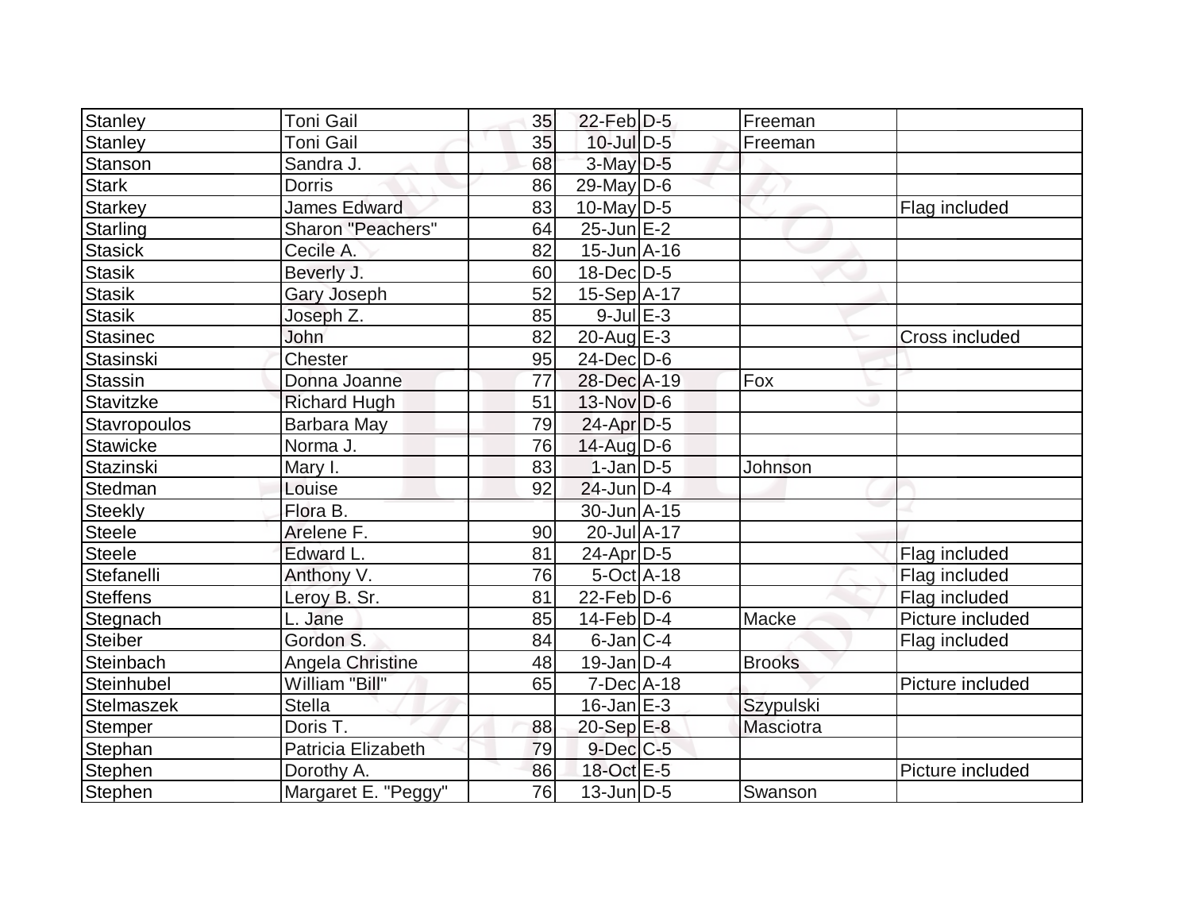| | | | | | | |
|---|---|---|---|---|---|---|
| Stanley | Toni Gail | 35 | 22-Feb | D-5 | Freeman | |
| Stanley | Toni Gail | 35 | 10-Jul | D-5 | Freeman | |
| Stanson | Sandra J. | 68 | 3-May | D-5 | | |
| Stark | Dorris | 86 | 29-May | D-6 | | |
| Starkey | James Edward | 83 | 10-May | D-5 | | Flag included |
| Starling | Sharon "Peachers" | 64 | 25-Jun | E-2 | | |
| Stasick | Cecile A. | 82 | 15-Jun | A-16 | | |
| Stasik | Beverly J. | 60 | 18-Dec | D-5 | | |
| Stasik | Gary Joseph | 52 | 15-Sep | A-17 | | |
| Stasik | Joseph Z. | 85 | 9-Jul | E-3 | | |
| Stasinec | John | 82 | 20-Aug | E-3 | | Cross included |
| Stasinski | Chester | 95 | 24-Dec | D-6 | | |
| Stassin | Donna Joanne | 77 | 28-Dec | A-19 | Fox | |
| Stavitzke | Richard Hugh | 51 | 13-Nov | D-6 | | |
| Stavropoulos | Barbara May | 79 | 24-Apr | D-5 | | |
| Stawicke | Norma J. | 76 | 14-Aug | D-6 | | |
| Stazinski | Mary I. | 83 | 1-Jan | D-5 | Johnson | |
| Stedman | Louise | 92 | 24-Jun | D-4 | | |
| Steekly | Flora B. | | 30-Jun | A-15 | | |
| Steele | Arelene F. | 90 | 20-Jul | A-17 | | |
| Steele | Edward L. | 81 | 24-Apr | D-5 | | Flag included |
| Stefanelli | Anthony V. | 76 | 5-Oct | A-18 | | Flag included |
| Steffens | Leroy B. Sr. | 81 | 22-Feb | D-6 | | Flag included |
| Stegnach | L. Jane | 85 | 14-Feb | D-4 | Macke | Picture included |
| Steiber | Gordon S. | 84 | 6-Jan | C-4 | | Flag included |
| Steinbach | Angela Christine | 48 | 19-Jan | D-4 | Brooks | |
| Steinhubel | William "Bill" | 65 | 7-Dec | A-18 | | Picture included |
| Stelmaszek | Stella | | 16-Jan | E-3 | Szypulski | |
| Stemper | Doris T. | 88 | 20-Sep | E-8 | Masciotra | |
| Stephan | Patricia Elizabeth | 79 | 9-Dec | C-5 | | |
| Stephen | Dorothy A. | 86 | 18-Oct | E-5 | | Picture included |
| Stephen | Margaret E. "Peggy" | 76 | 13-Jun | D-5 | Swanson | |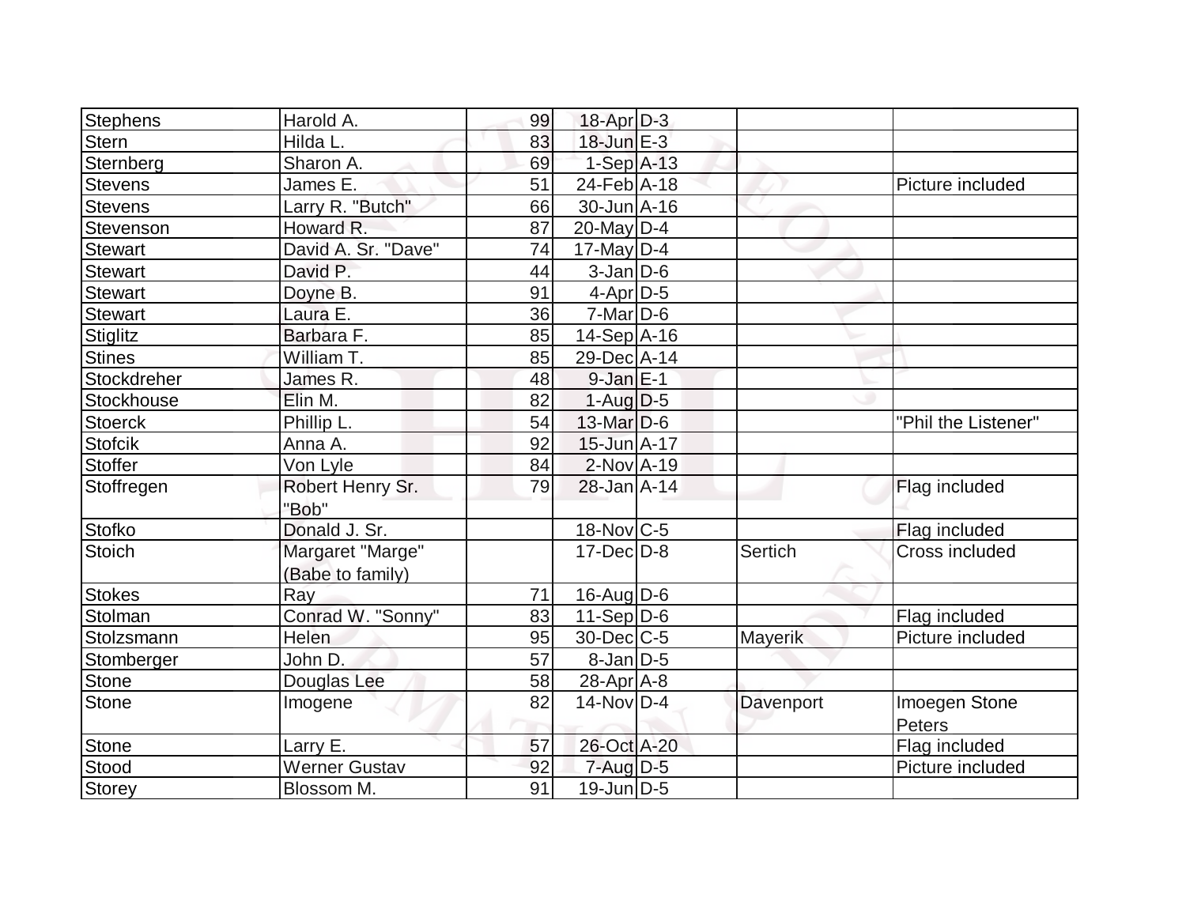| | | | | | | |
|---|---|---|---|---|---|---|
| Stephens | Harold A. | 99 | 18-Apr | D-3 | | |
| Stern | Hilda L. | 83 | 18-Jun | E-3 | | |
| Sternberg | Sharon A. | 69 | 1-Sep | A-13 | | |
| Stevens | James E. | 51 | 24-Feb | A-18 | | Picture included |
| Stevens | Larry R. "Butch" | 66 | 30-Jun | A-16 | | |
| Stevenson | Howard R. | 87 | 20-May | D-4 | | |
| Stewart | David A. Sr. "Dave" | 74 | 17-May | D-4 | | |
| Stewart | David P. | 44 | 3-Jan | D-6 | | |
| Stewart | Doyne B. | 91 | 4-Apr | D-5 | | |
| Stewart | Laura E. | 36 | 7-Mar | D-6 | | |
| Stiglitz | Barbara F. | 85 | 14-Sep | A-16 | | |
| Stines | William T. | 85 | 29-Dec | A-14 | | |
| Stockdreher | James R. | 48 | 9-Jan | E-1 | | |
| Stockhouse | Elin M. | 82 | 1-Aug | D-5 | | |
| Stoerck | Phillip L. | 54 | 13-Mar | D-6 | | "Phil the Listener" |
| Stofcik | Anna A. | 92 | 15-Jun | A-17 | | |
| Stoffer | Von Lyle | 84 | 2-Nov | A-19 | | |
| Stoffregen | Robert Henry Sr. "Bob" | 79 | 28-Jan | A-14 | | Flag included |
| Stofko | Donald J. Sr. | | 18-Nov | C-5 | | Flag included |
| Stoich | Margaret "Marge" (Babe to family) | | 17-Dec | D-8 | Sertich | Cross included |
| Stokes | Ray | 71 | 16-Aug | D-6 | | |
| Stolman | Conrad W. "Sonny" | 83 | 11-Sep | D-6 | | Flag included |
| Stolzsmann | Helen | 95 | 30-Dec | C-5 | Mayerik | Picture included |
| Stomberger | John D. | 57 | 8-Jan | D-5 | | |
| Stone | Douglas Lee | 58 | 28-Apr | A-8 | | |
| Stone | Imogene | 82 | 14-Nov | D-4 | Davenport | Imoegen Stone Peters |
| Stone | Larry E. | 57 | 26-Oct | A-20 | | Flag included |
| Stood | Werner Gustav | 92 | 7-Aug | D-5 | | Picture included |
| Storey | Blossom M. | 91 | 19-Jun | D-5 | | |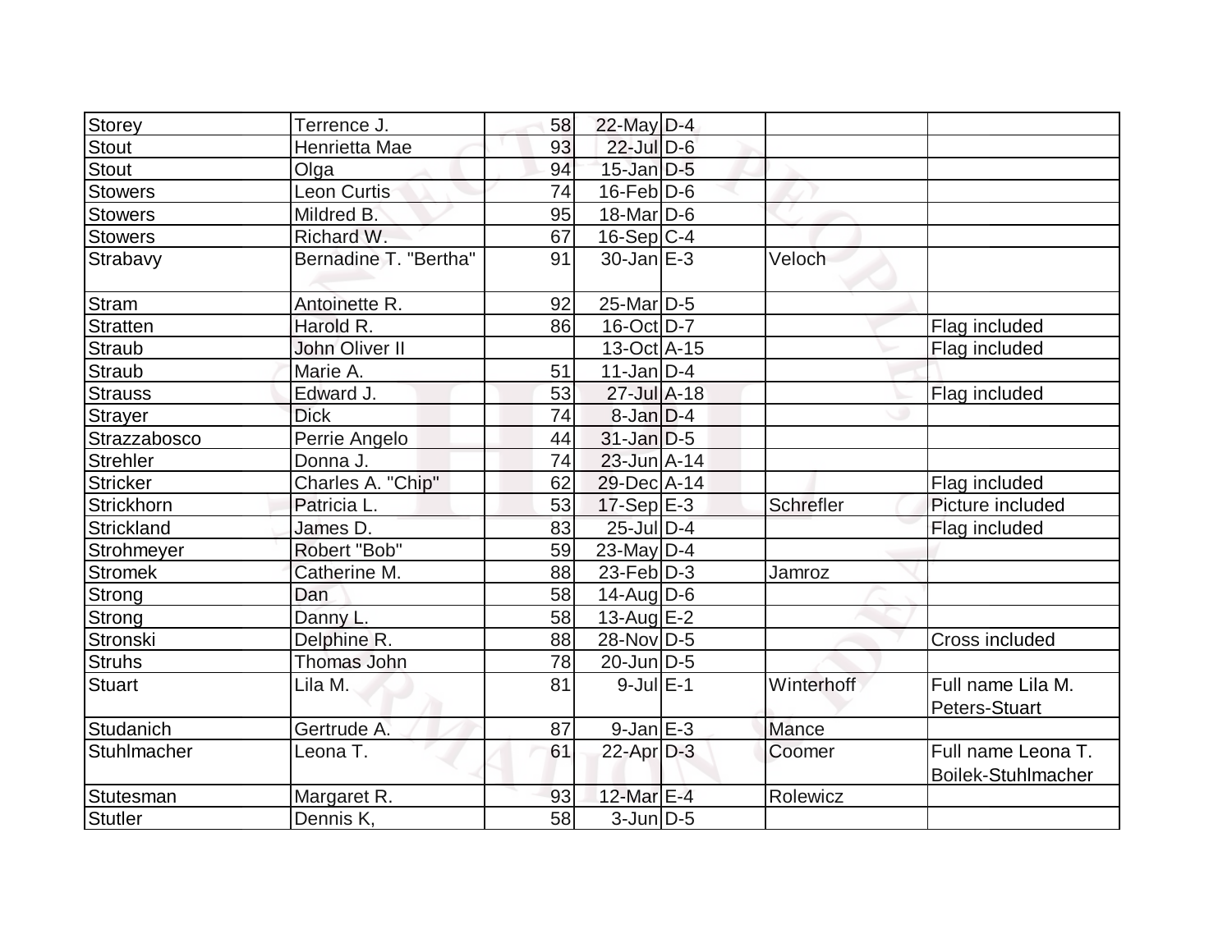| | | | | | | |
|---|---|---|---|---|---|---|
| Storey | Terrence J. | 58 | 22-May | D-4 | | |
| Stout | Henrietta Mae | 93 | 22-Jul | D-6 | | |
| Stout | Olga | 94 | 15-Jan | D-5 | | |
| Stowers | Leon Curtis | 74 | 16-Feb | D-6 | | |
| Stowers | Mildred B. | 95 | 18-Mar | D-6 | | |
| Stowers | Richard W. | 67 | 16-Sep | C-4 | | |
| Strabavy | Bernadine T. "Bertha" | 91 | 30-Jan | E-3 | Veloch | |
| Stram | Antoinette R. | 92 | 25-Mar | D-5 | | |
| Stratten | Harold R. | 86 | 16-Oct | D-7 | | Flag included |
| Straub | John Oliver II | | 13-Oct | A-15 | | Flag included |
| Straub | Marie A. | 51 | 11-Jan | D-4 | | |
| Strauss | Edward J. | 53 | 27-Jul | A-18 | | Flag included |
| Strayer | Dick | 74 | 8-Jan | D-4 | | |
| Strazzabosco | Perrie Angelo | 44 | 31-Jan | D-5 | | |
| Strehler | Donna J. | 74 | 23-Jun | A-14 | | |
| Stricker | Charles A. "Chip" | 62 | 29-Dec | A-14 | | Flag included |
| Strickhorn | Patricia L. | 53 | 17-Sep | E-3 | Schrefler | Picture included |
| Strickland | James D. | 83 | 25-Jul | D-4 | | Flag included |
| Strohmeyer | Robert "Bob" | 59 | 23-May | D-4 | | |
| Stromek | Catherine M. | 88 | 23-Feb | D-3 | Jamroz | |
| Strong | Dan | 58 | 14-Aug | D-6 | | |
| Strong | Danny L. | 58 | 13-Aug | E-2 | | |
| Stronski | Delphine R. | 88 | 28-Nov | D-5 | | Cross included |
| Struhs | Thomas John | 78 | 20-Jun | D-5 | | |
| Stuart | Lila M. | 81 | 9-Jul | E-1 | Winterhoff | Full name Lila M. Peters-Stuart |
| Studanich | Gertrude A. | 87 | 9-Jan | E-3 | Mance | |
| Stuhlmacher | Leona T. | 61 | 22-Apr | D-3 | Coomer | Full name Leona T. Boilek-Stuhlmacher |
| Stutesman | Margaret R. | 93 | 12-Mar | E-4 | Rolewicz | |
| Stutler | Dennis K, | 58 | 3-Jun | D-5 | | |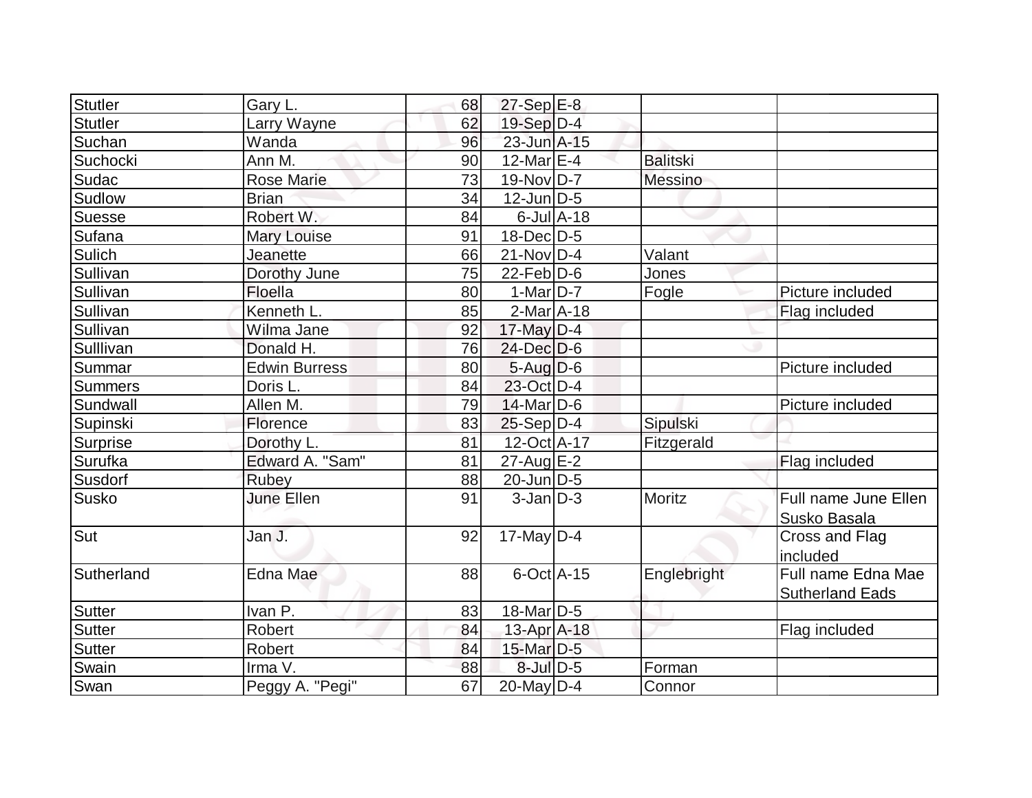| | | | | | | |
|---|---|---|---|---|---|---|
| Stutler | Gary L. | 68 | 27-Sep | E-8 | | |
| Stutler | Larry Wayne | 62 | 19-Sep | D-4 | | |
| Suchan | Wanda | 96 | 23-Jun | A-15 | | |
| Suchocki | Ann M. | 90 | 12-Mar | E-4 | Balitski | |
| Sudac | Rose Marie | 73 | 19-Nov | D-7 | Messino | |
| Sudlow | Brian | 34 | 12-Jun | D-5 | | |
| Suesse | Robert W. | 84 | 6-Jul | A-18 | | |
| Sufana | Mary Louise | 91 | 18-Dec | D-5 | | |
| Sulich | Jeanette | 66 | 21-Nov | D-4 | Valant | |
| Sullivan | Dorothy June | 75 | 22-Feb | D-6 | Jones | |
| Sullivan | Floella | 80 | 1-Mar | D-7 | Fogle | Picture included |
| Sullivan | Kenneth L. | 85 | 2-Mar | A-18 | | Flag included |
| Sullivan | Wilma Jane | 92 | 17-May | D-4 | | |
| Sulllivan | Donald H. | 76 | 24-Dec | D-6 | | |
| Summar | Edwin Burress | 80 | 5-Aug | D-6 | | Picture included |
| Summers | Doris L. | 84 | 23-Oct | D-4 | | |
| Sundwall | Allen M. | 79 | 14-Mar | D-6 | | Picture included |
| Supinski | Florence | 83 | 25-Sep | D-4 | Sipulski | |
| Surprise | Dorothy L. | 81 | 12-Oct | A-17 | Fitzgerald | |
| Surufka | Edward A. "Sam" | 81 | 27-Aug | E-2 | | Flag included |
| Susdorf | Rubey | 88 | 20-Jun | D-5 | | |
| Susko | June Ellen | 91 | 3-Jan | D-3 | Moritz | Full name June Ellen Susko Basala |
| Sut | Jan J. | 92 | 17-May | D-4 | | Cross and Flag included |
| Sutherland | Edna Mae | 88 | 6-Oct | A-15 | Englebright | Full name Edna Mae Sutherland Eads |
| Sutter | Ivan P. | 83 | 18-Mar | D-5 | | |
| Sutter | Robert | 84 | 13-Apr | A-18 | | Flag included |
| Sutter | Robert | 84 | 15-Mar | D-5 | | |
| Swain | Irma V. | 88 | 8-Jul | D-5 | Forman | |
| Swan | Peggy A. "Pegi" | 67 | 20-May | D-4 | Connor | |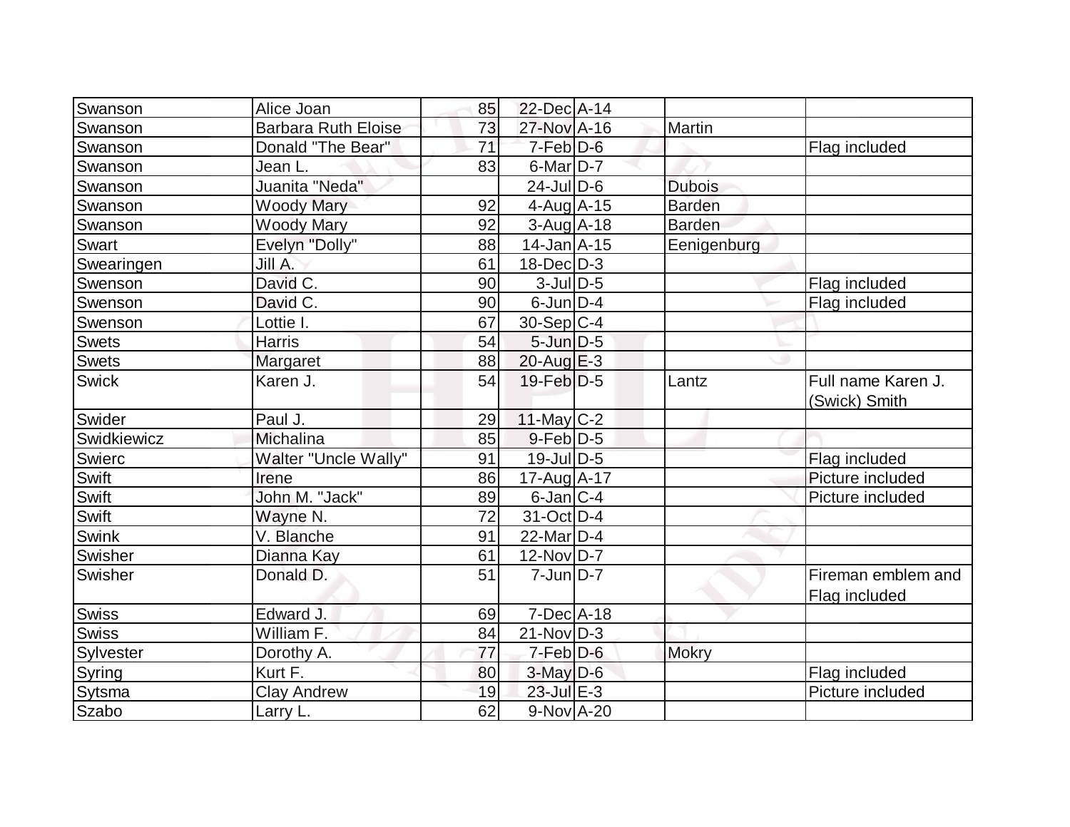| | | | | | | |
|---|---|---|---|---|---|---|
| Swanson | Alice Joan | 85 | 22-Dec | A-14 | | |
| Swanson | Barbara Ruth Eloise | 73 | 27-Nov | A-16 | Martin | |
| Swanson | Donald "The Bear" | 71 | 7-Feb | D-6 | | Flag included |
| Swanson | Jean L. | 83 | 6-Mar | D-7 | | |
| Swanson | Juanita "Neda" | | 24-Jul | D-6 | Dubois | |
| Swanson | Woody Mary | 92 | 4-Aug | A-15 | Barden | |
| Swanson | Woody Mary | 92 | 3-Aug | A-18 | Barden | |
| Swart | Evelyn "Dolly" | 88 | 14-Jan | A-15 | Eenigenburg | |
| Swearingen | Jill A. | 61 | 18-Dec | D-3 | | |
| Swenson | David C. | 90 | 3-Jul | D-5 | | Flag included |
| Swenson | David C. | 90 | 6-Jun | D-4 | | Flag included |
| Swenson | Lottie I. | 67 | 30-Sep | C-4 | | |
| Swets | Harris | 54 | 5-Jun | D-5 | | |
| Swets | Margaret | 88 | 20-Aug | E-3 | | |
| Swick | Karen J. | 54 | 19-Feb | D-5 | Lantz | Full name Karen J. (Swick) Smith |
| Swider | Paul J. | 29 | 11-May | C-2 | | |
| Swidkiewicz | Michalina | 85 | 9-Feb | D-5 | | |
| Swierc | Walter "Uncle Wally" | 91 | 19-Jul | D-5 | | Flag included |
| Swift | Irene | 86 | 17-Aug | A-17 | | Picture included |
| Swift | John M. "Jack" | 89 | 6-Jan | C-4 | | Picture included |
| Swift | Wayne N. | 72 | 31-Oct | D-4 | | |
| Swink | V. Blanche | 91 | 22-Mar | D-4 | | |
| Swisher | Dianna Kay | 61 | 12-Nov | D-7 | | |
| Swisher | Donald D. | 51 | 7-Jun | D-7 | | Fireman emblem and Flag included |
| Swiss | Edward J. | 69 | 7-Dec | A-18 | | |
| Swiss | William F. | 84 | 21-Nov | D-3 | | |
| Sylvester | Dorothy A. | 77 | 7-Feb | D-6 | Mokry | |
| Syring | Kurt F. | 80 | 3-May | D-6 | | Flag included |
| Sytsma | Clay Andrew | 19 | 23-Jul | E-3 | | Picture included |
| Szabo | Larry L. | 62 | 9-Nov | A-20 | | |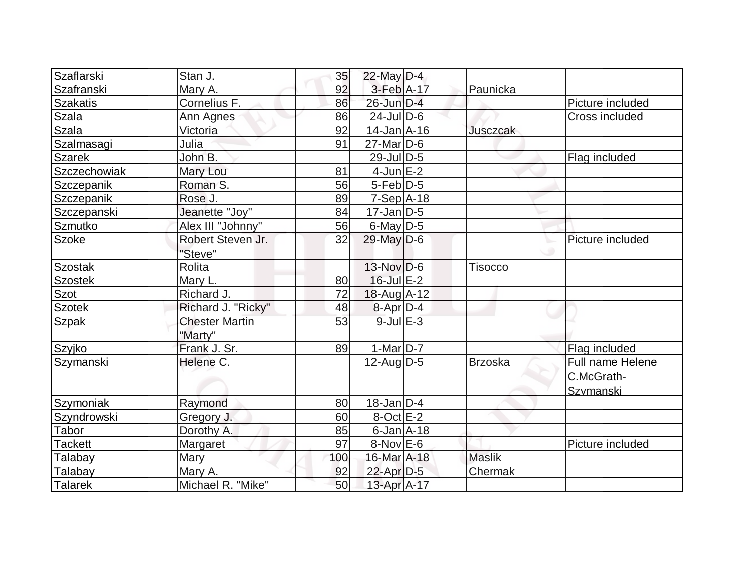| | | | | | | |
|---|---|---|---|---|---|---|
| Szaflarski | Stan J. | 35 | 22-May | D-4 | | |
| Szafranski | Mary A. | 92 | 3-Feb | A-17 | Paunicka | |
| Szakatis | Cornelius F. | 86 | 26-Jun | D-4 | | Picture included |
| Szala | Ann Agnes | 86 | 24-Jul | D-6 | | Cross included |
| Szala | Victoria | 92 | 14-Jan | A-16 | Jusczcak | |
| Szalmasagi | Julia | 91 | 27-Mar | D-6 | | |
| Szarek | John B. | | 29-Jul | D-5 | | Flag included |
| Szczechowiak | Mary Lou | 81 | 4-Jun | E-2 | | |
| Szczepanik | Roman S. | 56 | 5-Feb | D-5 | | |
| Szczepanik | Rose J. | 89 | 7-Sep | A-18 | | |
| Szczepanski | Jeanette "Joy" | 84 | 17-Jan | D-5 | | |
| Szmutko | Alex III "Johnny" | 56 | 6-May | D-5 | | |
| Szoke | Robert Steven Jr. "Steve" | 32 | 29-May | D-6 | | Picture included |
| Szostak | Rolita | | 13-Nov | D-6 | Tisocco | |
| Szostek | Mary L. | 80 | 16-Jul | E-2 | | |
| Szot | Richard J. | 72 | 18-Aug | A-12 | | |
| Szotek | Richard J. "Ricky" | 48 | 8-Apr | D-4 | | |
| Szpak | Chester Martin "Marty" | 53 | 9-Jul | E-3 | | |
| Szyjko | Frank J. Sr. | 89 | 1-Mar | D-7 | | Flag included |
| Szymanski | Helene C. | | 12-Aug | D-5 | Brzoska | Full name Helene C.McGrath-Szymanski |
| Szymoniak | Raymond | 80 | 18-Jan | D-4 | | |
| Szyndrowski | Gregory J. | 60 | 8-Oct | E-2 | | |
| Tabor | Dorothy A. | 85 | 6-Jan | A-18 | | |
| Tackett | Margaret | 97 | 8-Nov | E-6 | | Picture included |
| Talabay | Mary | 100 | 16-Mar | A-18 | Maslik | |
| Talabay | Mary A. | 92 | 22-Apr | D-5 | Chermak | |
| Talarek | Michael R. "Mike" | 50 | 13-Apr | A-17 | | |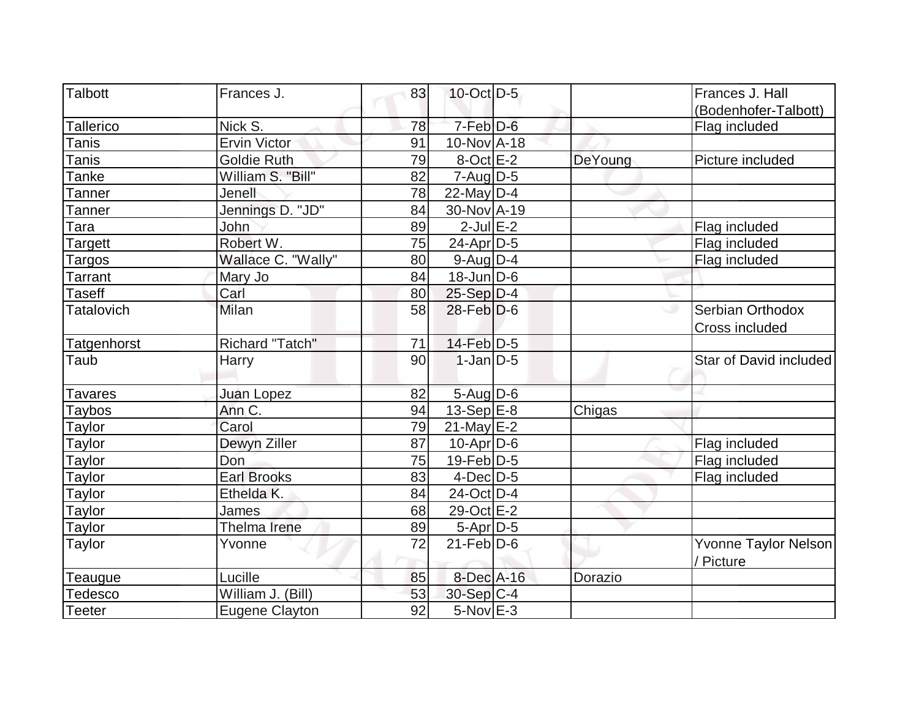| | | | | | | |
|---|---|---|---|---|---|---|
| Talbott | Frances J. | 83 | 10-Oct | D-5 | | Frances J. Hall (Bodenhofer-Talbott) |
| Tallerico | Nick S. | 78 | 7-Feb | D-6 | | Flag included |
| Tanis | Ervin Victor | 91 | 10-Nov | A-18 | | |
| Tanis | Goldie Ruth | 79 | 8-Oct | E-2 | DeYoung | Picture included |
| Tanke | William S. "Bill" | 82 | 7-Aug | D-5 | | |
| Tanner | Jenell | 78 | 22-May | D-4 | | |
| Tanner | Jennings D. "JD" | 84 | 30-Nov | A-19 | | |
| Tara | John | 89 | 2-Jul | E-2 | | Flag included |
| Targett | Robert W. | 75 | 24-Apr | D-5 | | Flag included |
| Targos | Wallace C. "Wally" | 80 | 9-Aug | D-4 | | Flag included |
| Tarrant | Mary Jo | 84 | 18-Jun | D-6 | | |
| Taseff | Carl | 80 | 25-Sep | D-4 | | |
| Tatalovich | Milan | 58 | 28-Feb | D-6 | | Serbian Orthodox Cross included |
| Tatgenhorst | Richard "Tatch" | 71 | 14-Feb | D-5 | | |
| Taub | Harry | 90 | 1-Jan | D-5 | | Star of David included |
| Tavares | Juan Lopez | 82 | 5-Aug | D-6 | | |
| Taybos | Ann C. | 94 | 13-Sep | E-8 | Chigas | |
| Taylor | Carol | 79 | 21-May | E-2 | | |
| Taylor | Dewyn Ziller | 87 | 10-Apr | D-6 | | Flag included |
| Taylor | Don | 75 | 19-Feb | D-5 | | Flag included |
| Taylor | Earl Brooks | 83 | 4-Dec | D-5 | | Flag included |
| Taylor | Ethelda K. | 84 | 24-Oct | D-4 | | |
| Taylor | James | 68 | 29-Oct | E-2 | | |
| Taylor | Thelma Irene | 89 | 5-Apr | D-5 | | |
| Taylor | Yvonne | 72 | 21-Feb | D-6 | | Yvonne Taylor Nelson / Picture |
| Teaugue | Lucille | 85 | 8-Dec | A-16 | Dorazio | |
| Tedesco | William J. (Bill) | 53 | 30-Sep | C-4 | | |
| Teeter | Eugene Clayton | 92 | 5-Nov | E-3 | | |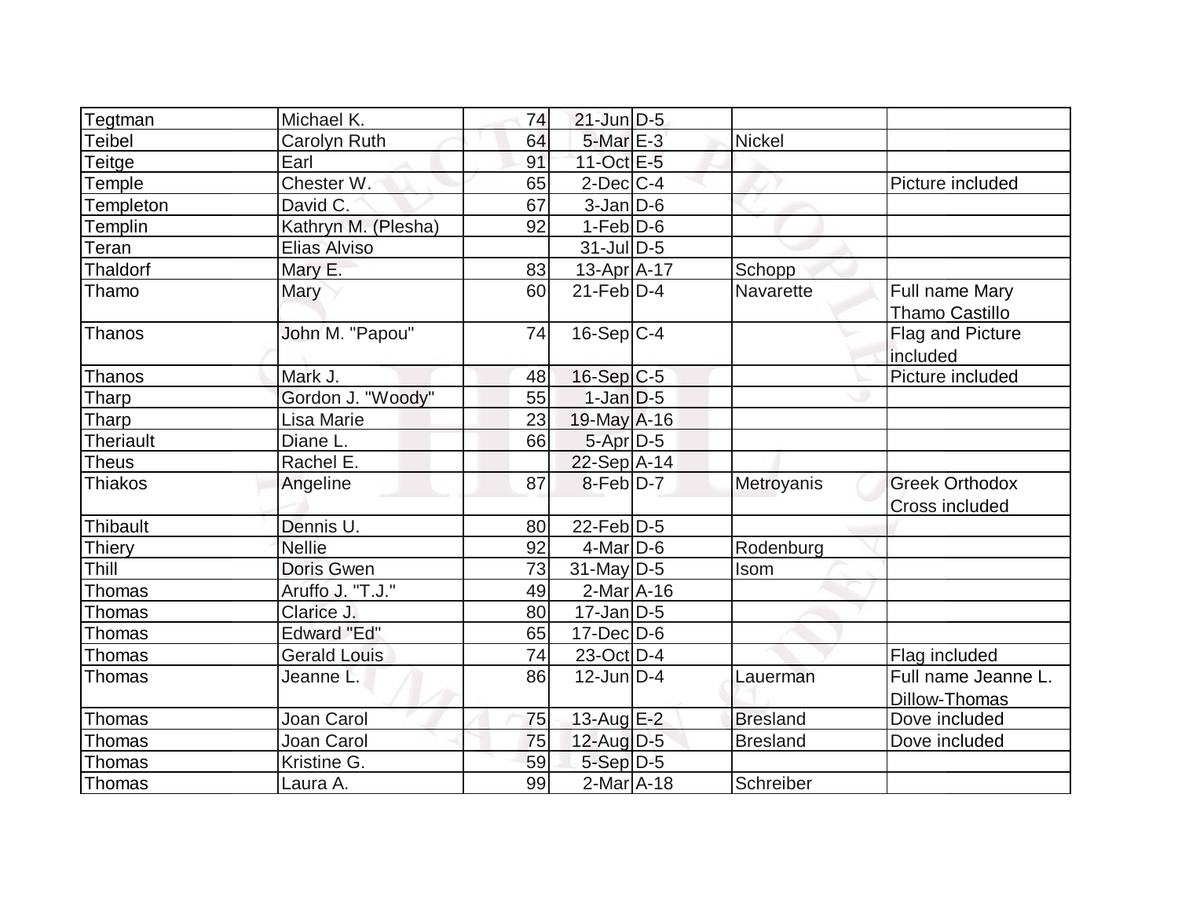| | | | | | | |
|---|---|---|---|---|---|---|
| Tegtman | Michael K. | 74 | 21-Jun | D-5 | | |
| Teibel | Carolyn Ruth | 64 | 5-Mar | E-3 | Nickel | |
| Teitge | Earl | 91 | 11-Oct | E-5 | | |
| Temple | Chester W. | 65 | 2-Dec | C-4 | | Picture included |
| Templeton | David C. | 67 | 3-Jan | D-6 | | |
| Templin | Kathryn M. (Plesha) | 92 | 1-Feb | D-6 | | |
| Teran | Elias Alviso | | 31-Jul | D-5 | | |
| Thaldorf | Mary E. | 83 | 13-Apr | A-17 | Schopp | |
| Thamo | Mary | 60 | 21-Feb | D-4 | Navarette | Full name Mary Thamo Castillo |
| Thanos | John M. "Papou" | 74 | 16-Sep | C-4 | | Flag and Picture included |
| Thanos | Mark J. | 48 | 16-Sep | C-5 | | Picture included |
| Tharp | Gordon J. "Woody" | 55 | 1-Jan | D-5 | | |
| Tharp | Lisa Marie | 23 | 19-May | A-16 | | |
| Theriault | Diane L. | 66 | 5-Apr | D-5 | | |
| Theus | Rachel E. | | 22-Sep | A-14 | | |
| Thiakos | Angeline | 87 | 8-Feb | D-7 | Metroyanis | Greek Orthodox Cross included |
| Thibault | Dennis U. | 80 | 22-Feb | D-5 | | |
| Thiery | Nellie | 92 | 4-Mar | D-6 | Rodenburg | |
| Thill | Doris Gwen | 73 | 31-May | D-5 | Isom | |
| Thomas | Aruffo J. "T.J." | 49 | 2-Mar | A-16 | | |
| Thomas | Clarice J. | 80 | 17-Jan | D-5 | | |
| Thomas | Edward "Ed" | 65 | 17-Dec | D-6 | | |
| Thomas | Gerald Louis | 74 | 23-Oct | D-4 | | Flag included |
| Thomas | Jeanne L. | 86 | 12-Jun | D-4 | Lauerman | Full name Jeanne L. Dillow-Thomas |
| Thomas | Joan Carol | 75 | 13-Aug | E-2 | Bresland | Dove included |
| Thomas | Joan Carol | 75 | 12-Aug | D-5 | Bresland | Dove included |
| Thomas | Kristine G. | 59 | 5-Sep | D-5 | | |
| Thomas | Laura A. | 99 | 2-Mar | A-18 | Schreiber | |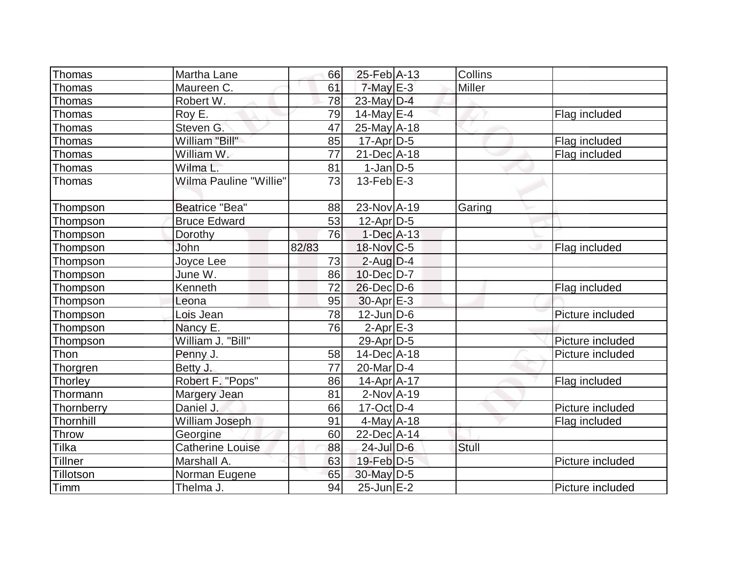| | | | | | | |
|---|---|---|---|---|---|---|
| Thomas | Martha Lane | 66 | 25-Feb | A-13 | Collins | |
| Thomas | Maureen C. | 61 | 7-May | E-3 | Miller | |
| Thomas | Robert W. | 78 | 23-May | D-4 | | |
| Thomas | Roy E. | 79 | 14-May | E-4 | | Flag included |
| Thomas | Steven G. | 47 | 25-May | A-18 | | |
| Thomas | William "Bill" | 85 | 17-Apr | D-5 | | Flag included |
| Thomas | William W. | 77 | 21-Dec | A-18 | | Flag included |
| Thomas | Wilma L. | 81 | 1-Jan | D-5 | | |
| Thomas | Wilma Pauline "Willie" | 73 | 13-Feb | E-3 | | |
| Thompson | Beatrice "Bea" | 88 | 23-Nov | A-19 | Garing | |
| Thompson | Bruce Edward | 53 | 12-Apr | D-5 | | |
| Thompson | Dorothy | 76 | 1-Dec | A-13 | | |
| Thompson | John | 82/83 | 18-Nov | C-5 | | Flag included |
| Thompson | Joyce Lee | 73 | 2-Aug | D-4 | | |
| Thompson | June W. | 86 | 10-Dec | D-7 | | |
| Thompson | Kenneth | 72 | 26-Dec | D-6 | | Flag included |
| Thompson | Leona | 95 | 30-Apr | E-3 | | |
| Thompson | Lois Jean | 78 | 12-Jun | D-6 | | Picture included |
| Thompson | Nancy E. | 76 | 2-Apr | E-3 | | |
| Thompson | William J. "Bill" | | 29-Apr | D-5 | | Picture included |
| Thon | Penny J. | 58 | 14-Dec | A-18 | | Picture included |
| Thorgren | Betty J. | 77 | 20-Mar | D-4 | | |
| Thorley | Robert F. "Pops" | 86 | 14-Apr | A-17 | | Flag included |
| Thormann | Margery Jean | 81 | 2-Nov | A-19 | | |
| Thornberry | Daniel J. | 66 | 17-Oct | D-4 | | Picture included |
| Thornhill | William Joseph | 91 | 4-May | A-18 | | Flag included |
| Throw | Georgine | 60 | 22-Dec | A-14 | | |
| Tilka | Catherine Louise | 88 | 24-Jul | D-6 | Stull | |
| Tillner | Marshall A. | 63 | 19-Feb | D-5 | | Picture included |
| Tillotson | Norman Eugene | 65 | 30-May | D-5 | | |
| Timm | Thelma J. | 94 | 25-Jun | E-2 | | Picture included |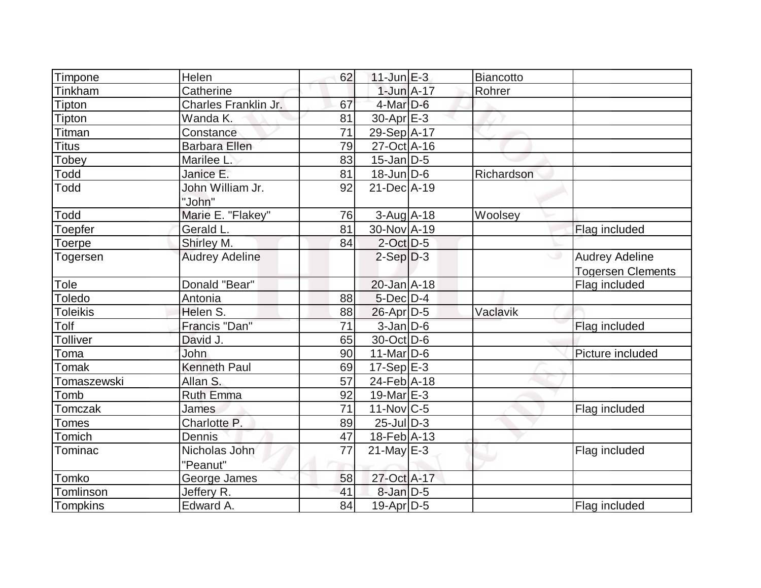| | | | | | | |
|---|---|---|---|---|---|---|
| Timpone | Helen | 62 | 11-Jun | E-3 | Biancotto | |
| Tinkham | Catherine | | 1-Jun | A-17 | Rohrer | |
| Tipton | Charles Franklin Jr. | 67 | 4-Mar | D-6 | | |
| Tipton | Wanda K. | 81 | 30-Apr | E-3 | | |
| Titman | Constance | 71 | 29-Sep | A-17 | | |
| Titus | Barbara Ellen | 79 | 27-Oct | A-16 | | |
| Tobey | Marilee L. | 83 | 15-Jan | D-5 | | |
| Todd | Janice E. | 81 | 18-Jun | D-6 | Richardson | |
| Todd | John William Jr. "John" | 92 | 21-Dec | A-19 | | |
| Todd | Marie E. "Flakey" | 76 | 3-Aug | A-18 | Woolsey | |
| Toepfer | Gerald L. | 81 | 30-Nov | A-19 | | Flag included |
| Toerpe | Shirley M. | 84 | 2-Oct | D-5 | | |
| Togersen | Audrey Adeline | | 2-Sep | D-3 | | Audrey Adeline Togersen Clements |
| Tole | Donald "Bear" | | 20-Jan | A-18 | | Flag included |
| Toledo | Antonia | 88 | 5-Dec | D-4 | | |
| Toleikis | Helen S. | 88 | 26-Apr | D-5 | Vaclavik | |
| Tolf | Francis "Dan" | 71 | 3-Jan | D-6 | | Flag included |
| Tolliver | David J. | 65 | 30-Oct | D-6 | | |
| Toma | John | 90 | 11-Mar | D-6 | | Picture included |
| Tomak | Kenneth Paul | 69 | 17-Sep | E-3 | | |
| Tomaszewski | Allan S. | 57 | 24-Feb | A-18 | | |
| Tomb | Ruth Emma | 92 | 19-Mar | E-3 | | |
| Tomczak | James | 71 | 11-Nov | C-5 | | Flag included |
| Tomes | Charlotte P. | 89 | 25-Jul | D-3 | | |
| Tomich | Dennis | 47 | 18-Feb | A-13 | | |
| Tominac | Nicholas John "Peanut" | 77 | 21-May | E-3 | | Flag included |
| Tomko | George James | 58 | 27-Oct | A-17 | | |
| Tomlinson | Jeffery R. | 41 | 8-Jan | D-5 | | |
| Tompkins | Edward A. | 84 | 19-Apr | D-5 | | Flag included |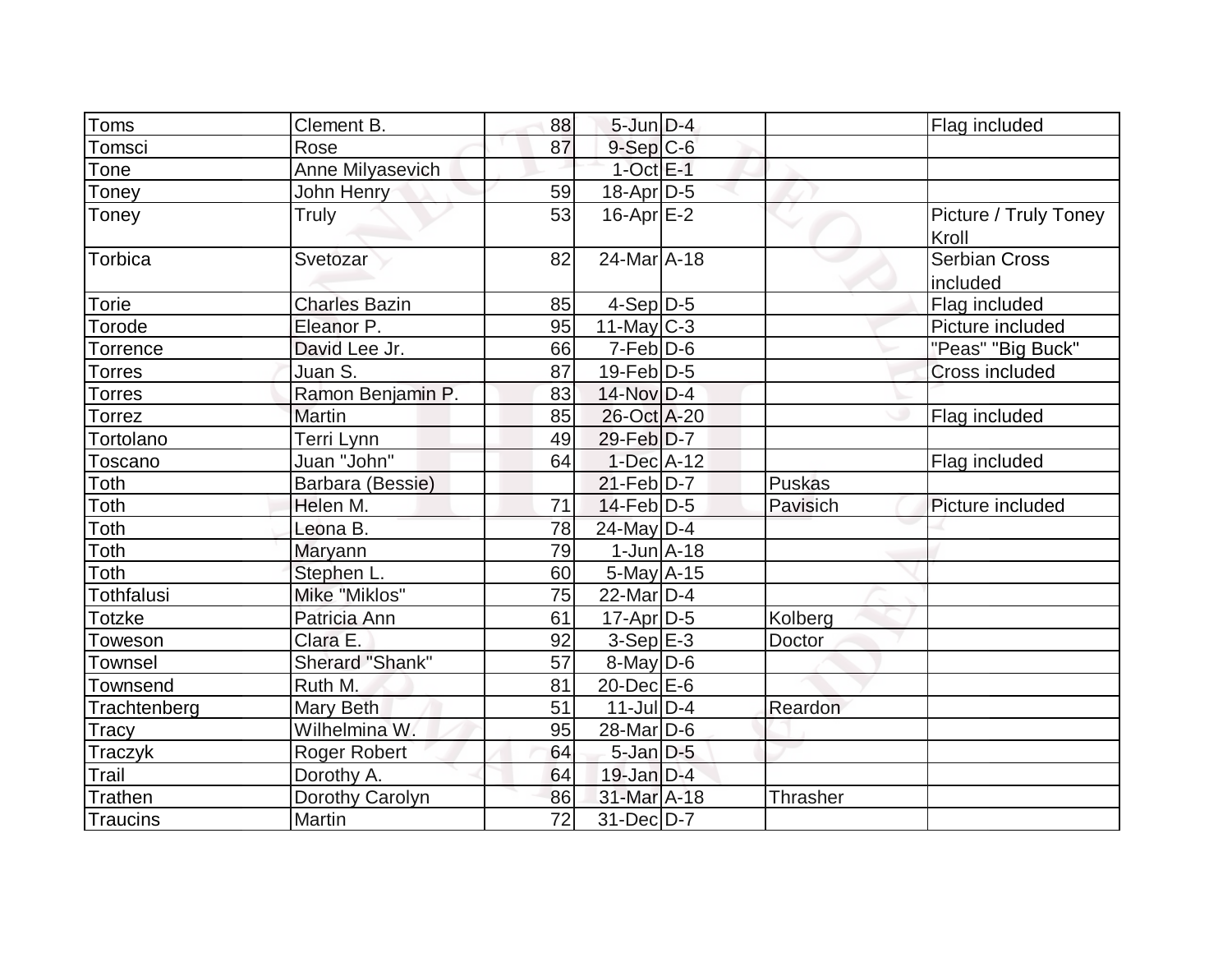| | | | | | | |
|---|---|---|---|---|---|---|
| Toms | Clement B. | 88 | 5-Jun | D-4 | | Flag included |
| Tomsci | Rose | 87 | 9-Sep | C-6 | | |
| Tone | Anne Milyasevich | | 1-Oct | E-1 | | |
| Toney | John Henry | 59 | 18-Apr | D-5 | | |
| Toney | Truly | 53 | 16-Apr | E-2 | | Picture / Truly Toney Kroll |
| Torbica | Svetozar | 82 | 24-Mar | A-18 | | Serbian Cross included |
| Torie | Charles Bazin | 85 | 4-Sep | D-5 | | Flag included |
| Torode | Eleanor P. | 95 | 11-May | C-3 | | Picture included |
| Torrence | David Lee Jr. | 66 | 7-Feb | D-6 | | "Peas" "Big Buck" |
| Torres | Juan S. | 87 | 19-Feb | D-5 | | Cross included |
| Torres | Ramon Benjamin P. | 83 | 14-Nov | D-4 | | |
| Torrez | Martin | 85 | 26-Oct | A-20 | | Flag included |
| Tortolano | Terri Lynn | 49 | 29-Feb | D-7 | | |
| Toscano | Juan "John" | 64 | 1-Dec | A-12 | | Flag included |
| Toth | Barbara (Bessie) | | 21-Feb | D-7 | Puskas | |
| Toth | Helen M. | 71 | 14-Feb | D-5 | Pavisich | Picture included |
| Toth | Leona B. | 78 | 24-May | D-4 | | |
| Toth | Maryann | 79 | 1-Jun | A-18 | | |
| Toth | Stephen L. | 60 | 5-May | A-15 | | |
| Tothfalusi | Mike "Miklos" | 75 | 22-Mar | D-4 | | |
| Totzke | Patricia Ann | 61 | 17-Apr | D-5 | Kolberg | |
| Toweson | Clara E. | 92 | 3-Sep | E-3 | Doctor | |
| Townsel | Sherard "Shank" | 57 | 8-May | D-6 | | |
| Townsend | Ruth M. | 81 | 20-Dec | E-6 | | |
| Trachtenberg | Mary Beth | 51 | 11-Jul | D-4 | Reardon | |
| Tracy | Wilhelmina W. | 95 | 28-Mar | D-6 | | |
| Traczyk | Roger Robert | 64 | 5-Jan | D-5 | | |
| Trail | Dorothy A. | 64 | 19-Jan | D-4 | | |
| Trathen | Dorothy Carolyn | 86 | 31-Mar | A-18 | Thrasher | |
| Traucins | Martin | 72 | 31-Dec | D-7 | | |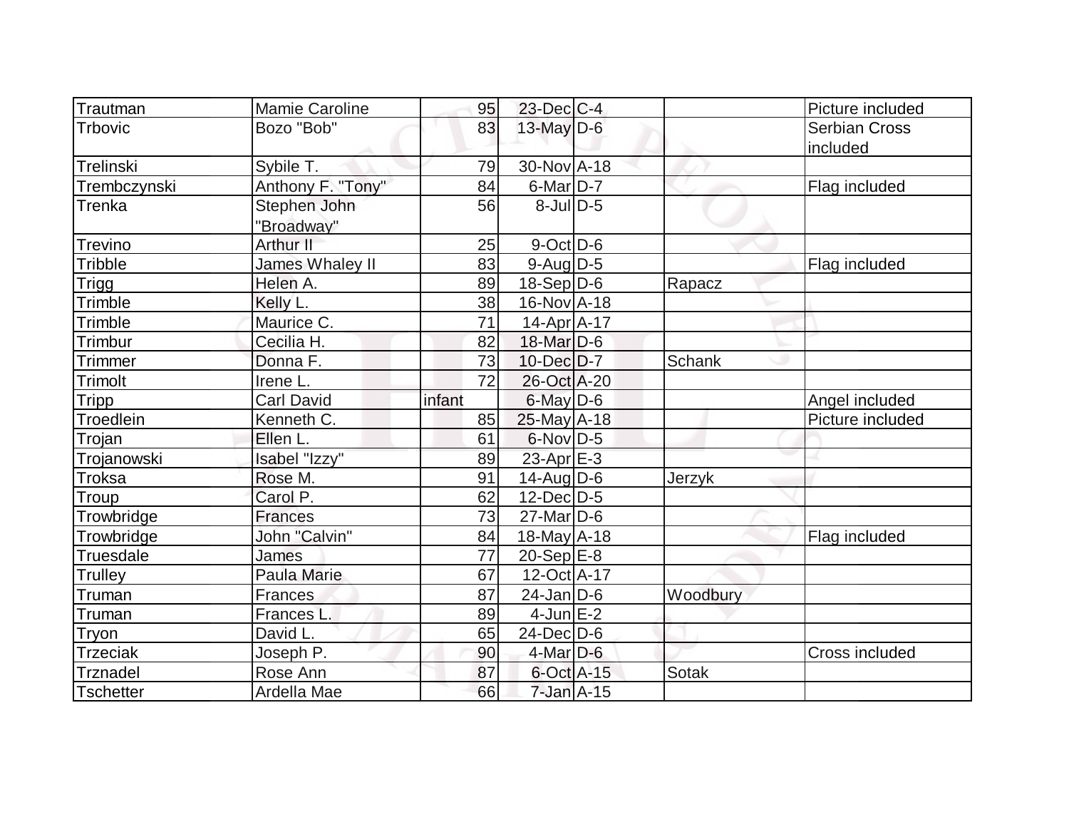| | | | | | | |
|---|---|---|---|---|---|---|
| Trautman | Mamie Caroline | 95 | 23-Dec | C-4 | | Picture included |
| Trbovic | Bozo "Bob" | 83 | 13-May | D-6 | | Serbian Cross included |
| Trelinski | Sybile T. | 79 | 30-Nov | A-18 | | |
| Trembczynski | Anthony F. "Tony" | 84 | 6-Mar | D-7 | | Flag included |
| Trenka | Stephen John "Broadway" | 56 | 8-Jul | D-5 | | |
| Trevino | Arthur II | 25 | 9-Oct | D-6 | | |
| Tribble | James Whaley II | 83 | 9-Aug | D-5 | | Flag included |
| Trigg | Helen A. | 89 | 18-Sep | D-6 | Rapacz | |
| Trimble | Kelly L. | 38 | 16-Nov | A-18 | | |
| Trimble | Maurice C. | 71 | 14-Apr | A-17 | | |
| Trimbur | Cecilia H. | 82 | 18-Mar | D-6 | | |
| Trimmer | Donna F. | 73 | 10-Dec | D-7 | Schank | |
| Trimolt | Irene L. | 72 | 26-Oct | A-20 | | |
| Tripp | Carl David | infant | 6-May | D-6 | | Angel included |
| Troedlein | Kenneth C. | 85 | 25-May | A-18 | | Picture included |
| Trojan | Ellen L. | 61 | 6-Nov | D-5 | | |
| Trojanowski | Isabel "Izzy" | 89 | 23-Apr | E-3 | | |
| Troksa | Rose M. | 91 | 14-Aug | D-6 | Jerzyk | |
| Troup | Carol P. | 62 | 12-Dec | D-5 | | |
| Trowbridge | Frances | 73 | 27-Mar | D-6 | | |
| Trowbridge | John "Calvin" | 84 | 18-May | A-18 | | Flag included |
| Truesdale | James | 77 | 20-Sep | E-8 | | |
| Trulley | Paula Marie | 67 | 12-Oct | A-17 | | |
| Truman | Frances | 87 | 24-Jan | D-6 | Woodbury | |
| Truman | Frances L. | 89 | 4-Jun | E-2 | | |
| Tryon | David L. | 65 | 24-Dec | D-6 | | |
| Trzeciak | Joseph P. | 90 | 4-Mar | D-6 | | Cross included |
| Trznadel | Rose Ann | 87 | 6-Oct | A-15 | Sotak | |
| Tschetter | Ardella Mae | 66 | 7-Jan | A-15 | | |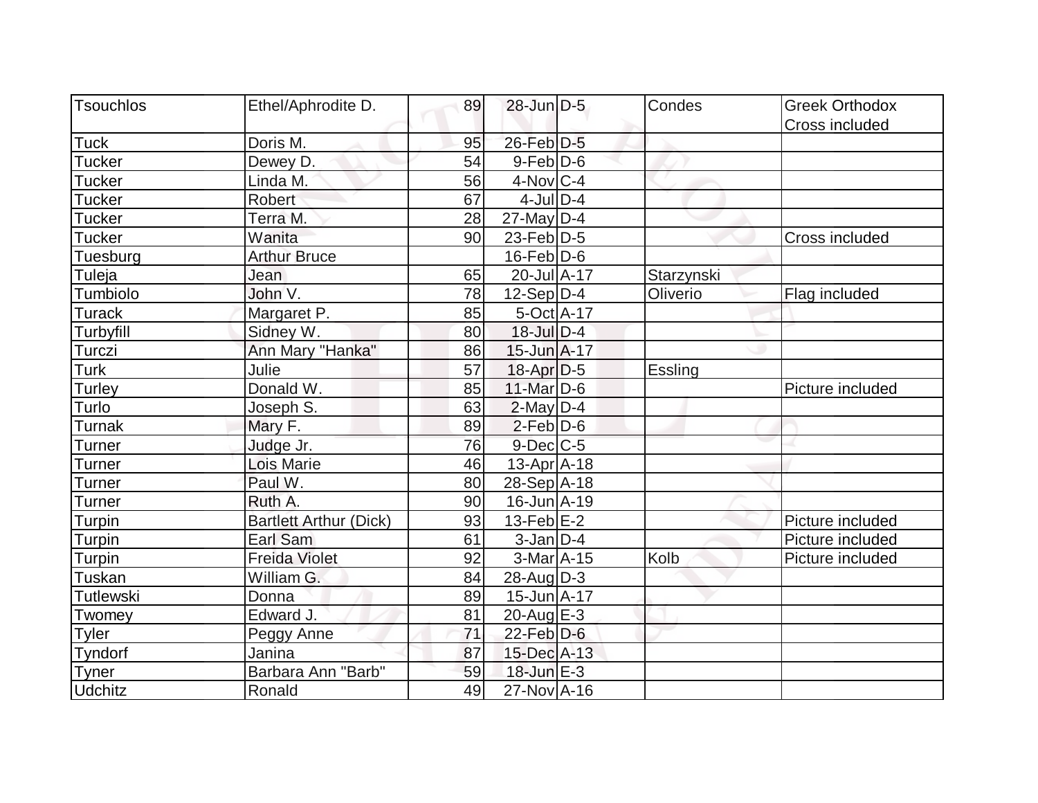| | | | | | | |
|---|---|---|---|---|---|---|
| Tsouchlos | Ethel/Aphrodite D. | 89 | 28-Jun | D-5 | Condes | Greek Orthodox Cross included |
| Tuck | Doris M. | 95 | 26-Feb | D-5 | | |
| Tucker | Dewey D. | 54 | 9-Feb | D-6 | | |
| Tucker | Linda M. | 56 | 4-Nov | C-4 | | |
| Tucker | Robert | 67 | 4-Jul | D-4 | | |
| Tucker | Terra M. | 28 | 27-May | D-4 | | |
| Tucker | Wanita | 90 | 23-Feb | D-5 | | Cross included |
| Tuesburg | Arthur Bruce | | 16-Feb | D-6 | | |
| Tuleja | Jean | 65 | 20-Jul | A-17 | Starzynski | |
| Tumbiolo | John V. | 78 | 12-Sep | D-4 | Oliverio | Flag included |
| Turack | Margaret P. | 85 | 5-Oct | A-17 | | |
| Turbyfill | Sidney W. | 80 | 18-Jul | D-4 | | |
| Turczi | Ann Mary "Hanka" | 86 | 15-Jun | A-17 | | |
| Turk | Julie | 57 | 18-Apr | D-5 | Essling | |
| Turley | Donald W. | 85 | 11-Mar | D-6 | | Picture included |
| Turlo | Joseph S. | 63 | 2-May | D-4 | | |
| Turnak | Mary F. | 89 | 2-Feb | D-6 | | |
| Turner | Judge Jr. | 76 | 9-Dec | C-5 | | |
| Turner | Lois Marie | 46 | 13-Apr | A-18 | | |
| Turner | Paul W. | 80 | 28-Sep | A-18 | | |
| Turner | Ruth A. | 90 | 16-Jun | A-19 | | |
| Turpin | Bartlett Arthur (Dick) | 93 | 13-Feb | E-2 | | Picture included |
| Turpin | Earl Sam | 61 | 3-Jan | D-4 | | Picture included |
| Turpin | Freida Violet | 92 | 3-Mar | A-15 | Kolb | Picture included |
| Tuskan | William G. | 84 | 28-Aug | D-3 | | |
| Tutlewski | Donna | 89 | 15-Jun | A-17 | | |
| Twomey | Edward J. | 81 | 20-Aug | E-3 | | |
| Tyler | Peggy Anne | 71 | 22-Feb | D-6 | | |
| Tyndorf | Janina | 87 | 15-Dec | A-13 | | |
| Tyner | Barbara Ann "Barb" | 59 | 18-Jun | E-3 | | |
| Udchitz | Ronald | 49 | 27-Nov | A-16 | | |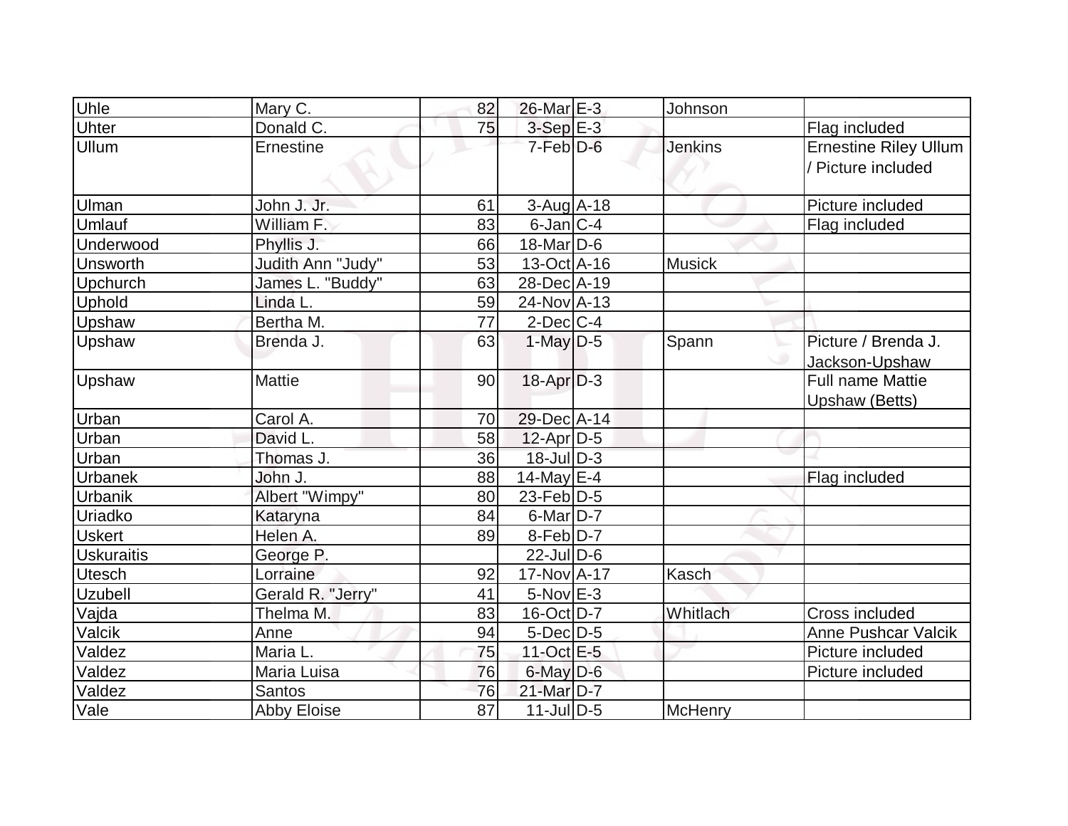| | | | | | | |
|---|---|---|---|---|---|---|
| Uhle | Mary C. | 82 | 26-Mar | E-3 | Johnson | |
| Uhter | Donald C. | 75 | 3-Sep | E-3 | | Flag included |
| Ullum | Ernestine | | 7-Feb | D-6 | Jenkins | Ernestine Riley Ullum / Picture included |
| Ulman | John J. Jr. | 61 | 3-Aug | A-18 | | Picture included |
| Umlauf | William F. | 83 | 6-Jan | C-4 | | Flag included |
| Underwood | Phyllis J. | 66 | 18-Mar | D-6 | | |
| Unsworth | Judith Ann "Judy" | 53 | 13-Oct | A-16 | Musick | |
| Upchurch | James L. "Buddy" | 63 | 28-Dec | A-19 | | |
| Uphold | Linda L. | 59 | 24-Nov | A-13 | | |
| Upshaw | Bertha M. | 77 | 2-Dec | C-4 | | |
| Upshaw | Brenda J. | 63 | 1-May | D-5 | Spann | Picture / Brenda J. Jackson-Upshaw |
| Upshaw | Mattie | 90 | 18-Apr | D-3 | | Full name Mattie Upshaw (Betts) |
| Urban | Carol A. | 70 | 29-Dec | A-14 | | |
| Urban | David L. | 58 | 12-Apr | D-5 | | |
| Urban | Thomas J. | 36 | 18-Jul | D-3 | | |
| Urbanek | John J. | 88 | 14-May | E-4 | | Flag included |
| Urbanik | Albert "Wimpy" | 80 | 23-Feb | D-5 | | |
| Uriadko | Kataryna | 84 | 6-Mar | D-7 | | |
| Uskert | Helen A. | 89 | 8-Feb | D-7 | | |
| Uskuraitis | George P. | | 22-Jul | D-6 | | |
| Utesch | Lorraine | 92 | 17-Nov | A-17 | Kasch | |
| Uzubell | Gerald R. "Jerry" | 41 | 5-Nov | E-3 | | |
| Vajda | Thelma M. | 83 | 16-Oct | D-7 | Whitlach | Cross included |
| Valcik | Anne | 94 | 5-Dec | D-5 | | Anne Pushcar Valcik |
| Valdez | Maria L. | 75 | 11-Oct | E-5 | | Picture included |
| Valdez | Maria Luisa | 76 | 6-May | D-6 | | Picture included |
| Valdez | Santos | 76 | 21-Mar | D-7 | | |
| Vale | Abby Eloise | 87 | 11-Jul | D-5 | McHenry | |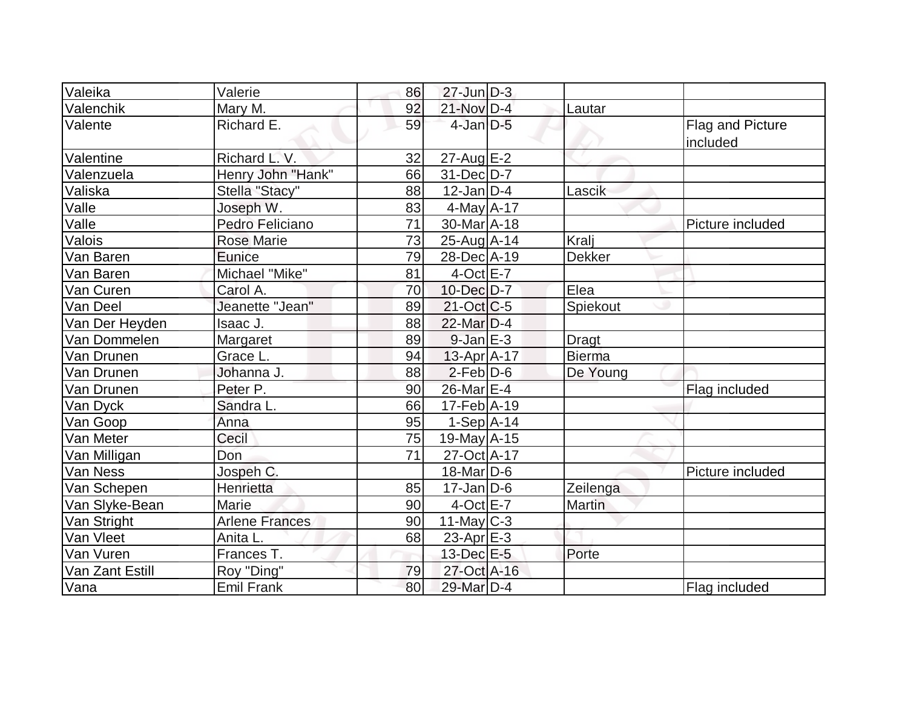| | | | | | | |
|---|---|---|---|---|---|---|
| Valeika | Valerie | 86 | 27-Jun | D-3 | | |
| Valenchik | Mary M. | 92 | 21-Nov | D-4 | Lautar | |
| Valente | Richard E. | 59 | 4-Jan | D-5 | | Flag and Picture included |
| Valentine | Richard L. V. | 32 | 27-Aug | E-2 | | |
| Valenzuela | Henry John "Hank" | 66 | 31-Dec | D-7 | | |
| Valiska | Stella "Stacy" | 88 | 12-Jan | D-4 | Lascik | |
| Valle | Joseph W. | 83 | 4-May | A-17 | | |
| Valle | Pedro Feliciano | 71 | 30-Mar | A-18 | | Picture included |
| Valois | Rose Marie | 73 | 25-Aug | A-14 | Kralj | |
| Van Baren | Eunice | 79 | 28-Dec | A-19 | Dekker | |
| Van Baren | Michael "Mike" | 81 | 4-Oct | E-7 | | |
| Van Curen | Carol A. | 70 | 10-Dec | D-7 | Elea | |
| Van Deel | Jeanette "Jean" | 89 | 21-Oct | C-5 | Spiekout | |
| Van Der Heyden | Isaac J. | 88 | 22-Mar | D-4 | | |
| Van Dommelen | Margaret | 89 | 9-Jan | E-3 | Dragt | |
| Van Drunen | Grace L. | 94 | 13-Apr | A-17 | Bierma | |
| Van Drunen | Johanna J. | 88 | 2-Feb | D-6 | De Young | |
| Van Drunen | Peter P. | 90 | 26-Mar | E-4 | | Flag included |
| Van Dyck | Sandra L. | 66 | 17-Feb | A-19 | | |
| Van Goop | Anna | 95 | 1-Sep | A-14 | | |
| Van Meter | Cecil | 75 | 19-May | A-15 | | |
| Van Milligan | Don | 71 | 27-Oct | A-17 | | |
| Van Ness | Jospeh C. | | 18-Mar | D-6 | | Picture included |
| Van Schepen | Henrietta | 85 | 17-Jan | D-6 | Zeilenga | |
| Van Slyke-Bean | Marie | 90 | 4-Oct | E-7 | Martin | |
| Van Stright | Arlene Frances | 90 | 11-May | C-3 | | |
| Van Vleet | Anita L. | 68 | 23-Apr | E-3 | | |
| Van Vuren | Frances T. | | 13-Dec | E-5 | Porte | |
| Van Zant Estill | Roy "Ding" | 79 | 27-Oct | A-16 | | |
| Vana | Emil Frank | 80 | 29-Mar | D-4 | | Flag included |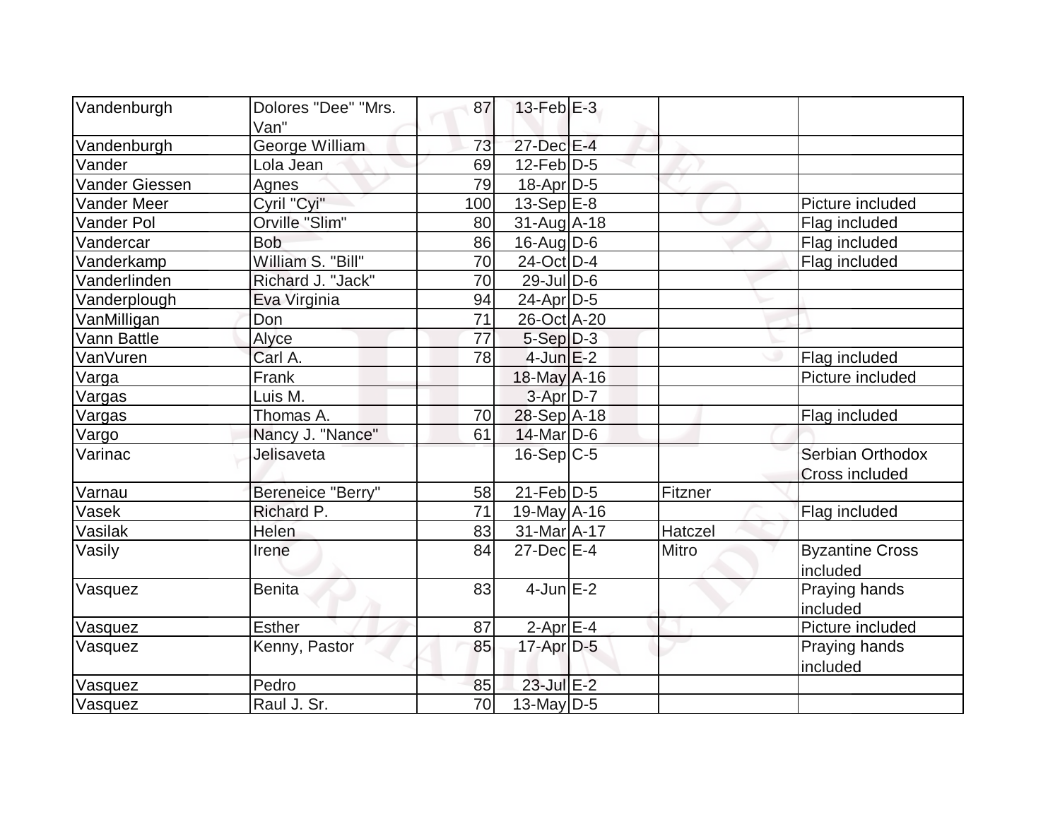| | | | | | | |
|---|---|---|---|---|---|---|
| Vandenburgh | Dolores "Dee" "Mrs. Van" | 87 | 13-Feb | E-3 | | |
| Vandenburgh | George William | 73 | 27-Dec | E-4 | | |
| Vander | Lola Jean | 69 | 12-Feb | D-5 | | |
| Vander Giessen | Agnes | 79 | 18-Apr | D-5 | | |
| Vander Meer | Cyril "Cyi" | 100 | 13-Sep | E-8 | | Picture included |
| Vander Pol | Orville "Slim" | 80 | 31-Aug | A-18 | | Flag included |
| Vandercar | Bob | 86 | 16-Aug | D-6 | | Flag included |
| Vanderkamp | William S. "Bill" | 70 | 24-Oct | D-4 | | Flag included |
| Vanderlinden | Richard J. "Jack" | 70 | 29-Jul | D-6 | | |
| Vanderplough | Eva Virginia | 94 | 24-Apr | D-5 | | |
| VanMilligan | Don | 71 | 26-Oct | A-20 | | |
| Vann Battle | Alyce | 77 | 5-Sep | D-3 | | |
| VanVuren | Carl A. | 78 | 4-Jun | E-2 | | Flag included |
| Varga | Frank | | 18-May | A-16 | | Picture included |
| Vargas | Luis M. | | 3-Apr | D-7 | | |
| Vargas | Thomas A. | 70 | 28-Sep | A-18 | | Flag included |
| Vargo | Nancy J. "Nance" | 61 | 14-Mar | D-6 | | |
| Varinac | Jelisaveta | | 16-Sep | C-5 | | Serbian Orthodox Cross included |
| Varnau | Bereneice "Berry" | 58 | 21-Feb | D-5 | Fitzner | |
| Vasek | Richard P. | 71 | 19-May | A-16 | | Flag included |
| Vasilak | Helen | 83 | 31-Mar | A-17 | Hatczel | |
| Vasily | Irene | 84 | 27-Dec | E-4 | Mitro | Byzantine Cross included |
| Vasquez | Benita | 83 | 4-Jun | E-2 | | Praying hands included |
| Vasquez | Esther | 87 | 2-Apr | E-4 | | Picture included |
| Vasquez | Kenny, Pastor | 85 | 17-Apr | D-5 | | Praying hands included |
| Vasquez | Pedro | 85 | 23-Jul | E-2 | | |
| Vasquez | Raul J. Sr. | 70 | 13-May | D-5 | | |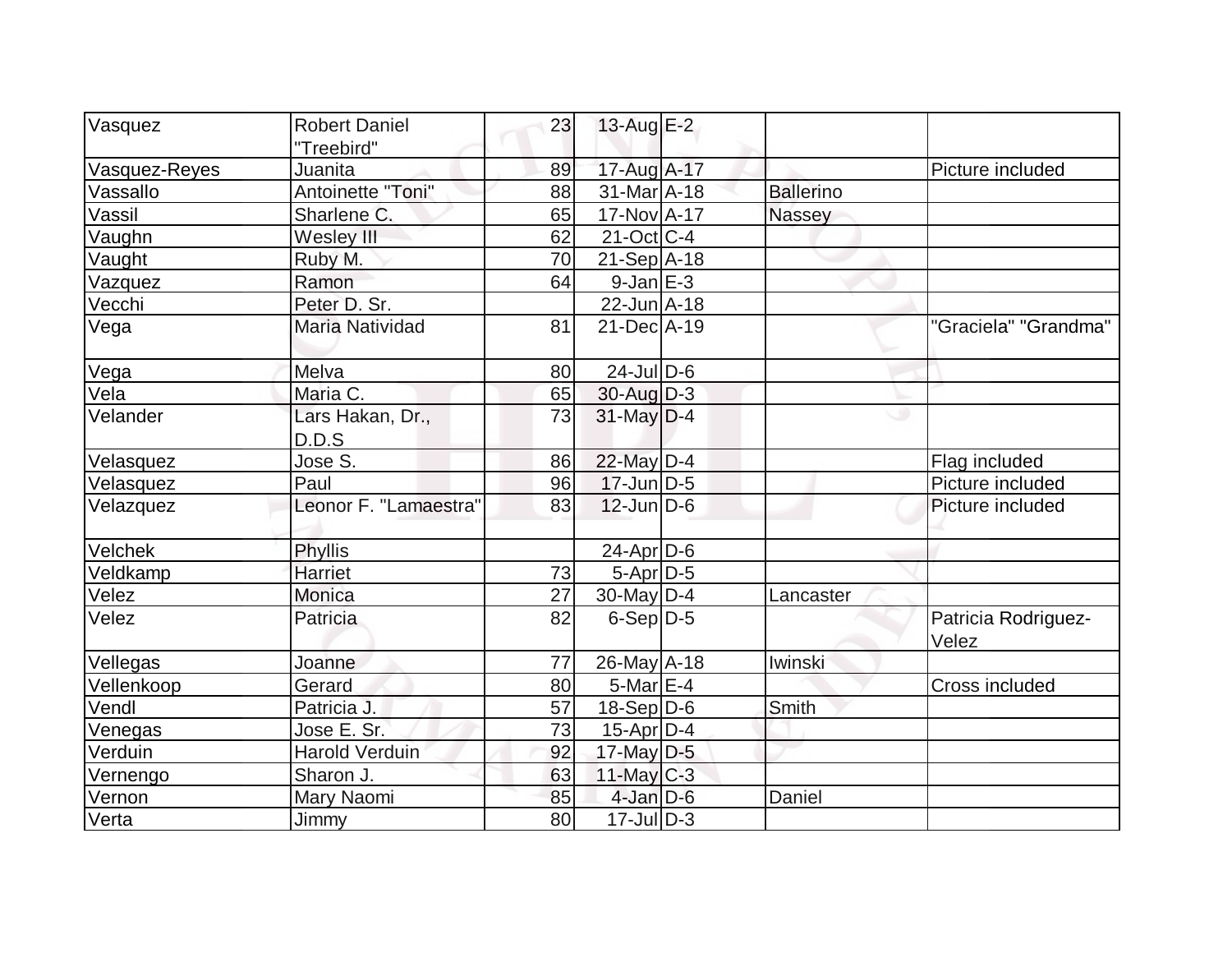| | | | | | | |
|---|---|---|---|---|---|---|
| Vasquez | Robert Daniel "Treebird" | 23 | 13-Aug | E-2 | | |
| Vasquez-Reyes | Juanita | 89 | 17-Aug | A-17 | | Picture included |
| Vassallo | Antoinette "Toni" | 88 | 31-Mar | A-18 | Ballerino | |
| Vassil | Sharlene C. | 65 | 17-Nov | A-17 | Nassey | |
| Vaughn | Wesley III | 62 | 21-Oct | C-4 | | |
| Vaught | Ruby M. | 70 | 21-Sep | A-18 | | |
| Vazquez | Ramon | 64 | 9-Jan | E-3 | | |
| Vecchi | Peter D. Sr. | | 22-Jun | A-18 | | |
| Vega | Maria Natividad | 81 | 21-Dec | A-19 | | "Graciela" "Grandma" |
| Vega | Melva | 80 | 24-Jul | D-6 | | |
| Vela | Maria C. | 65 | 30-Aug | D-3 | | |
| Velander | Lars Hakan, Dr., D.D.S | 73 | 31-May | D-4 | | |
| Velasquez | Jose S. | 86 | 22-May | D-4 | | Flag included |
| Velasquez | Paul | 96 | 17-Jun | D-5 | | Picture included |
| Velazquez | Leonor F. "Lamaestra" | 83 | 12-Jun | D-6 | | Picture included |
| Velchek | Phyllis | | 24-Apr | D-6 | | |
| Veldkamp | Harriet | 73 | 5-Apr | D-5 | | |
| Velez | Monica | 27 | 30-May | D-4 | Lancaster | |
| Velez | Patricia | 82 | 6-Sep | D-5 | | Patricia Rodriguez-Velez |
| Vellegas | Joanne | 77 | 26-May | A-18 | Iwinski | |
| Vellenkoop | Gerard | 80 | 5-Mar | E-4 | | Cross included |
| Vendl | Patricia J. | 57 | 18-Sep | D-6 | Smith | |
| Venegas | Jose E. Sr. | 73 | 15-Apr | D-4 | | |
| Verduin | Harold Verduin | 92 | 17-May | D-5 | | |
| Vernengo | Sharon J. | 63 | 11-May | C-3 | | |
| Vernon | Mary Naomi | 85 | 4-Jan | D-6 | Daniel | |
| Verta | Jimmy | 80 | 17-Jul | D-3 | | |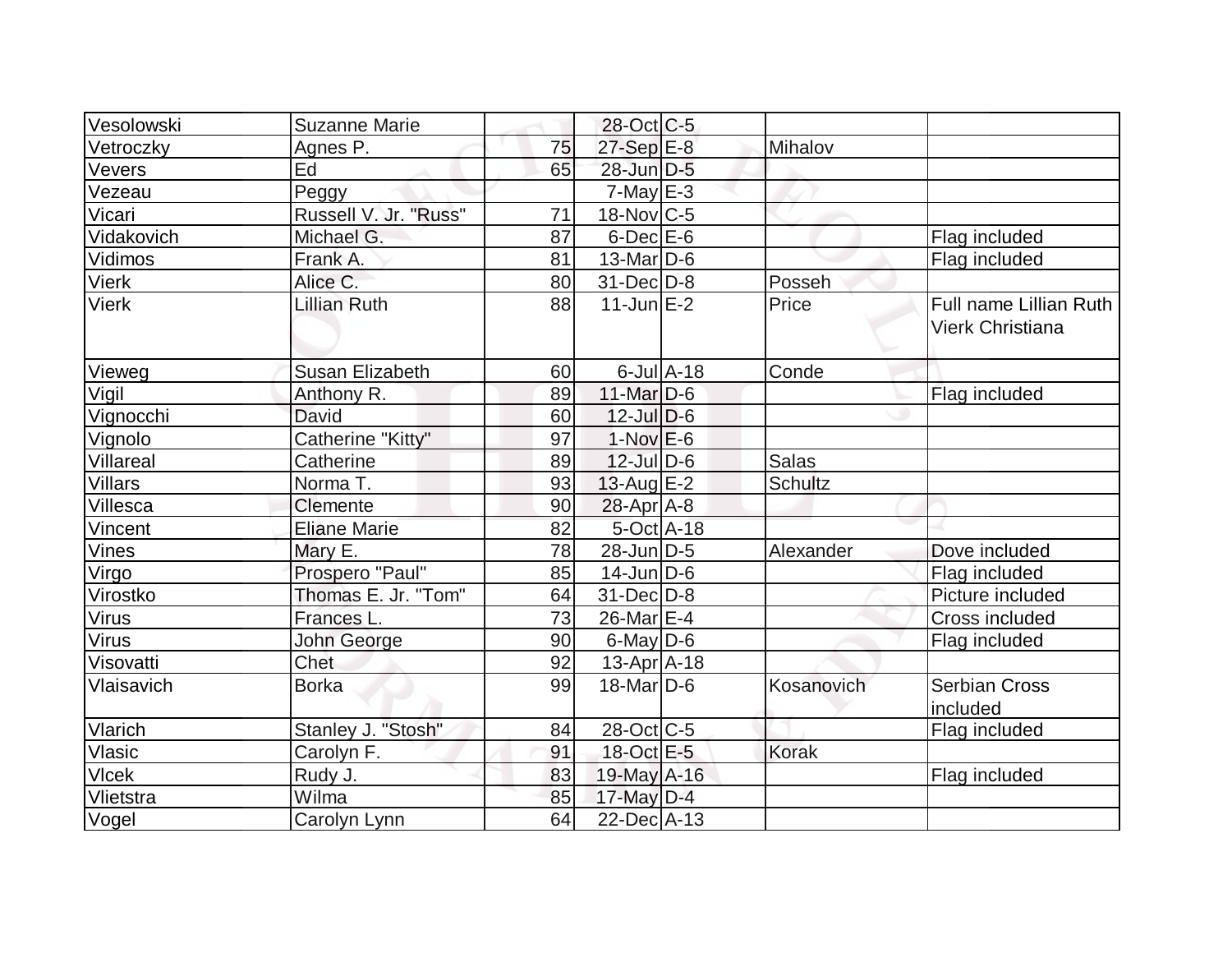| | | | | | | |
|---|---|---|---|---|---|---|
| Vesolowski | Suzanne Marie | | 28-Oct | C-5 | | |
| Vetroczky | Agnes P. | 75 | 27-Sep | E-8 | Mihalov | |
| Vevers | Ed | 65 | 28-Jun | D-5 | | |
| Vezeau | Peggy | | 7-May | E-3 | | |
| Vicari | Russell V. Jr. "Russ" | 71 | 18-Nov | C-5 | | |
| Vidakovich | Michael G. | 87 | 6-Dec | E-6 | | Flag included |
| Vidimos | Frank A. | 81 | 13-Mar | D-6 | | Flag included |
| Vierk | Alice C. | 80 | 31-Dec | D-8 | Posseh | |
| Vierk | Lillian Ruth | 88 | 11-Jun | E-2 | Price | Full name Lillian Ruth Vierk Christiana |
| Vieweg | Susan Elizabeth | 60 | 6-Jul | A-18 | Conde | |
| Vigil | Anthony R. | 89 | 11-Mar | D-6 | | Flag included |
| Vignocchi | David | 60 | 12-Jul | D-6 | | |
| Vignolo | Catherine "Kitty" | 97 | 1-Nov | E-6 | | |
| Villareal | Catherine | 89 | 12-Jul | D-6 | Salas | |
| Villars | Norma T. | 93 | 13-Aug | E-2 | Schultz | |
| Villesca | Clemente | 90 | 28-Apr | A-8 | | |
| Vincent | Eliane Marie | 82 | 5-Oct | A-18 | | |
| Vines | Mary E. | 78 | 28-Jun | D-5 | Alexander | Dove included |
| Virgo | Prospero "Paul" | 85 | 14-Jun | D-6 | | Flag included |
| Virostko | Thomas E. Jr. "Tom" | 64 | 31-Dec | D-8 | | Picture included |
| Virus | Frances L. | 73 | 26-Mar | E-4 | | Cross included |
| Virus | John George | 90 | 6-May | D-6 | | Flag included |
| Visovatti | Chet | 92 | 13-Apr | A-18 | | |
| Vlaisavich | Borka | 99 | 18-Mar | D-6 | Kosanovich | Serbian Cross included |
| Vlarich | Stanley J. "Stosh" | 84 | 28-Oct | C-5 | | Flag included |
| Vlasic | Carolyn F. | 91 | 18-Oct | E-5 | Korak | |
| Vlcek | Rudy J. | 83 | 19-May | A-16 | | Flag included |
| Vlietstra | Wilma | 85 | 17-May | D-4 | | |
| Vogel | Carolyn Lynn | 64 | 22-Dec | A-13 | | |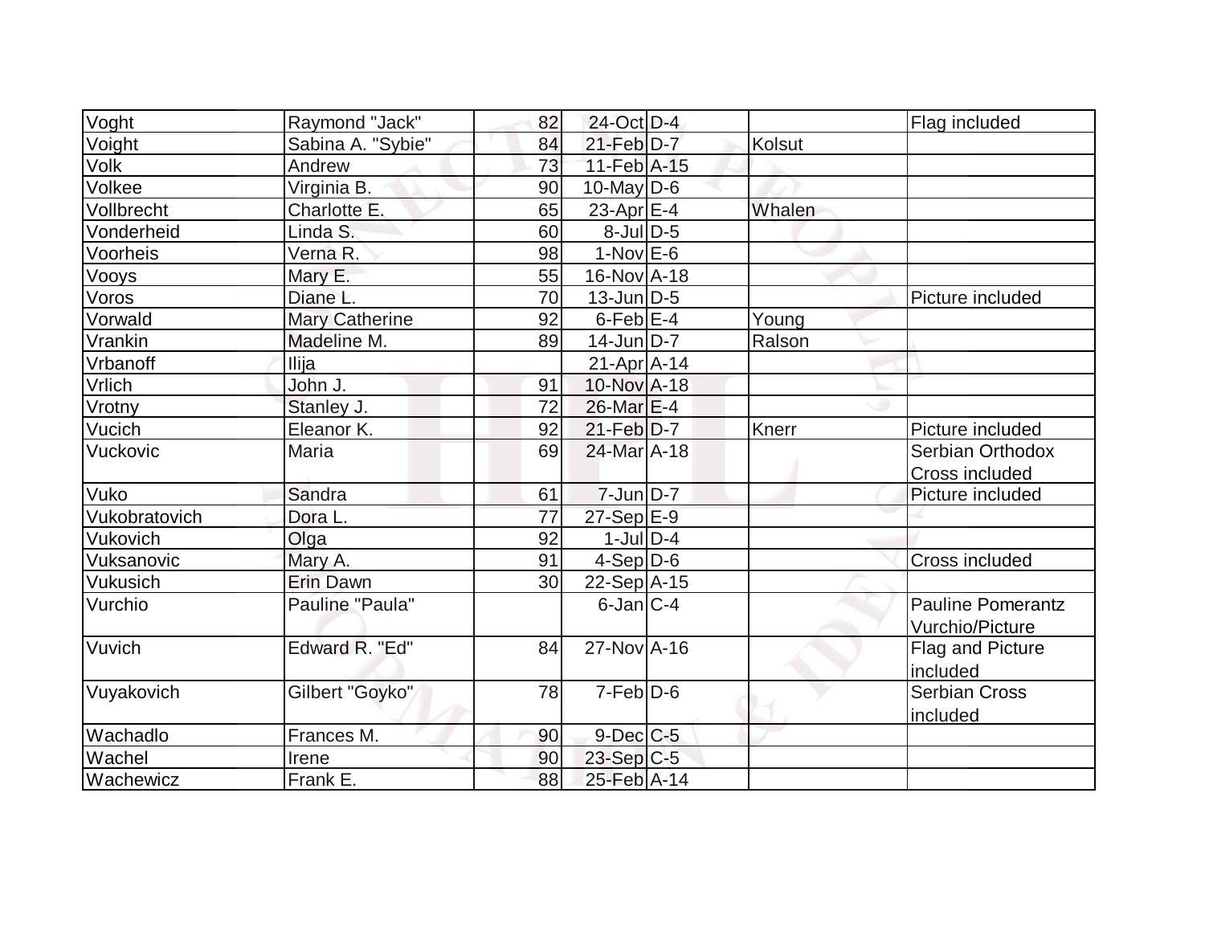| | | | | | | |
|---|---|---|---|---|---|---|
| Voght | Raymond "Jack" | 82 | 24-Oct | D-4 | | Flag included |
| Voight | Sabina A. "Sybie" | 84 | 21-Feb | D-7 | Kolsut | |
| Volk | Andrew | 73 | 11-Feb | A-15 | | |
| Volkee | Virginia B. | 90 | 10-May | D-6 | | |
| Vollbrecht | Charlotte E. | 65 | 23-Apr | E-4 | Whalen | |
| Vonderheid | Linda S. | 60 | 8-Jul | D-5 | | |
| Voorheis | Verna R. | 98 | 1-Nov | E-6 | | |
| Vooys | Mary E. | 55 | 16-Nov | A-18 | | |
| Voros | Diane L. | 70 | 13-Jun | D-5 | | Picture included |
| Vorwald | Mary Catherine | 92 | 6-Feb | E-4 | Young | |
| Vrankin | Madeline M. | 89 | 14-Jun | D-7 | Ralson | |
| Vrbanoff | Ilija | | 21-Apr | A-14 | | |
| Vrlich | John J. | 91 | 10-Nov | A-18 | | |
| Vrotny | Stanley J. | 72 | 26-Mar | E-4 | | |
| Vucich | Eleanor K. | 92 | 21-Feb | D-7 | Knerr | Picture included |
| Vuckovic | Maria | 69 | 24-Mar | A-18 | | Serbian Orthodox Cross included |
| Vuko | Sandra | 61 | 7-Jun | D-7 | | Picture included |
| Vukobratovich | Dora L. | 77 | 27-Sep | E-9 | | |
| Vukovich | Olga | 92 | 1-Jul | D-4 | | |
| Vuksanovic | Mary A. | 91 | 4-Sep | D-6 | | Cross included |
| Vukusich | Erin Dawn | 30 | 22-Sep | A-15 | | |
| Vurchio | Pauline "Paula" | | 6-Jan | C-4 | | Pauline Pomerantz Vurchio/Picture |
| Vuvich | Edward R. "Ed" | 84 | 27-Nov | A-16 | | Flag and Picture included |
| Vuyakovich | Gilbert "Goyko" | 78 | 7-Feb | D-6 | | Serbian Cross included |
| Wachadlo | Frances M. | 90 | 9-Dec | C-5 | | |
| Wachel | Irene | 90 | 23-Sep | C-5 | | |
| Wachewicz | Frank E. | 88 | 25-Feb | A-14 | | |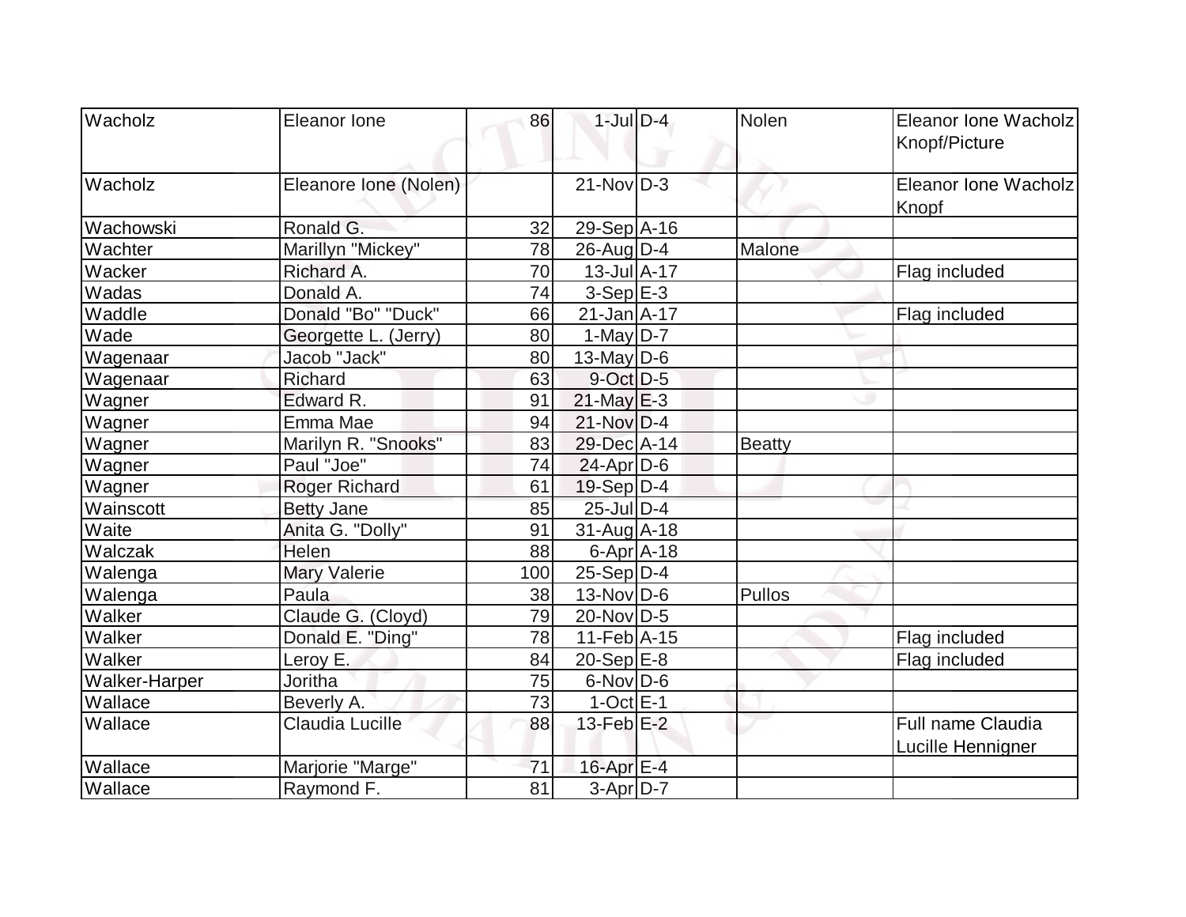| | | | | | | |
|---|---|---|---|---|---|---|
| Wacholz | Eleanor Ione | 86 | 1-Jul | D-4 | Nolen | Eleanor Ione Wacholz Knopf/Picture |
| Wacholz | Eleanore Ione (Nolen) | | 21-Nov | D-3 | | Eleanor Ione Wacholz Knopf |
| Wachowski | Ronald G. | 32 | 29-Sep | A-16 | | |
| Wachter | Marillyn "Mickey" | 78 | 26-Aug | D-4 | Malone | |
| Wacker | Richard A. | 70 | 13-Jul | A-17 | | Flag included |
| Wadas | Donald A. | 74 | 3-Sep | E-3 | | |
| Waddle | Donald "Bo" "Duck" | 66 | 21-Jan | A-17 | | Flag included |
| Wade | Georgette L. (Jerry) | 80 | 1-May | D-7 | | |
| Wagenaar | Jacob "Jack" | 80 | 13-May | D-6 | | |
| Wagenaar | Richard | 63 | 9-Oct | D-5 | | |
| Wagner | Edward R. | 91 | 21-May | E-3 | | |
| Wagner | Emma Mae | 94 | 21-Nov | D-4 | | |
| Wagner | Marilyn R. "Snooks" | 83 | 29-Dec | A-14 | Beatty | |
| Wagner | Paul "Joe" | 74 | 24-Apr | D-6 | | |
| Wagner | Roger Richard | 61 | 19-Sep | D-4 | | |
| Wainscott | Betty Jane | 85 | 25-Jul | D-4 | | |
| Waite | Anita G. "Dolly" | 91 | 31-Aug | A-18 | | |
| Walczak | Helen | 88 | 6-Apr | A-18 | | |
| Walenga | Mary Valerie | 100 | 25-Sep | D-4 | | |
| Walenga | Paula | 38 | 13-Nov | D-6 | Pullos | |
| Walker | Claude G. (Cloyd) | 79 | 20-Nov | D-5 | | |
| Walker | Donald E. "Ding" | 78 | 11-Feb | A-15 | | Flag included |
| Walker | Leroy E. | 84 | 20-Sep | E-8 | | Flag included |
| Walker-Harper | Joritha | 75 | 6-Nov | D-6 | | |
| Wallace | Beverly A. | 73 | 1-Oct | E-1 | | |
| Wallace | Claudia Lucille | 88 | 13-Feb | E-2 | | Full name Claudia Lucille Hennigner |
| Wallace | Marjorie "Marge" | 71 | 16-Apr | E-4 | | |
| Wallace | Raymond F. | 81 | 3-Apr | D-7 | | |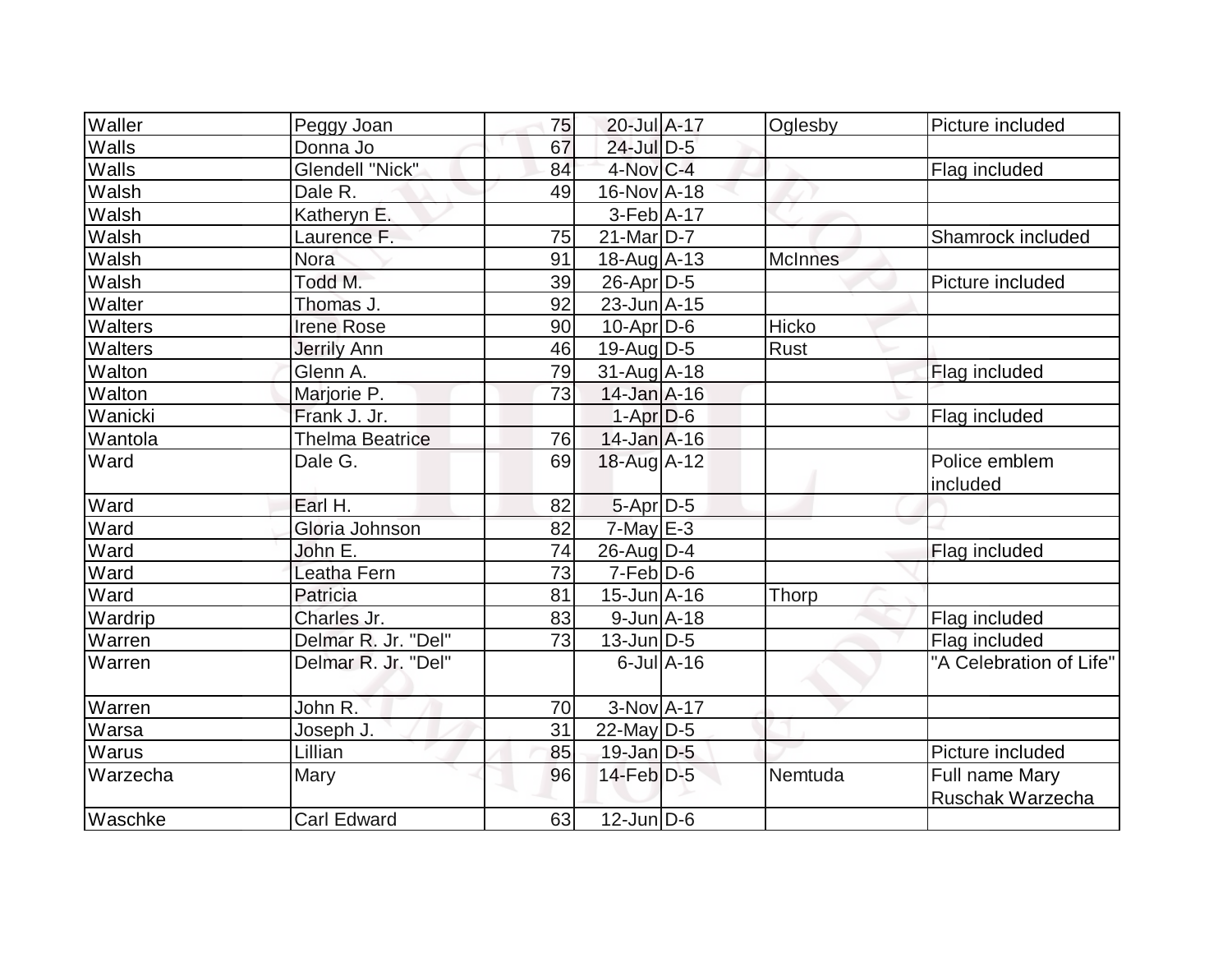| | | | | | | |
|---|---|---|---|---|---|---|
| Waller | Peggy Joan | 75 | 20-Jul | A-17 | Oglesby | Picture included |
| Walls | Donna Jo | 67 | 24-Jul | D-5 | | |
| Walls | Glendell "Nick" | 84 | 4-Nov | C-4 | | Flag included |
| Walsh | Dale R. | 49 | 16-Nov | A-18 | | |
| Walsh | Katheryn E. | | 3-Feb | A-17 | | |
| Walsh | Laurence F. | 75 | 21-Mar | D-7 | | Shamrock included |
| Walsh | Nora | 91 | 18-Aug | A-13 | McInnes | |
| Walsh | Todd M. | 39 | 26-Apr | D-5 | | Picture included |
| Walter | Thomas J. | 92 | 23-Jun | A-15 | | |
| Walters | Irene Rose | 90 | 10-Apr | D-6 | Hicko | |
| Walters | Jerrily Ann | 46 | 19-Aug | D-5 | Rust | |
| Walton | Glenn A. | 79 | 31-Aug | A-18 | | Flag included |
| Walton | Marjorie P. | 73 | 14-Jan | A-16 | | |
| Wanicki | Frank J. Jr. | | 1-Apr | D-6 | | Flag included |
| Wantola | Thelma Beatrice | 76 | 14-Jan | A-16 | | |
| Ward | Dale G. | 69 | 18-Aug | A-12 | | Police emblem included |
| Ward | Earl H. | 82 | 5-Apr | D-5 | | |
| Ward | Gloria Johnson | 82 | 7-May | E-3 | | |
| Ward | John E. | 74 | 26-Aug | D-4 | | Flag included |
| Ward | Leatha Fern | 73 | 7-Feb | D-6 | | |
| Ward | Patricia | 81 | 15-Jun | A-16 | Thorp | |
| Wardrip | Charles Jr. | 83 | 9-Jun | A-18 | | Flag included |
| Warren | Delmar R. Jr. "Del" | 73 | 13-Jun | D-5 | | Flag included |
| Warren | Delmar R. Jr. "Del" | | 6-Jul | A-16 | | "A Celebration of Life" |
| Warren | John R. | 70 | 3-Nov | A-17 | | |
| Warsa | Joseph J. | 31 | 22-May | D-5 | | |
| Warus | Lillian | 85 | 19-Jan | D-5 | | Picture included |
| Warzecha | Mary | 96 | 14-Feb | D-5 | Nemtuda | Full name Mary Ruschak Warzecha |
| Waschke | Carl Edward | 63 | 12-Jun | D-6 | | |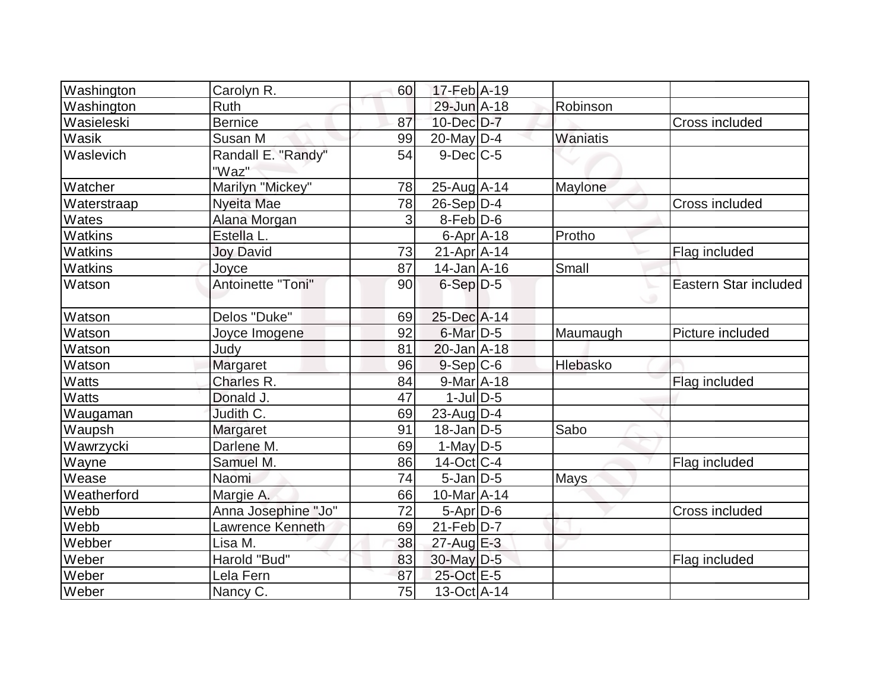| | | | | | | |
|---|---|---|---|---|---|---|
| Washington | Carolyn R. | 60 | 17-Feb | A-19 | | |
| Washington | Ruth | | 29-Jun | A-18 | Robinson | |
| Wasieleski | Bernice | 87 | 10-Dec | D-7 | | Cross included |
| Wasik | Susan M | 99 | 20-May | D-4 | Waniatis | |
| Waslevich | Randall E. "Randy" "Waz" | 54 | 9-Dec | C-5 | | |
| Watcher | Marilyn "Mickey" | 78 | 25-Aug | A-14 | Maylone | |
| Waterstraap | Nyeita Mae | 78 | 26-Sep | D-4 | | Cross included |
| Wates | Alana Morgan | 3 | 8-Feb | D-6 | | |
| Watkins | Estella L. | | 6-Apr | A-18 | Protho | |
| Watkins | Joy David | 73 | 21-Apr | A-14 | | Flag included |
| Watkins | Joyce | 87 | 14-Jan | A-16 | Small | |
| Watson | Antoinette "Toni" | 90 | 6-Sep | D-5 | | Eastern Star included |
| Watson | Delos "Duke" | 69 | 25-Dec | A-14 | | |
| Watson | Joyce Imogene | 92 | 6-Mar | D-5 | Maumaugh | Picture included |
| Watson | Judy | 81 | 20-Jan | A-18 | | |
| Watson | Margaret | 96 | 9-Sep | C-6 | Hlebasko | |
| Watts | Charles R. | 84 | 9-Mar | A-18 | | Flag included |
| Watts | Donald J. | 47 | 1-Jul | D-5 | | |
| Waugaman | Judith C. | 69 | 23-Aug | D-4 | | |
| Waupsh | Margaret | 91 | 18-Jan | D-5 | Sabo | |
| Wawrzycki | Darlene M. | 69 | 1-May | D-5 | | |
| Wayne | Samuel M. | 86 | 14-Oct | C-4 | | Flag included |
| Wease | Naomi | 74 | 5-Jan | D-5 | Mays | |
| Weatherford | Margie A. | 66 | 10-Mar | A-14 | | |
| Webb | Anna Josephine "Jo" | 72 | 5-Apr | D-6 | | Cross included |
| Webb | Lawrence Kenneth | 69 | 21-Feb | D-7 | | |
| Webber | Lisa M. | 38 | 27-Aug | E-3 | | |
| Weber | Harold "Bud" | 83 | 30-May | D-5 | | Flag included |
| Weber | Lela Fern | 87 | 25-Oct | E-5 | | |
| Weber | Nancy C. | 75 | 13-Oct | A-14 | | |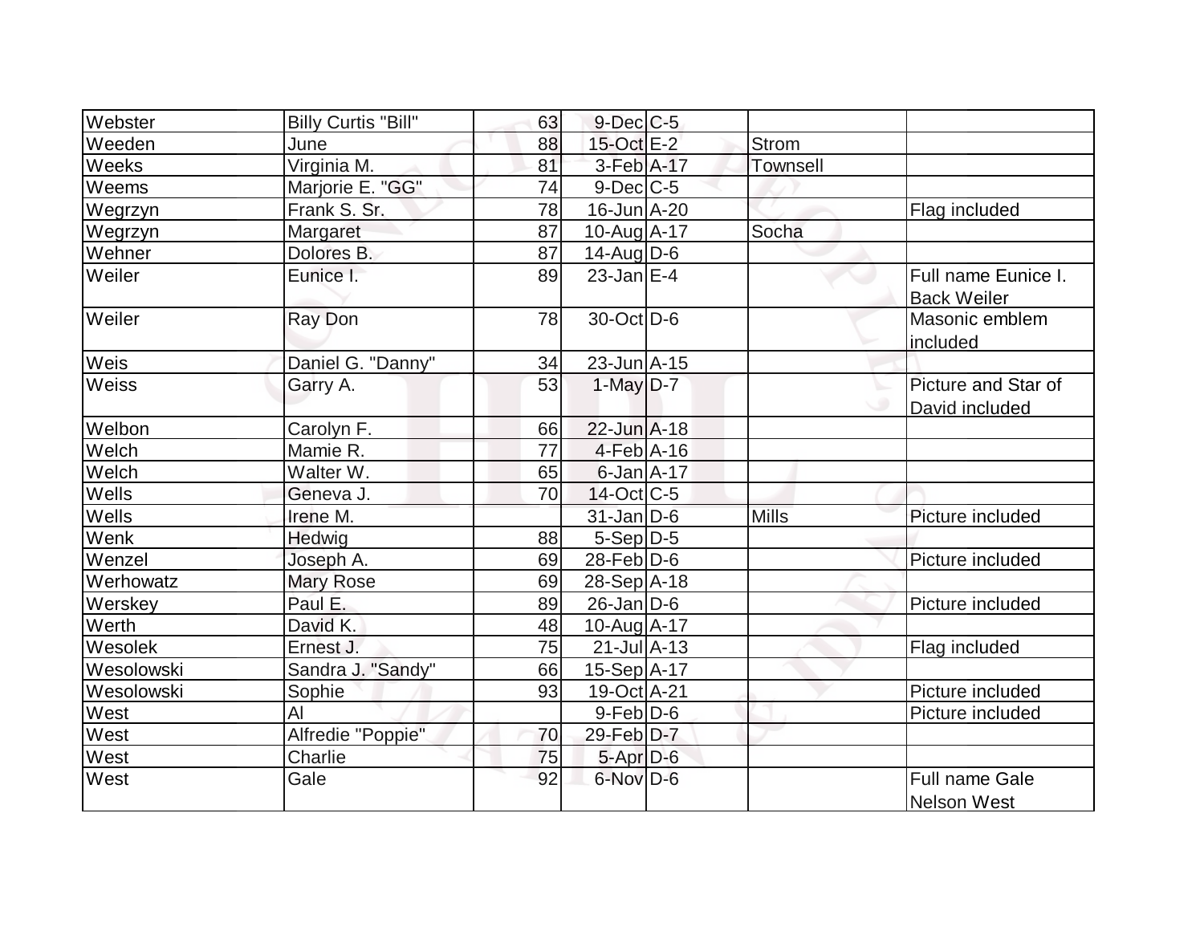| | | | | | | |
|---|---|---|---|---|---|---|
| Webster | Billy Curtis "Bill" | 63 | 9-Dec | C-5 | | |
| Weeden | June | 88 | 15-Oct | E-2 | Strom | |
| Weeks | Virginia M. | 81 | 3-Feb | A-17 | Townsell | |
| Weems | Marjorie E. "GG" | 74 | 9-Dec | C-5 | | |
| Wegrzyn | Frank S. Sr. | 78 | 16-Jun | A-20 | | Flag included |
| Wegrzyn | Margaret | 87 | 10-Aug | A-17 | Socha | |
| Wehner | Dolores B. | 87 | 14-Aug | D-6 | | |
| Weiler | Eunice I. | 89 | 23-Jan | E-4 | | Full name Eunice I. Back Weiler |
| Weiler | Ray Don | 78 | 30-Oct | D-6 | | Masonic emblem included |
| Weis | Daniel G. "Danny" | 34 | 23-Jun | A-15 | | |
| Weiss | Garry A. | 53 | 1-May | D-7 | | Picture and Star of David included |
| Welbon | Carolyn F. | 66 | 22-Jun | A-18 | | |
| Welch | Mamie R. | 77 | 4-Feb | A-16 | | |
| Welch | Walter W. | 65 | 6-Jan | A-17 | | |
| Wells | Geneva J. | 70 | 14-Oct | C-5 | | |
| Wells | Irene M. | | 31-Jan | D-6 | Mills | Picture included |
| Wenk | Hedwig | 88 | 5-Sep | D-5 | | |
| Wenzel | Joseph A. | 69 | 28-Feb | D-6 | | Picture included |
| Werhowatz | Mary Rose | 69 | 28-Sep | A-18 | | |
| Werskey | Paul E. | 89 | 26-Jan | D-6 | | Picture included |
| Werth | David K. | 48 | 10-Aug | A-17 | | |
| Wesolek | Ernest J. | 75 | 21-Jul | A-13 | | Flag included |
| Wesolowski | Sandra J. "Sandy" | 66 | 15-Sep | A-17 | | |
| Wesolowski | Sophie | 93 | 19-Oct | A-21 | | Picture included |
| West | Al | | 9-Feb | D-6 | | Picture included |
| West | Alfredie "Poppie" | 70 | 29-Feb | D-7 | | |
| West | Charlie | 75 | 5-Apr | D-6 | | |
| West | Gale | 92 | 6-Nov | D-6 | | Full name Gale Nelson West |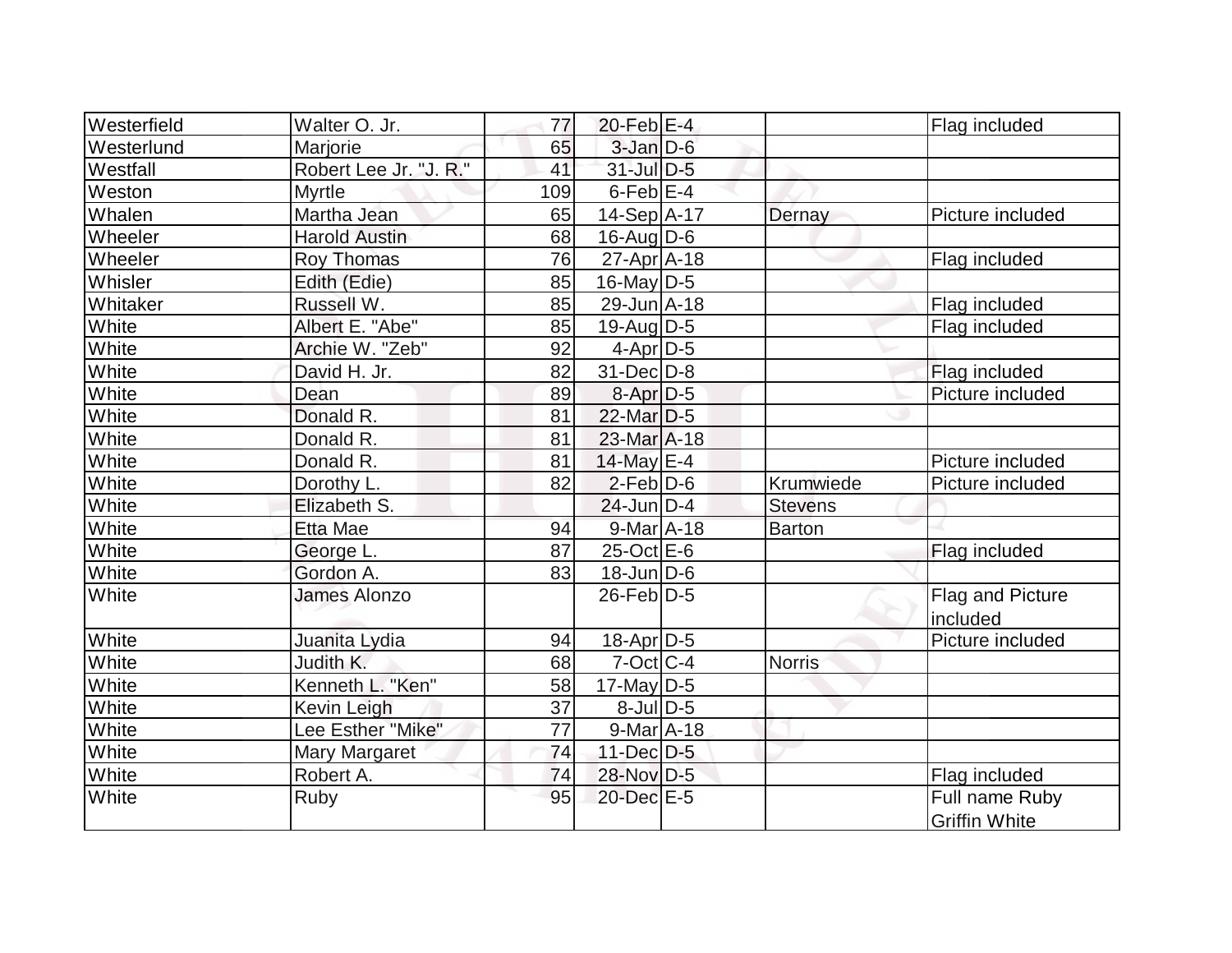| | | | | | | |
|---|---|---|---|---|---|---|
| Westerfield | Walter O. Jr. | 77 | 20-Feb | E-4 | | Flag included |
| Westerlund | Marjorie | 65 | 3-Jan | D-6 | | |
| Westfall | Robert Lee Jr. "J. R." | 41 | 31-Jul | D-5 | | |
| Weston | Myrtle | 109 | 6-Feb | E-4 | | |
| Whalen | Martha Jean | 65 | 14-Sep | A-17 | Dernay | Picture included |
| Wheeler | Harold Austin | 68 | 16-Aug | D-6 | | |
| Wheeler | Roy Thomas | 76 | 27-Apr | A-18 | | Flag included |
| Whisler | Edith (Edie) | 85 | 16-May | D-5 | | |
| Whitaker | Russell W. | 85 | 29-Jun | A-18 | | Flag included |
| White | Albert E. "Abe" | 85 | 19-Aug | D-5 | | Flag included |
| White | Archie W. "Zeb" | 92 | 4-Apr | D-5 | | |
| White | David H. Jr. | 82 | 31-Dec | D-8 | | Flag included |
| White | Dean | 89 | 8-Apr | D-5 | | Picture included |
| White | Donald R. | 81 | 22-Mar | D-5 | | |
| White | Donald R. | 81 | 23-Mar | A-18 | | |
| White | Donald R. | 81 | 14-May | E-4 | | Picture included |
| White | Dorothy L. | 82 | 2-Feb | D-6 | Krumwiede | Picture included |
| White | Elizabeth S. | | 24-Jun | D-4 | Stevens | |
| White | Etta Mae | 94 | 9-Mar | A-18 | Barton | |
| White | George L. | 87 | 25-Oct | E-6 | | Flag included |
| White | Gordon A. | 83 | 18-Jun | D-6 | | |
| White | James Alonzo | | 26-Feb | D-5 | | Flag and Picture included |
| White | Juanita Lydia | 94 | 18-Apr | D-5 | | Picture included |
| White | Judith K. | 68 | 7-Oct | C-4 | Norris | |
| White | Kenneth L. "Ken" | 58 | 17-May | D-5 | | |
| White | Kevin Leigh | 37 | 8-Jul | D-5 | | |
| White | Lee Esther "Mike" | 77 | 9-Mar | A-18 | | |
| White | Mary Margaret | 74 | 11-Dec | D-5 | | |
| White | Robert A. | 74 | 28-Nov | D-5 | | Flag included |
| White | Ruby | 95 | 20-Dec | E-5 | | Full name Ruby Griffin White |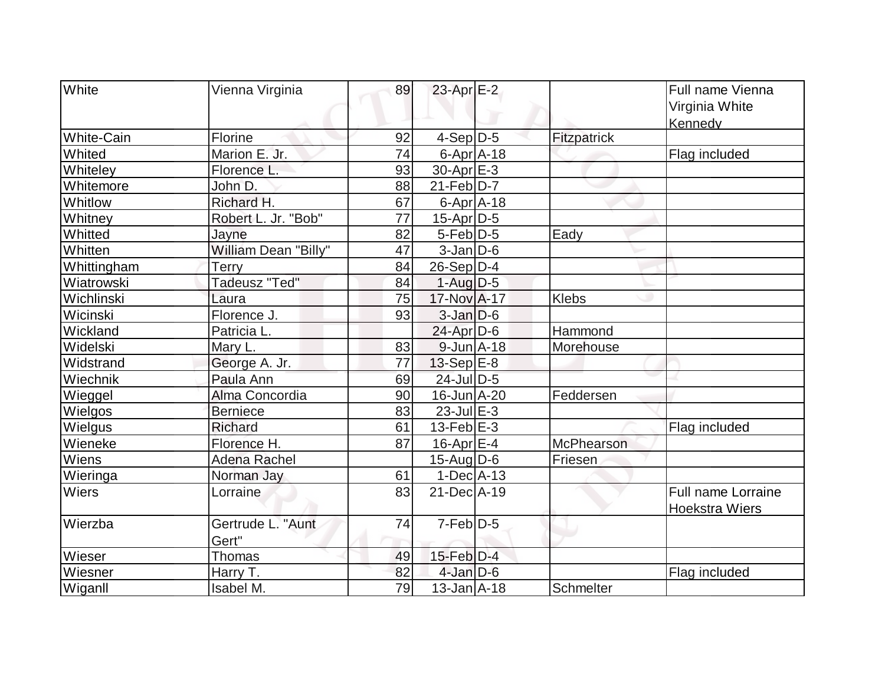| | | | | | | |
|---|---|---|---|---|---|---|
| White | Vienna Virginia | 89 | 23-Apr | E-2 | | Full name Vienna Virginia White Kennedy |
| White-Cain | Florine | 92 | 4-Sep | D-5 | Fitzpatrick | |
| Whited | Marion E. Jr. | 74 | 6-Apr | A-18 | | Flag included |
| Whiteley | Florence L. | 93 | 30-Apr | E-3 | | |
| Whitemore | John D. | 88 | 21-Feb | D-7 | | |
| Whitlow | Richard H. | 67 | 6-Apr | A-18 | | |
| Whitney | Robert L. Jr. "Bob" | 77 | 15-Apr | D-5 | | |
| Whitted | Jayne | 82 | 5-Feb | D-5 | Eady | |
| Whitten | William Dean "Billy" | 47 | 3-Jan | D-6 | | |
| Whittingham | Terry | 84 | 26-Sep | D-4 | | |
| Wiatrowski | Tadeusz "Ted" | 84 | 1-Aug | D-5 | | |
| Wichlinski | Laura | 75 | 17-Nov | A-17 | Klebs | |
| Wicinski | Florence J. | 93 | 3-Jan | D-6 | | |
| Wickland | Patricia L. | | 24-Apr | D-6 | Hammond | |
| Widelski | Mary L. | 83 | 9-Jun | A-18 | Morehouse | |
| Widstrand | George A. Jr. | 77 | 13-Sep | E-8 | | |
| Wiechnik | Paula Ann | 69 | 24-Jul | D-5 | | |
| Wieggel | Alma Concordia | 90 | 16-Jun | A-20 | Feddersen | |
| Wielgos | Berniece | 83 | 23-Jul | E-3 | | |
| Wielgus | Richard | 61 | 13-Feb | E-3 | | Flag included |
| Wieneke | Florence H. | 87 | 16-Apr | E-4 | McPhearson | |
| Wiens | Adena Rachel | | 15-Aug | D-6 | Friesen | |
| Wieringa | Norman Jay | 61 | 1-Dec | A-13 | | |
| Wiers | Lorraine | 83 | 21-Dec | A-19 | | Full name Lorraine Hoekstra Wiers |
| Wierzba | Gertrude L. "Aunt Gert" | 74 | 7-Feb | D-5 | | |
| Wieser | Thomas | 49 | 15-Feb | D-4 | | |
| Wiesner | Harry T. | 82 | 4-Jan | D-6 | | Flag included |
| Wiganll | Isabel M. | 79 | 13-Jan | A-18 | Schmelter | |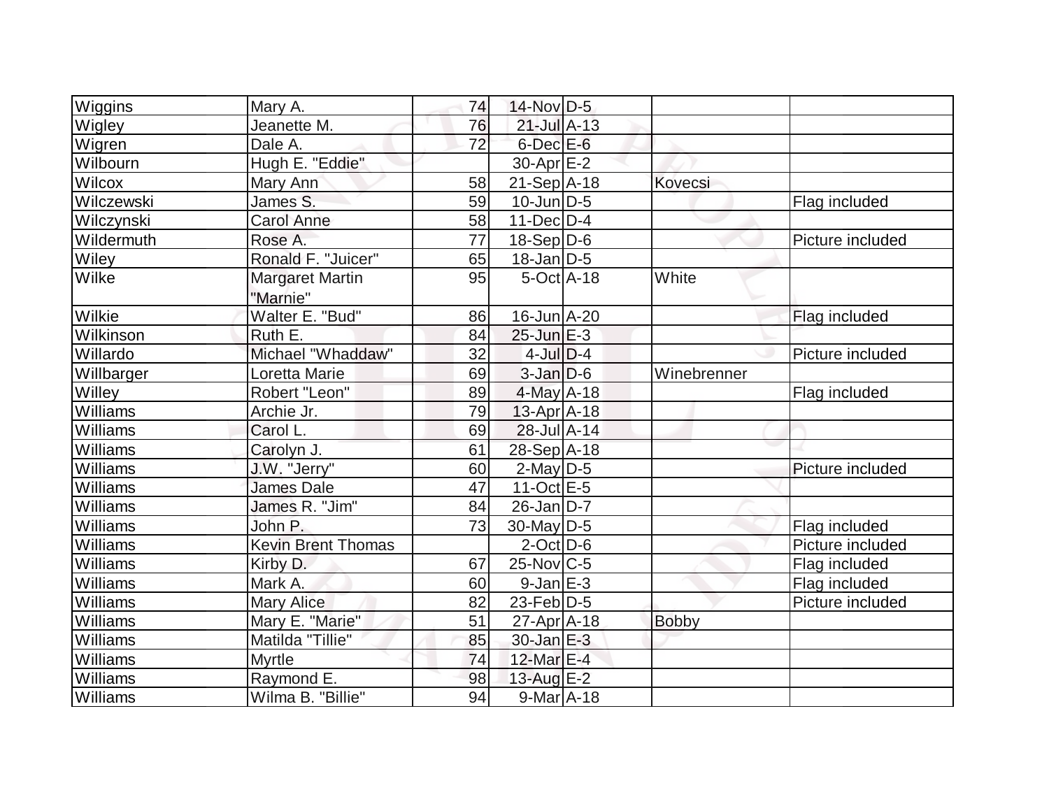| | | | | | | |
|---|---|---|---|---|---|---|
| Wiggins | Mary A. | 74 | 14-Nov | D-5 | | |
| Wigley | Jeanette M. | 76 | 21-Jul | A-13 | | |
| Wigren | Dale A. | 72 | 6-Dec | E-6 | | |
| Wilbourn | Hugh E. "Eddie" | | 30-Apr | E-2 | | |
| Wilcox | Mary Ann | 58 | 21-Sep | A-18 | Kovecsi | |
| Wilczewski | James S. | 59 | 10-Jun | D-5 | | Flag included |
| Wilczynski | Carol Anne | 58 | 11-Dec | D-4 | | |
| Wildermuth | Rose A. | 77 | 18-Sep | D-6 | | Picture included |
| Wiley | Ronald F. "Juicer" | 65 | 18-Jan | D-5 | | |
| Wilke | Margaret Martin "Marnie" | 95 | 5-Oct | A-18 | White | |
| Wilkie | Walter E. "Bud" | 86 | 16-Jun | A-20 | | Flag included |
| Wilkinson | Ruth E. | 84 | 25-Jun | E-3 | | |
| Willardo | Michael "Whaddaw" | 32 | 4-Jul | D-4 | | Picture included |
| Willbarger | Loretta Marie | 69 | 3-Jan | D-6 | Winebrenner | |
| Willey | Robert "Leon" | 89 | 4-May | A-18 | | Flag included |
| Williams | Archie Jr. | 79 | 13-Apr | A-18 | | |
| Williams | Carol L. | 69 | 28-Jul | A-14 | | |
| Williams | Carolyn J. | 61 | 28-Sep | A-18 | | |
| Williams | J.W. "Jerry" | 60 | 2-May | D-5 | | Picture included |
| Williams | James Dale | 47 | 11-Oct | E-5 | | |
| Williams | James R. "Jim" | 84 | 26-Jan | D-7 | | |
| Williams | John P. | 73 | 30-May | D-5 | | Flag included |
| Williams | Kevin Brent Thomas | | 2-Oct | D-6 | | Picture included |
| Williams | Kirby D. | 67 | 25-Nov | C-5 | | Flag included |
| Williams | Mark A. | 60 | 9-Jan | E-3 | | Flag included |
| Williams | Mary Alice | 82 | 23-Feb | D-5 | | Picture included |
| Williams | Mary E. "Marie" | 51 | 27-Apr | A-18 | Bobby | |
| Williams | Matilda "Tillie" | 85 | 30-Jan | E-3 | | |
| Williams | Myrtle | 74 | 12-Mar | E-4 | | |
| Williams | Raymond E. | 98 | 13-Aug | E-2 | | |
| Williams | Wilma B. "Billie" | 94 | 9-Mar | A-18 | | |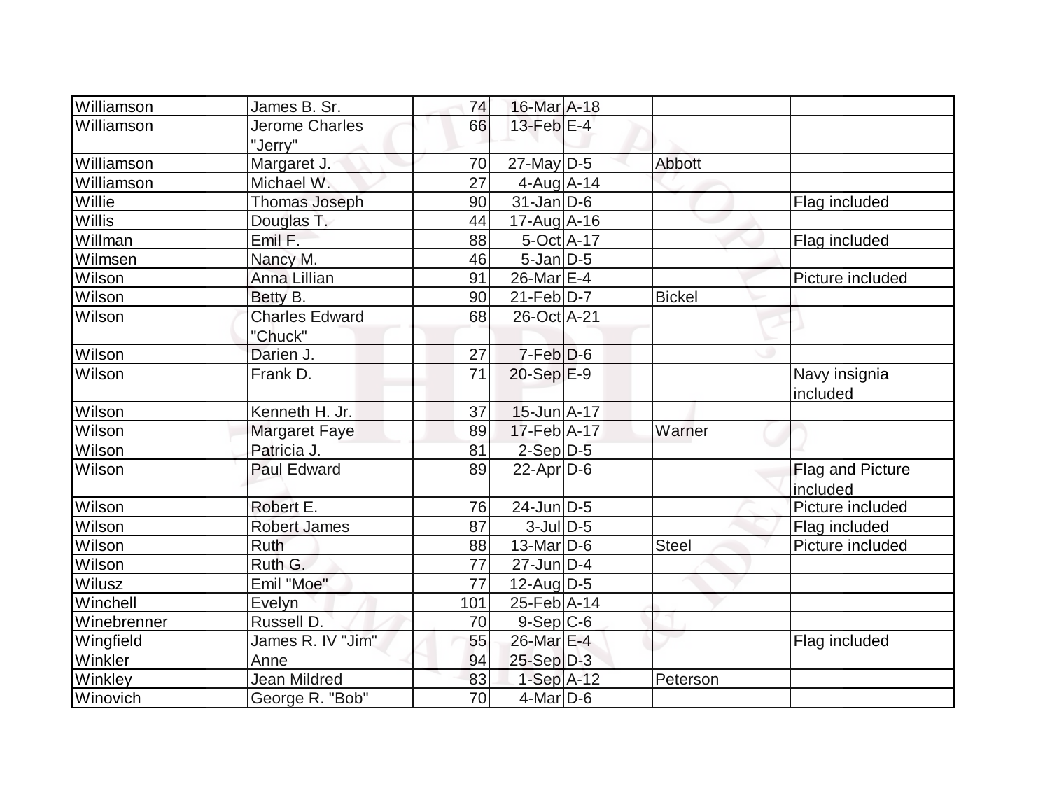| | | | | | | |
|---|---|---|---|---|---|---|
| Williamson | James B. Sr. | 74 | 16-Mar | A-18 | | |
| Williamson | Jerome Charles "Jerry" | 66 | 13-Feb | E-4 | | |
| Williamson | Margaret J. | 70 | 27-May | D-5 | Abbott | |
| Williamson | Michael W. | 27 | 4-Aug | A-14 | | |
| Willie | Thomas Joseph | 90 | 31-Jan | D-6 | | Flag included |
| Willis | Douglas T. | 44 | 17-Aug | A-16 | | |
| Willman | Emil F. | 88 | 5-Oct | A-17 | | Flag included |
| Wilmsen | Nancy M. | 46 | 5-Jan | D-5 | | |
| Wilson | Anna Lillian | 91 | 26-Mar | E-4 | | Picture included |
| Wilson | Betty B. | 90 | 21-Feb | D-7 | Bickel | |
| Wilson | Charles Edward "Chuck" | 68 | 26-Oct | A-21 | | |
| Wilson | Darien J. | 27 | 7-Feb | D-6 | | |
| Wilson | Frank D. | 71 | 20-Sep | E-9 | | Navy insignia included |
| Wilson | Kenneth H. Jr. | 37 | 15-Jun | A-17 | | |
| Wilson | Margaret Faye | 89 | 17-Feb | A-17 | Warner | |
| Wilson | Patricia J. | 81 | 2-Sep | D-5 | | |
| Wilson | Paul Edward | 89 | 22-Apr | D-6 | | Flag and Picture included |
| Wilson | Robert E. | 76 | 24-Jun | D-5 | | Picture included |
| Wilson | Robert James | 87 | 3-Jul | D-5 | | Flag included |
| Wilson | Ruth | 88 | 13-Mar | D-6 | Steel | Picture included |
| Wilson | Ruth G. | 77 | 27-Jun | D-4 | | |
| Wilusz | Emil "Moe" | 77 | 12-Aug | D-5 | | |
| Winchell | Evelyn | 101 | 25-Feb | A-14 | | |
| Winebrenner | Russell D. | 70 | 9-Sep | C-6 | | |
| Wingfield | James R. IV "Jim" | 55 | 26-Mar | E-4 | | Flag included |
| Winkler | Anne | 94 | 25-Sep | D-3 | | |
| Winkley | Jean Mildred | 83 | 1-Sep | A-12 | Peterson | |
| Winovich | George R. "Bob" | 70 | 4-Mar | D-6 | | |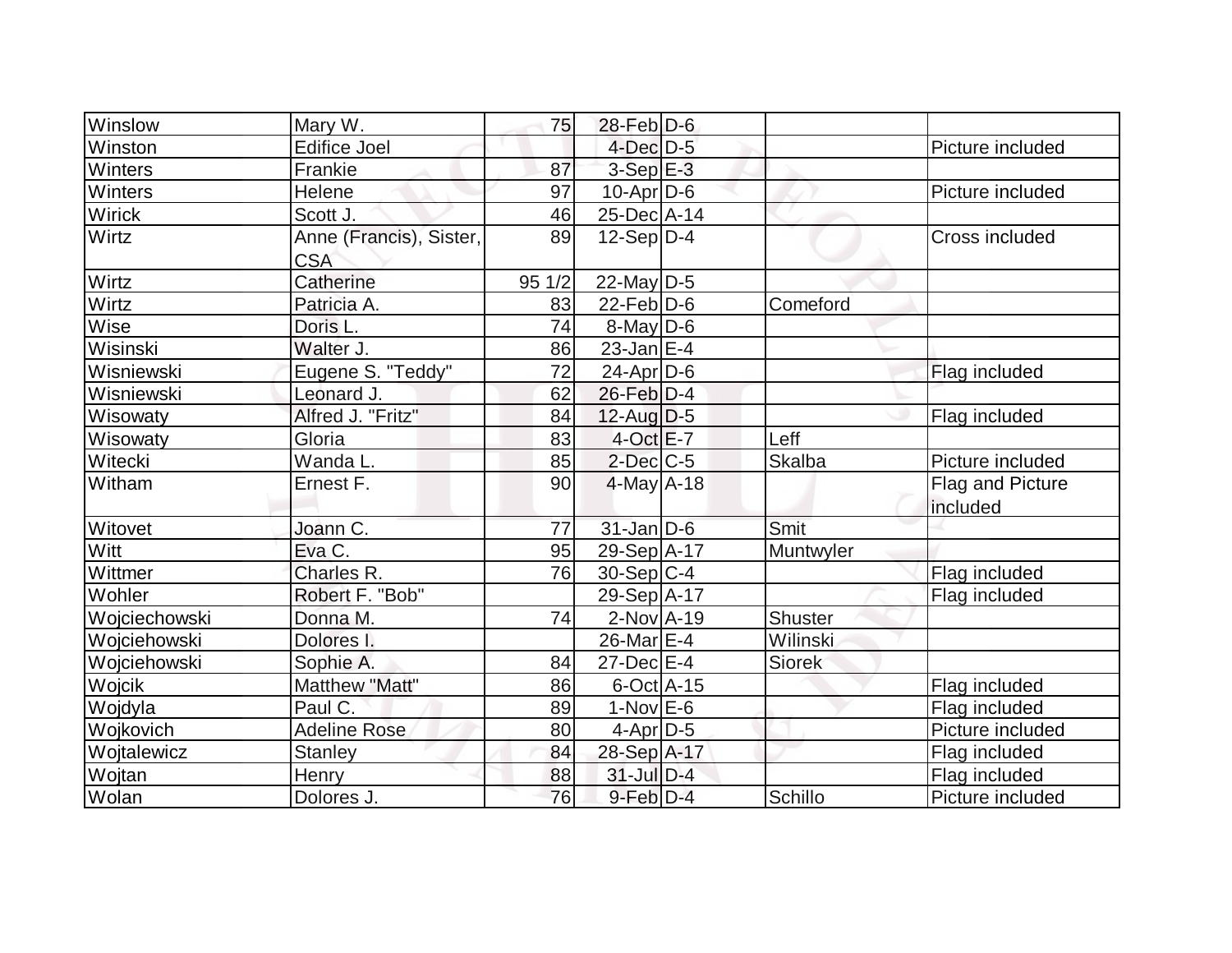| | | | | | | |
|---|---|---|---|---|---|---|
| Winslow | Mary W. | 75 | 28-Feb | D-6 | | |
| Winston | Edifice Joel | | 4-Dec | D-5 | | Picture included |
| Winters | Frankie | 87 | 3-Sep | E-3 | | |
| Winters | Helene | 97 | 10-Apr | D-6 | | Picture included |
| Wirick | Scott J. | 46 | 25-Dec | A-14 | | |
| Wirtz | Anne (Francis), Sister, CSA | 89 | 12-Sep | D-4 | | Cross included |
| Wirtz | Catherine | 95 1/2 | 22-May | D-5 | | |
| Wirtz | Patricia A. | 83 | 22-Feb | D-6 | Comeford | |
| Wise | Doris L. | 74 | 8-May | D-6 | | |
| Wisinski | Walter J. | 86 | 23-Jan | E-4 | | |
| Wisniewski | Eugene S. "Teddy" | 72 | 24-Apr | D-6 | | Flag included |
| Wisniewski | Leonard J. | 62 | 26-Feb | D-4 | | |
| Wisowaty | Alfred J. "Fritz" | 84 | 12-Aug | D-5 | | Flag included |
| Wisowaty | Gloria | 83 | 4-Oct | E-7 | Leff | |
| Witecki | Wanda L. | 85 | 2-Dec | C-5 | Skalba | Picture included |
| Witham | Ernest F. | 90 | 4-May | A-18 | | Flag and Picture included |
| Witovet | Joann C. | 77 | 31-Jan | D-6 | Smit | |
| Witt | Eva C. | 95 | 29-Sep | A-17 | Muntwyler | |
| Wittmer | Charles R. | 76 | 30-Sep | C-4 | | Flag included |
| Wohler | Robert F. "Bob" | | 29-Sep | A-17 | | Flag included |
| Wojciechowski | Donna M. | 74 | 2-Nov | A-19 | Shuster | |
| Wojciehowski | Dolores I. | | 26-Mar | E-4 | Wilinski | |
| Wojciehowski | Sophie A. | 84 | 27-Dec | E-4 | Siorek | |
| Wojcik | Matthew "Matt" | 86 | 6-Oct | A-15 | | Flag included |
| Wojdyla | Paul C. | 89 | 1-Nov | E-6 | | Flag included |
| Wojkovich | Adeline Rose | 80 | 4-Apr | D-5 | | Picture included |
| Wojtalewicz | Stanley | 84 | 28-Sep | A-17 | | Flag included |
| Wojtan | Henry | 88 | 31-Jul | D-4 | | Flag included |
| Wolan | Dolores J. | 76 | 9-Feb | D-4 | Schillo | Picture included |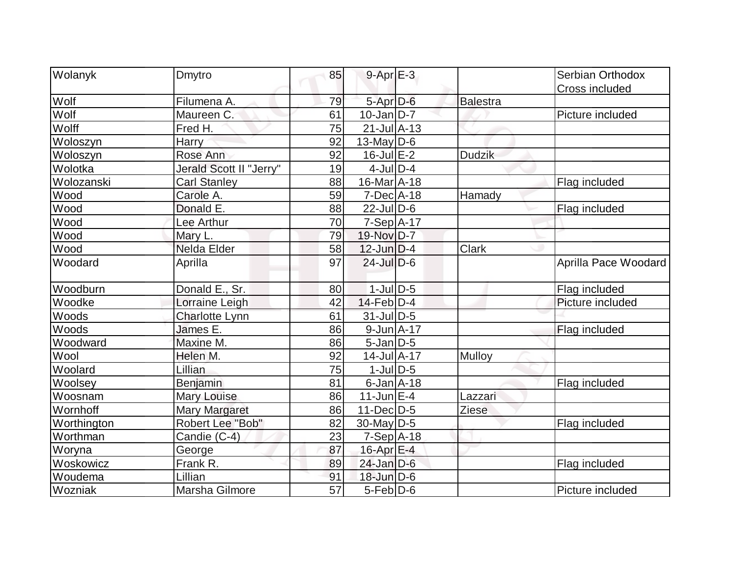| | | | | | | |
|---|---|---|---|---|---|---|
| Wolanyk | Dmytro | 85 | 9-Apr | E-3 | | Serbian Orthodox Cross included |
| Wolf | Filumena A. | 79 | 5-Apr | D-6 | Balestra | |
| Wolf | Maureen C. | 61 | 10-Jan | D-7 | | Picture included |
| Wolff | Fred H. | 75 | 21-Jul | A-13 | | |
| Woloszyn | Harry | 92 | 13-May | D-6 | | |
| Woloszyn | Rose Ann | 92 | 16-Jul | E-2 | Dudzik | |
| Wolotka | Jerald Scott II "Jerry" | 19 | 4-Jul | D-4 | | |
| Wolozanski | Carl Stanley | 88 | 16-Mar | A-18 | | Flag included |
| Wood | Carole A. | 59 | 7-Dec | A-18 | Hamady | |
| Wood | Donald E. | 88 | 22-Jul | D-6 | | Flag included |
| Wood | Lee Arthur | 70 | 7-Sep | A-17 | | |
| Wood | Mary L. | 79 | 19-Nov | D-7 | | |
| Wood | Nelda Elder | 58 | 12-Jun | D-4 | Clark | |
| Woodard | Aprilla | 97 | 24-Jul | D-6 | | Aprilla Pace Woodard |
| Woodburn | Donald E., Sr. | 80 | 1-Jul | D-5 | | Flag included |
| Woodke | Lorraine Leigh | 42 | 14-Feb | D-4 | | Picture included |
| Woods | Charlotte Lynn | 61 | 31-Jul | D-5 | | |
| Woods | James E. | 86 | 9-Jun | A-17 | | Flag included |
| Woodward | Maxine M. | 86 | 5-Jan | D-5 | | |
| Wool | Helen M. | 92 | 14-Jul | A-17 | Mulloy | |
| Woolard | Lillian | 75 | 1-Jul | D-5 | | |
| Woolsey | Benjamin | 81 | 6-Jan | A-18 | | Flag included |
| Woosnam | Mary Louise | 86 | 11-Jun | E-4 | Lazzari | |
| Wornhoff | Mary Margaret | 86 | 11-Dec | D-5 | Ziese | |
| Worthington | Robert Lee "Bob" | 82 | 30-May | D-5 | | Flag included |
| Worthman | Candie (C-4) | 23 | 7-Sep | A-18 | | |
| Woryna | George | 87 | 16-Apr | E-4 | | |
| Woskowicz | Frank R. | 89 | 24-Jan | D-6 | | Flag included |
| Woudema | Lillian | 91 | 18-Jun | D-6 | | |
| Wozniak | Marsha Gilmore | 57 | 5-Feb | D-6 | | Picture included |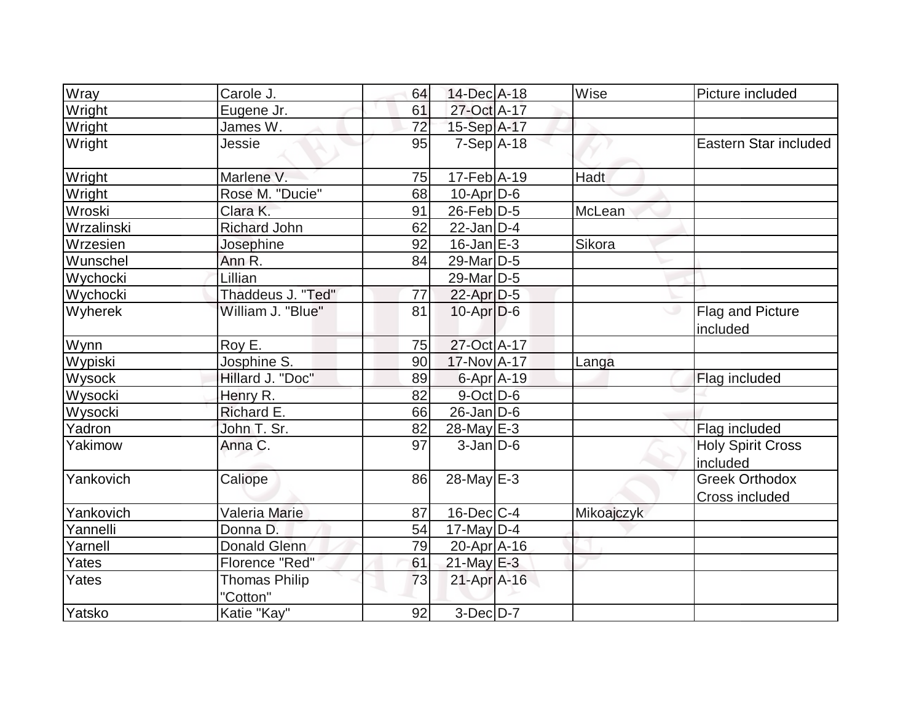| | | | | | | |
|---|---|---|---|---|---|---|
| Wray | Carole J. | 64 | 14-Dec | A-18 | Wise | Picture included |
| Wright | Eugene Jr. | 61 | 27-Oct | A-17 | | |
| Wright | James W. | 72 | 15-Sep | A-17 | | |
| Wright | Jessie | 95 | 7-Sep | A-18 | | Eastern Star included |
| Wright | Marlene V. | 75 | 17-Feb | A-19 | Hadt | |
| Wright | Rose M. "Ducie" | 68 | 10-Apr | D-6 | | |
| Wroski | Clara K. | 91 | 26-Feb | D-5 | McLean | |
| Wrzalinski | Richard John | 62 | 22-Jan | D-4 | | |
| Wrzesien | Josephine | 92 | 16-Jan | E-3 | Sikora | |
| Wunschel | Ann R. | 84 | 29-Mar | D-5 | | |
| Wychocki | Lillian | | 29-Mar | D-5 | | |
| Wychocki | Thaddeus J. "Ted" | 77 | 22-Apr | D-5 | | |
| Wyherek | William J. "Blue" | 81 | 10-Apr | D-6 | | Flag and Picture included |
| Wynn | Roy E. | 75 | 27-Oct | A-17 | | |
| Wypiski | Josphine S. | 90 | 17-Nov | A-17 | Langa | |
| Wysock | Hillard J. "Doc" | 89 | 6-Apr | A-19 | | Flag included |
| Wysocki | Henry R. | 82 | 9-Oct | D-6 | | |
| Wysocki | Richard E. | 66 | 26-Jan | D-6 | | |
| Yadron | John T. Sr. | 82 | 28-May | E-3 | | Flag included |
| Yakimow | Anna C. | 97 | 3-Jan | D-6 | | Holy Spirit Cross included |
| Yankovich | Caliope | 86 | 28-May | E-3 | | Greek Orthodox Cross included |
| Yankovich | Valeria Marie | 87 | 16-Dec | C-4 | Mikoajczyk | |
| Yannelli | Donna D. | 54 | 17-May | D-4 | | |
| Yarnell | Donald Glenn | 79 | 20-Apr | A-16 | | |
| Yates | Florence "Red" | 61 | 21-May | E-3 | | |
| Yates | Thomas Philip "Cotton" | 73 | 21-Apr | A-16 | | |
| Yatsko | Katie "Kay" | 92 | 3-Dec | D-7 | | |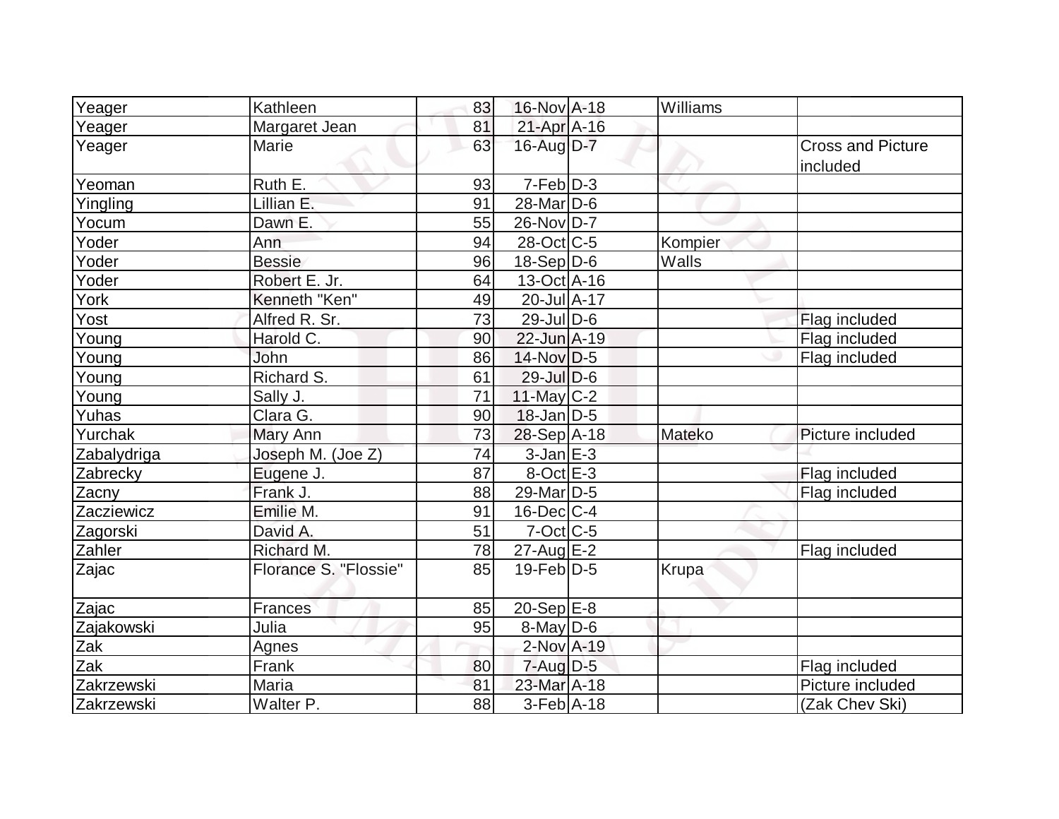| | | | | | | |
|---|---|---|---|---|---|---|
| Yeager | Kathleen | 83 | 16-Nov | A-18 | Williams | |
| Yeager | Margaret Jean | 81 | 21-Apr | A-16 | | |
| Yeager | Marie | 63 | 16-Aug | D-7 | | Cross and Picture included |
| Yeoman | Ruth E. | 93 | 7-Feb | D-3 | | |
| Yingling | Lillian E. | 91 | 28-Mar | D-6 | | |
| Yocum | Dawn E. | 55 | 26-Nov | D-7 | | |
| Yoder | Ann | 94 | 28-Oct | C-5 | Kompier | |
| Yoder | Bessie | 96 | 18-Sep | D-6 | Walls | |
| Yoder | Robert E. Jr. | 64 | 13-Oct | A-16 | | |
| York | Kenneth "Ken" | 49 | 20-Jul | A-17 | | |
| Yost | Alfred R. Sr. | 73 | 29-Jul | D-6 | | Flag included |
| Young | Harold C. | 90 | 22-Jun | A-19 | | Flag included |
| Young | John | 86 | 14-Nov | D-5 | | Flag included |
| Young | Richard S. | 61 | 29-Jul | D-6 | | |
| Young | Sally J. | 71 | 11-May | C-2 | | |
| Yuhas | Clara G. | 90 | 18-Jan | D-5 | | |
| Yurchak | Mary Ann | 73 | 28-Sep | A-18 | Mateko | Picture included |
| Zabalydriga | Joseph M. (Joe Z) | 74 | 3-Jan | E-3 | | |
| Zabrecky | Eugene J. | 87 | 8-Oct | E-3 | | Flag included |
| Zacny | Frank J. | 88 | 29-Mar | D-5 | | Flag included |
| Zacziewicz | Emilie M. | 91 | 16-Dec | C-4 | | |
| Zagorski | David A. | 51 | 7-Oct | C-5 | | |
| Zahler | Richard M. | 78 | 27-Aug | E-2 | | Flag included |
| Zajac | Florance S. "Flossie" | 85 | 19-Feb | D-5 | Krupa | |
| Zajac | Frances | 85 | 20-Sep | E-8 | | |
| Zajakowski | Julia | 95 | 8-May | D-6 | | |
| Zak | Agnes | | 2-Nov | A-19 | | |
| Zak | Frank | 80 | 7-Aug | D-5 | | Flag included |
| Zakrzewski | Maria | 81 | 23-Mar | A-18 | | Picture included |
| Zakrzewski | Walter P. | 88 | 3-Feb | A-18 | | (Zak Chev Ski) |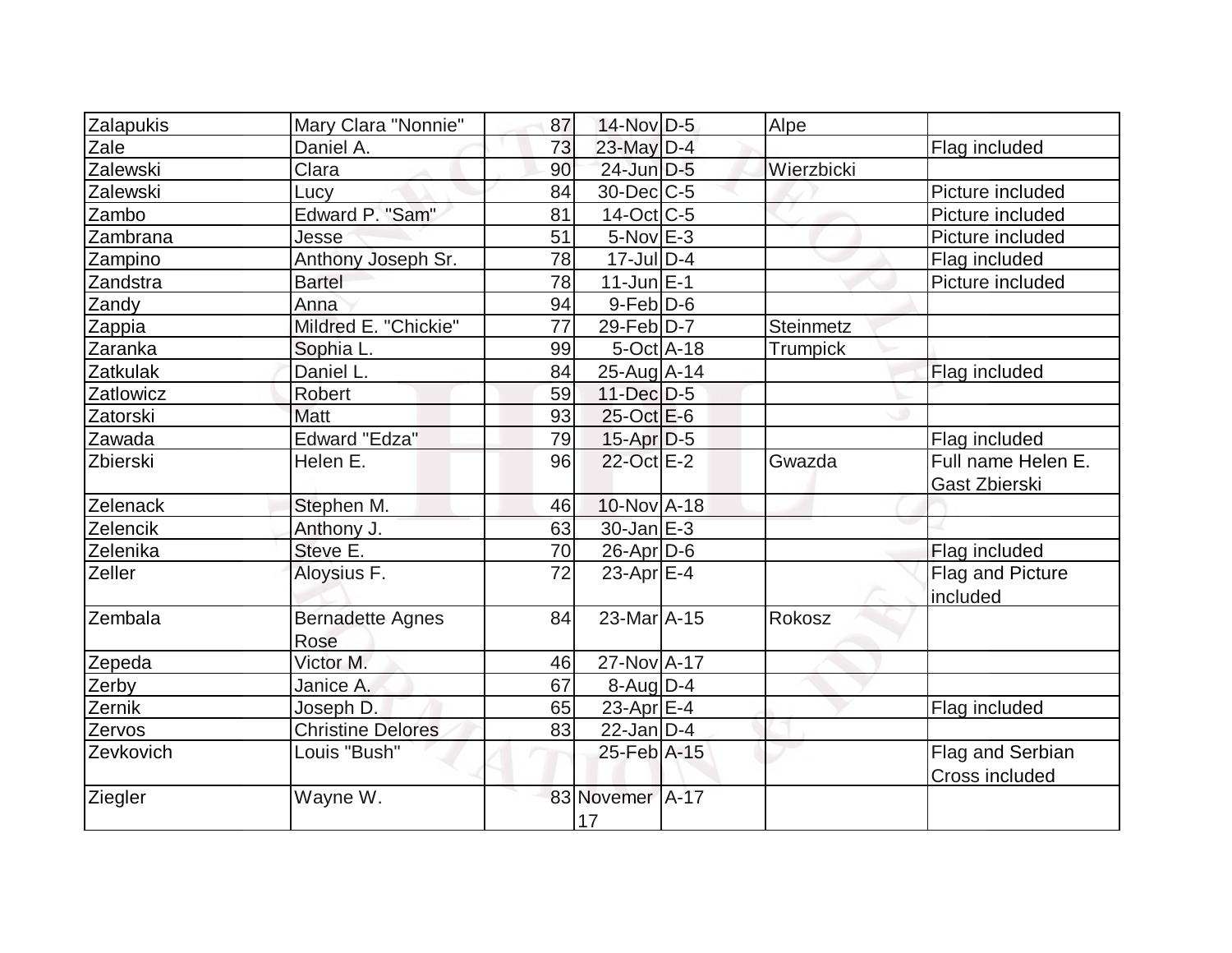| | | | | | | |
|---|---|---|---|---|---|---|
| Zalapukis | Mary Clara "Nonnie" | 87 | 14-Nov | D-5 | Alpe | |
| Zale | Daniel A. | 73 | 23-May | D-4 | | Flag included |
| Zalewski | Clara | 90 | 24-Jun | D-5 | Wierzbicki | |
| Zalewski | Lucy | 84 | 30-Dec | C-5 | | Picture included |
| Zambo | Edward P. "Sam" | 81 | 14-Oct | C-5 | | Picture included |
| Zambrana | Jesse | 51 | 5-Nov | E-3 | | Picture included |
| Zampino | Anthony Joseph Sr. | 78 | 17-Jul | D-4 | | Flag included |
| Zandstra | Bartel | 78 | 11-Jun | E-1 | | Picture included |
| Zandy | Anna | 94 | 9-Feb | D-6 | | |
| Zappia | Mildred E. "Chickie" | 77 | 29-Feb | D-7 | Steinmetz | |
| Zaranka | Sophia L. | 99 | 5-Oct | A-18 | Trumpick | |
| Zatkulak | Daniel L. | 84 | 25-Aug | A-14 | | Flag included |
| Zatlowicz | Robert | 59 | 11-Dec | D-5 | | |
| Zatorski | Matt | 93 | 25-Oct | E-6 | | |
| Zawada | Edward "Edza" | 79 | 15-Apr | D-5 | | Flag included |
| Zbierski | Helen E. | 96 | 22-Oct | E-2 | Gwazda | Full name Helen E. Gast Zbierski |
| Zelenack | Stephen M. | 46 | 10-Nov | A-18 | | |
| Zelencik | Anthony J. | 63 | 30-Jan | E-3 | | |
| Zelenika | Steve E. | 70 | 26-Apr | D-6 | | Flag included |
| Zeller | Aloysius F. | 72 | 23-Apr | E-4 | | Flag and Picture included |
| Zembala | Bernadette Agnes Rose | 84 | 23-Mar | A-15 | Rokosz | |
| Zepeda | Victor M. | 46 | 27-Nov | A-17 | | |
| Zerby | Janice A. | 67 | 8-Aug | D-4 | | |
| Zernik | Joseph D. | 65 | 23-Apr | E-4 | | Flag included |
| Zervos | Christine Delores | 83 | 22-Jan | D-4 | | |
| Zevkovich | Louis "Bush" | | 25-Feb | A-15 | | Flag and Serbian Cross included |
| Ziegler | Wayne W. | 83 | Novemer 17 | A-17 | | |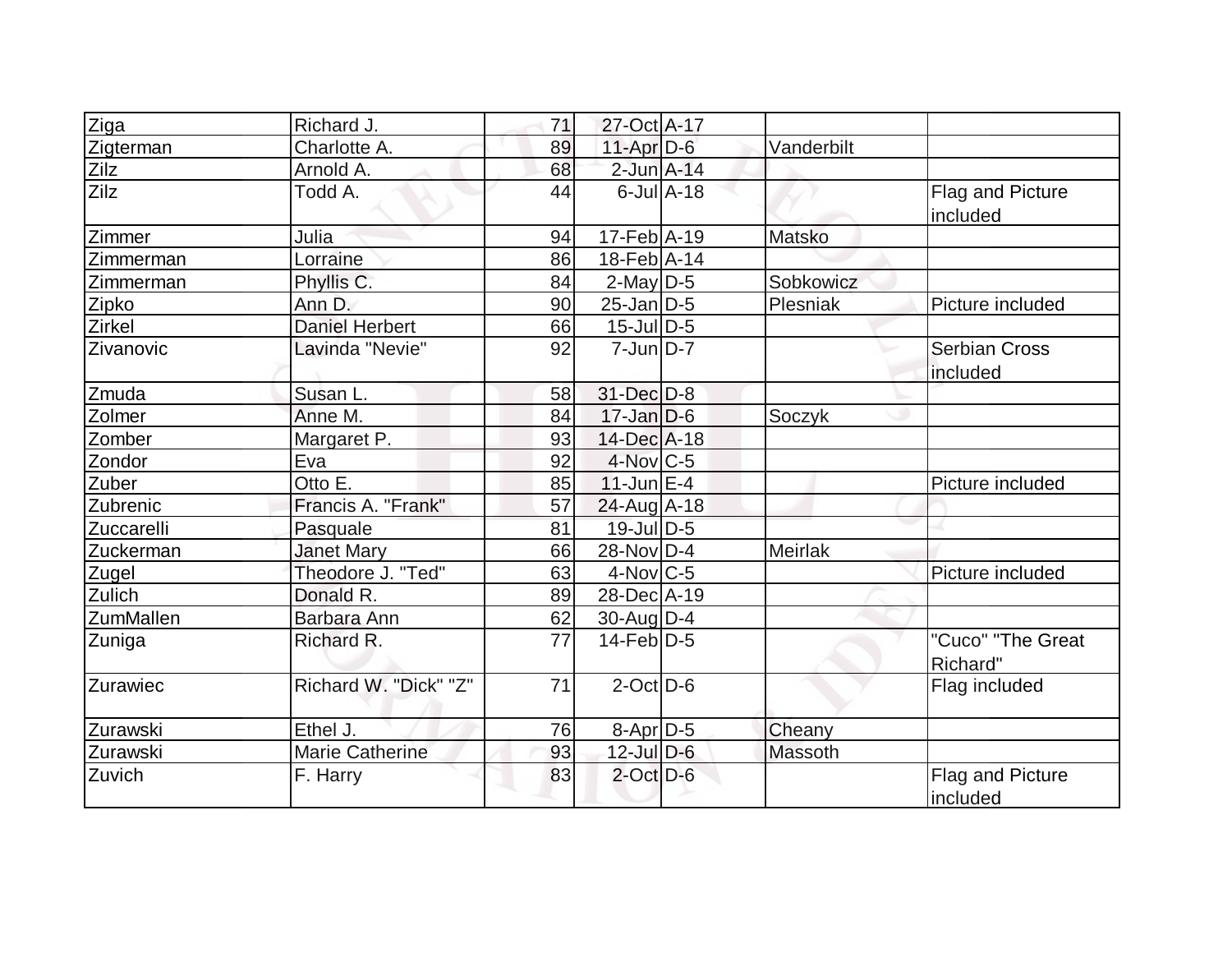| | | | | | | |
|---|---|---|---|---|---|---|
| Ziga | Richard J. | 71 | 27-Oct | A-17 | | |
| Zigterman | Charlotte A. | 89 | 11-Apr | D-6 | Vanderbilt | |
| Zilz | Arnold A. | 68 | 2-Jun | A-14 | | |
| Zilz | Todd A. | 44 | 6-Jul | A-18 | | Flag and Picture included |
| Zimmer | Julia | 94 | 17-Feb | A-19 | Matsko | |
| Zimmerman | Lorraine | 86 | 18-Feb | A-14 | | |
| Zimmerman | Phyllis C. | 84 | 2-May | D-5 | Sobkowicz | |
| Zipko | Ann D. | 90 | 25-Jan | D-5 | Plesniak | Picture included |
| Zirkel | Daniel Herbert | 66 | 15-Jul | D-5 | | |
| Zivanovic | Lavinda "Nevie" | 92 | 7-Jun | D-7 | | Serbian Cross included |
| Zmuda | Susan L. | 58 | 31-Dec | D-8 | | |
| Zolmer | Anne M. | 84 | 17-Jan | D-6 | Soczyk | |
| Zomber | Margaret P. | 93 | 14-Dec | A-18 | | |
| Zondor | Eva | 92 | 4-Nov | C-5 | | |
| Zuber | Otto E. | 85 | 11-Jun | E-4 | | Picture included |
| Zubrenic | Francis A. "Frank" | 57 | 24-Aug | A-18 | | |
| Zuccarelli | Pasquale | 81 | 19-Jul | D-5 | | |
| Zuckerman | Janet Mary | 66 | 28-Nov | D-4 | Meirlak | |
| Zugel | Theodore J. "Ted" | 63 | 4-Nov | C-5 | | Picture included |
| Zulich | Donald R. | 89 | 28-Dec | A-19 | | |
| ZumMallen | Barbara Ann | 62 | 30-Aug | D-4 | | |
| Zuniga | Richard R. | 77 | 14-Feb | D-5 | | "Cuco" "The Great Richard" |
| Zurawiec | Richard W. "Dick" "Z" | 71 | 2-Oct | D-6 | | Flag included |
| Zurawski | Ethel J. | 76 | 8-Apr | D-5 | Cheany | |
| Zurawski | Marie Catherine | 93 | 12-Jul | D-6 | Massoth | |
| Zuvich | F. Harry | 83 | 2-Oct | D-6 | | Flag and Picture included |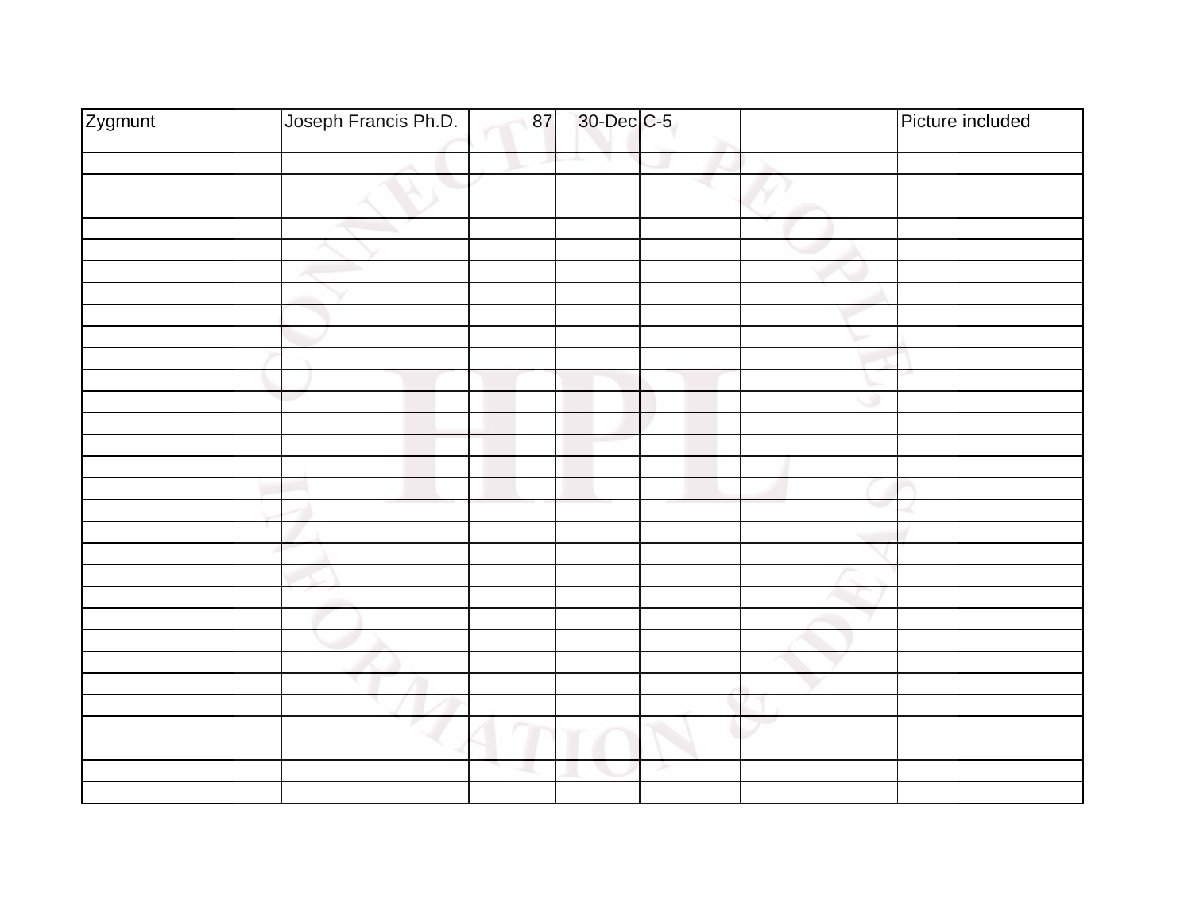| | | | | | | |
|---|---|---|---|---|---|---|
| Zygmunt | Joseph Francis Ph.D. | 87 | 30-Dec | C-5 | | Picture included |